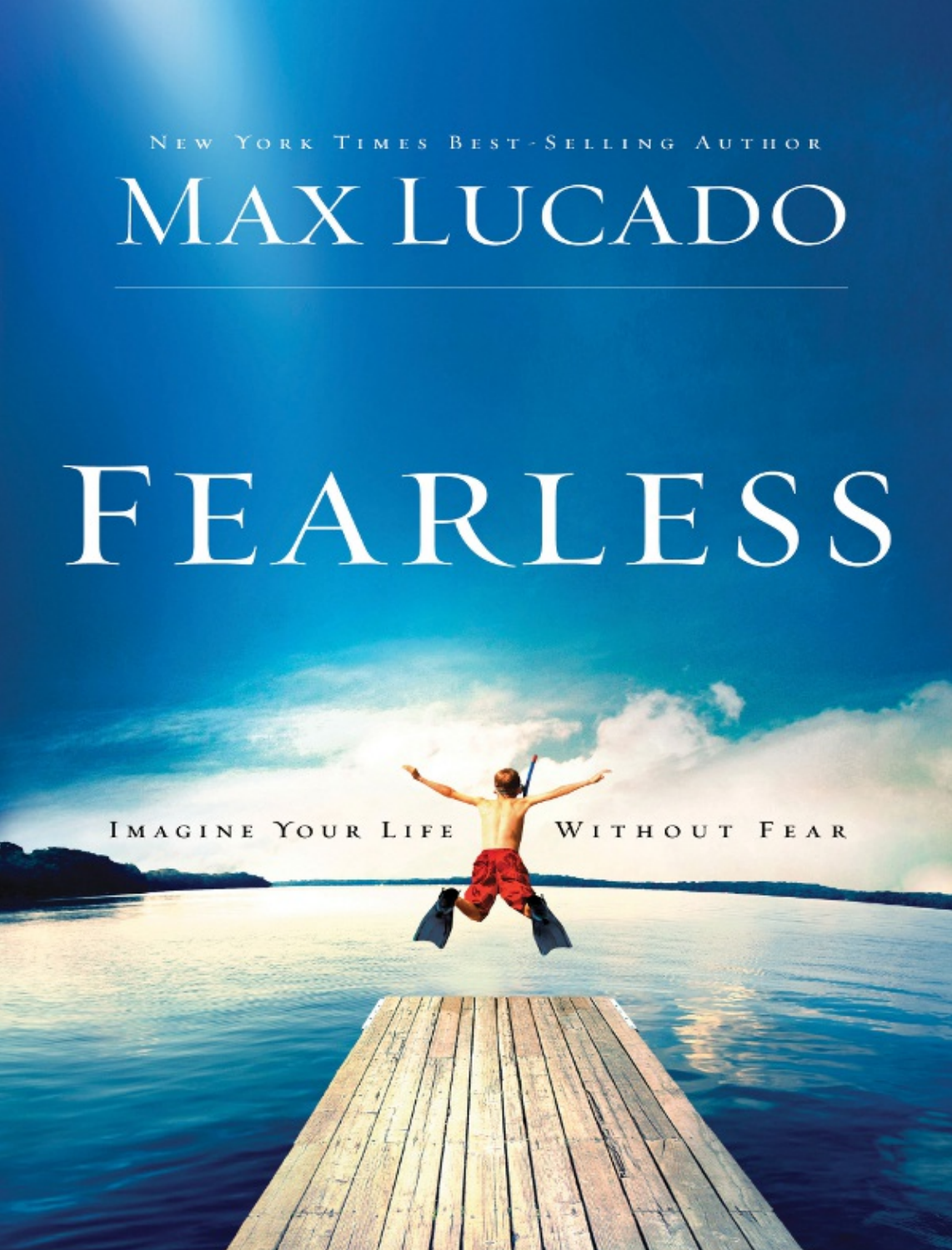New York Times Best-Selling Author

# MAX LUCADO

# FEARLESS

Imagine Your Life Without Fear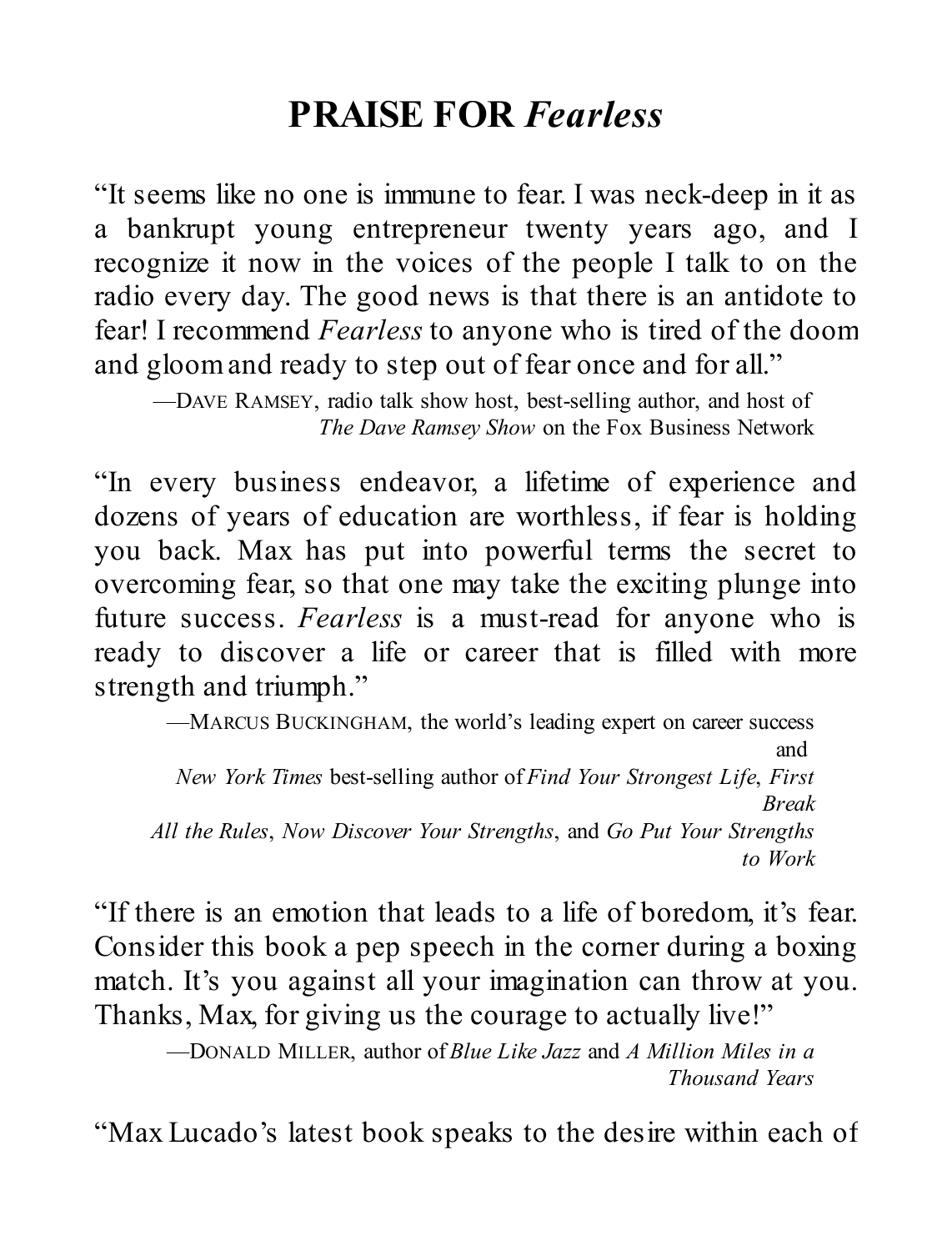# PRAISE FOR *Fearless*

"It seems like no one is immune to fear. I was neck-deep in it as a bankrupt young entrepreneur twenty years ago, and I recognize it now in the voices of the people I talk to on the radio every day. The good news is that there is an antidote to fear! I recommend *Fearless* to anyone who is tired of the doom and gloom and ready to step out of fear once and for all."

—DAVE RAMSEY, radio talk show host, best-selling author, and host of *The Dave Ramsey Show* on the Fox Business Network

"In every business endeavor, a lifetime of experience and dozens of years of education are worthless, if fear is holding you back. Max has put into powerful terms the secret to overcoming fear, so that one may take the exciting plunge into future success. *Fearless* is a must-read for anyone who is ready to discover a life or career that is filled with more strength and triumph."

—MARCUS BUCKINGHAM, the world's leading expert on career success and *New York Times* best-selling author of *Find Your Strongest Life*, *First Break All the Rules*, *Now Discover Your Strengths*, and *Go Put Your Strengths to Work*

"If there is an emotion that leads to a life of boredom, it's fear. Consider this book a pep speech in the corner during a boxing match. It's you against all your imagination can throw at you. Thanks, Max, for giving us the courage to actually live!"

—DONALD MILLER, author of *Blue Like Jazz* and *A Million Miles in a Thousand Years*

"Max Lucado's latest book speaks to the desire within each of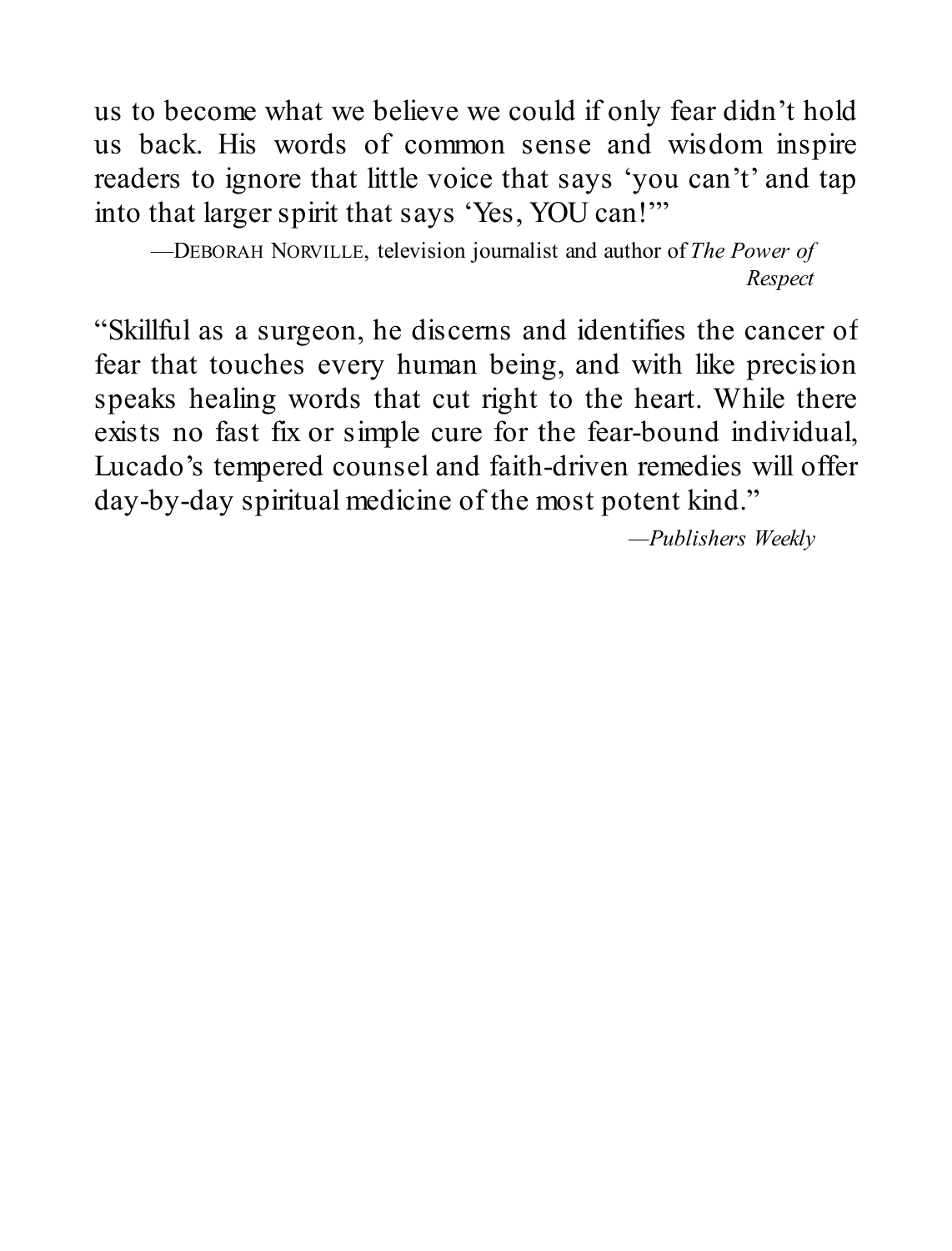us to become what we believe we could if only fear didn't hold us back. His words of common sense and wisdom inspire readers to ignore that little voice that says 'you can't' and tap into that larger spirit that says 'Yes, YOU can!'"

—DEBORAH NORVILLE, television journalist and author of *The Power of Respect*

"Skillful as a surgeon, he discerns and identifies the cancer of fear that touches every human being, and with like precision speaks healing words that cut right to the heart. While there exists no fast fix or simple cure for the fear-bound individual, Lucado's tempered counsel and faith-driven remedies will offer day-by-day spiritual medicine of the most potent kind."

—*Publishers Weekly*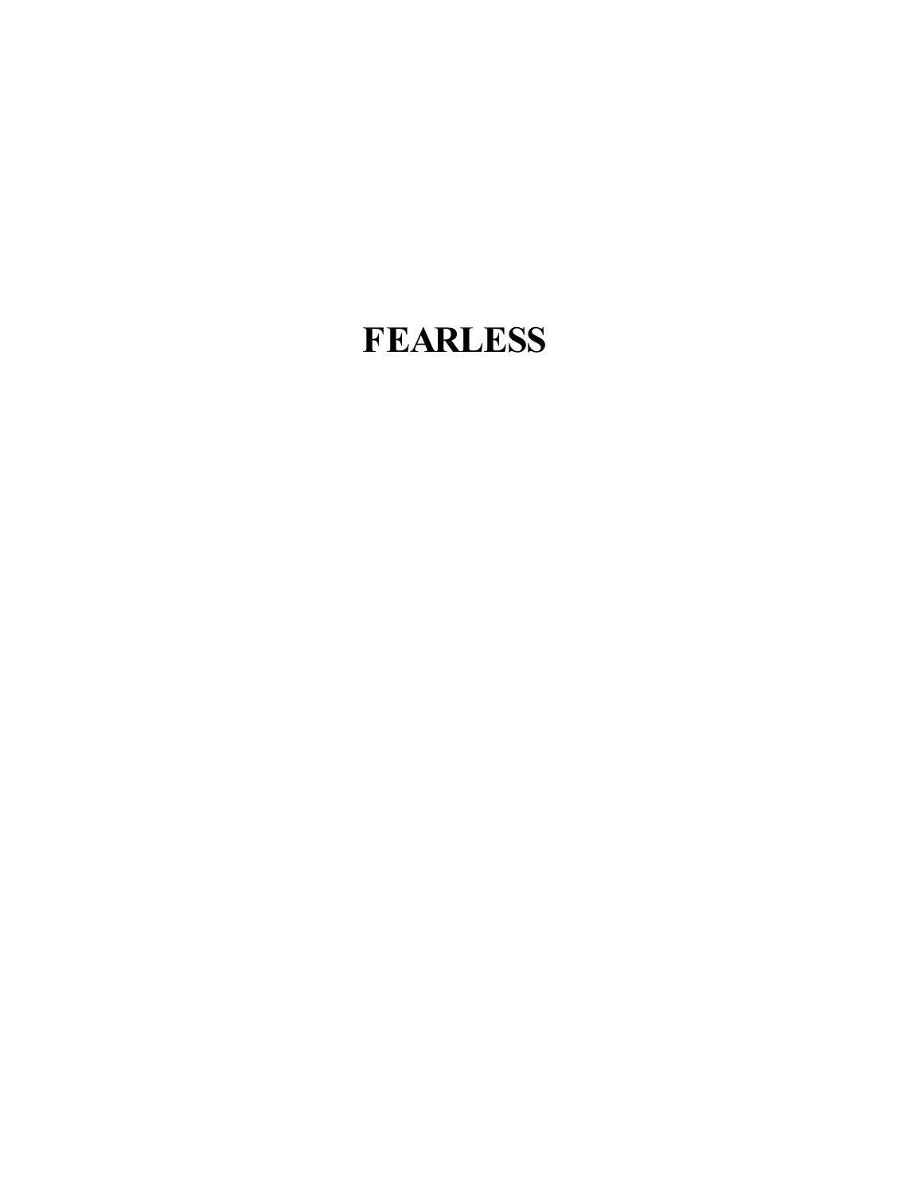# FEARLESS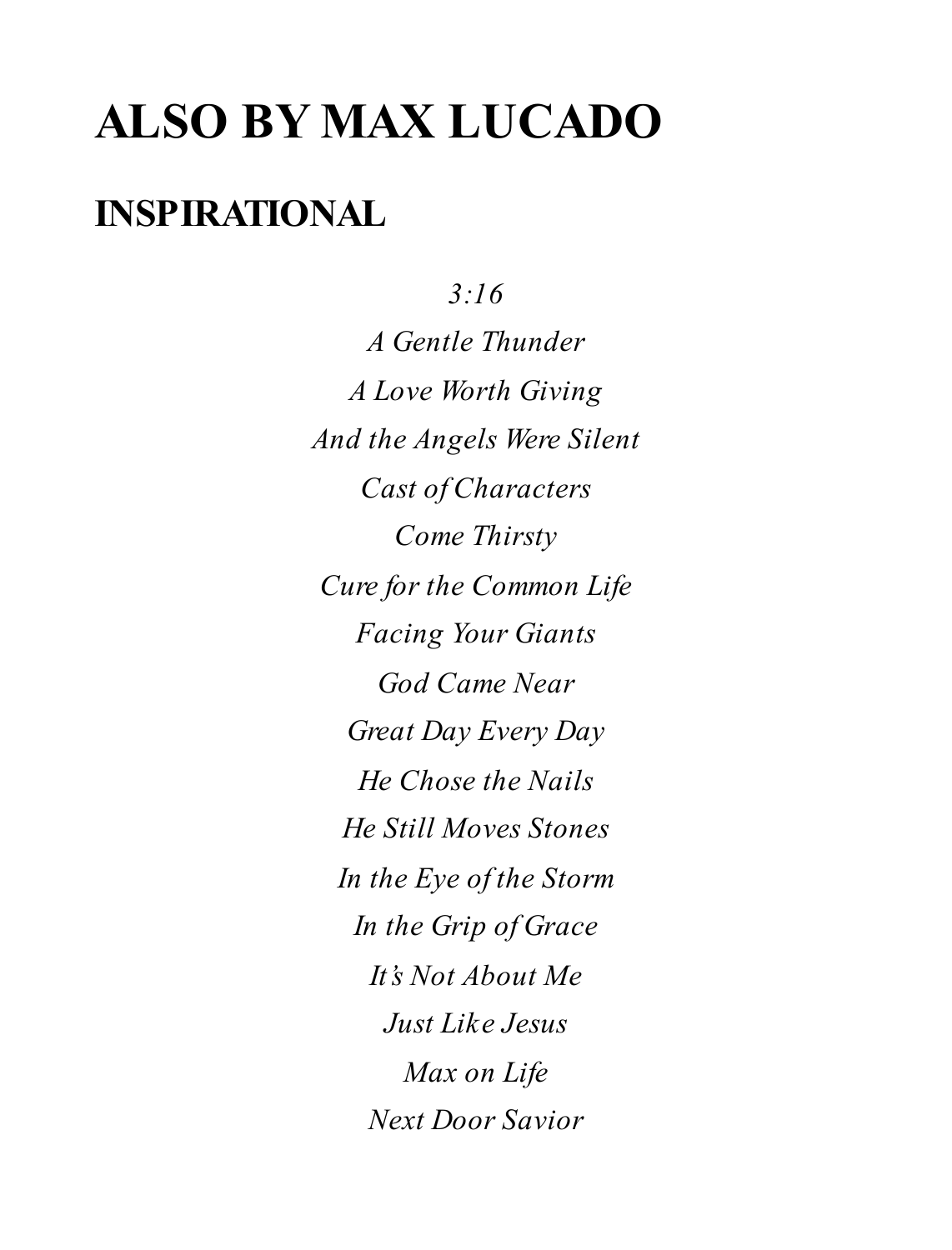# ALSO BY MAX LUCADO

## INSPIRATIONAL

*3:16*

*A Gentle Thunder*

*A Love Worth Giving*

*And the Angels Were Silent*

*Cast of Characters*

*Come Thirsty*

*Cure for the Common Life*

*Facing Your Giants*

*God Came Near*

*Great Day Every Day*

*He Chose the Nails*

*He Still Moves Stones*

*In the Eye of the Storm*

*In the Grip of Grace*

*It's Not About Me*

*Just Like Jesus*

*Max on Life*

*Next Door Savior*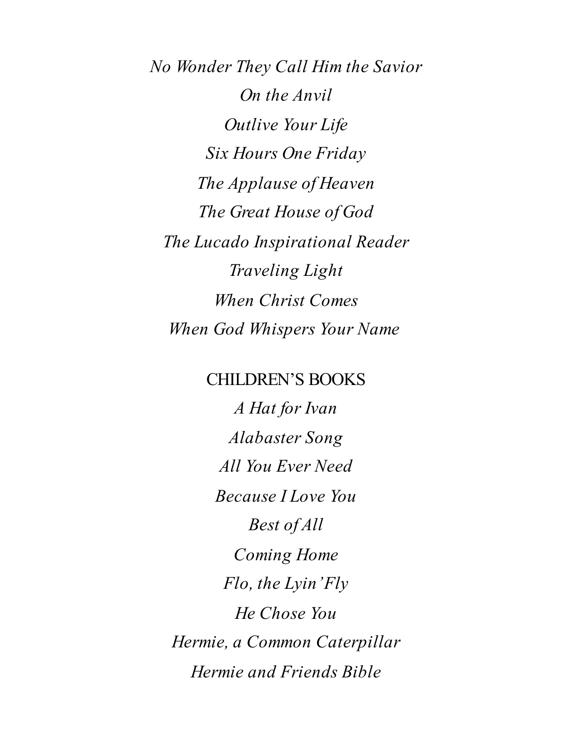*No Wonder They Call Him the Savior*

*On the Anvil*

*Outlive Your Life*

*Six Hours One Friday*

*The Applause of Heaven*

*The Great House of God*

*The Lucado Inspirational Reader*

*Traveling Light*

*When Christ Comes*

*When God Whispers Your Name*

CHILDREN'S BOOKS

*A Hat for Ivan*

*Alabaster Song*

*All You Ever Need*

*Because I Love You*

*Best of All*

*Coming Home*

*Flo, the Lyin' Fly*

*He Chose You*

*Hermie, a Common Caterpillar*

*Hermie and Friends Bible*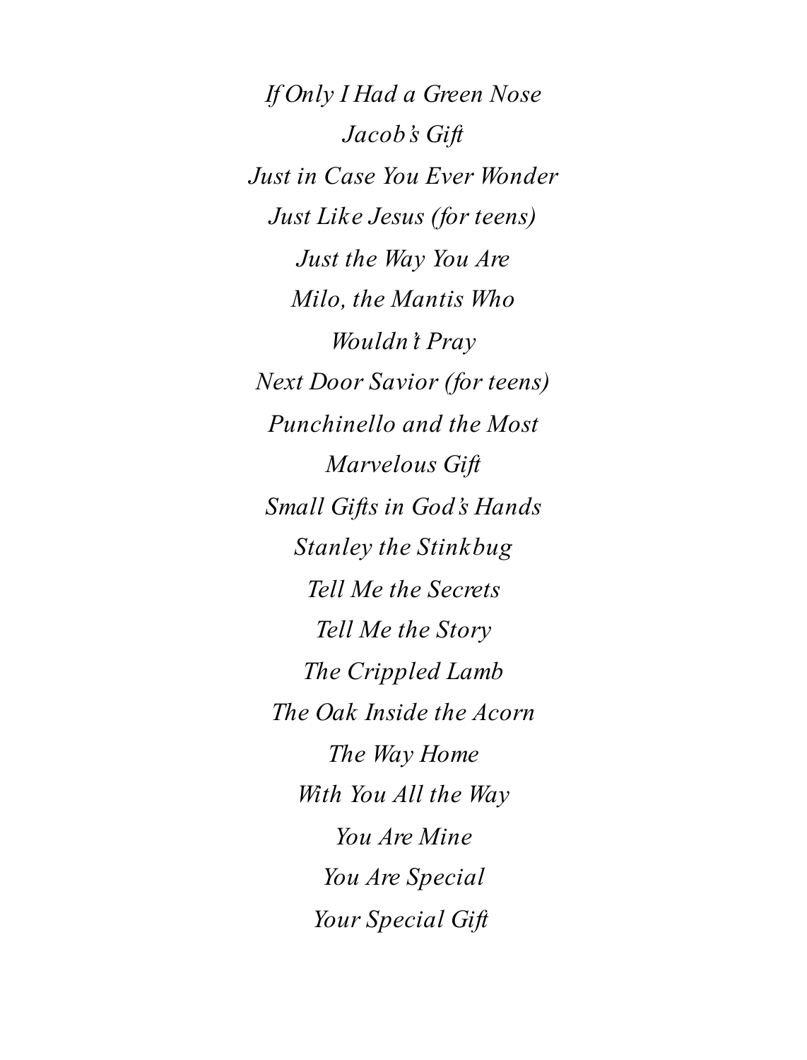*If Only I Had a Green Nose*

*Jacob's Gift*

*Just in Case You Ever Wonder*

*Just Like Jesus (for teens)*

*Just the Way You Are*

*Milo, the Mantis Who Wouldn't Pray*

*Next Door Savior (for teens)*

*Punchinello and the Most Marvelous Gift*

*Small Gifts in God's Hands*

*Stanley the Stinkbug*

*Tell Me the Secrets*

*Tell Me the Story*

*The Crippled Lamb*

*The Oak Inside the Acorn*

*The Way Home*

*With You All the Way*

*You Are Mine*

*You Are Special*

*Your Special Gift*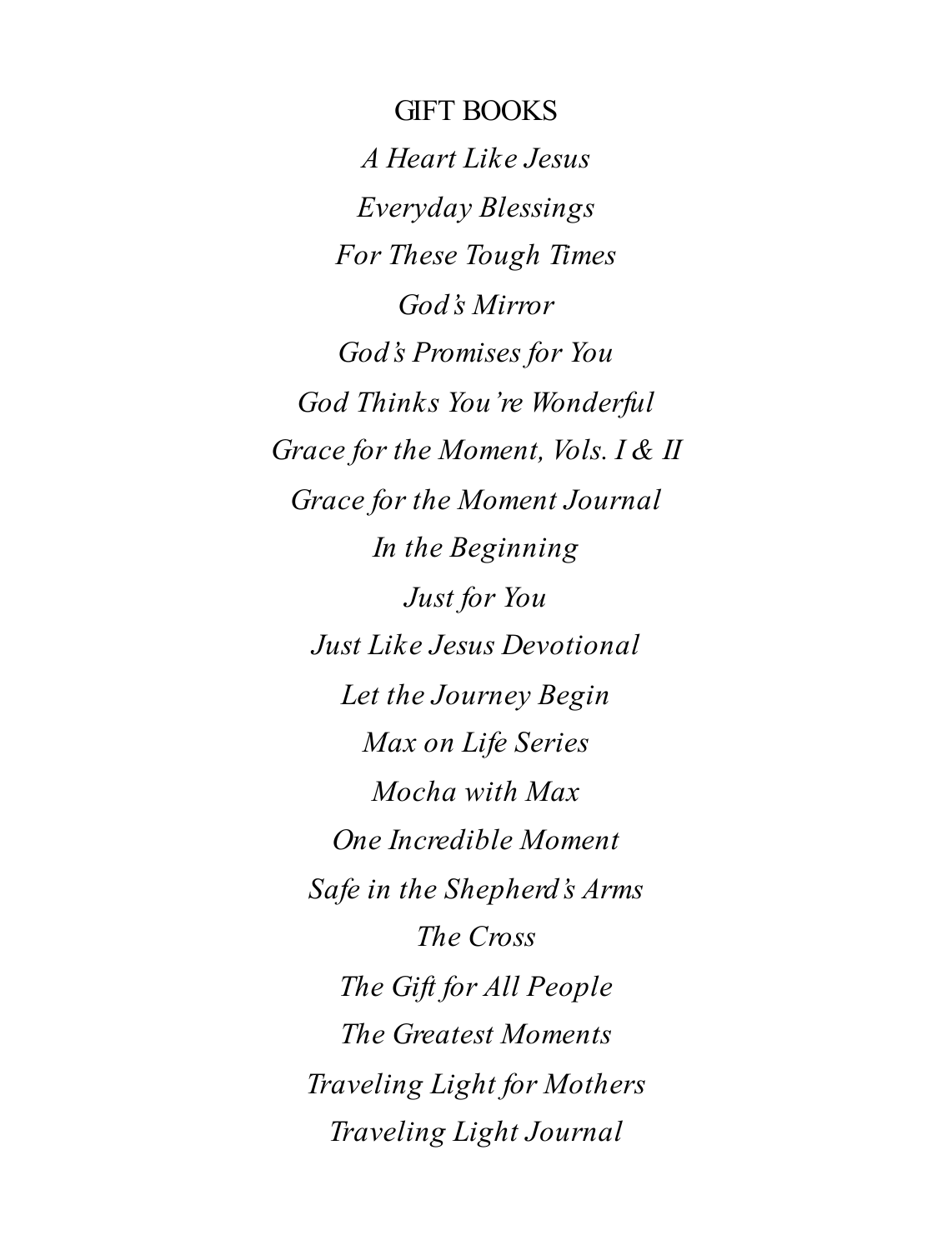GIFT BOOKS

*A Heart Like Jesus*

*Everyday Blessings*

*For These Tough Times*

*God's Mirror*

*God's Promises for You*

*God Thinks You're Wonderful*

*Grace for the Moment, Vols. I & II*

*Grace for the Moment Journal*

*In the Beginning*

*Just for You*

*Just Like Jesus Devotional*

*Let the Journey Begin*

*Max on Life Series*

*Mocha with Max*

*One Incredible Moment*

*Safe in the Shepherd's Arms*

*The Cross*

*The Gift for All People*

*The Greatest Moments*

*Traveling Light for Mothers*

*Traveling Light Journal*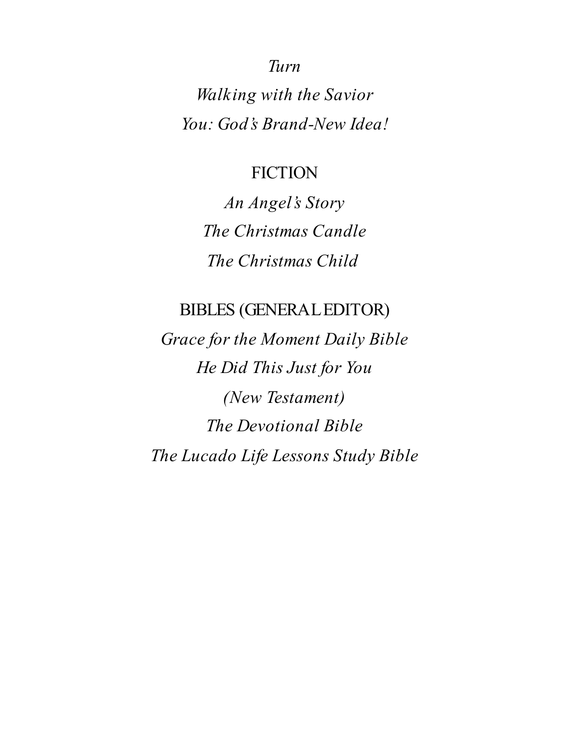*Turn*

*Walking with the Savior*

*You: God's Brand-New Idea!*

FICTION

*An Angel's Story*

*The Christmas Candle*

*The Christmas Child*

BIBLES (GENERAL EDITOR)

*Grace for the Moment Daily Bible*

*He Did This Just for You*

*(New Testament)*

*The Devotional Bible*

*The Lucado Life Lessons Study Bible*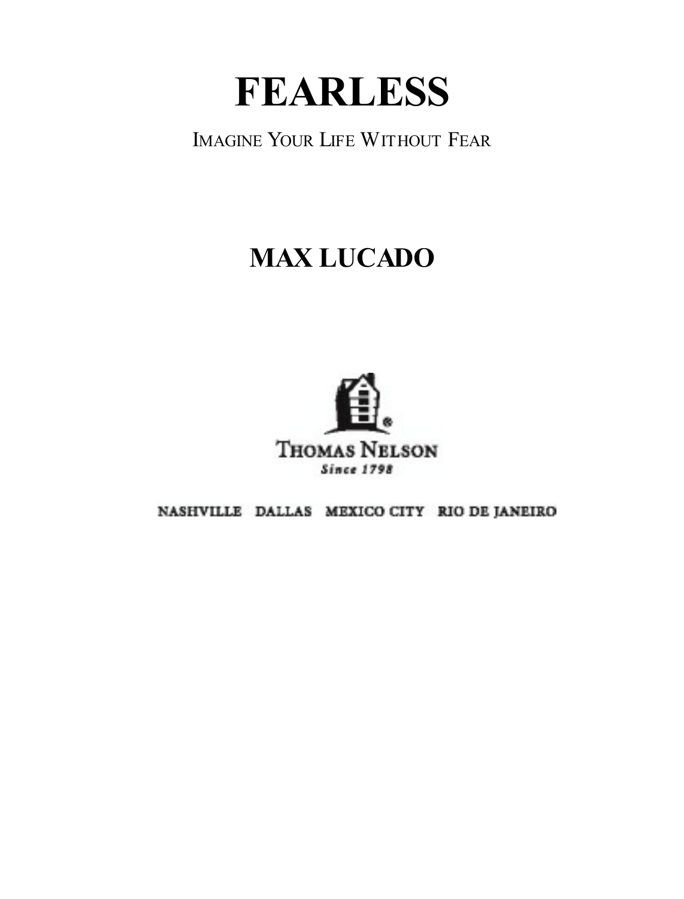# FEARLESS

IMAGINE YOUR LIFE WITHOUT FEAR

## MAX LUCADO

THOMAS NELSON

*Since 1798*

NASHVILLE DALLAS MEXICO CITY RIO DE JANEIRO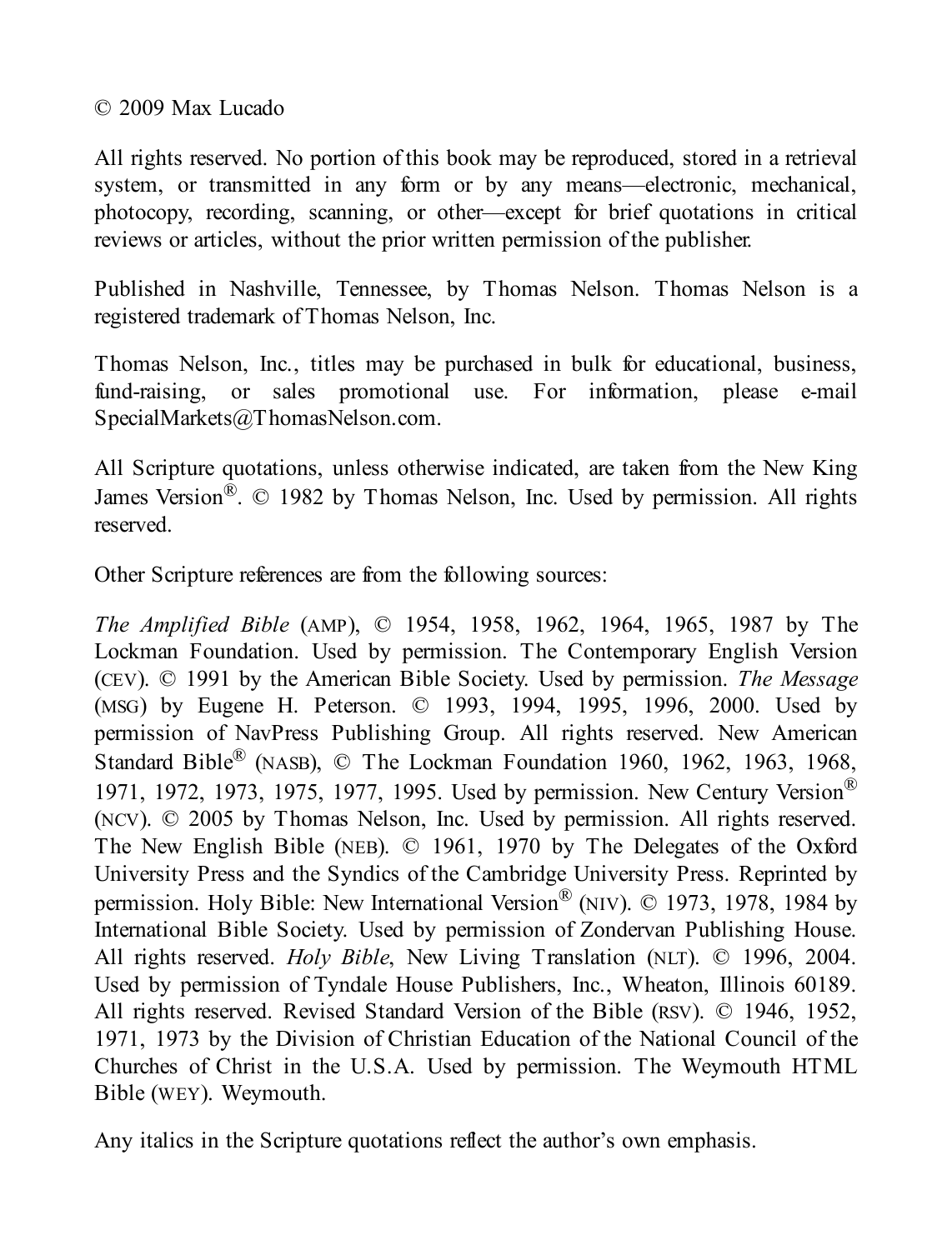© 2009 Max Lucado

All rights reserved. No portion of this book may be reproduced, stored in a retrieval system, or transmitted in any form or by any means—electronic, mechanical, photocopy, recording, scanning, or other—except for brief quotations in critical reviews or articles, without the prior written permission of the publisher.

Published in Nashville, Tennessee, by Thomas Nelson. Thomas Nelson is a registered trademark of Thomas Nelson, Inc.

Thomas Nelson, Inc., titles may be purchased in bulk for educational, business, fund-raising, or sales promotional use. For information, please e-mail SpecialMarkets@ThomasNelson.com.

All Scripture quotations, unless otherwise indicated, are taken from the New King James Version®. © 1982 by Thomas Nelson, Inc. Used by permission. All rights reserved.

Other Scripture references are from the following sources:

*The Amplified Bible* (AMP), © 1954, 1958, 1962, 1964, 1965, 1987 by The Lockman Foundation. Used by permission. The Contemporary English Version (CEV). © 1991 by the American Bible Society. Used by permission. *The Message* (MSG) by Eugene H. Peterson. © 1993, 1994, 1995, 1996, 2000. Used by permission of NavPress Publishing Group. All rights reserved. New American Standard Bible® (NASB), © The Lockman Foundation 1960, 1962, 1963, 1968, 1971, 1972, 1973, 1975, 1977, 1995. Used by permission. New Century Version® (NCV). © 2005 by Thomas Nelson, Inc. Used by permission. All rights reserved. The New English Bible (NEB). © 1961, 1970 by The Delegates of the Oxford University Press and the Syndics of the Cambridge University Press. Reprinted by permission. Holy Bible: New International Version® (NIV). © 1973, 1978, 1984 by International Bible Society. Used by permission of Zondervan Publishing House. All rights reserved. *Holy Bible*, New Living Translation (NLT). © 1996, 2004. Used by permission of Tyndale House Publishers, Inc., Wheaton, Illinois 60189. All rights reserved. Revised Standard Version of the Bible (RSV). © 1946, 1952, 1971, 1973 by the Division of Christian Education of the National Council of the Churches of Christ in the U.S.A. Used by permission. The Weymouth HTML Bible (WEY). Weymouth.

Any italics in the Scripture quotations reflect the author's own emphasis.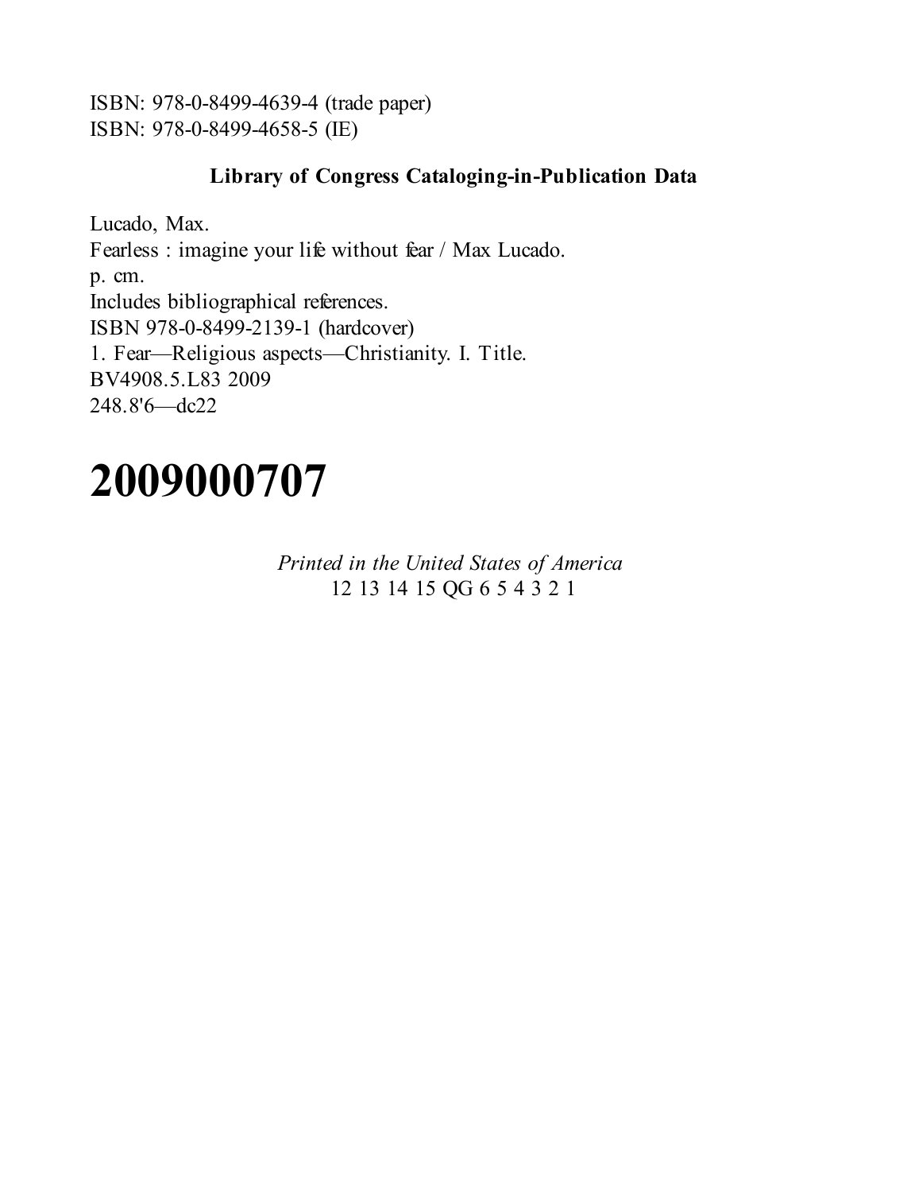ISBN: 978-0-8499-4639-4 (trade paper)
ISBN: 978-0-8499-4658-5 (IE)

**Library of Congress Cataloging-in-Publication Data**

Lucado, Max.
Fearless : imagine your life without fear / Max Lucado.
p. cm.
Includes bibliographical references.
ISBN 978-0-8499-2139-1 (hardcover)
1. Fear—Religious aspects—Christianity. I. Title.
BV4908.5.L83 2009
248.8'6—dc22

# 2009000707

*Printed in the United States of America*
12 13 14 15 QG 6 5 4 3 2 1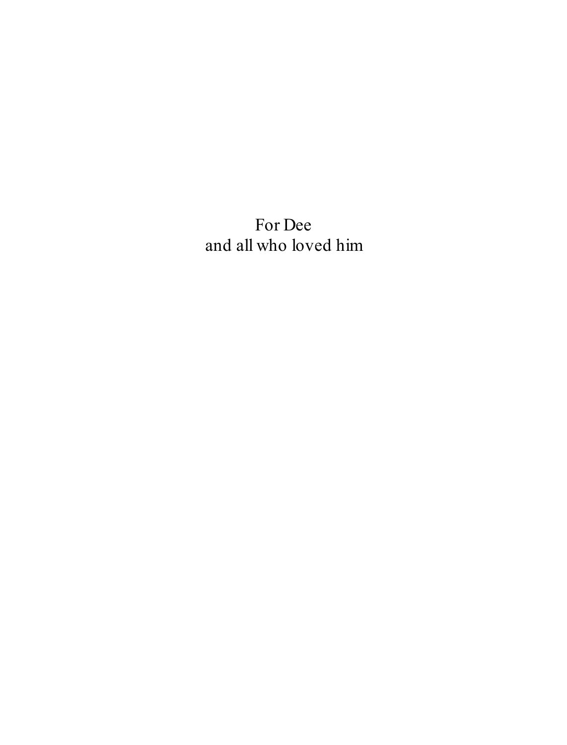For Dee
and all who loved him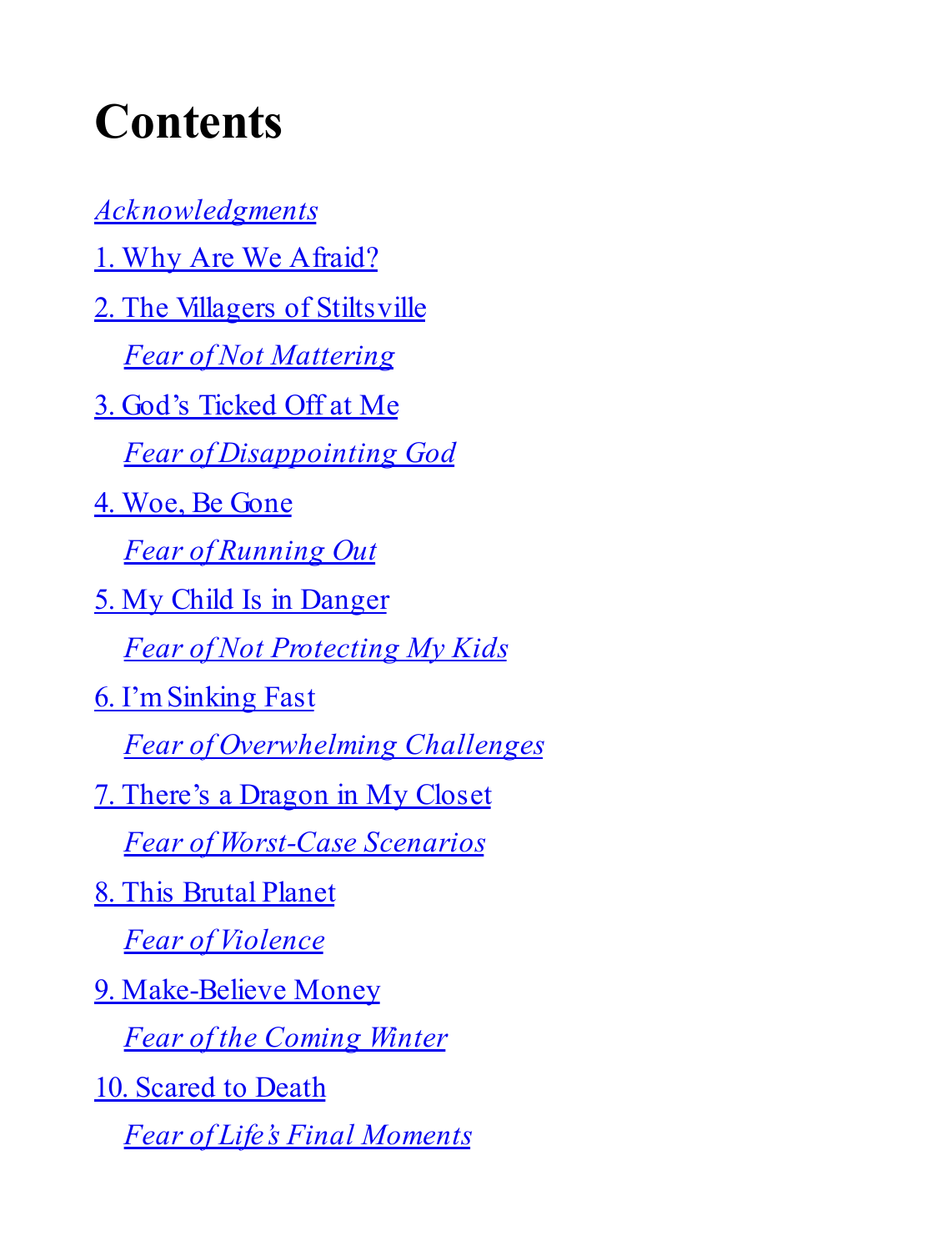# Contents

*Acknowledgments*

1. Why Are We Afraid?

2. The Villagers of Stiltsville

    *Fear of Not Mattering*

3. God's Ticked Off at Me

    *Fear of Disappointing God*

4. Woe, Be Gone

    *Fear of Running Out*

5. My Child Is in Danger

    *Fear of Not Protecting My Kids*

6. I'm Sinking Fast

    *Fear of Overwhelming Challenges*

7. There's a Dragon in My Closet

    *Fear of Worst-Case Scenarios*

8. This Brutal Planet

    *Fear of Violence*

9. Make-Believe Money

    *Fear of the Coming Winter*

10. Scared to Death

    *Fear of Life's Final Moments*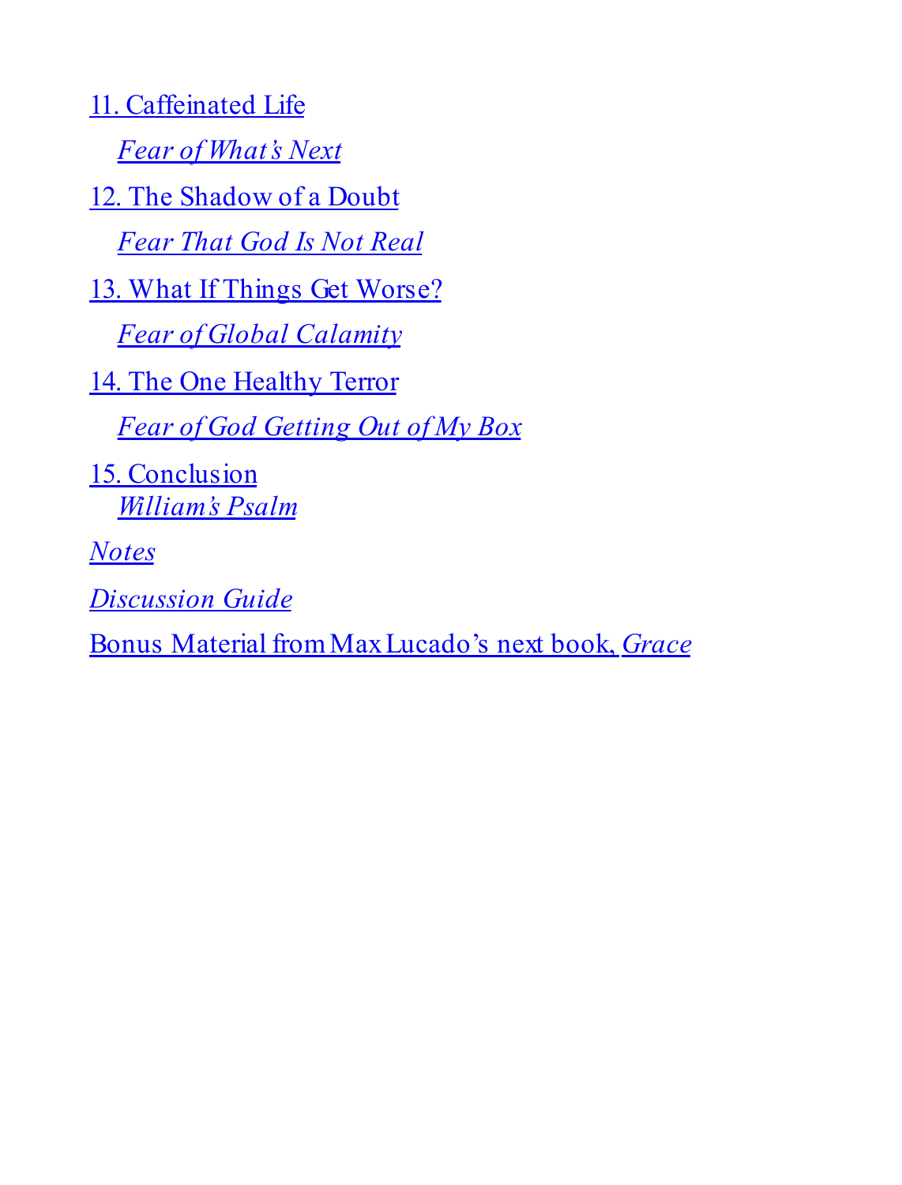11. Caffeinated Life

  *Fear of What's Next*

12. The Shadow of a Doubt

  *Fear That God Is Not Real*

13. What If Things Get Worse?

  *Fear of Global Calamity*

14. The One Healthy Terror

  *Fear of God Getting Out of My Box*

15. Conclusion

  *William's Psalm*

*Notes*

*Discussion Guide*

Bonus Material from Max Lucado's next book, *Grace*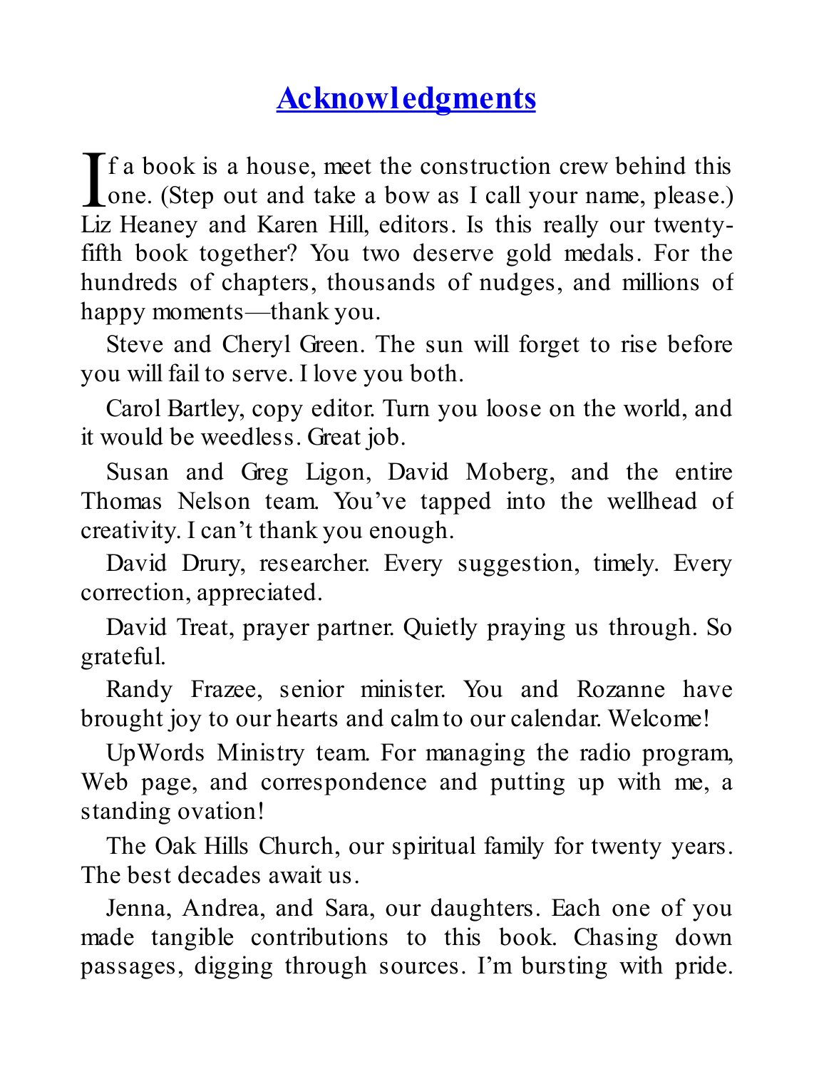# Acknowledgments

If a book is a house, meet the construction crew behind this one. (Step out and take a bow as I call your name, please.) Liz Heaney and Karen Hill, editors. Is this really our twenty-fifth book together? You two deserve gold medals. For the hundreds of chapters, thousands of nudges, and millions of happy moments—thank you.

Steve and Cheryl Green. The sun will forget to rise before you will fail to serve. I love you both.

Carol Bartley, copy editor. Turn you loose on the world, and it would be weedless. Great job.

Susan and Greg Ligon, David Moberg, and the entire Thomas Nelson team. You've tapped into the wellhead of creativity. I can't thank you enough.

David Drury, researcher. Every suggestion, timely. Every correction, appreciated.

David Treat, prayer partner. Quietly praying us through. So grateful.

Randy Frazee, senior minister. You and Rozanne have brought joy to our hearts and calm to our calendar. Welcome!

UpWords Ministry team. For managing the radio program, Web page, and correspondence and putting up with me, a standing ovation!

The Oak Hills Church, our spiritual family for twenty years. The best decades await us.

Jenna, Andrea, and Sara, our daughters. Each one of you made tangible contributions to this book. Chasing down passages, digging through sources. I'm bursting with pride.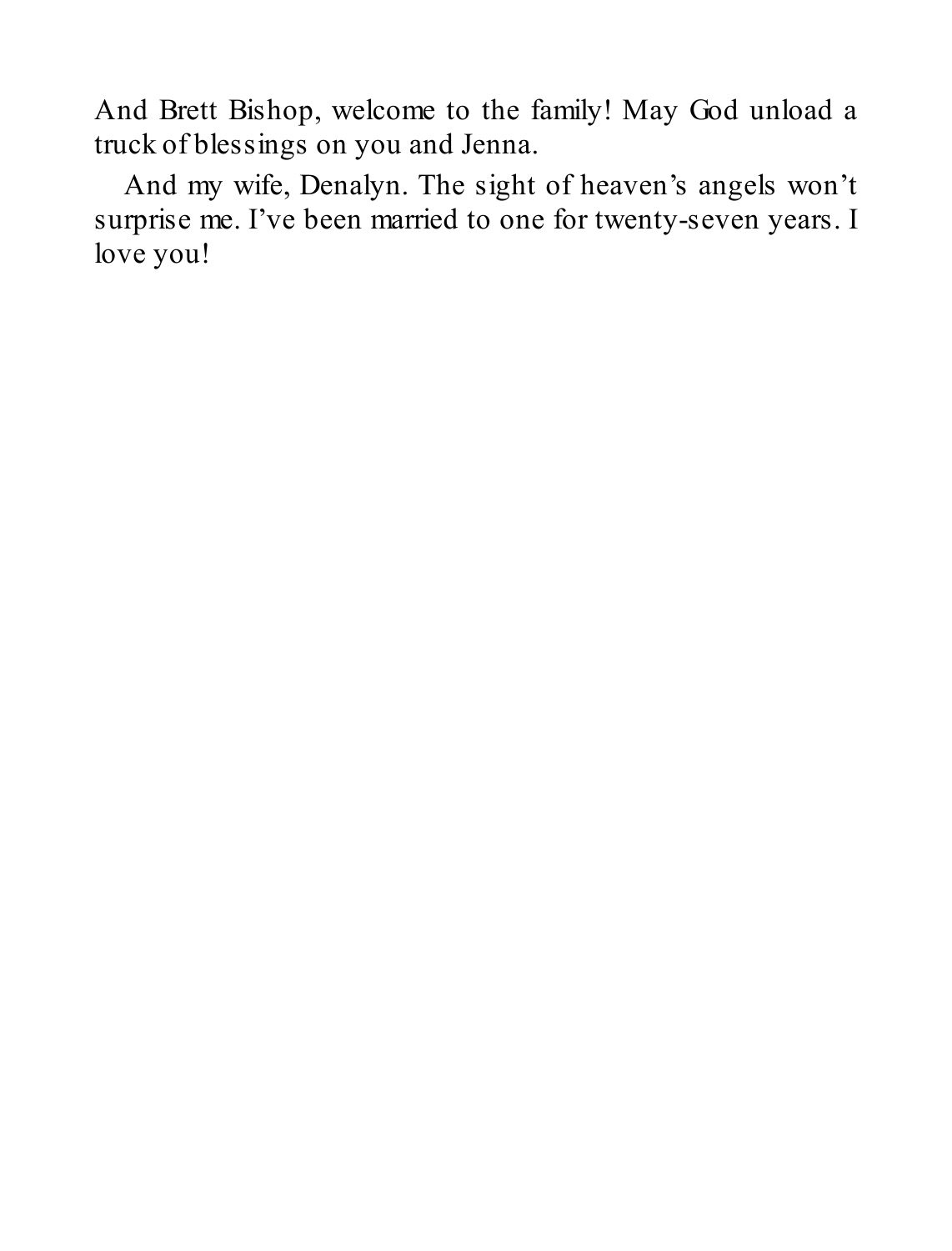And Brett Bishop, welcome to the family! May God unload a truck of blessings on you and Jenna.

And my wife, Denalyn. The sight of heaven's angels won't surprise me. I've been married to one for twenty-seven years. I love you!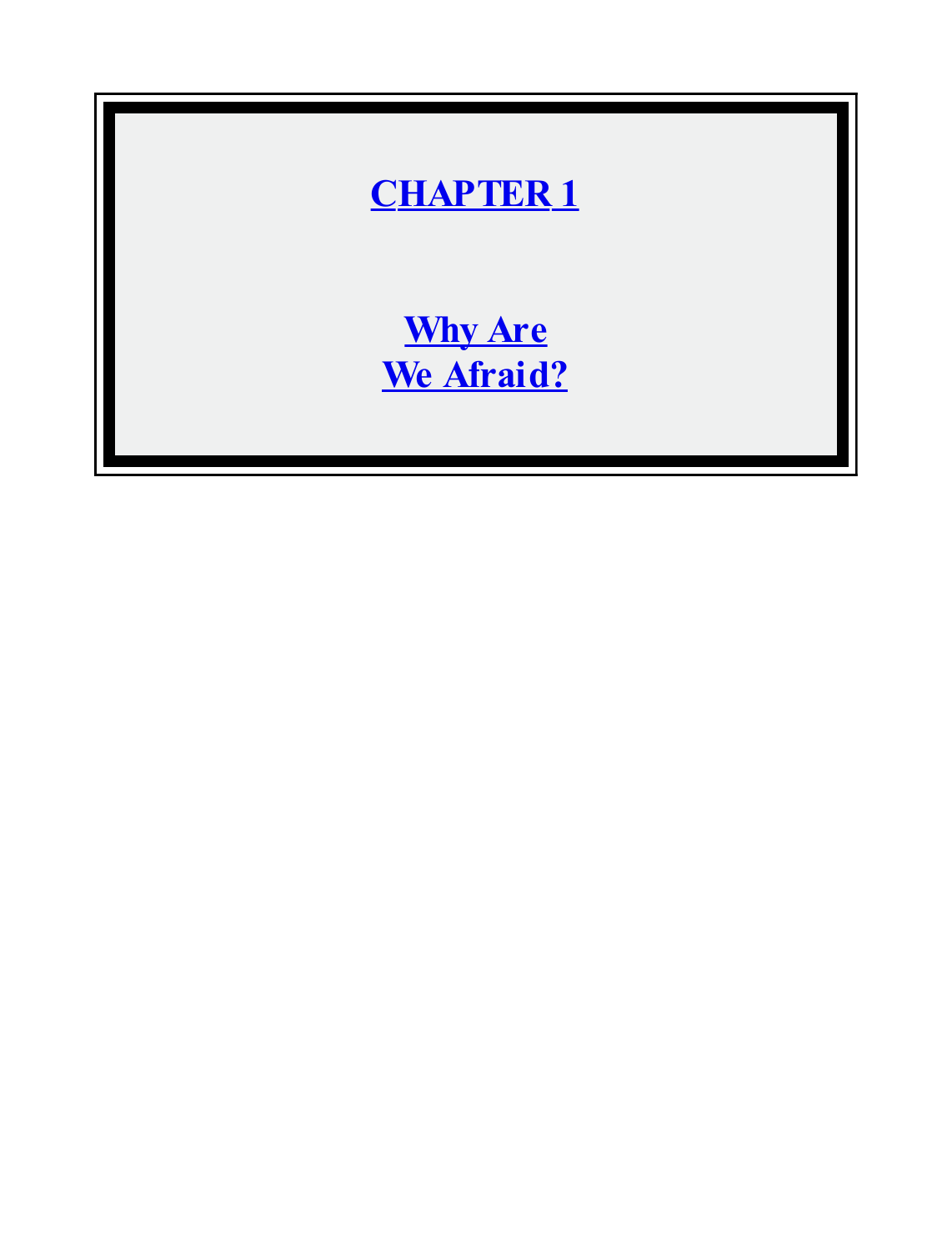# CHAPTER 1

## Why Are We Afraid?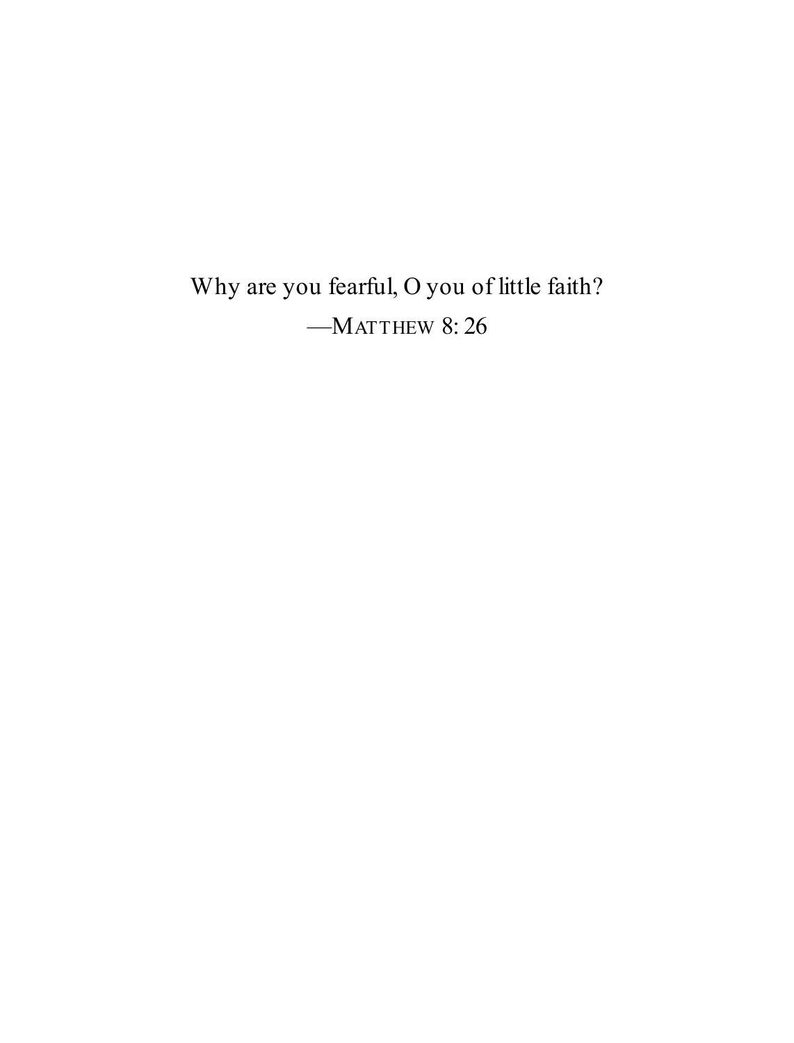Why are you fearful, O you of little faith?

—MATTHEW 8:26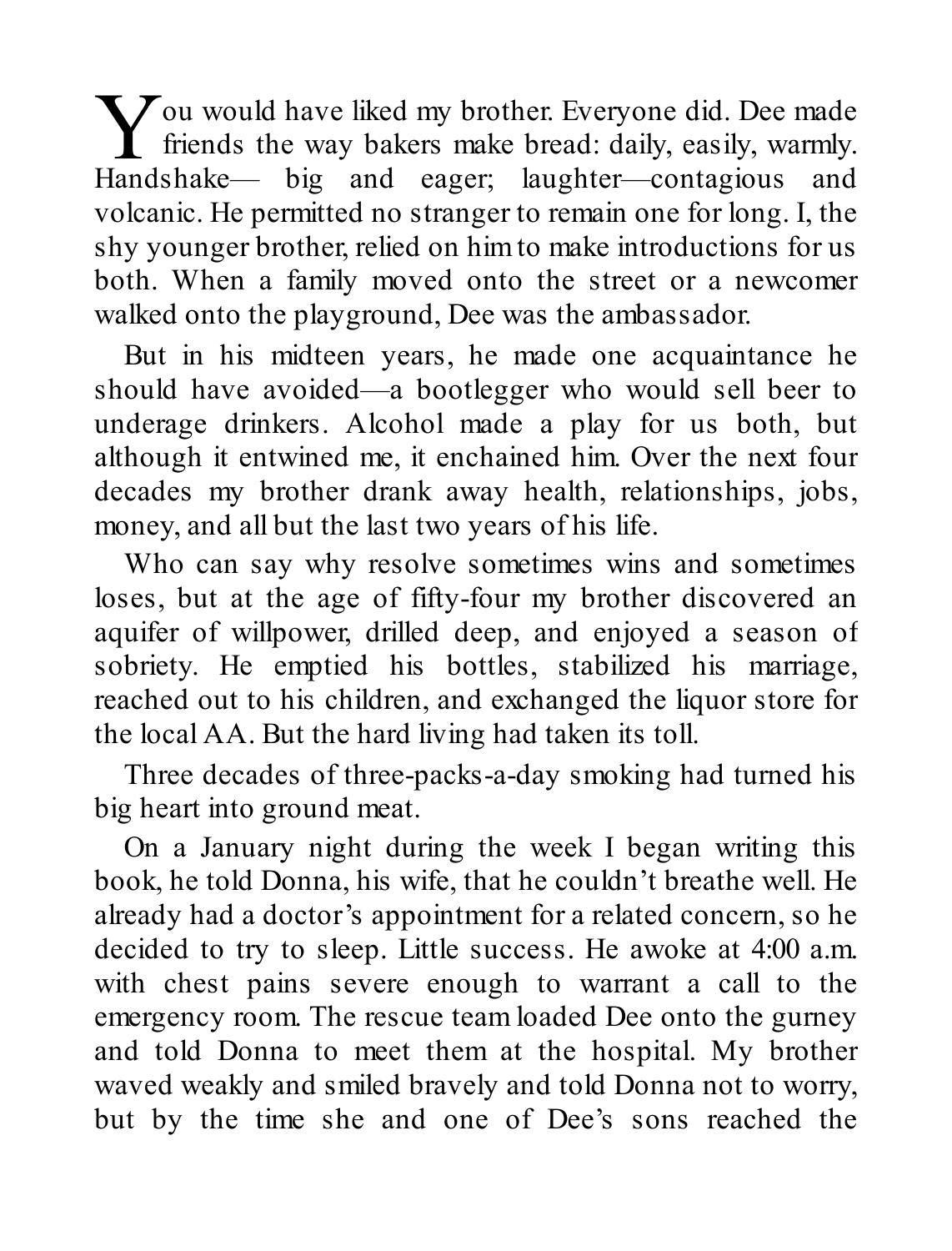You would have liked my brother. Everyone did. Dee made friends the way bakers make bread: daily, easily, warmly. Handshake— big and eager; laughter—contagious and volcanic. He permitted no stranger to remain one for long. I, the shy younger brother, relied on him to make introductions for us both. When a family moved onto the street or a newcomer walked onto the playground, Dee was the ambassador.

But in his midteen years, he made one acquaintance he should have avoided—a bootlegger who would sell beer to underage drinkers. Alcohol made a play for us both, but although it entwined me, it enchained him. Over the next four decades my brother drank away health, relationships, jobs, money, and all but the last two years of his life.

Who can say why resolve sometimes wins and sometimes loses, but at the age of fifty-four my brother discovered an aquifer of willpower, drilled deep, and enjoyed a season of sobriety. He emptied his bottles, stabilized his marriage, reached out to his children, and exchanged the liquor store for the local AA. But the hard living had taken its toll.

Three decades of three-packs-a-day smoking had turned his big heart into ground meat.

On a January night during the week I began writing this book, he told Donna, his wife, that he couldn't breathe well. He already had a doctor's appointment for a related concern, so he decided to try to sleep. Little success. He awoke at 4:00 a.m. with chest pains severe enough to warrant a call to the emergency room. The rescue team loaded Dee onto the gurney and told Donna to meet them at the hospital. My brother waved weakly and smiled bravely and told Donna not to worry, but by the time she and one of Dee's sons reached the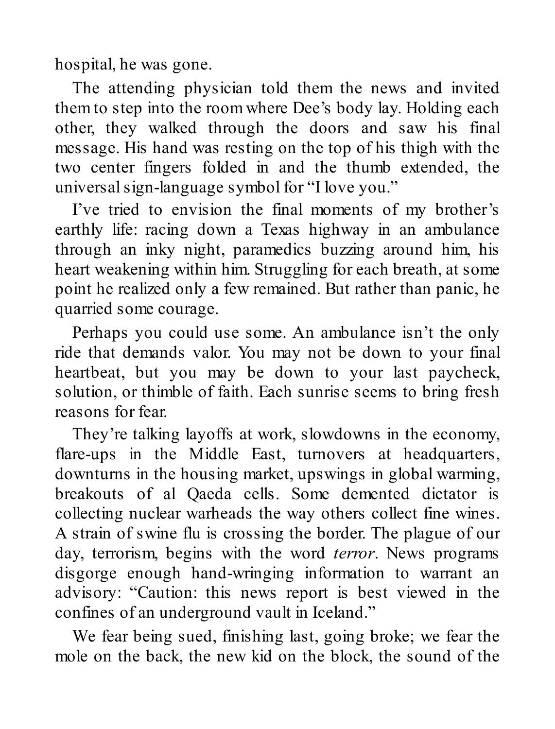hospital, he was gone.

The attending physician told them the news and invited them to step into the room where Dee's body lay. Holding each other, they walked through the doors and saw his final message. His hand was resting on the top of his thigh with the two center fingers folded in and the thumb extended, the universal sign-language symbol for "I love you."

I've tried to envision the final moments of my brother's earthly life: racing down a Texas highway in an ambulance through an inky night, paramedics buzzing around him, his heart weakening within him. Struggling for each breath, at some point he realized only a few remained. But rather than panic, he quarried some courage.

Perhaps you could use some. An ambulance isn't the only ride that demands valor. You may not be down to your final heartbeat, but you may be down to your last paycheck, solution, or thimble of faith. Each sunrise seems to bring fresh reasons for fear.

They're talking layoffs at work, slowdowns in the economy, flare-ups in the Middle East, turnovers at headquarters, downturns in the housing market, upswings in global warming, breakouts of al Qaeda cells. Some demented dictator is collecting nuclear warheads the way others collect fine wines. A strain of swine flu is crossing the border. The plague of our day, terrorism, begins with the word *terror*. News programs disgorge enough hand-wringing information to warrant an advisory: "Caution: this news report is best viewed in the confines of an underground vault in Iceland."

We fear being sued, finishing last, going broke; we fear the mole on the back, the new kid on the block, the sound of the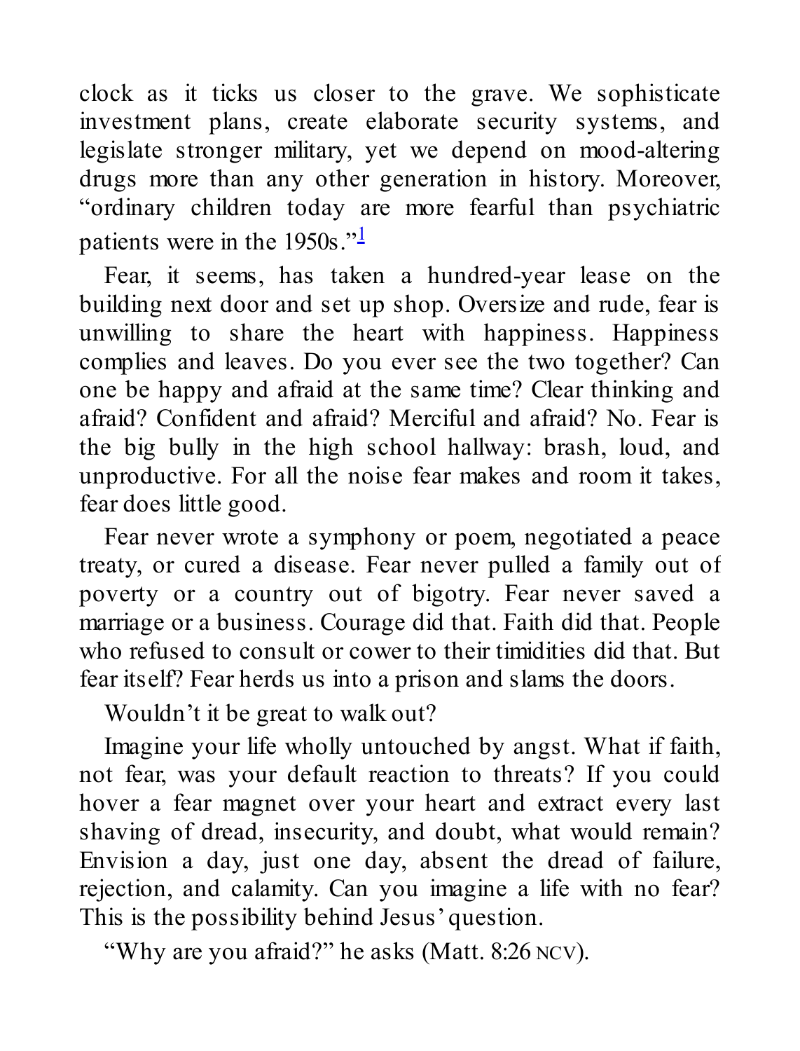clock as it ticks us closer to the grave. We sophisticate investment plans, create elaborate security systems, and legislate stronger military, yet we depend on mood-altering drugs more than any other generation in history. Moreover, "ordinary children today are more fearful than psychiatric patients were in the 1950s."[1]

Fear, it seems, has taken a hundred-year lease on the building next door and set up shop. Oversize and rude, fear is unwilling to share the heart with happiness. Happiness complies and leaves. Do you ever see the two together? Can one be happy and afraid at the same time? Clear thinking and afraid? Confident and afraid? Merciful and afraid? No. Fear is the big bully in the high school hallway: brash, loud, and unproductive. For all the noise fear makes and room it takes, fear does little good.

Fear never wrote a symphony or poem, negotiated a peace treaty, or cured a disease. Fear never pulled a family out of poverty or a country out of bigotry. Fear never saved a marriage or a business. Courage did that. Faith did that. People who refused to consult or cower to their timidities did that. But fear itself? Fear herds us into a prison and slams the doors.

Wouldn't it be great to walk out?

Imagine your life wholly untouched by angst. What if faith, not fear, was your default reaction to threats? If you could hover a fear magnet over your heart and extract every last shaving of dread, insecurity, and doubt, what would remain? Envision a day, just one day, absent the dread of failure, rejection, and calamity. Can you imagine a life with no fear? This is the possibility behind Jesus' question.

"Why are you afraid?" he asks (Matt. 8:26 NCV).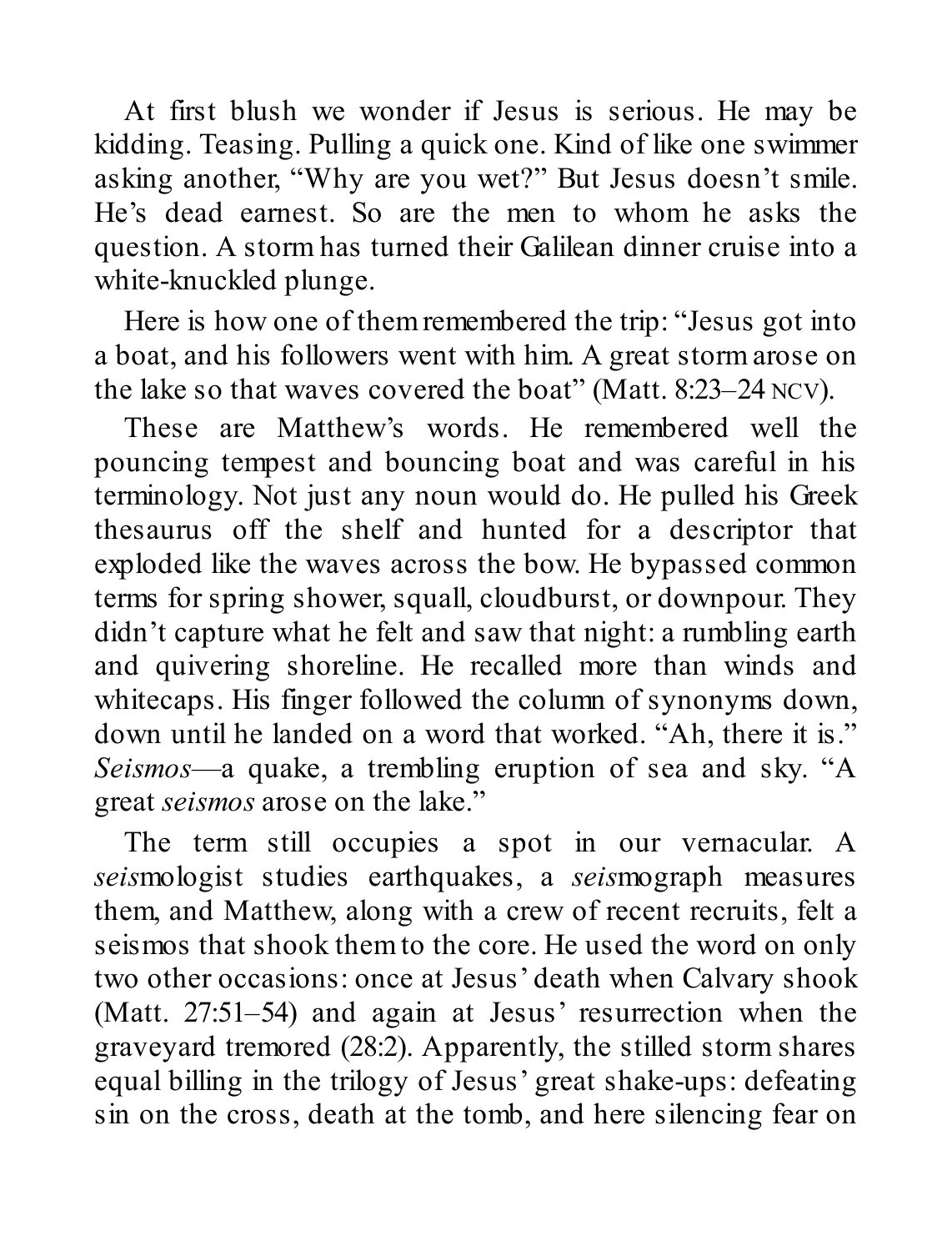At first blush we wonder if Jesus is serious. He may be kidding. Teasing. Pulling a quick one. Kind of like one swimmer asking another, "Why are you wet?" But Jesus doesn't smile. He's dead earnest. So are the men to whom he asks the question. A storm has turned their Galilean dinner cruise into a white-knuckled plunge.

Here is how one of them remembered the trip: "Jesus got into a boat, and his followers went with him. A great storm arose on the lake so that waves covered the boat" (Matt. 8:23–24 NCV).

These are Matthew's words. He remembered well the pouncing tempest and bouncing boat and was careful in his terminology. Not just any noun would do. He pulled his Greek thesaurus off the shelf and hunted for a descriptor that exploded like the waves across the bow. He bypassed common terms for spring shower, squall, cloudburst, or downpour. They didn't capture what he felt and saw that night: a rumbling earth and quivering shoreline. He recalled more than winds and whitecaps. His finger followed the column of synonyms down, down until he landed on a word that worked. "Ah, there it is." *Seismos*—a quake, a trembling eruption of sea and sky. "A great *seismos* arose on the lake."

The term still occupies a spot in our vernacular. A *seis*mologist studies earthquakes, a *seis*mograph measures them, and Matthew, along with a crew of recent recruits, felt a seismos that shook them to the core. He used the word on only two other occasions: once at Jesus' death when Calvary shook (Matt. 27:51–54) and again at Jesus' resurrection when the graveyard tremored (28:2). Apparently, the stilled storm shares equal billing in the trilogy of Jesus' great shake-ups: defeating sin on the cross, death at the tomb, and here silencing fear on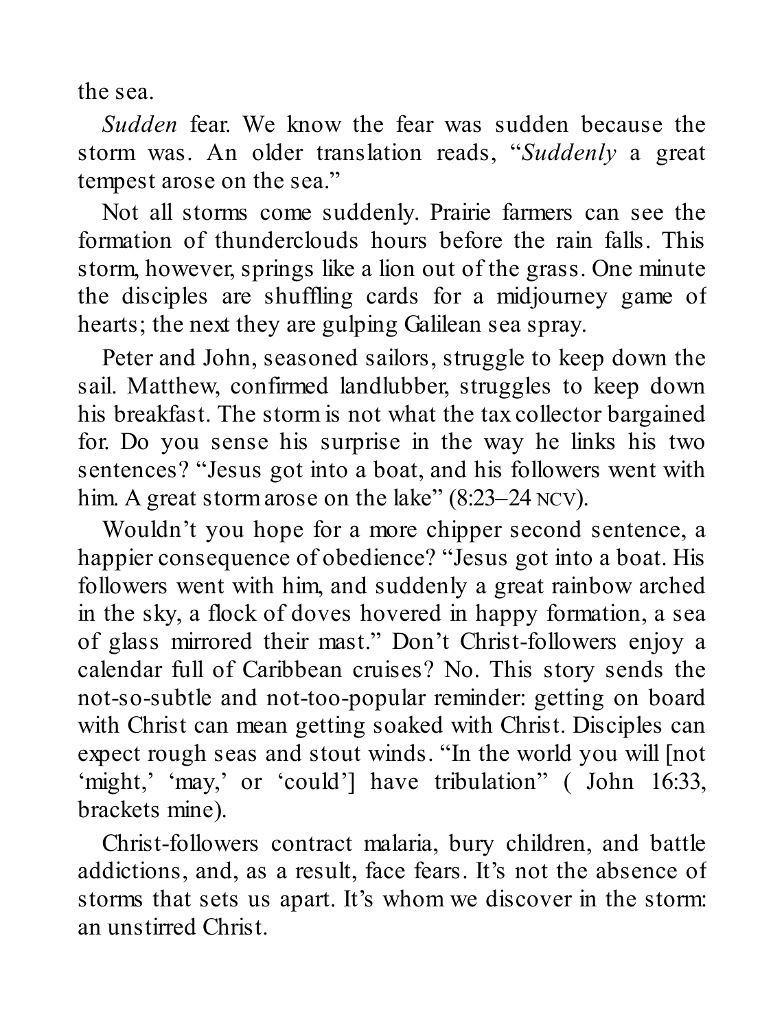the sea.

*Sudden* fear. We know the fear was sudden because the storm was. An older translation reads, "*Suddenly* a great tempest arose on the sea."

Not all storms come suddenly. Prairie farmers can see the formation of thunderclouds hours before the rain falls. This storm, however, springs like a lion out of the grass. One minute the disciples are shuffling cards for a midjourney game of hearts; the next they are gulping Galilean sea spray.

Peter and John, seasoned sailors, struggle to keep down the sail. Matthew, confirmed landlubber, struggles to keep down his breakfast. The storm is not what the tax collector bargained for. Do you sense his surprise in the way he links his two sentences? "Jesus got into a boat, and his followers went with him. A great storm arose on the lake" (8:23–24 NCV).

Wouldn't you hope for a more chipper second sentence, a happier consequence of obedience? "Jesus got into a boat. His followers went with him, and suddenly a great rainbow arched in the sky, a flock of doves hovered in happy formation, a sea of glass mirrored their mast." Don't Christ-followers enjoy a calendar full of Caribbean cruises? No. This story sends the not-so-subtle and not-too-popular reminder: getting on board with Christ can mean getting soaked with Christ. Disciples can expect rough seas and stout winds. "In the world you will [not 'might,' 'may,' or 'could'] have tribulation" ( John 16:33, brackets mine).

Christ-followers contract malaria, bury children, and battle addictions, and, as a result, face fears. It's not the absence of storms that sets us apart. It's whom we discover in the storm: an unstirred Christ.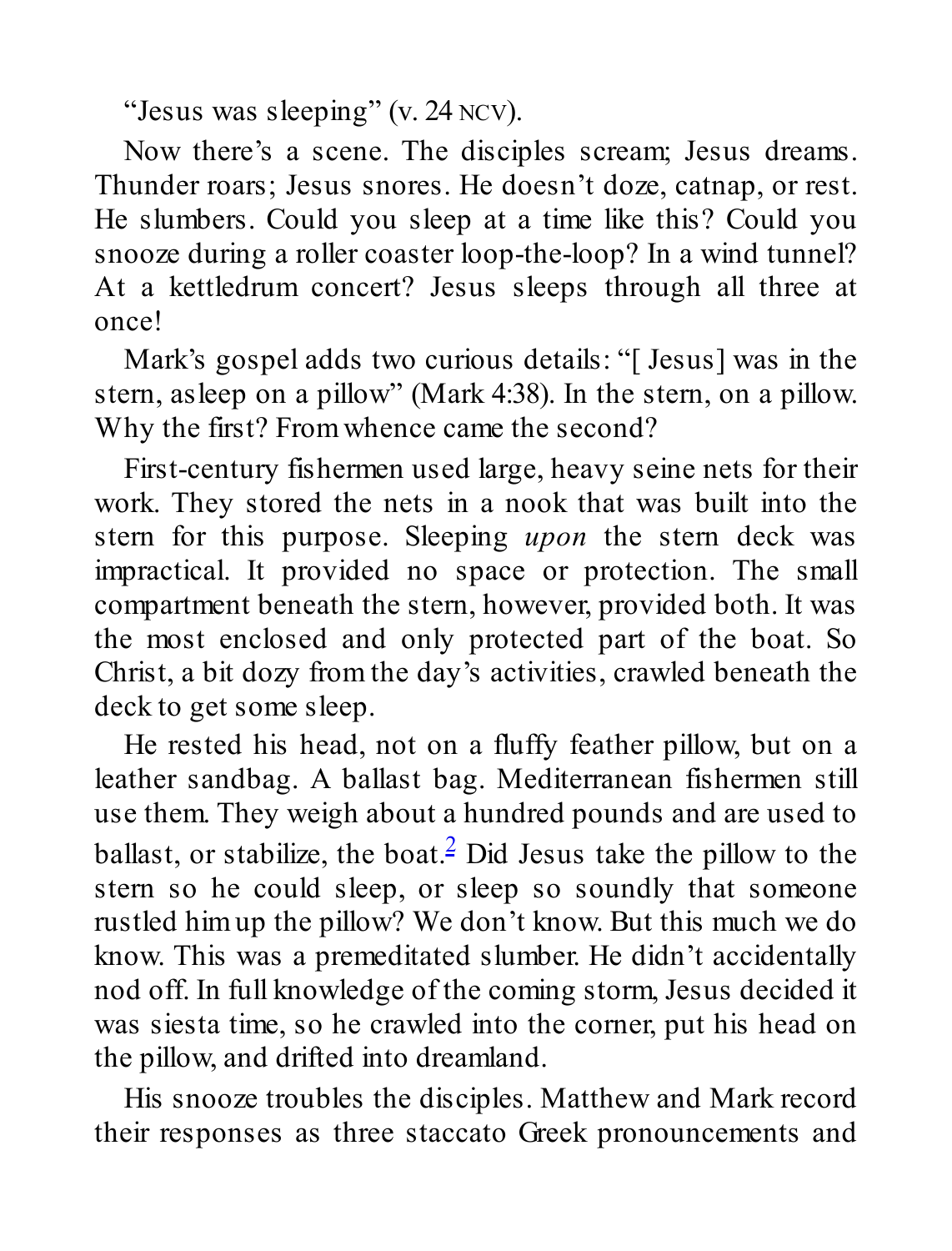"Jesus was sleeping" (v. 24 NCV).

Now there's a scene. The disciples scream; Jesus dreams. Thunder roars; Jesus snores. He doesn't doze, catnap, or rest. He slumbers. Could you sleep at a time like this? Could you snooze during a roller coaster loop-the-loop? In a wind tunnel? At a kettledrum concert? Jesus sleeps through all three at once!

Mark's gospel adds two curious details: "[ Jesus] was in the stern, asleep on a pillow" (Mark 4:38). In the stern, on a pillow. Why the first? From whence came the second?

First-century fishermen used large, heavy seine nets for their work. They stored the nets in a nook that was built into the stern for this purpose. Sleeping *upon* the stern deck was impractical. It provided no space or protection. The small compartment beneath the stern, however, provided both. It was the most enclosed and only protected part of the boat. So Christ, a bit dozy from the day's activities, crawled beneath the deck to get some sleep.

He rested his head, not on a fluffy feather pillow, but on a leather sandbag. A ballast bag. Mediterranean fishermen still use them. They weigh about a hundred pounds and are used to ballast, or stabilize, the boat.[2] Did Jesus take the pillow to the stern so he could sleep, or sleep so soundly that someone rustled him up the pillow? We don't know. But this much we do know. This was a premeditated slumber. He didn't accidentally nod off. In full knowledge of the coming storm, Jesus decided it was siesta time, so he crawled into the corner, put his head on the pillow, and drifted into dreamland.

His snooze troubles the disciples. Matthew and Mark record their responses as three staccato Greek pronouncements and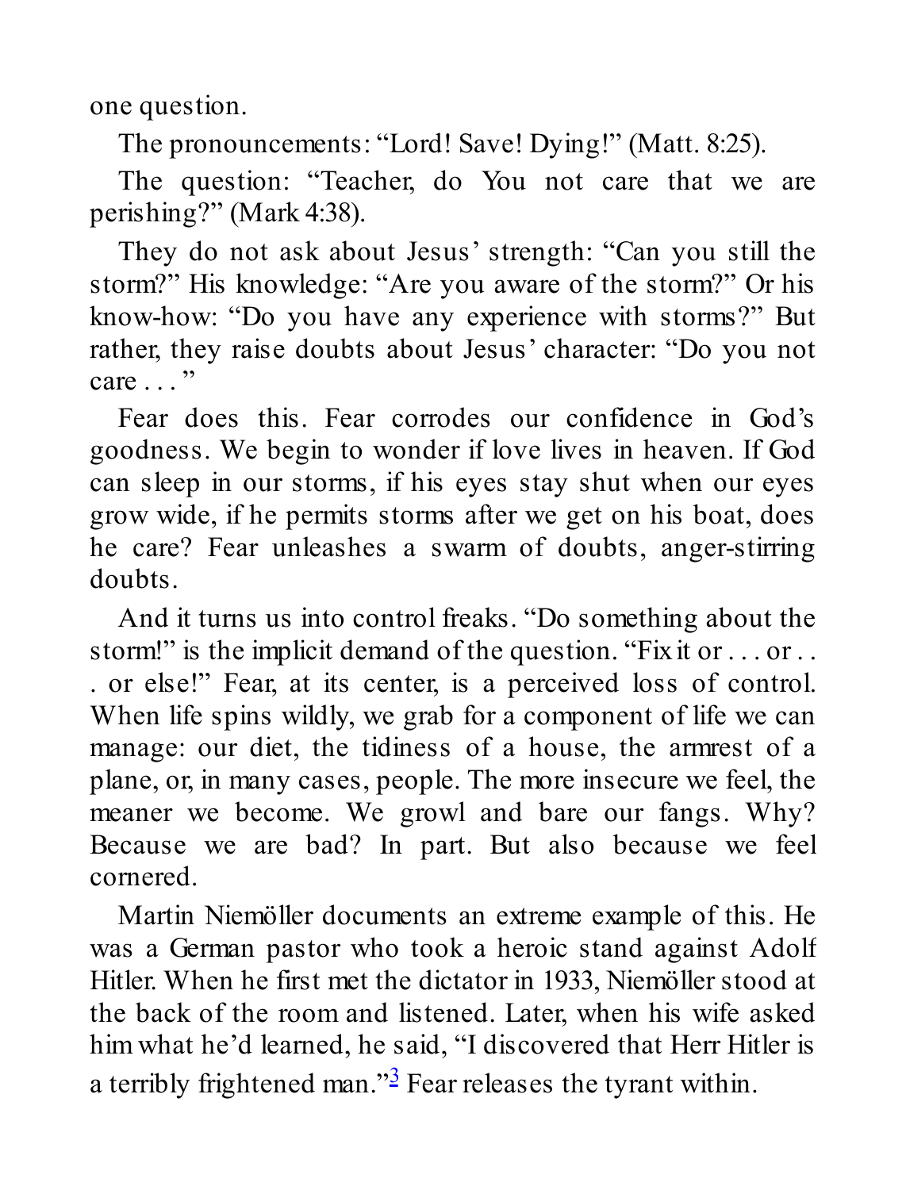one question.

The pronouncements: “Lord! Save! Dying!” (Matt. 8:25).

The question: “Teacher, do You not care that we are perishing?” (Mark 4:38).

They do not ask about Jesus’ strength: “Can you still the storm?” His knowledge: “Are you aware of the storm?” Or his know-how: “Do you have any experience with storms?” But rather, they raise doubts about Jesus’ character: “Do you not care . . . ”

Fear does this. Fear corrodes our confidence in God’s goodness. We begin to wonder if love lives in heaven. If God can sleep in our storms, if his eyes stay shut when our eyes grow wide, if he permits storms after we get on his boat, does he care? Fear unleashes a swarm of doubts, anger-stirring doubts.

And it turns us into control freaks. “Do something about the storm!” is the implicit demand of the question. “Fix it or . . . or . . . or else!” Fear, at its center, is a perceived loss of control. When life spins wildly, we grab for a component of life we can manage: our diet, the tidiness of a house, the armrest of a plane, or, in many cases, people. The more insecure we feel, the meaner we become. We growl and bare our fangs. Why? Because we are bad? In part. But also because we feel cornered.

Martin Niemöller documents an extreme example of this. He was a German pastor who took a heroic stand against Adolf Hitler. When he first met the dictator in 1933, Niemöller stood at the back of the room and listened. Later, when his wife asked him what he’d learned, he said, “I discovered that Herr Hitler is a terribly frightened man.”[3] Fear releases the tyrant within.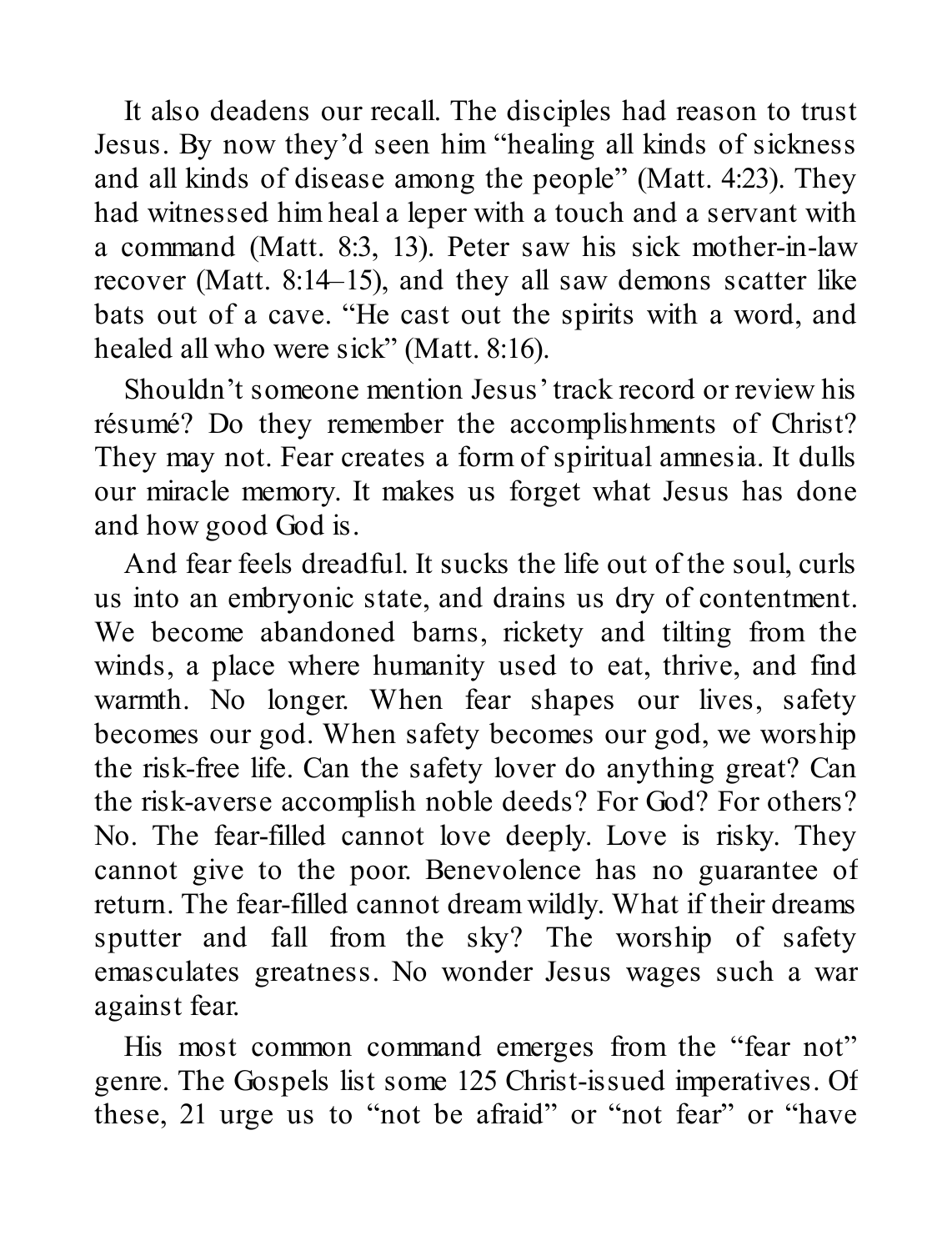It also deadens our recall. The disciples had reason to trust Jesus. By now they'd seen him "healing all kinds of sickness and all kinds of disease among the people" (Matt. 4:23). They had witnessed him heal a leper with a touch and a servant with a command (Matt. 8:3, 13). Peter saw his sick mother-in-law recover (Matt. 8:14–15), and they all saw demons scatter like bats out of a cave. "He cast out the spirits with a word, and healed all who were sick" (Matt. 8:16).

Shouldn't someone mention Jesus' track record or review his résumé? Do they remember the accomplishments of Christ? They may not. Fear creates a form of spiritual amnesia. It dulls our miracle memory. It makes us forget what Jesus has done and how good God is.

And fear feels dreadful. It sucks the life out of the soul, curls us into an embryonic state, and drains us dry of contentment. We become abandoned barns, rickety and tilting from the winds, a place where humanity used to eat, thrive, and find warmth. No longer. When fear shapes our lives, safety becomes our god. When safety becomes our god, we worship the risk-free life. Can the safety lover do anything great? Can the risk-averse accomplish noble deeds? For God? For others? No. The fear-filled cannot love deeply. Love is risky. They cannot give to the poor. Benevolence has no guarantee of return. The fear-filled cannot dream wildly. What if their dreams sputter and fall from the sky? The worship of safety emasculates greatness. No wonder Jesus wages such a war against fear.

His most common command emerges from the "fear not" genre. The Gospels list some 125 Christ-issued imperatives. Of these, 21 urge us to "not be afraid" or "not fear" or "have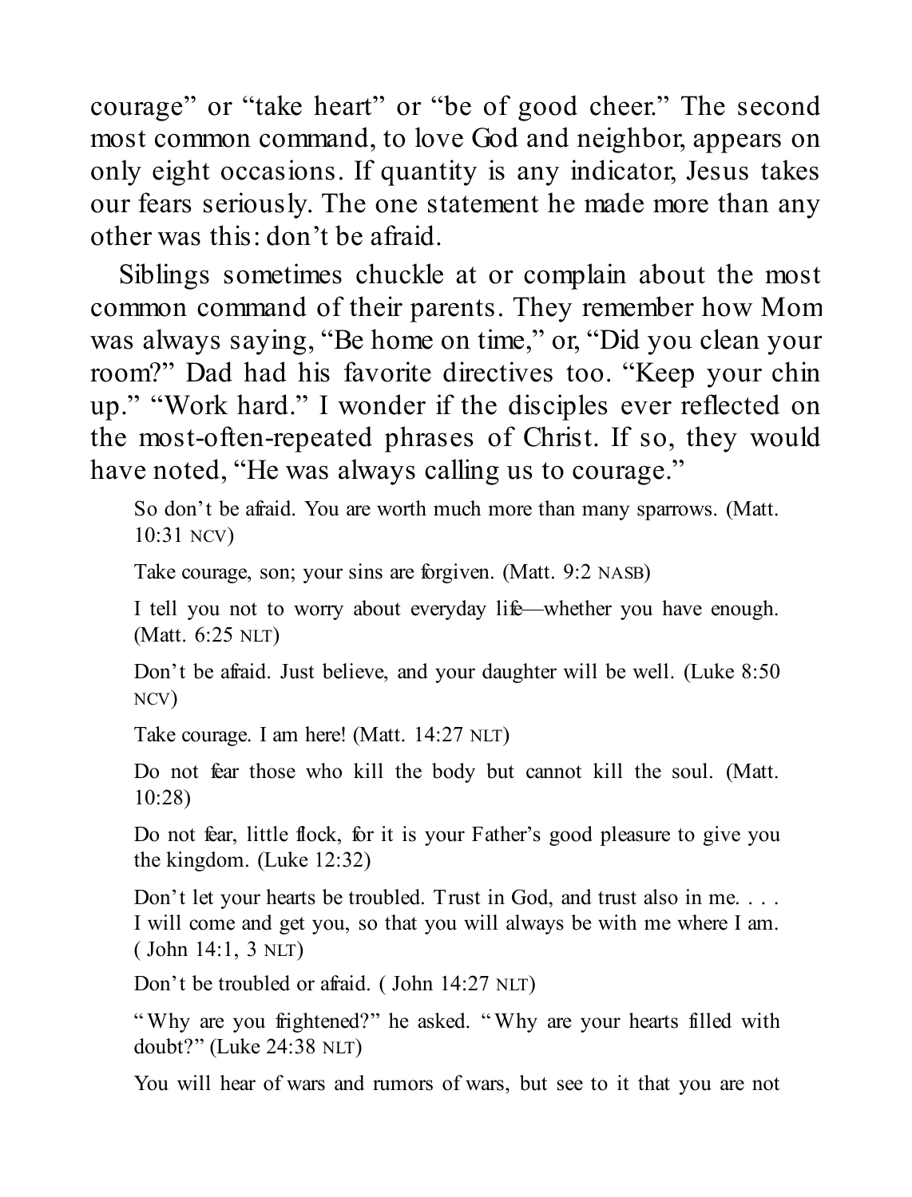courage" or "take heart" or "be of good cheer." The second most common command, to love God and neighbor, appears on only eight occasions. If quantity is any indicator, Jesus takes our fears seriously. The one statement he made more than any other was this: don't be afraid.

Siblings sometimes chuckle at or complain about the most common command of their parents. They remember how Mom was always saying, "Be home on time," or, "Did you clean your room?" Dad had his favorite directives too. "Keep your chin up." "Work hard." I wonder if the disciples ever reflected on the most-often-repeated phrases of Christ. If so, they would have noted, "He was always calling us to courage."

> So don't be afraid. You are worth much more than many sparrows. (Matt. 10:31 NCV)
>
> Take courage, son; your sins are forgiven. (Matt. 9:2 NASB)
>
> I tell you not to worry about everyday life—whether you have enough. (Matt. 6:25 NLT)
>
> Don't be afraid. Just believe, and your daughter will be well. (Luke 8:50 NCV)
>
> Take courage. I am here! (Matt. 14:27 NLT)
>
> Do not fear those who kill the body but cannot kill the soul. (Matt. 10:28)
>
> Do not fear, little flock, for it is your Father's good pleasure to give you the kingdom. (Luke 12:32)
>
> Don't let your hearts be troubled. Trust in God, and trust also in me. . . . I will come and get you, so that you will always be with me where I am. (John 14:1, 3 NLT)
>
> Don't be troubled or afraid. (John 14:27 NLT)
>
> "Why are you frightened?" he asked. "Why are your hearts filled with doubt?" (Luke 24:38 NLT)
>
> You will hear of wars and rumors of wars, but see to it that you are not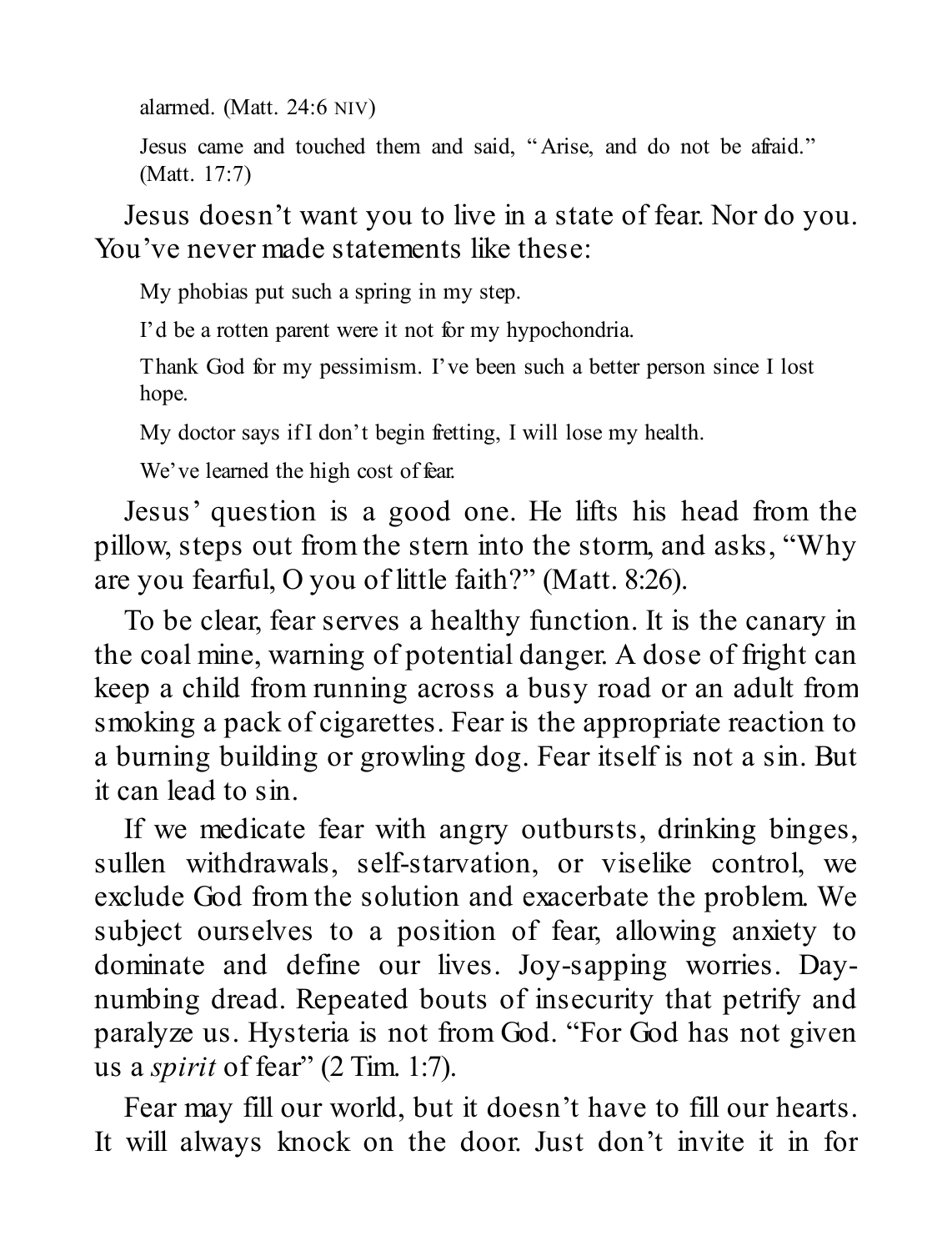alarmed. (Matt. 24:6 NIV)

> Jesus came and touched them and said, "Arise, and do not be afraid." (Matt. 17:7)

Jesus doesn't want you to live in a state of fear. Nor do you. You've never made statements like these:

> My phobias put such a spring in my step.
>
> I'd be a rotten parent were it not for my hypochondria.
>
> Thank God for my pessimism. I've been such a better person since I lost hope.
>
> My doctor says if I don't begin fretting, I will lose my health.
>
> We've learned the high cost of fear.

Jesus' question is a good one. He lifts his head from the pillow, steps out from the stern into the storm, and asks, "Why are you fearful, O you of little faith?" (Matt. 8:26).

To be clear, fear serves a healthy function. It is the canary in the coal mine, warning of potential danger. A dose of fright can keep a child from running across a busy road or an adult from smoking a pack of cigarettes. Fear is the appropriate reaction to a burning building or growling dog. Fear itself is not a sin. But it can lead to sin.

If we medicate fear with angry outbursts, drinking binges, sullen withdrawals, self-starvation, or viselike control, we exclude God from the solution and exacerbate the problem. We subject ourselves to a position of fear, allowing anxiety to dominate and define our lives. Joy-sapping worries. Day-numbing dread. Repeated bouts of insecurity that petrify and paralyze us. Hysteria is not from God. "For God has not given us a *spirit* of fear" (2 Tim. 1:7).

Fear may fill our world, but it doesn't have to fill our hearts. It will always knock on the door. Just don't invite it in for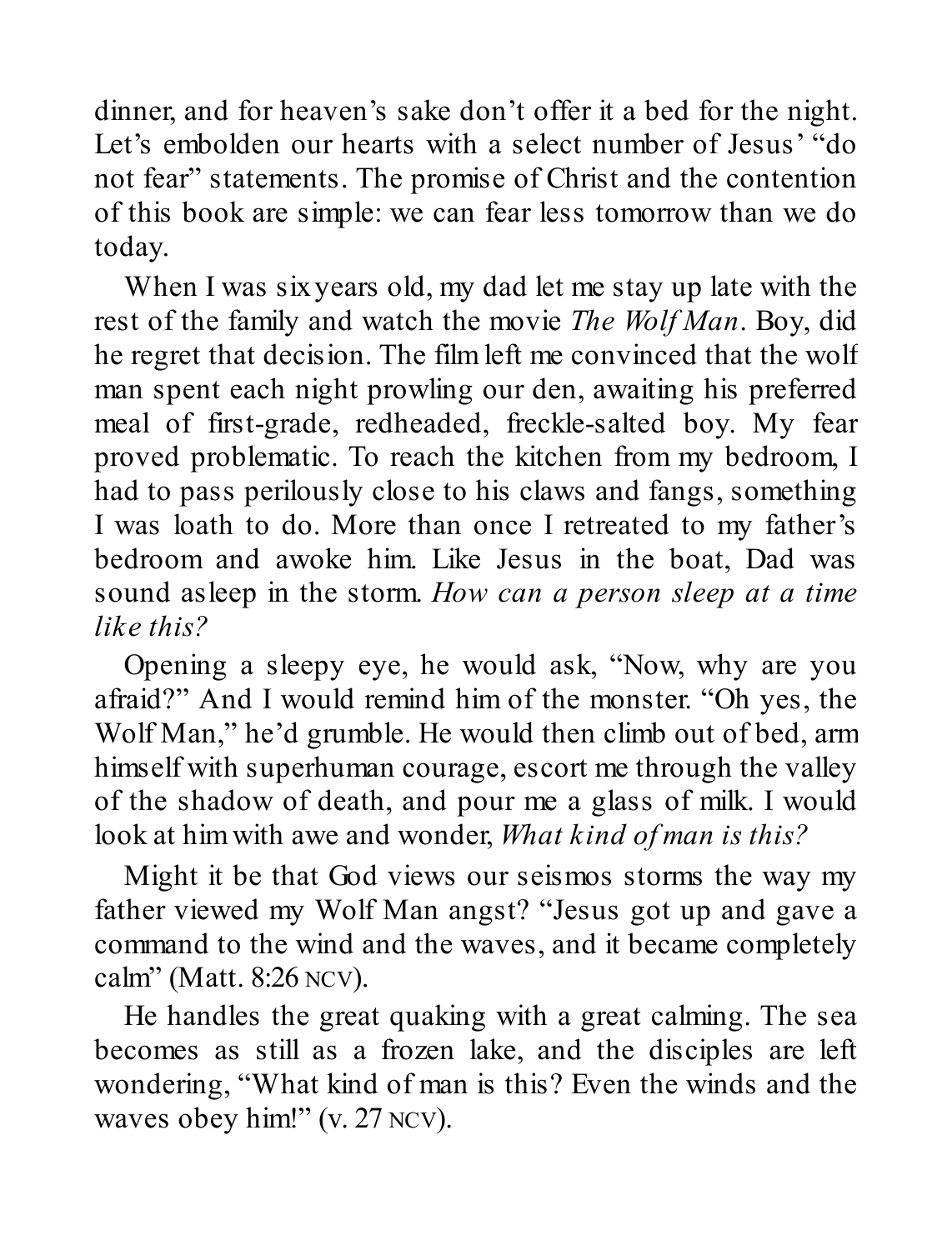dinner, and for heaven's sake don't offer it a bed for the night. Let's embolden our hearts with a select number of Jesus' "do not fear" statements. The promise of Christ and the contention of this book are simple: we can fear less tomorrow than we do today.

When I was six years old, my dad let me stay up late with the rest of the family and watch the movie *The Wolf Man*. Boy, did he regret that decision. The film left me convinced that the wolf man spent each night prowling our den, awaiting his preferred meal of first-grade, redheaded, freckle-salted boy. My fear proved problematic. To reach the kitchen from my bedroom, I had to pass perilously close to his claws and fangs, something I was loath to do. More than once I retreated to my father's bedroom and awoke him. Like Jesus in the boat, Dad was sound asleep in the storm. *How can a person sleep at a time like this?*

Opening a sleepy eye, he would ask, "Now, why are you afraid?" And I would remind him of the monster. "Oh yes, the Wolf Man," he'd grumble. He would then climb out of bed, arm himself with superhuman courage, escort me through the valley of the shadow of death, and pour me a glass of milk. I would look at him with awe and wonder, *What kind of man is this?*

Might it be that God views our seismos storms the way my father viewed my Wolf Man angst? "Jesus got up and gave a command to the wind and the waves, and it became completely calm" (Matt. 8:26 NCV).

He handles the great quaking with a great calming. The sea becomes as still as a frozen lake, and the disciples are left wondering, "What kind of man is this? Even the winds and the waves obey him!" (v. 27 NCV).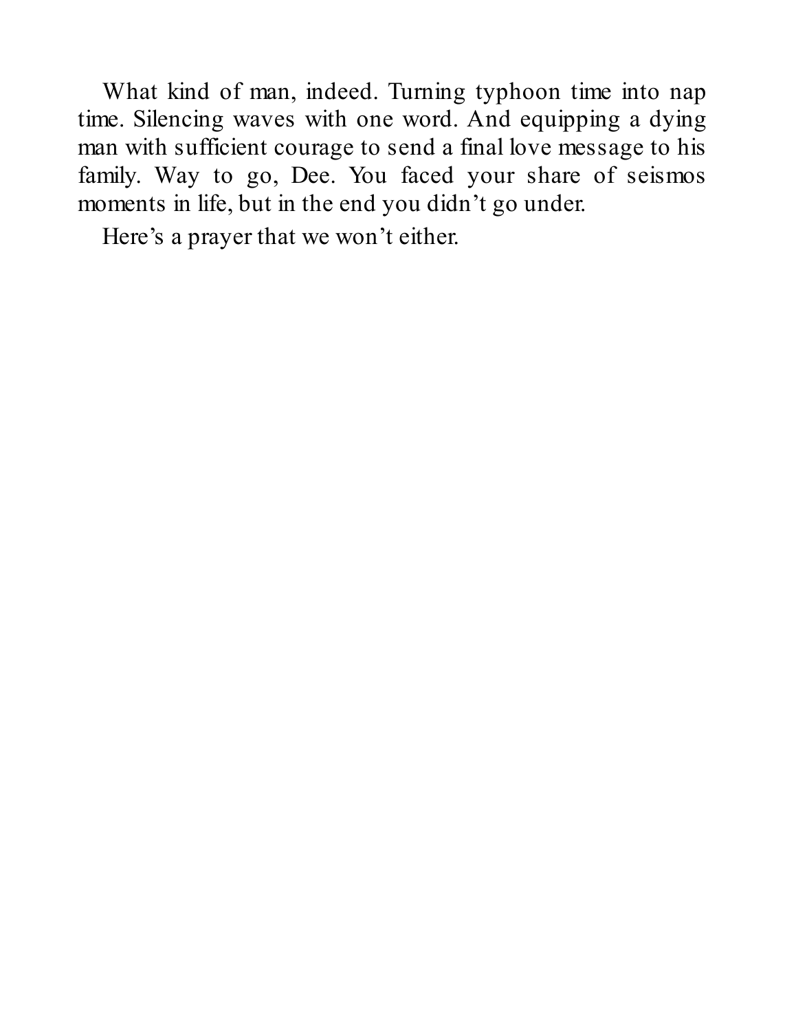What kind of man, indeed. Turning typhoon time into nap time. Silencing waves with one word. And equipping a dying man with sufficient courage to send a final love message to his family. Way to go, Dee. You faced your share of seismos moments in life, but in the end you didn't go under.

Here's a prayer that we won't either.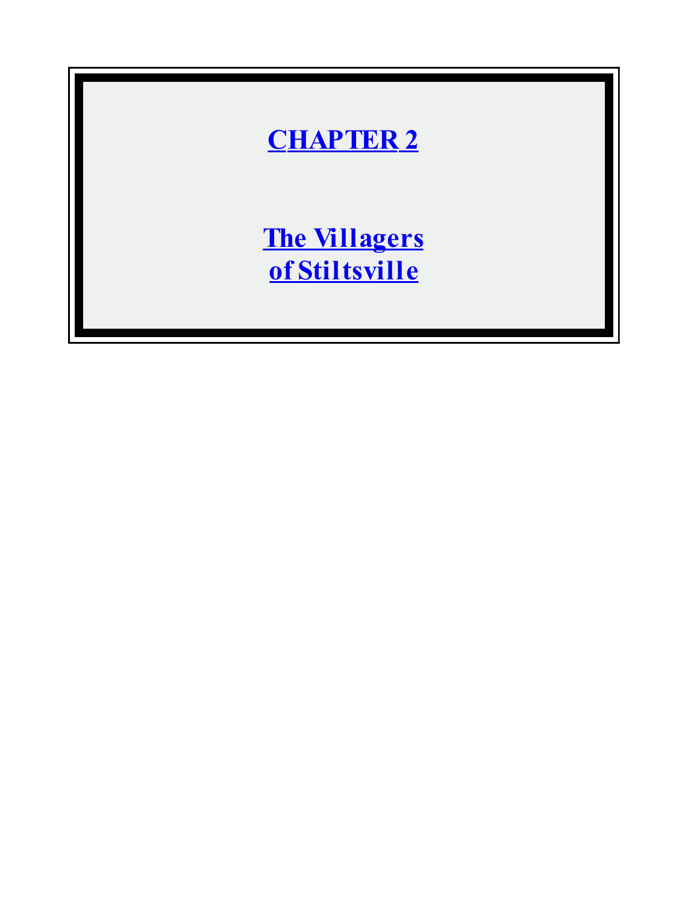# CHAPTER 2

## The Villagers of Stiltsville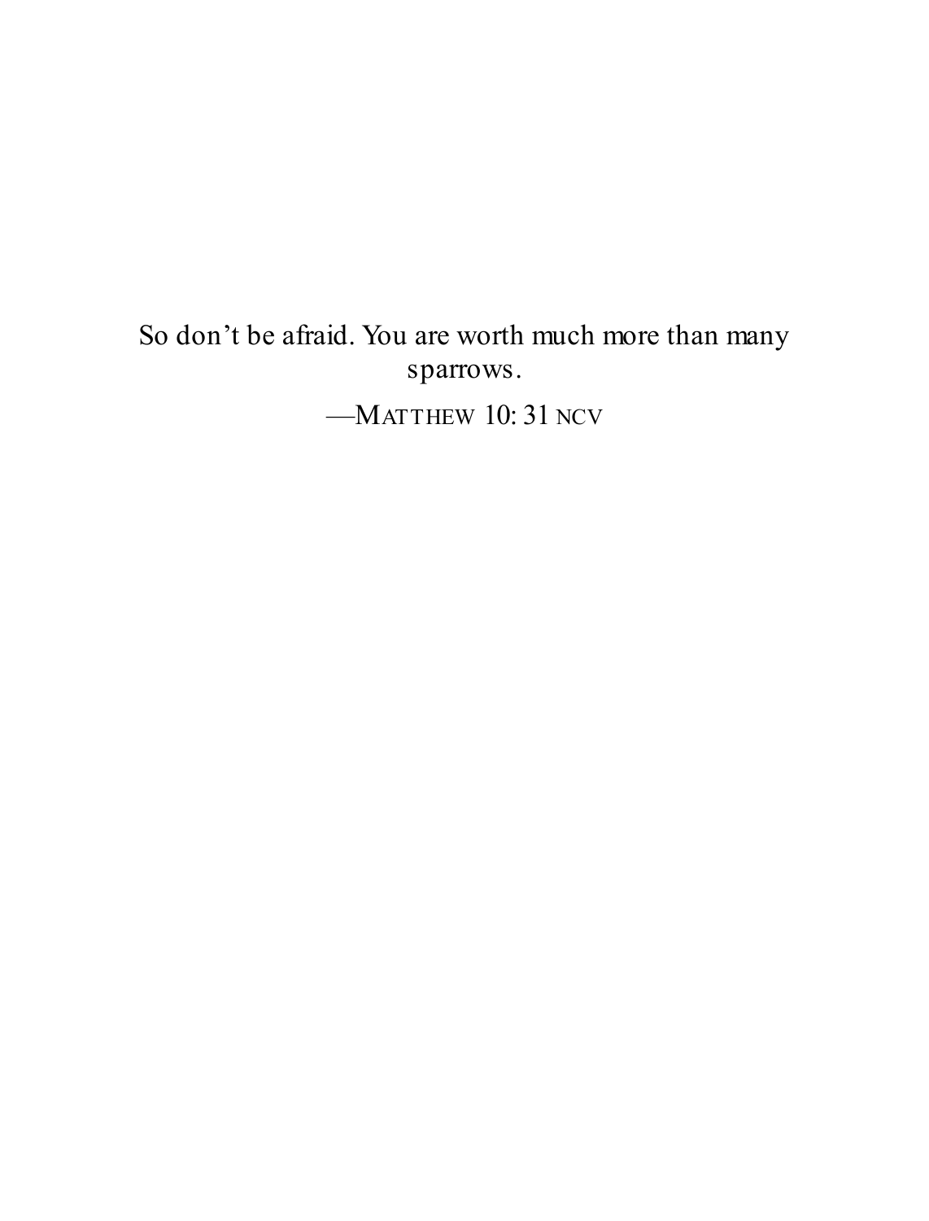So don't be afraid. You are worth much more than many sparrows.

—MATTHEW 10: 31 NCV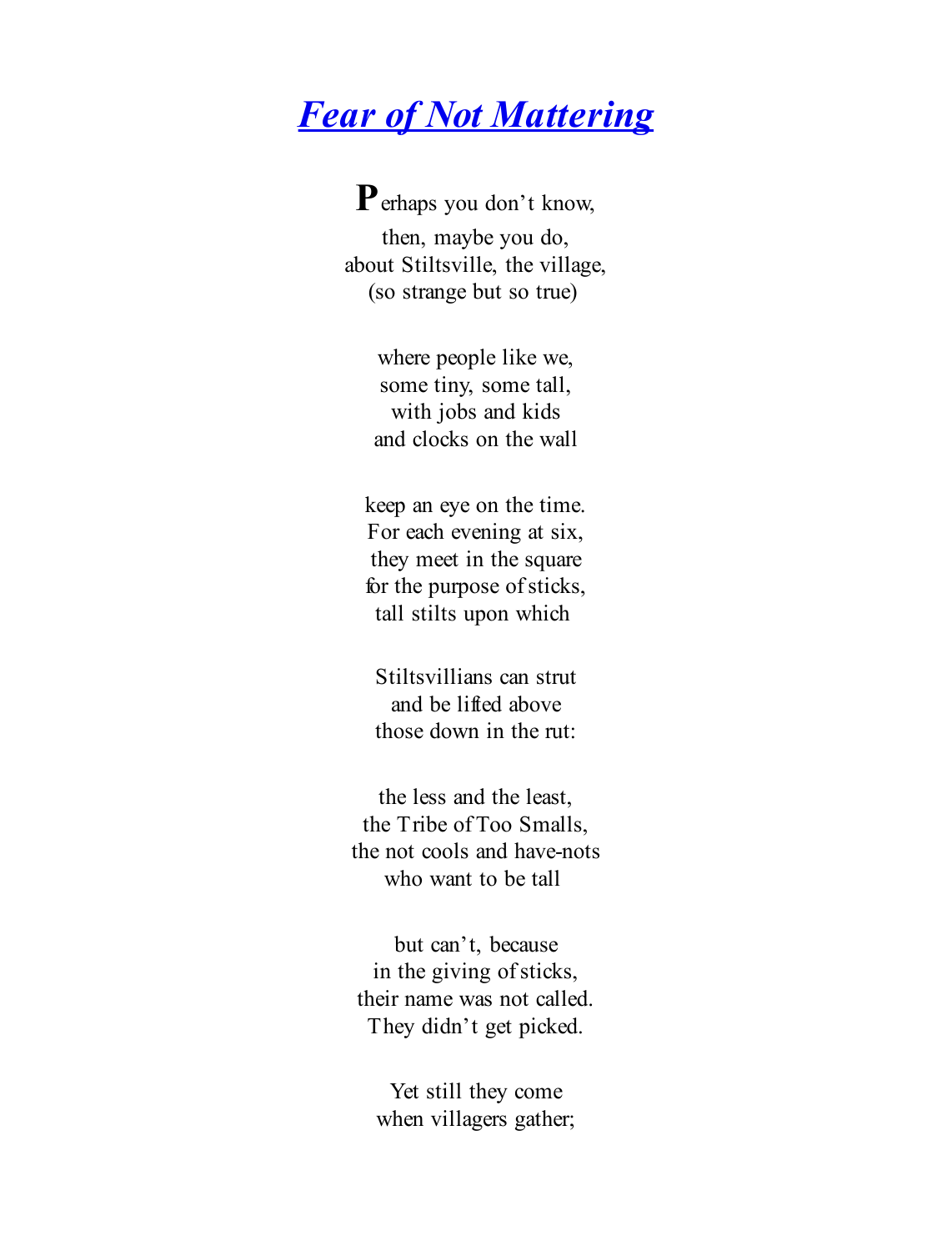# *Fear of Not Mattering*

Perhaps you don't know,  
then, maybe you do,  
about Stiltsville, the village,  
(so strange but so true)

where people like we,  
some tiny, some tall,  
with jobs and kids  
and clocks on the wall

keep an eye on the time.  
For each evening at six,  
they meet in the square  
for the purpose of sticks,  
tall stilts upon which

Stiltsvillians can strut  
and be lifted above  
those down in the rut:

the less and the least,  
the Tribe of Too Smalls,  
the not cools and have-nots  
who want to be tall

but can't, because  
in the giving of sticks,  
their name was not called.  
They didn't get picked.

Yet still they come  
when villagers gather;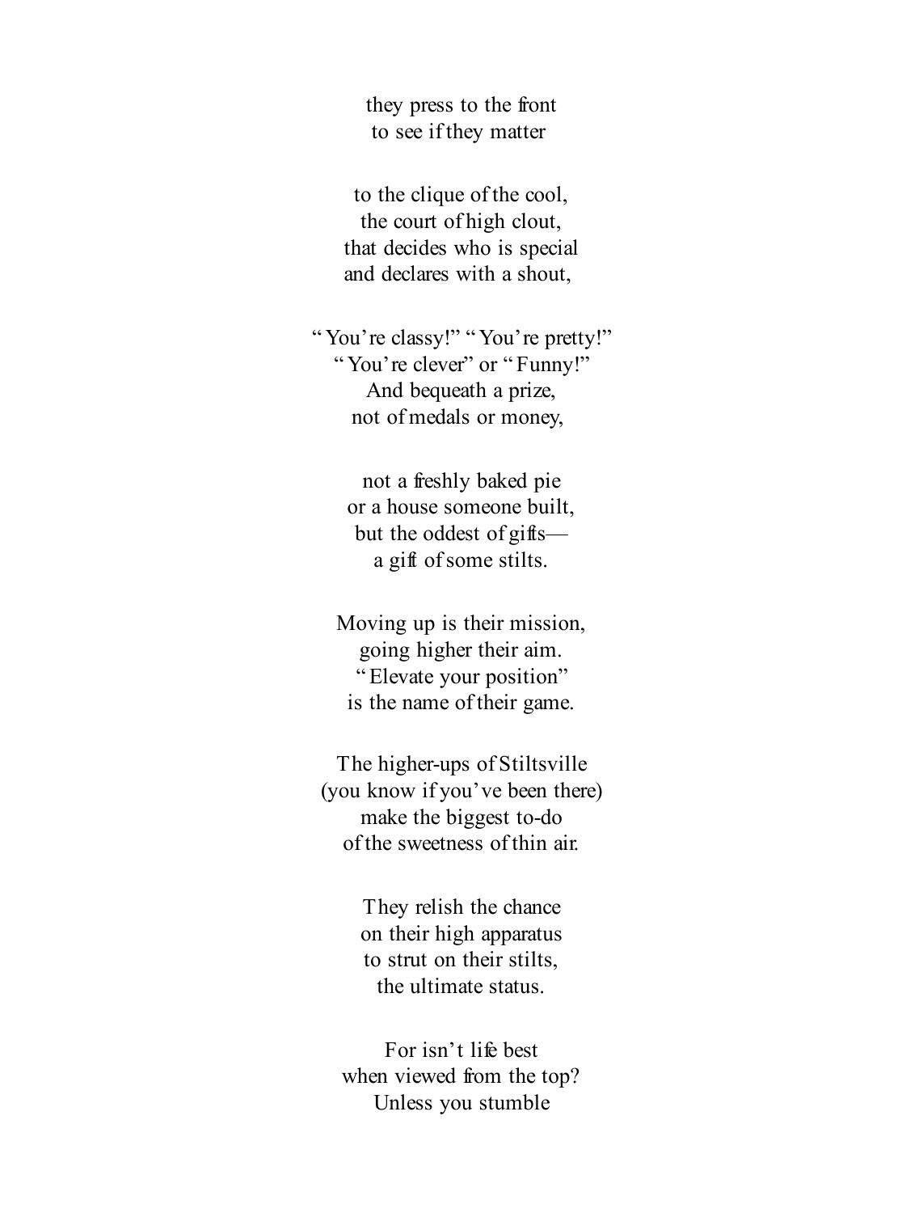they press to the front
to see if they matter

to the clique of the cool,
the court of high clout,
that decides who is special
and declares with a shout,

"You're classy!" "You're pretty!"
"You're clever" or "Funny!"
And bequeath a prize,
not of medals or money,

not a freshly baked pie
or a house someone built,
but the oddest of gifts—
a gift of some stilts.

Moving up is their mission,
going higher their aim.
"Elevate your position"
is the name of their game.

The higher-ups of Stiltsville
(you know if you've been there)
make the biggest to-do
of the sweetness of thin air.

They relish the chance
on their high apparatus
to strut on their stilts,
the ultimate status.

For isn't life best
when viewed from the top?
Unless you stumble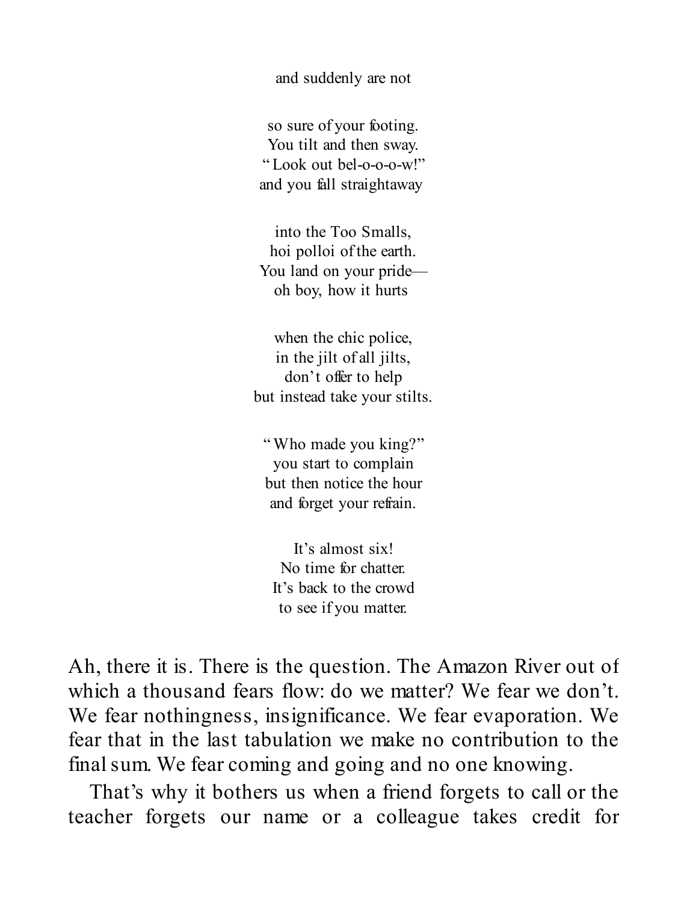and suddenly are not

so sure of your footing.  
You tilt and then sway.  
"Look out bel-o-o-o-w!"  
and you fall straightaway

into the Too Smalls,  
hoi polloi of the earth.  
You land on your pride—  
oh boy, how it hurts

when the chic police,  
in the jilt of all jilts,  
don't offer to help  
but instead take your stilts.

"Who made you king?"  
you start to complain  
but then notice the hour  
and forget your refrain.

It's almost six!  
No time for chatter.  
It's back to the crowd  
to see if you matter.

Ah, there it is. There is the question. The Amazon River out of which a thousand fears flow: do we matter? We fear we don't. We fear nothingness, insignificance. We fear evaporation. We fear that in the last tabulation we make no contribution to the final sum. We fear coming and going and no one knowing.

That's why it bothers us when a friend forgets to call or the teacher forgets our name or a colleague takes credit for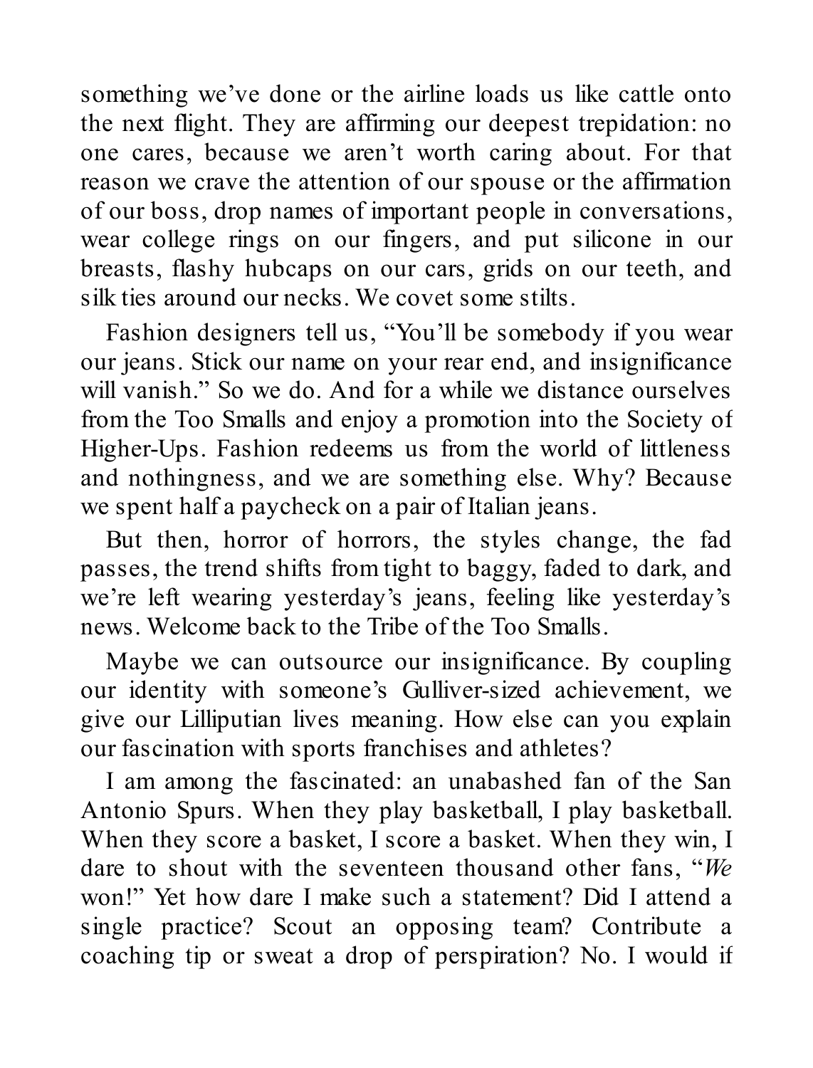something we've done or the airline loads us like cattle onto the next flight. They are affirming our deepest trepidation: no one cares, because we aren't worth caring about. For that reason we crave the attention of our spouse or the affirmation of our boss, drop names of important people in conversations, wear college rings on our fingers, and put silicone in our breasts, flashy hubcaps on our cars, grids on our teeth, and silk ties around our necks. We covet some stilts.

Fashion designers tell us, "You'll be somebody if you wear our jeans. Stick our name on your rear end, and insignificance will vanish." So we do. And for a while we distance ourselves from the Too Smalls and enjoy a promotion into the Society of Higher-Ups. Fashion redeems us from the world of littleness and nothingness, and we are something else. Why? Because we spent half a paycheck on a pair of Italian jeans.

But then, horror of horrors, the styles change, the fad passes, the trend shifts from tight to baggy, faded to dark, and we're left wearing yesterday's jeans, feeling like yesterday's news. Welcome back to the Tribe of the Too Smalls.

Maybe we can outsource our insignificance. By coupling our identity with someone's Gulliver-sized achievement, we give our Lilliputian lives meaning. How else can you explain our fascination with sports franchises and athletes?

I am among the fascinated: an unabashed fan of the San Antonio Spurs. When they play basketball, I play basketball. When they score a basket, I score a basket. When they win, I dare to shout with the seventeen thousand other fans, "*We* won!" Yet how dare I make such a statement? Did I attend a single practice? Scout an opposing team? Contribute a coaching tip or sweat a drop of perspiration? No. I would if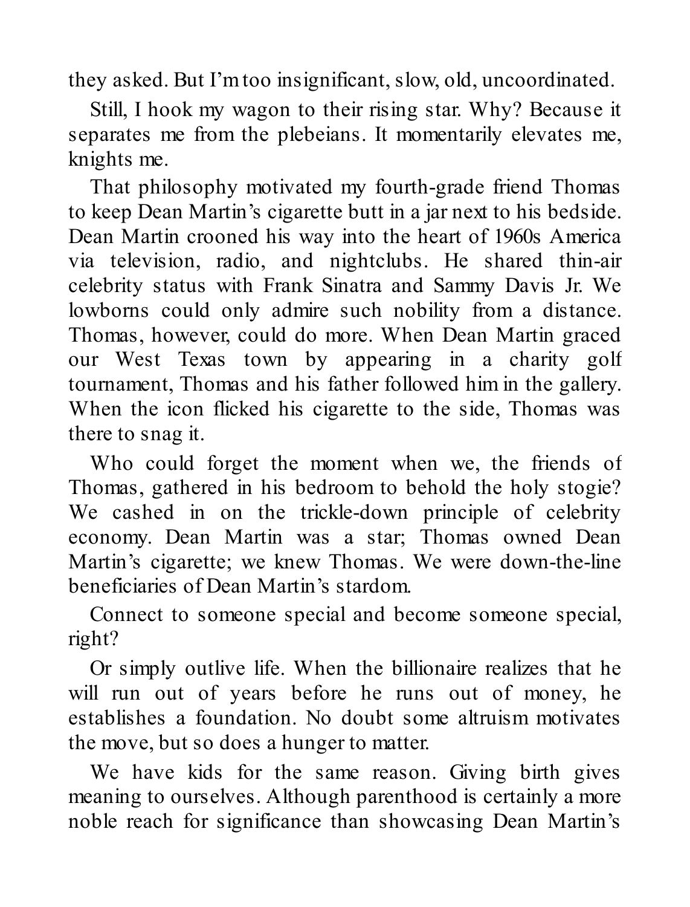they asked. But I'm too insignificant, slow, old, uncoordinated.

Still, I hook my wagon to their rising star. Why? Because it separates me from the plebeians. It momentarily elevates me, knights me.

That philosophy motivated my fourth-grade friend Thomas to keep Dean Martin's cigarette butt in a jar next to his bedside. Dean Martin crooned his way into the heart of 1960s America via television, radio, and nightclubs. He shared thin-air celebrity status with Frank Sinatra and Sammy Davis Jr. We lowborns could only admire such nobility from a distance. Thomas, however, could do more. When Dean Martin graced our West Texas town by appearing in a charity golf tournament, Thomas and his father followed him in the gallery. When the icon flicked his cigarette to the side, Thomas was there to snag it.

Who could forget the moment when we, the friends of Thomas, gathered in his bedroom to behold the holy stogie? We cashed in on the trickle-down principle of celebrity economy. Dean Martin was a star; Thomas owned Dean Martin's cigarette; we knew Thomas. We were down-the-line beneficiaries of Dean Martin's stardom.

Connect to someone special and become someone special, right?

Or simply outlive life. When the billionaire realizes that he will run out of years before he runs out of money, he establishes a foundation. No doubt some altruism motivates the move, but so does a hunger to matter.

We have kids for the same reason. Giving birth gives meaning to ourselves. Although parenthood is certainly a more noble reach for significance than showcasing Dean Martin's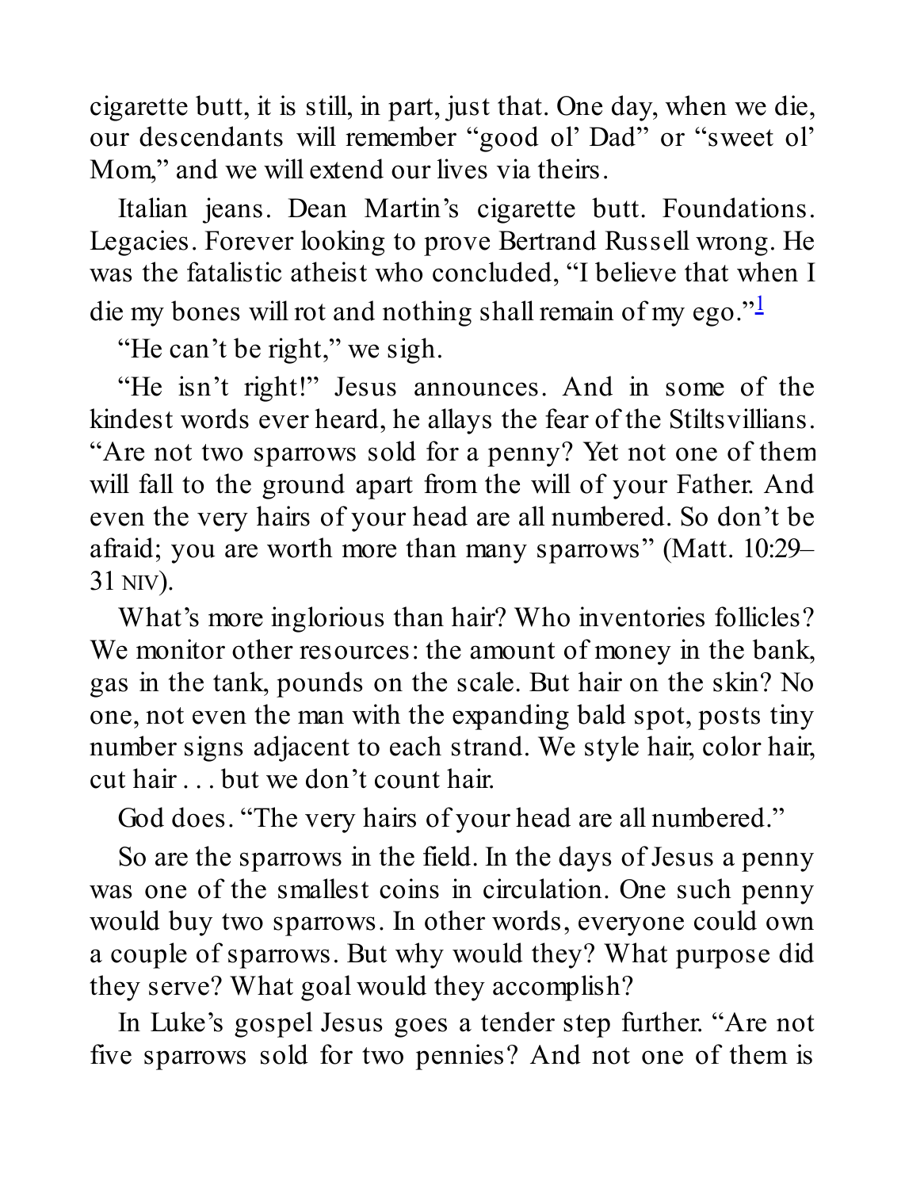cigarette butt, it is still, in part, just that. One day, when we die, our descendants will remember "good ol' Dad" or "sweet ol' Mom," and we will extend our lives via theirs.

Italian jeans. Dean Martin's cigarette butt. Foundations. Legacies. Forever looking to prove Bertrand Russell wrong. He was the fatalistic atheist who concluded, "I believe that when I die my bones will rot and nothing shall remain of my ego."[1]

"He can't be right," we sigh.

"He isn't right!" Jesus announces. And in some of the kindest words ever heard, he allays the fear of the Stiltsvillians. "Are not two sparrows sold for a penny? Yet not one of them will fall to the ground apart from the will of your Father. And even the very hairs of your head are all numbered. So don't be afraid; you are worth more than many sparrows" (Matt. 10:29–31 NIV).

What's more inglorious than hair? Who inventories follicles? We monitor other resources: the amount of money in the bank, gas in the tank, pounds on the scale. But hair on the skin? No one, not even the man with the expanding bald spot, posts tiny number signs adjacent to each strand. We style hair, color hair, cut hair . . . but we don't count hair.

God does. "The very hairs of your head are all numbered."

So are the sparrows in the field. In the days of Jesus a penny was one of the smallest coins in circulation. One such penny would buy two sparrows. In other words, everyone could own a couple of sparrows. But why would they? What purpose did they serve? What goal would they accomplish?

In Luke's gospel Jesus goes a tender step further. "Are not five sparrows sold for two pennies? And not one of them is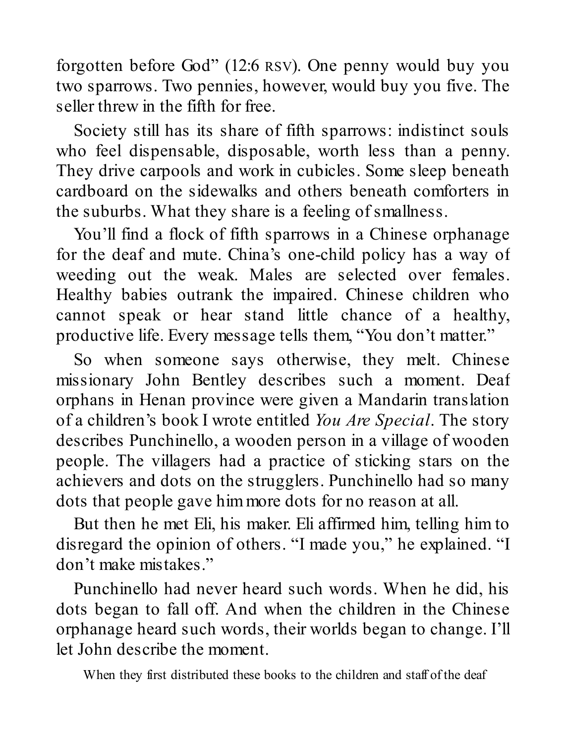forgotten before God" (12:6 RSV). One penny would buy you two sparrows. Two pennies, however, would buy you five. The seller threw in the fifth for free.

Society still has its share of fifth sparrows: indistinct souls who feel dispensable, disposable, worth less than a penny. They drive carpools and work in cubicles. Some sleep beneath cardboard on the sidewalks and others beneath comforters in the suburbs. What they share is a feeling of smallness.

You'll find a flock of fifth sparrows in a Chinese orphanage for the deaf and mute. China's one-child policy has a way of weeding out the weak. Males are selected over females. Healthy babies outrank the impaired. Chinese children who cannot speak or hear stand little chance of a healthy, productive life. Every message tells them, "You don't matter."

So when someone says otherwise, they melt. Chinese missionary John Bentley describes such a moment. Deaf orphans in Henan province were given a Mandarin translation of a children's book I wrote entitled *You Are Special*. The story describes Punchinello, a wooden person in a village of wooden people. The villagers had a practice of sticking stars on the achievers and dots on the strugglers. Punchinello had so many dots that people gave him more dots for no reason at all.

But then he met Eli, his maker. Eli affirmed him, telling him to disregard the opinion of others. "I made you," he explained. "I don't make mistakes."

Punchinello had never heard such words. When he did, his dots began to fall off. And when the children in the Chinese orphanage heard such words, their worlds began to change. I'll let John describe the moment.

> When they first distributed these books to the children and staff of the deaf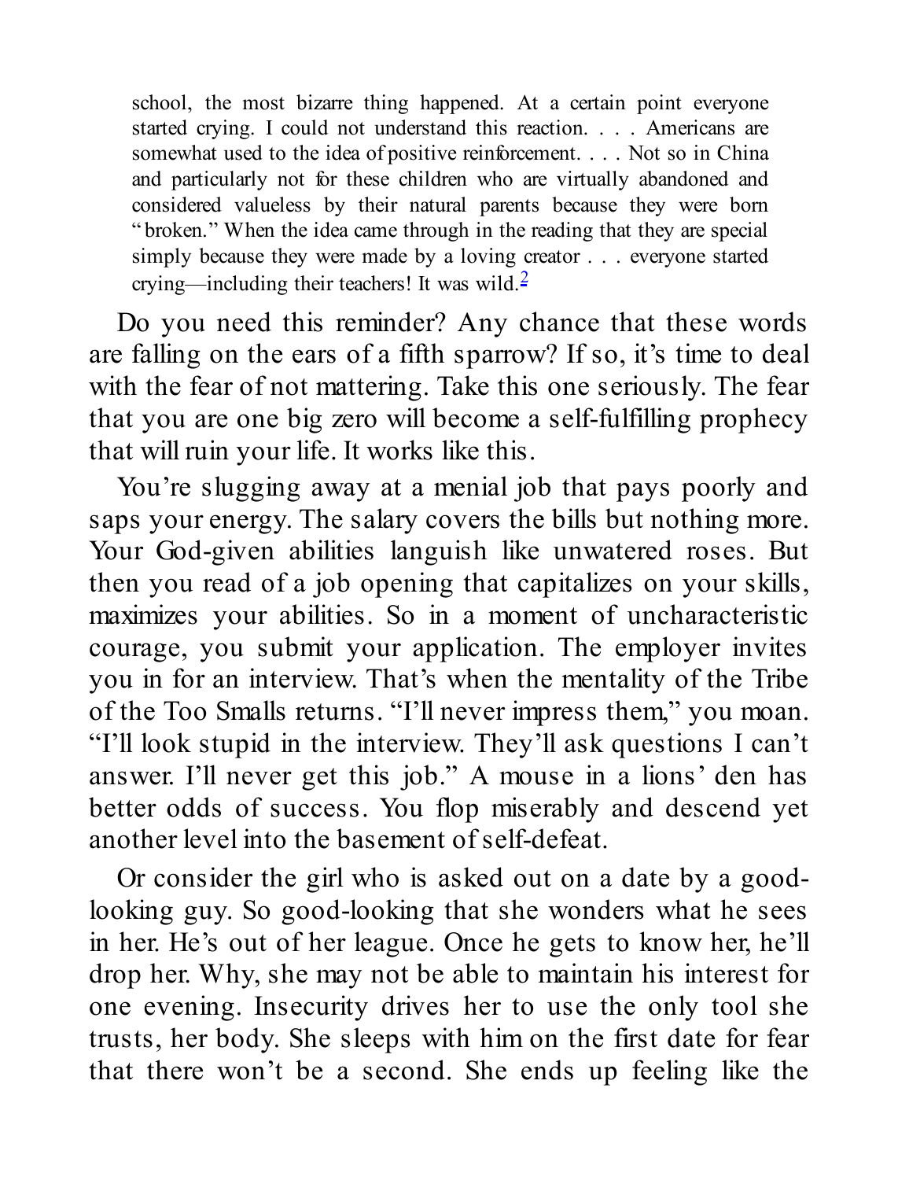> school, the most bizarre thing happened. At a certain point everyone started crying. I could not understand this reaction. . . . Americans are somewhat used to the idea of positive reinforcement. . . . Not so in China and particularly not for these children who are virtually abandoned and considered valueless by their natural parents because they were born "broken." When the idea came through in the reading that they are special simply because they were made by a loving creator . . . everyone started crying—including their teachers! It was wild.[2]

Do you need this reminder? Any chance that these words are falling on the ears of a fifth sparrow? If so, it's time to deal with the fear of not mattering. Take this one seriously. The fear that you are one big zero will become a self-fulfilling prophecy that will ruin your life. It works like this.

You're slugging away at a menial job that pays poorly and saps your energy. The salary covers the bills but nothing more. Your God-given abilities languish like unwatered roses. But then you read of a job opening that capitalizes on your skills, maximizes your abilities. So in a moment of uncharacteristic courage, you submit your application. The employer invites you in for an interview. That's when the mentality of the Tribe of the Too Smalls returns. "I'll never impress them," you moan. "I'll look stupid in the interview. They'll ask questions I can't answer. I'll never get this job." A mouse in a lions' den has better odds of success. You flop miserably and descend yet another level into the basement of self-defeat.

Or consider the girl who is asked out on a date by a good-looking guy. So good-looking that she wonders what he sees in her. He's out of her league. Once he gets to know her, he'll drop her. Why, she may not be able to maintain his interest for one evening. Insecurity drives her to use the only tool she trusts, her body. She sleeps with him on the first date for fear that there won't be a second. She ends up feeling like the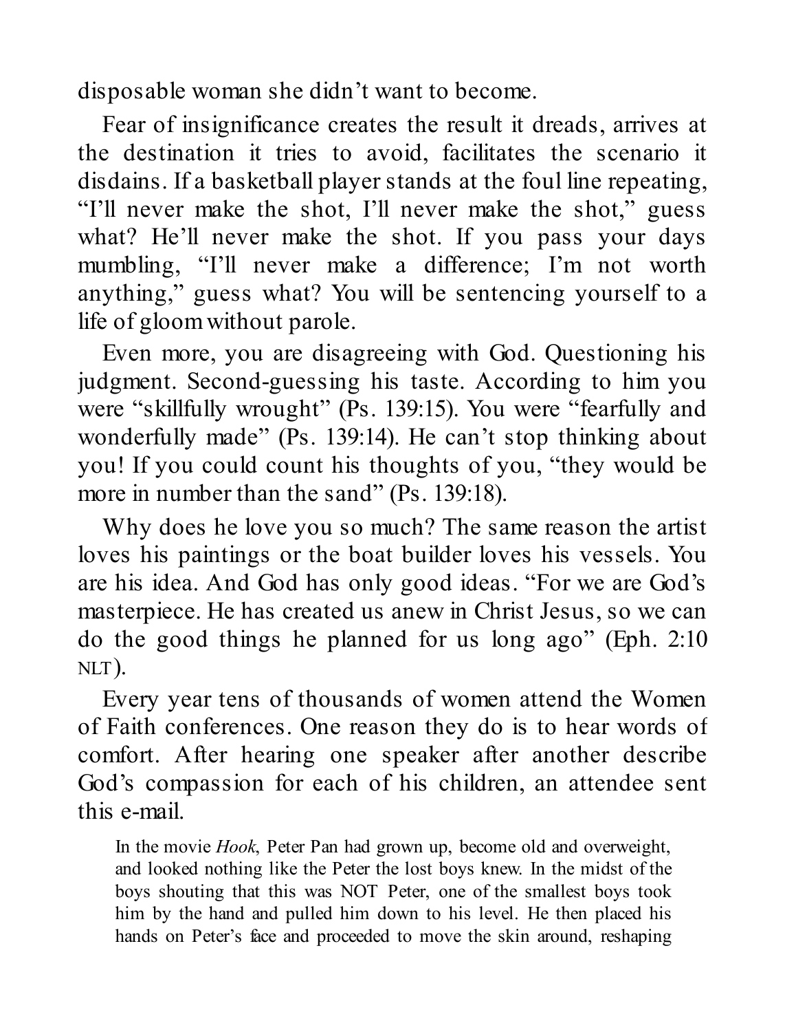disposable woman she didn't want to become.

Fear of insignificance creates the result it dreads, arrives at the destination it tries to avoid, facilitates the scenario it disdains. If a basketball player stands at the foul line repeating, "I'll never make the shot, I'll never make the shot," guess what? He'll never make the shot. If you pass your days mumbling, "I'll never make a difference; I'm not worth anything," guess what? You will be sentencing yourself to a life of gloom without parole.

Even more, you are disagreeing with God. Questioning his judgment. Second-guessing his taste. According to him you were "skillfully wrought" (Ps. 139:15). You were "fearfully and wonderfully made" (Ps. 139:14). He can't stop thinking about you! If you could count his thoughts of you, "they would be more in number than the sand" (Ps. 139:18).

Why does he love you so much? The same reason the artist loves his paintings or the boat builder loves his vessels. You are his idea. And God has only good ideas. "For we are God's masterpiece. He has created us anew in Christ Jesus, so we can do the good things he planned for us long ago" (Eph. 2:10 NLT).

Every year tens of thousands of women attend the Women of Faith conferences. One reason they do is to hear words of comfort. After hearing one speaker after another describe God's compassion for each of his children, an attendee sent this e-mail.

> In the movie *Hook*, Peter Pan had grown up, become old and overweight, and looked nothing like the Peter the lost boys knew. In the midst of the boys shouting that this was NOT Peter, one of the smallest boys took him by the hand and pulled him down to his level. He then placed his hands on Peter's face and proceeded to move the skin around, reshaping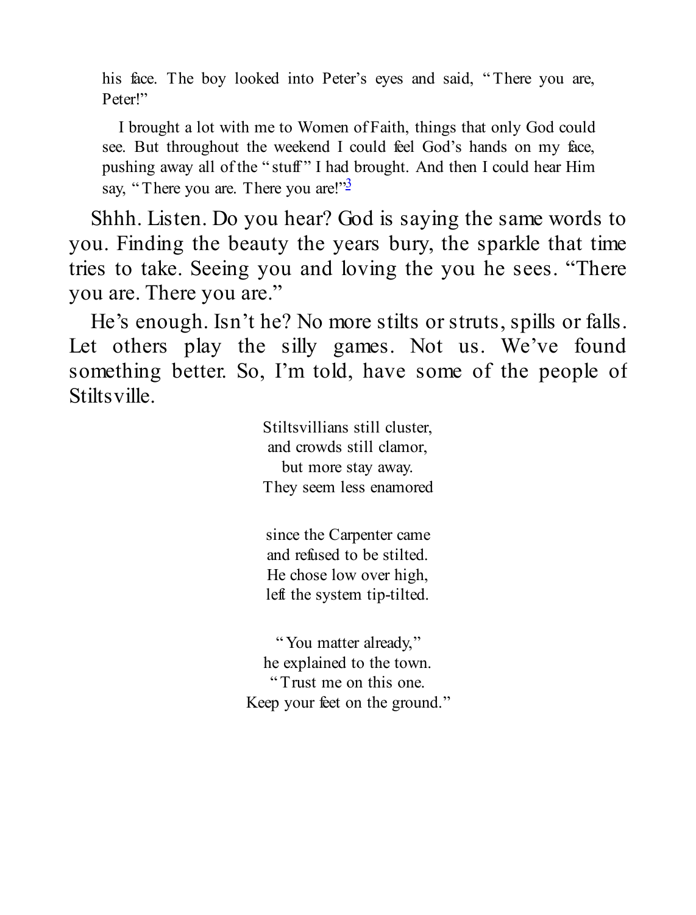> his face. The boy looked into Peter's eyes and said, "There you are, Peter!"
>
> I brought a lot with me to Women of Faith, things that only God could see. But throughout the weekend I could feel God's hands on my face, pushing away all of the "stuff" I had brought. And then I could hear Him say, "There you are. There you are!"[3]

Shhh. Listen. Do you hear? God is saying the same words to you. Finding the beauty the years bury, the sparkle that time tries to take. Seeing you and loving the you he sees. "There you are. There you are."

He's enough. Isn't he? No more stilts or struts, spills or falls. Let others play the silly games. Not us. We've found something better. So, I'm told, have some of the people of Stiltsville.

Stiltsvillians still cluster,
and crowds still clamor,
but more stay away.
They seem less enamored

since the Carpenter came
and refused to be stilted.
He chose low over high,
left the system tip-tilted.

"You matter already,"
he explained to the town.
"Trust me on this one.
Keep your feet on the ground."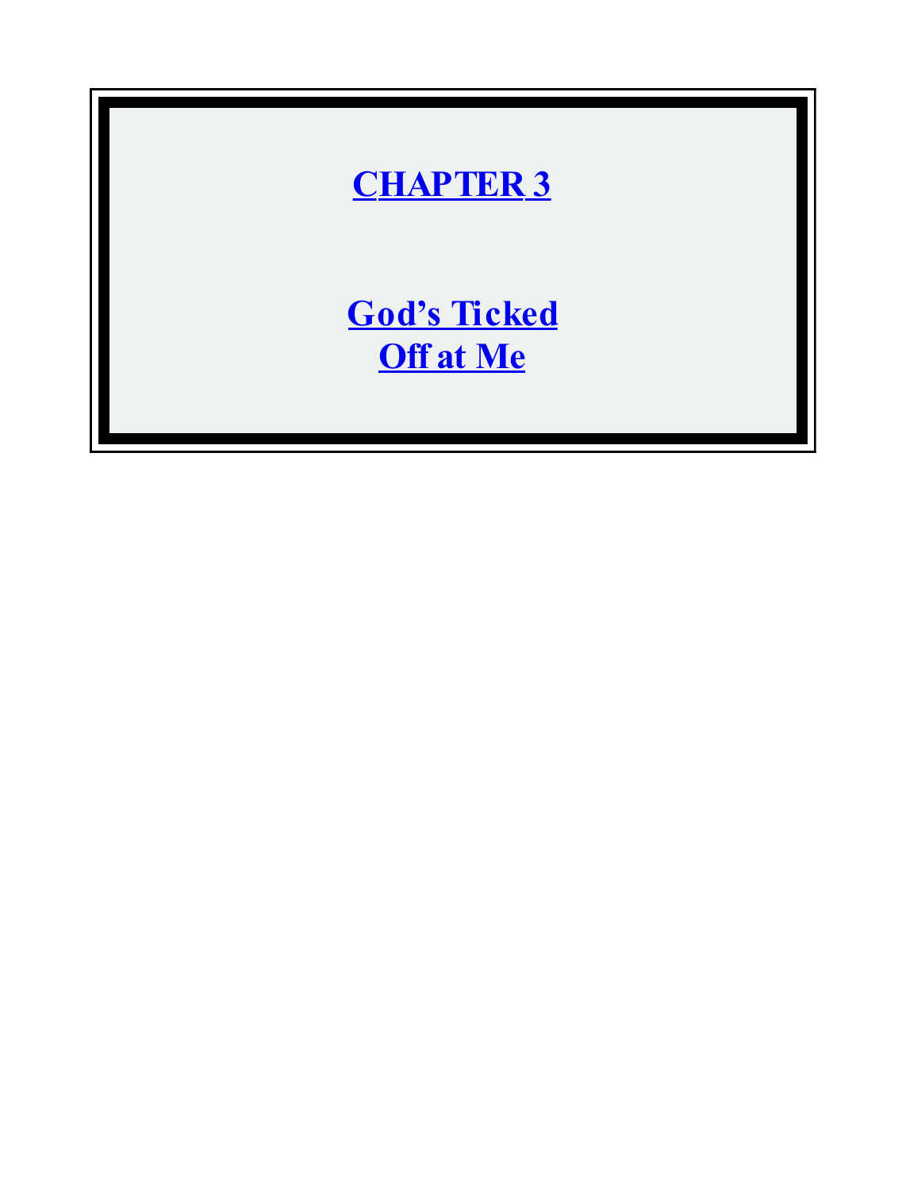# CHAPTER 3

## God's Ticked Off at Me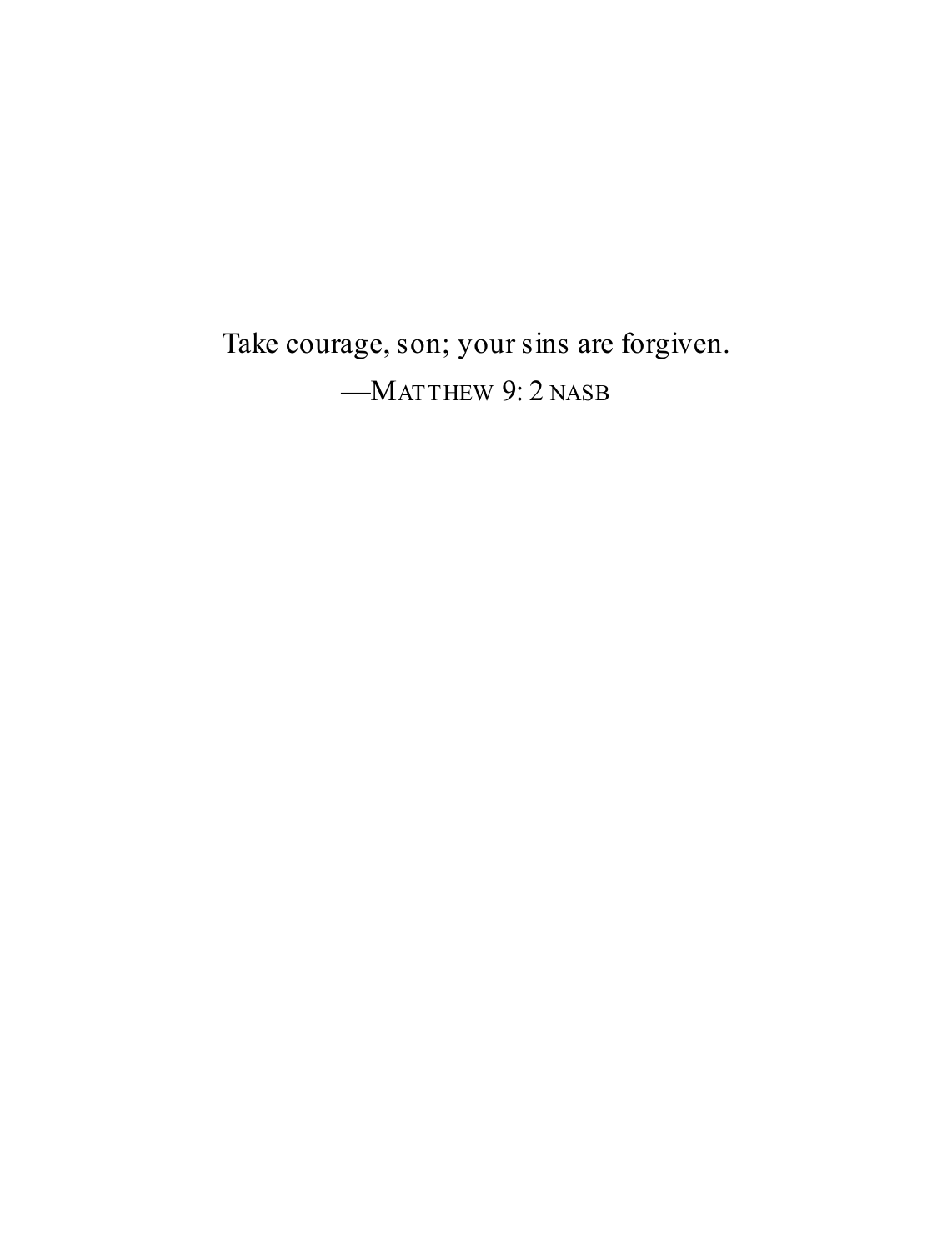Take courage, son; your sins are forgiven.

—MATTHEW 9: 2 NASB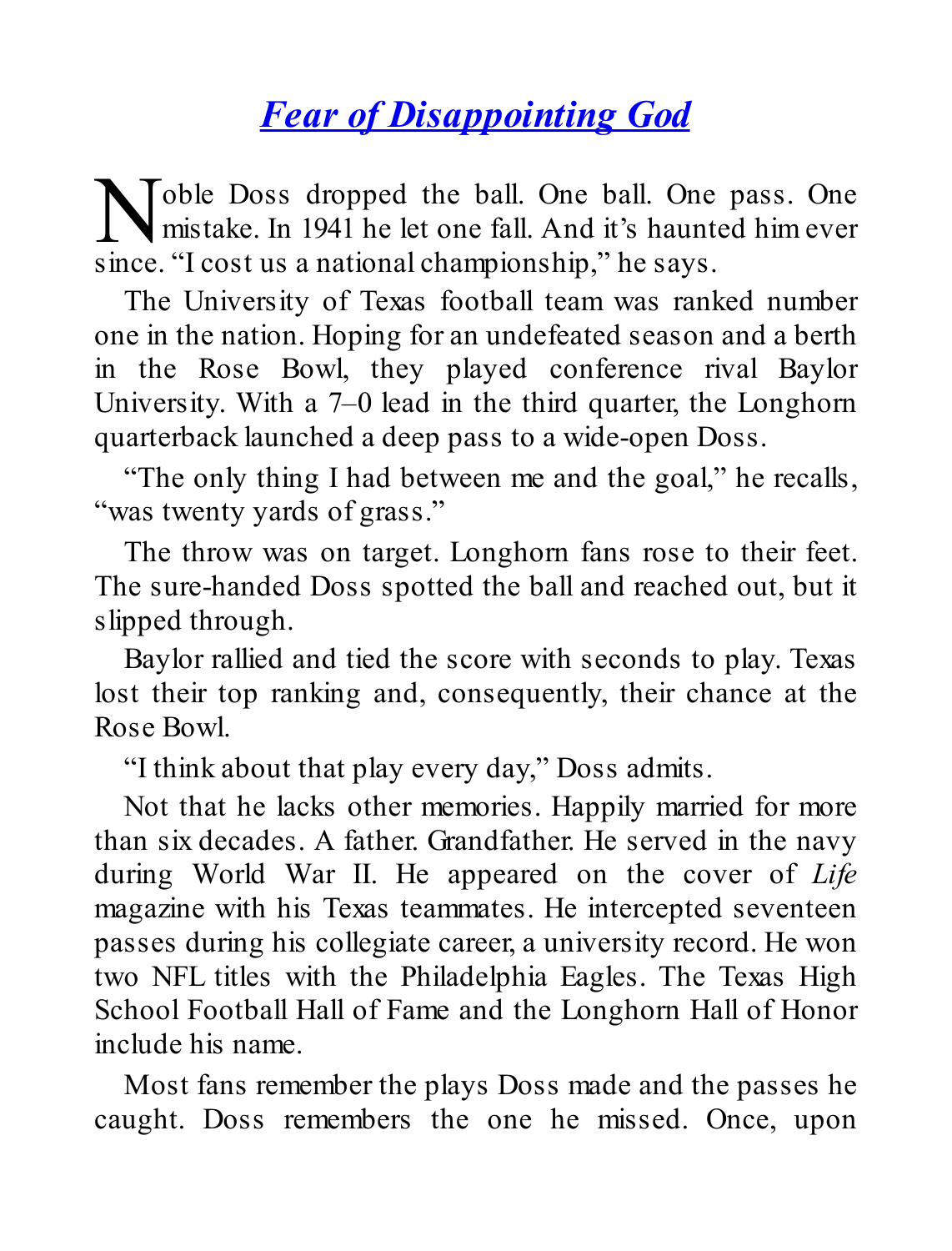# *Fear of Disappointing God*

Noble Doss dropped the ball. One ball. One pass. One mistake. In 1941 he let one fall. And it's haunted him ever since. "I cost us a national championship," he says.

The University of Texas football team was ranked number one in the nation. Hoping for an undefeated season and a berth in the Rose Bowl, they played conference rival Baylor University. With a 7–0 lead in the third quarter, the Longhorn quarterback launched a deep pass to a wide-open Doss.

"The only thing I had between me and the goal," he recalls, "was twenty yards of grass."

The throw was on target. Longhorn fans rose to their feet. The sure-handed Doss spotted the ball and reached out, but it slipped through.

Baylor rallied and tied the score with seconds to play. Texas lost their top ranking and, consequently, their chance at the Rose Bowl.

"I think about that play every day," Doss admits.

Not that he lacks other memories. Happily married for more than six decades. A father. Grandfather. He served in the navy during World War II. He appeared on the cover of *Life* magazine with his Texas teammates. He intercepted seventeen passes during his collegiate career, a university record. He won two NFL titles with the Philadelphia Eagles. The Texas High School Football Hall of Fame and the Longhorn Hall of Honor include his name.

Most fans remember the plays Doss made and the passes he caught. Doss remembers the one he missed. Once, upon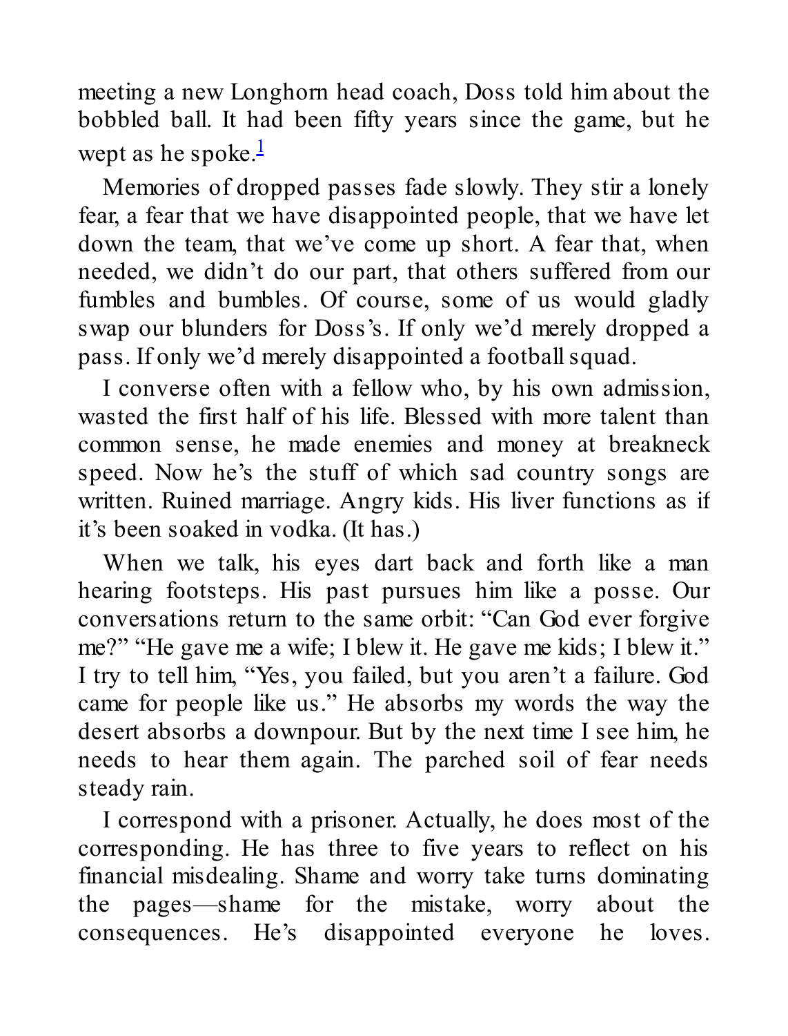meeting a new Longhorn head coach, Doss told him about the bobbled ball. It had been fifty years since the game, but he wept as he spoke.[1]

Memories of dropped passes fade slowly. They stir a lonely fear, a fear that we have disappointed people, that we have let down the team, that we've come up short. A fear that, when needed, we didn't do our part, that others suffered from our fumbles and bumbles. Of course, some of us would gladly swap our blunders for Doss's. If only we'd merely dropped a pass. If only we'd merely disappointed a football squad.

I converse often with a fellow who, by his own admission, wasted the first half of his life. Blessed with more talent than common sense, he made enemies and money at breakneck speed. Now he's the stuff of which sad country songs are written. Ruined marriage. Angry kids. His liver functions as if it's been soaked in vodka. (It has.)

When we talk, his eyes dart back and forth like a man hearing footsteps. His past pursues him like a posse. Our conversations return to the same orbit: "Can God ever forgive me?" "He gave me a wife; I blew it. He gave me kids; I blew it." I try to tell him, "Yes, you failed, but you aren't a failure. God came for people like us." He absorbs my words the way the desert absorbs a downpour. But by the next time I see him, he needs to hear them again. The parched soil of fear needs steady rain.

I correspond with a prisoner. Actually, he does most of the corresponding. He has three to five years to reflect on his financial misdealing. Shame and worry take turns dominating the pages—shame for the mistake, worry about the consequences. He's disappointed everyone he loves.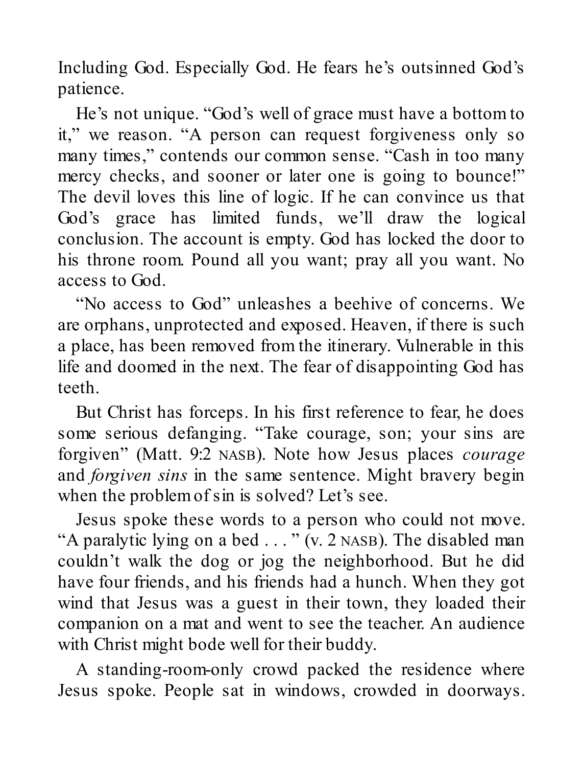Including God. Especially God. He fears he's outsinned God's patience.

He's not unique. "God's well of grace must have a bottom to it," we reason. "A person can request forgiveness only so many times," contends our common sense. "Cash in too many mercy checks, and sooner or later one is going to bounce!" The devil loves this line of logic. If he can convince us that God's grace has limited funds, we'll draw the logical conclusion. The account is empty. God has locked the door to his throne room. Pound all you want; pray all you want. No access to God.

"No access to God" unleashes a beehive of concerns. We are orphans, unprotected and exposed. Heaven, if there is such a place, has been removed from the itinerary. Vulnerable in this life and doomed in the next. The fear of disappointing God has teeth.

But Christ has forceps. In his first reference to fear, he does some serious defanging. "Take courage, son; your sins are forgiven" (Matt. 9:2 NASB). Note how Jesus places *courage* and *forgiven sins* in the same sentence. Might bravery begin when the problem of sin is solved? Let's see.

Jesus spoke these words to a person who could not move. "A paralytic lying on a bed . . . " (v. 2 NASB). The disabled man couldn't walk the dog or jog the neighborhood. But he did have four friends, and his friends had a hunch. When they got wind that Jesus was a guest in their town, they loaded their companion on a mat and went to see the teacher. An audience with Christ might bode well for their buddy.

A standing-room-only crowd packed the residence where Jesus spoke. People sat in windows, crowded in doorways.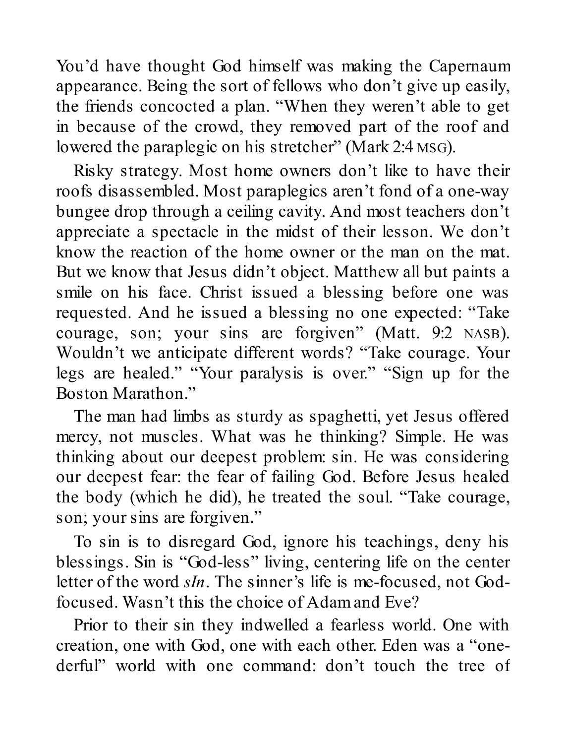You'd have thought God himself was making the Capernaum appearance. Being the sort of fellows who don't give up easily, the friends concocted a plan. "When they weren't able to get in because of the crowd, they removed part of the roof and lowered the paraplegic on his stretcher" (Mark 2:4 MSG).

Risky strategy. Most home owners don't like to have their roofs disassembled. Most paraplegics aren't fond of a one-way bungee drop through a ceiling cavity. And most teachers don't appreciate a spectacle in the midst of their lesson. We don't know the reaction of the home owner or the man on the mat. But we know that Jesus didn't object. Matthew all but paints a smile on his face. Christ issued a blessing before one was requested. And he issued a blessing no one expected: "Take courage, son; your sins are forgiven" (Matt. 9:2 NASB). Wouldn't we anticipate different words? "Take courage. Your legs are healed." "Your paralysis is over." "Sign up for the Boston Marathon."

The man had limbs as sturdy as spaghetti, yet Jesus offered mercy, not muscles. What was he thinking? Simple. He was thinking about our deepest problem: sin. He was considering our deepest fear: the fear of failing God. Before Jesus healed the body (which he did), he treated the soul. "Take courage, son; your sins are forgiven."

To sin is to disregard God, ignore his teachings, deny his blessings. Sin is "God-less" living, centering life on the center letter of the word *sIn*. The sinner's life is me-focused, not God-focused. Wasn't this the choice of Adam and Eve?

Prior to their sin they indwelled a fearless world. One with creation, one with God, one with each other. Eden was a "one-derful" world with one command: don't touch the tree of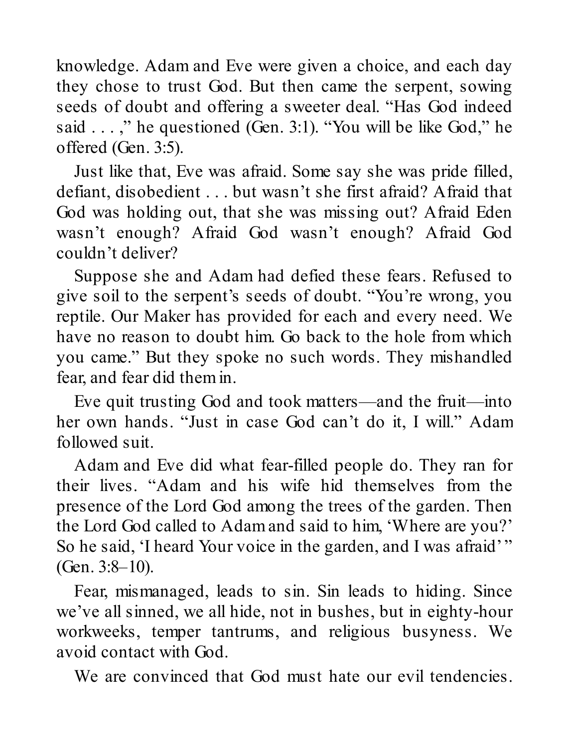knowledge. Adam and Eve were given a choice, and each day they chose to trust God. But then came the serpent, sowing seeds of doubt and offering a sweeter deal. "Has God indeed said . . . ," he questioned (Gen. 3:1). "You will be like God," he offered (Gen. 3:5).

Just like that, Eve was afraid. Some say she was pride filled, defiant, disobedient . . . but wasn't she first afraid? Afraid that God was holding out, that she was missing out? Afraid Eden wasn't enough? Afraid God wasn't enough? Afraid God couldn't deliver?

Suppose she and Adam had defied these fears. Refused to give soil to the serpent's seeds of doubt. "You're wrong, you reptile. Our Maker has provided for each and every need. We have no reason to doubt him. Go back to the hole from which you came." But they spoke no such words. They mishandled fear, and fear did them in.

Eve quit trusting God and took matters—and the fruit—into her own hands. "Just in case God can't do it, I will." Adam followed suit.

Adam and Eve did what fear-filled people do. They ran for their lives. "Adam and his wife hid themselves from the presence of the Lord God among the trees of the garden. Then the Lord God called to Adam and said to him, 'Where are you?' So he said, 'I heard Your voice in the garden, and I was afraid' " (Gen. 3:8–10).

Fear, mismanaged, leads to sin. Sin leads to hiding. Since we've all sinned, we all hide, not in bushes, but in eighty-hour workweeks, temper tantrums, and religious busyness. We avoid contact with God.

We are convinced that God must hate our evil tendencies.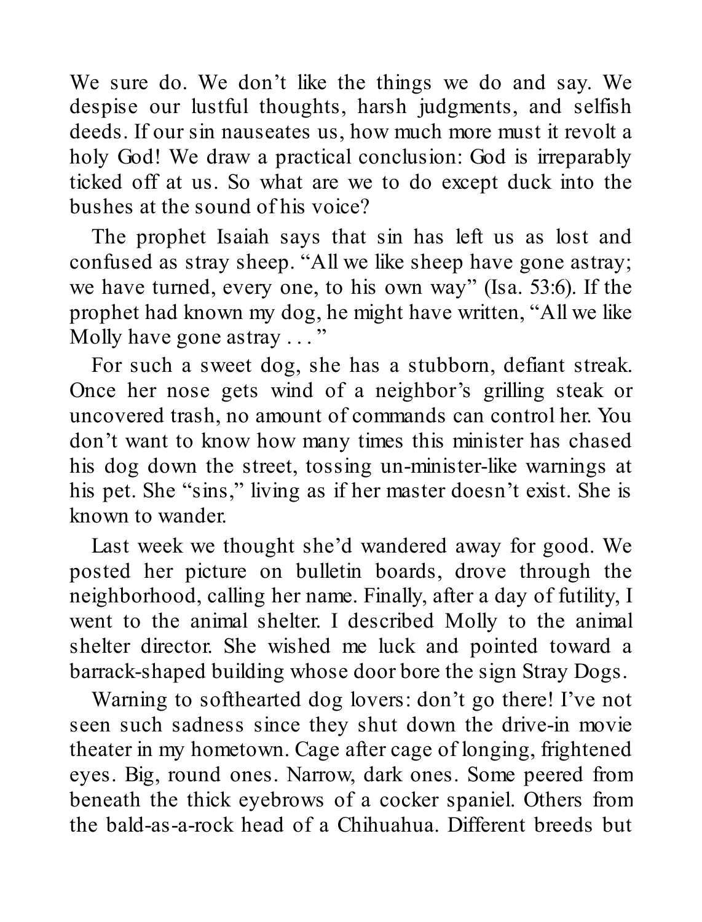We sure do. We don't like the things we do and say. We despise our lustful thoughts, harsh judgments, and selfish deeds. If our sin nauseates us, how much more must it revolt a holy God! We draw a practical conclusion: God is irreparably ticked off at us. So what are we to do except duck into the bushes at the sound of his voice?

The prophet Isaiah says that sin has left us as lost and confused as stray sheep. "All we like sheep have gone astray; we have turned, every one, to his own way" (Isa. 53:6). If the prophet had known my dog, he might have written, "All we like Molly have gone astray . . . "

For such a sweet dog, she has a stubborn, defiant streak. Once her nose gets wind of a neighbor's grilling steak or uncovered trash, no amount of commands can control her. You don't want to know how many times this minister has chased his dog down the street, tossing un-minister-like warnings at his pet. She "sins," living as if her master doesn't exist. She is known to wander.

Last week we thought she'd wandered away for good. We posted her picture on bulletin boards, drove through the neighborhood, calling her name. Finally, after a day of futility, I went to the animal shelter. I described Molly to the animal shelter director. She wished me luck and pointed toward a barrack-shaped building whose door bore the sign Stray Dogs.

Warning to softhearted dog lovers: don't go there! I've not seen such sadness since they shut down the drive-in movie theater in my hometown. Cage after cage of longing, frightened eyes. Big, round ones. Narrow, dark ones. Some peered from beneath the thick eyebrows of a cocker spaniel. Others from the bald-as-a-rock head of a Chihuahua. Different breeds but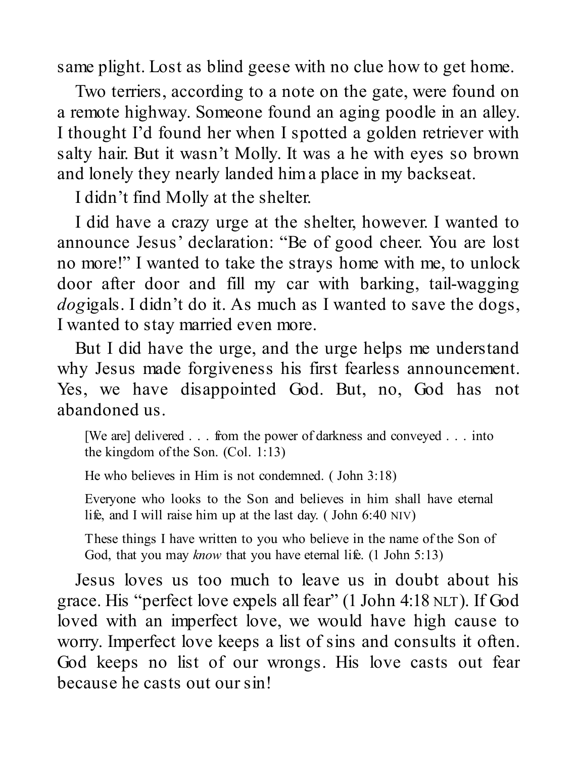same plight. Lost as blind geese with no clue how to get home.

Two terriers, according to a note on the gate, were found on a remote highway. Someone found an aging poodle in an alley. I thought I'd found her when I spotted a golden retriever with salty hair. But it wasn't Molly. It was a he with eyes so brown and lonely they nearly landed him a place in my backseat.

I didn't find Molly at the shelter.

I did have a crazy urge at the shelter, however. I wanted to announce Jesus' declaration: "Be of good cheer. You are lost no more!" I wanted to take the strays home with me, to unlock door after door and fill my car with barking, tail-wagging *dog*igals. I didn't do it. As much as I wanted to save the dogs, I wanted to stay married even more.

But I did have the urge, and the urge helps me understand why Jesus made forgiveness his first fearless announcement. Yes, we have disappointed God. But, no, God has not abandoned us.

> [We are] delivered . . . from the power of darkness and conveyed . . . into the kingdom of the Son. (Col. 1:13)
>
> He who believes in Him is not condemned. ( John 3:18)
>
> Everyone who looks to the Son and believes in him shall have eternal life, and I will raise him up at the last day. ( John 6:40 NIV)
>
> These things I have written to you who believe in the name of the Son of God, that you may *know* that you have eternal life. (1 John 5:13)

Jesus loves us too much to leave us in doubt about his grace. His "perfect love expels all fear" (1 John 4:18 NLT). If God loved with an imperfect love, we would have high cause to worry. Imperfect love keeps a list of sins and consults it often. God keeps no list of our wrongs. His love casts out fear because he casts out our sin!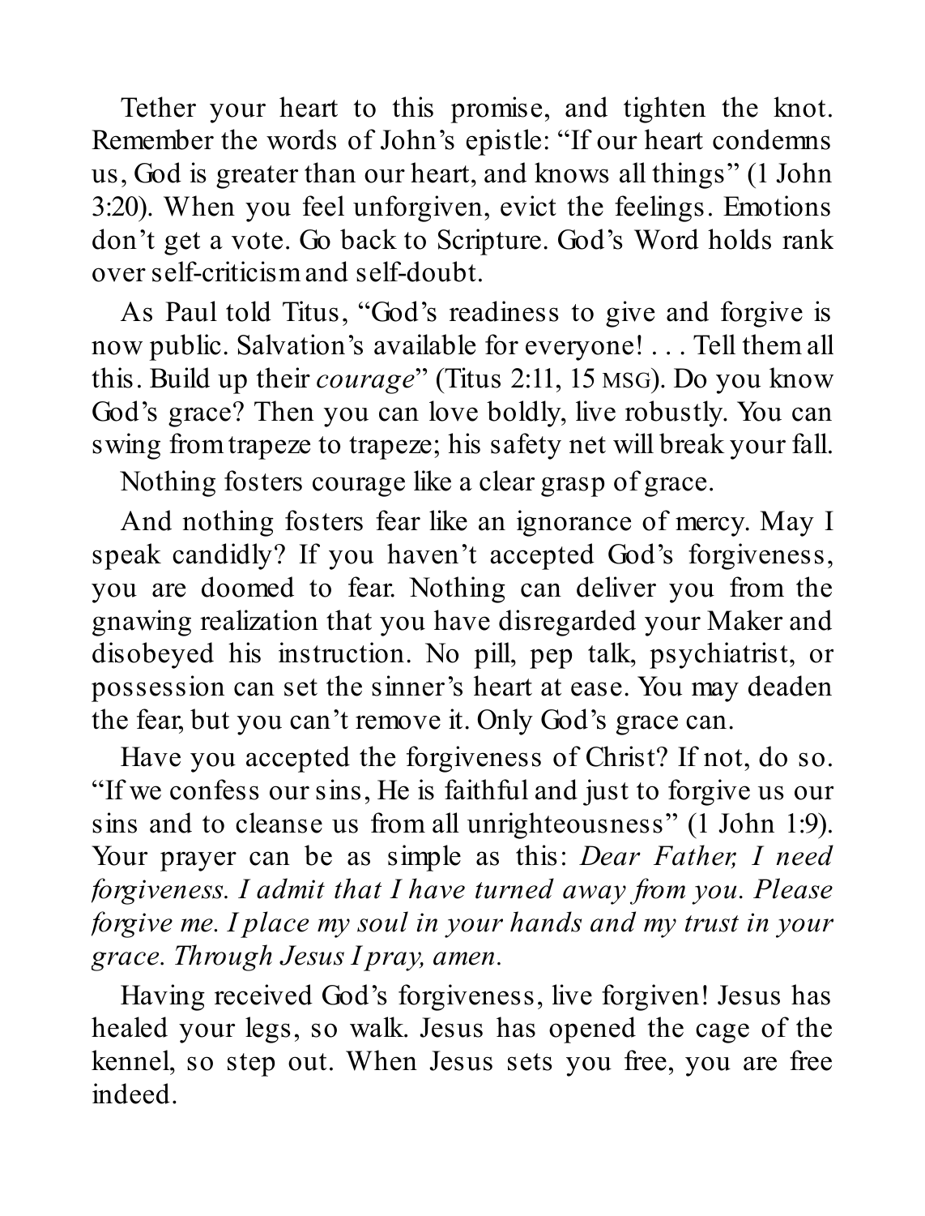Tether your heart to this promise, and tighten the knot. Remember the words of John's epistle: "If our heart condemns us, God is greater than our heart, and knows all things" (1 John 3:20). When you feel unforgiven, evict the feelings. Emotions don't get a vote. Go back to Scripture. God's Word holds rank over self-criticism and self-doubt.

As Paul told Titus, "God's readiness to give and forgive is now public. Salvation's available for everyone! . . . Tell them all this. Build up their *courage*" (Titus 2:11, 15 MSG). Do you know God's grace? Then you can love boldly, live robustly. You can swing from trapeze to trapeze; his safety net will break your fall.

Nothing fosters courage like a clear grasp of grace.

And nothing fosters fear like an ignorance of mercy. May I speak candidly? If you haven't accepted God's forgiveness, you are doomed to fear. Nothing can deliver you from the gnawing realization that you have disregarded your Maker and disobeyed his instruction. No pill, pep talk, psychiatrist, or possession can set the sinner's heart at ease. You may deaden the fear, but you can't remove it. Only God's grace can.

Have you accepted the forgiveness of Christ? If not, do so. "If we confess our sins, He is faithful and just to forgive us our sins and to cleanse us from all unrighteousness" (1 John 1:9). Your prayer can be as simple as this: *Dear Father, I need forgiveness. I admit that I have turned away from you. Please forgive me. I place my soul in your hands and my trust in your grace. Through Jesus I pray, amen.*

Having received God's forgiveness, live forgiven! Jesus has healed your legs, so walk. Jesus has opened the cage of the kennel, so step out. When Jesus sets you free, you are free indeed.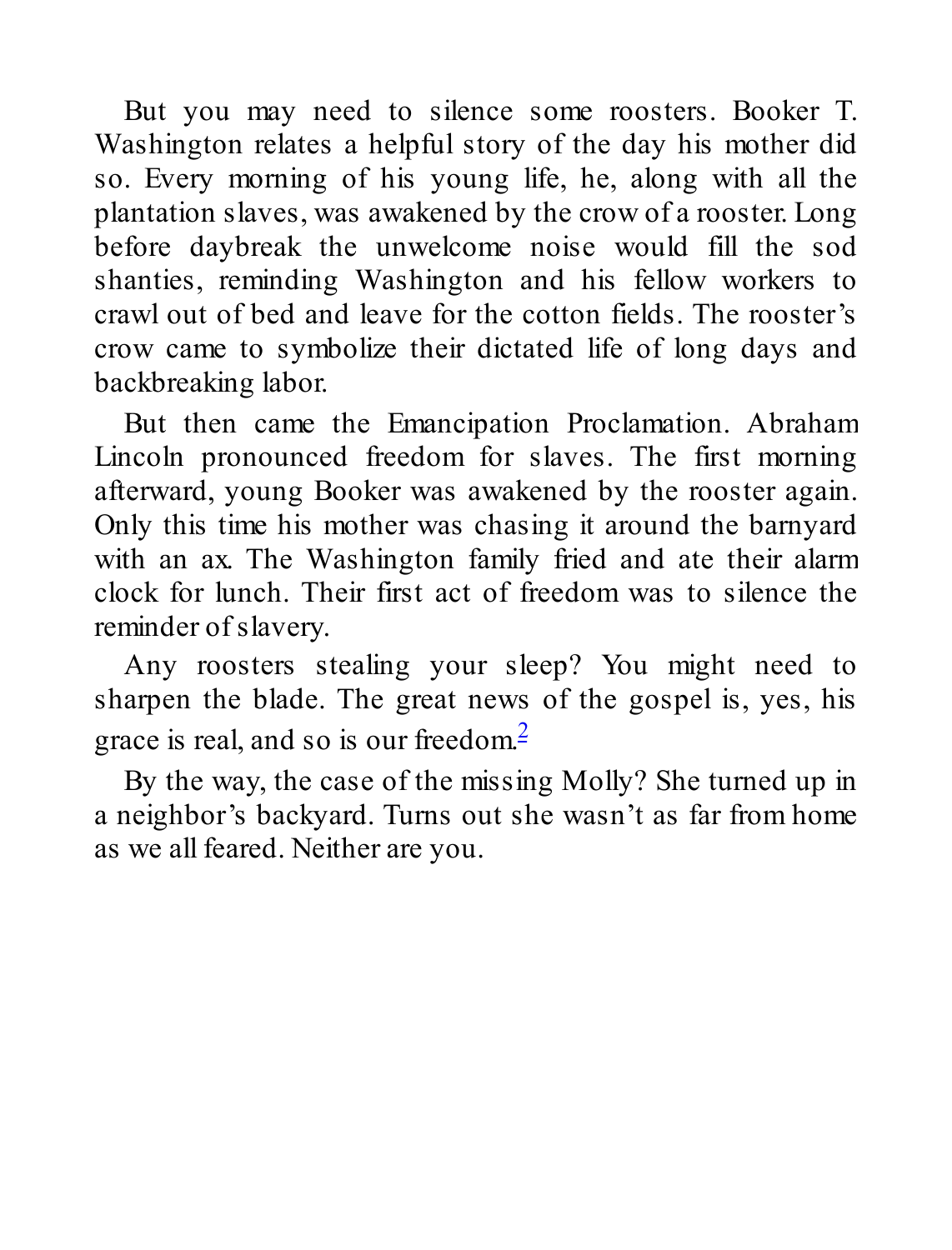But you may need to silence some roosters. Booker T. Washington relates a helpful story of the day his mother did so. Every morning of his young life, he, along with all the plantation slaves, was awakened by the crow of a rooster. Long before daybreak the unwelcome noise would fill the sod shanties, reminding Washington and his fellow workers to crawl out of bed and leave for the cotton fields. The rooster's crow came to symbolize their dictated life of long days and backbreaking labor.

But then came the Emancipation Proclamation. Abraham Lincoln pronounced freedom for slaves. The first morning afterward, young Booker was awakened by the rooster again. Only this time his mother was chasing it around the barnyard with an ax. The Washington family fried and ate their alarm clock for lunch. Their first act of freedom was to silence the reminder of slavery.

Any roosters stealing your sleep? You might need to sharpen the blade. The great news of the gospel is, yes, his grace is real, and so is our freedom.[2]

By the way, the case of the missing Molly? She turned up in a neighbor's backyard. Turns out she wasn't as far from home as we all feared. Neither are you.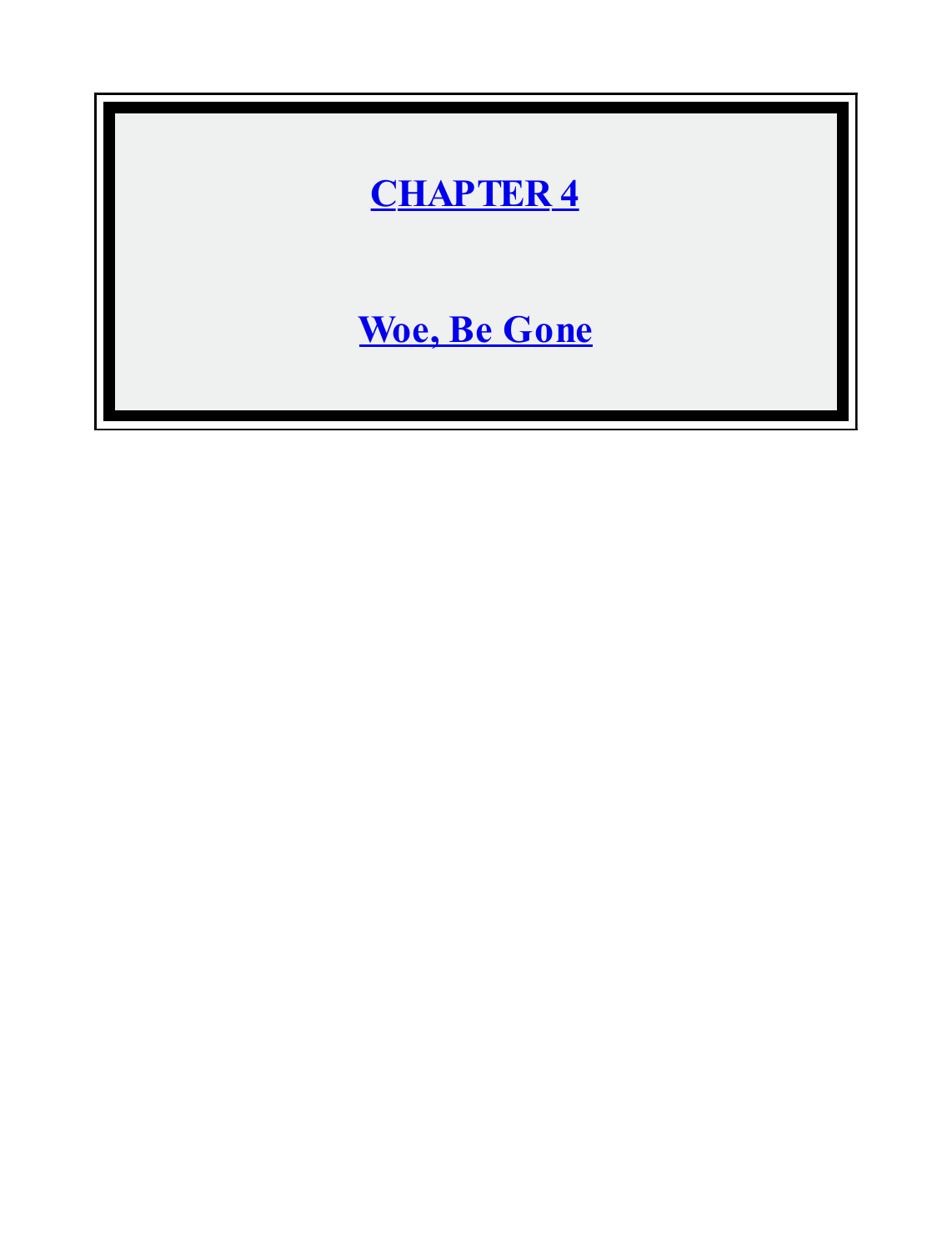# CHAPTER 4

## Woe, Be Gone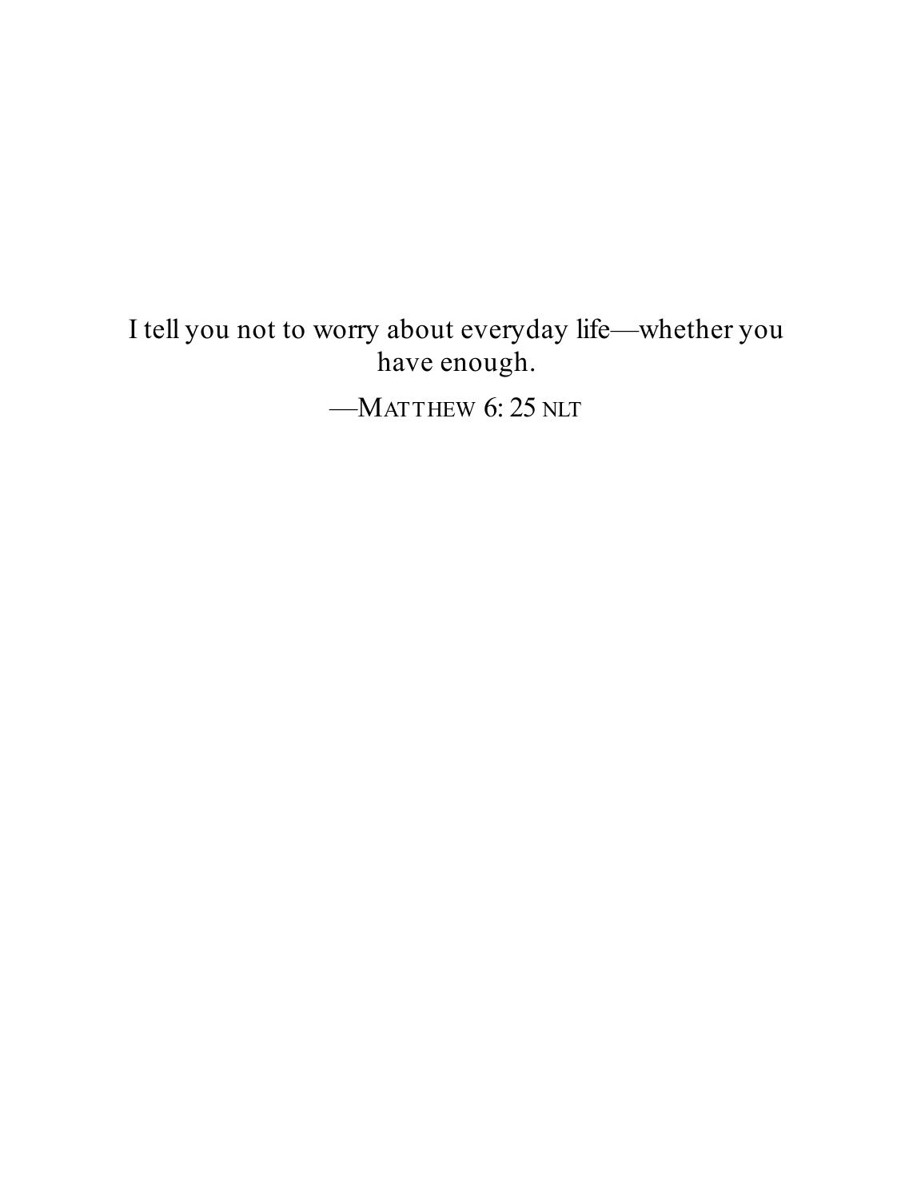I tell you not to worry about everyday life—whether you have enough.

—MATTHEW 6: 25 NLT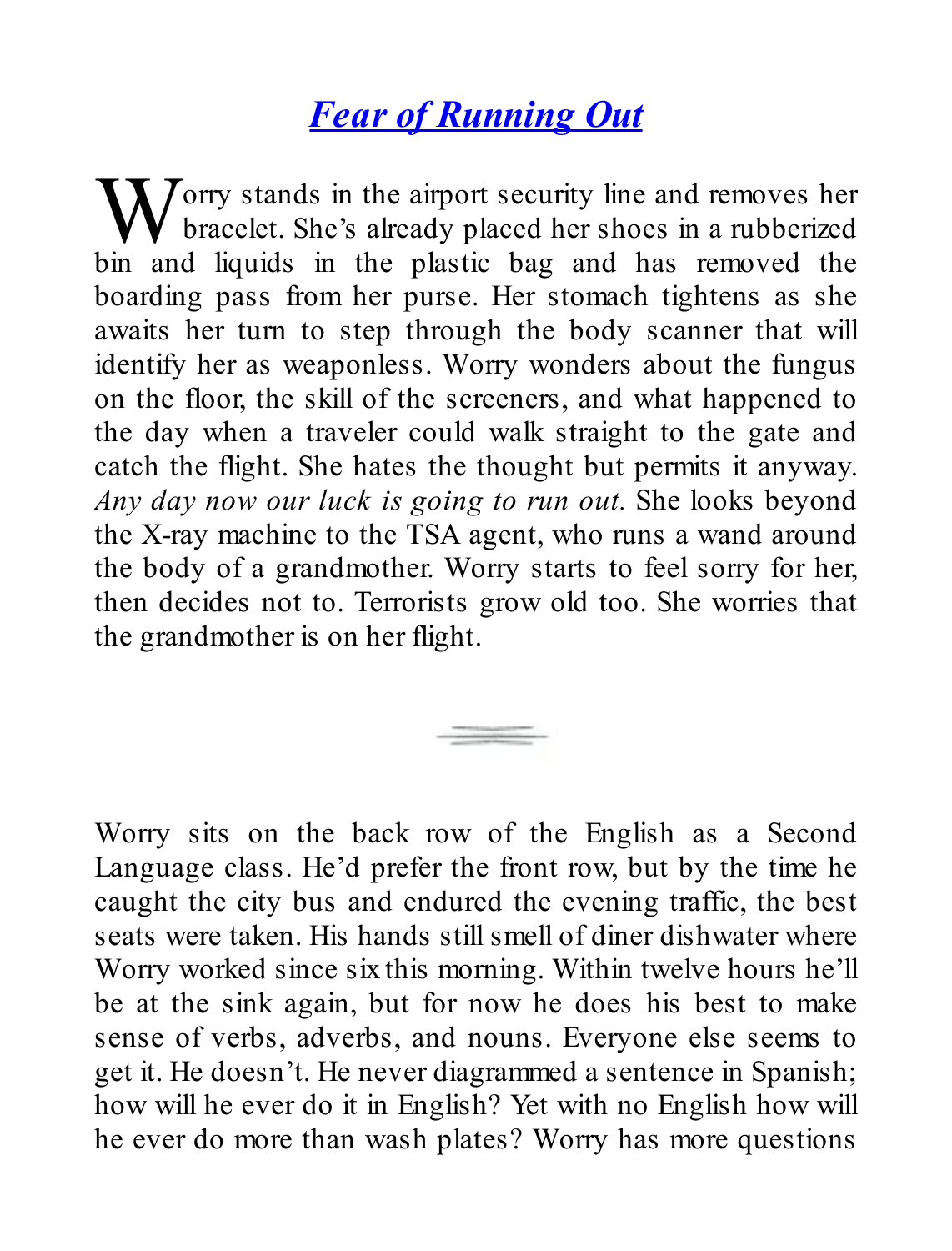# *Fear of Running Out*

Worry stands in the airport security line and removes her bracelet. She's already placed her shoes in a rubberized bin and liquids in the plastic bag and has removed the boarding pass from her purse. Her stomach tightens as she awaits her turn to step through the body scanner that will identify her as weaponless. Worry wonders about the fungus on the floor, the skill of the screeners, and what happened to the day when a traveler could walk straight to the gate and catch the flight. She hates the thought but permits it anyway. *Any day now our luck is going to run out.* She looks beyond the X-ray machine to the TSA agent, who runs a wand around the body of a grandmother. Worry starts to feel sorry for her, then decides not to. Terrorists grow old too. She worries that the grandmother is on her flight.

---

Worry sits on the back row of the English as a Second Language class. He'd prefer the front row, but by the time he caught the city bus and endured the evening traffic, the best seats were taken. His hands still smell of diner dishwater where Worry worked since six this morning. Within twelve hours he'll be at the sink again, but for now he does his best to make sense of verbs, adverbs, and nouns. Everyone else seems to get it. He doesn't. He never diagrammed a sentence in Spanish; how will he ever do it in English? Yet with no English how will he ever do more than wash plates? Worry has more questions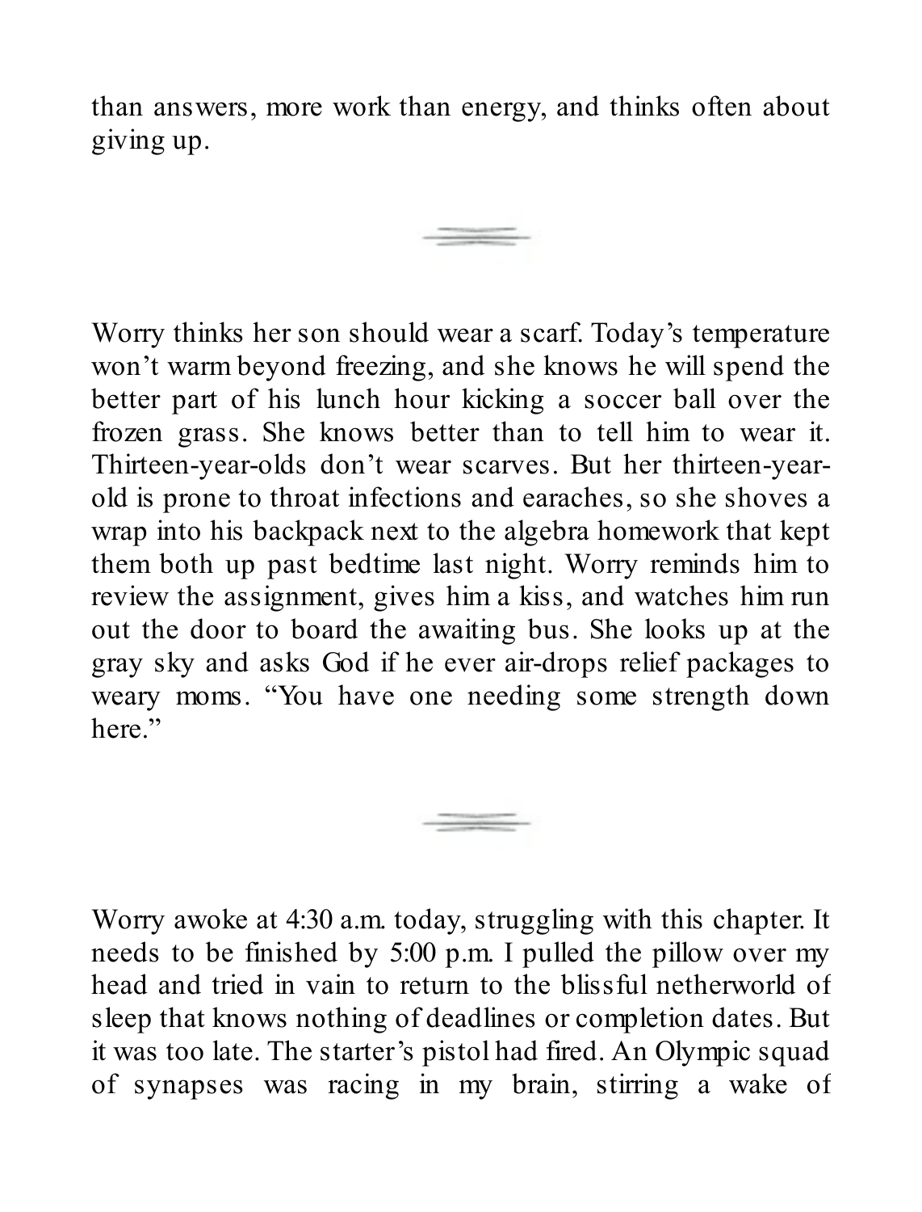than answers, more work than energy, and thinks often about giving up.

---

Worry thinks her son should wear a scarf. Today's temperature won't warm beyond freezing, and she knows he will spend the better part of his lunch hour kicking a soccer ball over the frozen grass. She knows better than to tell him to wear it. Thirteen-year-olds don't wear scarves. But her thirteen-year-old is prone to throat infections and earaches, so she shoves a wrap into his backpack next to the algebra homework that kept them both up past bedtime last night. Worry reminds him to review the assignment, gives him a kiss, and watches him run out the door to board the awaiting bus. She looks up at the gray sky and asks God if he ever air-drops relief packages to weary moms. "You have one needing some strength down here."

---

Worry awoke at 4:30 a.m. today, struggling with this chapter. It needs to be finished by 5:00 p.m. I pulled the pillow over my head and tried in vain to return to the blissful netherworld of sleep that knows nothing of deadlines or completion dates. But it was too late. The starter's pistol had fired. An Olympic squad of synapses was racing in my brain, stirring a wake of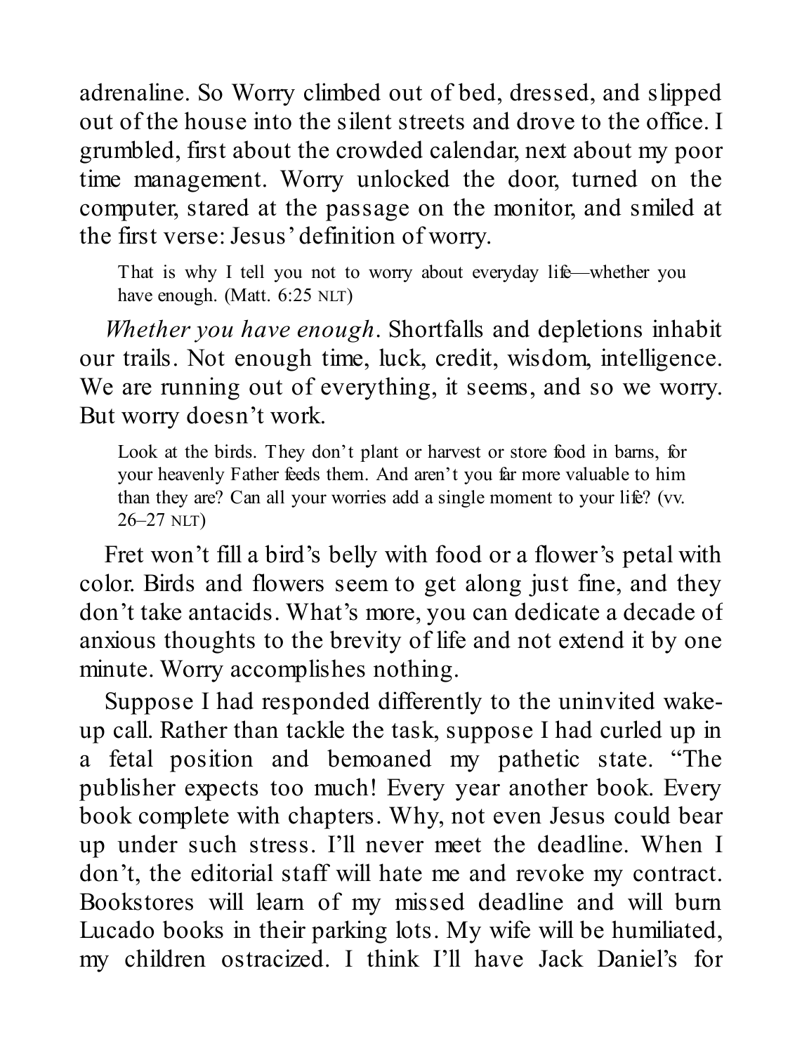adrenaline. So Worry climbed out of bed, dressed, and slipped out of the house into the silent streets and drove to the office. I grumbled, first about the crowded calendar, next about my poor time management. Worry unlocked the door, turned on the computer, stared at the passage on the monitor, and smiled at the first verse: Jesus' definition of worry.

> That is why I tell you not to worry about everyday life—whether you have enough. (Matt. 6:25 NLT)

*Whether you have enough*. Shortfalls and depletions inhabit our trails. Not enough time, luck, credit, wisdom, intelligence. We are running out of everything, it seems, and so we worry. But worry doesn't work.

> Look at the birds. They don't plant or harvest or store food in barns, for your heavenly Father feeds them. And aren't you far more valuable to him than they are? Can all your worries add a single moment to your life? (vv. 26–27 NLT)

Fret won't fill a bird's belly with food or a flower's petal with color. Birds and flowers seem to get along just fine, and they don't take antacids. What's more, you can dedicate a decade of anxious thoughts to the brevity of life and not extend it by one minute. Worry accomplishes nothing.

Suppose I had responded differently to the uninvited wake-up call. Rather than tackle the task, suppose I had curled up in a fetal position and bemoaned my pathetic state. "The publisher expects too much! Every year another book. Every book complete with chapters. Why, not even Jesus could bear up under such stress. I'll never meet the deadline. When I don't, the editorial staff will hate me and revoke my contract. Bookstores will learn of my missed deadline and will burn Lucado books in their parking lots. My wife will be humiliated, my children ostracized. I think I'll have Jack Daniel's for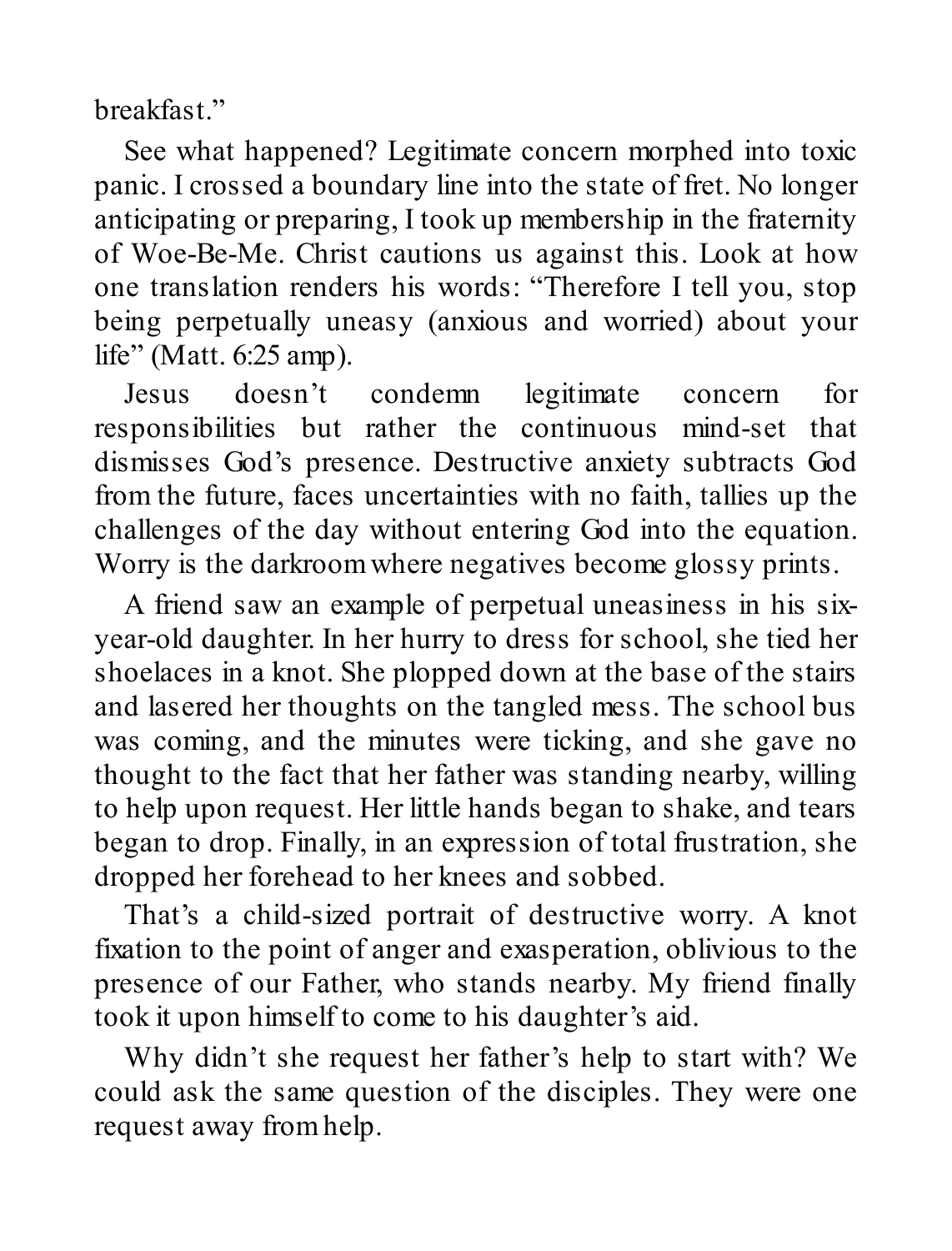breakfast."

See what happened? Legitimate concern morphed into toxic panic. I crossed a boundary line into the state of fret. No longer anticipating or preparing, I took up membership in the fraternity of Woe-Be-Me. Christ cautions us against this. Look at how one translation renders his words: "Therefore I tell you, stop being perpetually uneasy (anxious and worried) about your life" (Matt. 6:25 amp).

Jesus doesn't condemn legitimate concern for responsibilities but rather the continuous mind-set that dismisses God's presence. Destructive anxiety subtracts God from the future, faces uncertainties with no faith, tallies up the challenges of the day without entering God into the equation. Worry is the darkroom where negatives become glossy prints.

A friend saw an example of perpetual uneasiness in his six-year-old daughter. In her hurry to dress for school, she tied her shoelaces in a knot. She plopped down at the base of the stairs and lasered her thoughts on the tangled mess. The school bus was coming, and the minutes were ticking, and she gave no thought to the fact that her father was standing nearby, willing to help upon request. Her little hands began to shake, and tears began to drop. Finally, in an expression of total frustration, she dropped her forehead to her knees and sobbed.

That's a child-sized portrait of destructive worry. A knot fixation to the point of anger and exasperation, oblivious to the presence of our Father, who stands nearby. My friend finally took it upon himself to come to his daughter's aid.

Why didn't she request her father's help to start with? We could ask the same question of the disciples. They were one request away from help.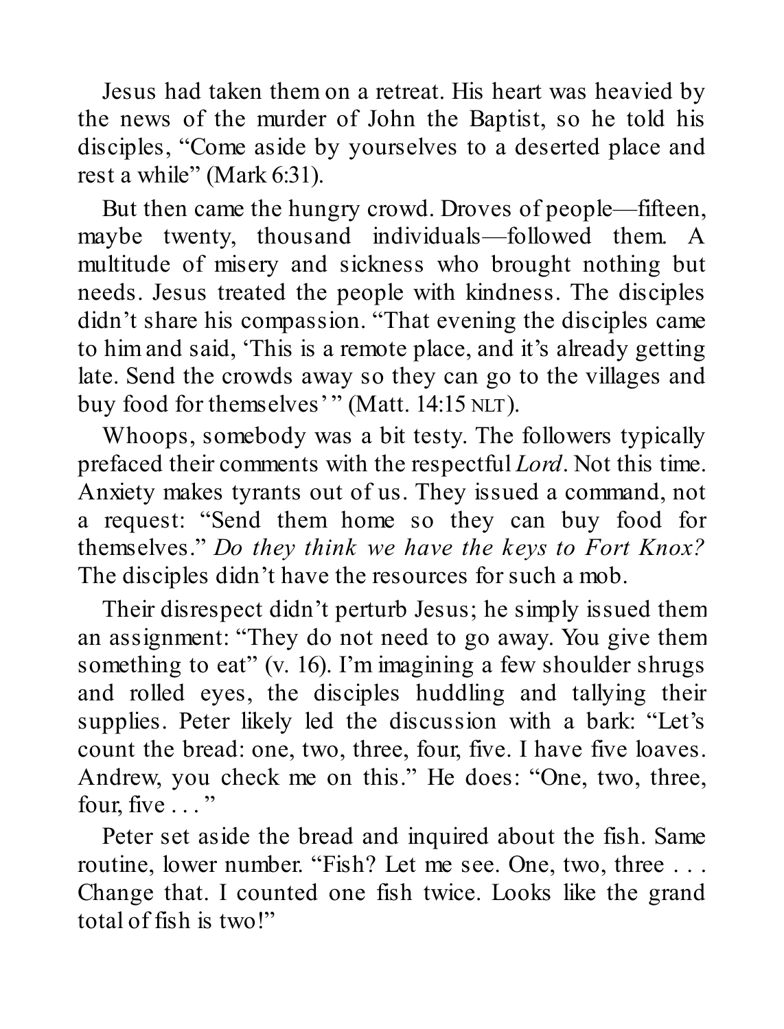Jesus had taken them on a retreat. His heart was heavied by the news of the murder of John the Baptist, so he told his disciples, “Come aside by yourselves to a deserted place and rest a while” (Mark 6:31).

But then came the hungry crowd. Droves of people—fifteen, maybe twenty, thousand individuals—followed them. A multitude of misery and sickness who brought nothing but needs. Jesus treated the people with kindness. The disciples didn’t share his compassion. “That evening the disciples came to him and said, ‘This is a remote place, and it’s already getting late. Send the crowds away so they can go to the villages and buy food for themselves’ ” (Matt. 14:15 NLT).

Whoops, somebody was a bit testy. The followers typically prefaced their comments with the respectful *Lord*. Not this time. Anxiety makes tyrants out of us. They issued a command, not a request: “Send them home so they can buy food for themselves.” *Do they think we have the keys to Fort Knox?* The disciples didn’t have the resources for such a mob.

Their disrespect didn’t perturb Jesus; he simply issued them an assignment: “They do not need to go away. You give them something to eat” (v. 16). I’m imagining a few shoulder shrugs and rolled eyes, the disciples huddling and tallying their supplies. Peter likely led the discussion with a bark: “Let’s count the bread: one, two, three, four, five. I have five loaves. Andrew, you check me on this.” He does: “One, two, three, four, five . . . ”

Peter set aside the bread and inquired about the fish. Same routine, lower number. “Fish? Let me see. One, two, three . . . Change that. I counted one fish twice. Looks like the grand total of fish is two!”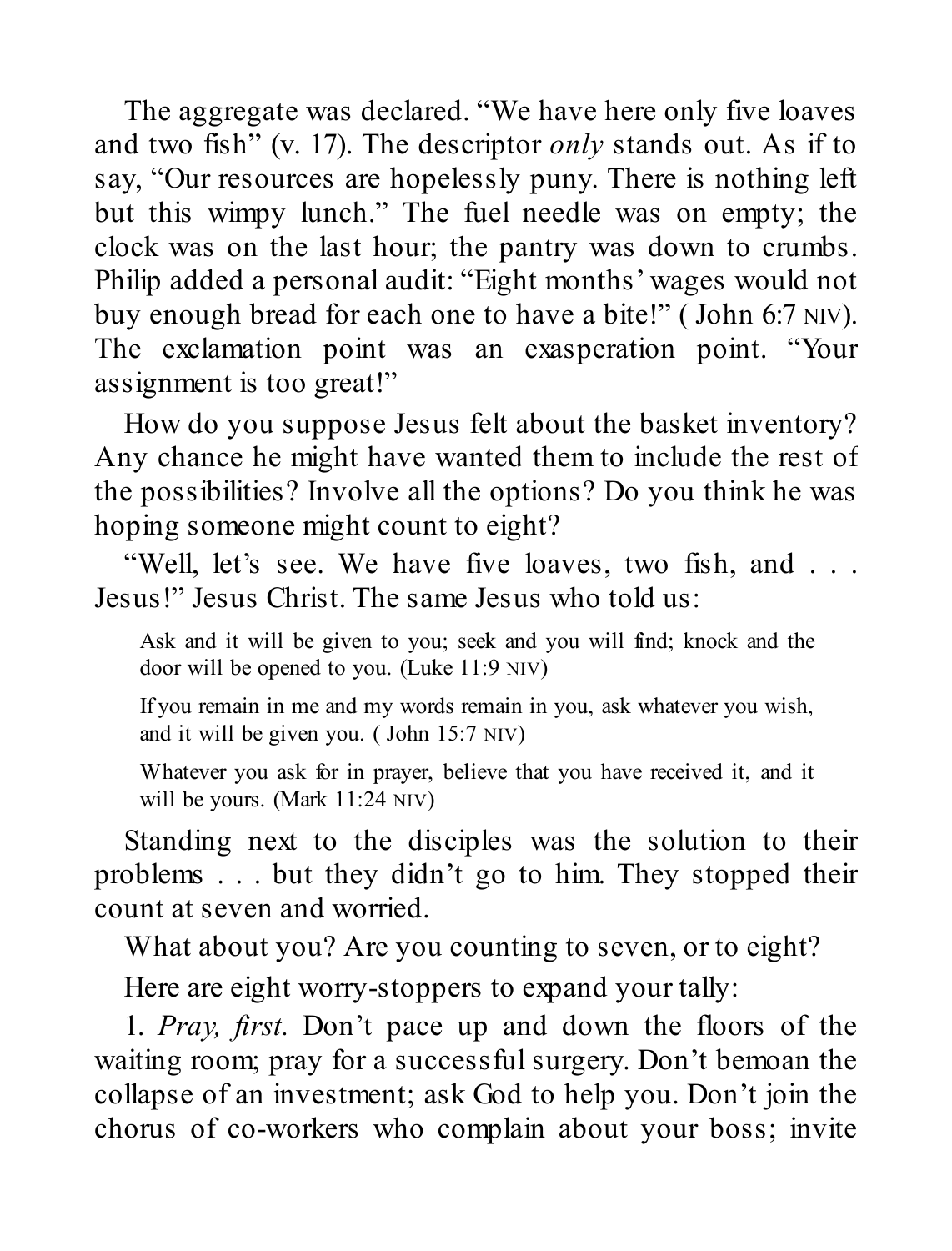The aggregate was declared. "We have here only five loaves and two fish" (v. 17). The descriptor *only* stands out. As if to say, "Our resources are hopelessly puny. There is nothing left but this wimpy lunch." The fuel needle was on empty; the clock was on the last hour; the pantry was down to crumbs. Philip added a personal audit: "Eight months' wages would not buy enough bread for each one to have a bite!" ( John 6:7 NIV). The exclamation point was an exasperation point. "Your assignment is too great!"

How do you suppose Jesus felt about the basket inventory? Any chance he might have wanted them to include the rest of the possibilities? Involve all the options? Do you think he was hoping someone might count to eight?

"Well, let's see. We have five loaves, two fish, and . . . Jesus!" Jesus Christ. The same Jesus who told us:

> Ask and it will be given to you; seek and you will find; knock and the door will be opened to you. (Luke 11:9 NIV)
>
> If you remain in me and my words remain in you, ask whatever you wish, and it will be given you. ( John 15:7 NIV)
>
> Whatever you ask for in prayer, believe that you have received it, and it will be yours. (Mark 11:24 NIV)

Standing next to the disciples was the solution to their problems . . . but they didn't go to him. They stopped their count at seven and worried.

What about you? Are you counting to seven, or to eight?

Here are eight worry-stoppers to expand your tally:

1. *Pray, first.* Don't pace up and down the floors of the waiting room; pray for a successful surgery. Don't bemoan the collapse of an investment; ask God to help you. Don't join the chorus of co-workers who complain about your boss; invite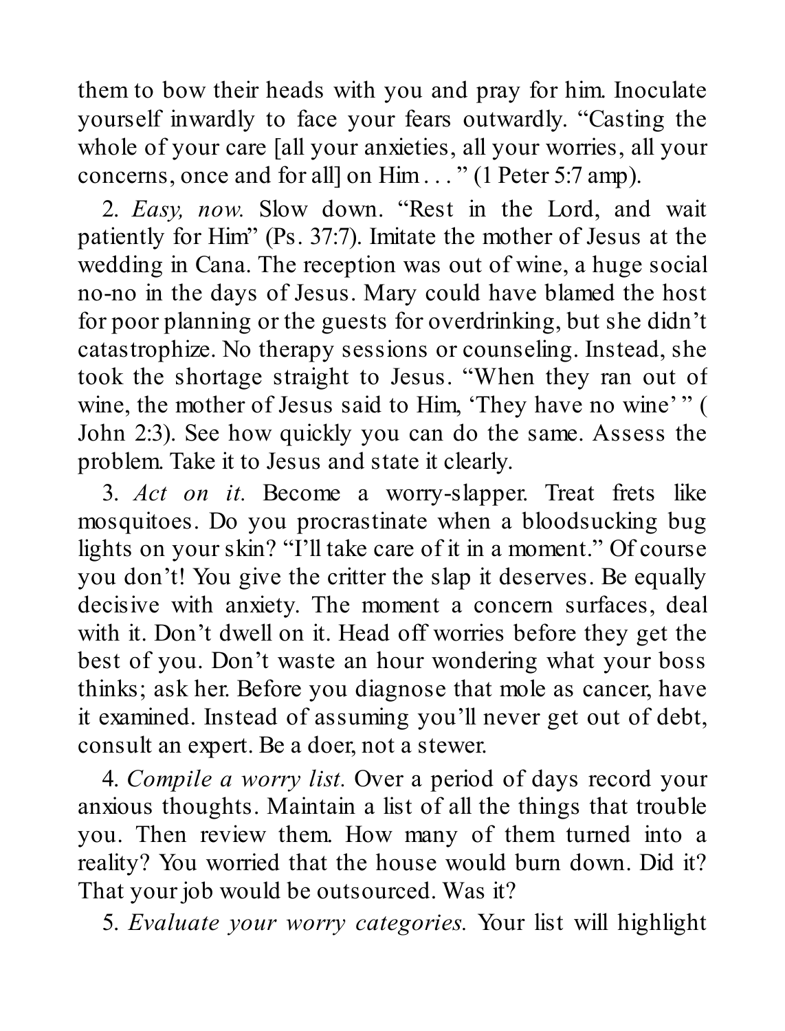them to bow their heads with you and pray for him. Inoculate yourself inwardly to face your fears outwardly. "Casting the whole of your care [all your anxieties, all your worries, all your concerns, once and for all] on Him . . . " (1 Peter 5:7 amp).

2. *Easy, now.* Slow down. "Rest in the Lord, and wait patiently for Him" (Ps. 37:7). Imitate the mother of Jesus at the wedding in Cana. The reception was out of wine, a huge social no-no in the days of Jesus. Mary could have blamed the host for poor planning or the guests for overdrinking, but she didn't catastrophize. No therapy sessions or counseling. Instead, she took the shortage straight to Jesus. "When they ran out of wine, the mother of Jesus said to Him, 'They have no wine' " ( John 2:3). See how quickly you can do the same. Assess the problem. Take it to Jesus and state it clearly.

3. *Act on it.* Become a worry-slapper. Treat frets like mosquitoes. Do you procrastinate when a bloodsucking bug lights on your skin? "I'll take care of it in a moment." Of course you don't! You give the critter the slap it deserves. Be equally decisive with anxiety. The moment a concern surfaces, deal with it. Don't dwell on it. Head off worries before they get the best of you. Don't waste an hour wondering what your boss thinks; ask her. Before you diagnose that mole as cancer, have it examined. Instead of assuming you'll never get out of debt, consult an expert. Be a doer, not a stewer.

4. *Compile a worry list.* Over a period of days record your anxious thoughts. Maintain a list of all the things that trouble you. Then review them. How many of them turned into a reality? You worried that the house would burn down. Did it? That your job would be outsourced. Was it?

5. *Evaluate your worry categories.* Your list will highlight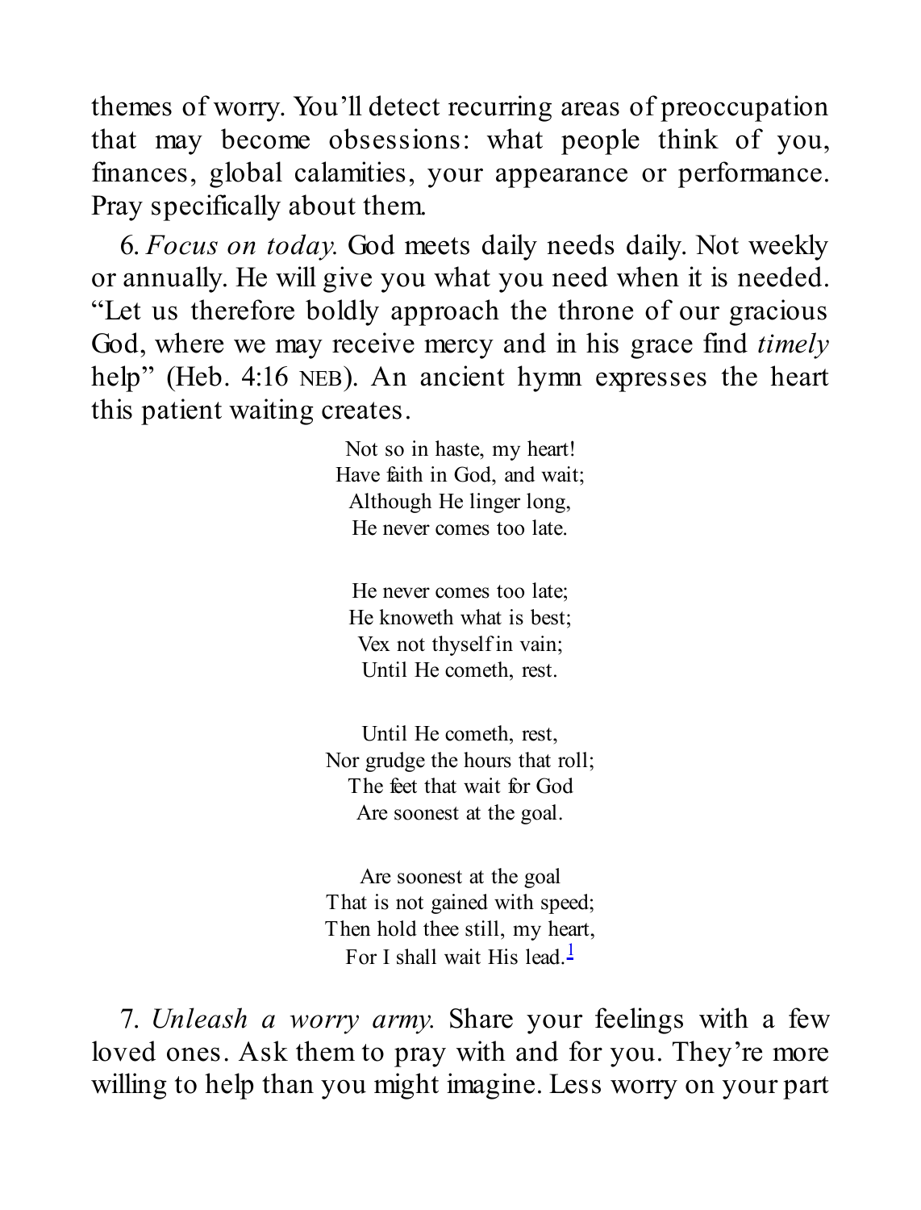themes of worry. You'll detect recurring areas of preoccupation that may become obsessions: what people think of you, finances, global calamities, your appearance or performance. Pray specifically about them.

6. *Focus on today.* God meets daily needs daily. Not weekly or annually. He will give you what you need when it is needed. "Let us therefore boldly approach the throne of our gracious God, where we may receive mercy and in his grace find *timely* help" (Heb. 4:16 NEB). An ancient hymn expresses the heart this patient waiting creates.

> Not so in haste, my heart!
> Have faith in God, and wait;
> Although He linger long,
> He never comes too late.
>
> He never comes too late;
> He knoweth what is best;
> Vex not thyself in vain;
> Until He cometh, rest.
>
> Until He cometh, rest,
> Nor grudge the hours that roll;
> The feet that wait for God
> Are soonest at the goal.
>
> Are soonest at the goal
> That is not gained with speed;
> Then hold thee still, my heart,
> For I shall wait His lead.[1]

7. *Unleash a worry army.* Share your feelings with a few loved ones. Ask them to pray with and for you. They're more willing to help than you might imagine. Less worry on your part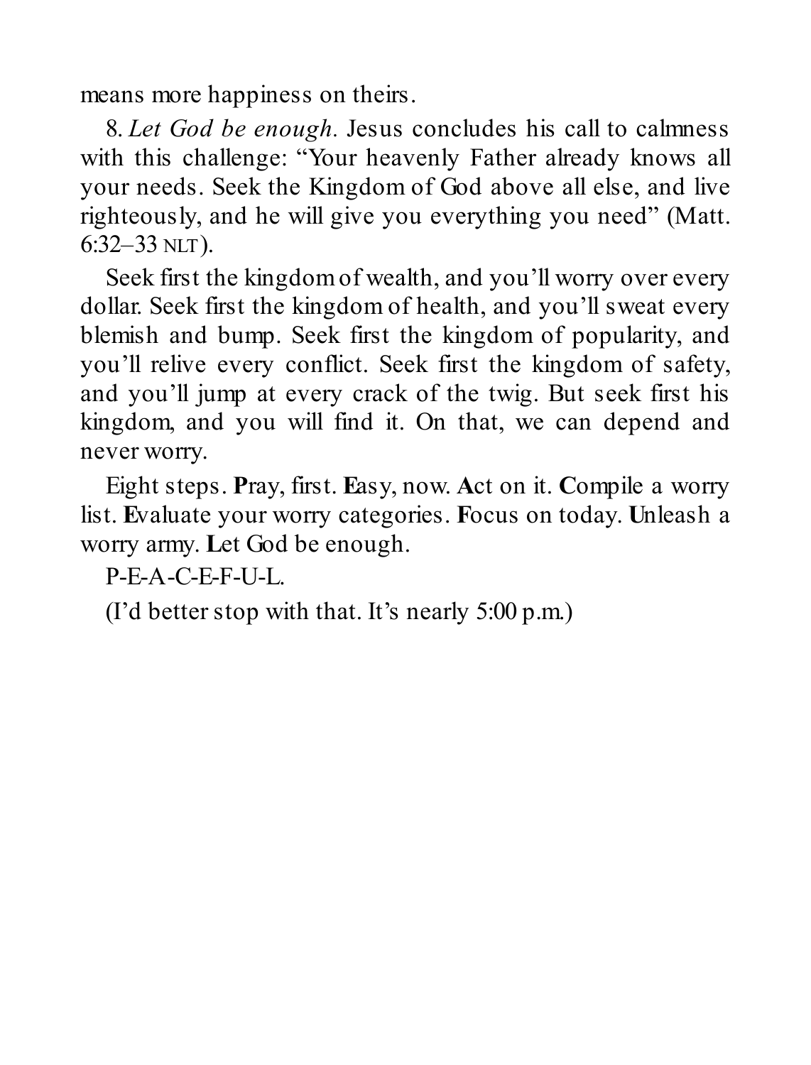means more happiness on theirs.

8. *Let God be enough.* Jesus concludes his call to calmness with this challenge: "Your heavenly Father already knows all your needs. Seek the Kingdom of God above all else, and live righteously, and he will give you everything you need" (Matt. 6:32–33 NLT).

Seek first the kingdom of wealth, and you'll worry over every dollar. Seek first the kingdom of health, and you'll sweat every blemish and bump. Seek first the kingdom of popularity, and you'll relive every conflict. Seek first the kingdom of safety, and you'll jump at every crack of the twig. But seek first his kingdom, and you will find it. On that, we can depend and never worry.

Eight steps. **P**ray, first. **E**asy, now. **A**ct on it. **C**ompile a worry list. **E**valuate your worry categories. **F**ocus on today. **U**nleash a worry army. **L**et God be enough.

P-E-A-C-E-F-U-L.

(I'd better stop with that. It's nearly 5:00 p.m.)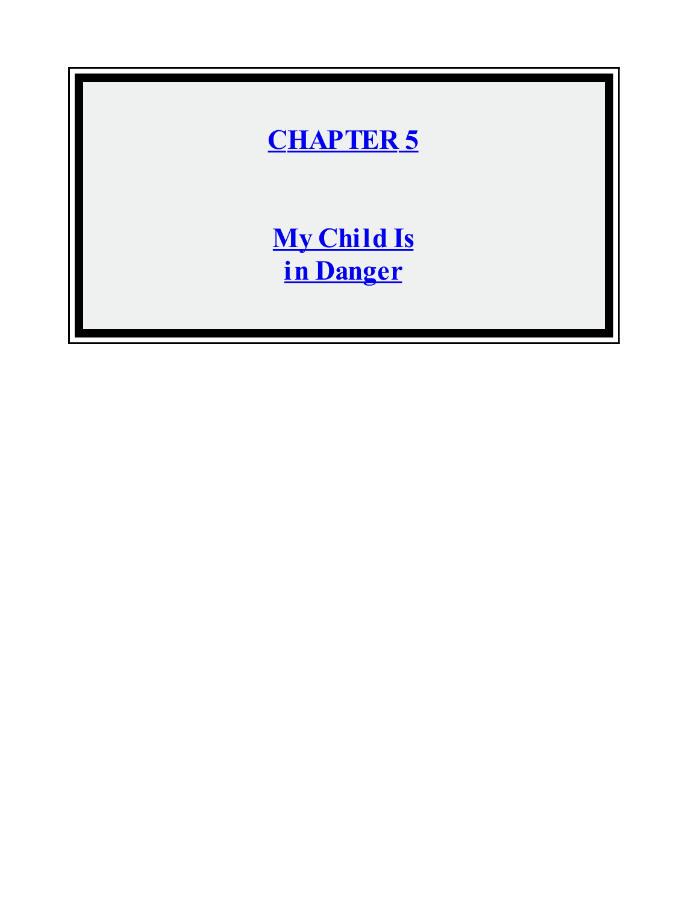# CHAPTER 5

## My Child Is in Danger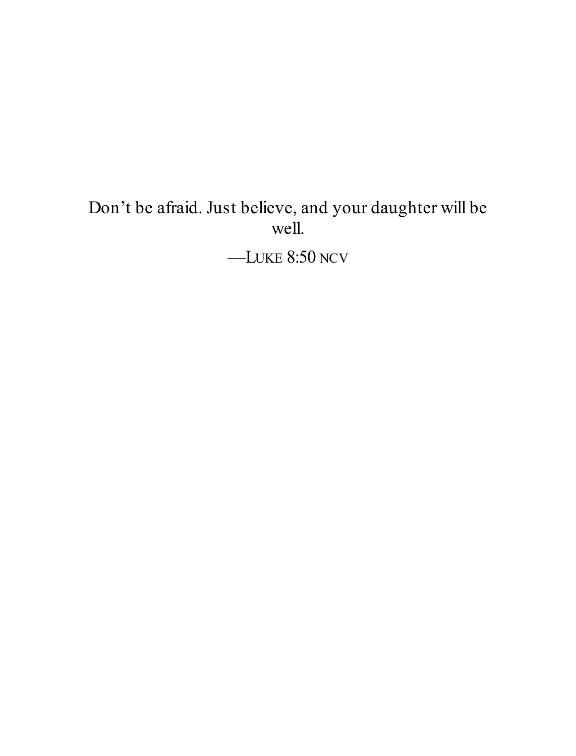Don’t be afraid. Just believe, and your daughter will be well.

—LUKE 8:50 NCV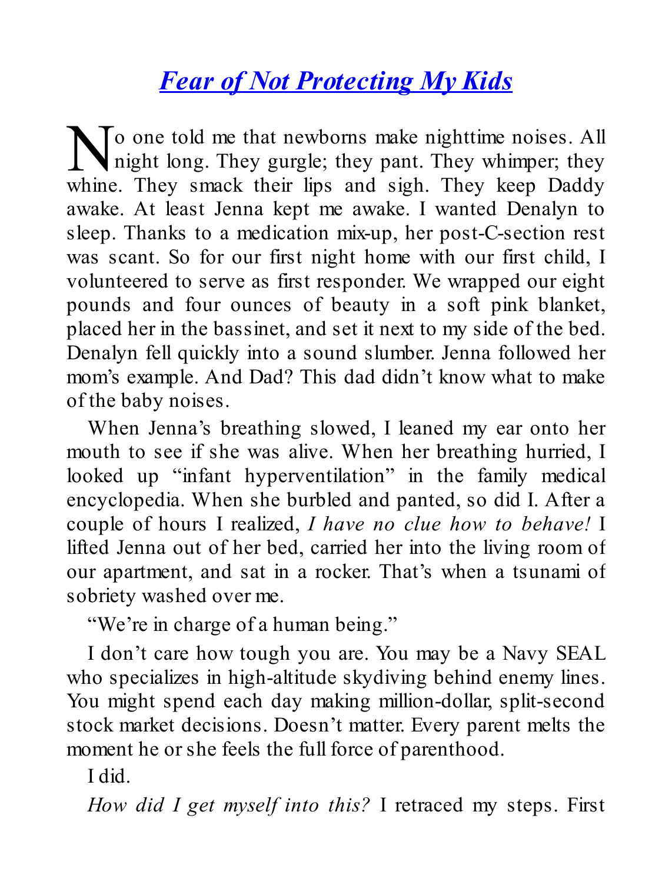## *Fear of Not Protecting My Kids*

No one told me that newborns make nighttime noises. All night long. They gurgle; they pant. They whimper; they whine. They smack their lips and sigh. They keep Daddy awake. At least Jenna kept me awake. I wanted Denalyn to sleep. Thanks to a medication mix-up, her post-C-section rest was scant. So for our first night home with our first child, I volunteered to serve as first responder. We wrapped our eight pounds and four ounces of beauty in a soft pink blanket, placed her in the bassinet, and set it next to my side of the bed. Denalyn fell quickly into a sound slumber. Jenna followed her mom's example. And Dad? This dad didn't know what to make of the baby noises.

When Jenna's breathing slowed, I leaned my ear onto her mouth to see if she was alive. When her breathing hurried, I looked up "infant hyperventilation" in the family medical encyclopedia. When she burbled and panted, so did I. After a couple of hours I realized, *I have no clue how to behave!* I lifted Jenna out of her bed, carried her into the living room of our apartment, and sat in a rocker. That's when a tsunami of sobriety washed over me.

"We're in charge of a human being."

I don't care how tough you are. You may be a Navy SEAL who specializes in high-altitude skydiving behind enemy lines. You might spend each day making million-dollar, split-second stock market decisions. Doesn't matter. Every parent melts the moment he or she feels the full force of parenthood.

I did.

*How did I get myself into this?* I retraced my steps. First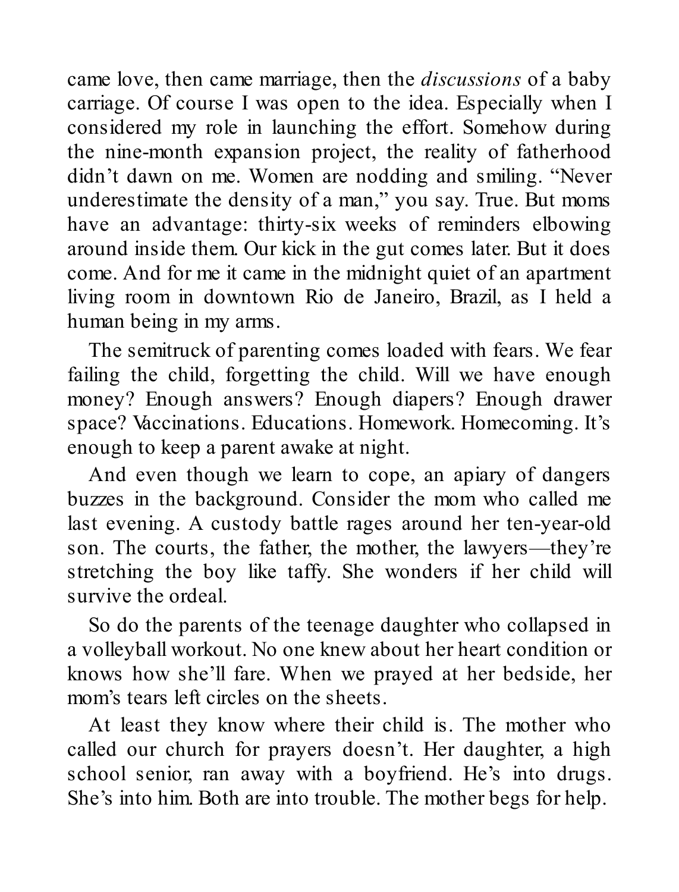came love, then came marriage, then the *discussions* of a baby carriage. Of course I was open to the idea. Especially when I considered my role in launching the effort. Somehow during the nine-month expansion project, the reality of fatherhood didn't dawn on me. Women are nodding and smiling. "Never underestimate the density of a man," you say. True. But moms have an advantage: thirty-six weeks of reminders elbowing around inside them. Our kick in the gut comes later. But it does come. And for me it came in the midnight quiet of an apartment living room in downtown Rio de Janeiro, Brazil, as I held a human being in my arms.

The semitruck of parenting comes loaded with fears. We fear failing the child, forgetting the child. Will we have enough money? Enough answers? Enough diapers? Enough drawer space? Vaccinations. Educations. Homework. Homecoming. It's enough to keep a parent awake at night.

And even though we learn to cope, an apiary of dangers buzzes in the background. Consider the mom who called me last evening. A custody battle rages around her ten-year-old son. The courts, the father, the mother, the lawyers—they're stretching the boy like taffy. She wonders if her child will survive the ordeal.

So do the parents of the teenage daughter who collapsed in a volleyball workout. No one knew about her heart condition or knows how she'll fare. When we prayed at her bedside, her mom's tears left circles on the sheets.

At least they know where their child is. The mother who called our church for prayers doesn't. Her daughter, a high school senior, ran away with a boyfriend. He's into drugs. She's into him. Both are into trouble. The mother begs for help.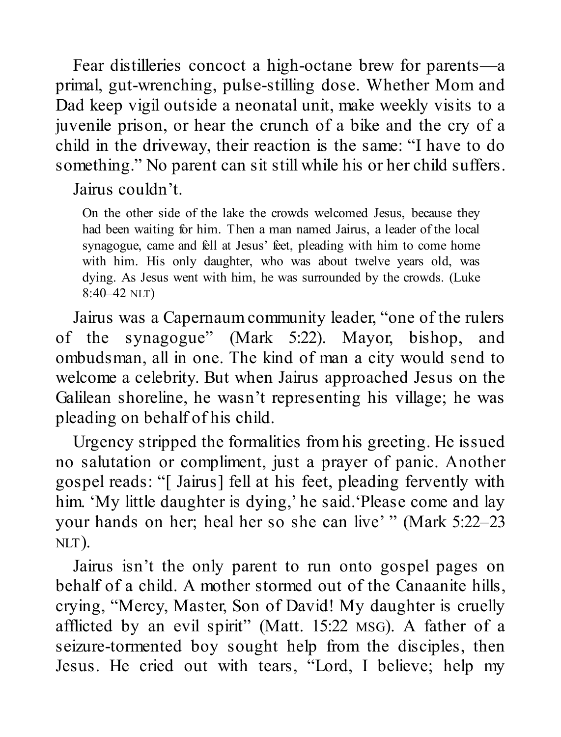Fear distilleries concoct a high-octane brew for parents—a primal, gut-wrenching, pulse-stilling dose. Whether Mom and Dad keep vigil outside a neonatal unit, make weekly visits to a juvenile prison, or hear the crunch of a bike and the cry of a child in the driveway, their reaction is the same: "I have to do something." No parent can sit still while his or her child suffers.

Jairus couldn't.

> On the other side of the lake the crowds welcomed Jesus, because they had been waiting for him. Then a man named Jairus, a leader of the local synagogue, came and fell at Jesus' feet, pleading with him to come home with him. His only daughter, who was about twelve years old, was dying. As Jesus went with him, he was surrounded by the crowds. (Luke 8:40–42 NLT)

Jairus was a Capernaum community leader, "one of the rulers of the synagogue" (Mark 5:22). Mayor, bishop, and ombudsman, all in one. The kind of man a city would send to welcome a celebrity. But when Jairus approached Jesus on the Galilean shoreline, he wasn't representing his village; he was pleading on behalf of his child.

Urgency stripped the formalities from his greeting. He issued no salutation or compliment, just a prayer of panic. Another gospel reads: "[ Jairus] fell at his feet, pleading fervently with him. 'My little daughter is dying,' he said.'Please come and lay your hands on her; heal her so she can live' " (Mark 5:22–23 NLT).

Jairus isn't the only parent to run onto gospel pages on behalf of a child. A mother stormed out of the Canaanite hills, crying, "Mercy, Master, Son of David! My daughter is cruelly afflicted by an evil spirit" (Matt. 15:22 MSG). A father of a seizure-tormented boy sought help from the disciples, then Jesus. He cried out with tears, "Lord, I believe; help my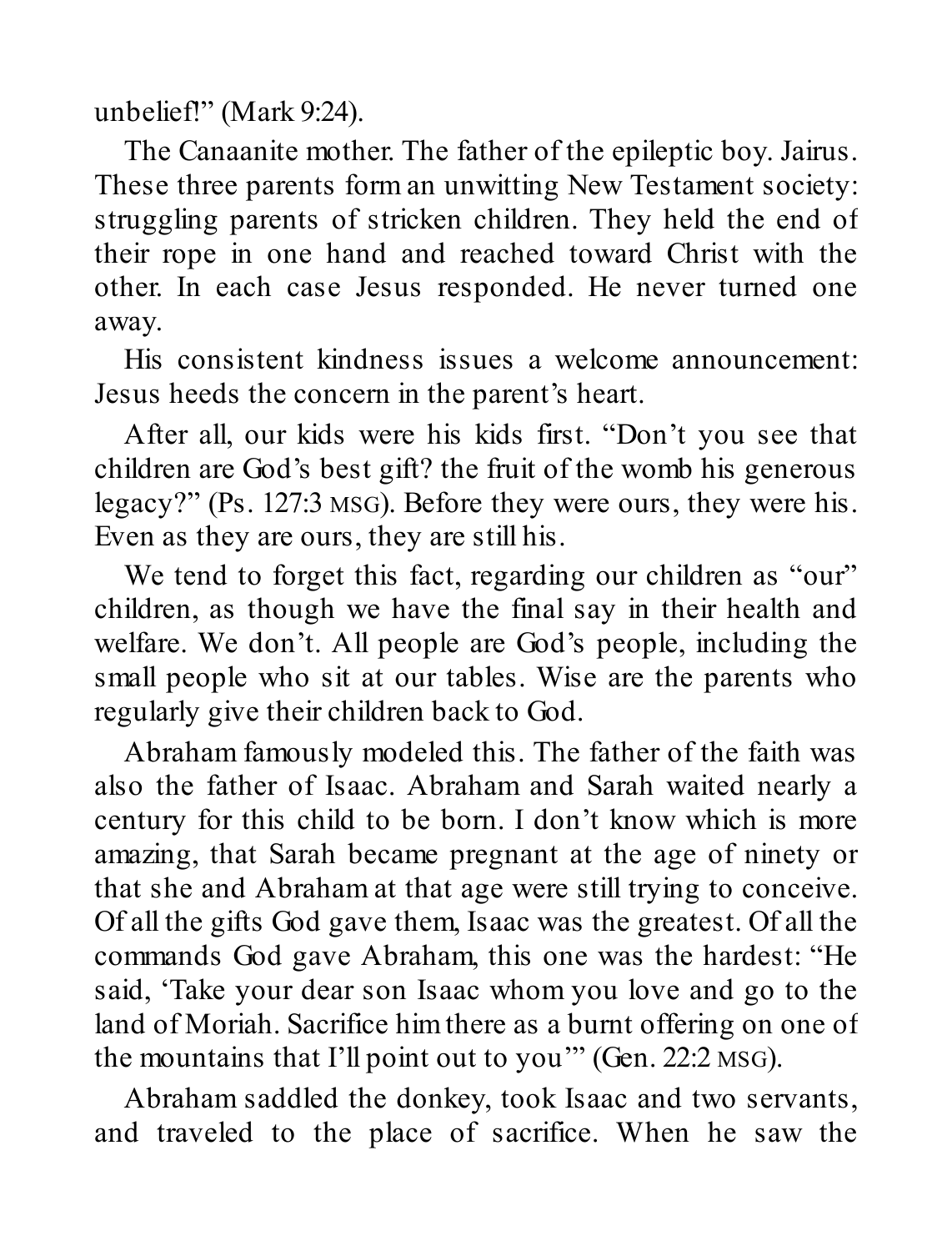unbelief!" (Mark 9:24).

The Canaanite mother. The father of the epileptic boy. Jairus. These three parents form an unwitting New Testament society: struggling parents of stricken children. They held the end of their rope in one hand and reached toward Christ with the other. In each case Jesus responded. He never turned one away.

His consistent kindness issues a welcome announcement: Jesus heeds the concern in the parent's heart.

After all, our kids were his kids first. "Don't you see that children are God's best gift? the fruit of the womb his generous legacy?" (Ps. 127:3 MSG). Before they were ours, they were his. Even as they are ours, they are still his.

We tend to forget this fact, regarding our children as "our" children, as though we have the final say in their health and welfare. We don't. All people are God's people, including the small people who sit at our tables. Wise are the parents who regularly give their children back to God.

Abraham famously modeled this. The father of the faith was also the father of Isaac. Abraham and Sarah waited nearly a century for this child to be born. I don't know which is more amazing, that Sarah became pregnant at the age of ninety or that she and Abraham at that age were still trying to conceive. Of all the gifts God gave them, Isaac was the greatest. Of all the commands God gave Abraham, this one was the hardest: "He said, 'Take your dear son Isaac whom you love and go to the land of Moriah. Sacrifice him there as a burnt offering on one of the mountains that I'll point out to you'" (Gen. 22:2 MSG).

Abraham saddled the donkey, took Isaac and two servants, and traveled to the place of sacrifice. When he saw the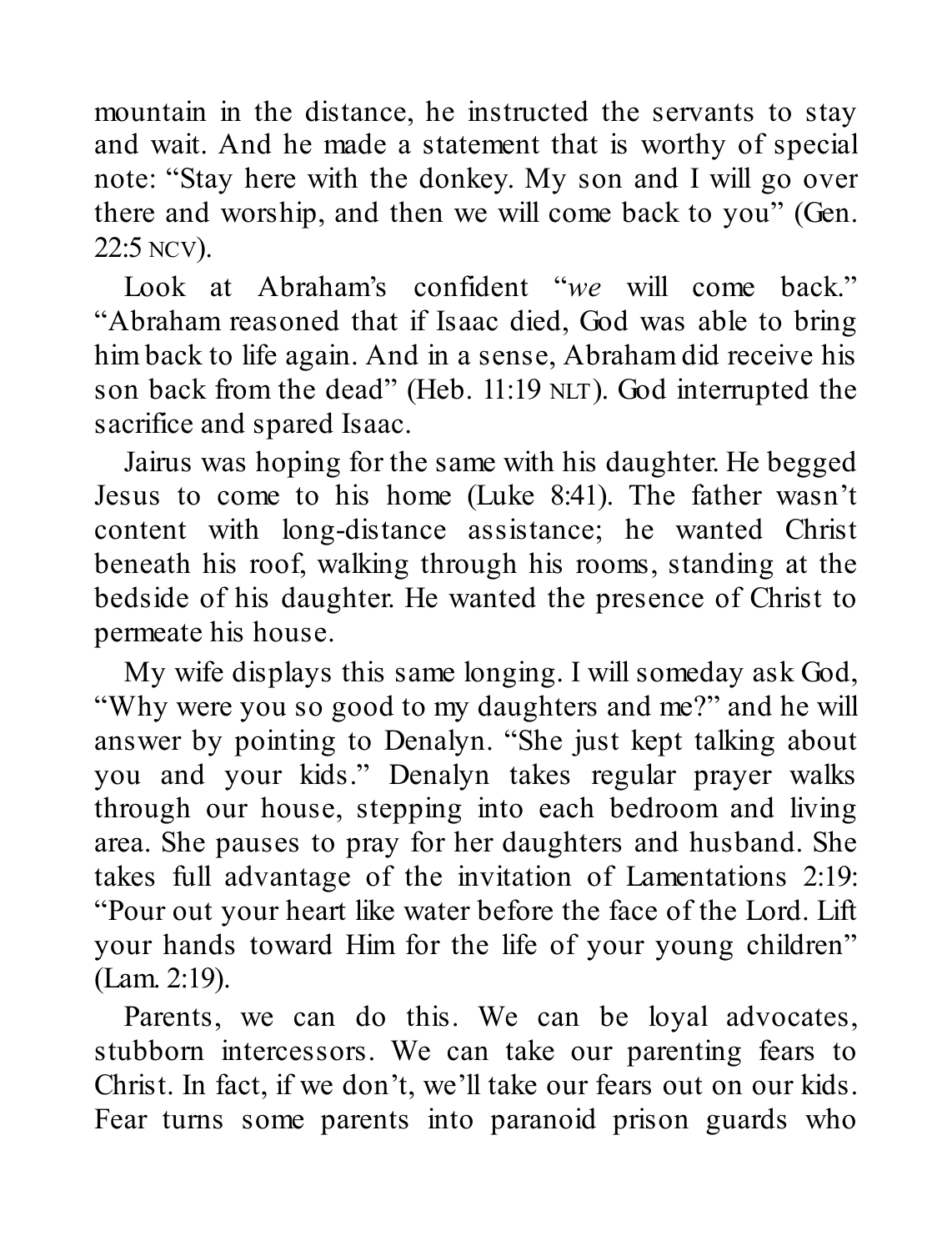mountain in the distance, he instructed the servants to stay and wait. And he made a statement that is worthy of special note: "Stay here with the donkey. My son and I will go over there and worship, and then we will come back to you" (Gen. 22:5 NCV).

Look at Abraham's confident "*we* will come back." "Abraham reasoned that if Isaac died, God was able to bring him back to life again. And in a sense, Abraham did receive his son back from the dead" (Heb. 11:19 NLT). God interrupted the sacrifice and spared Isaac.

Jairus was hoping for the same with his daughter. He begged Jesus to come to his home (Luke 8:41). The father wasn't content with long-distance assistance; he wanted Christ beneath his roof, walking through his rooms, standing at the bedside of his daughter. He wanted the presence of Christ to permeate his house.

My wife displays this same longing. I will someday ask God, "Why were you so good to my daughters and me?" and he will answer by pointing to Denalyn. "She just kept talking about you and your kids." Denalyn takes regular prayer walks through our house, stepping into each bedroom and living area. She pauses to pray for her daughters and husband. She takes full advantage of the invitation of Lamentations 2:19: "Pour out your heart like water before the face of the Lord. Lift your hands toward Him for the life of your young children" (Lam. 2:19).

Parents, we can do this. We can be loyal advocates, stubborn intercessors. We can take our parenting fears to Christ. In fact, if we don't, we'll take our fears out on our kids. Fear turns some parents into paranoid prison guards who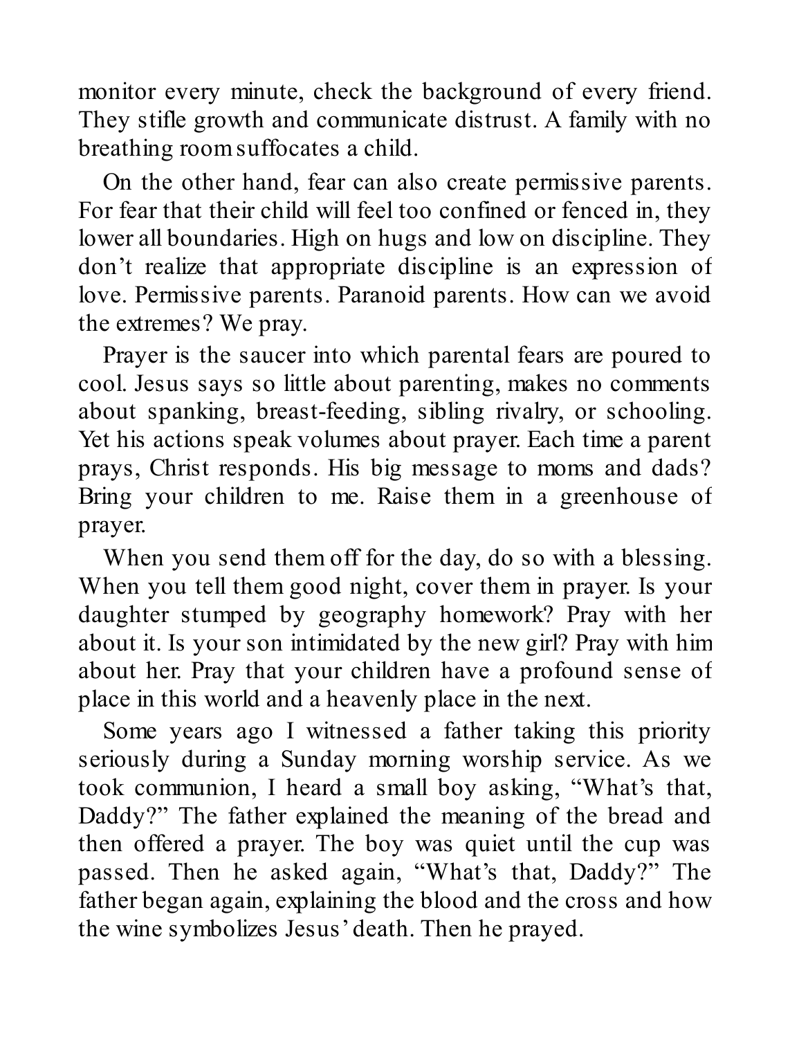monitor every minute, check the background of every friend. They stifle growth and communicate distrust. A family with no breathing room suffocates a child.

On the other hand, fear can also create permissive parents. For fear that their child will feel too confined or fenced in, they lower all boundaries. High on hugs and low on discipline. They don't realize that appropriate discipline is an expression of love. Permissive parents. Paranoid parents. How can we avoid the extremes? We pray.

Prayer is the saucer into which parental fears are poured to cool. Jesus says so little about parenting, makes no comments about spanking, breast-feeding, sibling rivalry, or schooling. Yet his actions speak volumes about prayer. Each time a parent prays, Christ responds. His big message to moms and dads? Bring your children to me. Raise them in a greenhouse of prayer.

When you send them off for the day, do so with a blessing. When you tell them good night, cover them in prayer. Is your daughter stumped by geography homework? Pray with her about it. Is your son intimidated by the new girl? Pray with him about her. Pray that your children have a profound sense of place in this world and a heavenly place in the next.

Some years ago I witnessed a father taking this priority seriously during a Sunday morning worship service. As we took communion, I heard a small boy asking, "What's that, Daddy?" The father explained the meaning of the bread and then offered a prayer. The boy was quiet until the cup was passed. Then he asked again, "What's that, Daddy?" The father began again, explaining the blood and the cross and how the wine symbolizes Jesus' death. Then he prayed.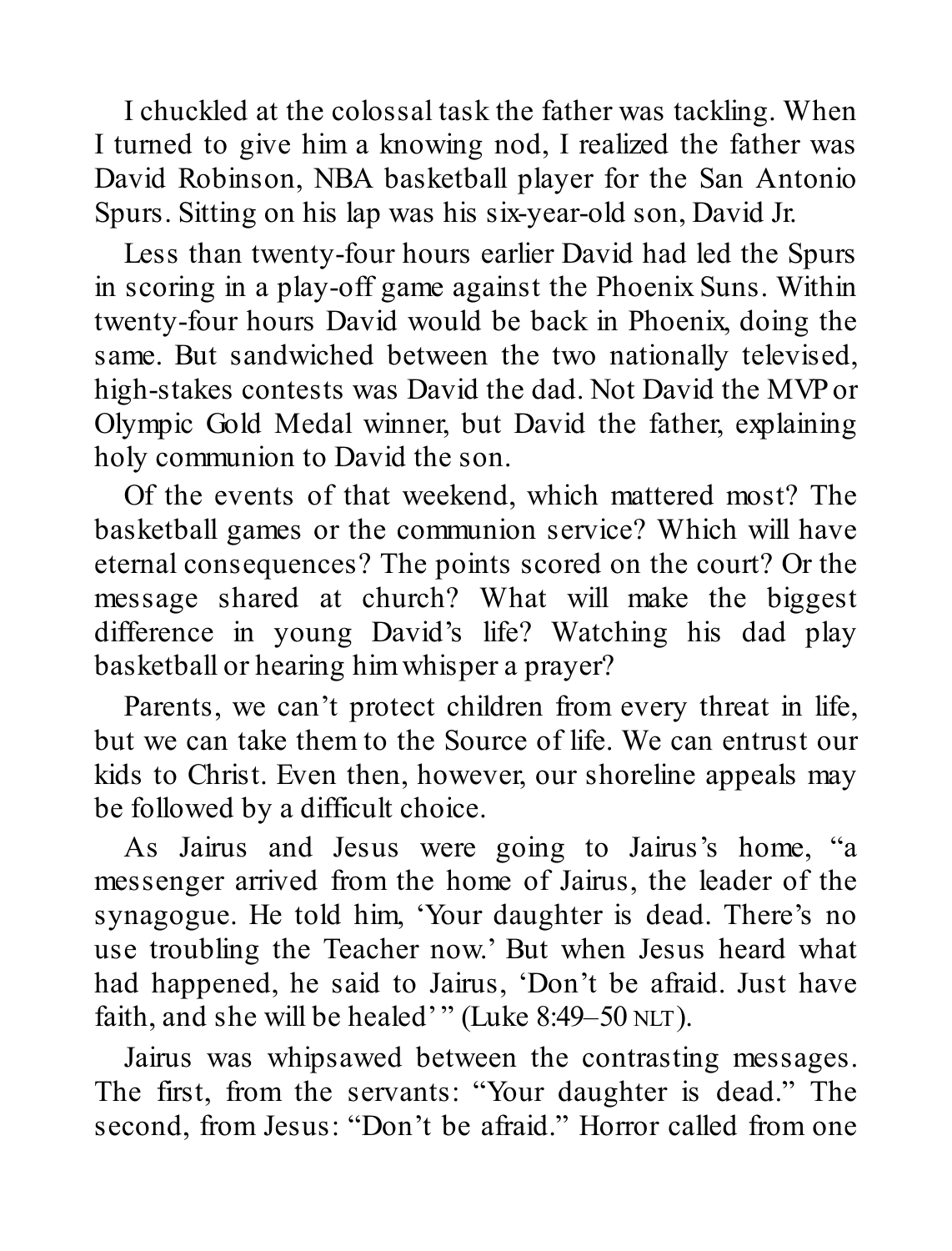I chuckled at the colossal task the father was tackling. When I turned to give him a knowing nod, I realized the father was David Robinson, NBA basketball player for the San Antonio Spurs. Sitting on his lap was his six-year-old son, David Jr.

Less than twenty-four hours earlier David had led the Spurs in scoring in a play-off game against the Phoenix Suns. Within twenty-four hours David would be back in Phoenix, doing the same. But sandwiched between the two nationally televised, high-stakes contests was David the dad. Not David the MVP or Olympic Gold Medal winner, but David the father, explaining holy communion to David the son.

Of the events of that weekend, which mattered most? The basketball games or the communion service? Which will have eternal consequences? The points scored on the court? Or the message shared at church? What will make the biggest difference in young David's life? Watching his dad play basketball or hearing him whisper a prayer?

Parents, we can't protect children from every threat in life, but we can take them to the Source of life. We can entrust our kids to Christ. Even then, however, our shoreline appeals may be followed by a difficult choice.

As Jairus and Jesus were going to Jairus's home, "a messenger arrived from the home of Jairus, the leader of the synagogue. He told him, 'Your daughter is dead. There's no use troubling the Teacher now.' But when Jesus heard what had happened, he said to Jairus, 'Don't be afraid. Just have faith, and she will be healed' " (Luke 8:49–50 NLT).

Jairus was whipsawed between the contrasting messages. The first, from the servants: "Your daughter is dead." The second, from Jesus: "Don't be afraid." Horror called from one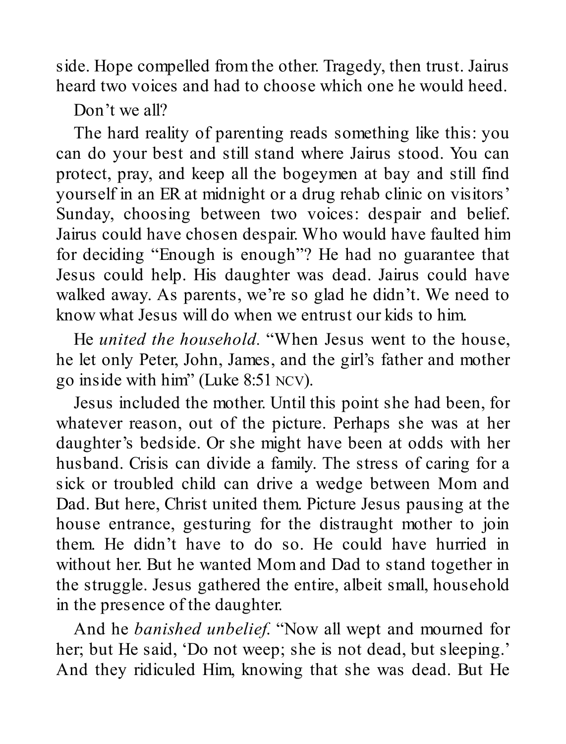side. Hope compelled from the other. Tragedy, then trust. Jairus heard two voices and had to choose which one he would heed.

Don't we all?

The hard reality of parenting reads something like this: you can do your best and still stand where Jairus stood. You can protect, pray, and keep all the bogeymen at bay and still find yourself in an ER at midnight or a drug rehab clinic on visitors' Sunday, choosing between two voices: despair and belief. Jairus could have chosen despair. Who would have faulted him for deciding "Enough is enough"? He had no guarantee that Jesus could help. His daughter was dead. Jairus could have walked away. As parents, we're so glad he didn't. We need to know what Jesus will do when we entrust our kids to him.

He *united the household*. "When Jesus went to the house, he let only Peter, John, James, and the girl's father and mother go inside with him" (Luke 8:51 NCV).

Jesus included the mother. Until this point she had been, for whatever reason, out of the picture. Perhaps she was at her daughter's bedside. Or she might have been at odds with her husband. Crisis can divide a family. The stress of caring for a sick or troubled child can drive a wedge between Mom and Dad. But here, Christ united them. Picture Jesus pausing at the house entrance, gesturing for the distraught mother to join them. He didn't have to do so. He could have hurried in without her. But he wanted Mom and Dad to stand together in the struggle. Jesus gathered the entire, albeit small, household in the presence of the daughter.

And he *banished unbelief*. "Now all wept and mourned for her; but He said, 'Do not weep; she is not dead, but sleeping.' And they ridiculed Him, knowing that she was dead. But He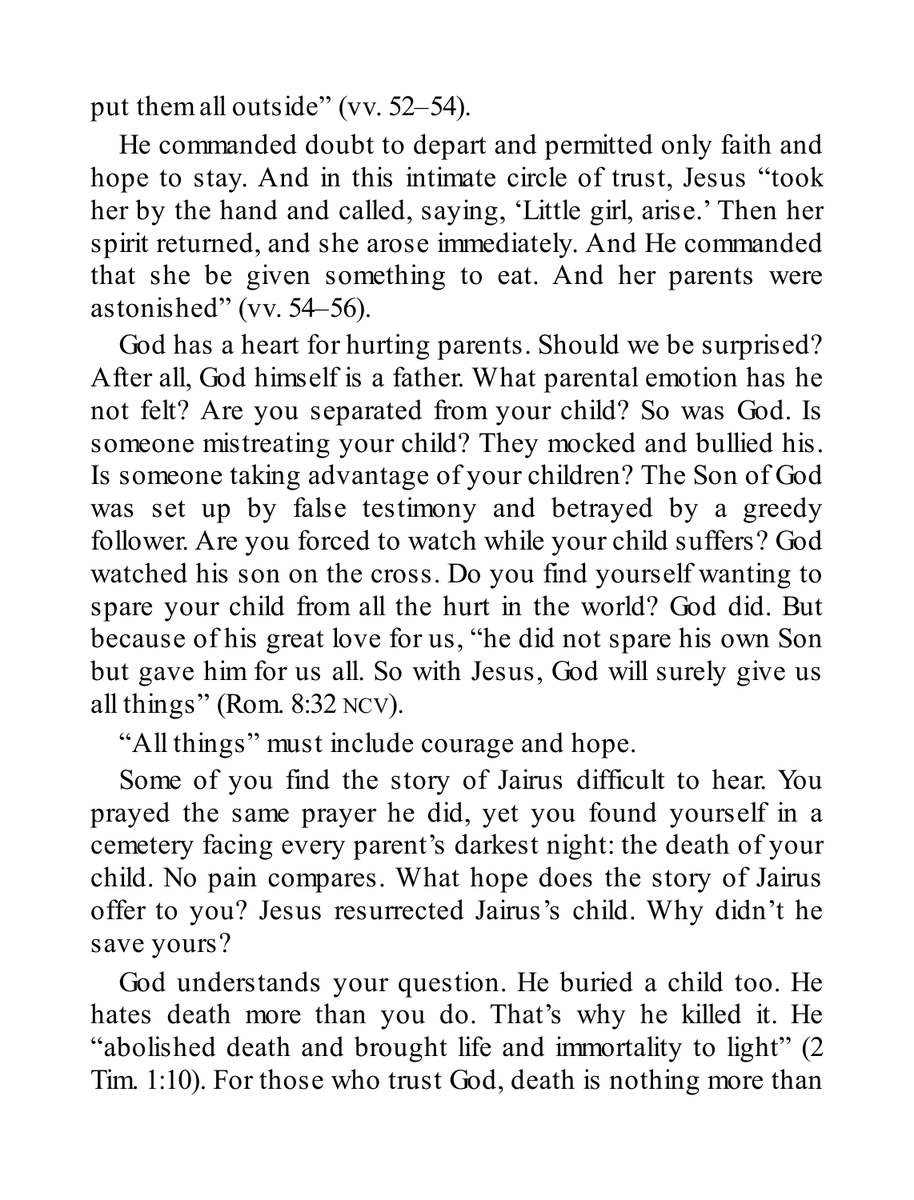put them all outside" (vv. 52–54).

He commanded doubt to depart and permitted only faith and hope to stay. And in this intimate circle of trust, Jesus "took her by the hand and called, saying, 'Little girl, arise.' Then her spirit returned, and she arose immediately. And He commanded that she be given something to eat. And her parents were astonished" (vv. 54–56).

God has a heart for hurting parents. Should we be surprised? After all, God himself is a father. What parental emotion has he not felt? Are you separated from your child? So was God. Is someone mistreating your child? They mocked and bullied his. Is someone taking advantage of your children? The Son of God was set up by false testimony and betrayed by a greedy follower. Are you forced to watch while your child suffers? God watched his son on the cross. Do you find yourself wanting to spare your child from all the hurt in the world? God did. But because of his great love for us, "he did not spare his own Son but gave him for us all. So with Jesus, God will surely give us all things" (Rom. 8:32 NCV).

"All things" must include courage and hope.

Some of you find the story of Jairus difficult to hear. You prayed the same prayer he did, yet you found yourself in a cemetery facing every parent's darkest night: the death of your child. No pain compares. What hope does the story of Jairus offer to you? Jesus resurrected Jairus's child. Why didn't he save yours?

God understands your question. He buried a child too. He hates death more than you do. That's why he killed it. He "abolished death and brought life and immortality to light" (2 Tim. 1:10). For those who trust God, death is nothing more than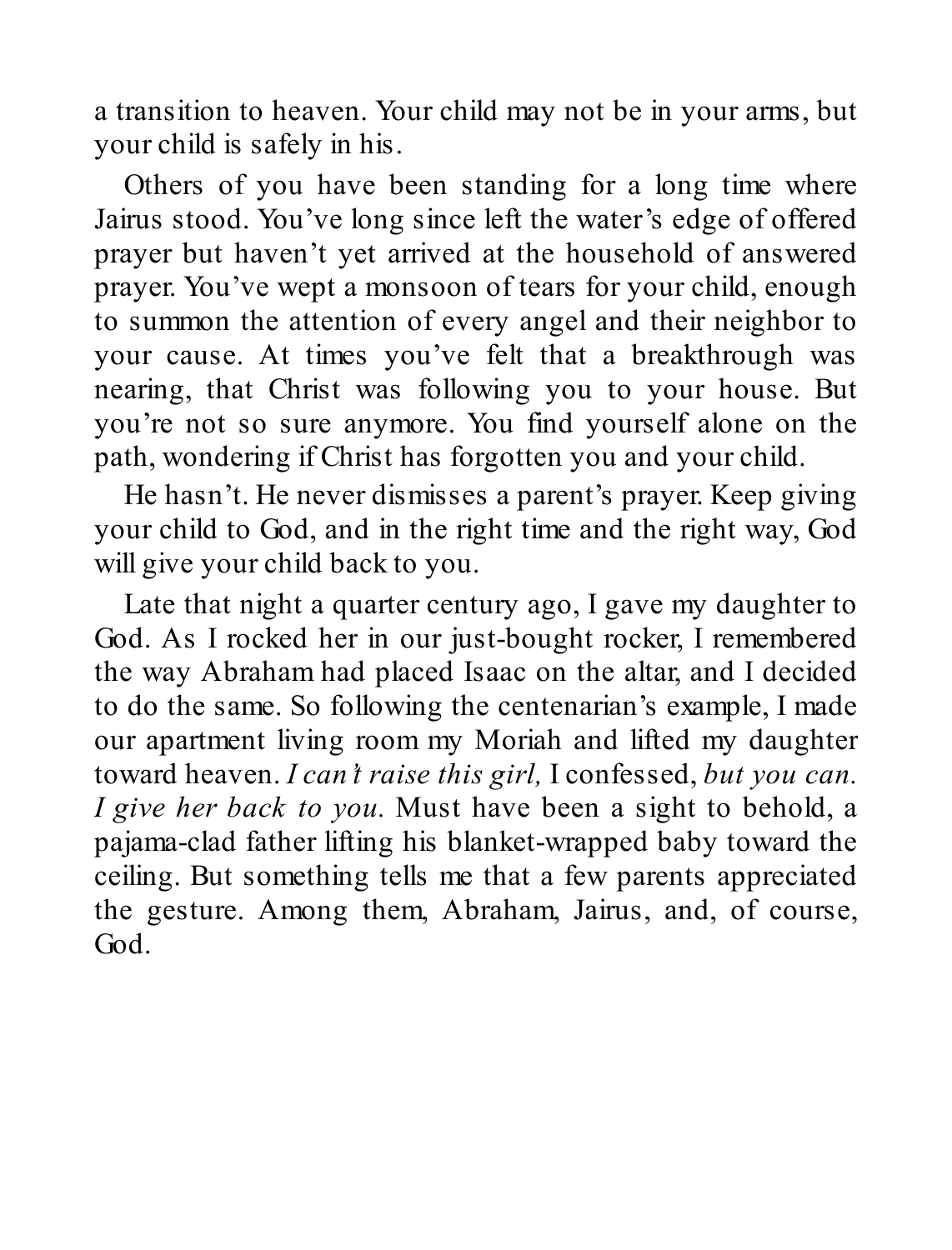a transition to heaven. Your child may not be in your arms, but your child is safely in his.

Others of you have been standing for a long time where Jairus stood. You've long since left the water's edge of offered prayer but haven't yet arrived at the household of answered prayer. You've wept a monsoon of tears for your child, enough to summon the attention of every angel and their neighbor to your cause. At times you've felt that a breakthrough was nearing, that Christ was following you to your house. But you're not so sure anymore. You find yourself alone on the path, wondering if Christ has forgotten you and your child.

He hasn't. He never dismisses a parent's prayer. Keep giving your child to God, and in the right time and the right way, God will give your child back to you.

Late that night a quarter century ago, I gave my daughter to God. As I rocked her in our just-bought rocker, I remembered the way Abraham had placed Isaac on the altar, and I decided to do the same. So following the centenarian's example, I made our apartment living room my Moriah and lifted my daughter toward heaven. *I can't raise this girl,* I confessed, *but you can. I give her back to you.* Must have been a sight to behold, a pajama-clad father lifting his blanket-wrapped baby toward the ceiling. But something tells me that a few parents appreciated the gesture. Among them, Abraham, Jairus, and, of course, God.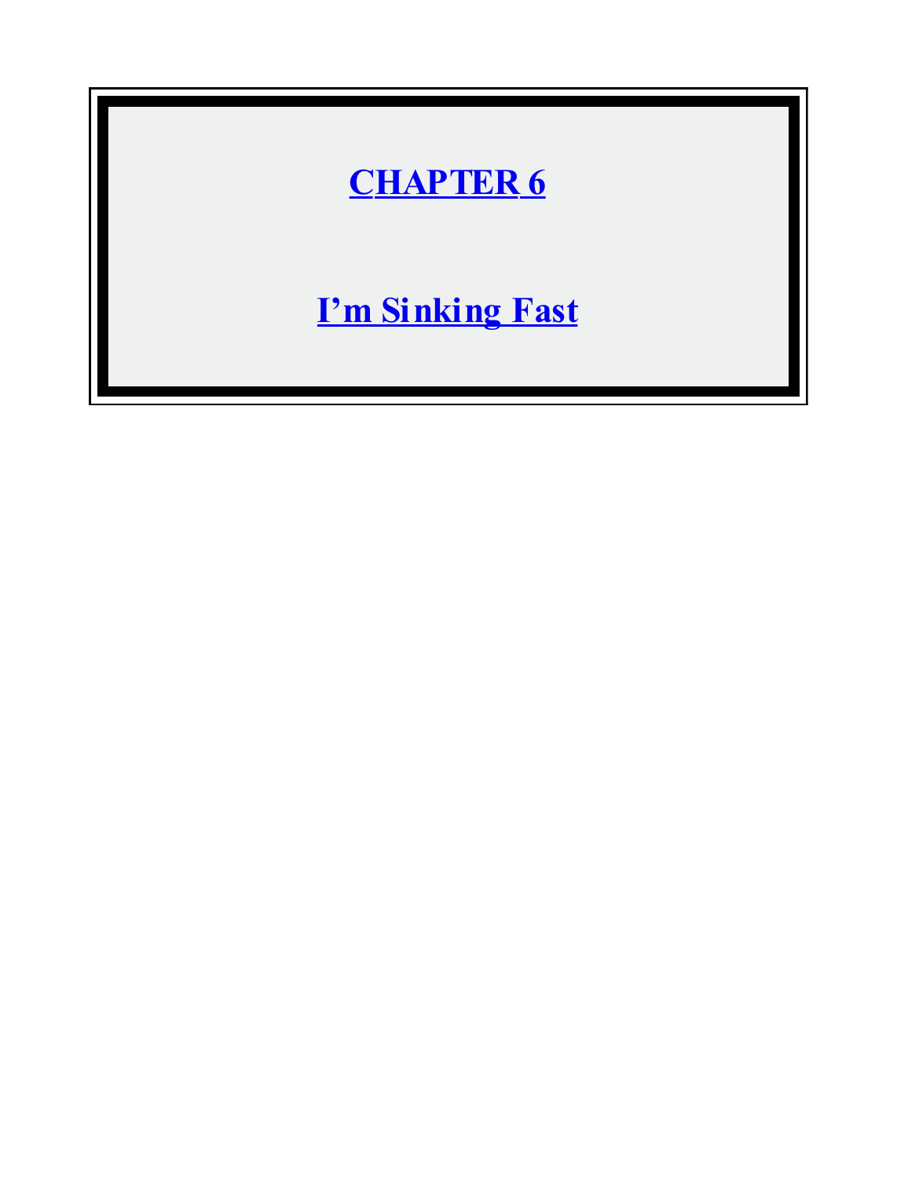# CHAPTER 6

## I'm Sinking Fast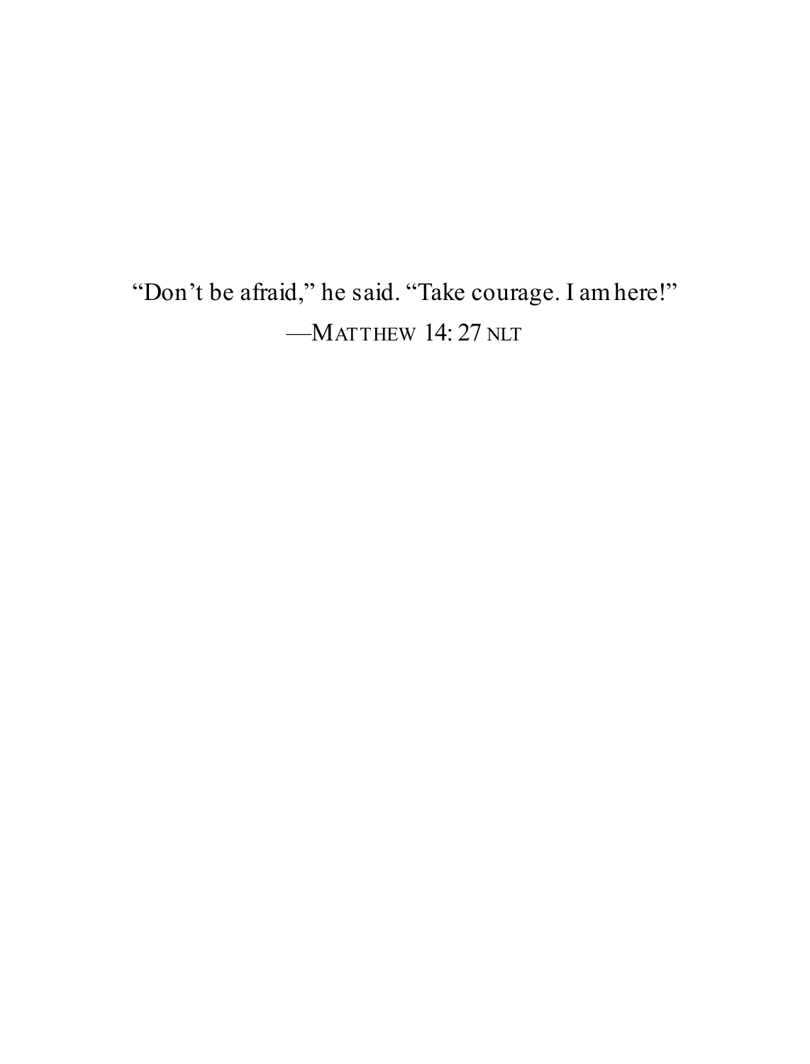"Don't be afraid," he said. "Take courage. I am here!"

—MATTHEW 14:27 NLT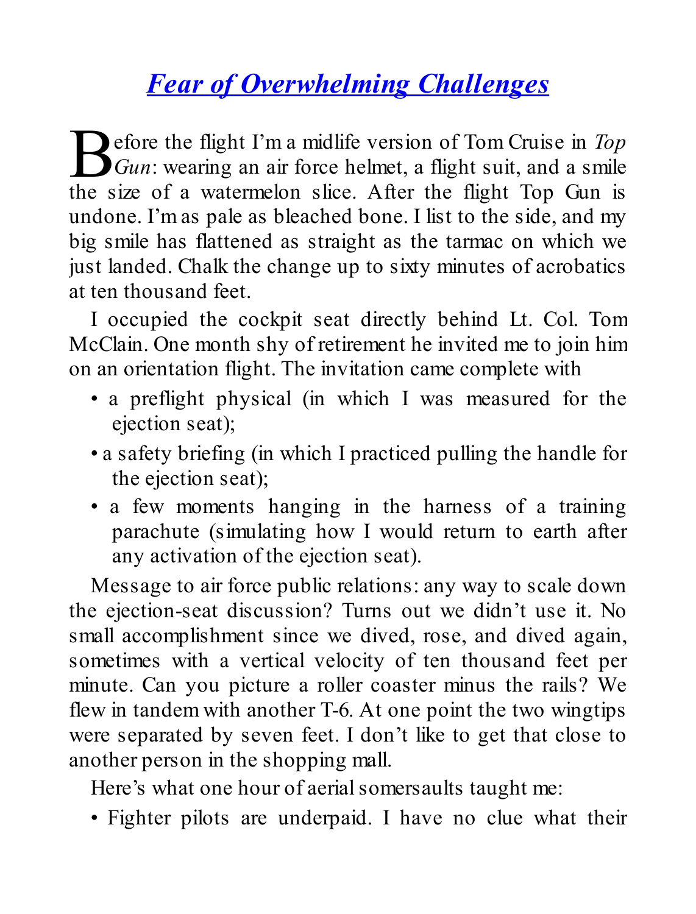# *Fear of Overwhelming Challenges*

Before the flight I'm a midlife version of Tom Cruise in *Top Gun*: wearing an air force helmet, a flight suit, and a smile the size of a watermelon slice. After the flight Top Gun is undone. I'm as pale as bleached bone. I list to the side, and my big smile has flattened as straight as the tarmac on which we just landed. Chalk the change up to sixty minutes of acrobatics at ten thousand feet.

I occupied the cockpit seat directly behind Lt. Col. Tom McClain. One month shy of retirement he invited me to join him on an orientation flight. The invitation came complete with

- a preflight physical (in which I was measured for the ejection seat);
- a safety briefing (in which I practiced pulling the handle for the ejection seat);
- a few moments hanging in the harness of a training parachute (simulating how I would return to earth after any activation of the ejection seat).

Message to air force public relations: any way to scale down the ejection-seat discussion? Turns out we didn't use it. No small accomplishment since we dived, rose, and dived again, sometimes with a vertical velocity of ten thousand feet per minute. Can you picture a roller coaster minus the rails? We flew in tandem with another T-6. At one point the two wingtips were separated by seven feet. I don't like to get that close to another person in the shopping mall.

Here's what one hour of aerial somersaults taught me:

- Fighter pilots are underpaid. I have no clue what their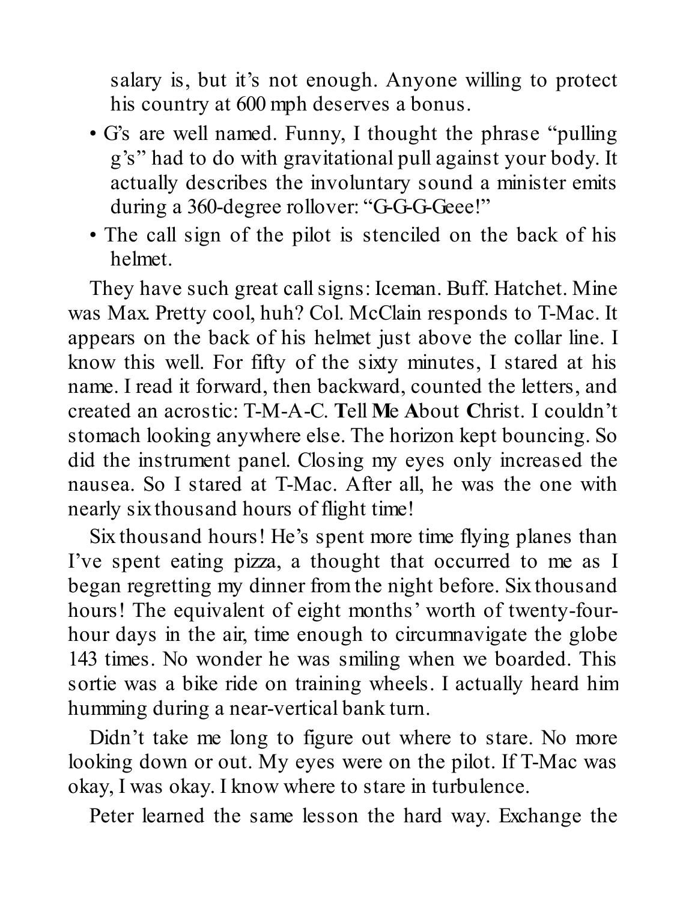salary is, but it's not enough. Anyone willing to protect his country at 600 mph deserves a bonus.

- G's are well named. Funny, I thought the phrase "pulling g's" had to do with gravitational pull against your body. It actually describes the involuntary sound a minister emits during a 360-degree rollover: "G-G-G-Geee!"
- The call sign of the pilot is stenciled on the back of his helmet.

They have such great call signs: Iceman. Buff. Hatchet. Mine was Max. Pretty cool, huh? Col. McClain responds to T-Mac. It appears on the back of his helmet just above the collar line. I know this well. For fifty of the sixty minutes, I stared at his name. I read it forward, then backward, counted the letters, and created an acrostic: T-M-A-C. **T**ell **M**e **A**bout **C**hrist. I couldn't stomach looking anywhere else. The horizon kept bouncing. So did the instrument panel. Closing my eyes only increased the nausea. So I stared at T-Mac. After all, he was the one with nearly six thousand hours of flight time!

Six thousand hours! He's spent more time flying planes than I've spent eating pizza, a thought that occurred to me as I began regretting my dinner from the night before. Six thousand hours! The equivalent of eight months' worth of twenty-four-hour days in the air, time enough to circumnavigate the globe 143 times. No wonder he was smiling when we boarded. This sortie was a bike ride on training wheels. I actually heard him humming during a near-vertical bank turn.

Didn't take me long to figure out where to stare. No more looking down or out. My eyes were on the pilot. If T-Mac was okay, I was okay. I know where to stare in turbulence.

Peter learned the same lesson the hard way. Exchange the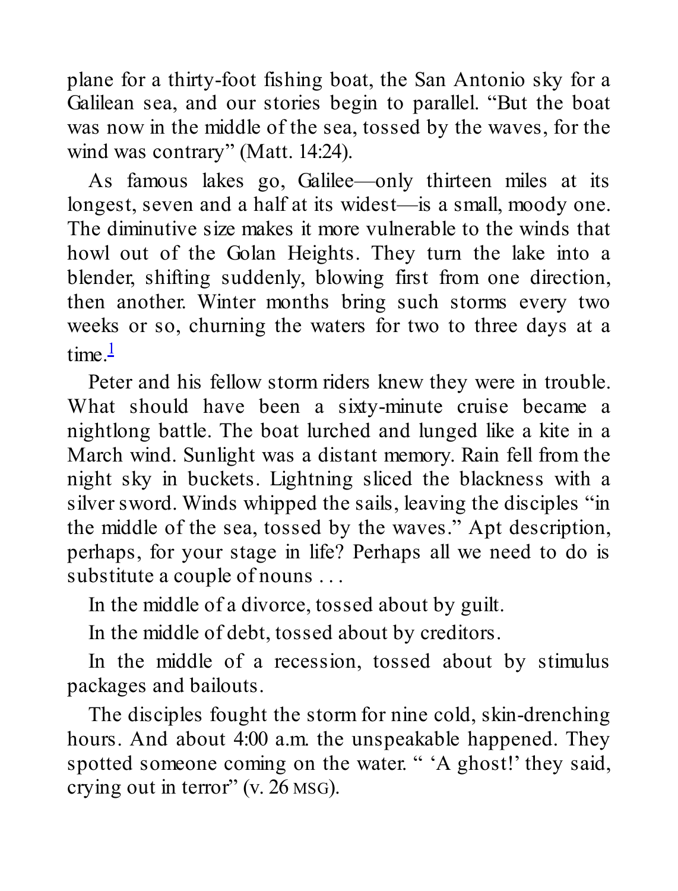plane for a thirty-foot fishing boat, the San Antonio sky for a Galilean sea, and our stories begin to parallel. "But the boat was now in the middle of the sea, tossed by the waves, for the wind was contrary" (Matt. 14:24).

As famous lakes go, Galilee—only thirteen miles at its longest, seven and a half at its widest—is a small, moody one. The diminutive size makes it more vulnerable to the winds that howl out of the Golan Heights. They turn the lake into a blender, shifting suddenly, blowing first from one direction, then another. Winter months bring such storms every two weeks or so, churning the waters for two to three days at a time.[1]

Peter and his fellow storm riders knew they were in trouble. What should have been a sixty-minute cruise became a nightlong battle. The boat lurched and lunged like a kite in a March wind. Sunlight was a distant memory. Rain fell from the night sky in buckets. Lightning sliced the blackness with a silver sword. Winds whipped the sails, leaving the disciples "in the middle of the sea, tossed by the waves." Apt description, perhaps, for your stage in life? Perhaps all we need to do is substitute a couple of nouns . . .

In the middle of a divorce, tossed about by guilt.

In the middle of debt, tossed about by creditors.

In the middle of a recession, tossed about by stimulus packages and bailouts.

The disciples fought the storm for nine cold, skin-drenching hours. And about 4:00 a.m. the unspeakable happened. They spotted someone coming on the water. " 'A ghost!' they said, crying out in terror" (v. 26 MSG).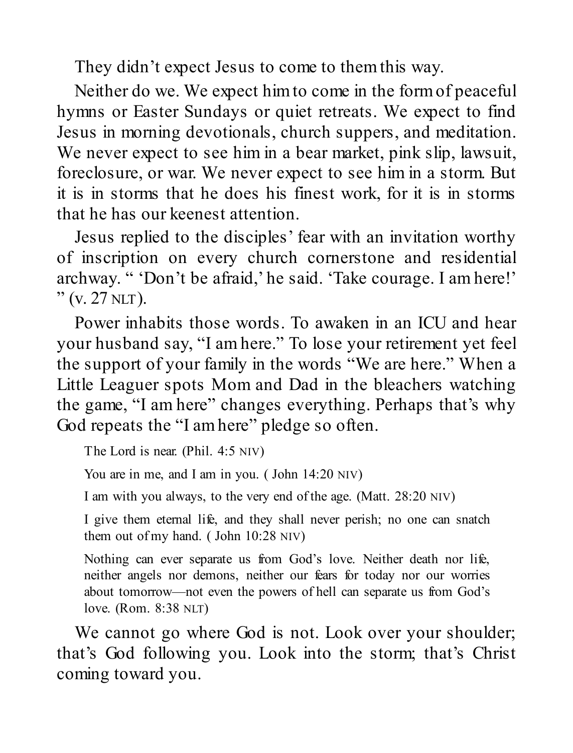They didn't expect Jesus to come to them this way.

Neither do we. We expect him to come in the form of peaceful hymns or Easter Sundays or quiet retreats. We expect to find Jesus in morning devotionals, church suppers, and meditation. We never expect to see him in a bear market, pink slip, lawsuit, foreclosure, or war. We never expect to see him in a storm. But it is in storms that he does his finest work, for it is in storms that he has our keenest attention.

Jesus replied to the disciples' fear with an invitation worthy of inscription on every church cornerstone and residential archway. " 'Don't be afraid,' he said. 'Take courage. I am here!' " (v. 27 NLT).

Power inhabits those words. To awaken in an ICU and hear your husband say, "I am here." To lose your retirement yet feel the support of your family in the words "We are here." When a Little Leaguer spots Mom and Dad in the bleachers watching the game, "I am here" changes everything. Perhaps that's why God repeats the "I am here" pledge so often.

> The Lord is near. (Phil. 4:5 NIV)
>
> You are in me, and I am in you. ( John 14:20 NIV)
>
> I am with you always, to the very end of the age. (Matt. 28:20 NIV)
>
> I give them eternal life, and they shall never perish; no one can snatch them out of my hand. ( John 10:28 NIV)
>
> Nothing can ever separate us from God's love. Neither death nor life, neither angels nor demons, neither our fears for today nor our worries about tomorrow—not even the powers of hell can separate us from God's love. (Rom. 8:38 NLT)

We cannot go where God is not. Look over your shoulder; that's God following you. Look into the storm; that's Christ coming toward you.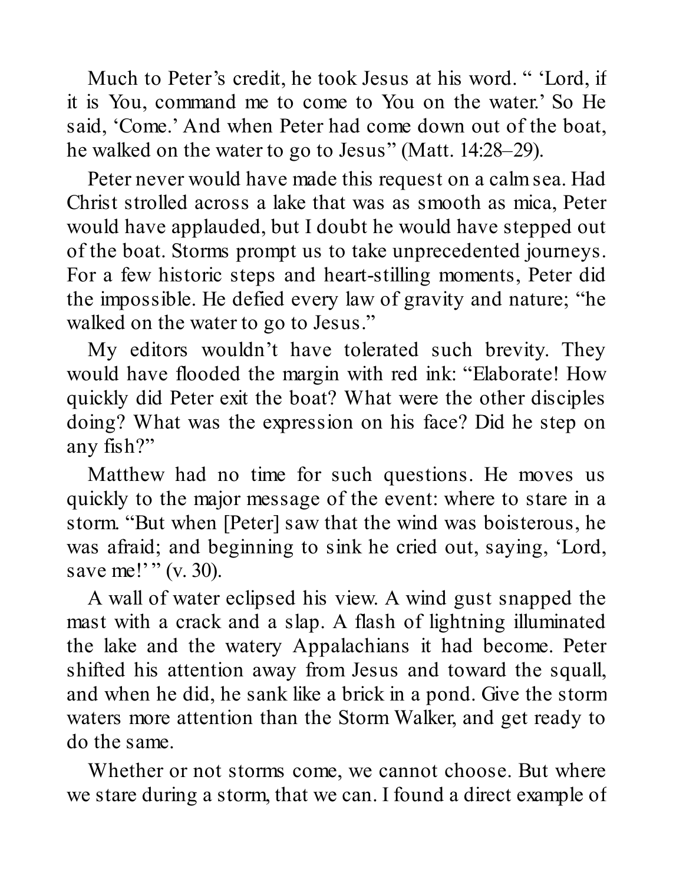Much to Peter's credit, he took Jesus at his word. " 'Lord, if it is You, command me to come to You on the water.' So He said, 'Come.' And when Peter had come down out of the boat, he walked on the water to go to Jesus" (Matt. 14:28–29).

Peter never would have made this request on a calm sea. Had Christ strolled across a lake that was as smooth as mica, Peter would have applauded, but I doubt he would have stepped out of the boat. Storms prompt us to take unprecedented journeys. For a few historic steps and heart-stilling moments, Peter did the impossible. He defied every law of gravity and nature; "he walked on the water to go to Jesus."

My editors wouldn't have tolerated such brevity. They would have flooded the margin with red ink: "Elaborate! How quickly did Peter exit the boat? What were the other disciples doing? What was the expression on his face? Did he step on any fish?"

Matthew had no time for such questions. He moves us quickly to the major message of the event: where to stare in a storm. "But when [Peter] saw that the wind was boisterous, he was afraid; and beginning to sink he cried out, saying, 'Lord, save me!' " (v. 30).

A wall of water eclipsed his view. A wind gust snapped the mast with a crack and a slap. A flash of lightning illuminated the lake and the watery Appalachians it had become. Peter shifted his attention away from Jesus and toward the squall, and when he did, he sank like a brick in a pond. Give the storm waters more attention than the Storm Walker, and get ready to do the same.

Whether or not storms come, we cannot choose. But where we stare during a storm, that we can. I found a direct example of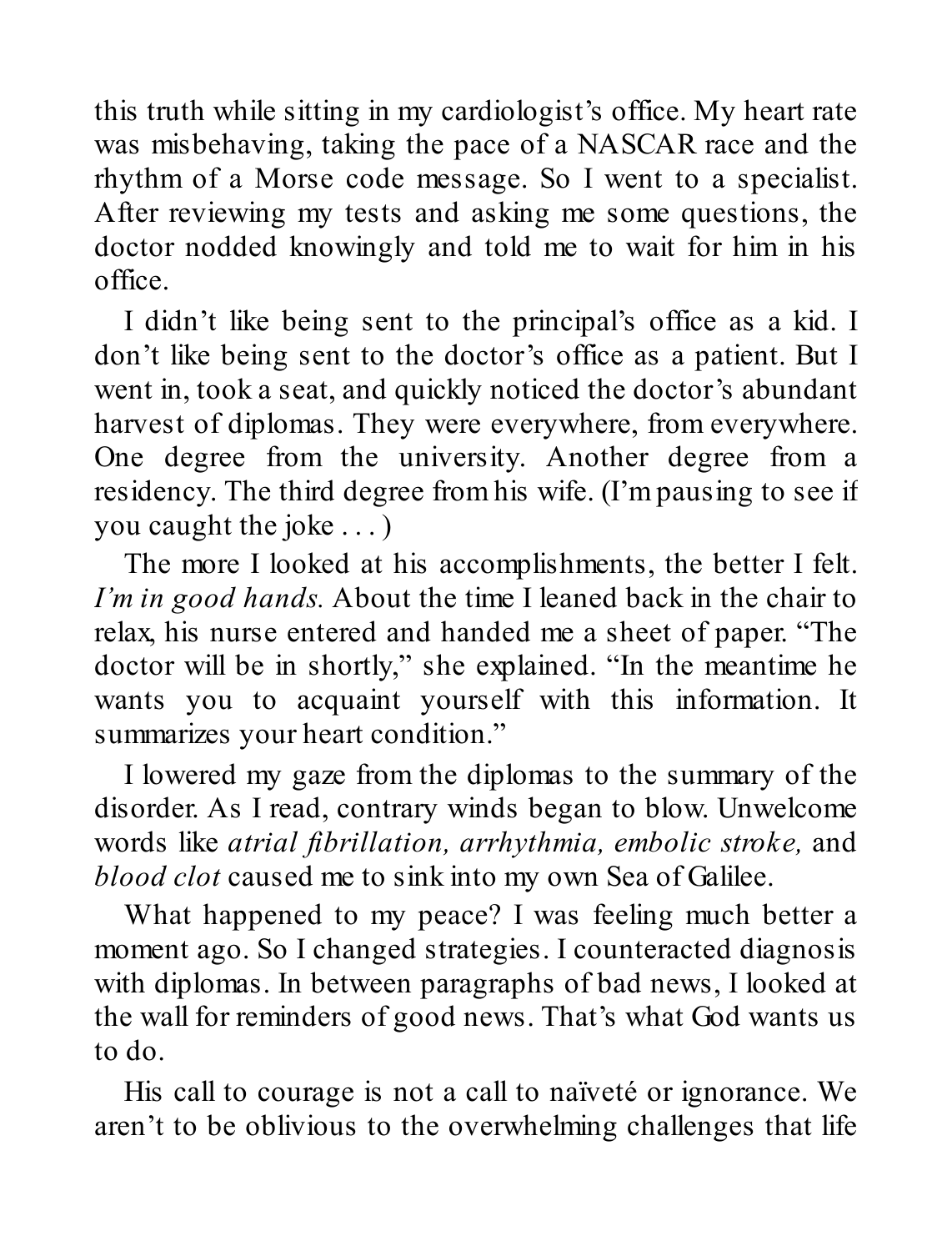this truth while sitting in my cardiologist's office. My heart rate was misbehaving, taking the pace of a NASCAR race and the rhythm of a Morse code message. So I went to a specialist. After reviewing my tests and asking me some questions, the doctor nodded knowingly and told me to wait for him in his office.

I didn't like being sent to the principal's office as a kid. I don't like being sent to the doctor's office as a patient. But I went in, took a seat, and quickly noticed the doctor's abundant harvest of diplomas. They were everywhere, from everywhere. One degree from the university. Another degree from a residency. The third degree from his wife. (I'm pausing to see if you caught the joke . . . )

The more I looked at his accomplishments, the better I felt. *I'm in good hands.* About the time I leaned back in the chair to relax, his nurse entered and handed me a sheet of paper. "The doctor will be in shortly," she explained. "In the meantime he wants you to acquaint yourself with this information. It summarizes your heart condition."

I lowered my gaze from the diplomas to the summary of the disorder. As I read, contrary winds began to blow. Unwelcome words like *atrial fibrillation, arrhythmia, embolic stroke,* and *blood clot* caused me to sink into my own Sea of Galilee.

What happened to my peace? I was feeling much better a moment ago. So I changed strategies. I counteracted diagnosis with diplomas. In between paragraphs of bad news, I looked at the wall for reminders of good news. That's what God wants us to do.

His call to courage is not a call to naïveté or ignorance. We aren't to be oblivious to the overwhelming challenges that life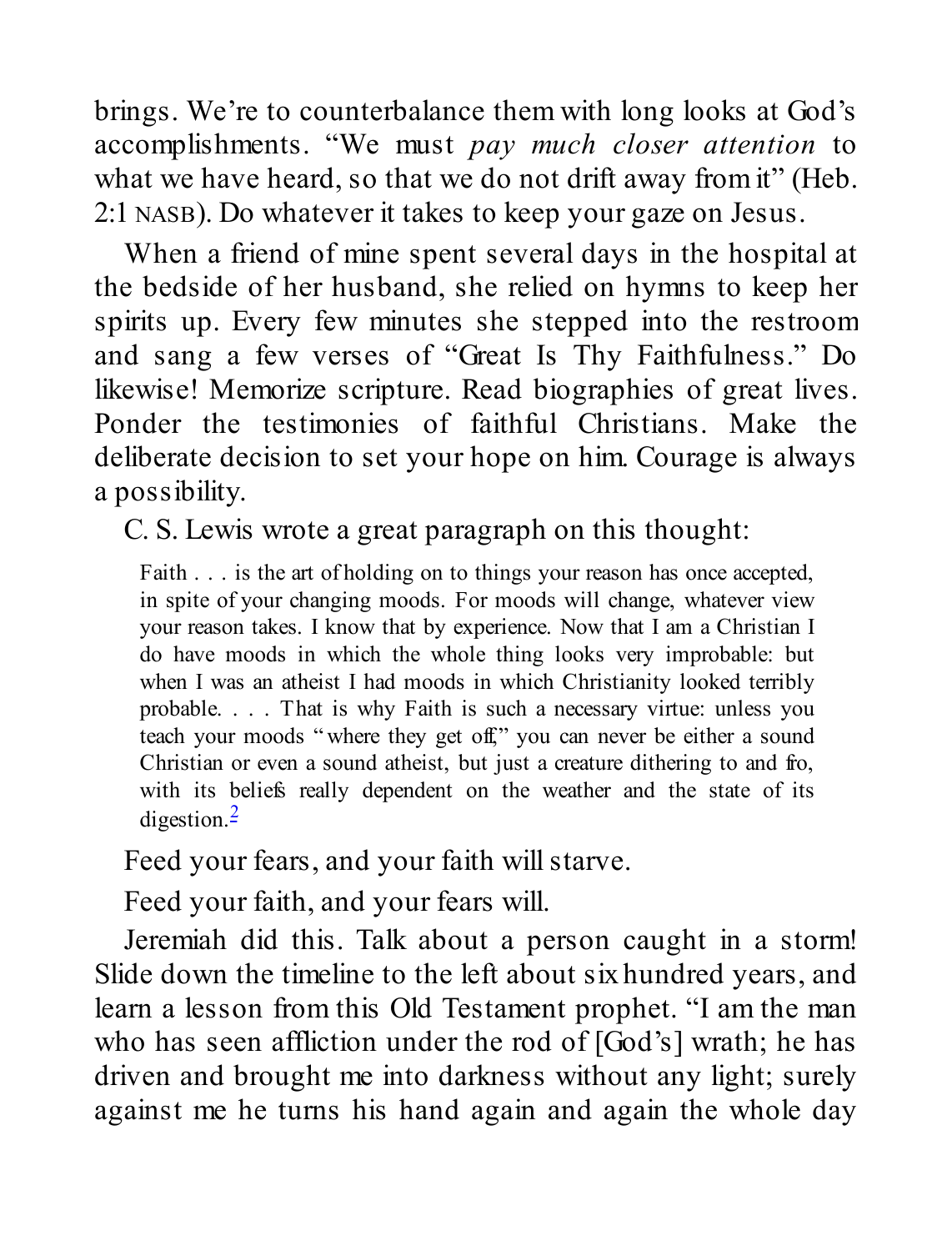brings. We're to counterbalance them with long looks at God's accomplishments. "We must *pay much closer attention* to what we have heard, so that we do not drift away from it" (Heb. 2:1 NASB). Do whatever it takes to keep your gaze on Jesus.

When a friend of mine spent several days in the hospital at the bedside of her husband, she relied on hymns to keep her spirits up. Every few minutes she stepped into the restroom and sang a few verses of "Great Is Thy Faithfulness." Do likewise! Memorize scripture. Read biographies of great lives. Ponder the testimonies of faithful Christians. Make the deliberate decision to set your hope on him. Courage is always a possibility.

C. S. Lewis wrote a great paragraph on this thought:

> Faith . . . is the art of holding on to things your reason has once accepted, in spite of your changing moods. For moods will change, whatever view your reason takes. I know that by experience. Now that I am a Christian I do have moods in which the whole thing looks very improbable: but when I was an atheist I had moods in which Christianity looked terribly probable. . . . That is why Faith is such a necessary virtue: unless you teach your moods "where they get off," you can never be either a sound Christian or even a sound atheist, but just a creature dithering to and fro, with its beliefs really dependent on the weather and the state of its digestion.[2]

Feed your fears, and your faith will starve.

Feed your faith, and your fears will.

Jeremiah did this. Talk about a person caught in a storm! Slide down the timeline to the left about six hundred years, and learn a lesson from this Old Testament prophet. "I am the man who has seen affliction under the rod of [God's] wrath; he has driven and brought me into darkness without any light; surely against me he turns his hand again and again the whole day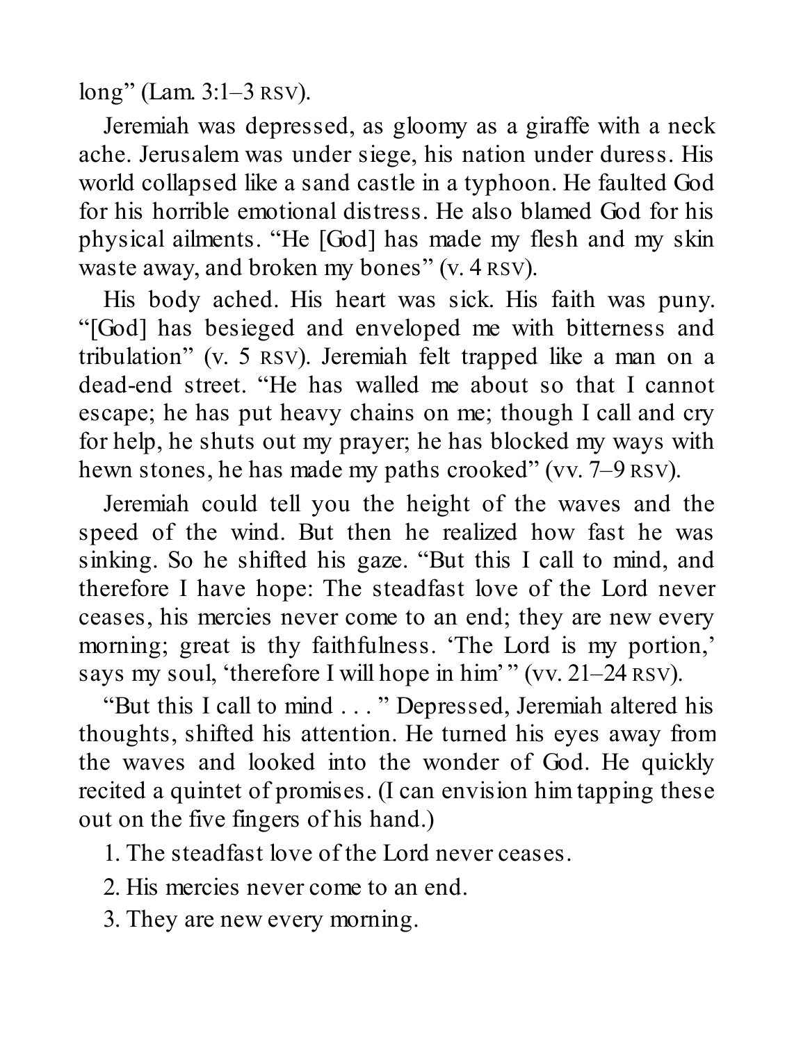long" (Lam. 3:1–3 RSV).

Jeremiah was depressed, as gloomy as a giraffe with a neck ache. Jerusalem was under siege, his nation under duress. His world collapsed like a sand castle in a typhoon. He faulted God for his horrible emotional distress. He also blamed God for his physical ailments. "He [God] has made my flesh and my skin waste away, and broken my bones" (v. 4 RSV).

His body ached. His heart was sick. His faith was puny. "[God] has besieged and enveloped me with bitterness and tribulation" (v. 5 RSV). Jeremiah felt trapped like a man on a dead-end street. "He has walled me about so that I cannot escape; he has put heavy chains on me; though I call and cry for help, he shuts out my prayer; he has blocked my ways with hewn stones, he has made my paths crooked" (vv. 7–9 RSV).

Jeremiah could tell you the height of the waves and the speed of the wind. But then he realized how fast he was sinking. So he shifted his gaze. "But this I call to mind, and therefore I have hope: The steadfast love of the Lord never ceases, his mercies never come to an end; they are new every morning; great is thy faithfulness. 'The Lord is my portion,' says my soul, 'therefore I will hope in him' " (vv. 21–24 RSV).

"But this I call to mind . . . " Depressed, Jeremiah altered his thoughts, shifted his attention. He turned his eyes away from the waves and looked into the wonder of God. He quickly recited a quintet of promises. (I can envision him tapping these out on the five fingers of his hand.)

1. The steadfast love of the Lord never ceases.
2. His mercies never come to an end.
3. They are new every morning.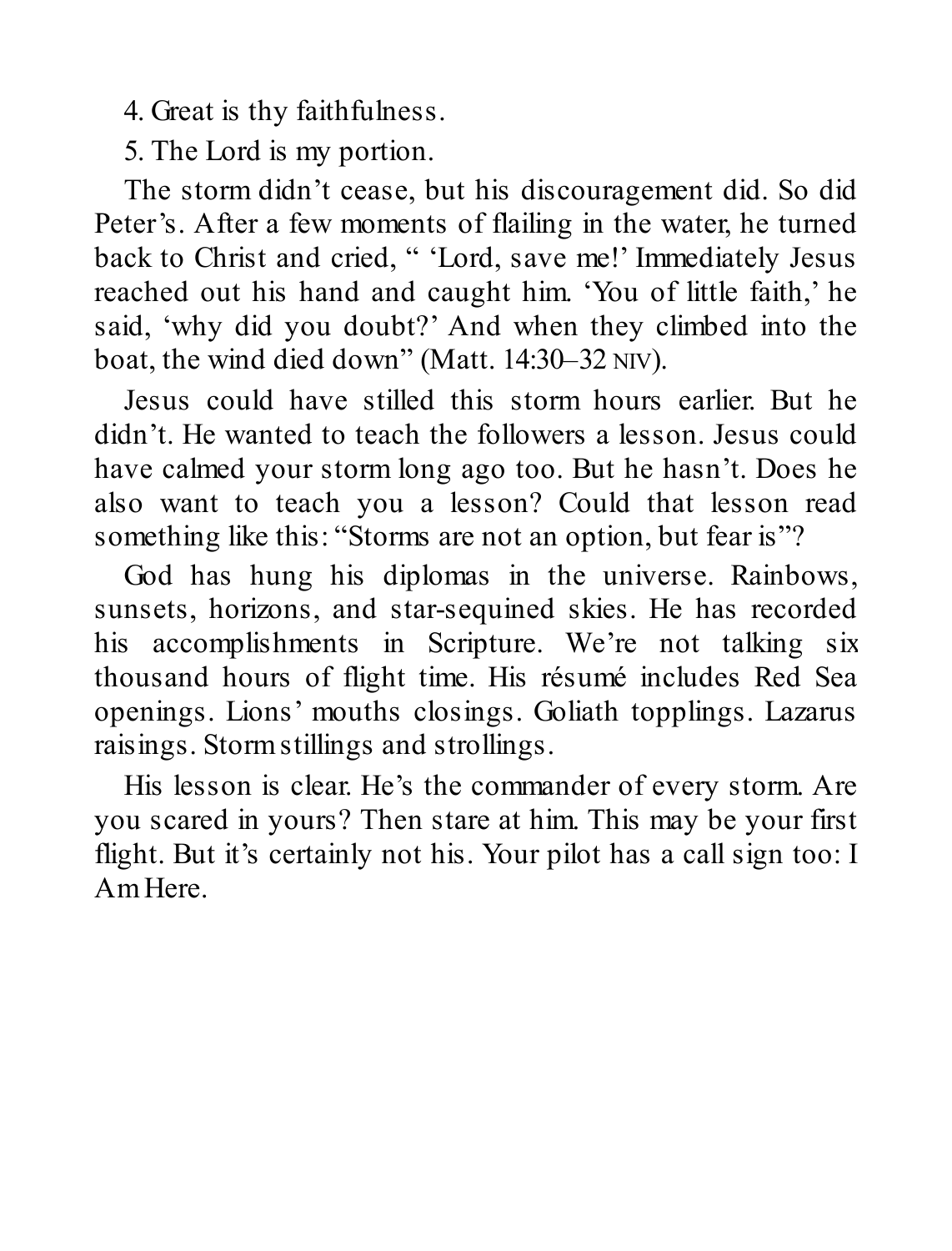4. Great is thy faithfulness.

5. The Lord is my portion.

The storm didn't cease, but his discouragement did. So did Peter's. After a few moments of flailing in the water, he turned back to Christ and cried, " 'Lord, save me!' Immediately Jesus reached out his hand and caught him. 'You of little faith,' he said, 'why did you doubt?' And when they climbed into the boat, the wind died down" (Matt. 14:30–32 NIV).

Jesus could have stilled this storm hours earlier. But he didn't. He wanted to teach the followers a lesson. Jesus could have calmed your storm long ago too. But he hasn't. Does he also want to teach you a lesson? Could that lesson read something like this: "Storms are not an option, but fear is"?

God has hung his diplomas in the universe. Rainbows, sunsets, horizons, and star-sequined skies. He has recorded his accomplishments in Scripture. We're not talking six thousand hours of flight time. His résumé includes Red Sea openings. Lions' mouths closings. Goliath topplings. Lazarus raisings. Storm stillings and strollings.

His lesson is clear. He's the commander of every storm. Are you scared in yours? Then stare at him. This may be your first flight. But it's certainly not his. Your pilot has a call sign too: I Am Here.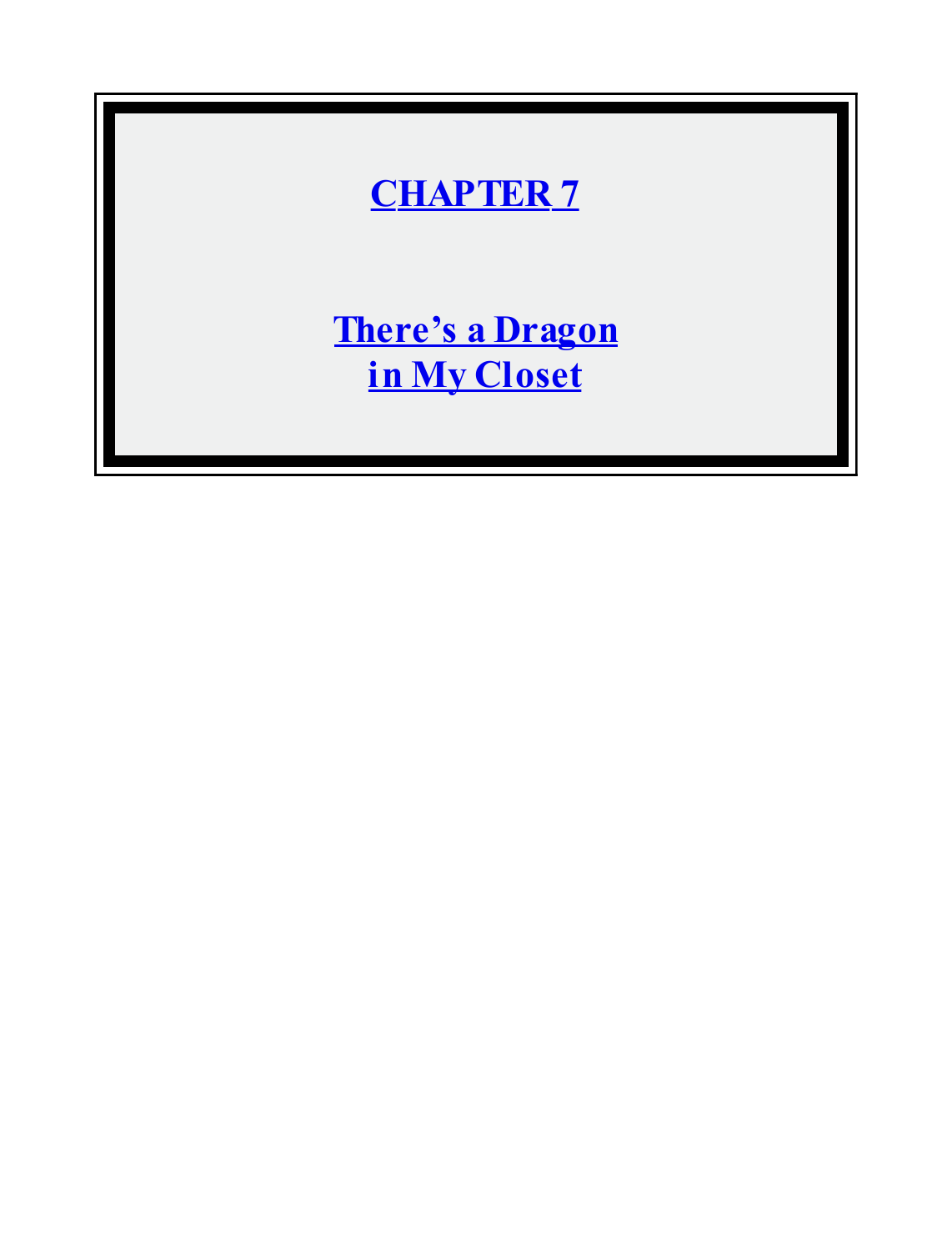# CHAPTER 7

## There's a Dragon in My Closet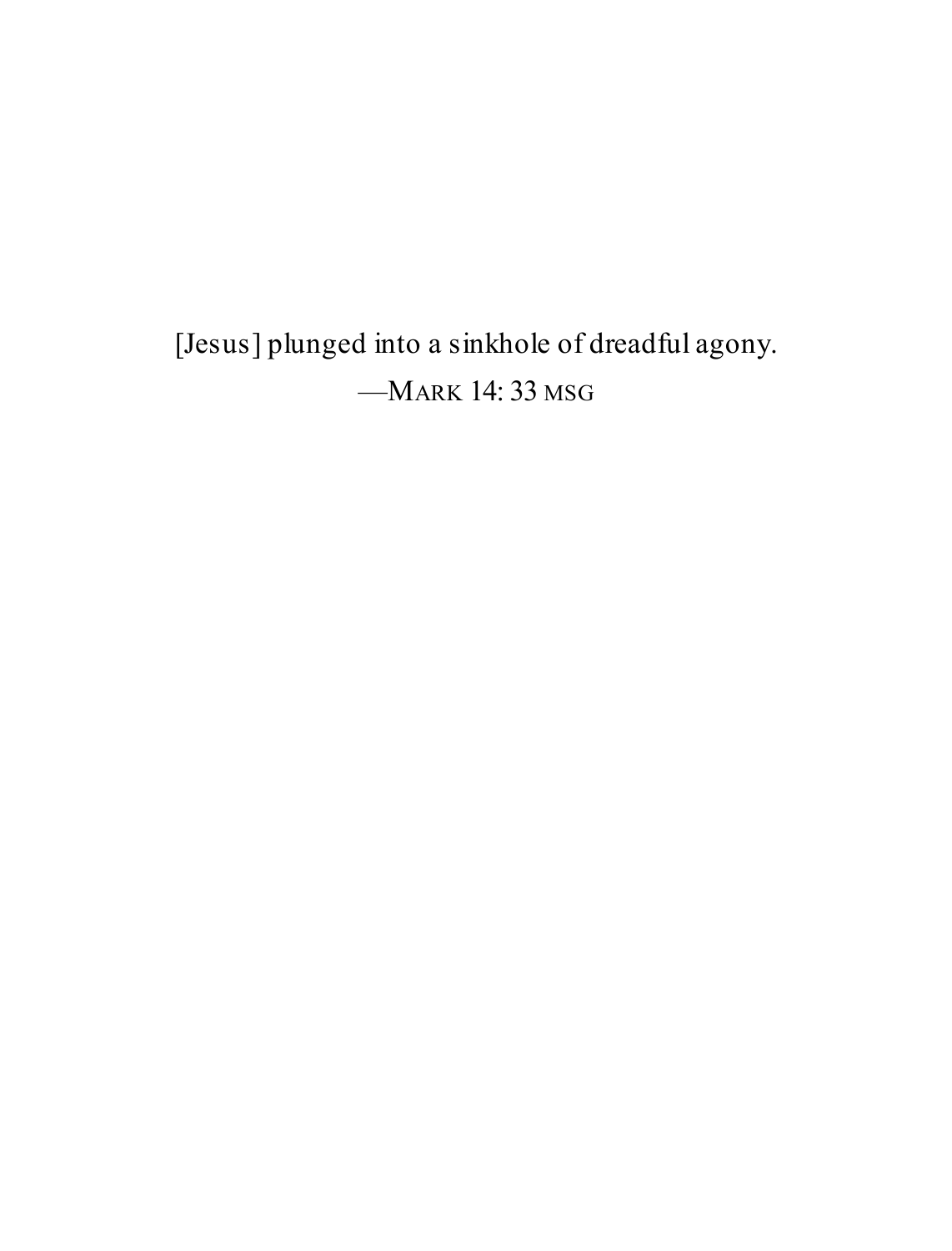[Jesus] plunged into a sinkhole of dreadful agony.

—MARK 14: 33 MSG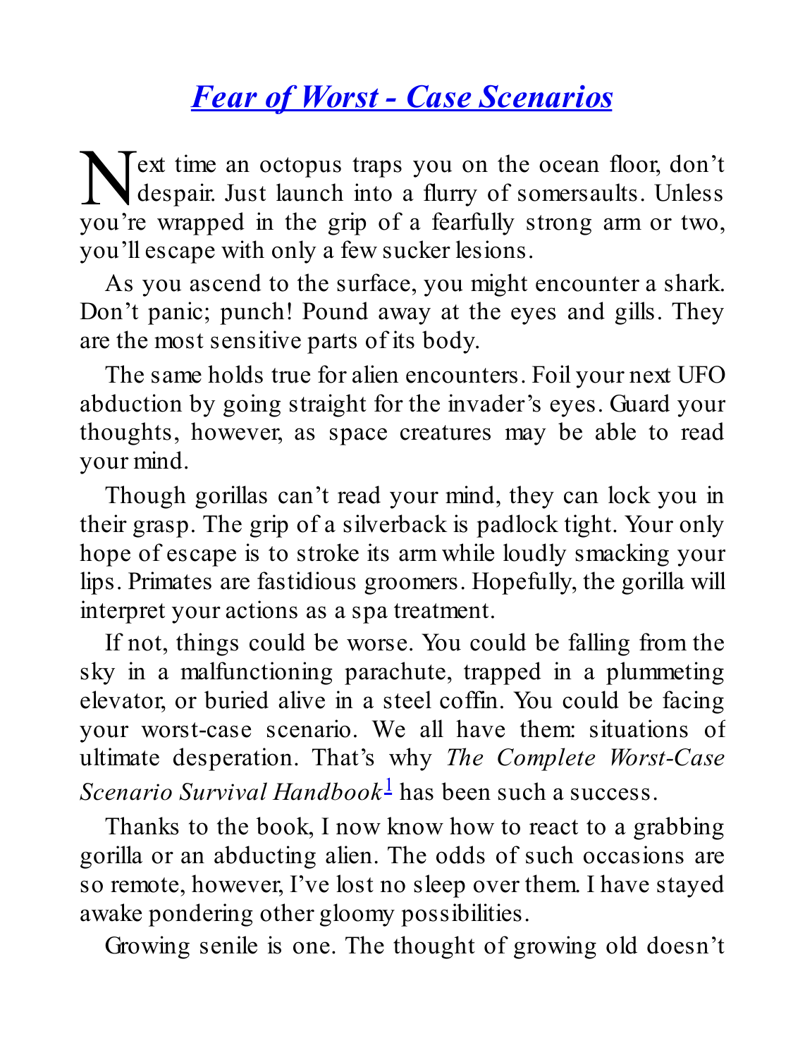# [Fear of Worst - Case Scenarios]

Next time an octopus traps you on the ocean floor, don't despair. Just launch into a flurry of somersaults. Unless you're wrapped in the grip of a fearfully strong arm or two, you'll escape with only a few sucker lesions.

As you ascend to the surface, you might encounter a shark. Don't panic; punch! Pound away at the eyes and gills. They are the most sensitive parts of its body.

The same holds true for alien encounters. Foil your next UFO abduction by going straight for the invader's eyes. Guard your thoughts, however, as space creatures may be able to read your mind.

Though gorillas can't read your mind, they can lock you in their grasp. The grip of a silverback is padlock tight. Your only hope of escape is to stroke its arm while loudly smacking your lips. Primates are fastidious groomers. Hopefully, the gorilla will interpret your actions as a spa treatment.

If not, things could be worse. You could be falling from the sky in a malfunctioning parachute, trapped in a plummeting elevator, or buried alive in a steel coffin. You could be facing your worst-case scenario. We all have them: situations of ultimate desperation. That's why *The Complete Worst-Case Scenario Survival Handbook*[1] has been such a success.

Thanks to the book, I now know how to react to a grabbing gorilla or an abducting alien. The odds of such occasions are so remote, however, I've lost no sleep over them. I have stayed awake pondering other gloomy possibilities.

Growing senile is one. The thought of growing old doesn't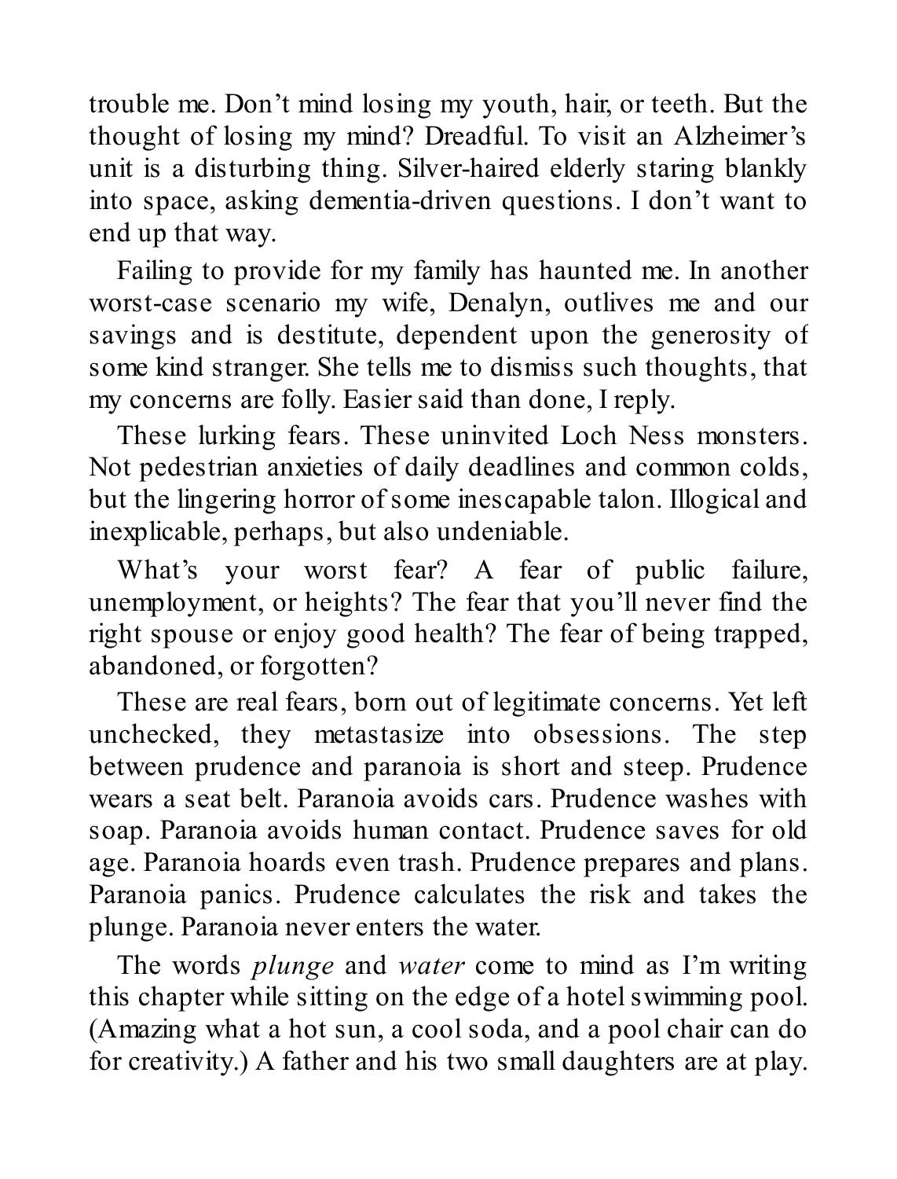trouble me. Don't mind losing my youth, hair, or teeth. But the thought of losing my mind? Dreadful. To visit an Alzheimer's unit is a disturbing thing. Silver-haired elderly staring blankly into space, asking dementia-driven questions. I don't want to end up that way.

Failing to provide for my family has haunted me. In another worst-case scenario my wife, Denalyn, outlives me and our savings and is destitute, dependent upon the generosity of some kind stranger. She tells me to dismiss such thoughts, that my concerns are folly. Easier said than done, I reply.

These lurking fears. These uninvited Loch Ness monsters. Not pedestrian anxieties of daily deadlines and common colds, but the lingering horror of some inescapable talon. Illogical and inexplicable, perhaps, but also undeniable.

What's your worst fear? A fear of public failure, unemployment, or heights? The fear that you'll never find the right spouse or enjoy good health? The fear of being trapped, abandoned, or forgotten?

These are real fears, born out of legitimate concerns. Yet left unchecked, they metastasize into obsessions. The step between prudence and paranoia is short and steep. Prudence wears a seat belt. Paranoia avoids cars. Prudence washes with soap. Paranoia avoids human contact. Prudence saves for old age. Paranoia hoards even trash. Prudence prepares and plans. Paranoia panics. Prudence calculates the risk and takes the plunge. Paranoia never enters the water.

The words *plunge* and *water* come to mind as I'm writing this chapter while sitting on the edge of a hotel swimming pool. (Amazing what a hot sun, a cool soda, and a pool chair can do for creativity.) A father and his two small daughters are at play.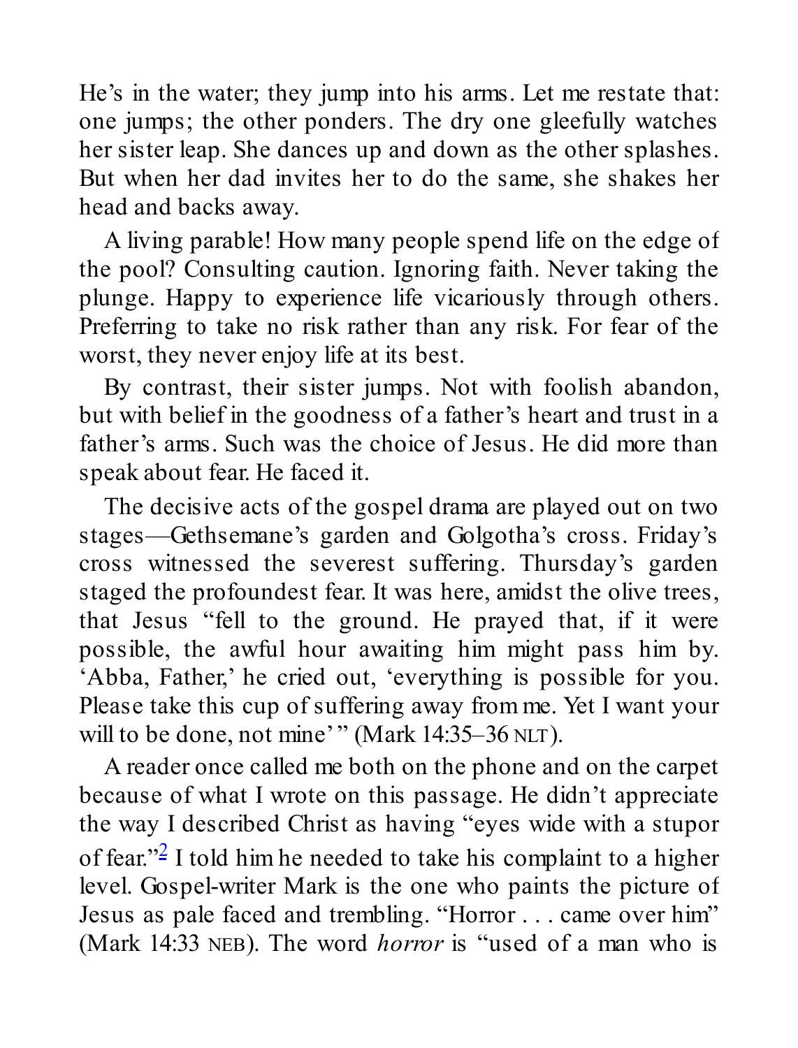He's in the water; they jump into his arms. Let me restate that: one jumps; the other ponders. The dry one gleefully watches her sister leap. She dances up and down as the other splashes. But when her dad invites her to do the same, she shakes her head and backs away.

A living parable! How many people spend life on the edge of the pool? Consulting caution. Ignoring faith. Never taking the plunge. Happy to experience life vicariously through others. Preferring to take no risk rather than any risk. For fear of the worst, they never enjoy life at its best.

By contrast, their sister jumps. Not with foolish abandon, but with belief in the goodness of a father's heart and trust in a father's arms. Such was the choice of Jesus. He did more than speak about fear. He faced it.

The decisive acts of the gospel drama are played out on two stages—Gethsemane's garden and Golgotha's cross. Friday's cross witnessed the severest suffering. Thursday's garden staged the profoundest fear. It was here, amidst the olive trees, that Jesus "fell to the ground. He prayed that, if it were possible, the awful hour awaiting him might pass him by. 'Abba, Father,' he cried out, 'everything is possible for you. Please take this cup of suffering away from me. Yet I want your will to be done, not mine' " (Mark 14:35–36 NLT).

A reader once called me both on the phone and on the carpet because of what I wrote on this passage. He didn't appreciate the way I described Christ as having "eyes wide with a stupor of fear."[2] I told him he needed to take his complaint to a higher level. Gospel-writer Mark is the one who paints the picture of Jesus as pale faced and trembling. "Horror . . . came over him" (Mark 14:33 NEB). The word *horror* is "used of a man who is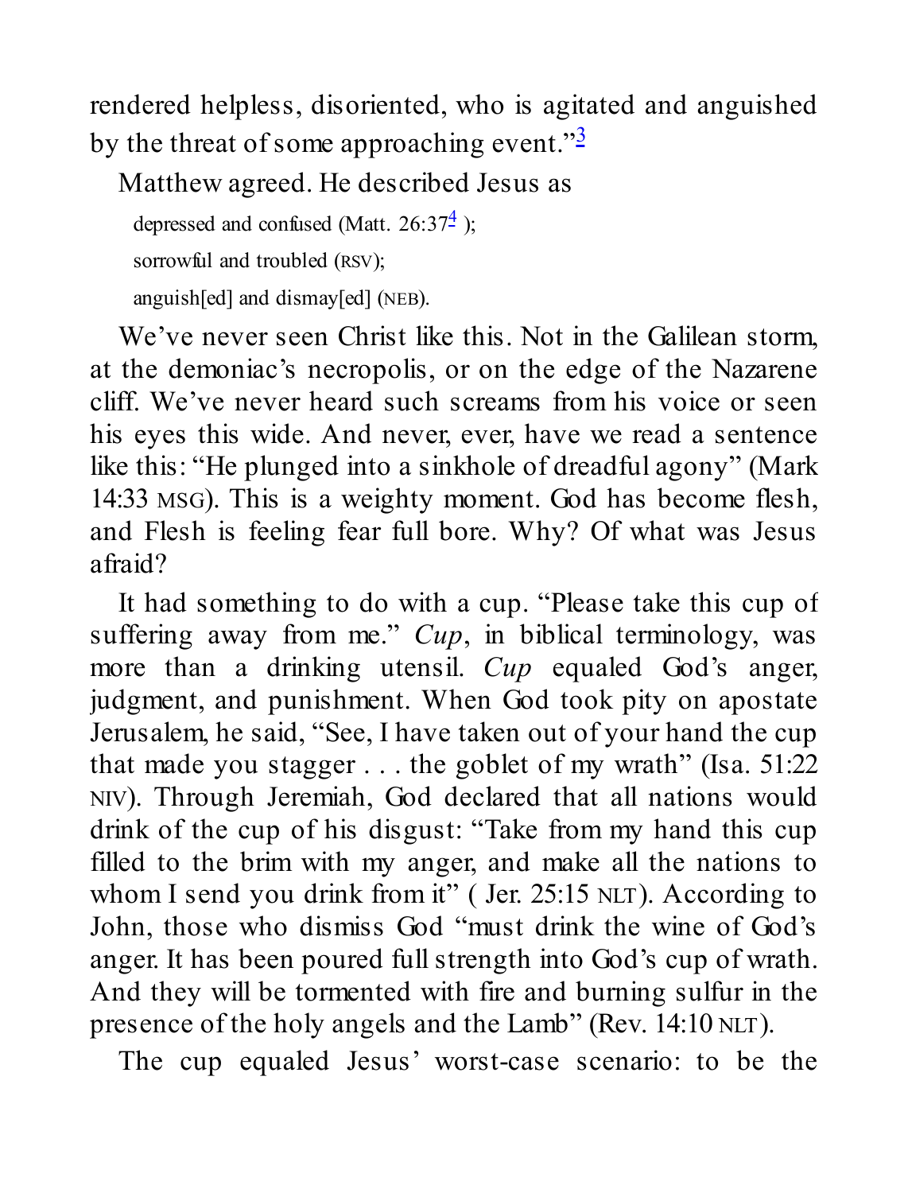rendered helpless, disoriented, who is agitated and anguished by the threat of some approaching event."[3]

Matthew agreed. He described Jesus as

depressed and confused (Matt. 26:37[4] );

sorrowful and troubled (RSV);

anguish[ed] and dismay[ed] (NEB).

We've never seen Christ like this. Not in the Galilean storm, at the demoniac's necropolis, or on the edge of the Nazarene cliff. We've never heard such screams from his voice or seen his eyes this wide. And never, ever, have we read a sentence like this: "He plunged into a sinkhole of dreadful agony" (Mark 14:33 MSG). This is a weighty moment. God has become flesh, and Flesh is feeling fear full bore. Why? Of what was Jesus afraid?

It had something to do with a cup. "Please take this cup of suffering away from me." *Cup*, in biblical terminology, was more than a drinking utensil. *Cup* equaled God's anger, judgment, and punishment. When God took pity on apostate Jerusalem, he said, "See, I have taken out of your hand the cup that made you stagger . . . the goblet of my wrath" (Isa. 51:22 NIV). Through Jeremiah, God declared that all nations would drink of the cup of his disgust: "Take from my hand this cup filled to the brim with my anger, and make all the nations to whom I send you drink from it" ( Jer. 25:15 NLT). According to John, those who dismiss God "must drink the wine of God's anger. It has been poured full strength into God's cup of wrath. And they will be tormented with fire and burning sulfur in the presence of the holy angels and the Lamb" (Rev. 14:10 NLT).

The cup equaled Jesus' worst-case scenario: to be the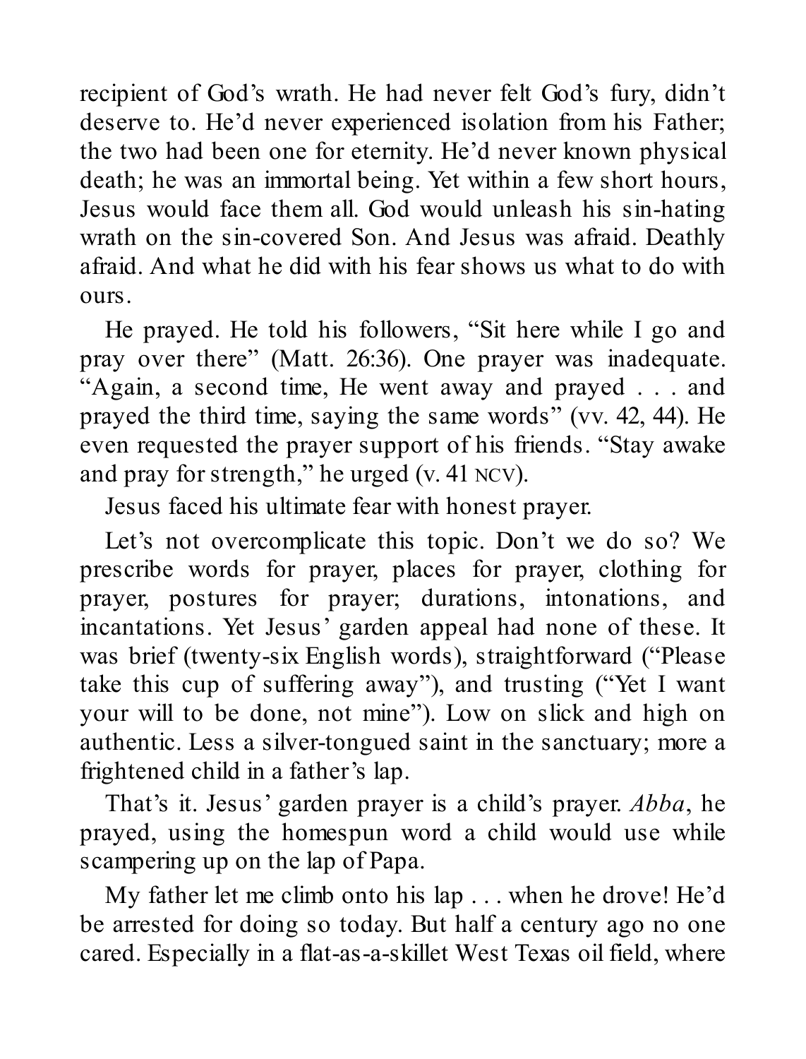recipient of God's wrath. He had never felt God's fury, didn't deserve to. He'd never experienced isolation from his Father; the two had been one for eternity. He'd never known physical death; he was an immortal being. Yet within a few short hours, Jesus would face them all. God would unleash his sin-hating wrath on the sin-covered Son. And Jesus was afraid. Deathly afraid. And what he did with his fear shows us what to do with ours.

He prayed. He told his followers, "Sit here while I go and pray over there" (Matt. 26:36). One prayer was inadequate. "Again, a second time, He went away and prayed . . . and prayed the third time, saying the same words" (vv. 42, 44). He even requested the prayer support of his friends. "Stay awake and pray for strength," he urged (v. 41 NCV).

Jesus faced his ultimate fear with honest prayer.

Let's not overcomplicate this topic. Don't we do so? We prescribe words for prayer, places for prayer, clothing for prayer, postures for prayer; durations, intonations, and incantations. Yet Jesus' garden appeal had none of these. It was brief (twenty-six English words), straightforward ("Please take this cup of suffering away"), and trusting ("Yet I want your will to be done, not mine"). Low on slick and high on authentic. Less a silver-tongued saint in the sanctuary; more a frightened child in a father's lap.

That's it. Jesus' garden prayer is a child's prayer. *Abba*, he prayed, using the homespun word a child would use while scampering up on the lap of Papa.

My father let me climb onto his lap . . . when he drove! He'd be arrested for doing so today. But half a century ago no one cared. Especially in a flat-as-a-skillet West Texas oil field, where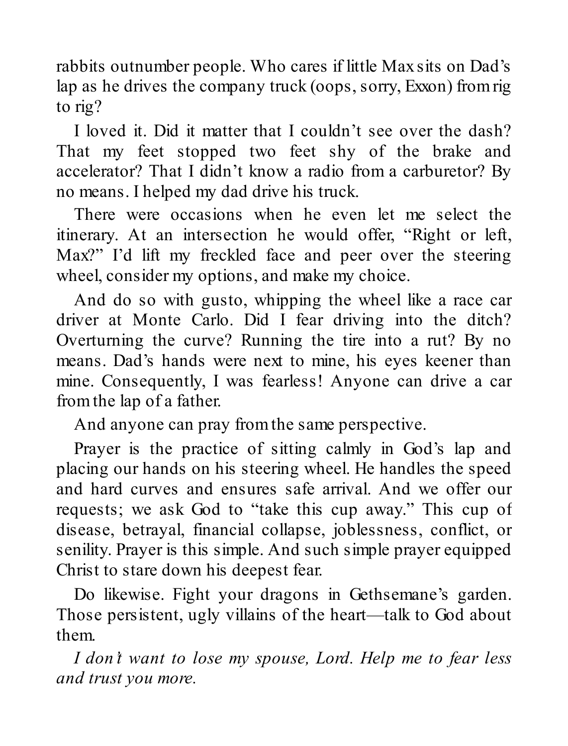rabbits outnumber people. Who cares if little Max sits on Dad's lap as he drives the company truck (oops, sorry, Exxon) from rig to rig?

I loved it. Did it matter that I couldn't see over the dash? That my feet stopped two feet shy of the brake and accelerator? That I didn't know a radio from a carburetor? By no means. I helped my dad drive his truck.

There were occasions when he even let me select the itinerary. At an intersection he would offer, "Right or left, Max?" I'd lift my freckled face and peer over the steering wheel, consider my options, and make my choice.

And do so with gusto, whipping the wheel like a race car driver at Monte Carlo. Did I fear driving into the ditch? Overturning the curve? Running the tire into a rut? By no means. Dad's hands were next to mine, his eyes keener than mine. Consequently, I was fearless! Anyone can drive a car from the lap of a father.

And anyone can pray from the same perspective.

Prayer is the practice of sitting calmly in God's lap and placing our hands on his steering wheel. He handles the speed and hard curves and ensures safe arrival. And we offer our requests; we ask God to "take this cup away." This cup of disease, betrayal, financial collapse, joblessness, conflict, or senility. Prayer is this simple. And such simple prayer equipped Christ to stare down his deepest fear.

Do likewise. Fight your dragons in Gethsemane's garden. Those persistent, ugly villains of the heart—talk to God about them.

*I don't want to lose my spouse, Lord. Help me to fear less and trust you more.*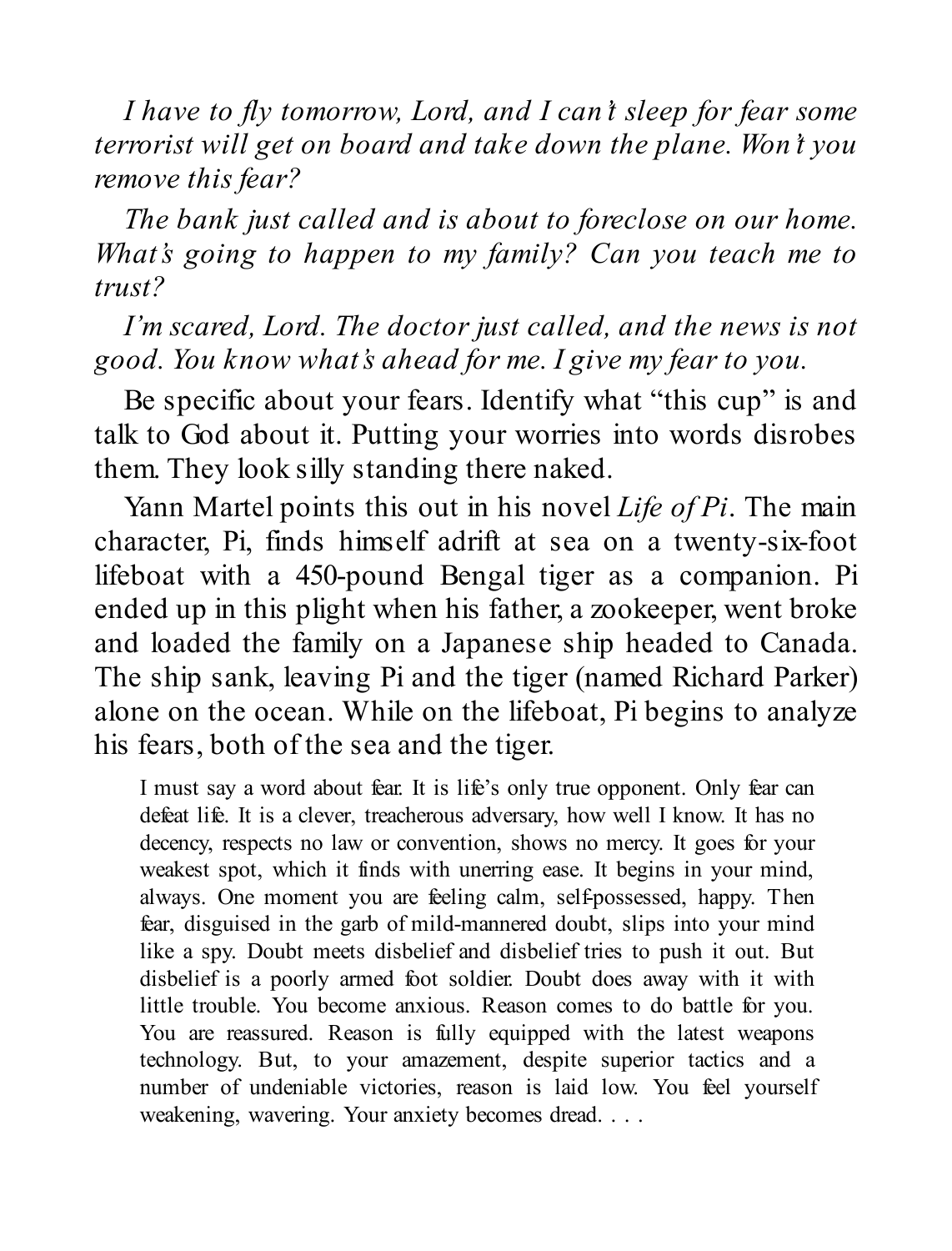*I have to fly tomorrow, Lord, and I can't sleep for fear some terrorist will get on board and take down the plane. Won't you remove this fear?*

*The bank just called and is about to foreclose on our home. What's going to happen to my family? Can you teach me to trust?*

*I'm scared, Lord. The doctor just called, and the news is not good. You know what's ahead for me. I give my fear to you.*

Be specific about your fears. Identify what "this cup" is and talk to God about it. Putting your worries into words disrobes them. They look silly standing there naked.

Yann Martel points this out in his novel *Life of Pi*. The main character, Pi, finds himself adrift at sea on a twenty-six-foot lifeboat with a 450-pound Bengal tiger as a companion. Pi ended up in this plight when his father, a zookeeper, went broke and loaded the family on a Japanese ship headed to Canada. The ship sank, leaving Pi and the tiger (named Richard Parker) alone on the ocean. While on the lifeboat, Pi begins to analyze his fears, both of the sea and the tiger.

> I must say a word about fear. It is life's only true opponent. Only fear can defeat life. It is a clever, treacherous adversary, how well I know. It has no decency, respects no law or convention, shows no mercy. It goes for your weakest spot, which it finds with unerring ease. It begins in your mind, always. One moment you are feeling calm, self-possessed, happy. Then fear, disguised in the garb of mild-mannered doubt, slips into your mind like a spy. Doubt meets disbelief and disbelief tries to push it out. But disbelief is a poorly armed foot soldier. Doubt does away with it with little trouble. You become anxious. Reason comes to do battle for you. You are reassured. Reason is fully equipped with the latest weapons technology. But, to your amazement, despite superior tactics and a number of undeniable victories, reason is laid low. You feel yourself weakening, wavering. Your anxiety becomes dread. . . .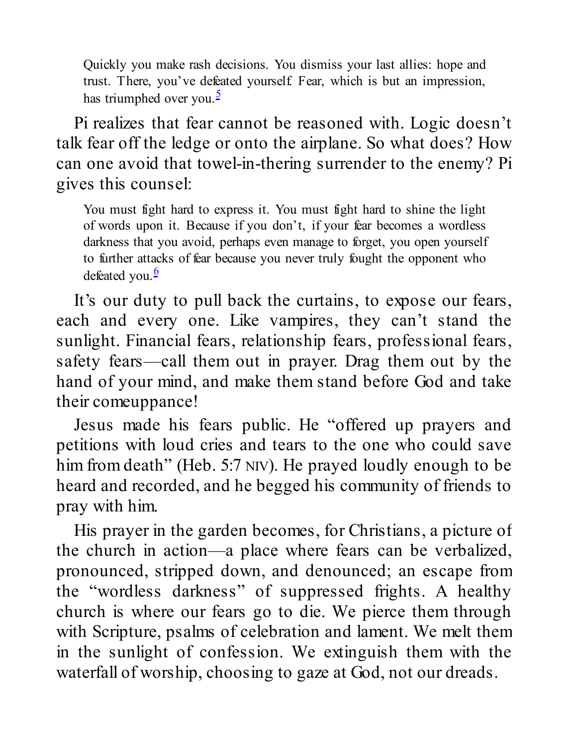> Quickly you make rash decisions. You dismiss your last allies: hope and trust. There, you've defeated yourself. Fear, which is but an impression, has triumphed over you.[5]

Pi realizes that fear cannot be reasoned with. Logic doesn't talk fear off the ledge or onto the airplane. So what does? How can one avoid that towel-in-thering surrender to the enemy? Pi gives this counsel:

> You must fight hard to express it. You must fight hard to shine the light of words upon it. Because if you don't, if your fear becomes a wordless darkness that you avoid, perhaps even manage to forget, you open yourself to further attacks of fear because you never truly fought the opponent who defeated you.[6]

It's our duty to pull back the curtains, to expose our fears, each and every one. Like vampires, they can't stand the sunlight. Financial fears, relationship fears, professional fears, safety fears—call them out in prayer. Drag them out by the hand of your mind, and make them stand before God and take their comeuppance!

Jesus made his fears public. He "offered up prayers and petitions with loud cries and tears to the one who could save him from death" (Heb. 5:7 NIV). He prayed loudly enough to be heard and recorded, and he begged his community of friends to pray with him.

His prayer in the garden becomes, for Christians, a picture of the church in action—a place where fears can be verbalized, pronounced, stripped down, and denounced; an escape from the "wordless darkness" of suppressed frights. A healthy church is where our fears go to die. We pierce them through with Scripture, psalms of celebration and lament. We melt them in the sunlight of confession. We extinguish them with the waterfall of worship, choosing to gaze at God, not our dreads.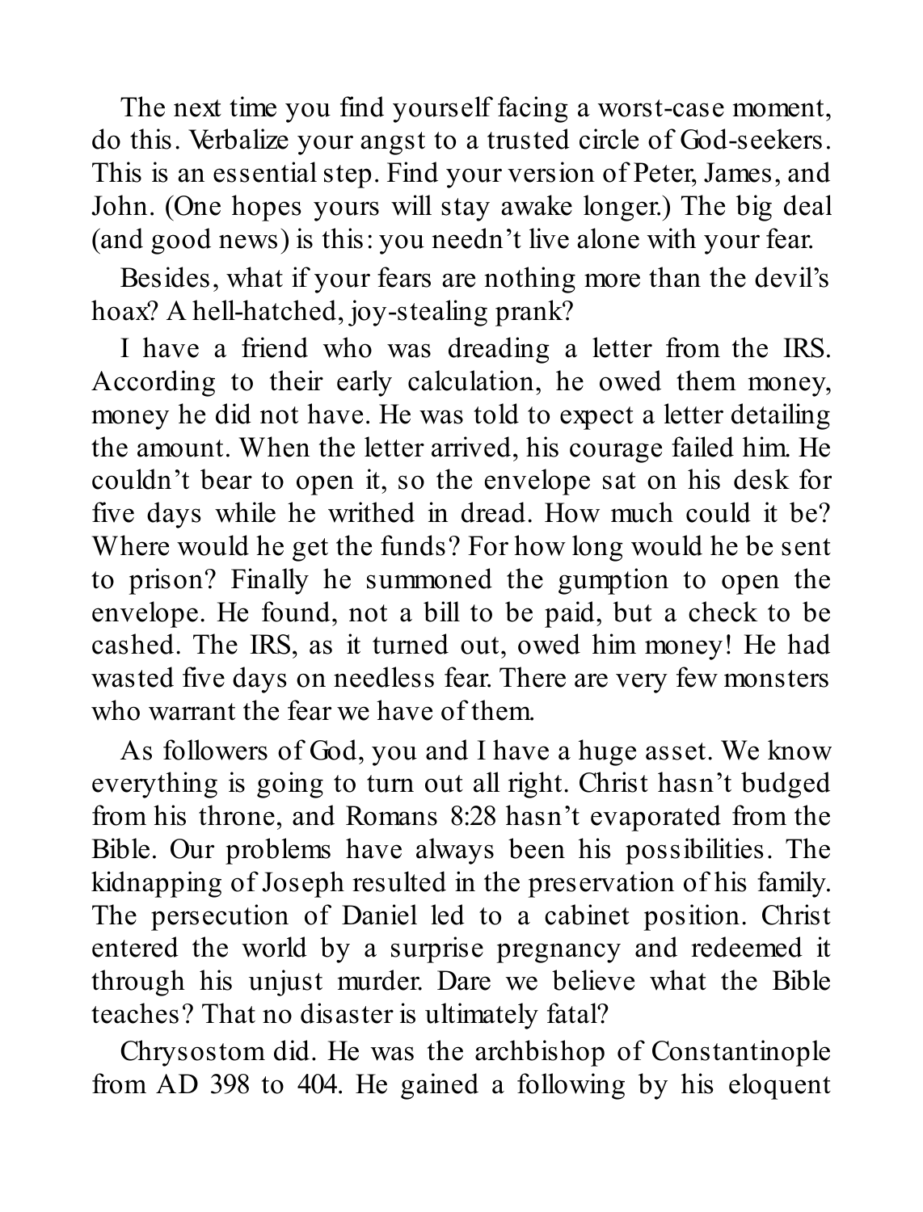The next time you find yourself facing a worst-case moment, do this. Verbalize your angst to a trusted circle of God-seekers. This is an essential step. Find your version of Peter, James, and John. (One hopes yours will stay awake longer.) The big deal (and good news) is this: you needn't live alone with your fear.

Besides, what if your fears are nothing more than the devil's hoax? A hell-hatched, joy-stealing prank?

I have a friend who was dreading a letter from the IRS. According to their early calculation, he owed them money, money he did not have. He was told to expect a letter detailing the amount. When the letter arrived, his courage failed him. He couldn't bear to open it, so the envelope sat on his desk for five days while he writhed in dread. How much could it be? Where would he get the funds? For how long would he be sent to prison? Finally he summoned the gumption to open the envelope. He found, not a bill to be paid, but a check to be cashed. The IRS, as it turned out, owed him money! He had wasted five days on needless fear. There are very few monsters who warrant the fear we have of them.

As followers of God, you and I have a huge asset. We know everything is going to turn out all right. Christ hasn't budged from his throne, and Romans 8:28 hasn't evaporated from the Bible. Our problems have always been his possibilities. The kidnapping of Joseph resulted in the preservation of his family. The persecution of Daniel led to a cabinet position. Christ entered the world by a surprise pregnancy and redeemed it through his unjust murder. Dare we believe what the Bible teaches? That no disaster is ultimately fatal?

Chrysostom did. He was the archbishop of Constantinople from AD 398 to 404. He gained a following by his eloquent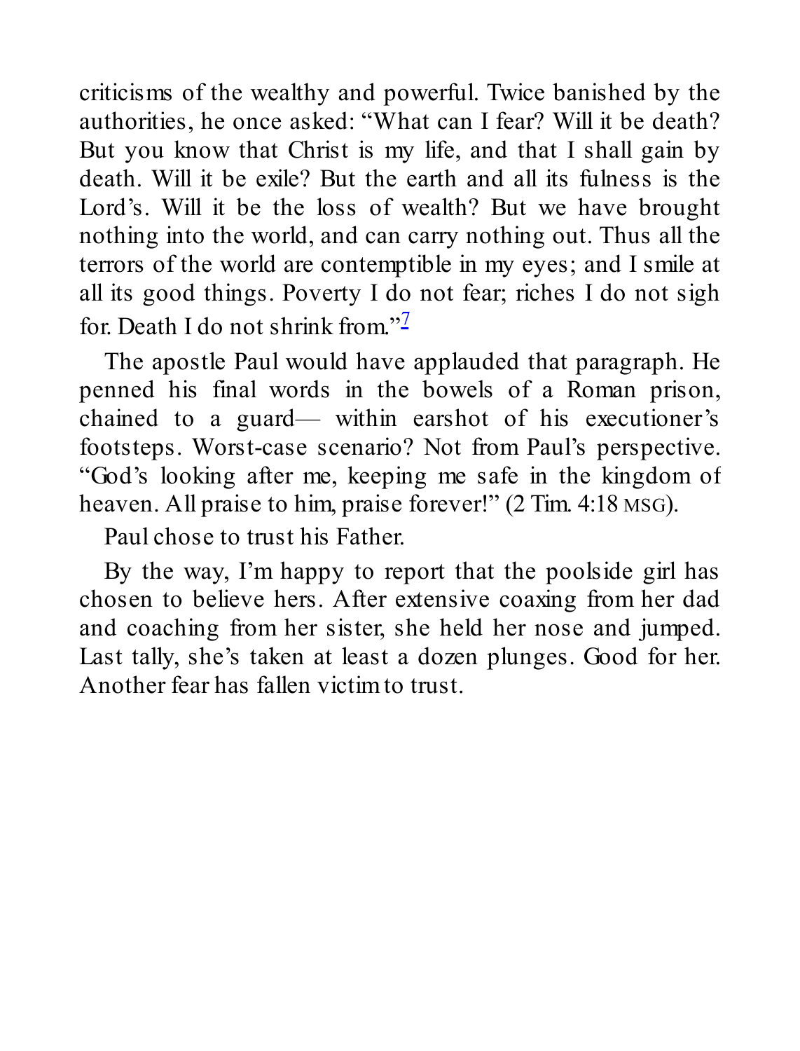criticisms of the wealthy and powerful. Twice banished by the authorities, he once asked: "What can I fear? Will it be death? But you know that Christ is my life, and that I shall gain by death. Will it be exile? But the earth and all its fulness is the Lord's. Will it be the loss of wealth? But we have brought nothing into the world, and can carry nothing out. Thus all the terrors of the world are contemptible in my eyes; and I smile at all its good things. Poverty I do not fear; riches I do not sigh for. Death I do not shrink from."[7]

The apostle Paul would have applauded that paragraph. He penned his final words in the bowels of a Roman prison, chained to a guard— within earshot of his executioner's footsteps. Worst-case scenario? Not from Paul's perspective. "God's looking after me, keeping me safe in the kingdom of heaven. All praise to him, praise forever!" (2 Tim. 4:18 MSG).

Paul chose to trust his Father.

By the way, I'm happy to report that the poolside girl has chosen to believe hers. After extensive coaxing from her dad and coaching from her sister, she held her nose and jumped. Last tally, she's taken at least a dozen plunges. Good for her. Another fear has fallen victim to trust.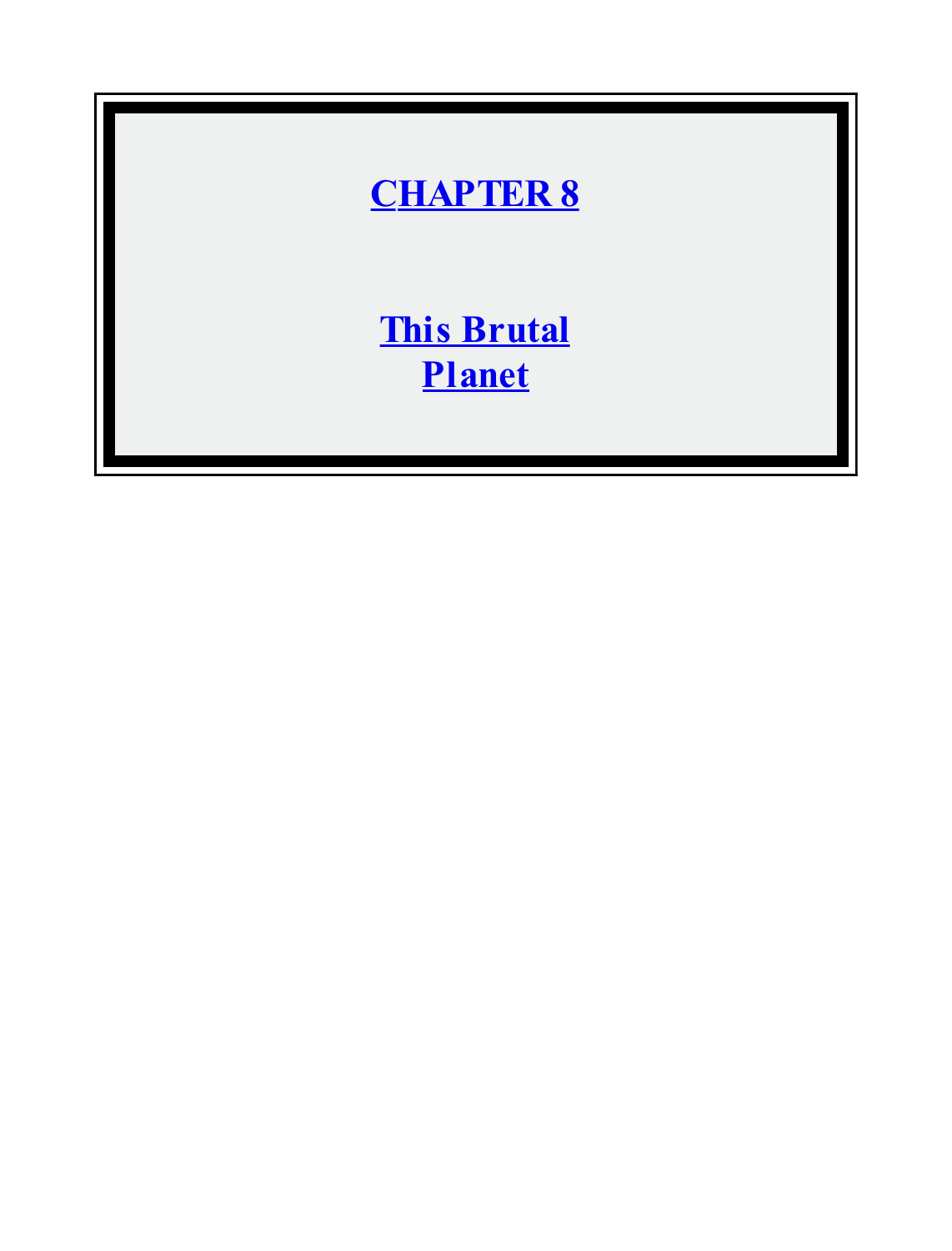# CHAPTER 8

## This Brutal Planet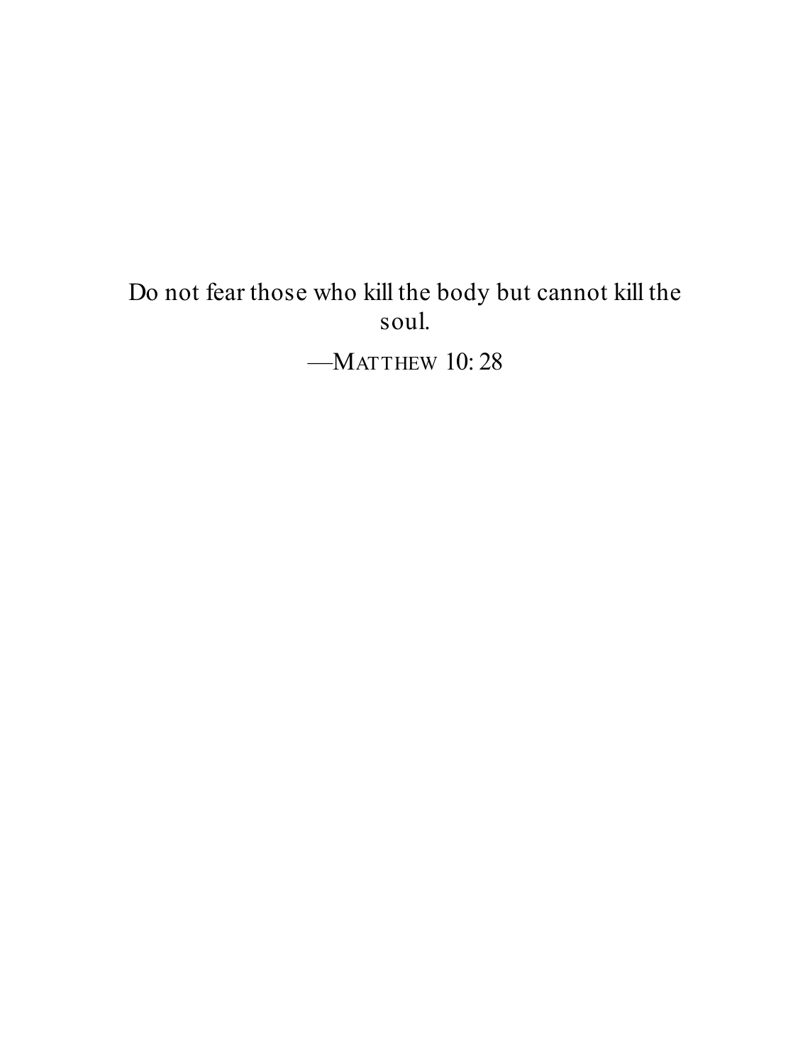Do not fear those who kill the body but cannot kill the soul.

—MATTHEW 10: 28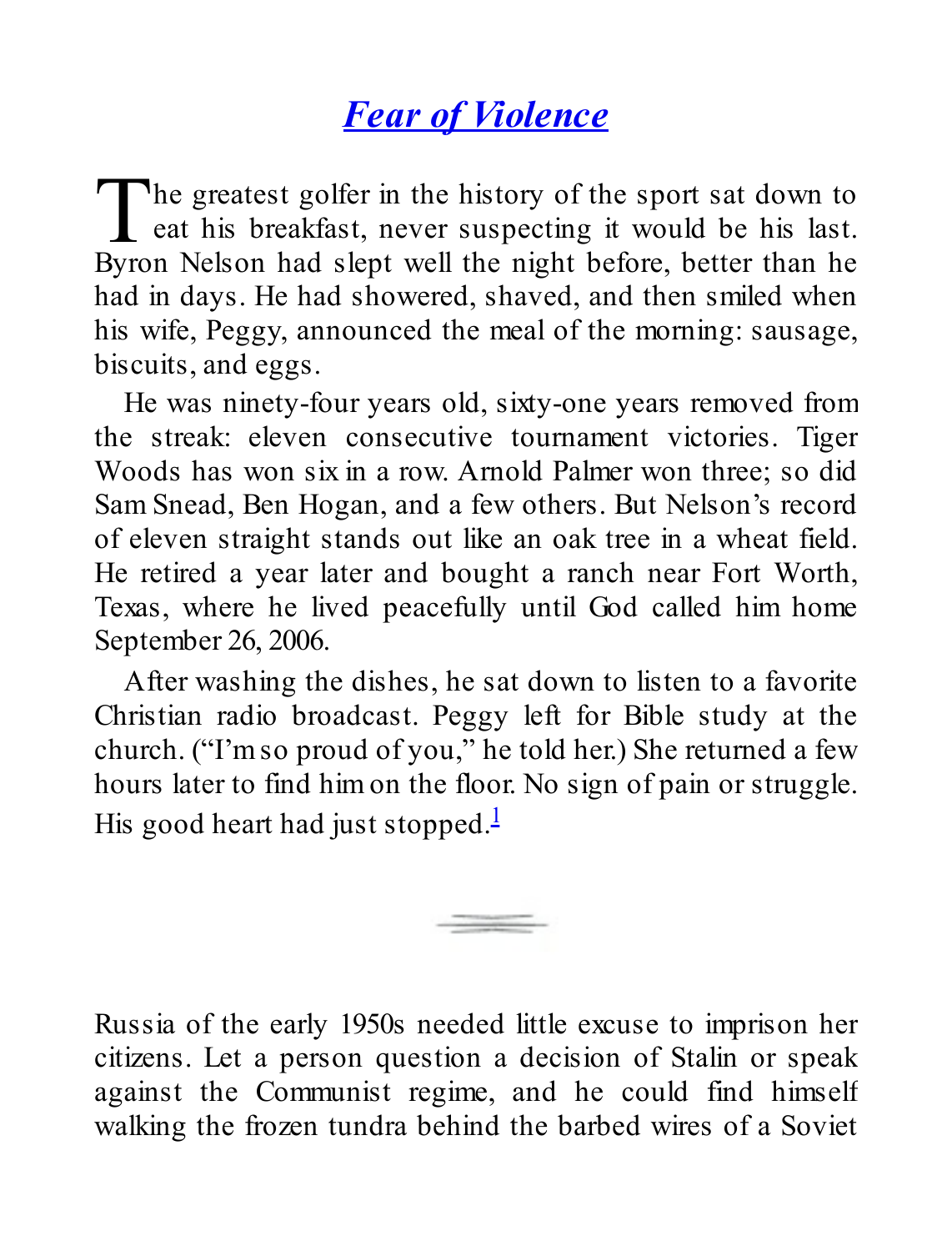# *Fear of Violence*

The greatest golfer in the history of the sport sat down to eat his breakfast, never suspecting it would be his last. Byron Nelson had slept well the night before, better than he had in days. He had showered, shaved, and then smiled when his wife, Peggy, announced the meal of the morning: sausage, biscuits, and eggs.

He was ninety-four years old, sixty-one years removed from the streak: eleven consecutive tournament victories. Tiger Woods has won six in a row. Arnold Palmer won three; so did Sam Snead, Ben Hogan, and a few others. But Nelson's record of eleven straight stands out like an oak tree in a wheat field. He retired a year later and bought a ranch near Fort Worth, Texas, where he lived peacefully until God called him home September 26, 2006.

After washing the dishes, he sat down to listen to a favorite Christian radio broadcast. Peggy left for Bible study at the church. ("I'm so proud of you," he told her.) She returned a few hours later to find him on the floor. No sign of pain or struggle. His good heart had just stopped.[1]

---

Russia of the early 1950s needed little excuse to imprison her citizens. Let a person question a decision of Stalin or speak against the Communist regime, and he could find himself walking the frozen tundra behind the barbed wires of a Soviet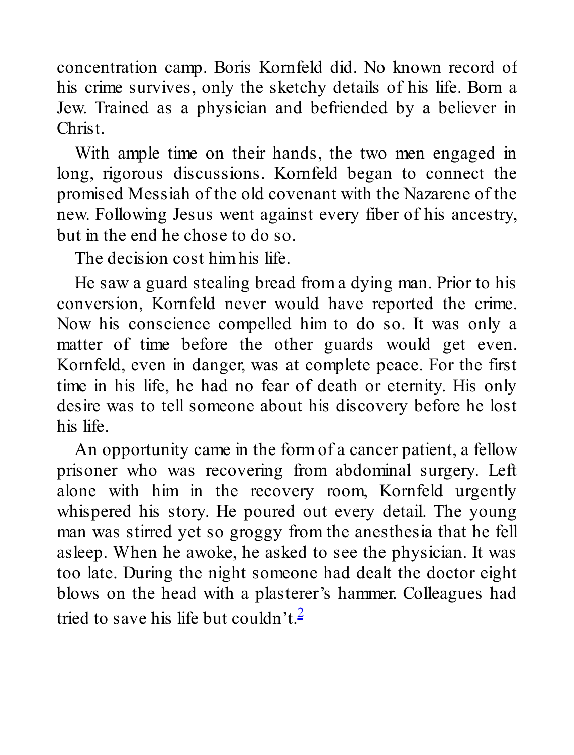concentration camp. Boris Kornfeld did. No known record of his crime survives, only the sketchy details of his life. Born a Jew. Trained as a physician and befriended by a believer in Christ.

With ample time on their hands, the two men engaged in long, rigorous discussions. Kornfeld began to connect the promised Messiah of the old covenant with the Nazarene of the new. Following Jesus went against every fiber of his ancestry, but in the end he chose to do so.

The decision cost him his life.

He saw a guard stealing bread from a dying man. Prior to his conversion, Kornfeld never would have reported the crime. Now his conscience compelled him to do so. It was only a matter of time before the other guards would get even. Kornfeld, even in danger, was at complete peace. For the first time in his life, he had no fear of death or eternity. His only desire was to tell someone about his discovery before he lost his life.

An opportunity came in the form of a cancer patient, a fellow prisoner who was recovering from abdominal surgery. Left alone with him in the recovery room, Kornfeld urgently whispered his story. He poured out every detail. The young man was stirred yet so groggy from the anesthesia that he fell asleep. When he awoke, he asked to see the physician. It was too late. During the night someone had dealt the doctor eight blows on the head with a plasterer's hammer. Colleagues had tried to save his life but couldn't.[2]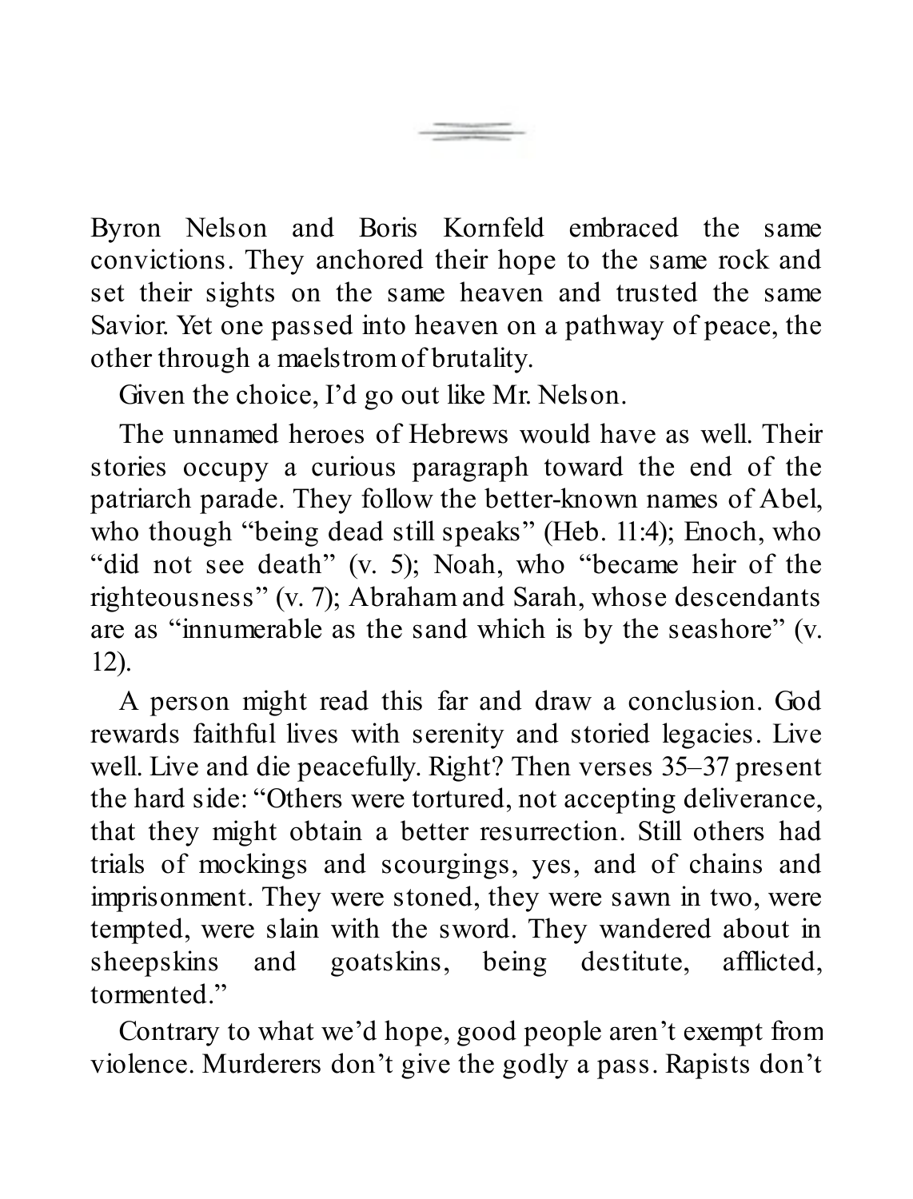Byron Nelson and Boris Kornfeld embraced the same convictions. They anchored their hope to the same rock and set their sights on the same heaven and trusted the same Savior. Yet one passed into heaven on a pathway of peace, the other through a maelstrom of brutality.

Given the choice, I'd go out like Mr. Nelson.

The unnamed heroes of Hebrews would have as well. Their stories occupy a curious paragraph toward the end of the patriarch parade. They follow the better-known names of Abel, who though "being dead still speaks" (Heb. 11:4); Enoch, who "did not see death" (v. 5); Noah, who "became heir of the righteousness" (v. 7); Abraham and Sarah, whose descendants are as "innumerable as the sand which is by the seashore" (v. 12).

A person might read this far and draw a conclusion. God rewards faithful lives with serenity and storied legacies. Live well. Live and die peacefully. Right? Then verses 35–37 present the hard side: "Others were tortured, not accepting deliverance, that they might obtain a better resurrection. Still others had trials of mockings and scourgings, yes, and of chains and imprisonment. They were stoned, they were sawn in two, were tempted, were slain with the sword. They wandered about in sheepskins and goatskins, being destitute, afflicted, tormented."

Contrary to what we'd hope, good people aren't exempt from violence. Murderers don't give the godly a pass. Rapists don't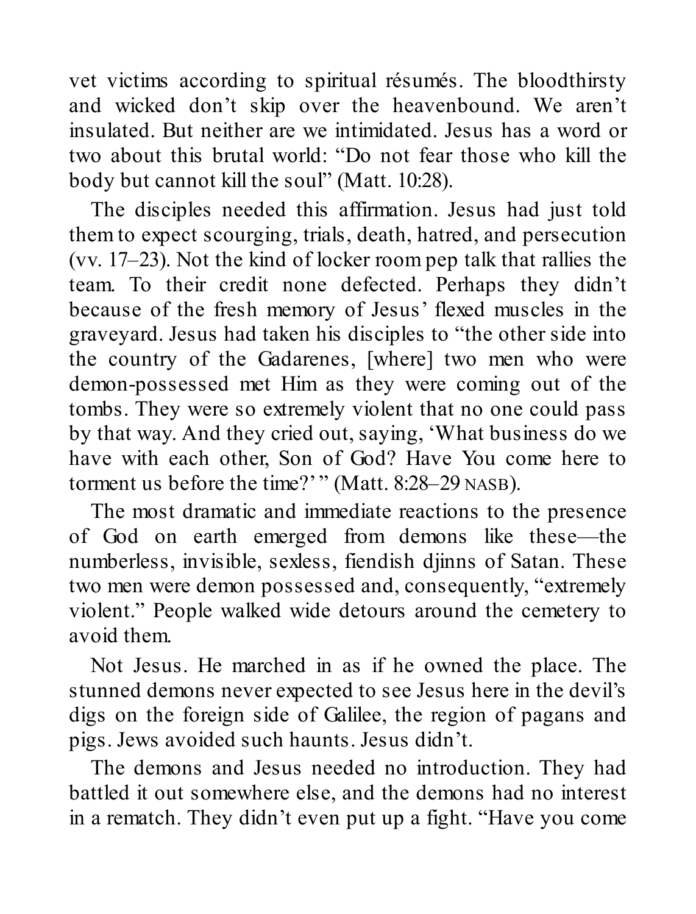vet victims according to spiritual résumés. The bloodthirsty and wicked don't skip over the heavenbound. We aren't insulated. But neither are we intimidated. Jesus has a word or two about this brutal world: "Do not fear those who kill the body but cannot kill the soul" (Matt. 10:28).

The disciples needed this affirmation. Jesus had just told them to expect scourging, trials, death, hatred, and persecution (vv. 17–23). Not the kind of locker room pep talk that rallies the team. To their credit none defected. Perhaps they didn't because of the fresh memory of Jesus' flexed muscles in the graveyard. Jesus had taken his disciples to "the other side into the country of the Gadarenes, [where] two men who were demon-possessed met Him as they were coming out of the tombs. They were so extremely violent that no one could pass by that way. And they cried out, saying, 'What business do we have with each other, Son of God? Have You come here to torment us before the time?' " (Matt. 8:28–29 NASB).

The most dramatic and immediate reactions to the presence of God on earth emerged from demons like these—the numberless, invisible, sexless, fiendish djinns of Satan. These two men were demon possessed and, consequently, "extremely violent." People walked wide detours around the cemetery to avoid them.

Not Jesus. He marched in as if he owned the place. The stunned demons never expected to see Jesus here in the devil's digs on the foreign side of Galilee, the region of pagans and pigs. Jews avoided such haunts. Jesus didn't.

The demons and Jesus needed no introduction. They had battled it out somewhere else, and the demons had no interest in a rematch. They didn't even put up a fight. "Have you come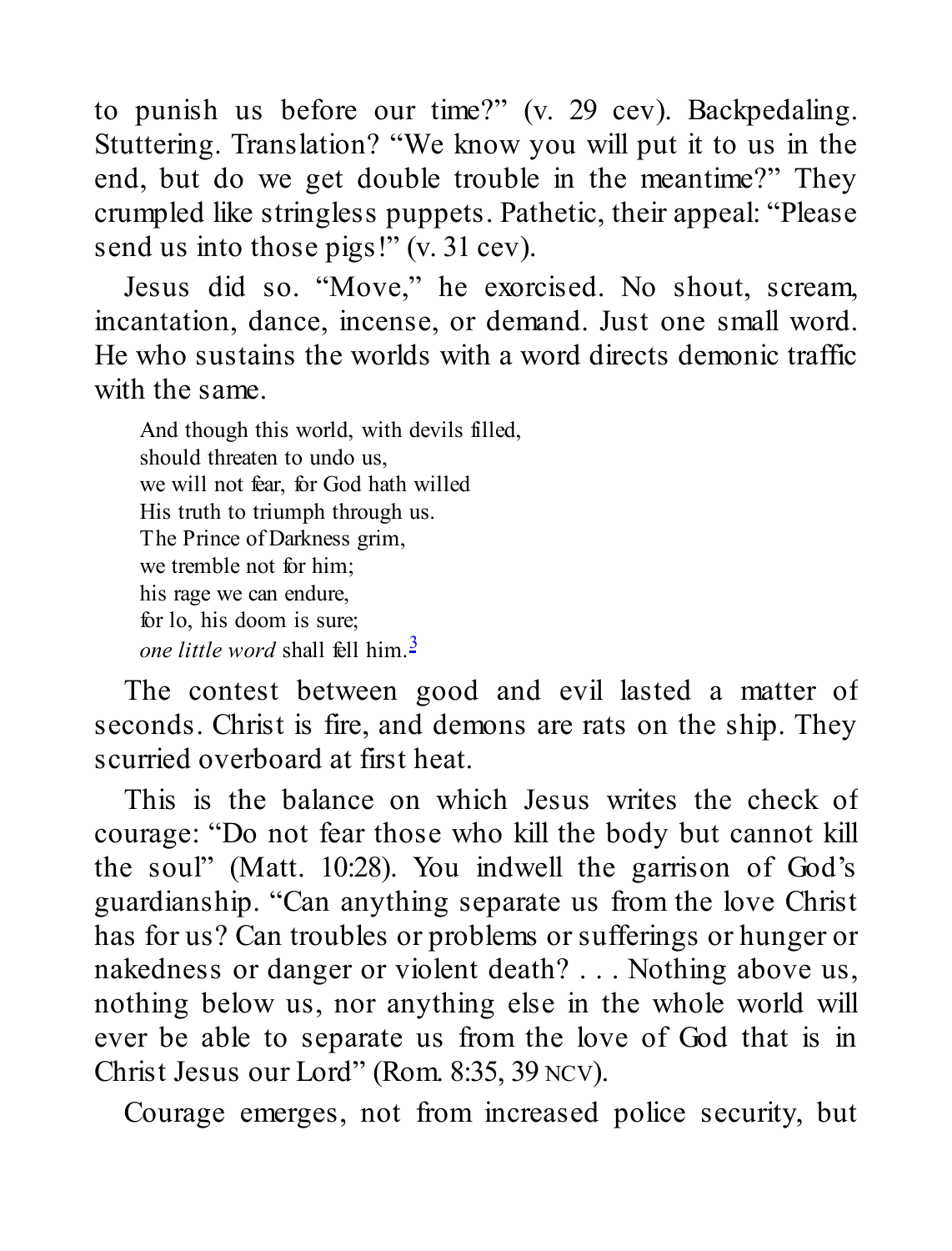to punish us before our time?" (v. 29 cev). Backpedaling. Stuttering. Translation? "We know you will put it to us in the end, but do we get double trouble in the meantime?" They crumpled like stringless puppets. Pathetic, their appeal: "Please send us into those pigs!" (v. 31 cev).

Jesus did so. "Move," he exorcised. No shout, scream, incantation, dance, incense, or demand. Just one small word. He who sustains the worlds with a word directs demonic traffic with the same.

> And though this world, with devils filled,
> should threaten to undo us,
> we will not fear, for God hath willed
> His truth to triumph through us.
> The Prince of Darkness grim,
> we tremble not for him;
> his rage we can endure,
> for lo, his doom is sure;
> *one little word* shall fell him.[3]

The contest between good and evil lasted a matter of seconds. Christ is fire, and demons are rats on the ship. They scurried overboard at first heat.

This is the balance on which Jesus writes the check of courage: "Do not fear those who kill the body but cannot kill the soul" (Matt. 10:28). You indwell the garrison of God's guardianship. "Can anything separate us from the love Christ has for us? Can troubles or problems or sufferings or hunger or nakedness or danger or violent death? . . . Nothing above us, nothing below us, nor anything else in the whole world will ever be able to separate us from the love of God that is in Christ Jesus our Lord" (Rom. 8:35, 39 NCV).

Courage emerges, not from increased police security, but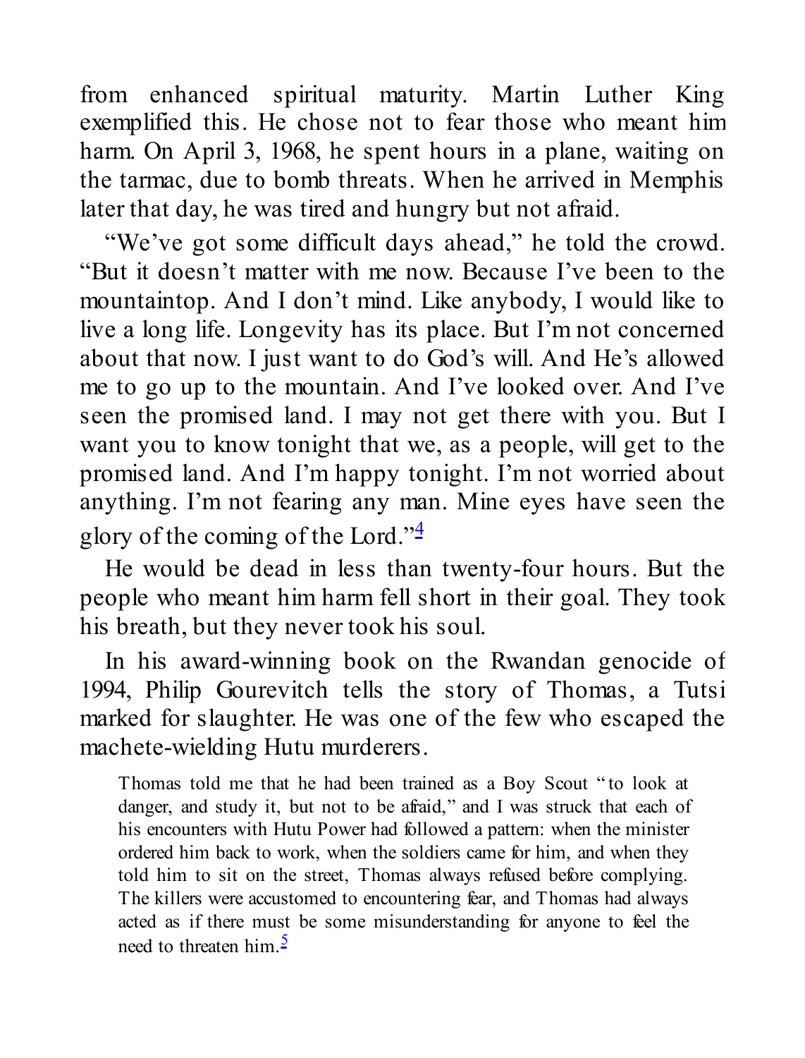from enhanced spiritual maturity. Martin Luther King exemplified this. He chose not to fear those who meant him harm. On April 3, 1968, he spent hours in a plane, waiting on the tarmac, due to bomb threats. When he arrived in Memphis later that day, he was tired and hungry but not afraid.

"We've got some difficult days ahead," he told the crowd. "But it doesn't matter with me now. Because I've been to the mountaintop. And I don't mind. Like anybody, I would like to live a long life. Longevity has its place. But I'm not concerned about that now. I just want to do God's will. And He's allowed me to go up to the mountain. And I've looked over. And I've seen the promised land. I may not get there with you. But I want you to know tonight that we, as a people, will get to the promised land. And I'm happy tonight. I'm not worried about anything. I'm not fearing any man. Mine eyes have seen the glory of the coming of the Lord."[4]

He would be dead in less than twenty-four hours. But the people who meant him harm fell short in their goal. They took his breath, but they never took his soul.

In his award-winning book on the Rwandan genocide of 1994, Philip Gourevitch tells the story of Thomas, a Tutsi marked for slaughter. He was one of the few who escaped the machete-wielding Hutu murderers.

> Thomas told me that he had been trained as a Boy Scout "to look at danger, and study it, but not to be afraid," and I was struck that each of his encounters with Hutu Power had followed a pattern: when the minister ordered him back to work, when the soldiers came for him, and when they told him to sit on the street, Thomas always refused before complying. The killers were accustomed to encountering fear, and Thomas had always acted as if there must be some misunderstanding for anyone to feel the need to threaten him.[5]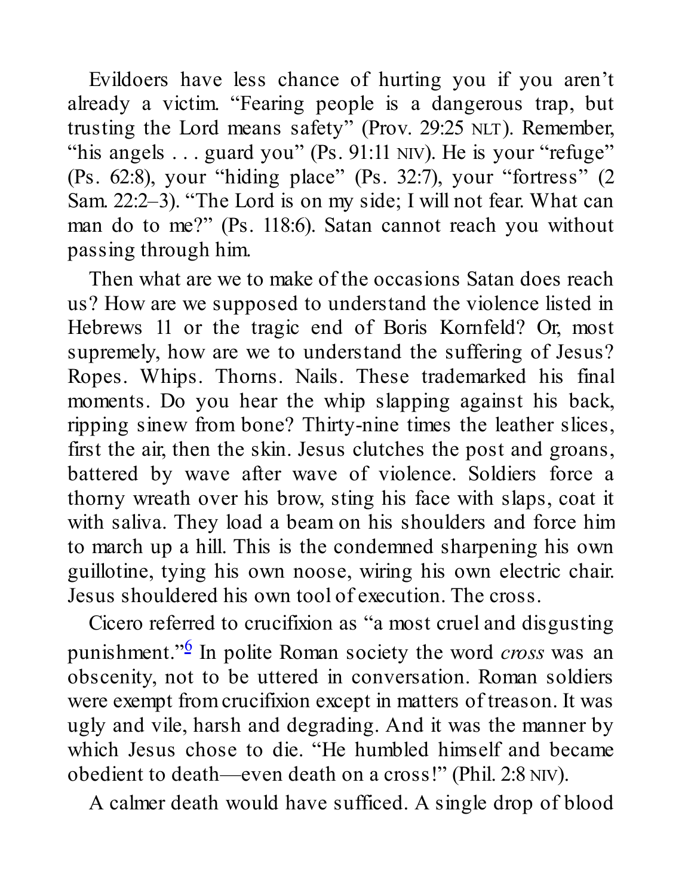Evildoers have less chance of hurting you if you aren't already a victim. "Fearing people is a dangerous trap, but trusting the Lord means safety" (Prov. 29:25 NLT). Remember, "his angels . . . guard you" (Ps. 91:11 NIV). He is your "refuge" (Ps. 62:8), your "hiding place" (Ps. 32:7), your "fortress" (2 Sam. 22:2–3). "The Lord is on my side; I will not fear. What can man do to me?" (Ps. 118:6). Satan cannot reach you without passing through him.

Then what are we to make of the occasions Satan does reach us? How are we supposed to understand the violence listed in Hebrews 11 or the tragic end of Boris Kornfeld? Or, most supremely, how are we to understand the suffering of Jesus? Ropes. Whips. Thorns. Nails. These trademarked his final moments. Do you hear the whip slapping against his back, ripping sinew from bone? Thirty-nine times the leather slices, first the air, then the skin. Jesus clutches the post and groans, battered by wave after wave of violence. Soldiers force a thorny wreath over his brow, sting his face with slaps, coat it with saliva. They load a beam on his shoulders and force him to march up a hill. This is the condemned sharpening his own guillotine, tying his own noose, wiring his own electric chair. Jesus shouldered his own tool of execution. The cross.

Cicero referred to crucifixion as "a most cruel and disgusting punishment."[6] In polite Roman society the word *cross* was an obscenity, not to be uttered in conversation. Roman soldiers were exempt from crucifixion except in matters of treason. It was ugly and vile, harsh and degrading. And it was the manner by which Jesus chose to die. "He humbled himself and became obedient to death—even death on a cross!" (Phil. 2:8 NIV).

A calmer death would have sufficed. A single drop of blood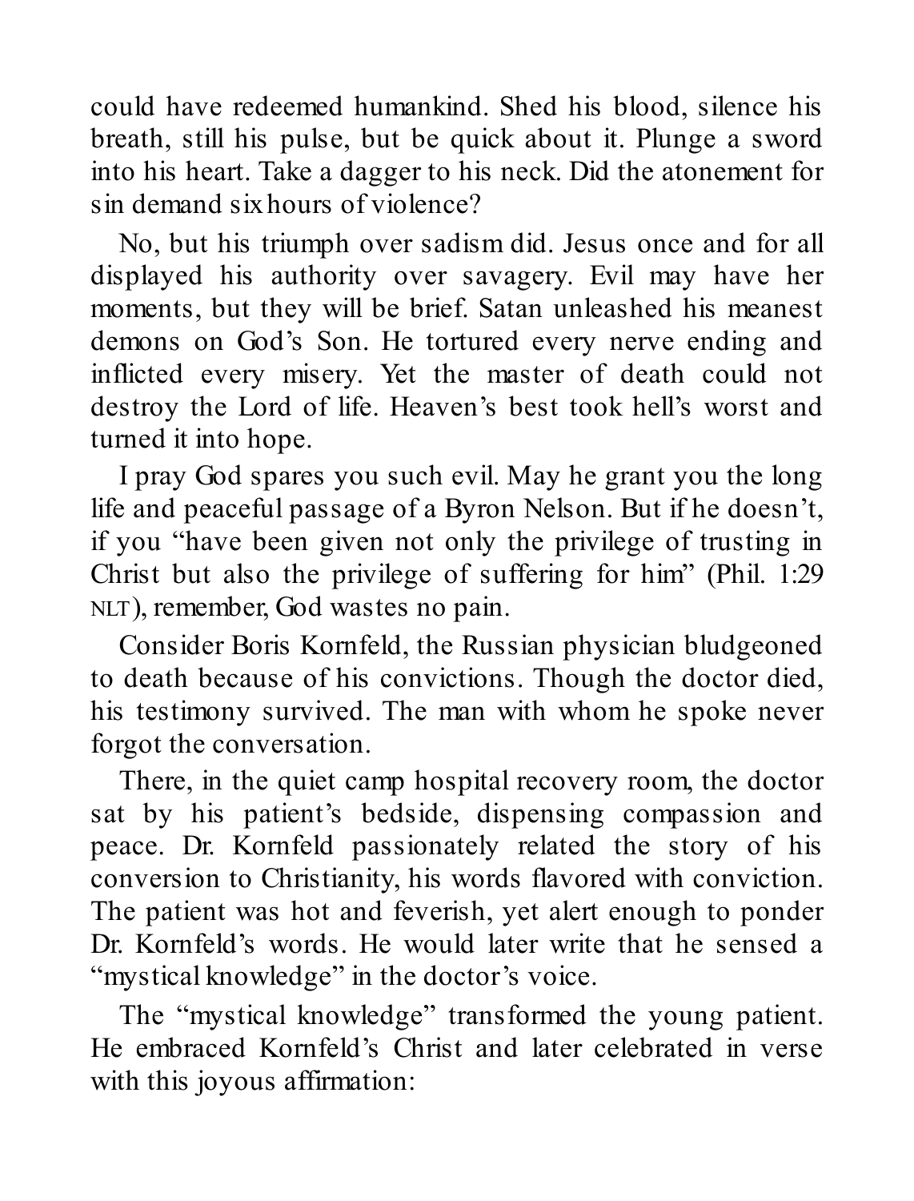could have redeemed humankind. Shed his blood, silence his breath, still his pulse, but be quick about it. Plunge a sword into his heart. Take a dagger to his neck. Did the atonement for sin demand six hours of violence?

No, but his triumph over sadism did. Jesus once and for all displayed his authority over savagery. Evil may have her moments, but they will be brief. Satan unleashed his meanest demons on God's Son. He tortured every nerve ending and inflicted every misery. Yet the master of death could not destroy the Lord of life. Heaven's best took hell's worst and turned it into hope.

I pray God spares you such evil. May he grant you the long life and peaceful passage of a Byron Nelson. But if he doesn't, if you "have been given not only the privilege of trusting in Christ but also the privilege of suffering for him" (Phil. 1:29 NLT), remember, God wastes no pain.

Consider Boris Kornfeld, the Russian physician bludgeoned to death because of his convictions. Though the doctor died, his testimony survived. The man with whom he spoke never forgot the conversation.

There, in the quiet camp hospital recovery room, the doctor sat by his patient's bedside, dispensing compassion and peace. Dr. Kornfeld passionately related the story of his conversion to Christianity, his words flavored with conviction. The patient was hot and feverish, yet alert enough to ponder Dr. Kornfeld's words. He would later write that he sensed a "mystical knowledge" in the doctor's voice.

The "mystical knowledge" transformed the young patient. He embraced Kornfeld's Christ and later celebrated in verse with this joyous affirmation: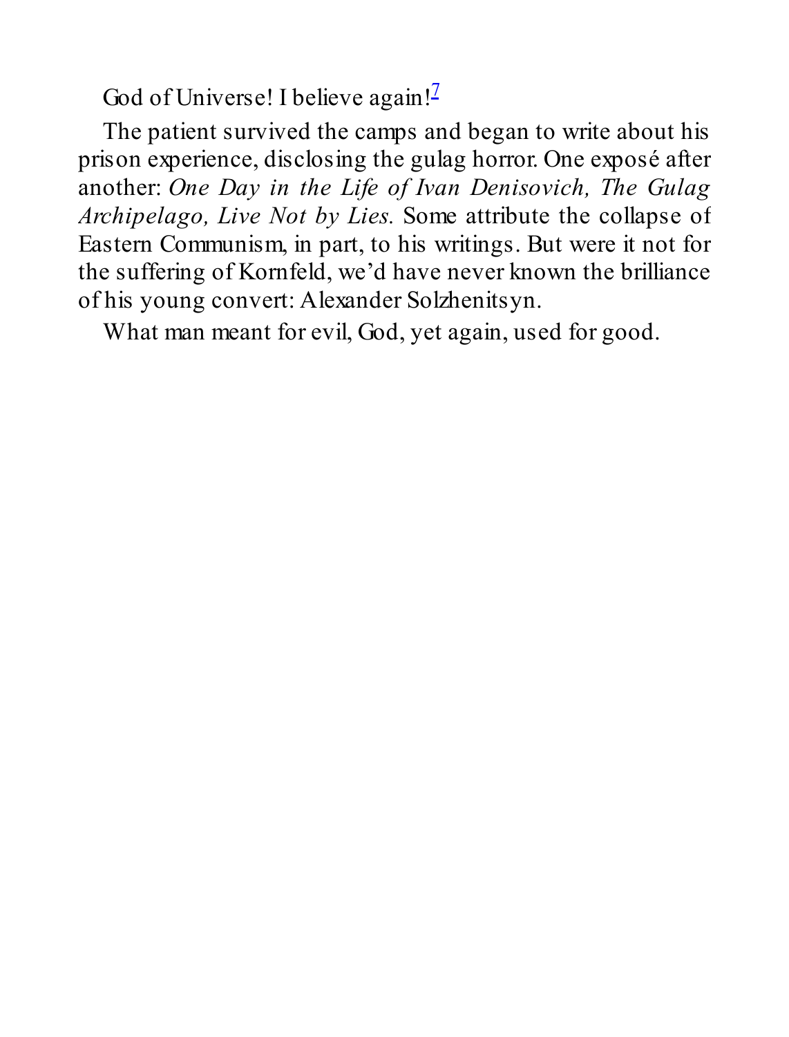God of Universe! I believe again![7]

The patient survived the camps and began to write about his prison experience, disclosing the gulag horror. One exposé after another: *One Day in the Life of Ivan Denisovich, The Gulag Archipelago, Live Not by Lies.* Some attribute the collapse of Eastern Communism, in part, to his writings. But were it not for the suffering of Kornfeld, we'd have never known the brilliance of his young convert: Alexander Solzhenitsyn.

What man meant for evil, God, yet again, used for good.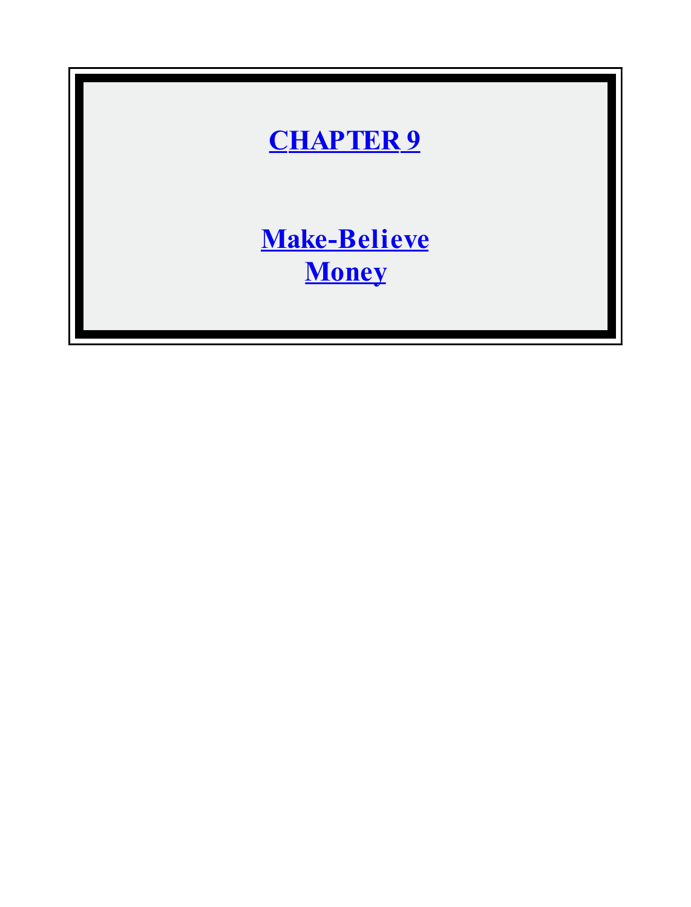# CHAPTER 9

# Make-Believe Money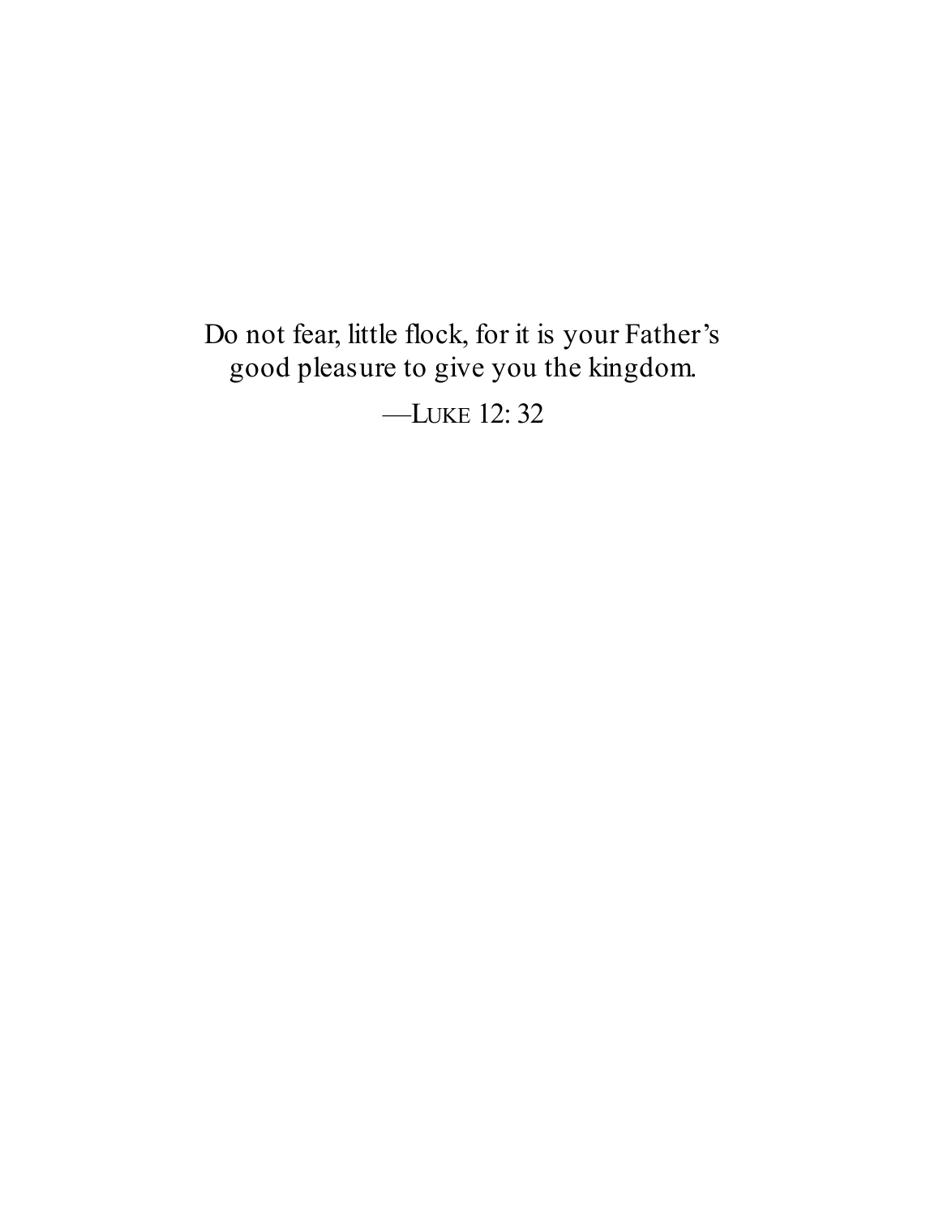Do not fear, little flock, for it is your Father's good pleasure to give you the kingdom.

—Luke 12: 32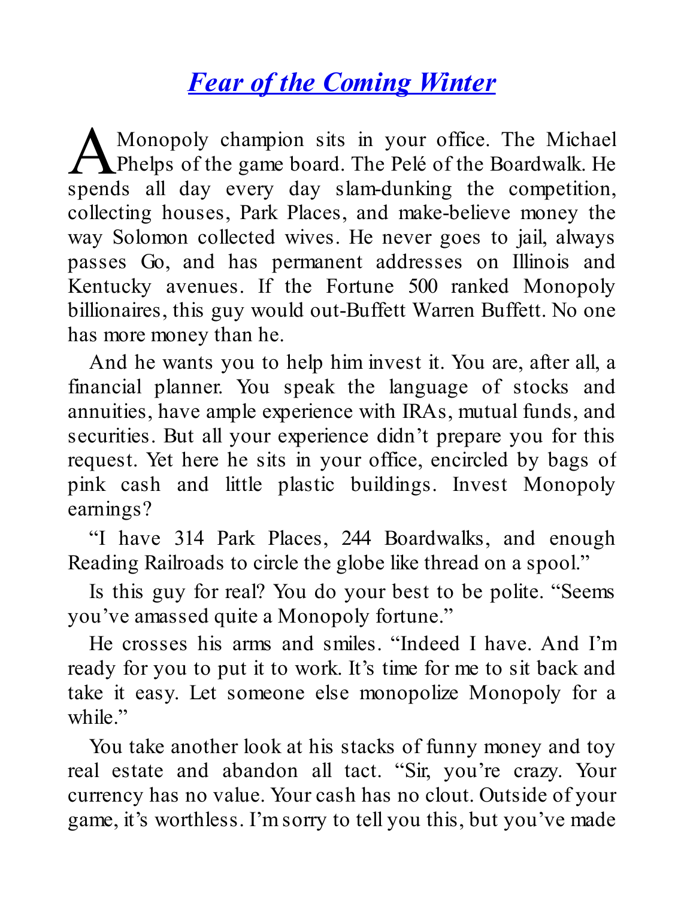# *Fear of the Coming Winter*

A Monopoly champion sits in your office. The Michael Phelps of the game board. The Pelé of the Boardwalk. He spends all day every day slam-dunking the competition, collecting houses, Park Places, and make-believe money the way Solomon collected wives. He never goes to jail, always passes Go, and has permanent addresses on Illinois and Kentucky avenues. If the Fortune 500 ranked Monopoly billionaires, this guy would out-Buffett Warren Buffett. No one has more money than he.

And he wants you to help him invest it. You are, after all, a financial planner. You speak the language of stocks and annuities, have ample experience with IRAs, mutual funds, and securities. But all your experience didn't prepare you for this request. Yet here he sits in your office, encircled by bags of pink cash and little plastic buildings. Invest Monopoly earnings?

"I have 314 Park Places, 244 Boardwalks, and enough Reading Railroads to circle the globe like thread on a spool."

Is this guy for real? You do your best to be polite. "Seems you've amassed quite a Monopoly fortune."

He crosses his arms and smiles. "Indeed I have. And I'm ready for you to put it to work. It's time for me to sit back and take it easy. Let someone else monopolize Monopoly for a while."

You take another look at his stacks of funny money and toy real estate and abandon all tact. "Sir, you're crazy. Your currency has no value. Your cash has no clout. Outside of your game, it's worthless. I'm sorry to tell you this, but you've made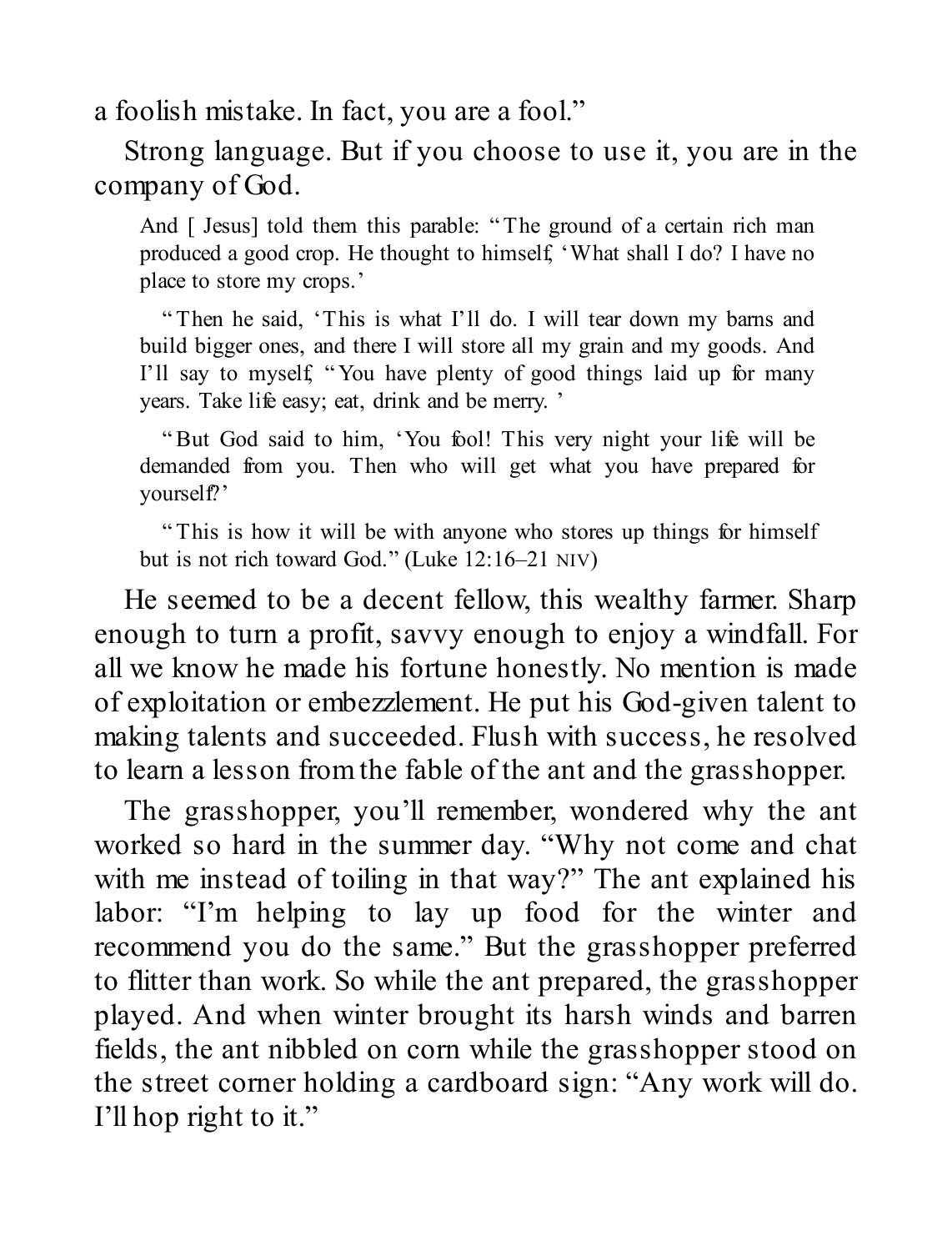a foolish mistake. In fact, you are a fool."

Strong language. But if you choose to use it, you are in the company of God.

> And [ Jesus] told them this parable: "The ground of a certain rich man produced a good crop. He thought to himself, 'What shall I do? I have no place to store my crops.'
>
> "Then he said, 'This is what I'll do. I will tear down my barns and build bigger ones, and there I will store all my grain and my goods. And I'll say to myself, "You have plenty of good things laid up for many years. Take life easy; eat, drink and be merry. '
>
> "But God said to him, 'You fool! This very night your life will be demanded from you. Then who will get what you have prepared for yourself?'
>
> "This is how it will be with anyone who stores up things for himself but is not rich toward God." (Luke 12:16–21 NIV)

He seemed to be a decent fellow, this wealthy farmer. Sharp enough to turn a profit, savvy enough to enjoy a windfall. For all we know he made his fortune honestly. No mention is made of exploitation or embezzlement. He put his God-given talent to making talents and succeeded. Flush with success, he resolved to learn a lesson from the fable of the ant and the grasshopper.

The grasshopper, you'll remember, wondered why the ant worked so hard in the summer day. "Why not come and chat with me instead of toiling in that way?" The ant explained his labor: "I'm helping to lay up food for the winter and recommend you do the same." But the grasshopper preferred to flitter than work. So while the ant prepared, the grasshopper played. And when winter brought its harsh winds and barren fields, the ant nibbled on corn while the grasshopper stood on the street corner holding a cardboard sign: "Any work will do. I'll hop right to it."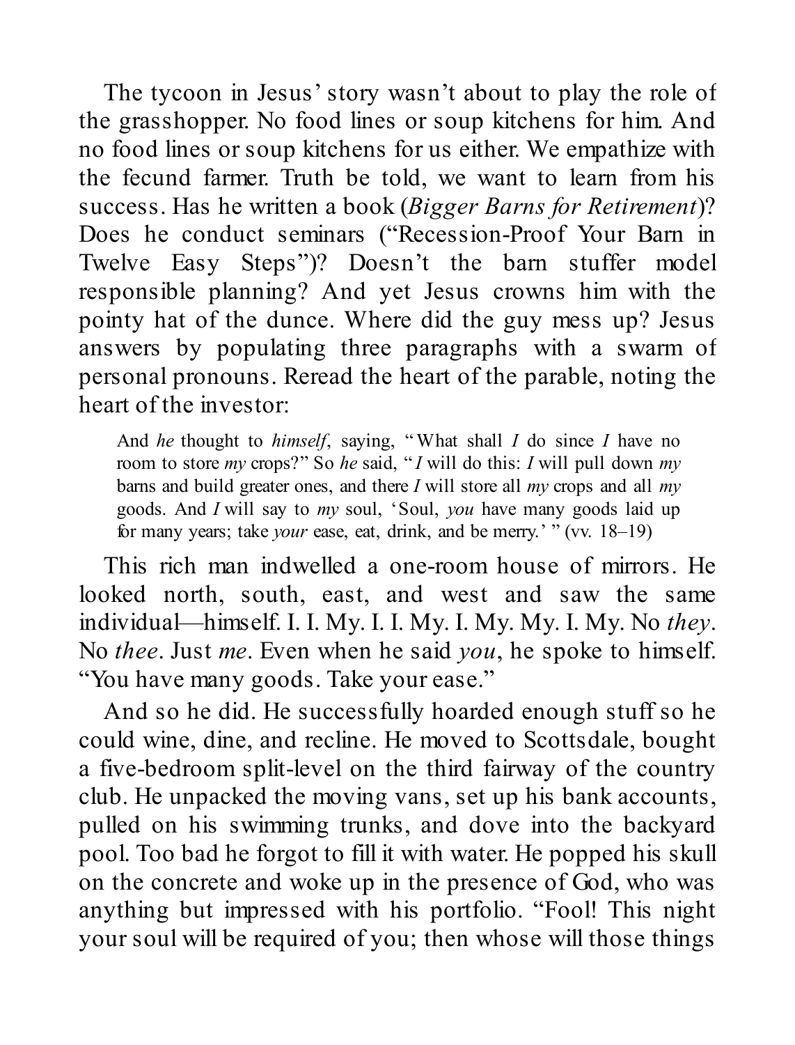The tycoon in Jesus' story wasn't about to play the role of the grasshopper. No food lines or soup kitchens for him. And no food lines or soup kitchens for us either. We empathize with the fecund farmer. Truth be told, we want to learn from his success. Has he written a book (*Bigger Barns for Retirement*)? Does he conduct seminars ("Recession-Proof Your Barn in Twelve Easy Steps")? Doesn't the barn stuffer model responsible planning? And yet Jesus crowns him with the pointy hat of the dunce. Where did the guy mess up? Jesus answers by populating three paragraphs with a swarm of personal pronouns. Reread the heart of the parable, noting the heart of the investor:

> And *he* thought to *himself*, saying, "What shall *I* do since *I* have no room to store *my* crops?" So *he* said, "*I* will do this: *I* will pull down *my* barns and build greater ones, and there *I* will store all *my* crops and all *my* goods. And *I* will say to *my* soul, 'Soul, *you* have many goods laid up for many years; take *your* ease, eat, drink, and be merry.' " (vv. 18–19)

This rich man indwelled a one-room house of mirrors. He looked north, south, east, and west and saw the same individual—himself. I. I. My. I. I. My. I. My. My. I. My. No *they*. No *thee*. Just *me*. Even when he said *you*, he spoke to himself. "You have many goods. Take your ease."

And so he did. He successfully hoarded enough stuff so he could wine, dine, and recline. He moved to Scottsdale, bought a five-bedroom split-level on the third fairway of the country club. He unpacked the moving vans, set up his bank accounts, pulled on his swimming trunks, and dove into the backyard pool. Too bad he forgot to fill it with water. He popped his skull on the concrete and woke up in the presence of God, who was anything but impressed with his portfolio. "Fool! This night your soul will be required of you; then whose will those things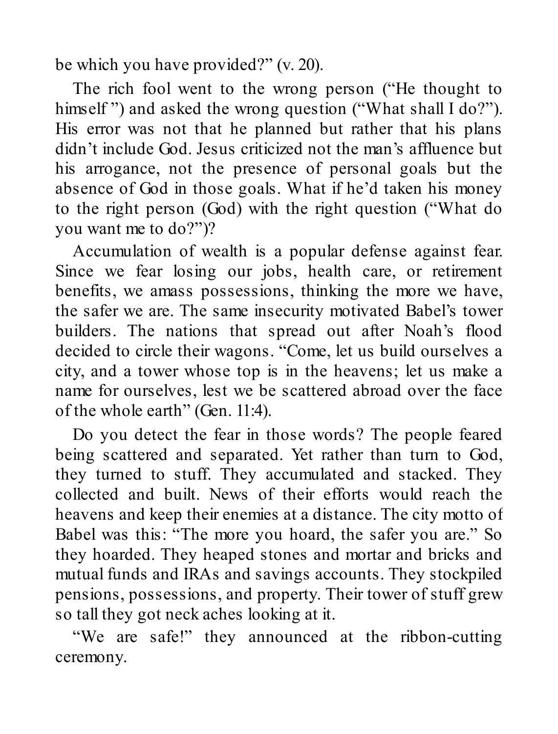be which you have provided?" (v. 20).

The rich fool went to the wrong person ("He thought to himself ") and asked the wrong question ("What shall I do?"). His error was not that he planned but rather that his plans didn't include God. Jesus criticized not the man's affluence but his arrogance, not the presence of personal goals but the absence of God in those goals. What if he'd taken his money to the right person (God) with the right question ("What do you want me to do?")?

Accumulation of wealth is a popular defense against fear. Since we fear losing our jobs, health care, or retirement benefits, we amass possessions, thinking the more we have, the safer we are. The same insecurity motivated Babel's tower builders. The nations that spread out after Noah's flood decided to circle their wagons. "Come, let us build ourselves a city, and a tower whose top is in the heavens; let us make a name for ourselves, lest we be scattered abroad over the face of the whole earth" (Gen. 11:4).

Do you detect the fear in those words? The people feared being scattered and separated. Yet rather than turn to God, they turned to stuff. They accumulated and stacked. They collected and built. News of their efforts would reach the heavens and keep their enemies at a distance. The city motto of Babel was this: "The more you hoard, the safer you are." So they hoarded. They heaped stones and mortar and bricks and mutual funds and IRAs and savings accounts. They stockpiled pensions, possessions, and property. Their tower of stuff grew so tall they got neck aches looking at it.

"We are safe!" they announced at the ribbon-cutting ceremony.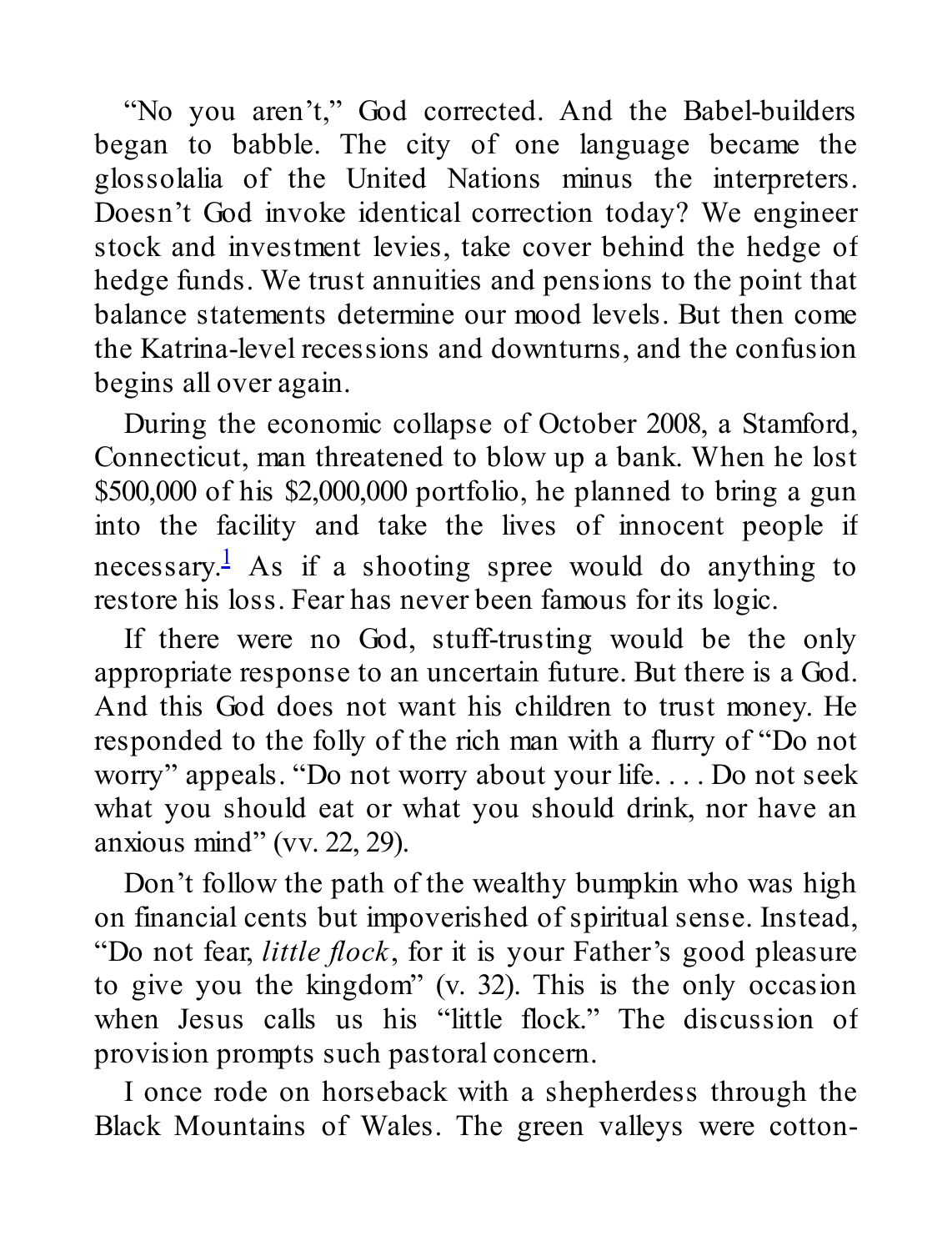"No you aren't," God corrected. And the Babel-builders began to babble. The city of one language became the glossolalia of the United Nations minus the interpreters. Doesn't God invoke identical correction today? We engineer stock and investment levies, take cover behind the hedge of hedge funds. We trust annuities and pensions to the point that balance statements determine our mood levels. But then come the Katrina-level recessions and downturns, and the confusion begins all over again.

During the economic collapse of October 2008, a Stamford, Connecticut, man threatened to blow up a bank. When he lost \$500,000 of his \$2,000,000 portfolio, he planned to bring a gun into the facility and take the lives of innocent people if necessary.[1] As if a shooting spree would do anything to restore his loss. Fear has never been famous for its logic.

If there were no God, stuff-trusting would be the only appropriate response to an uncertain future. But there is a God. And this God does not want his children to trust money. He responded to the folly of the rich man with a flurry of "Do not worry" appeals. "Do not worry about your life. . . . Do not seek what you should eat or what you should drink, nor have an anxious mind" (vv. 22, 29).

Don't follow the path of the wealthy bumpkin who was high on financial cents but impoverished of spiritual sense. Instead, "Do not fear, *little flock*, for it is your Father's good pleasure to give you the kingdom" (v. 32). This is the only occasion when Jesus calls us his "little flock." The discussion of provision prompts such pastoral concern.

I once rode on horseback with a shepherdess through the Black Mountains of Wales. The green valleys were cotton-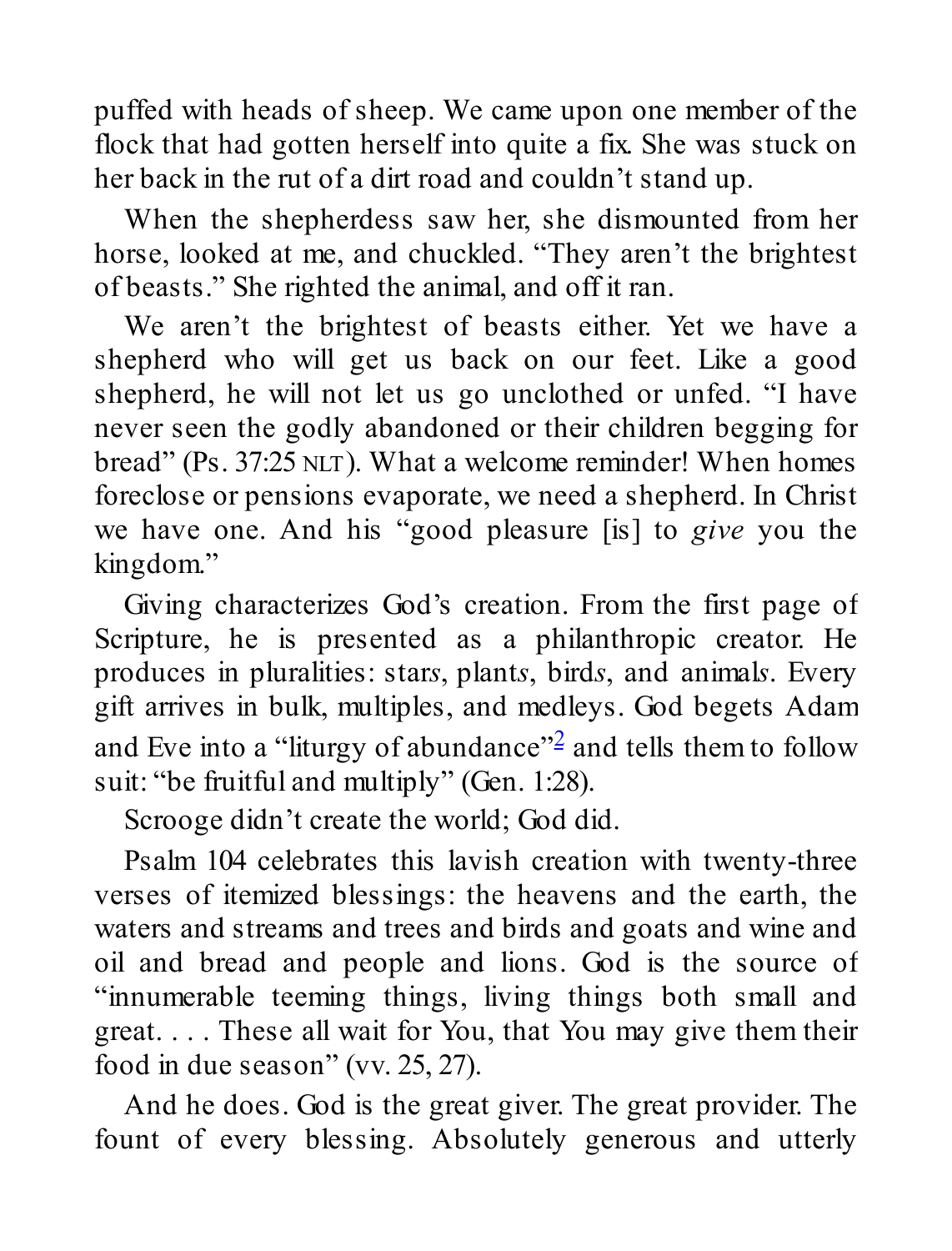puffed with heads of sheep. We came upon one member of the flock that had gotten herself into quite a fix. She was stuck on her back in the rut of a dirt road and couldn't stand up.

When the shepherdess saw her, she dismounted from her horse, looked at me, and chuckled. "They aren't the brightest of beasts." She righted the animal, and off it ran.

We aren't the brightest of beasts either. Yet we have a shepherd who will get us back on our feet. Like a good shepherd, he will not let us go unclothed or unfed. "I have never seen the godly abandoned or their children begging for bread" (Ps. 37:25 NLT). What a welcome reminder! When homes foreclose or pensions evaporate, we need a shepherd. In Christ we have one. And his "good pleasure [is] to *give* you the kingdom."

Giving characterizes God's creation. From the first page of Scripture, he is presented as a philanthropic creator. He produces in pluralities: star*s*, plant*s*, bird*s*, and animal*s*. Every gift arrives in bulk, multiples, and medleys. God begets Adam and Eve into a "liturgy of abundance"[2] and tells them to follow suit: "be fruitful and multiply" (Gen. 1:28).

Scrooge didn't create the world; God did.

Psalm 104 celebrates this lavish creation with twenty-three verses of itemized blessings: the heavens and the earth, the waters and streams and trees and birds and goats and wine and oil and bread and people and lions. God is the source of "innumerable teeming things, living things both small and great. . . . These all wait for You, that You may give them their food in due season" (vv. 25, 27).

And he does. God is the great giver. The great provider. The fount of every blessing. Absolutely generous and utterly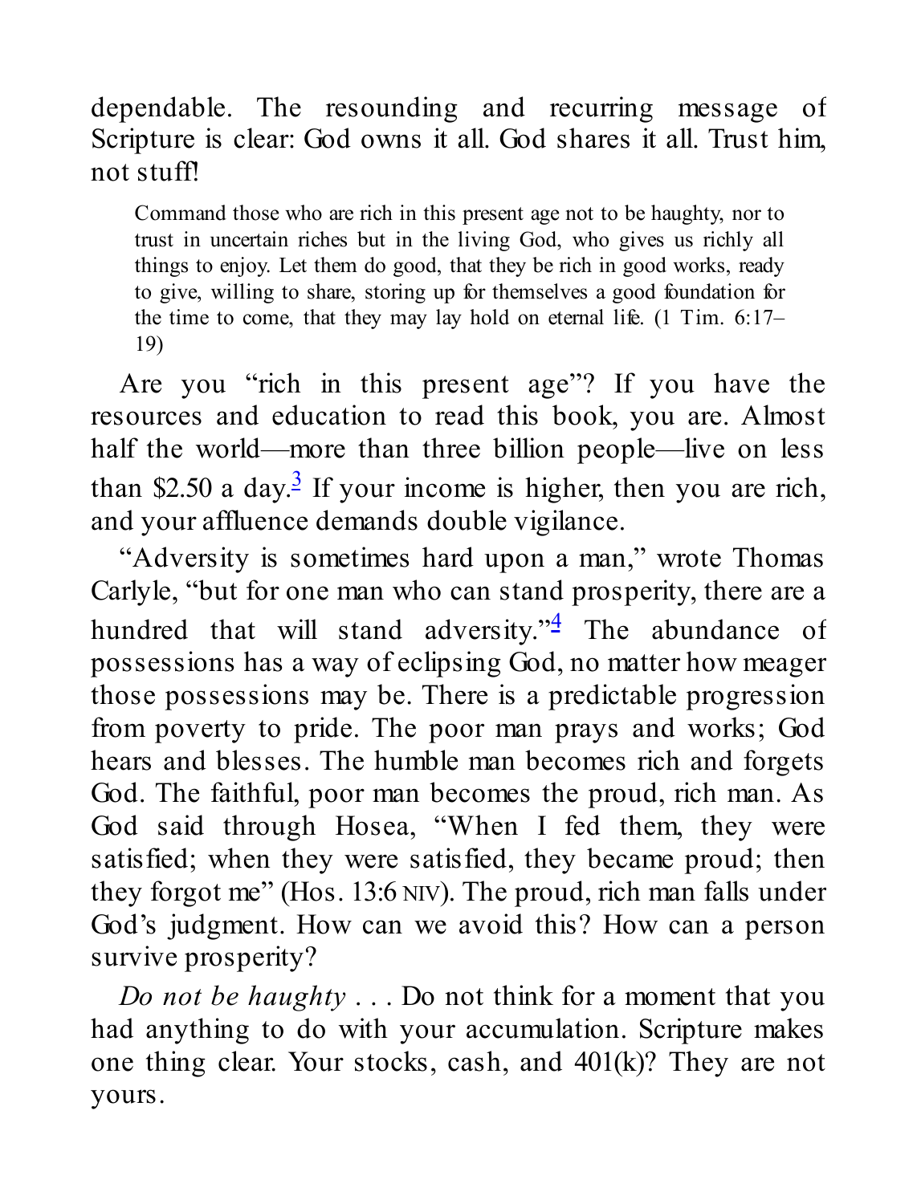dependable. The resounding and recurring message of Scripture is clear: God owns it all. God shares it all. Trust him, not stuff!

> Command those who are rich in this present age not to be haughty, nor to trust in uncertain riches but in the living God, who gives us richly all things to enjoy. Let them do good, that they be rich in good works, ready to give, willing to share, storing up for themselves a good foundation for the time to come, that they may lay hold on eternal life. (1 Tim. 6:17–19)

Are you "rich in this present age"? If you have the resources and education to read this book, you are. Almost half the world—more than three billion people—live on less than $2.50 a day.[3] If your income is higher, then you are rich, and your affluence demands double vigilance.

"Adversity is sometimes hard upon a man," wrote Thomas Carlyle, "but for one man who can stand prosperity, there are a hundred that will stand adversity."[4] The abundance of possessions has a way of eclipsing God, no matter how meager those possessions may be. There is a predictable progression from poverty to pride. The poor man prays and works; God hears and blesses. The humble man becomes rich and forgets God. The faithful, poor man becomes the proud, rich man. As God said through Hosea, "When I fed them, they were satisfied; when they were satisfied, they became proud; then they forgot me" (Hos. 13:6 NIV). The proud, rich man falls under God's judgment. How can we avoid this? How can a person survive prosperity?

*Do not be haughty* . . . Do not think for a moment that you had anything to do with your accumulation. Scripture makes one thing clear. Your stocks, cash, and 401(k)? They are not yours.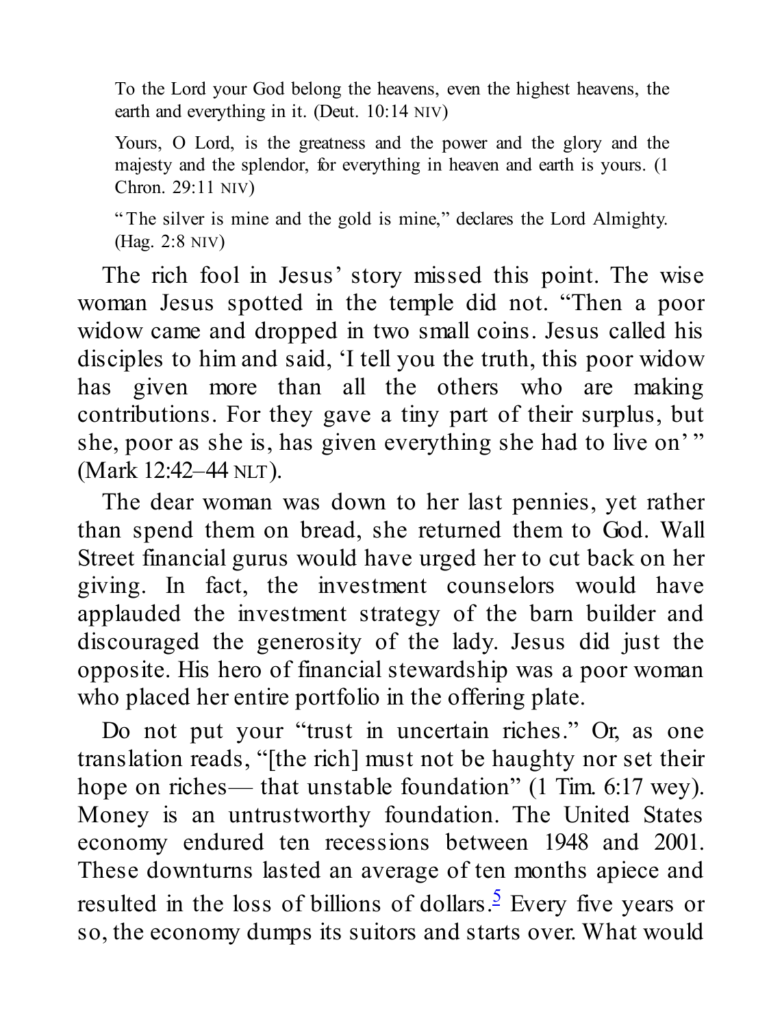> To the Lord your God belong the heavens, even the highest heavens, the earth and everything in it. (Deut. 10:14 NIV)

> Yours, O Lord, is the greatness and the power and the glory and the majesty and the splendor, for everything in heaven and earth is yours. (1 Chron. 29:11 NIV)

> "The silver is mine and the gold is mine," declares the Lord Almighty. (Hag. 2:8 NIV)

The rich fool in Jesus' story missed this point. The wise woman Jesus spotted in the temple did not. "Then a poor widow came and dropped in two small coins. Jesus called his disciples to him and said, 'I tell you the truth, this poor widow has given more than all the others who are making contributions. For they gave a tiny part of their surplus, but she, poor as she is, has given everything she had to live on' " (Mark 12:42–44 NLT).

The dear woman was down to her last pennies, yet rather than spend them on bread, she returned them to God. Wall Street financial gurus would have urged her to cut back on her giving. In fact, the investment counselors would have applauded the investment strategy of the barn builder and discouraged the generosity of the lady. Jesus did just the opposite. His hero of financial stewardship was a poor woman who placed her entire portfolio in the offering plate.

Do not put your "trust in uncertain riches." Or, as one translation reads, "[the rich] must not be haughty nor set their hope on riches— that unstable foundation" (1 Tim. 6:17 WEY). Money is an untrustworthy foundation. The United States economy endured ten recessions between 1948 and 2001. These downturns lasted an average of ten months apiece and resulted in the loss of billions of dollars.[5] Every five years or so, the economy dumps its suitors and starts over. What would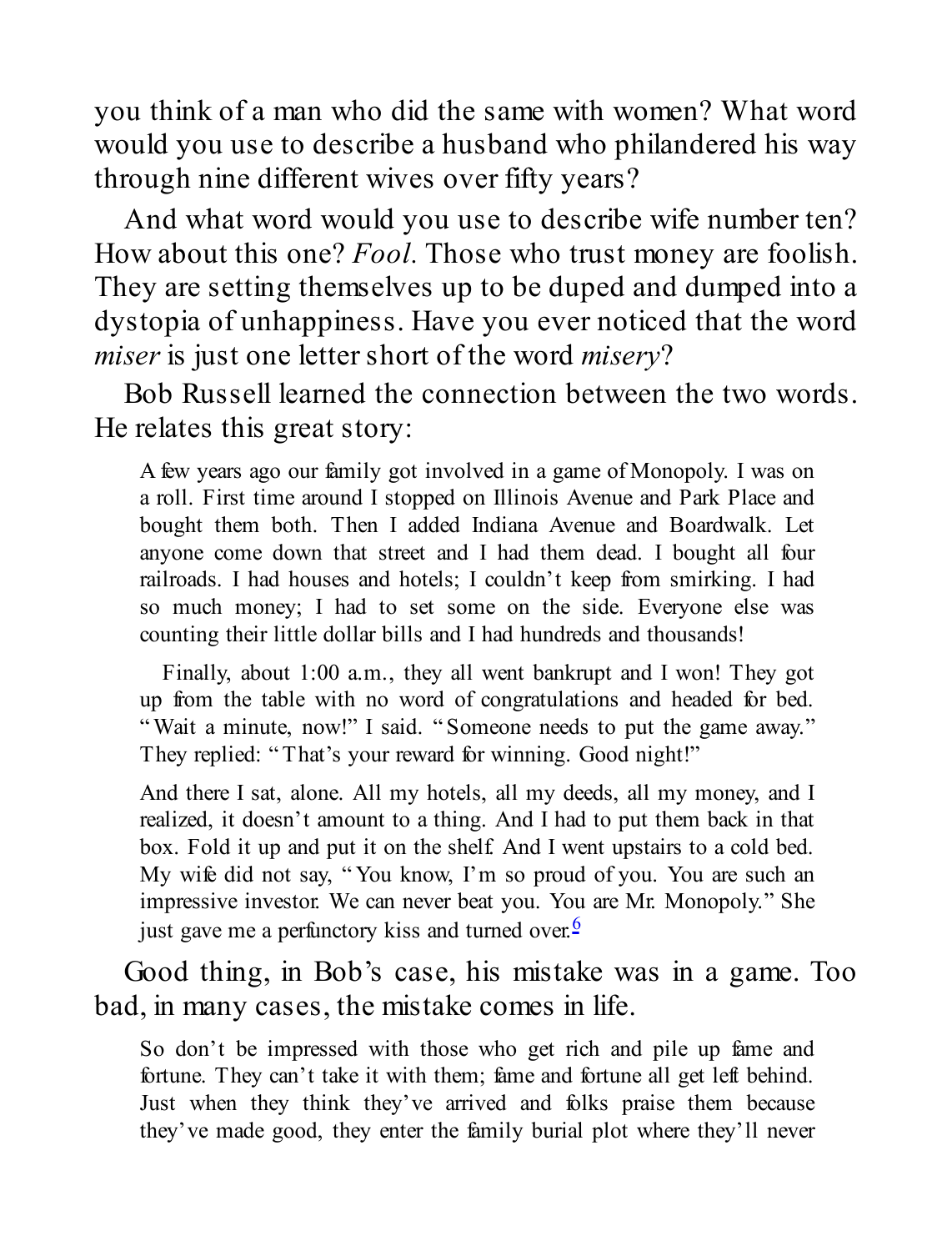you think of a man who did the same with women? What word would you use to describe a husband who philandered his way through nine different wives over fifty years?

And what word would you use to describe wife number ten? How about this one? *Fool*. Those who trust money are foolish. They are setting themselves up to be duped and dumped into a dystopia of unhappiness. Have you ever noticed that the word *miser* is just one letter short of the word *misery*?

Bob Russell learned the connection between the two words. He relates this great story:

> A few years ago our family got involved in a game of Monopoly. I was on a roll. First time around I stopped on Illinois Avenue and Park Place and bought them both. Then I added Indiana Avenue and Boardwalk. Let anyone come down that street and I had them dead. I bought all four railroads. I had houses and hotels; I couldn't keep from smirking. I had so much money; I had to set some on the side. Everyone else was counting their little dollar bills and I had hundreds and thousands!
>
> Finally, about 1:00 a.m., they all went bankrupt and I won! They got up from the table with no word of congratulations and headed for bed. "Wait a minute, now!" I said. "Someone needs to put the game away." They replied: "That's your reward for winning. Good night!"
>
> And there I sat, alone. All my hotels, all my deeds, all my money, and I realized, it doesn't amount to a thing. And I had to put them back in that box. Fold it up and put it on the shelf. And I went upstairs to a cold bed. My wife did not say, "You know, I'm so proud of you. You are such an impressive investor. We can never beat you. You are Mr. Monopoly." She just gave me a perfunctory kiss and turned over.[6]

Good thing, in Bob's case, his mistake was in a game. Too bad, in many cases, the mistake comes in life.

> So don't be impressed with those who get rich and pile up fame and fortune. They can't take it with them; fame and fortune all get left behind. Just when they think they've arrived and folks praise them because they've made good, they enter the family burial plot where they'll never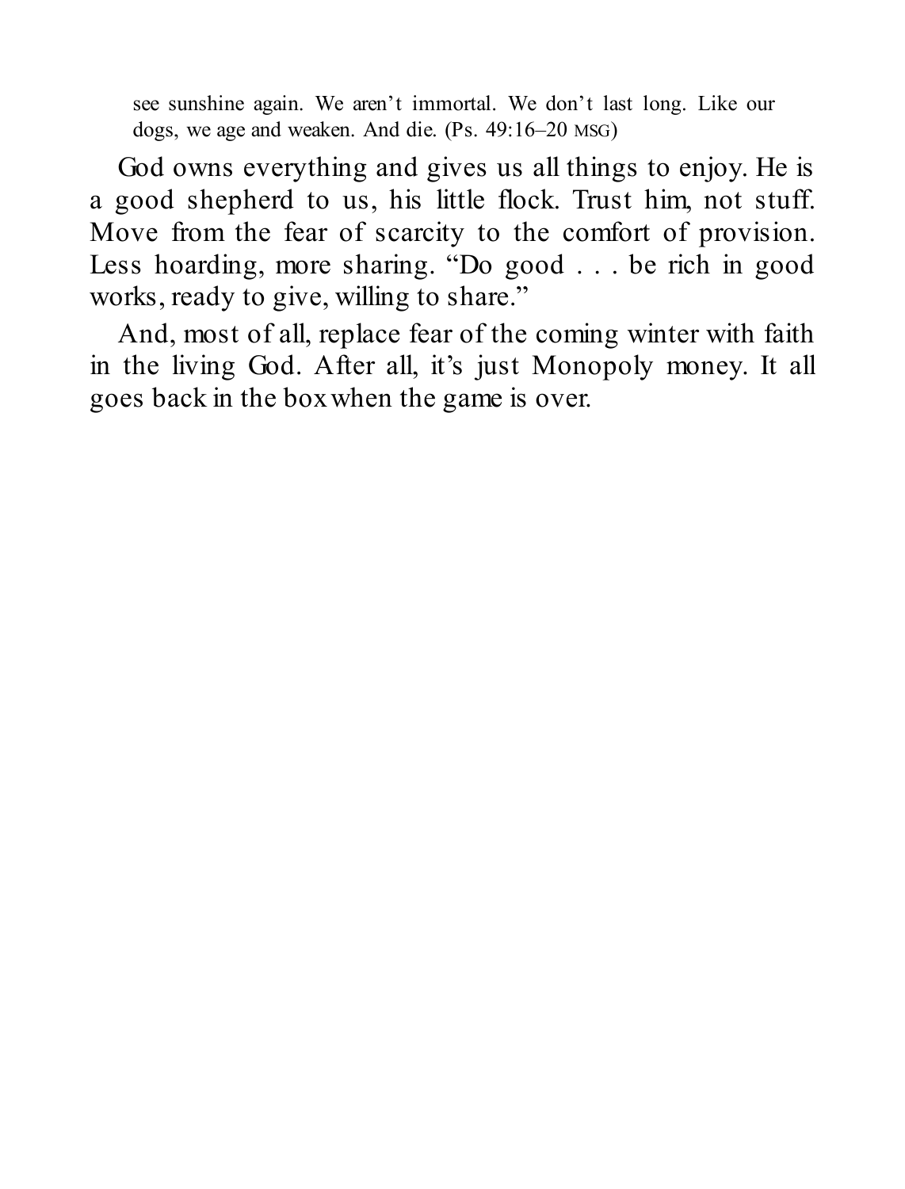> see sunshine again. We aren't immortal. We don't last long. Like our dogs, we age and weaken. And die. (Ps. 49:16–20 MSG)

God owns everything and gives us all things to enjoy. He is a good shepherd to us, his little flock. Trust him, not stuff. Move from the fear of scarcity to the comfort of provision. Less hoarding, more sharing. "Do good . . . be rich in good works, ready to give, willing to share."

And, most of all, replace fear of the coming winter with faith in the living God. After all, it's just Monopoly money. It all goes back in the box when the game is over.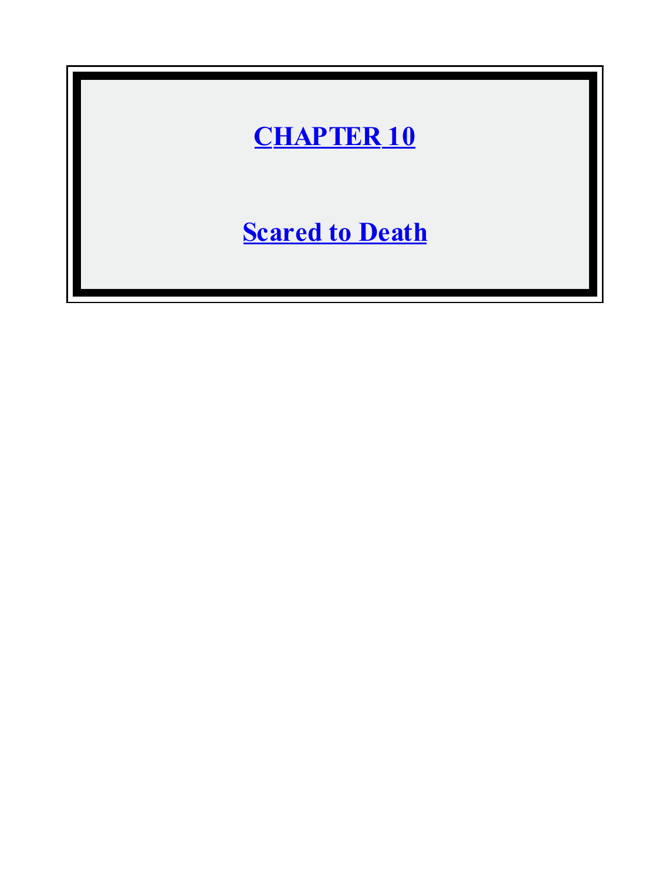# CHAPTER 10

# Scared to Death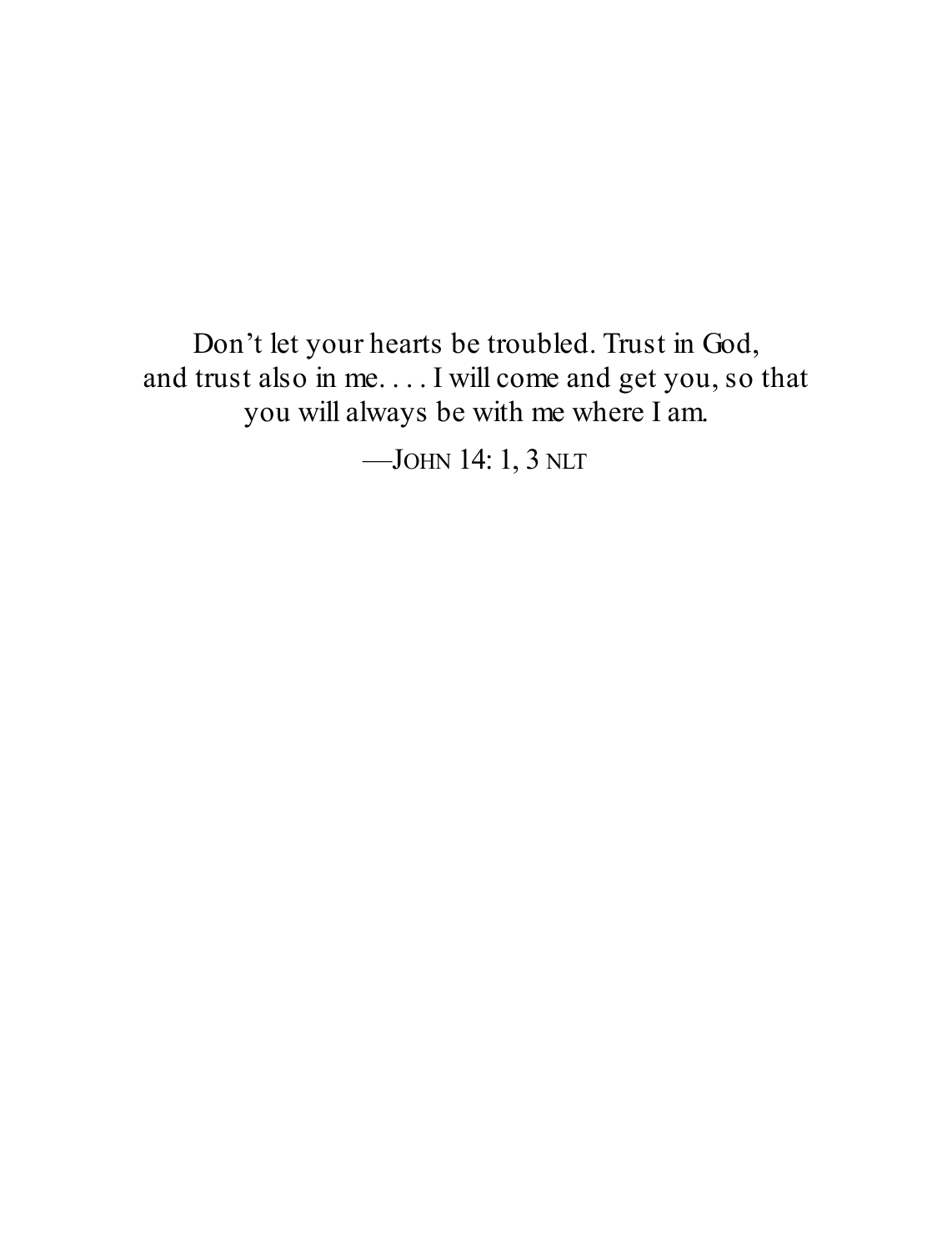Don’t let your hearts be troubled. Trust in God, and trust also in me. . . . I will come and get you, so that you will always be with me where I am.

—JOHN 14: 1, 3 NLT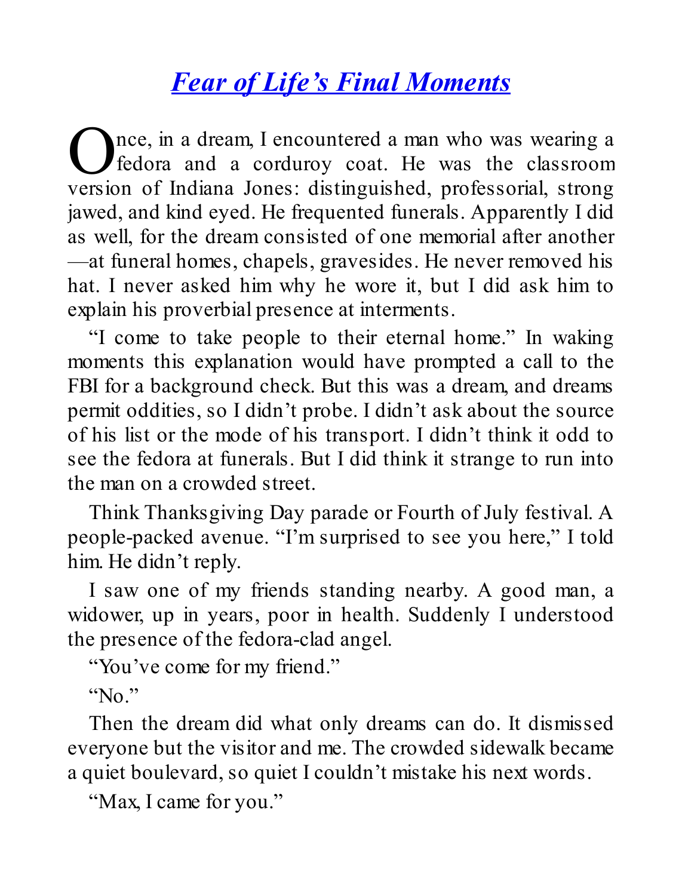# *Fear of Life's Final Moments*

Once, in a dream, I encountered a man who was wearing a fedora and a corduroy coat. He was the classroom version of Indiana Jones: distinguished, professorial, strong jawed, and kind eyed. He frequented funerals. Apparently I did as well, for the dream consisted of one memorial after another—at funeral homes, chapels, gravesides. He never removed his hat. I never asked him why he wore it, but I did ask him to explain his proverbial presence at interments.

"I come to take people to their eternal home." In waking moments this explanation would have prompted a call to the FBI for a background check. But this was a dream, and dreams permit oddities, so I didn't probe. I didn't ask about the source of his list or the mode of his transport. I didn't think it odd to see the fedora at funerals. But I did think it strange to run into the man on a crowded street.

Think Thanksgiving Day parade or Fourth of July festival. A people-packed avenue. "I'm surprised to see you here," I told him. He didn't reply.

I saw one of my friends standing nearby. A good man, a widower, up in years, poor in health. Suddenly I understood the presence of the fedora-clad angel.

"You've come for my friend."

"No."

Then the dream did what only dreams can do. It dismissed everyone but the visitor and me. The crowded sidewalk became a quiet boulevard, so quiet I couldn't mistake his next words.

"Max, I came for you."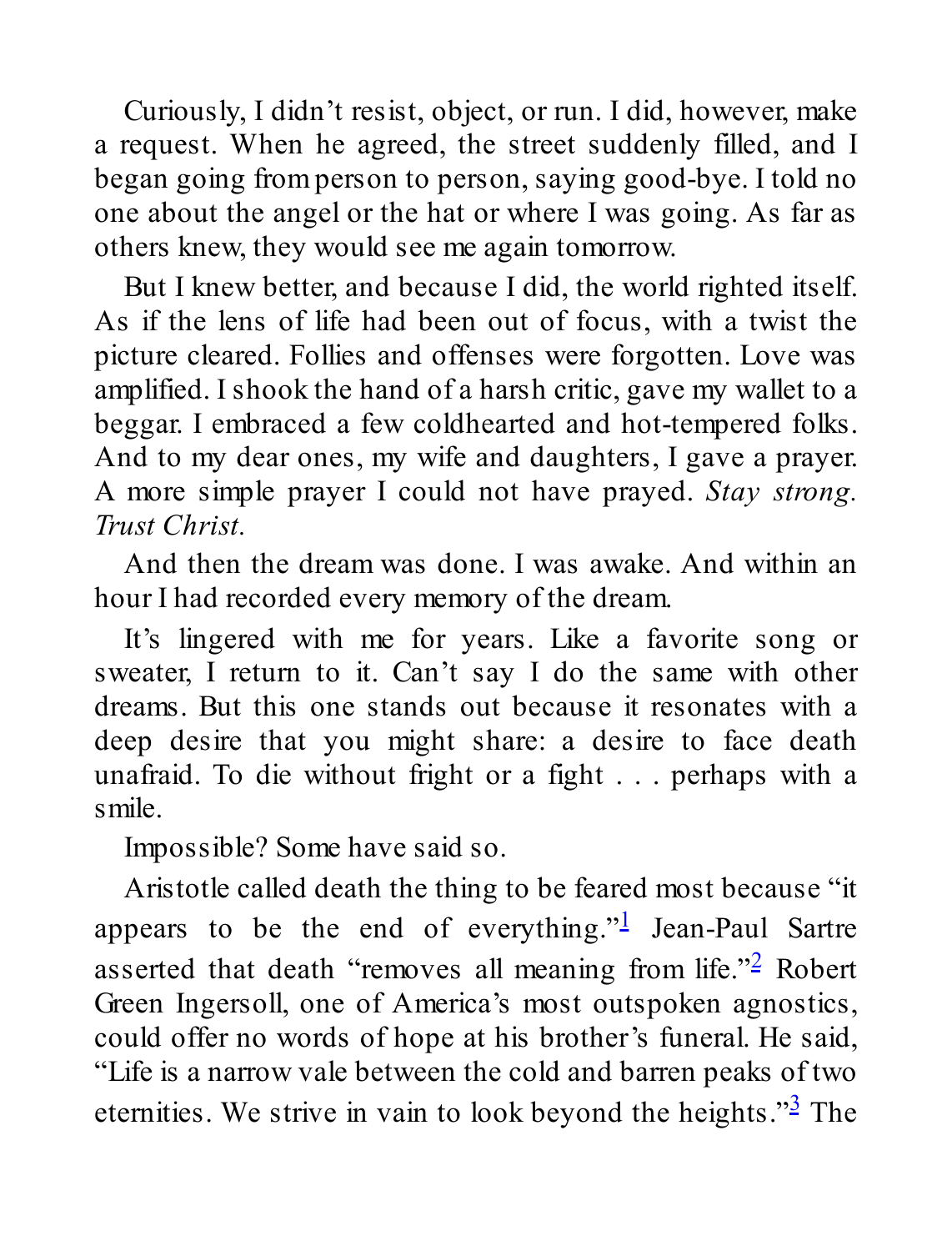Curiously, I didn't resist, object, or run. I did, however, make a request. When he agreed, the street suddenly filled, and I began going from person to person, saying good-bye. I told no one about the angel or the hat or where I was going. As far as others knew, they would see me again tomorrow.

But I knew better, and because I did, the world righted itself. As if the lens of life had been out of focus, with a twist the picture cleared. Follies and offenses were forgotten. Love was amplified. I shook the hand of a harsh critic, gave my wallet to a beggar. I embraced a few coldhearted and hot-tempered folks. And to my dear ones, my wife and daughters, I gave a prayer. A more simple prayer I could not have prayed. *Stay strong. Trust Christ.*

And then the dream was done. I was awake. And within an hour I had recorded every memory of the dream.

It's lingered with me for years. Like a favorite song or sweater, I return to it. Can't say I do the same with other dreams. But this one stands out because it resonates with a deep desire that you might share: a desire to face death unafraid. To die without fright or a fight . . . perhaps with a smile.

Impossible? Some have said so.

Aristotle called death the thing to be feared most because "it appears to be the end of everything."[1] Jean-Paul Sartre asserted that death "removes all meaning from life."[2] Robert Green Ingersoll, one of America's most outspoken agnostics, could offer no words of hope at his brother's funeral. He said, "Life is a narrow vale between the cold and barren peaks of two eternities. We strive in vain to look beyond the heights."[3] The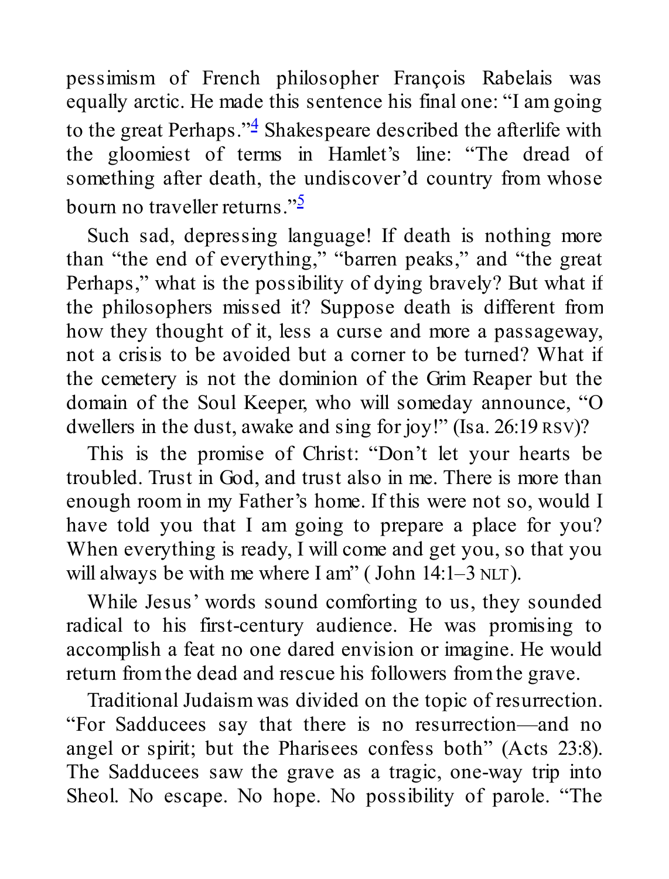pessimism of French philosopher François Rabelais was equally arctic. He made this sentence his final one: "I am going to the great Perhaps."[4] Shakespeare described the afterlife with the gloomiest of terms in Hamlet's line: "The dread of something after death, the undiscover'd country from whose bourn no traveller returns."[5]

Such sad, depressing language! If death is nothing more than "the end of everything," "barren peaks," and "the great Perhaps," what is the possibility of dying bravely? But what if the philosophers missed it? Suppose death is different from how they thought of it, less a curse and more a passageway, not a crisis to be avoided but a corner to be turned? What if the cemetery is not the dominion of the Grim Reaper but the domain of the Soul Keeper, who will someday announce, "O dwellers in the dust, awake and sing for joy!" (Isa. 26:19 RSV)?

This is the promise of Christ: "Don't let your hearts be troubled. Trust in God, and trust also in me. There is more than enough room in my Father's home. If this were not so, would I have told you that I am going to prepare a place for you? When everything is ready, I will come and get you, so that you will always be with me where I am" ( John 14:1–3 NLT).

While Jesus' words sound comforting to us, they sounded radical to his first-century audience. He was promising to accomplish a feat no one dared envision or imagine. He would return from the dead and rescue his followers from the grave.

Traditional Judaism was divided on the topic of resurrection. "For Sadducees say that there is no resurrection—and no angel or spirit; but the Pharisees confess both" (Acts 23:8). The Sadducees saw the grave as a tragic, one-way trip into Sheol. No escape. No hope. No possibility of parole. "The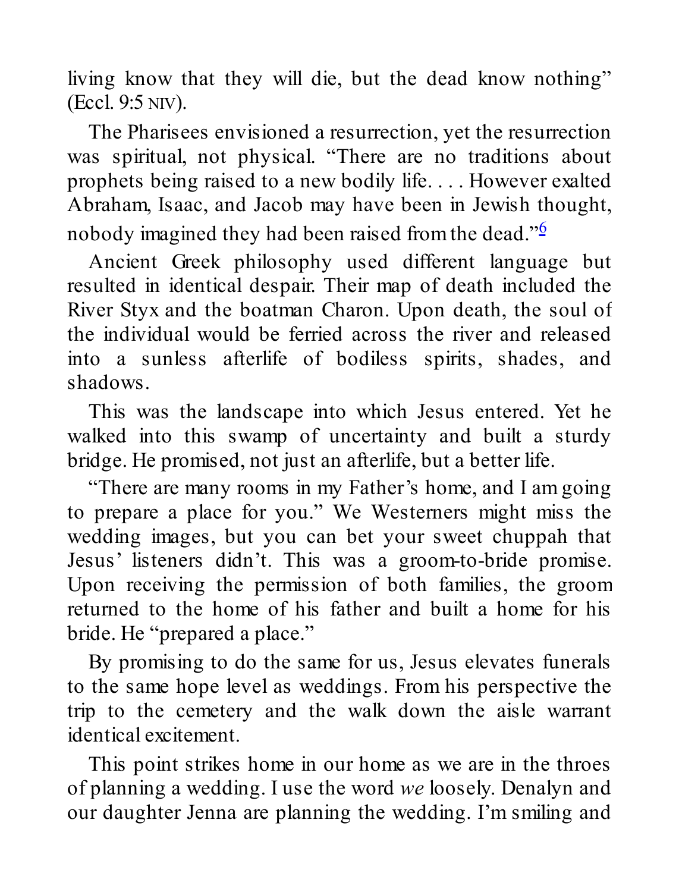living know that they will die, but the dead know nothing" (Eccl. 9:5 NIV).

The Pharisees envisioned a resurrection, yet the resurrection was spiritual, not physical. "There are no traditions about prophets being raised to a new bodily life. . . . However exalted Abraham, Isaac, and Jacob may have been in Jewish thought, nobody imagined they had been raised from the dead."[6]

Ancient Greek philosophy used different language but resulted in identical despair. Their map of death included the River Styx and the boatman Charon. Upon death, the soul of the individual would be ferried across the river and released into a sunless afterlife of bodiless spirits, shades, and shadows.

This was the landscape into which Jesus entered. Yet he walked into this swamp of uncertainty and built a sturdy bridge. He promised, not just an afterlife, but a better life.

"There are many rooms in my Father's home, and I am going to prepare a place for you." We Westerners might miss the wedding images, but you can bet your sweet chuppah that Jesus' listeners didn't. This was a groom-to-bride promise. Upon receiving the permission of both families, the groom returned to the home of his father and built a home for his bride. He "prepared a place."

By promising to do the same for us, Jesus elevates funerals to the same hope level as weddings. From his perspective the trip to the cemetery and the walk down the aisle warrant identical excitement.

This point strikes home in our home as we are in the throes of planning a wedding. I use the word *we* loosely. Denalyn and our daughter Jenna are planning the wedding. I'm smiling and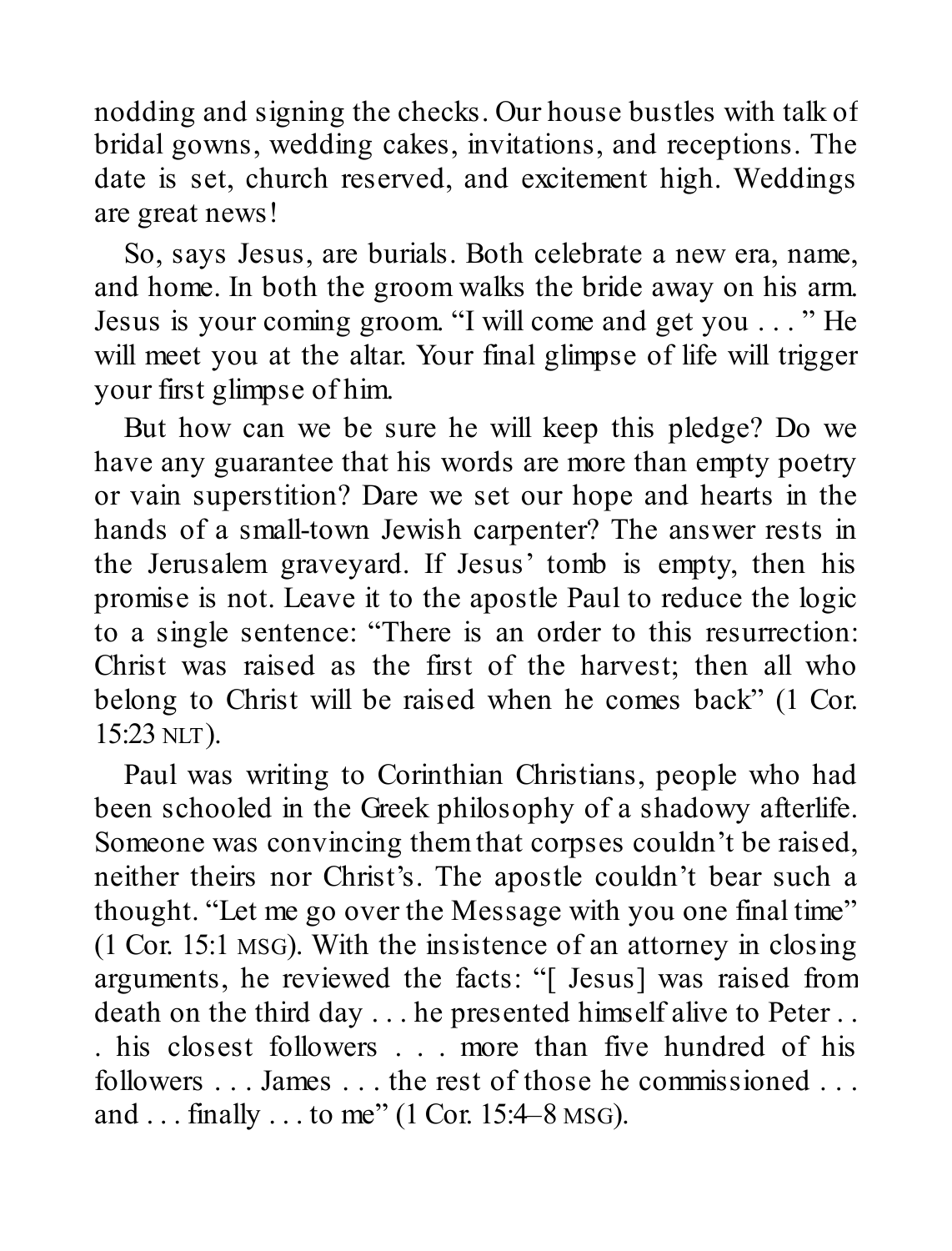nodding and signing the checks. Our house bustles with talk of bridal gowns, wedding cakes, invitations, and receptions. The date is set, church reserved, and excitement high. Weddings are great news!

So, says Jesus, are burials. Both celebrate a new era, name, and home. In both the groom walks the bride away on his arm. Jesus is your coming groom. "I will come and get you . . . " He will meet you at the altar. Your final glimpse of life will trigger your first glimpse of him.

But how can we be sure he will keep this pledge? Do we have any guarantee that his words are more than empty poetry or vain superstition? Dare we set our hope and hearts in the hands of a small-town Jewish carpenter? The answer rests in the Jerusalem graveyard. If Jesus' tomb is empty, then his promise is not. Leave it to the apostle Paul to reduce the logic to a single sentence: "There is an order to this resurrection: Christ was raised as the first of the harvest; then all who belong to Christ will be raised when he comes back" (1 Cor. 15:23 NLT).

Paul was writing to Corinthian Christians, people who had been schooled in the Greek philosophy of a shadowy afterlife. Someone was convincing them that corpses couldn't be raised, neither theirs nor Christ's. The apostle couldn't bear such a thought. "Let me go over the Message with you one final time" (1 Cor. 15:1 MSG). With the insistence of an attorney in closing arguments, he reviewed the facts: "[ Jesus] was raised from death on the third day . . . he presented himself alive to Peter . . . his closest followers . . . more than five hundred of his followers . . . James . . . the rest of those he commissioned . . . and . . . finally . . . to me" (1 Cor. 15:4–8 MSG).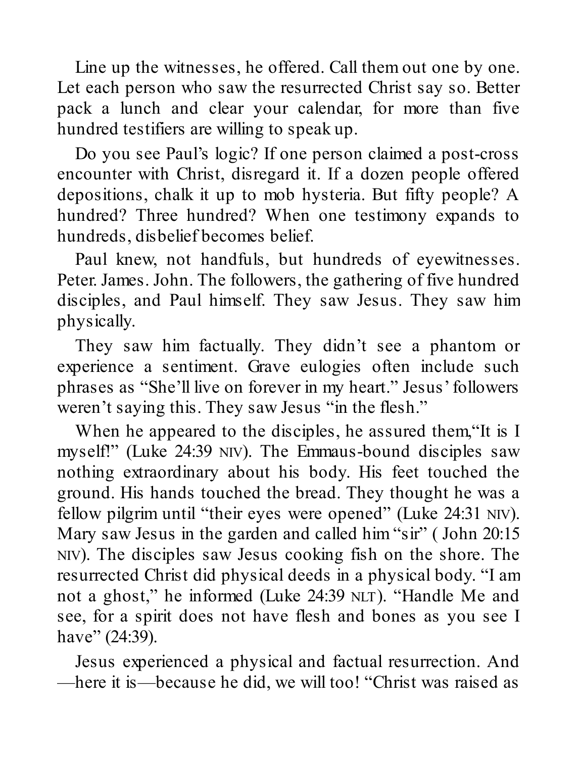Line up the witnesses, he offered. Call them out one by one. Let each person who saw the resurrected Christ say so. Better pack a lunch and clear your calendar, for more than five hundred testifiers are willing to speak up.

Do you see Paul's logic? If one person claimed a post-cross encounter with Christ, disregard it. If a dozen people offered depositions, chalk it up to mob hysteria. But fifty people? A hundred? Three hundred? When one testimony expands to hundreds, disbelief becomes belief.

Paul knew, not handfuls, but hundreds of eyewitnesses. Peter. James. John. The followers, the gathering of five hundred disciples, and Paul himself. They saw Jesus. They saw him physically.

They saw him factually. They didn't see a phantom or experience a sentiment. Grave eulogies often include such phrases as "She'll live on forever in my heart." Jesus' followers weren't saying this. They saw Jesus "in the flesh."

When he appeared to the disciples, he assured them,"It is I myself!" (Luke 24:39 NIV). The Emmaus-bound disciples saw nothing extraordinary about his body. His feet touched the ground. His hands touched the bread. They thought he was a fellow pilgrim until "their eyes were opened" (Luke 24:31 NIV). Mary saw Jesus in the garden and called him "sir" ( John 20:15 NIV). The disciples saw Jesus cooking fish on the shore. The resurrected Christ did physical deeds in a physical body. "I am not a ghost," he informed (Luke 24:39 NLT). "Handle Me and see, for a spirit does not have flesh and bones as you see I have" (24:39).

Jesus experienced a physical and factual resurrection. And —here it is—because he did, we will too! "Christ was raised as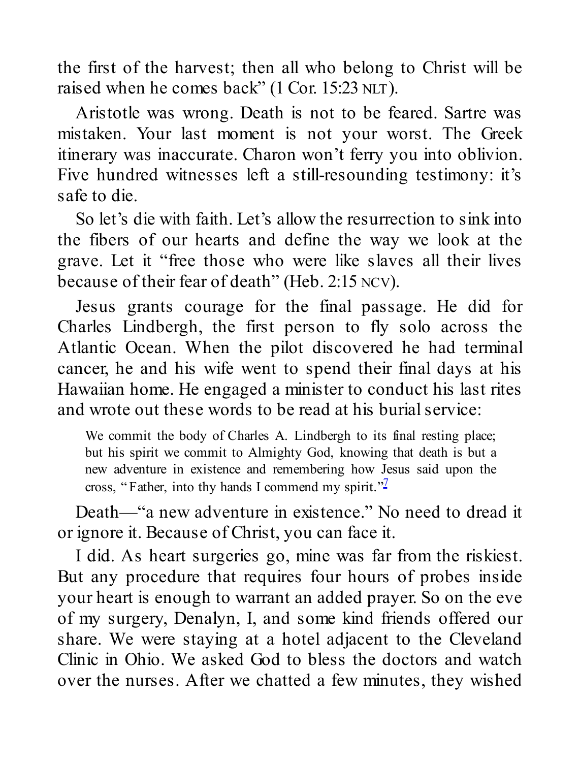the first of the harvest; then all who belong to Christ will be raised when he comes back" (1 Cor. 15:23 NLT).

Aristotle was wrong. Death is not to be feared. Sartre was mistaken. Your last moment is not your worst. The Greek itinerary was inaccurate. Charon won't ferry you into oblivion. Five hundred witnesses left a still-resounding testimony: it's safe to die.

So let's die with faith. Let's allow the resurrection to sink into the fibers of our hearts and define the way we look at the grave. Let it "free those who were like slaves all their lives because of their fear of death" (Heb. 2:15 NCV).

Jesus grants courage for the final passage. He did for Charles Lindbergh, the first person to fly solo across the Atlantic Ocean. When the pilot discovered he had terminal cancer, he and his wife went to spend their final days at his Hawaiian home. He engaged a minister to conduct his last rites and wrote out these words to be read at his burial service:

> We commit the body of Charles A. Lindbergh to its final resting place; but his spirit we commit to Almighty God, knowing that death is but a new adventure in existence and remembering how Jesus said upon the cross, "Father, into thy hands I commend my spirit."[7]

Death—"a new adventure in existence." No need to dread it or ignore it. Because of Christ, you can face it.

I did. As heart surgeries go, mine was far from the riskiest. But any procedure that requires four hours of probes inside your heart is enough to warrant an added prayer. So on the eve of my surgery, Denalyn, I, and some kind friends offered our share. We were staying at a hotel adjacent to the Cleveland Clinic in Ohio. We asked God to bless the doctors and watch over the nurses. After we chatted a few minutes, they wished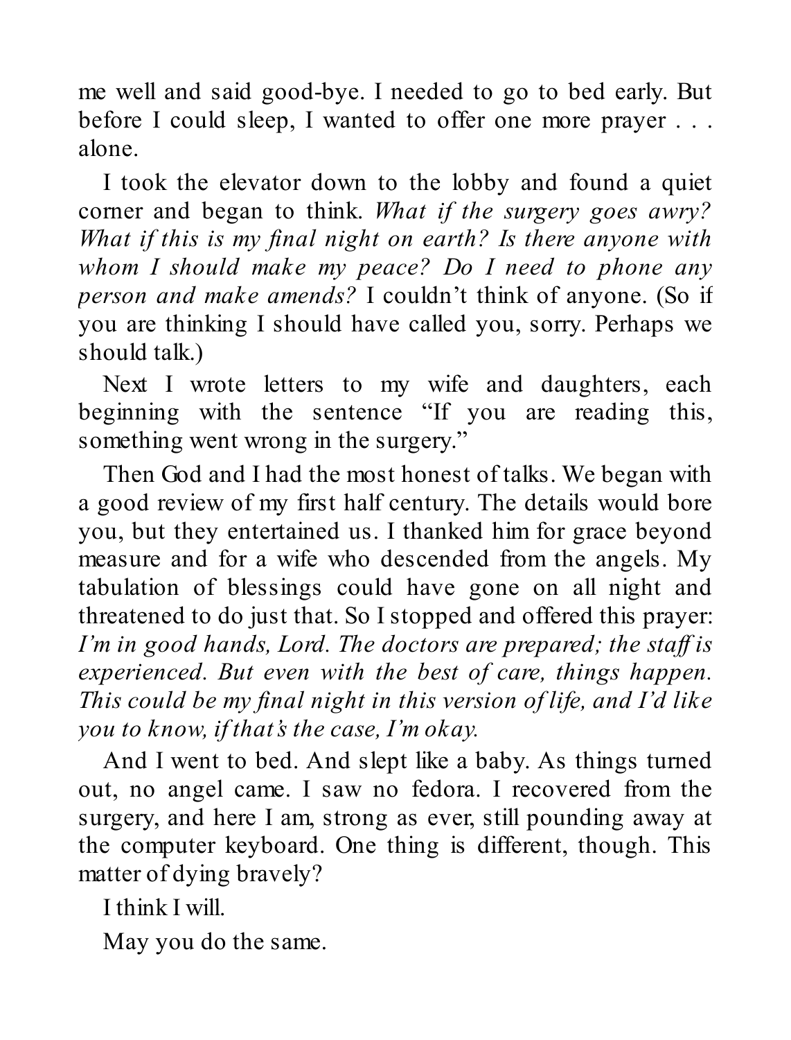me well and said good-bye. I needed to go to bed early. But before I could sleep, I wanted to offer one more prayer . . . alone.

I took the elevator down to the lobby and found a quiet corner and began to think. *What if the surgery goes awry? What if this is my final night on earth? Is there anyone with whom I should make my peace? Do I need to phone any person and make amends?* I couldn't think of anyone. (So if you are thinking I should have called you, sorry. Perhaps we should talk.)

Next I wrote letters to my wife and daughters, each beginning with the sentence "If you are reading this, something went wrong in the surgery."

Then God and I had the most honest of talks. We began with a good review of my first half century. The details would bore you, but they entertained us. I thanked him for grace beyond measure and for a wife who descended from the angels. My tabulation of blessings could have gone on all night and threatened to do just that. So I stopped and offered this prayer: *I'm in good hands, Lord. The doctors are prepared; the staff is experienced. But even with the best of care, things happen. This could be my final night in this version of life, and I'd like you to know, if that's the case, I'm okay.*

And I went to bed. And slept like a baby. As things turned out, no angel came. I saw no fedora. I recovered from the surgery, and here I am, strong as ever, still pounding away at the computer keyboard. One thing is different, though. This matter of dying bravely?

I think I will.

May you do the same.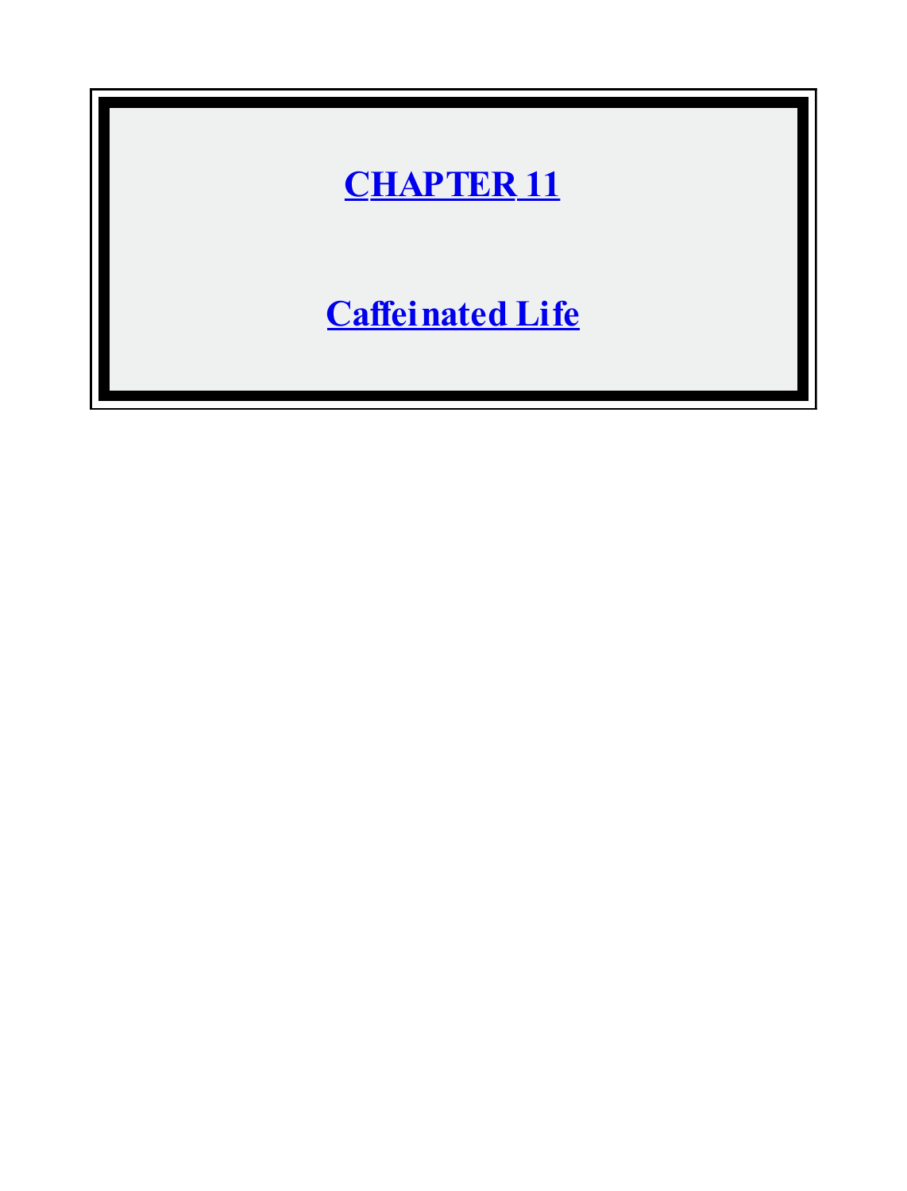# CHAPTER 11

# Caffeinated Life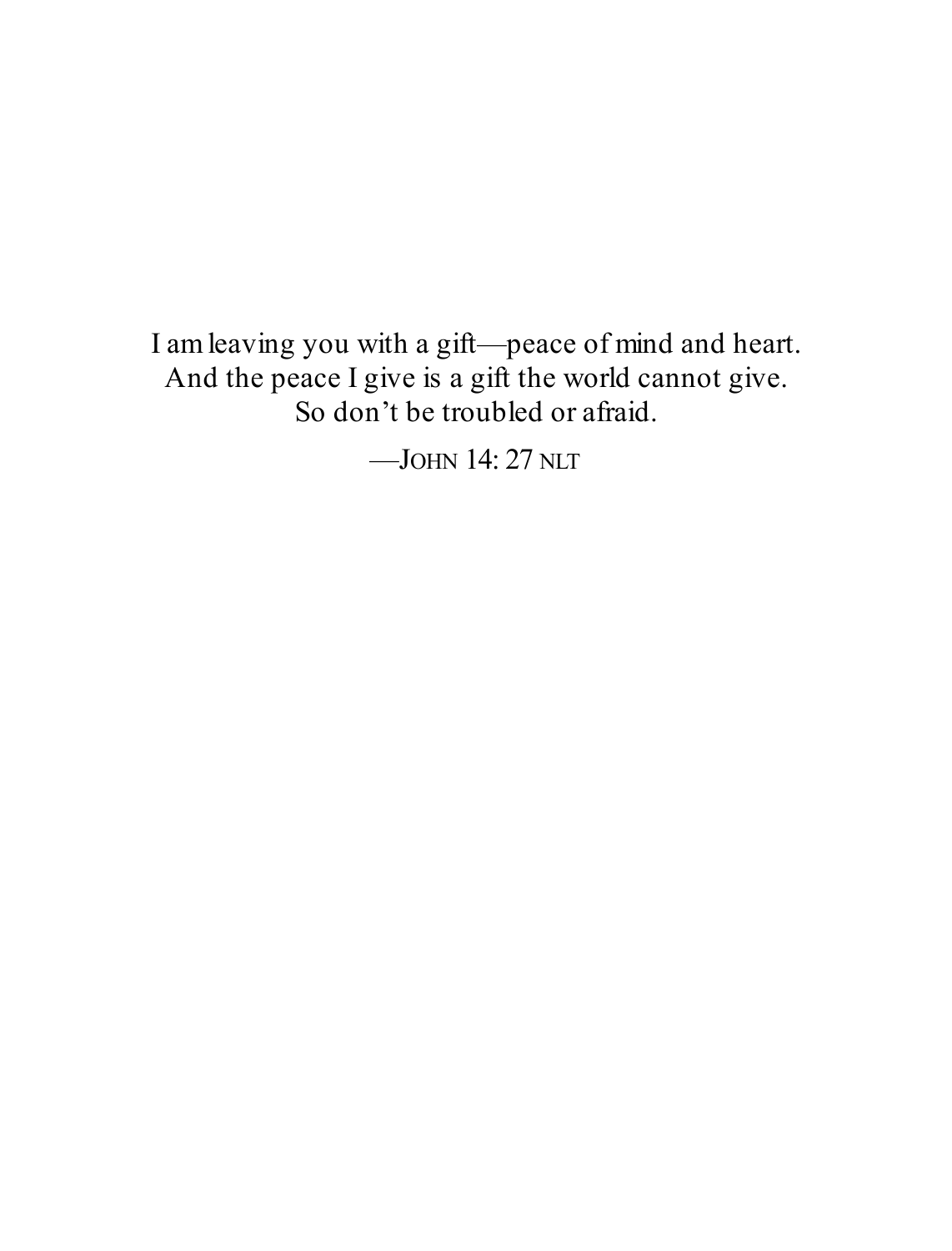I am leaving you with a gift—peace of mind and heart.
And the peace I give is a gift the world cannot give.
So don’t be troubled or afraid.

—JOHN 14: 27 NLT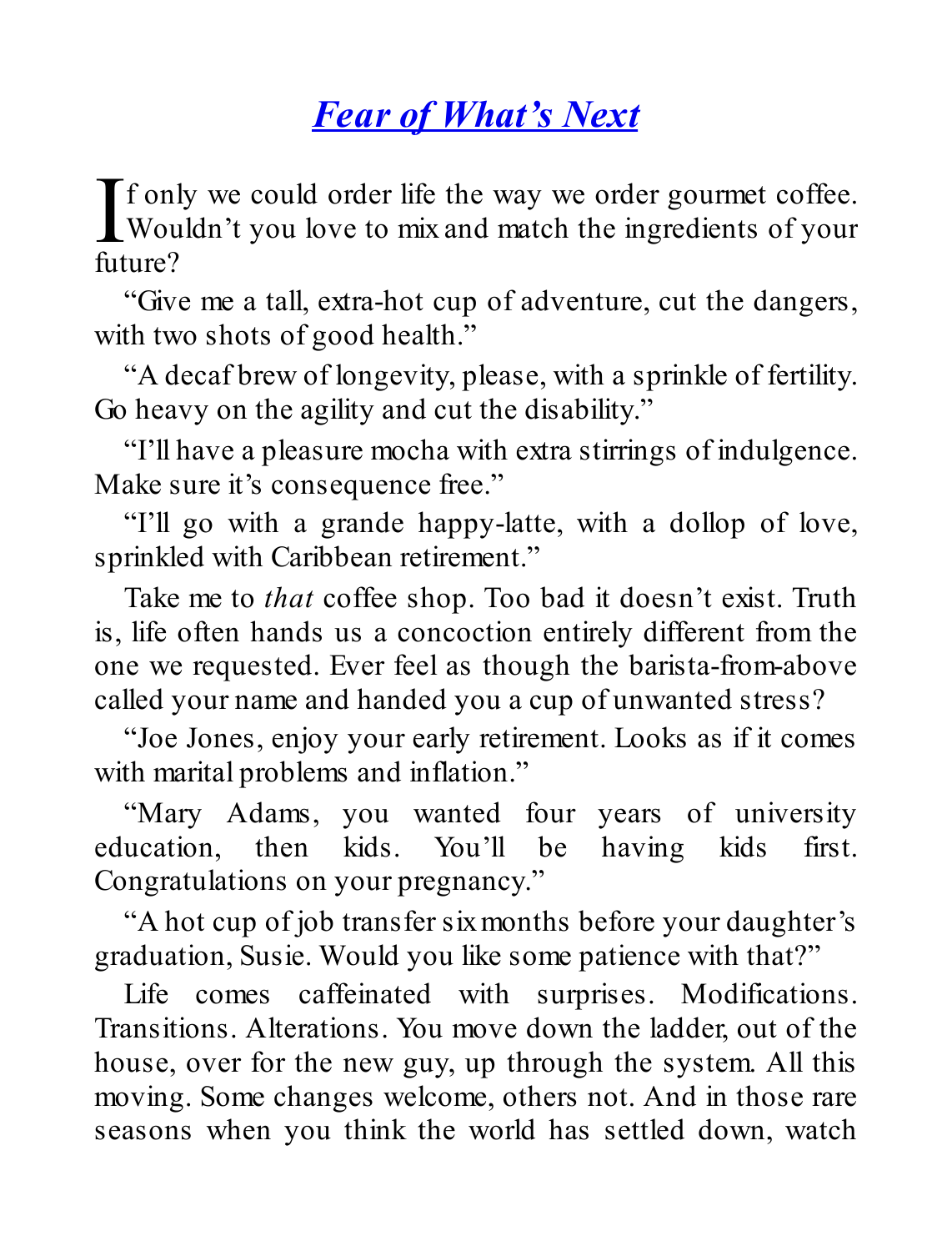# *Fear of What's Next*

If only we could order life the way we order gourmet coffee. Wouldn't you love to mix and match the ingredients of your future?

"Give me a tall, extra-hot cup of adventure, cut the dangers, with two shots of good health."

"A decaf brew of longevity, please, with a sprinkle of fertility. Go heavy on the agility and cut the disability."

"I'll have a pleasure mocha with extra stirrings of indulgence. Make sure it's consequence free."

"I'll go with a grande happy-latte, with a dollop of love, sprinkled with Caribbean retirement."

Take me to *that* coffee shop. Too bad it doesn't exist. Truth is, life often hands us a concoction entirely different from the one we requested. Ever feel as though the barista-from-above called your name and handed you a cup of unwanted stress?

"Joe Jones, enjoy your early retirement. Looks as if it comes with marital problems and inflation."

"Mary Adams, you wanted four years of university education, then kids. You'll be having kids first. Congratulations on your pregnancy."

"A hot cup of job transfer six months before your daughter's graduation, Susie. Would you like some patience with that?"

Life comes caffeinated with surprises. Modifications. Transitions. Alterations. You move down the ladder, out of the house, over for the new guy, up through the system. All this moving. Some changes welcome, others not. And in those rare seasons when you think the world has settled down, watch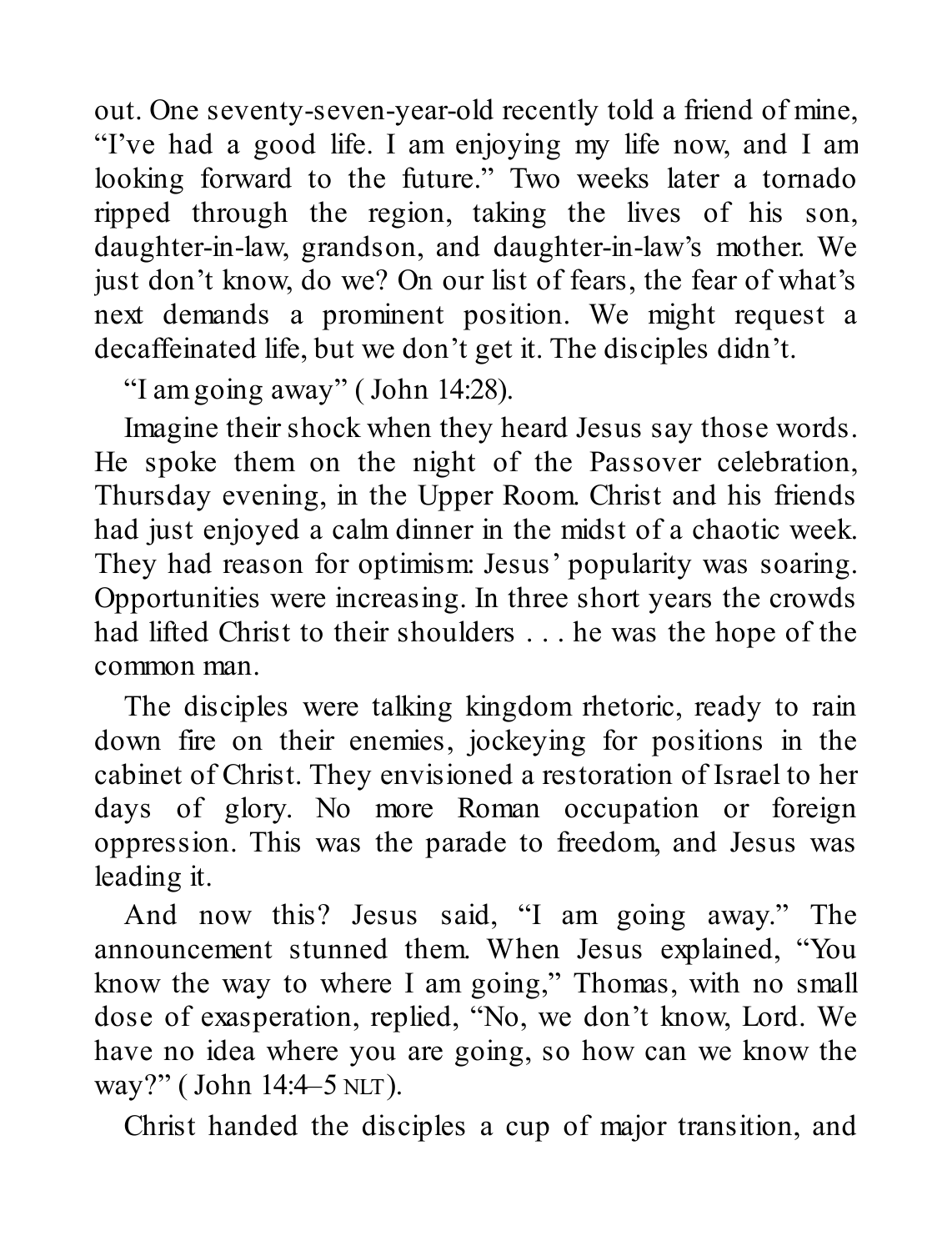out. One seventy-seven-year-old recently told a friend of mine, "I've had a good life. I am enjoying my life now, and I am looking forward to the future." Two weeks later a tornado ripped through the region, taking the lives of his son, daughter-in-law, grandson, and daughter-in-law's mother. We just don't know, do we? On our list of fears, the fear of what's next demands a prominent position. We might request a decaffeinated life, but we don't get it. The disciples didn't.

"I am going away" ( John 14:28).

Imagine their shock when they heard Jesus say those words. He spoke them on the night of the Passover celebration, Thursday evening, in the Upper Room. Christ and his friends had just enjoyed a calm dinner in the midst of a chaotic week. They had reason for optimism: Jesus' popularity was soaring. Opportunities were increasing. In three short years the crowds had lifted Christ to their shoulders . . . he was the hope of the common man.

The disciples were talking kingdom rhetoric, ready to rain down fire on their enemies, jockeying for positions in the cabinet of Christ. They envisioned a restoration of Israel to her days of glory. No more Roman occupation or foreign oppression. This was the parade to freedom, and Jesus was leading it.

And now this? Jesus said, "I am going away." The announcement stunned them. When Jesus explained, "You know the way to where I am going," Thomas, with no small dose of exasperation, replied, "No, we don't know, Lord. We have no idea where you are going, so how can we know the way?" ( John 14:4–5 NLT).

Christ handed the disciples a cup of major transition, and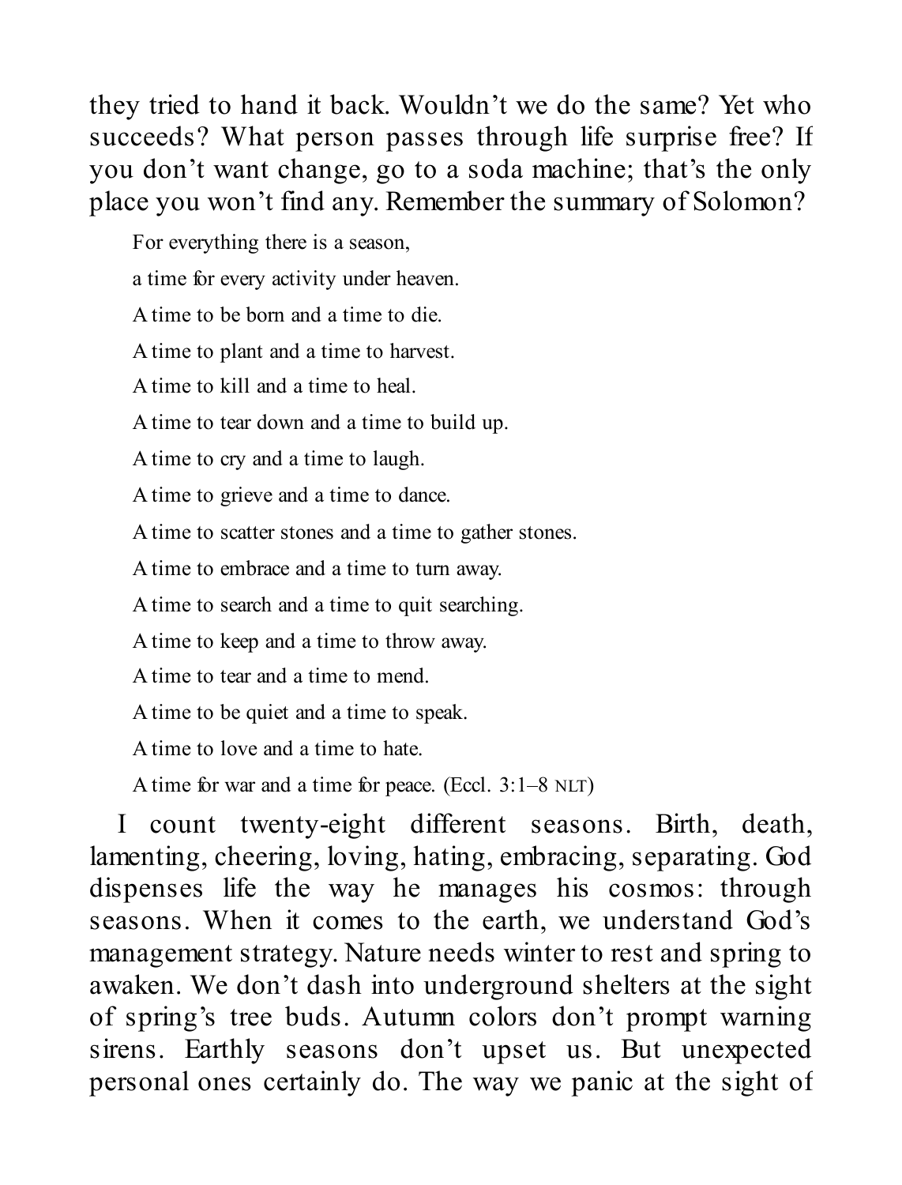they tried to hand it back. Wouldn't we do the same? Yet who succeeds? What person passes through life surprise free? If you don't want change, go to a soda machine; that's the only place you won't find any. Remember the summary of Solomon?

> For everything there is a season,
>
> a time for every activity under heaven.
>
> A time to be born and a time to die.
>
> A time to plant and a time to harvest.
>
> A time to kill and a time to heal.
>
> A time to tear down and a time to build up.
>
> A time to cry and a time to laugh.
>
> A time to grieve and a time to dance.
>
> A time to scatter stones and a time to gather stones.
>
> A time to embrace and a time to turn away.
>
> A time to search and a time to quit searching.
>
> A time to keep and a time to throw away.
>
> A time to tear and a time to mend.
>
> A time to be quiet and a time to speak.
>
> A time to love and a time to hate.
>
> A time for war and a time for peace. (Eccl. 3:1–8 NLT)

I count twenty-eight different seasons. Birth, death, lamenting, cheering, loving, hating, embracing, separating. God dispenses life the way he manages his cosmos: through seasons. When it comes to the earth, we understand God's management strategy. Nature needs winter to rest and spring to awaken. We don't dash into underground shelters at the sight of spring's tree buds. Autumn colors don't prompt warning sirens. Earthly seasons don't upset us. But unexpected personal ones certainly do. The way we panic at the sight of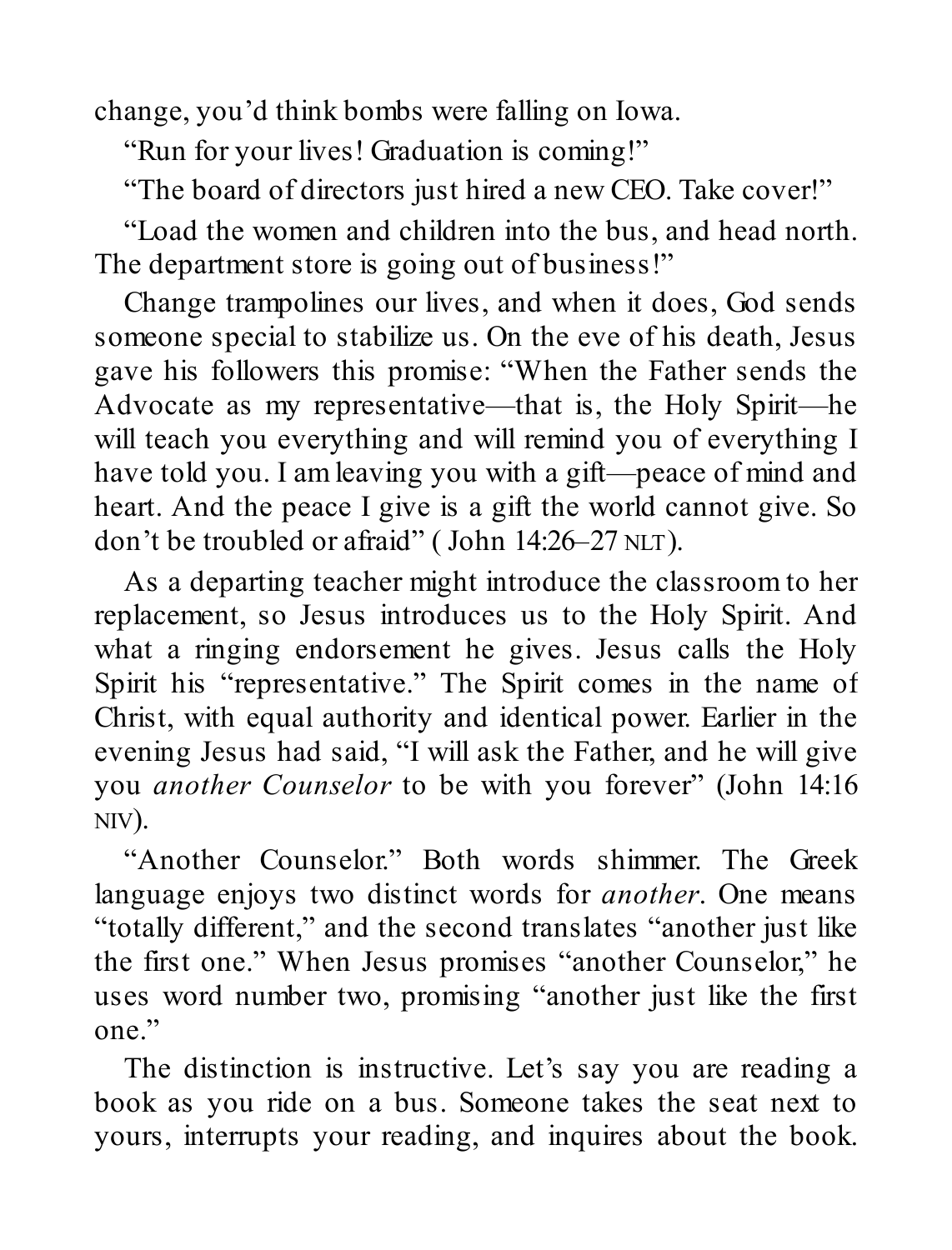change, you'd think bombs were falling on Iowa.

"Run for your lives! Graduation is coming!"

"The board of directors just hired a new CEO. Take cover!"

"Load the women and children into the bus, and head north. The department store is going out of business!"

Change trampolines our lives, and when it does, God sends someone special to stabilize us. On the eve of his death, Jesus gave his followers this promise: "When the Father sends the Advocate as my representative—that is, the Holy Spirit—he will teach you everything and will remind you of everything I have told you. I am leaving you with a gift—peace of mind and heart. And the peace I give is a gift the world cannot give. So don't be troubled or afraid" ( John 14:26–27 NLT).

As a departing teacher might introduce the classroom to her replacement, so Jesus introduces us to the Holy Spirit. And what a ringing endorsement he gives. Jesus calls the Holy Spirit his "representative." The Spirit comes in the name of Christ, with equal authority and identical power. Earlier in the evening Jesus had said, "I will ask the Father, and he will give you *another Counselor* to be with you forever" (John 14:16 NIV).

"Another Counselor." Both words shimmer. The Greek language enjoys two distinct words for *another*. One means "totally different," and the second translates "another just like the first one." When Jesus promises "another Counselor," he uses word number two, promising "another just like the first one."

The distinction is instructive. Let's say you are reading a book as you ride on a bus. Someone takes the seat next to yours, interrupts your reading, and inquires about the book.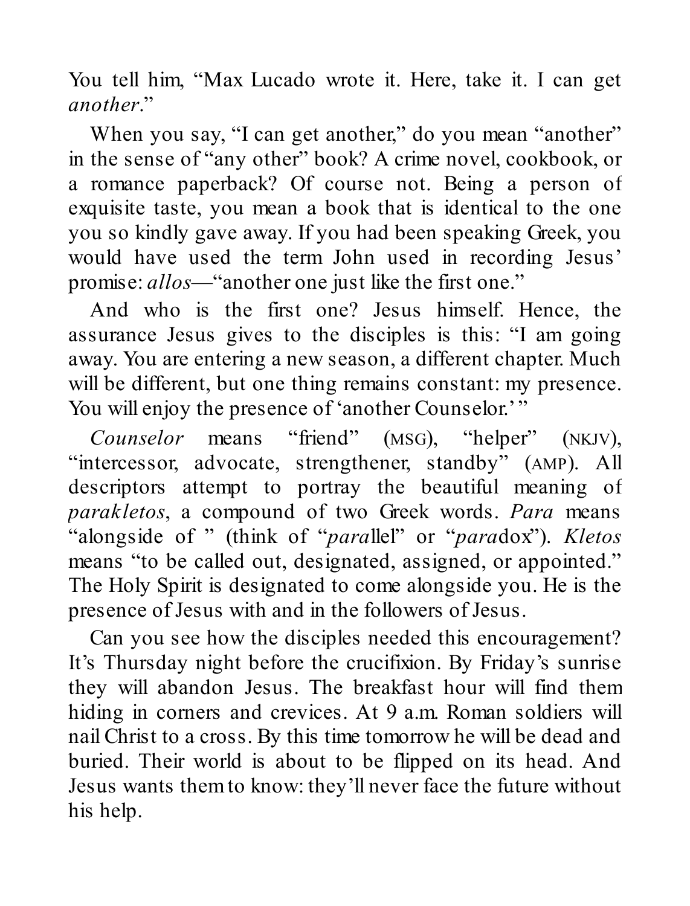You tell him, "Max Lucado wrote it. Here, take it. I can get *another*."

When you say, "I can get another," do you mean "another" in the sense of "any other" book? A crime novel, cookbook, or a romance paperback? Of course not. Being a person of exquisite taste, you mean a book that is identical to the one you so kindly gave away. If you had been speaking Greek, you would have used the term John used in recording Jesus' promise: *allos*—"another one just like the first one."

And who is the first one? Jesus himself. Hence, the assurance Jesus gives to the disciples is this: "I am going away. You are entering a new season, a different chapter. Much will be different, but one thing remains constant: my presence. You will enjoy the presence of 'another Counselor.' "

*Counselor* means "friend" (MSG), "helper" (NKJV), "intercessor, advocate, strengthener, standby" (AMP). All descriptors attempt to portray the beautiful meaning of *parakletos*, a compound of two Greek words. *Para* means "alongside of " (think of "*para*llel" or "*para*dox"). *Kletos* means "to be called out, designated, assigned, or appointed." The Holy Spirit is designated to come alongside you. He is the presence of Jesus with and in the followers of Jesus.

Can you see how the disciples needed this encouragement? It's Thursday night before the crucifixion. By Friday's sunrise they will abandon Jesus. The breakfast hour will find them hiding in corners and crevices. At 9 a.m. Roman soldiers will nail Christ to a cross. By this time tomorrow he will be dead and buried. Their world is about to be flipped on its head. And Jesus wants them to know: they'll never face the future without his help.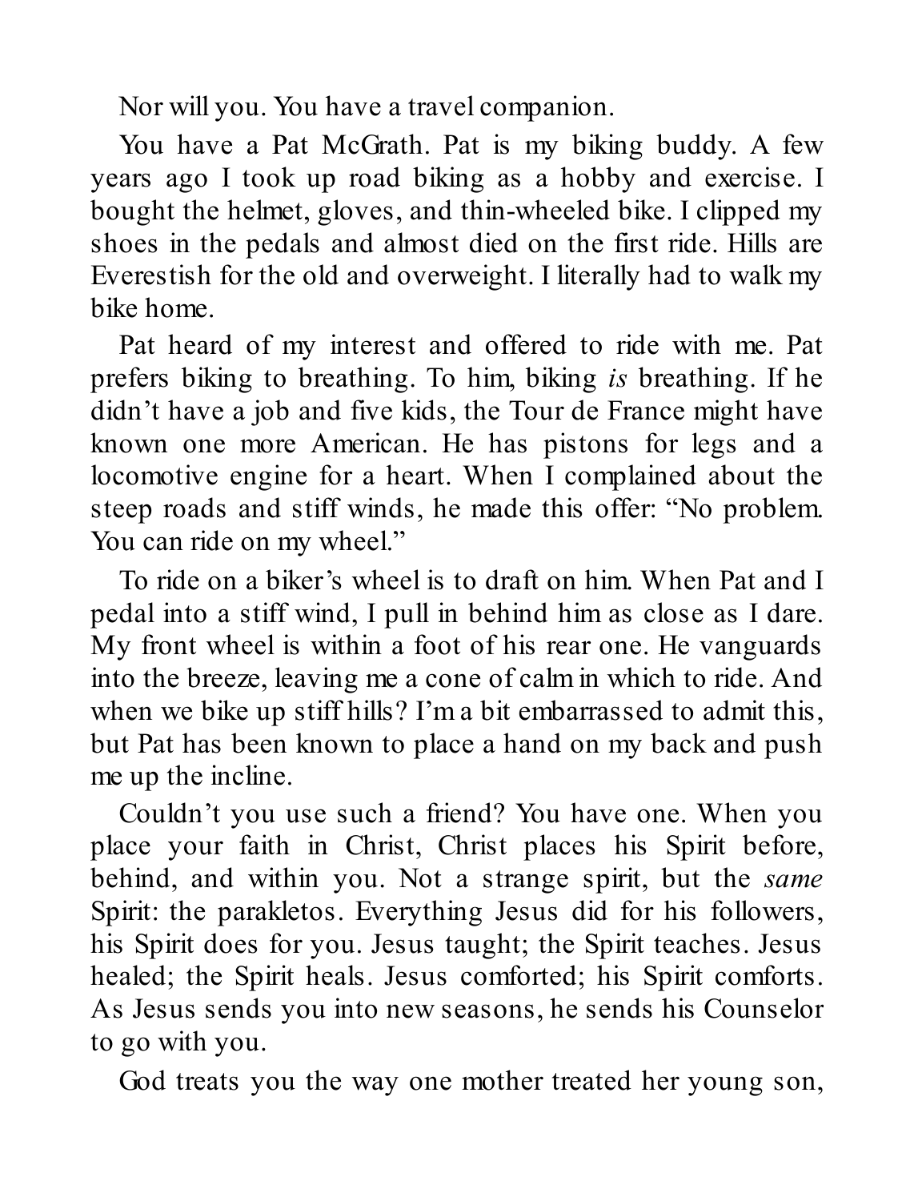Nor will you. You have a travel companion.

You have a Pat McGrath. Pat is my biking buddy. A few years ago I took up road biking as a hobby and exercise. I bought the helmet, gloves, and thin-wheeled bike. I clipped my shoes in the pedals and almost died on the first ride. Hills are Everestish for the old and overweight. I literally had to walk my bike home.

Pat heard of my interest and offered to ride with me. Pat prefers biking to breathing. To him, biking *is* breathing. If he didn't have a job and five kids, the Tour de France might have known one more American. He has pistons for legs and a locomotive engine for a heart. When I complained about the steep roads and stiff winds, he made this offer: "No problem. You can ride on my wheel."

To ride on a biker's wheel is to draft on him. When Pat and I pedal into a stiff wind, I pull in behind him as close as I dare. My front wheel is within a foot of his rear one. He vanguards into the breeze, leaving me a cone of calm in which to ride. And when we bike up stiff hills? I'm a bit embarrassed to admit this, but Pat has been known to place a hand on my back and push me up the incline.

Couldn't you use such a friend? You have one. When you place your faith in Christ, Christ places his Spirit before, behind, and within you. Not a strange spirit, but the *same* Spirit: the parakletos. Everything Jesus did for his followers, his Spirit does for you. Jesus taught; the Spirit teaches. Jesus healed; the Spirit heals. Jesus comforted; his Spirit comforts. As Jesus sends you into new seasons, he sends his Counselor to go with you.

God treats you the way one mother treated her young son,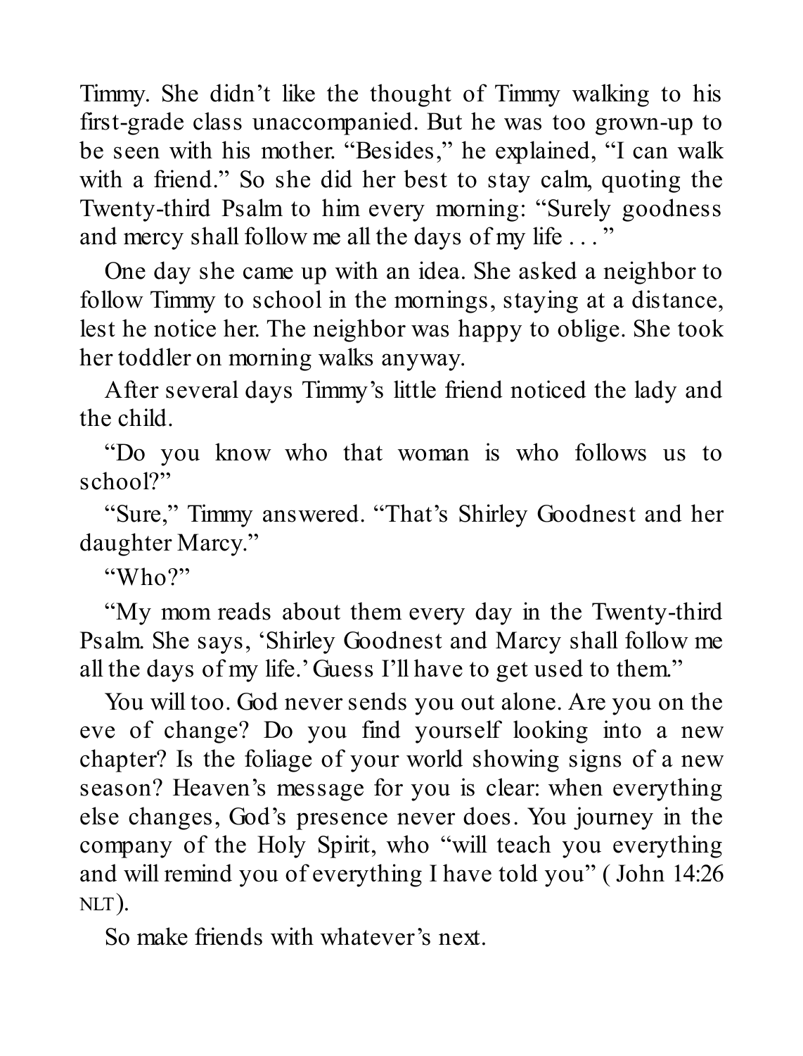Timmy. She didn't like the thought of Timmy walking to his first-grade class unaccompanied. But he was too grown-up to be seen with his mother. "Besides," he explained, "I can walk with a friend." So she did her best to stay calm, quoting the Twenty-third Psalm to him every morning: "Surely goodness and mercy shall follow me all the days of my life . . . "

One day she came up with an idea. She asked a neighbor to follow Timmy to school in the mornings, staying at a distance, lest he notice her. The neighbor was happy to oblige. She took her toddler on morning walks anyway.

After several days Timmy's little friend noticed the lady and the child.

"Do you know who that woman is who follows us to school?"

"Sure," Timmy answered. "That's Shirley Goodnest and her daughter Marcy."

"Who?"

"My mom reads about them every day in the Twenty-third Psalm. She says, 'Shirley Goodnest and Marcy shall follow me all the days of my life.' Guess I'll have to get used to them."

You will too. God never sends you out alone. Are you on the eve of change? Do you find yourself looking into a new chapter? Is the foliage of your world showing signs of a new season? Heaven's message for you is clear: when everything else changes, God's presence never does. You journey in the company of the Holy Spirit, who "will teach you everything and will remind you of everything I have told you" ( John 14:26 NLT).

So make friends with whatever's next.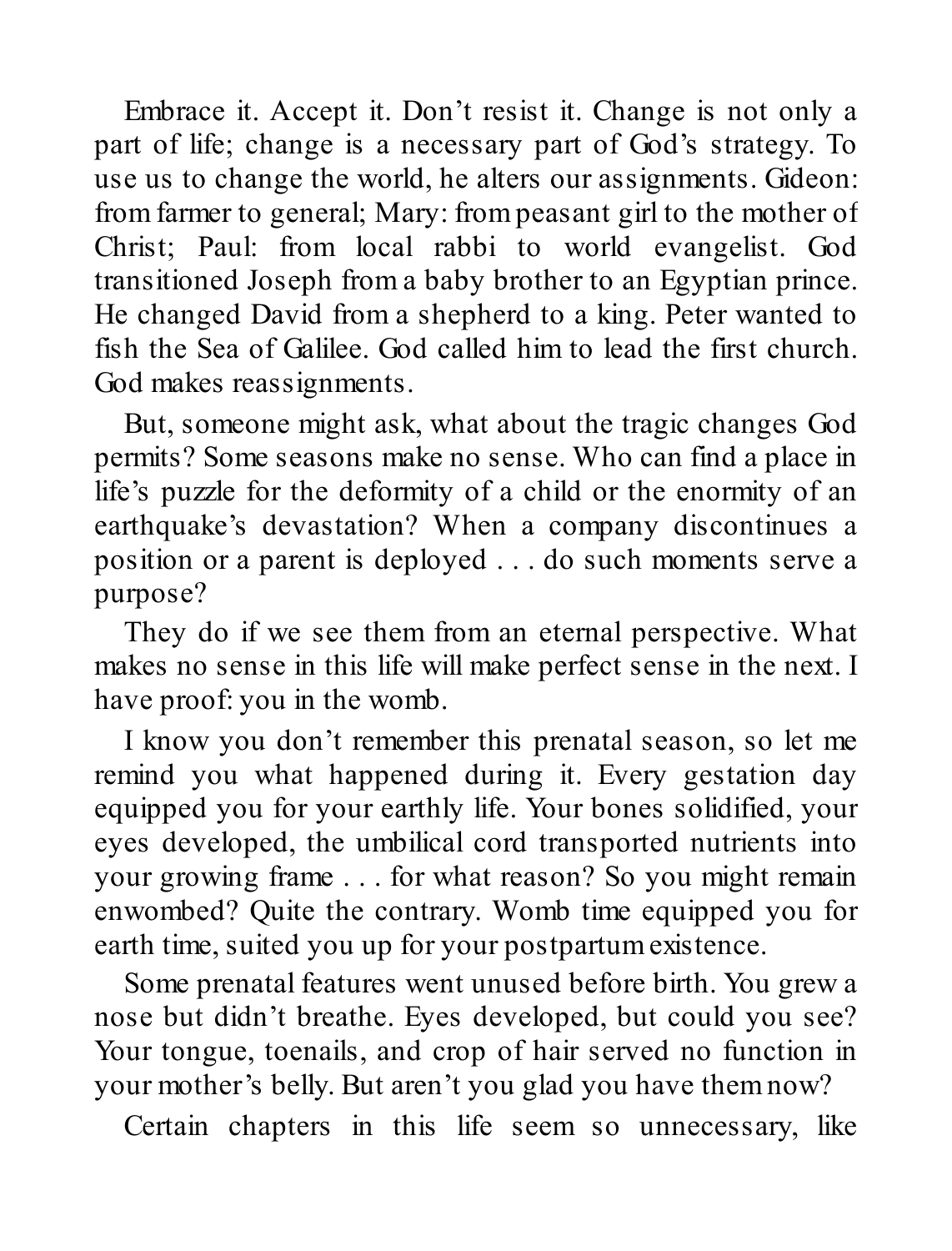Embrace it. Accept it. Don't resist it. Change is not only a part of life; change is a necessary part of God's strategy. To use us to change the world, he alters our assignments. Gideon: from farmer to general; Mary: from peasant girl to the mother of Christ; Paul: from local rabbi to world evangelist. God transitioned Joseph from a baby brother to an Egyptian prince. He changed David from a shepherd to a king. Peter wanted to fish the Sea of Galilee. God called him to lead the first church. God makes reassignments.

But, someone might ask, what about the tragic changes God permits? Some seasons make no sense. Who can find a place in life's puzzle for the deformity of a child or the enormity of an earthquake's devastation? When a company discontinues a position or a parent is deployed . . . do such moments serve a purpose?

They do if we see them from an eternal perspective. What makes no sense in this life will make perfect sense in the next. I have proof: you in the womb.

I know you don't remember this prenatal season, so let me remind you what happened during it. Every gestation day equipped you for your earthly life. Your bones solidified, your eyes developed, the umbilical cord transported nutrients into your growing frame . . . for what reason? So you might remain enwombed? Quite the contrary. Womb time equipped you for earth time, suited you up for your postpartum existence.

Some prenatal features went unused before birth. You grew a nose but didn't breathe. Eyes developed, but could you see? Your tongue, toenails, and crop of hair served no function in your mother's belly. But aren't you glad you have them now?

Certain chapters in this life seem so unnecessary, like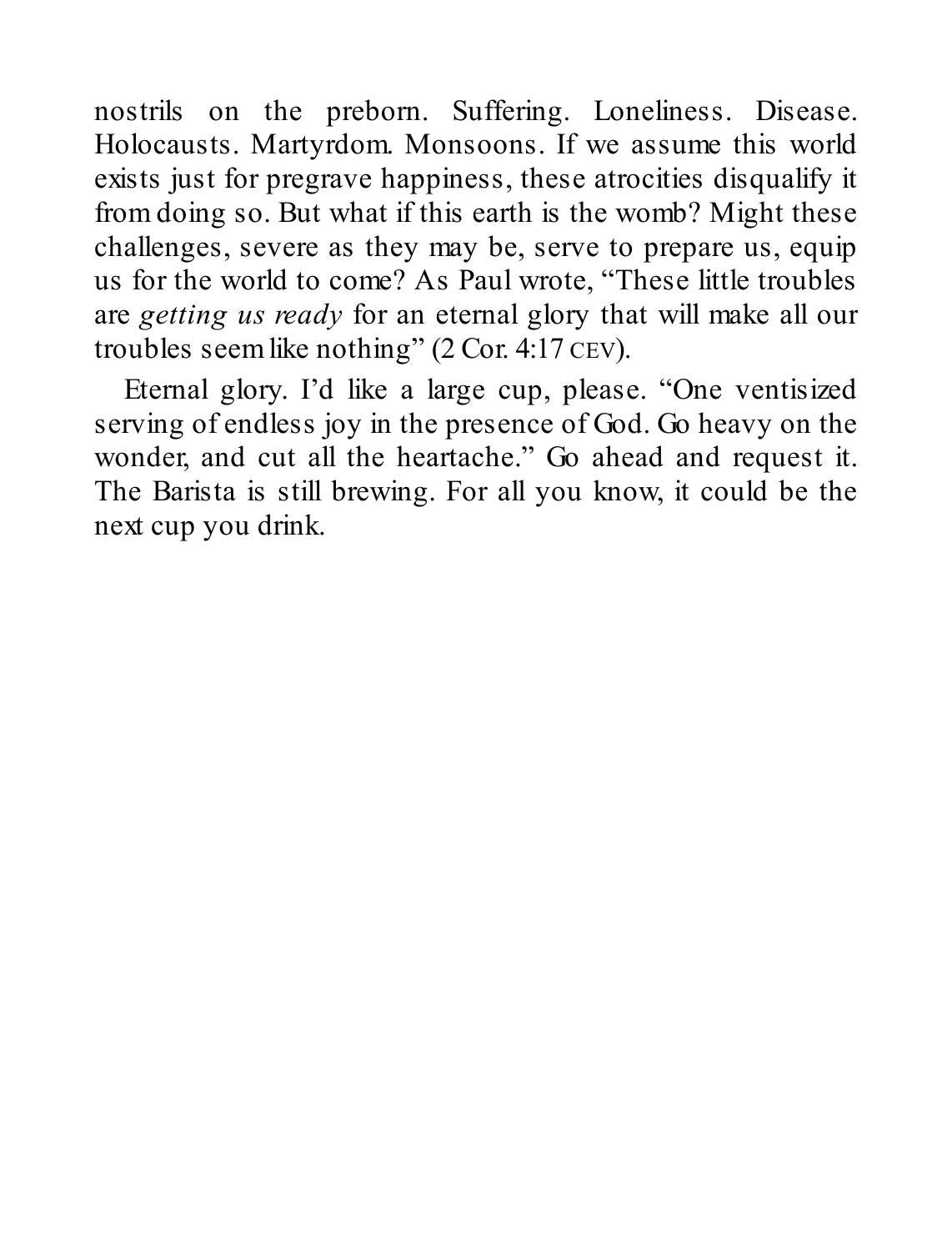nostrils on the preborn. Suffering. Loneliness. Disease. Holocausts. Martyrdom. Monsoons. If we assume this world exists just for pregrave happiness, these atrocities disqualify it from doing so. But what if this earth is the womb? Might these challenges, severe as they may be, serve to prepare us, equip us for the world to come? As Paul wrote, “These little troubles are *getting us ready* for an eternal glory that will make all our troubles seem like nothing” (2 Cor. 4:17 CEV).

Eternal glory. I’d like a large cup, please. “One ventisized serving of endless joy in the presence of God. Go heavy on the wonder, and cut all the heartache.” Go ahead and request it. The Barista is still brewing. For all you know, it could be the next cup you drink.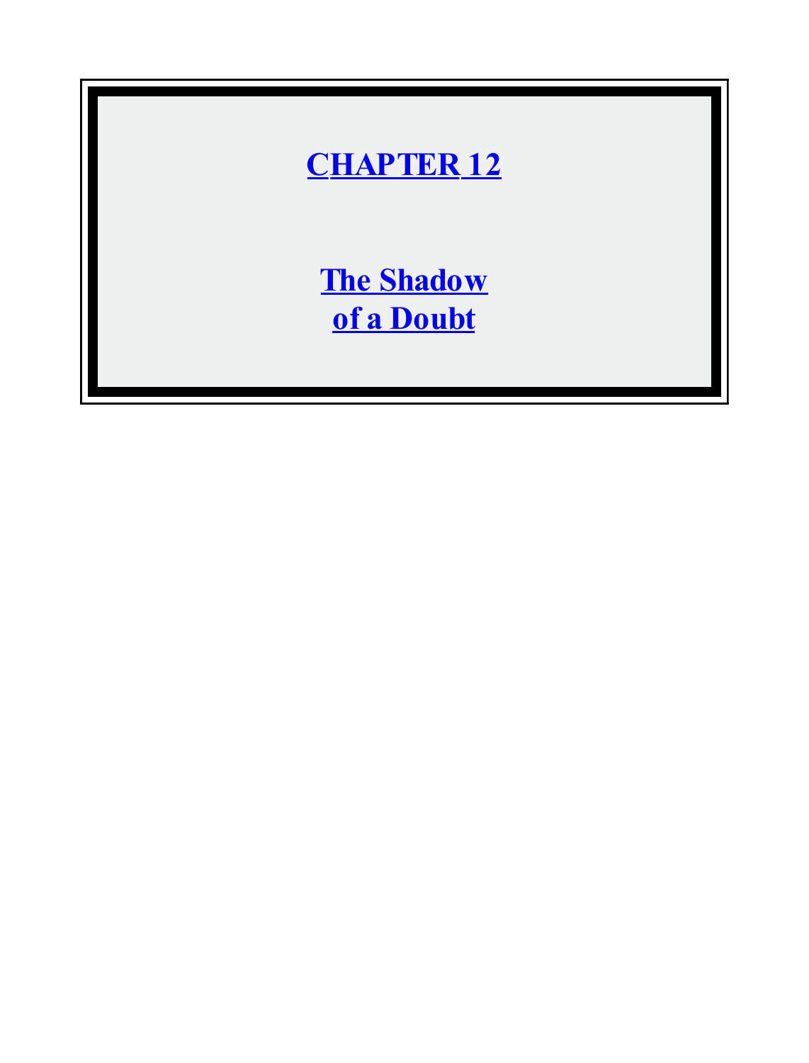# CHAPTER 12

## The Shadow of a Doubt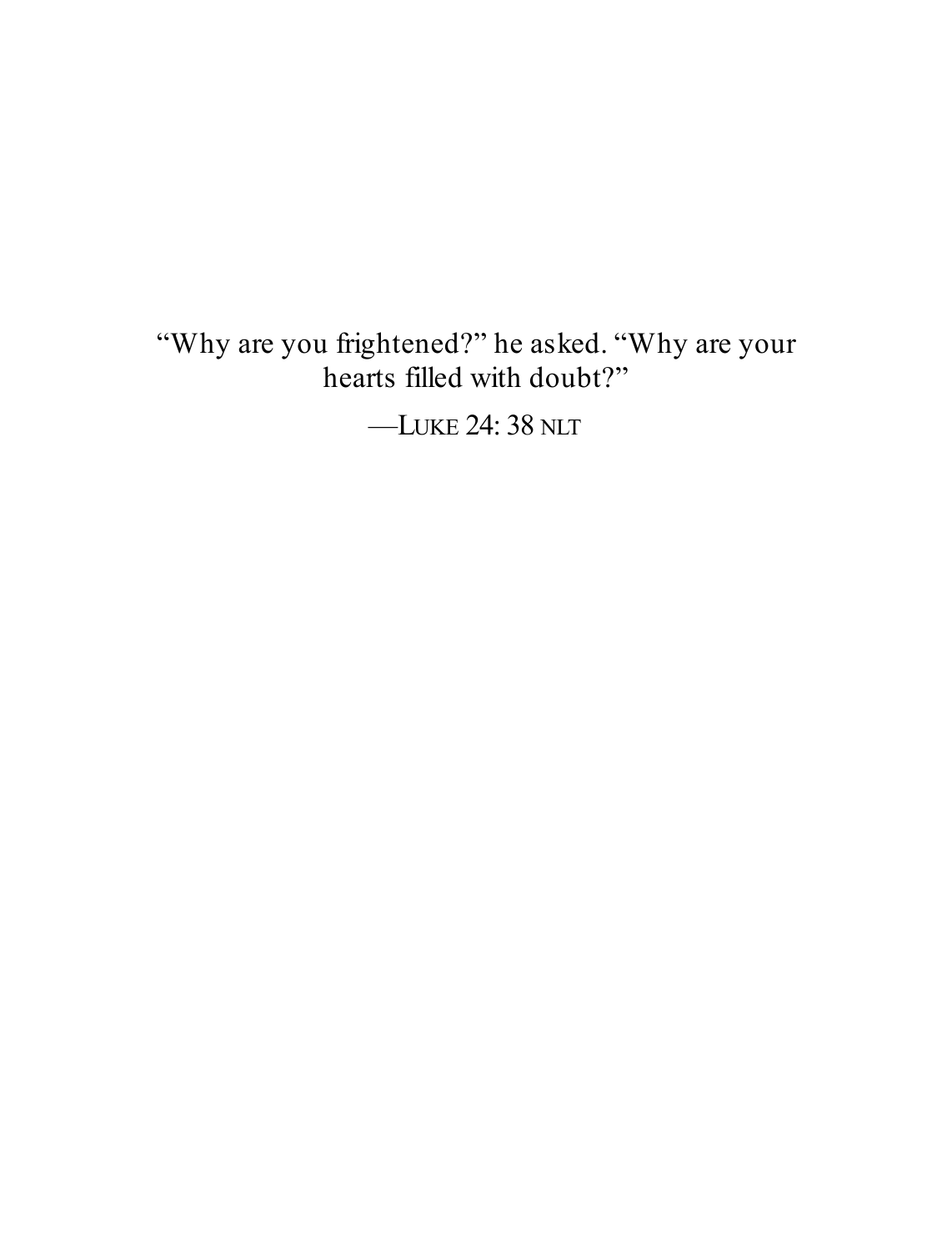“Why are you frightened?” he asked. “Why are your hearts filled with doubt?”

—LUKE 24: 38 NLT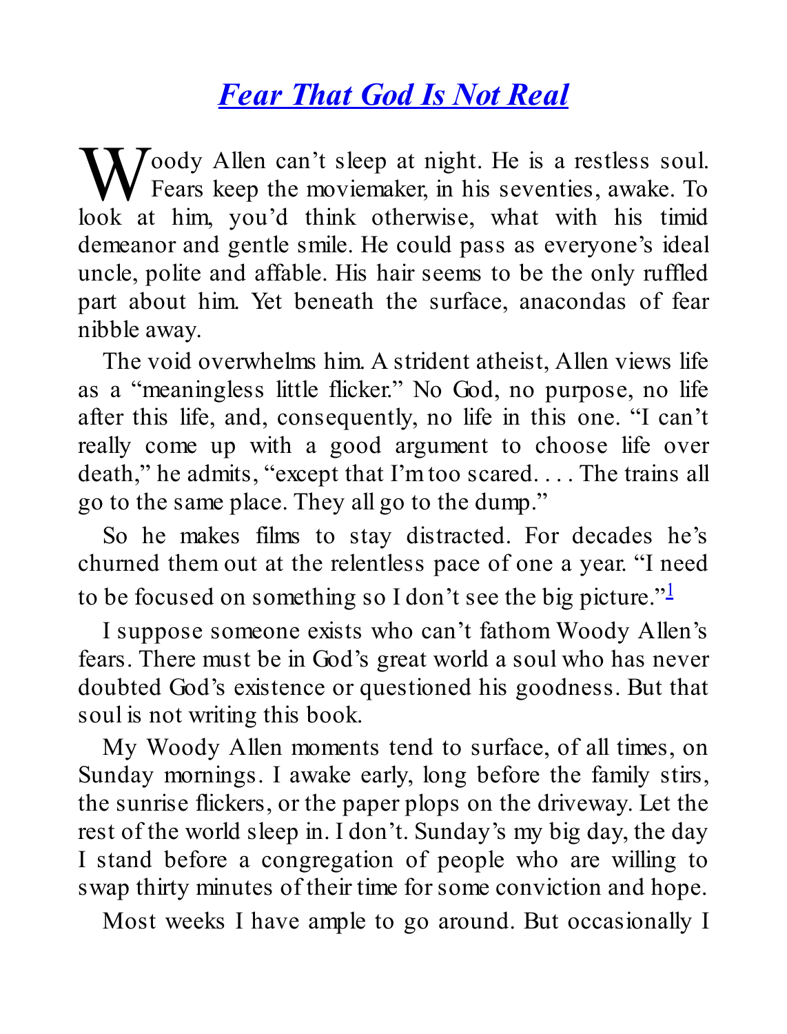# *Fear That God Is Not Real*

Woody Allen can't sleep at night. He is a restless soul. Fears keep the moviemaker, in his seventies, awake. To look at him, you'd think otherwise, what with his timid demeanor and gentle smile. He could pass as everyone's ideal uncle, polite and affable. His hair seems to be the only ruffled part about him. Yet beneath the surface, anacondas of fear nibble away.

The void overwhelms him. A strident atheist, Allen views life as a "meaningless little flicker." No God, no purpose, no life after this life, and, consequently, no life in this one. "I can't really come up with a good argument to choose life over death," he admits, "except that I'm too scared. . . . The trains all go to the same place. They all go to the dump."

So he makes films to stay distracted. For decades he's churned them out at the relentless pace of one a year. "I need to be focused on something so I don't see the big picture."[1]

I suppose someone exists who can't fathom Woody Allen's fears. There must be in God's great world a soul who has never doubted God's existence or questioned his goodness. But that soul is not writing this book.

My Woody Allen moments tend to surface, of all times, on Sunday mornings. I awake early, long before the family stirs, the sunrise flickers, or the paper plops on the driveway. Let the rest of the world sleep in. I don't. Sunday's my big day, the day I stand before a congregation of people who are willing to swap thirty minutes of their time for some conviction and hope.

Most weeks I have ample to go around. But occasionally I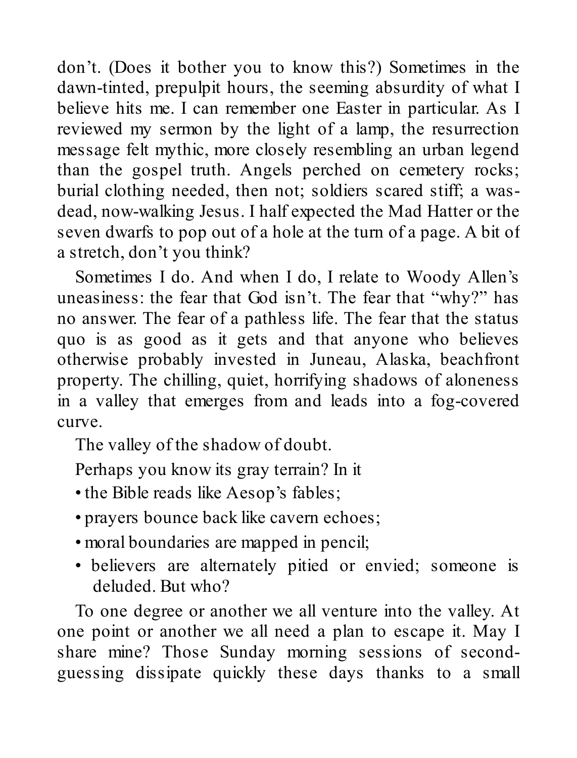don't. (Does it bother you to know this?) Sometimes in the dawn-tinted, prepulpit hours, the seeming absurdity of what I believe hits me. I can remember one Easter in particular. As I reviewed my sermon by the light of a lamp, the resurrection message felt mythic, more closely resembling an urban legend than the gospel truth. Angels perched on cemetery rocks; burial clothing needed, then not; soldiers scared stiff; a was-dead, now-walking Jesus. I half expected the Mad Hatter or the seven dwarfs to pop out of a hole at the turn of a page. A bit of a stretch, don't you think?

Sometimes I do. And when I do, I relate to Woody Allen's uneasiness: the fear that God isn't. The fear that "why?" has no answer. The fear of a pathless life. The fear that the status quo is as good as it gets and that anyone who believes otherwise probably invested in Juneau, Alaska, beachfront property. The chilling, quiet, horrifying shadows of aloneness in a valley that emerges from and leads into a fog-covered curve.

The valley of the shadow of doubt.

Perhaps you know its gray terrain? In it

- the Bible reads like Aesop's fables;
- prayers bounce back like cavern echoes;
- moral boundaries are mapped in pencil;
- believers are alternately pitied or envied; someone is deluded. But who?

To one degree or another we all venture into the valley. At one point or another we all need a plan to escape it. May I share mine? Those Sunday morning sessions of second-guessing dissipate quickly these days thanks to a small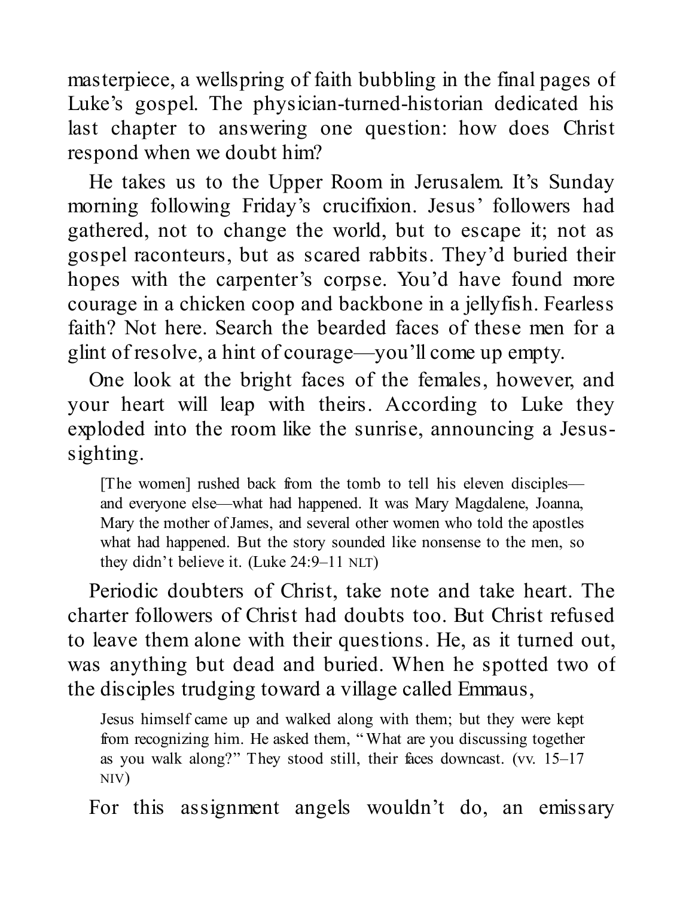masterpiece, a wellspring of faith bubbling in the final pages of Luke's gospel. The physician-turned-historian dedicated his last chapter to answering one question: how does Christ respond when we doubt him?

He takes us to the Upper Room in Jerusalem. It's Sunday morning following Friday's crucifixion. Jesus' followers had gathered, not to change the world, but to escape it; not as gospel raconteurs, but as scared rabbits. They'd buried their hopes with the carpenter's corpse. You'd have found more courage in a chicken coop and backbone in a jellyfish. Fearless faith? Not here. Search the bearded faces of these men for a glint of resolve, a hint of courage—you'll come up empty.

One look at the bright faces of the females, however, and your heart will leap with theirs. According to Luke they exploded into the room like the sunrise, announcing a Jesus-sighting.

> [The women] rushed back from the tomb to tell his eleven disciples—and everyone else—what had happened. It was Mary Magdalene, Joanna, Mary the mother of James, and several other women who told the apostles what had happened. But the story sounded like nonsense to the men, so they didn't believe it. (Luke 24:9–11 NLT)

Periodic doubters of Christ, take note and take heart. The charter followers of Christ had doubts too. But Christ refused to leave them alone with their questions. He, as it turned out, was anything but dead and buried. When he spotted two of the disciples trudging toward a village called Emmaus,

> Jesus himself came up and walked along with them; but they were kept from recognizing him. He asked them, "What are you discussing together as you walk along?" They stood still, their faces downcast. (vv. 15–17 NIV)

For this assignment angels wouldn't do, an emissary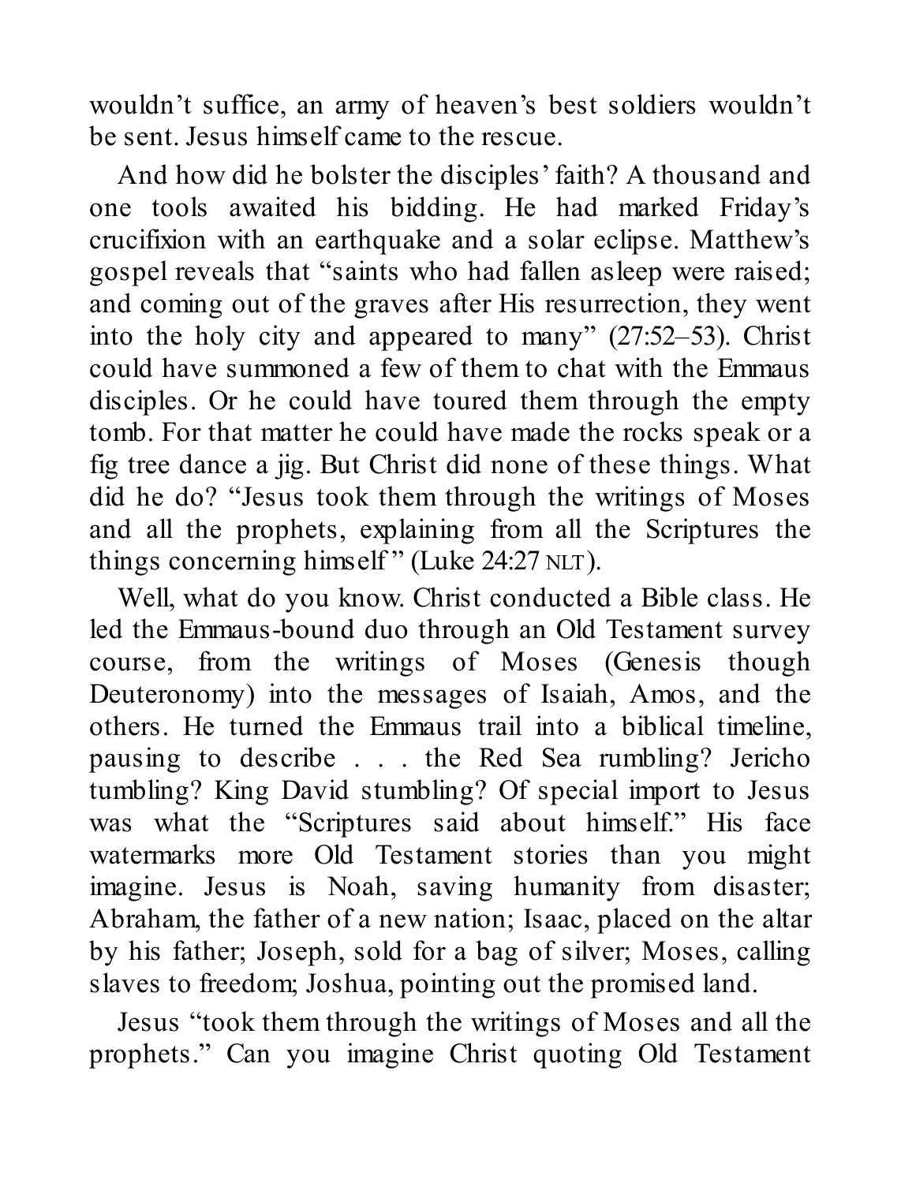wouldn't suffice, an army of heaven's best soldiers wouldn't be sent. Jesus himself came to the rescue.

And how did he bolster the disciples' faith? A thousand and one tools awaited his bidding. He had marked Friday's crucifixion with an earthquake and a solar eclipse. Matthew's gospel reveals that "saints who had fallen asleep were raised; and coming out of the graves after His resurrection, they went into the holy city and appeared to many" (27:52–53). Christ could have summoned a few of them to chat with the Emmaus disciples. Or he could have toured them through the empty tomb. For that matter he could have made the rocks speak or a fig tree dance a jig. But Christ did none of these things. What did he do? "Jesus took them through the writings of Moses and all the prophets, explaining from all the Scriptures the things concerning himself" (Luke 24:27 NLT).

Well, what do you know. Christ conducted a Bible class. He led the Emmaus-bound duo through an Old Testament survey course, from the writings of Moses (Genesis though Deuteronomy) into the messages of Isaiah, Amos, and the others. He turned the Emmaus trail into a biblical timeline, pausing to describe . . . the Red Sea rumbling? Jericho tumbling? King David stumbling? Of special import to Jesus was what the "Scriptures said about himself." His face watermarks more Old Testament stories than you might imagine. Jesus is Noah, saving humanity from disaster; Abraham, the father of a new nation; Isaac, placed on the altar by his father; Joseph, sold for a bag of silver; Moses, calling slaves to freedom; Joshua, pointing out the promised land.

Jesus "took them through the writings of Moses and all the prophets." Can you imagine Christ quoting Old Testament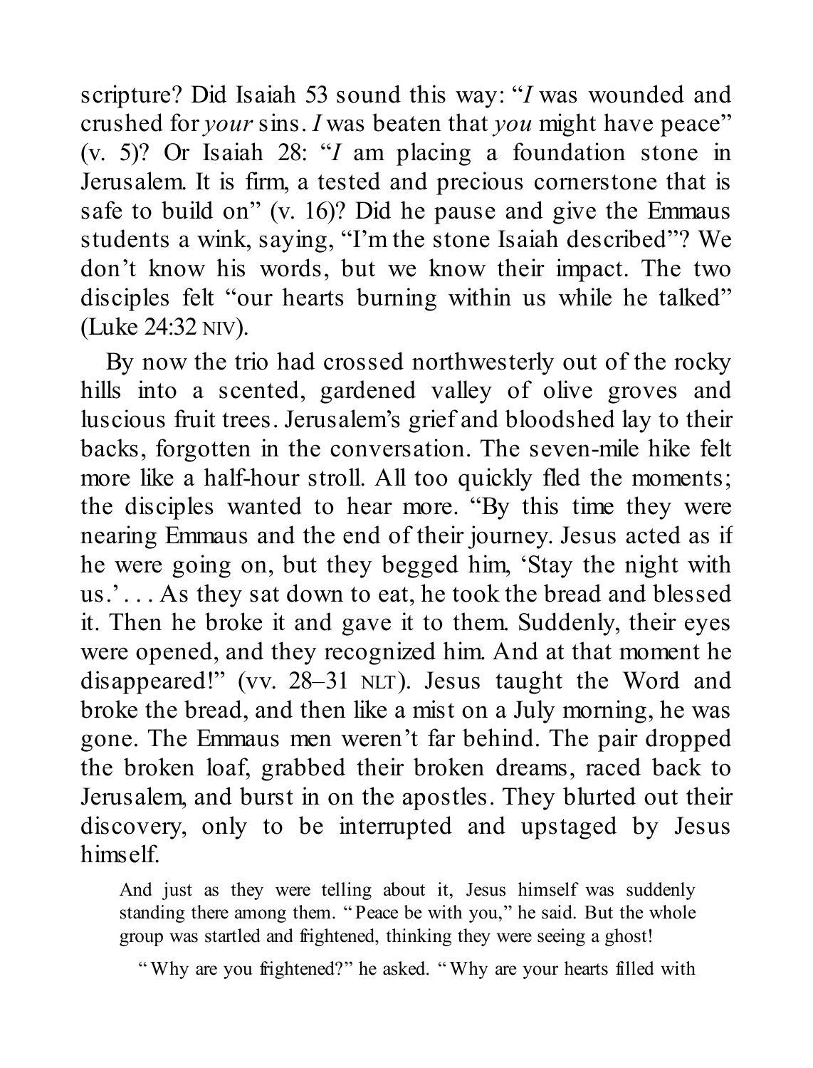scripture? Did Isaiah 53 sound this way: "*I* was wounded and crushed for *your* sins. *I* was beaten that *you* might have peace" (v. 5)? Or Isaiah 28: "*I* am placing a foundation stone in Jerusalem. It is firm, a tested and precious cornerstone that is safe to build on" (v. 16)? Did he pause and give the Emmaus students a wink, saying, "I'm the stone Isaiah described"? We don't know his words, but we know their impact. The two disciples felt "our hearts burning within us while he talked" (Luke 24:32 NIV).

By now the trio had crossed northwesterly out of the rocky hills into a scented, gardened valley of olive groves and luscious fruit trees. Jerusalem's grief and bloodshed lay to their backs, forgotten in the conversation. The seven-mile hike felt more like a half-hour stroll. All too quickly fled the moments; the disciples wanted to hear more. "By this time they were nearing Emmaus and the end of their journey. Jesus acted as if he were going on, but they begged him, 'Stay the night with us.' . . . As they sat down to eat, he took the bread and blessed it. Then he broke it and gave it to them. Suddenly, their eyes were opened, and they recognized him. And at that moment he disappeared!" (vv. 28–31 NLT). Jesus taught the Word and broke the bread, and then like a mist on a July morning, he was gone. The Emmaus men weren't far behind. The pair dropped the broken loaf, grabbed their broken dreams, raced back to Jerusalem, and burst in on the apostles. They blurted out their discovery, only to be interrupted and upstaged by Jesus himself.

> And just as they were telling about it, Jesus himself was suddenly standing there among them. "Peace be with you," he said. But the whole group was startled and frightened, thinking they were seeing a ghost!
>
> "Why are you frightened?" he asked. "Why are your hearts filled with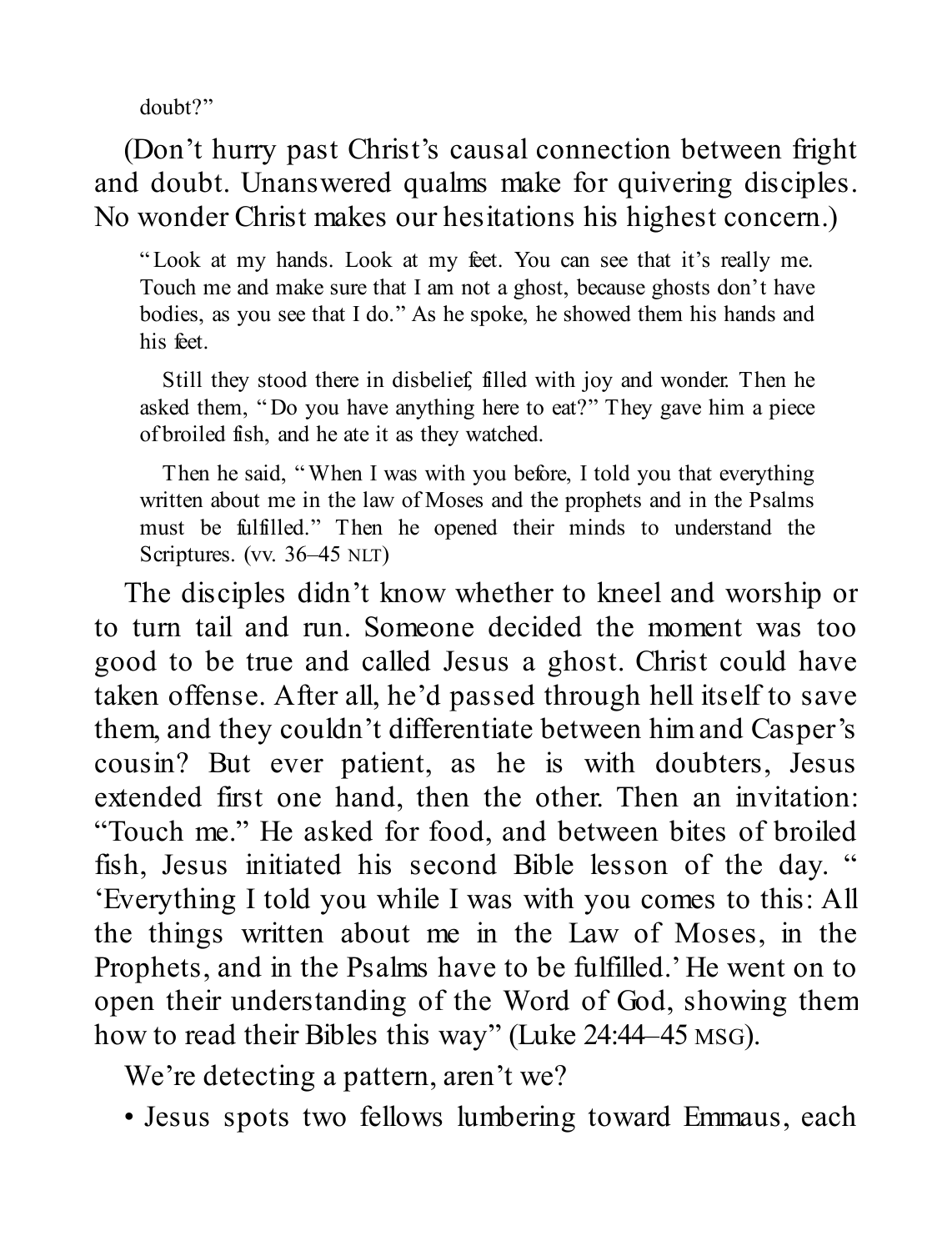doubt?"

(Don't hurry past Christ's causal connection between fright and doubt. Unanswered qualms make for quivering disciples. No wonder Christ makes our hesitations his highest concern.)

> "Look at my hands. Look at my feet. You can see that it's really me. Touch me and make sure that I am not a ghost, because ghosts don't have bodies, as you see that I do." As he spoke, he showed them his hands and his feet.
>
> Still they stood there in disbelief, filled with joy and wonder. Then he asked them, "Do you have anything here to eat?" They gave him a piece of broiled fish, and he ate it as they watched.
>
> Then he said, "When I was with you before, I told you that everything written about me in the law of Moses and the prophets and in the Psalms must be fulfilled." Then he opened their minds to understand the Scriptures. (vv. 36–45 NLT)

The disciples didn't know whether to kneel and worship or to turn tail and run. Someone decided the moment was too good to be true and called Jesus a ghost. Christ could have taken offense. After all, he'd passed through hell itself to save them, and they couldn't differentiate between him and Casper's cousin? But ever patient, as he is with doubters, Jesus extended first one hand, then the other. Then an invitation: "Touch me." He asked for food, and between bites of broiled fish, Jesus initiated his second Bible lesson of the day. " 'Everything I told you while I was with you comes to this: All the things written about me in the Law of Moses, in the Prophets, and in the Psalms have to be fulfilled.' He went on to open their understanding of the Word of God, showing them how to read their Bibles this way" (Luke 24:44–45 MSG).

We're detecting a pattern, aren't we?

- Jesus spots two fellows lumbering toward Emmaus, each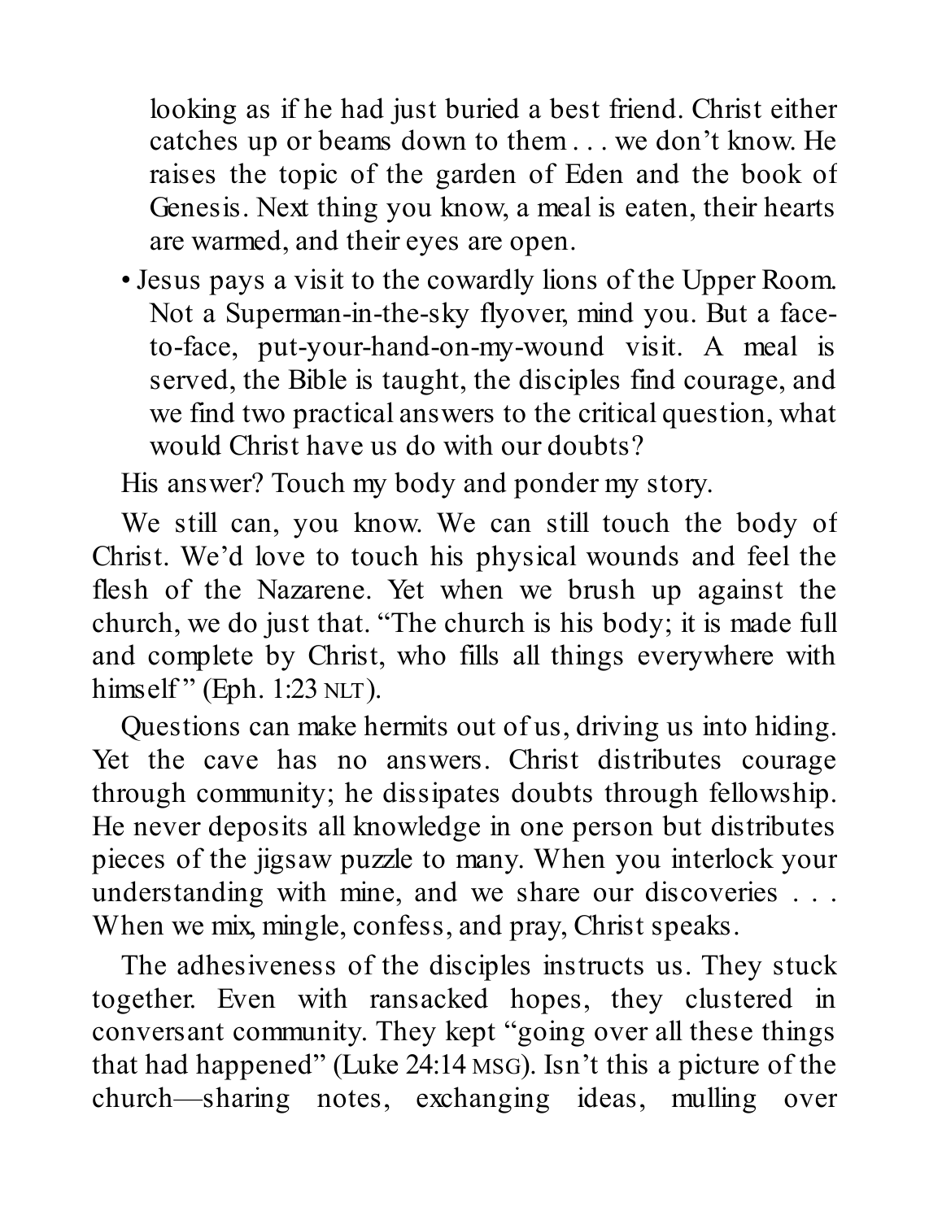looking as if he had just buried a best friend. Christ either catches up or beams down to them . . . we don't know. He raises the topic of the garden of Eden and the book of Genesis. Next thing you know, a meal is eaten, their hearts are warmed, and their eyes are open.

- Jesus pays a visit to the cowardly lions of the Upper Room. Not a Superman-in-the-sky flyover, mind you. But a face-to-face, put-your-hand-on-my-wound visit. A meal is served, the Bible is taught, the disciples find courage, and we find two practical answers to the critical question, what would Christ have us do with our doubts?

His answer? Touch my body and ponder my story.

We still can, you know. We can still touch the body of Christ. We'd love to touch his physical wounds and feel the flesh of the Nazarene. Yet when we brush up against the church, we do just that. "The church is his body; it is made full and complete by Christ, who fills all things everywhere with himself" (Eph. 1:23 NLT).

Questions can make hermits out of us, driving us into hiding. Yet the cave has no answers. Christ distributes courage through community; he dissipates doubts through fellowship. He never deposits all knowledge in one person but distributes pieces of the jigsaw puzzle to many. When you interlock your understanding with mine, and we share our discoveries . . . When we mix, mingle, confess, and pray, Christ speaks.

The adhesiveness of the disciples instructs us. They stuck together. Even with ransacked hopes, they clustered in conversant community. They kept "going over all these things that had happened" (Luke 24:14 MSG). Isn't this a picture of the church—sharing notes, exchanging ideas, mulling over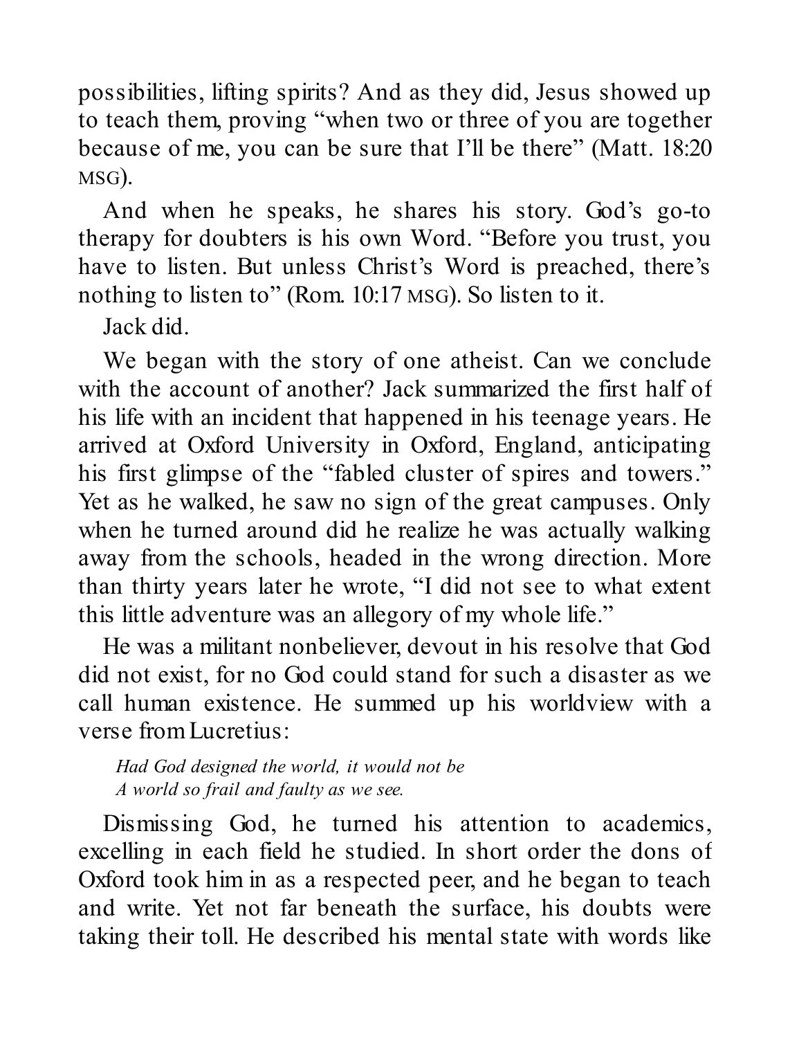possibilities, lifting spirits? And as they did, Jesus showed up to teach them, proving "when two or three of you are together because of me, you can be sure that I'll be there" (Matt. 18:20 MSG).

And when he speaks, he shares his story. God's go-to therapy for doubters is his own Word. "Before you trust, you have to listen. But unless Christ's Word is preached, there's nothing to listen to" (Rom. 10:17 MSG). So listen to it.

Jack did.

We began with the story of one atheist. Can we conclude with the account of another? Jack summarized the first half of his life with an incident that happened in his teenage years. He arrived at Oxford University in Oxford, England, anticipating his first glimpse of the "fabled cluster of spires and towers." Yet as he walked, he saw no sign of the great campuses. Only when he turned around did he realize he was actually walking away from the schools, headed in the wrong direction. More than thirty years later he wrote, "I did not see to what extent this little adventure was an allegory of my whole life."

He was a militant nonbeliever, devout in his resolve that God did not exist, for no God could stand for such a disaster as we call human existence. He summed up his worldview with a verse from Lucretius:

> *Had God designed the world, it would not be*
> *A world so frail and faulty as we see.*

Dismissing God, he turned his attention to academics, excelling in each field he studied. In short order the dons of Oxford took him in as a respected peer, and he began to teach and write. Yet not far beneath the surface, his doubts were taking their toll. He described his mental state with words like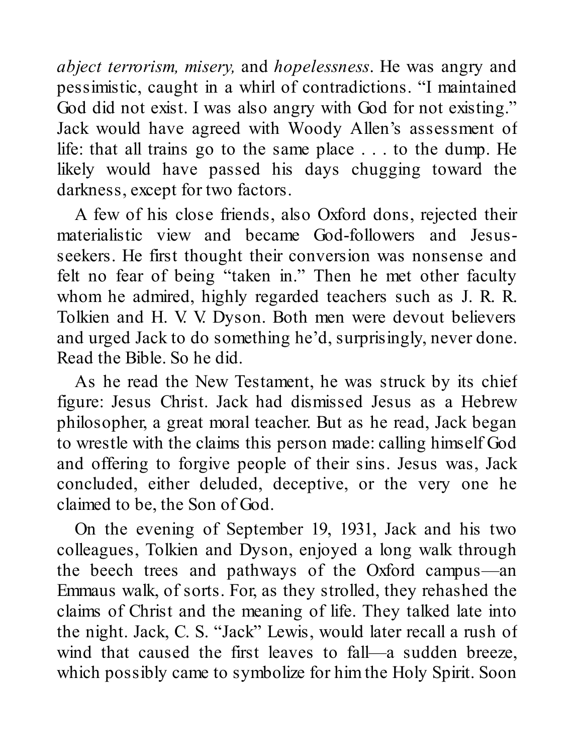*abject terrorism, misery,* and *hopelessness*. He was angry and pessimistic, caught in a whirl of contradictions. "I maintained God did not exist. I was also angry with God for not existing." Jack would have agreed with Woody Allen's assessment of life: that all trains go to the same place . . . to the dump. He likely would have passed his days chugging toward the darkness, except for two factors.

A few of his close friends, also Oxford dons, rejected their materialistic view and became God-followers and Jesus-seekers. He first thought their conversion was nonsense and felt no fear of being "taken in." Then he met other faculty whom he admired, highly regarded teachers such as J. R. R. Tolkien and H. V. V. Dyson. Both men were devout believers and urged Jack to do something he'd, surprisingly, never done. Read the Bible. So he did.

As he read the New Testament, he was struck by its chief figure: Jesus Christ. Jack had dismissed Jesus as a Hebrew philosopher, a great moral teacher. But as he read, Jack began to wrestle with the claims this person made: calling himself God and offering to forgive people of their sins. Jesus was, Jack concluded, either deluded, deceptive, or the very one he claimed to be, the Son of God.

On the evening of September 19, 1931, Jack and his two colleagues, Tolkien and Dyson, enjoyed a long walk through the beech trees and pathways of the Oxford campus—an Emmaus walk, of sorts. For, as they strolled, they rehashed the claims of Christ and the meaning of life. They talked late into the night. Jack, C. S. "Jack" Lewis, would later recall a rush of wind that caused the first leaves to fall—a sudden breeze, which possibly came to symbolize for him the Holy Spirit. Soon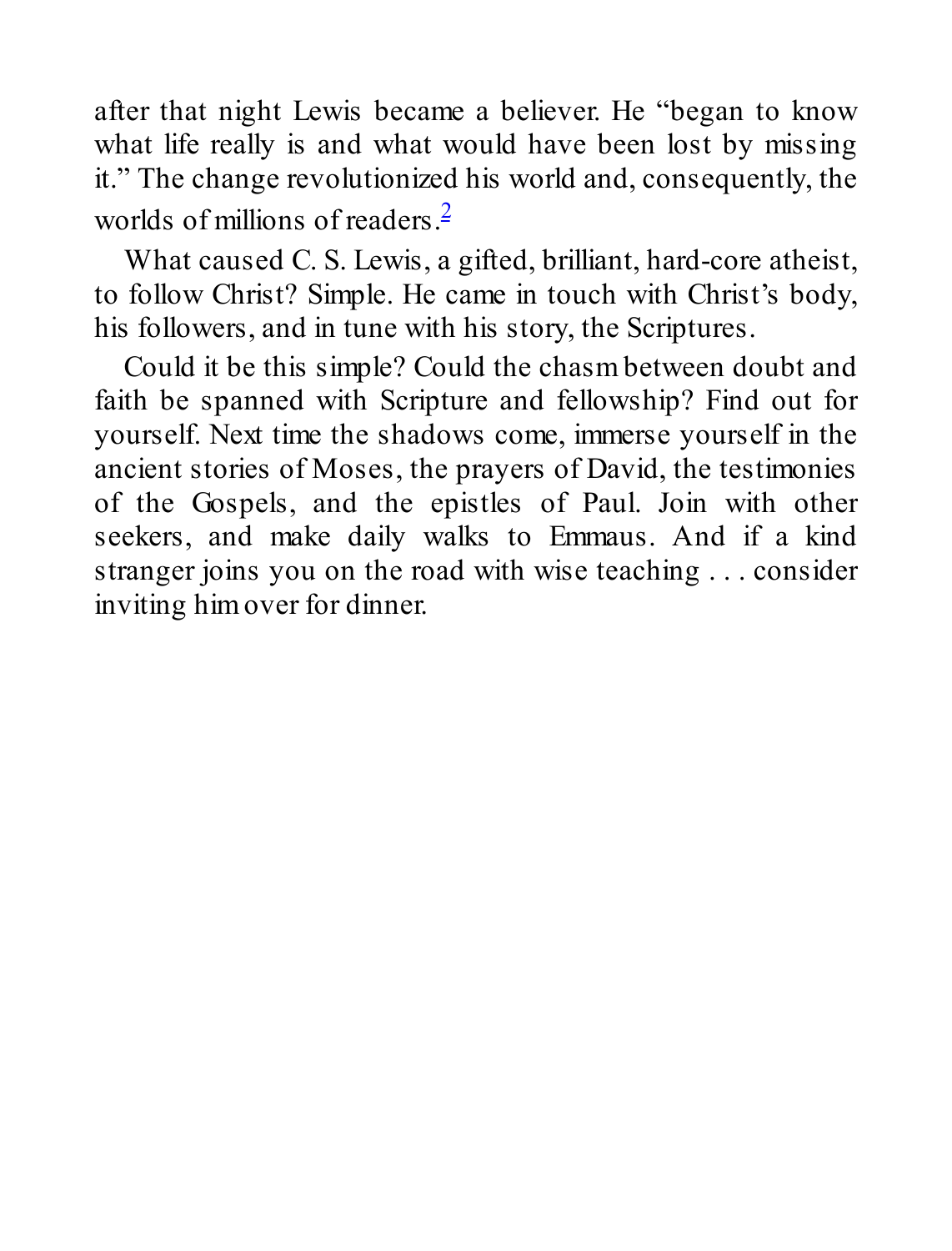after that night Lewis became a believer. He "began to know what life really is and what would have been lost by missing it." The change revolutionized his world and, consequently, the worlds of millions of readers.[2]

What caused C. S. Lewis, a gifted, brilliant, hard-core atheist, to follow Christ? Simple. He came in touch with Christ's body, his followers, and in tune with his story, the Scriptures.

Could it be this simple? Could the chasm between doubt and faith be spanned with Scripture and fellowship? Find out for yourself. Next time the shadows come, immerse yourself in the ancient stories of Moses, the prayers of David, the testimonies of the Gospels, and the epistles of Paul. Join with other seekers, and make daily walks to Emmaus. And if a kind stranger joins you on the road with wise teaching . . . consider inviting him over for dinner.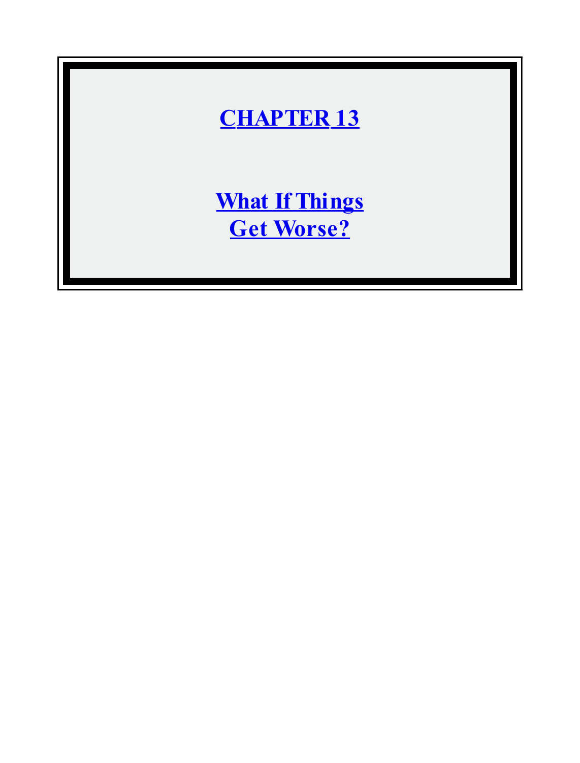# CHAPTER 13

## What If Things Get Worse?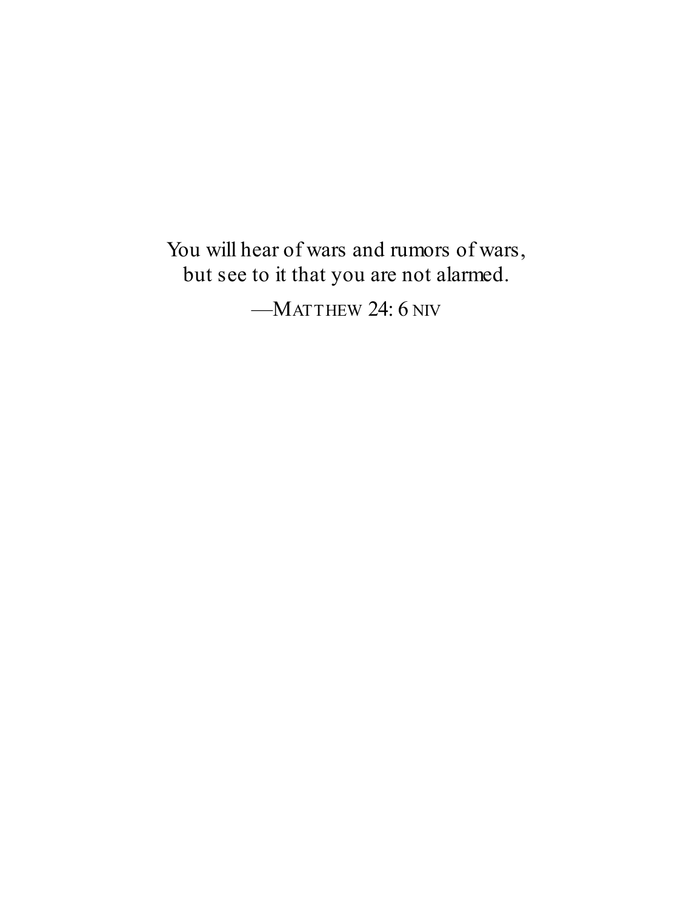You will hear of wars and rumors of wars,
but see to it that you are not alarmed.

—MATTHEW 24: 6 NIV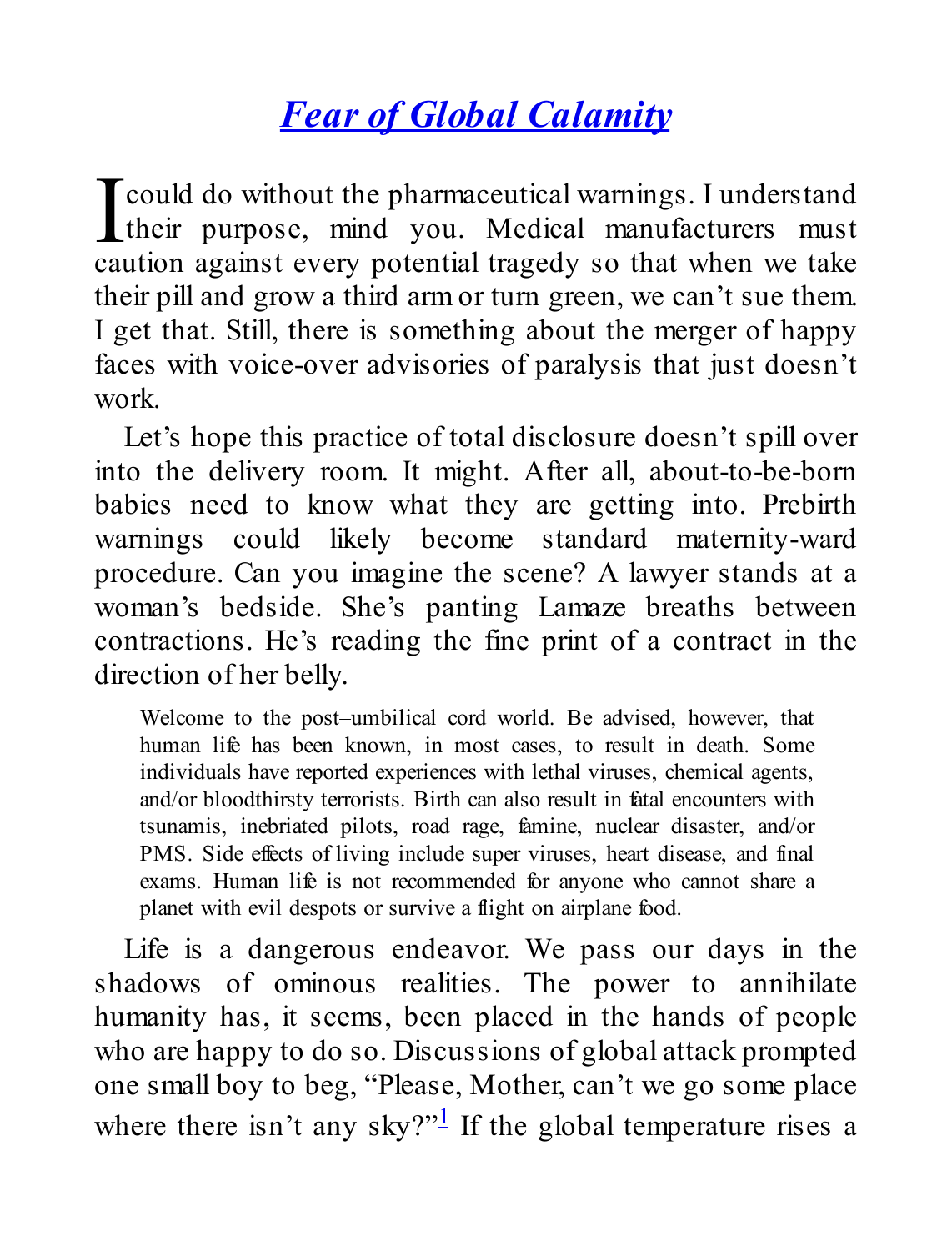# *Fear of Global Calamity*

I could do without the pharmaceutical warnings. I understand their purpose, mind you. Medical manufacturers must caution against every potential tragedy so that when we take their pill and grow a third arm or turn green, we can't sue them. I get that. Still, there is something about the merger of happy faces with voice-over advisories of paralysis that just doesn't work.

Let's hope this practice of total disclosure doesn't spill over into the delivery room. It might. After all, about-to-be-born babies need to know what they are getting into. Prebirth warnings could likely become standard maternity-ward procedure. Can you imagine the scene? A lawyer stands at a woman's bedside. She's panting Lamaze breaths between contractions. He's reading the fine print of a contract in the direction of her belly.

> Welcome to the post–umbilical cord world. Be advised, however, that human life has been known, in most cases, to result in death. Some individuals have reported experiences with lethal viruses, chemical agents, and/or bloodthirsty terrorists. Birth can also result in fatal encounters with tsunamis, inebriated pilots, road rage, famine, nuclear disaster, and/or PMS. Side effects of living include super viruses, heart disease, and final exams. Human life is not recommended for anyone who cannot share a planet with evil despots or survive a flight on airplane food.

Life is a dangerous endeavor. We pass our days in the shadows of ominous realities. The power to annihilate humanity has, it seems, been placed in the hands of people who are happy to do so. Discussions of global attack prompted one small boy to beg, "Please, Mother, can't we go some place where there isn't any sky?"[1] If the global temperature rises a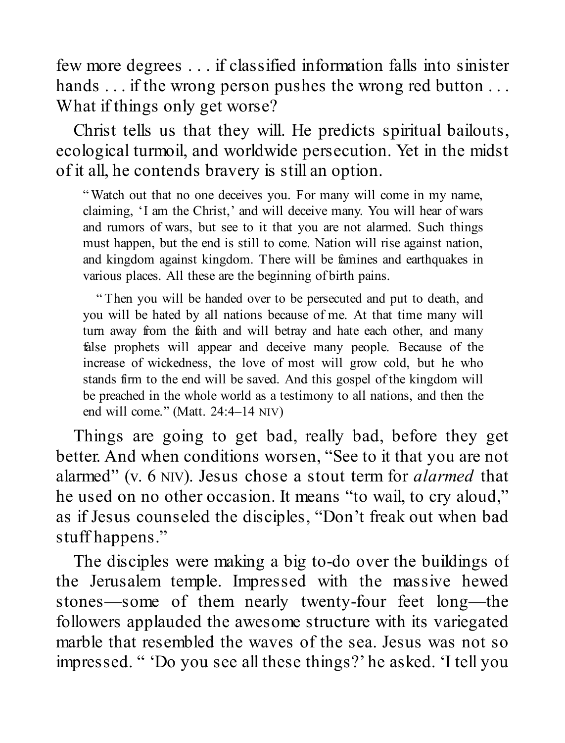few more degrees . . . if classified information falls into sinister hands . . . if the wrong person pushes the wrong red button . . . What if things only get worse?

Christ tells us that they will. He predicts spiritual bailouts, ecological turmoil, and worldwide persecution. Yet in the midst of it all, he contends bravery is still an option.

> "Watch out that no one deceives you. For many will come in my name, claiming, 'I am the Christ,' and will deceive many. You will hear of wars and rumors of wars, but see to it that you are not alarmed. Such things must happen, but the end is still to come. Nation will rise against nation, and kingdom against kingdom. There will be famines and earthquakes in various places. All these are the beginning of birth pains.
>
> "Then you will be handed over to be persecuted and put to death, and you will be hated by all nations because of me. At that time many will turn away from the faith and will betray and hate each other, and many false prophets will appear and deceive many people. Because of the increase of wickedness, the love of most will grow cold, but he who stands firm to the end will be saved. And this gospel of the kingdom will be preached in the whole world as a testimony to all nations, and then the end will come." (Matt. 24:4–14 NIV)

Things are going to get bad, really bad, before they get better. And when conditions worsen, "See to it that you are not alarmed" (v. 6 NIV). Jesus chose a stout term for *alarmed* that he used on no other occasion. It means "to wail, to cry aloud," as if Jesus counseled the disciples, "Don't freak out when bad stuff happens."

The disciples were making a big to-do over the buildings of the Jerusalem temple. Impressed with the massive hewed stones—some of them nearly twenty-four feet long—the followers applauded the awesome structure with its variegated marble that resembled the waves of the sea. Jesus was not so impressed. " 'Do you see all these things?' he asked. 'I tell you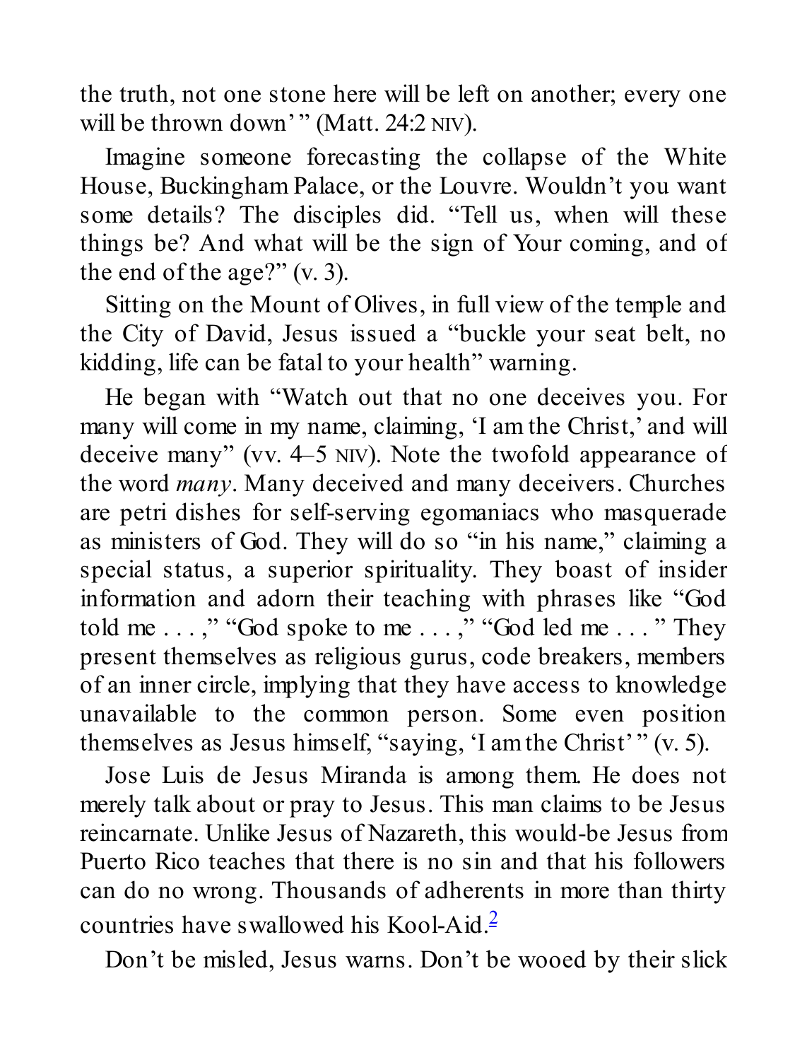the truth, not one stone here will be left on another; every one will be thrown down' " (Matt. 24:2 NIV).

Imagine someone forecasting the collapse of the White House, Buckingham Palace, or the Louvre. Wouldn't you want some details? The disciples did. "Tell us, when will these things be? And what will be the sign of Your coming, and of the end of the age?" (v. 3).

Sitting on the Mount of Olives, in full view of the temple and the City of David, Jesus issued a "buckle your seat belt, no kidding, life can be fatal to your health" warning.

He began with "Watch out that no one deceives you. For many will come in my name, claiming, 'I am the Christ,' and will deceive many" (vv. 4–5 NIV). Note the twofold appearance of the word *many*. Many deceived and many deceivers. Churches are petri dishes for self-serving egomaniacs who masquerade as ministers of God. They will do so "in his name," claiming a special status, a superior spirituality. They boast of insider information and adorn their teaching with phrases like "God told me . . . ," "God spoke to me . . . ," "God led me . . . " They present themselves as religious gurus, code breakers, members of an inner circle, implying that they have access to knowledge unavailable to the common person. Some even position themselves as Jesus himself, "saying, 'I am the Christ' " (v. 5).

Jose Luis de Jesus Miranda is among them. He does not merely talk about or pray to Jesus. This man claims to be Jesus reincarnate. Unlike Jesus of Nazareth, this would-be Jesus from Puerto Rico teaches that there is no sin and that his followers can do no wrong. Thousands of adherents in more than thirty countries have swallowed his Kool-Aid.[2]

Don't be misled, Jesus warns. Don't be wooed by their slick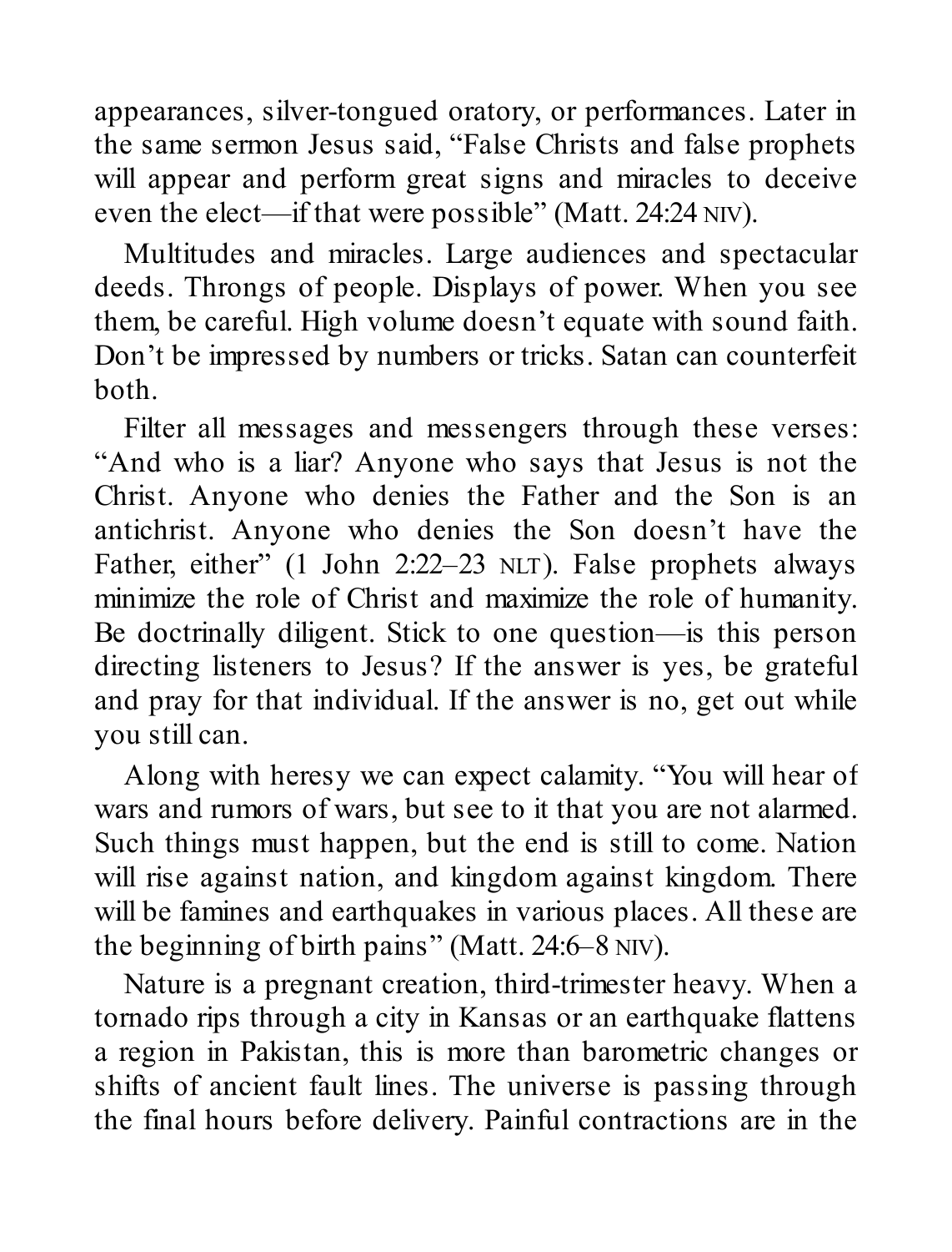appearances, silver-tongued oratory, or performances. Later in the same sermon Jesus said, "False Christs and false prophets will appear and perform great signs and miracles to deceive even the elect—if that were possible" (Matt. 24:24 NIV).

Multitudes and miracles. Large audiences and spectacular deeds. Throngs of people. Displays of power. When you see them, be careful. High volume doesn't equate with sound faith. Don't be impressed by numbers or tricks. Satan can counterfeit both.

Filter all messages and messengers through these verses: "And who is a liar? Anyone who says that Jesus is not the Christ. Anyone who denies the Father and the Son is an antichrist. Anyone who denies the Son doesn't have the Father, either" (1 John 2:22–23 NLT). False prophets always minimize the role of Christ and maximize the role of humanity. Be doctrinally diligent. Stick to one question—is this person directing listeners to Jesus? If the answer is yes, be grateful and pray for that individual. If the answer is no, get out while you still can.

Along with heresy we can expect calamity. "You will hear of wars and rumors of wars, but see to it that you are not alarmed. Such things must happen, but the end is still to come. Nation will rise against nation, and kingdom against kingdom. There will be famines and earthquakes in various places. All these are the beginning of birth pains" (Matt. 24:6–8 NIV).

Nature is a pregnant creation, third-trimester heavy. When a tornado rips through a city in Kansas or an earthquake flattens a region in Pakistan, this is more than barometric changes or shifts of ancient fault lines. The universe is passing through the final hours before delivery. Painful contractions are in the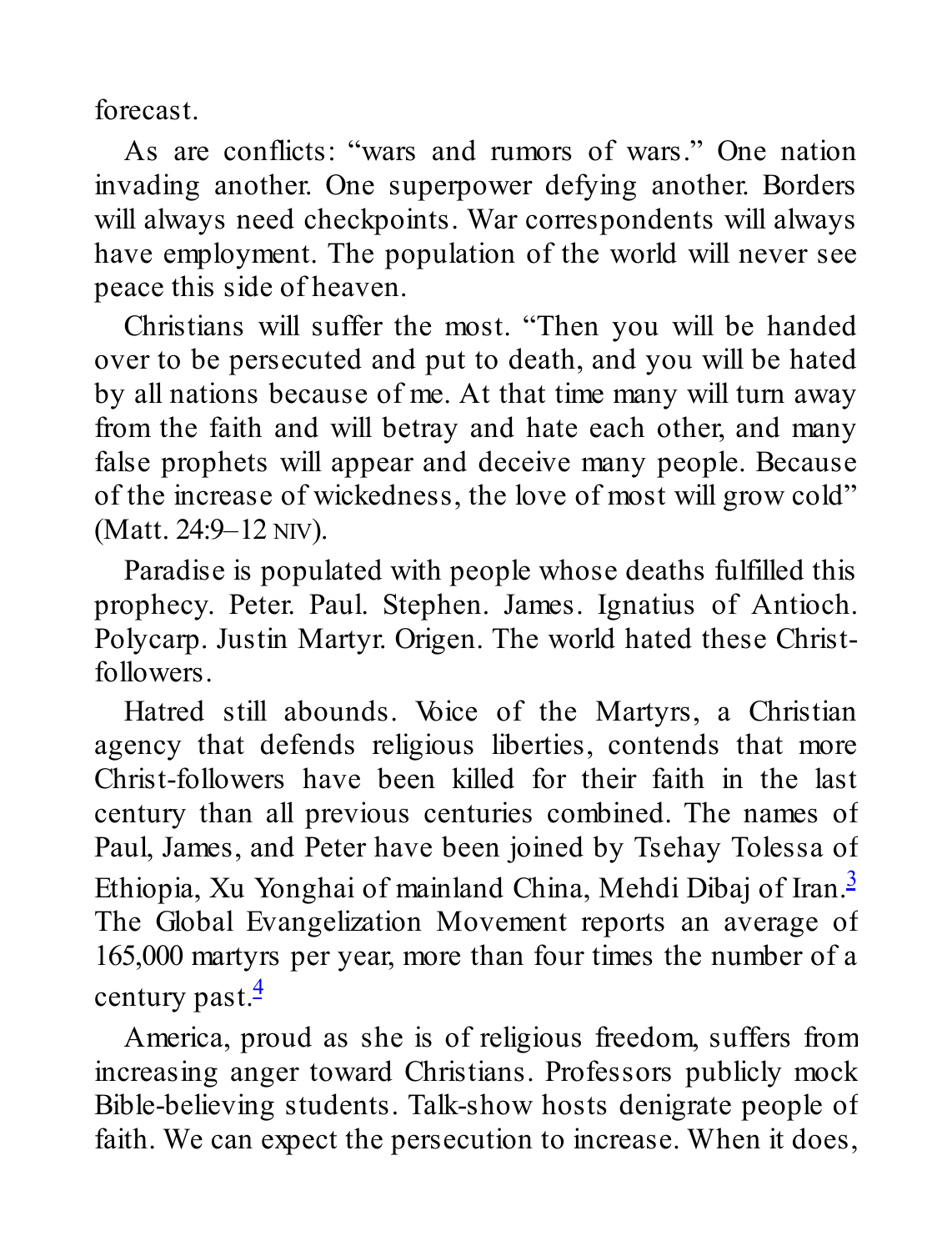forecast.

As are conflicts: "wars and rumors of wars." One nation invading another. One superpower defying another. Borders will always need checkpoints. War correspondents will always have employment. The population of the world will never see peace this side of heaven.

Christians will suffer the most. "Then you will be handed over to be persecuted and put to death, and you will be hated by all nations because of me. At that time many will turn away from the faith and will betray and hate each other, and many false prophets will appear and deceive many people. Because of the increase of wickedness, the love of most will grow cold" (Matt. 24:9–12 NIV).

Paradise is populated with people whose deaths fulfilled this prophecy. Peter. Paul. Stephen. James. Ignatius of Antioch. Polycarp. Justin Martyr. Origen. The world hated these Christ-followers.

Hatred still abounds. Voice of the Martyrs, a Christian agency that defends religious liberties, contends that more Christ-followers have been killed for their faith in the last century than all previous centuries combined. The names of Paul, James, and Peter have been joined by Tsehay Tolessa of Ethiopia, Xu Yonghai of mainland China, Mehdi Dibaj of Iran.[3] The Global Evangelization Movement reports an average of 165,000 martyrs per year, more than four times the number of a century past.[4]

America, proud as she is of religious freedom, suffers from increasing anger toward Christians. Professors publicly mock Bible-believing students. Talk-show hosts denigrate people of faith. We can expect the persecution to increase. When it does,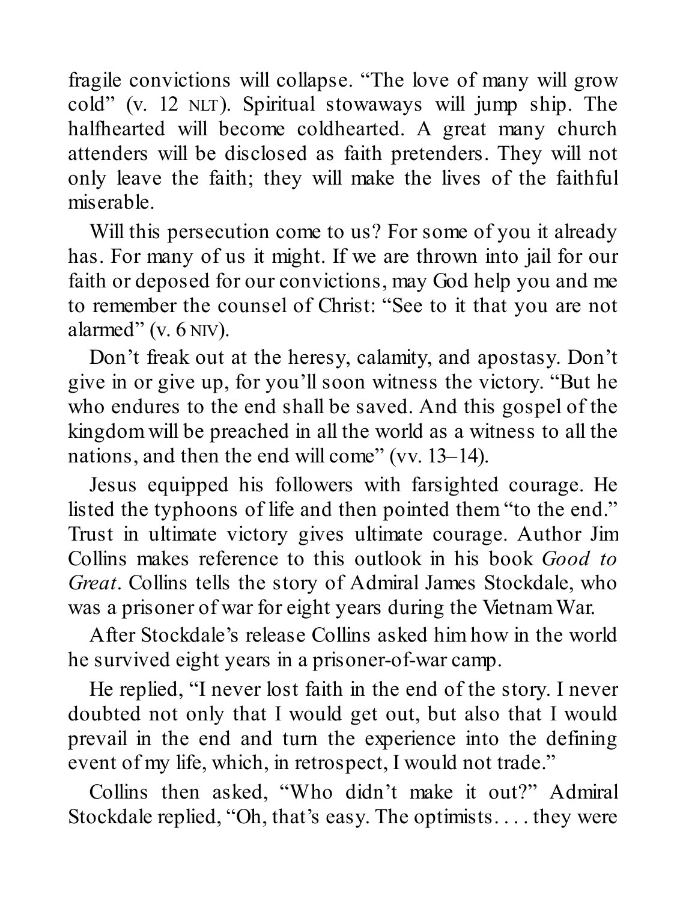fragile convictions will collapse. "The love of many will grow cold" (v. 12 NLT). Spiritual stowaways will jump ship. The halfhearted will become coldhearted. A great many church attenders will be disclosed as faith pretenders. They will not only leave the faith; they will make the lives of the faithful miserable.

Will this persecution come to us? For some of you it already has. For many of us it might. If we are thrown into jail for our faith or deposed for our convictions, may God help you and me to remember the counsel of Christ: "See to it that you are not alarmed" (v. 6 NIV).

Don't freak out at the heresy, calamity, and apostasy. Don't give in or give up, for you'll soon witness the victory. "But he who endures to the end shall be saved. And this gospel of the kingdom will be preached in all the world as a witness to all the nations, and then the end will come" (vv. 13–14).

Jesus equipped his followers with farsighted courage. He listed the typhoons of life and then pointed them "to the end." Trust in ultimate victory gives ultimate courage. Author Jim Collins makes reference to this outlook in his book *Good to Great*. Collins tells the story of Admiral James Stockdale, who was a prisoner of war for eight years during the Vietnam War.

After Stockdale's release Collins asked him how in the world he survived eight years in a prisoner-of-war camp.

He replied, "I never lost faith in the end of the story. I never doubted not only that I would get out, but also that I would prevail in the end and turn the experience into the defining event of my life, which, in retrospect, I would not trade."

Collins then asked, "Who didn't make it out?" Admiral Stockdale replied, "Oh, that's easy. The optimists. . . . they were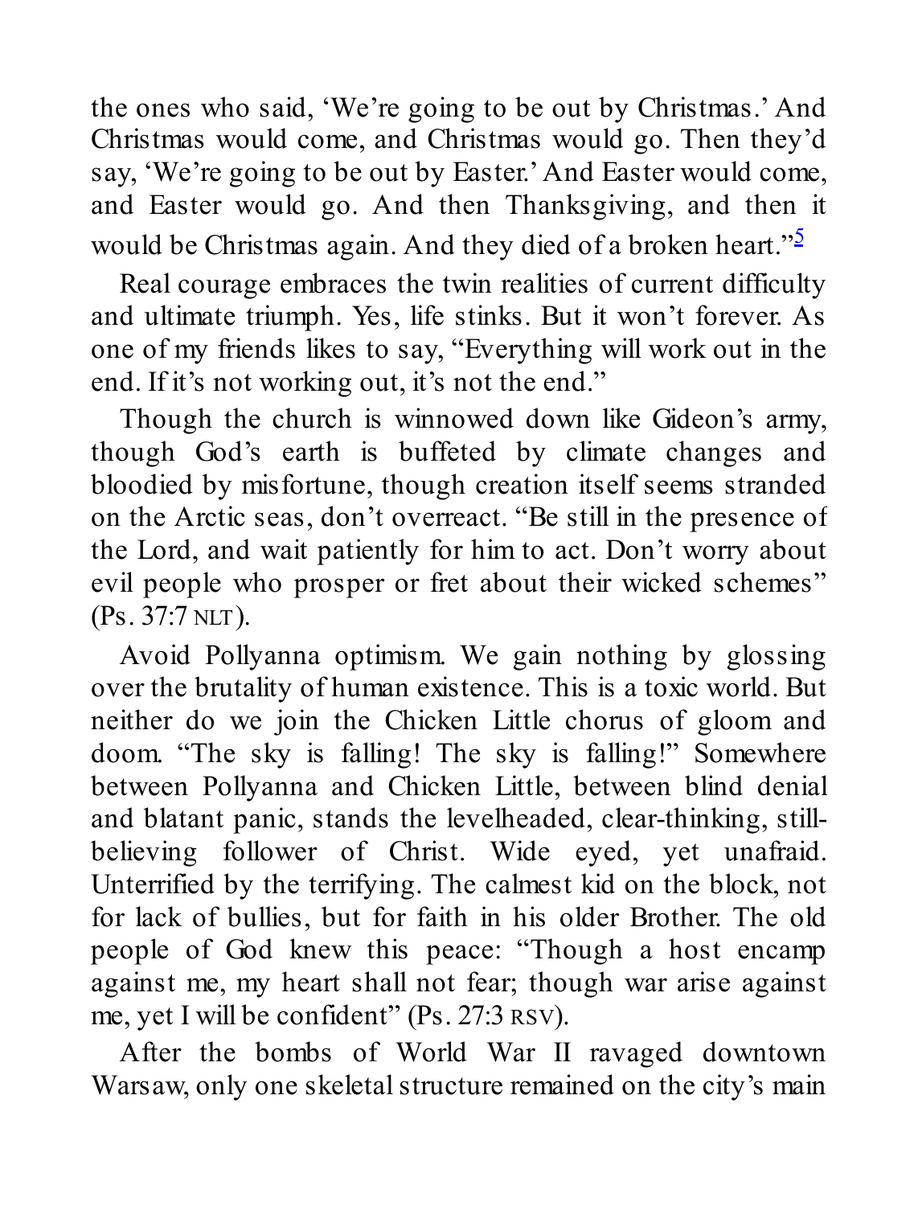the ones who said, ‘We’re going to be out by Christmas.’ And Christmas would come, and Christmas would go. Then they’d say, ‘We’re going to be out by Easter.’ And Easter would come, and Easter would go. And then Thanksgiving, and then it would be Christmas again. And they died of a broken heart.”[5]

Real courage embraces the twin realities of current difficulty and ultimate triumph. Yes, life stinks. But it won’t forever. As one of my friends likes to say, “Everything will work out in the end. If it’s not working out, it’s not the end.”

Though the church is winnowed down like Gideon’s army, though God’s earth is buffeted by climate changes and bloodied by misfortune, though creation itself seems stranded on the Arctic seas, don’t overreact. “Be still in the presence of the Lord, and wait patiently for him to act. Don’t worry about evil people who prosper or fret about their wicked schemes” (Ps. 37:7 NLT).

Avoid Pollyanna optimism. We gain nothing by glossing over the brutality of human existence. This is a toxic world. But neither do we join the Chicken Little chorus of gloom and doom. “The sky is falling! The sky is falling!” Somewhere between Pollyanna and Chicken Little, between blind denial and blatant panic, stands the levelheaded, clear-thinking, still-believing follower of Christ. Wide eyed, yet unafraid. Unterrified by the terrifying. The calmest kid on the block, not for lack of bullies, but for faith in his older Brother. The old people of God knew this peace: “Though a host encamp against me, my heart shall not fear; though war arise against me, yet I will be confident” (Ps. 27:3 RSV).

After the bombs of World War II ravaged downtown Warsaw, only one skeletal structure remained on the city’s main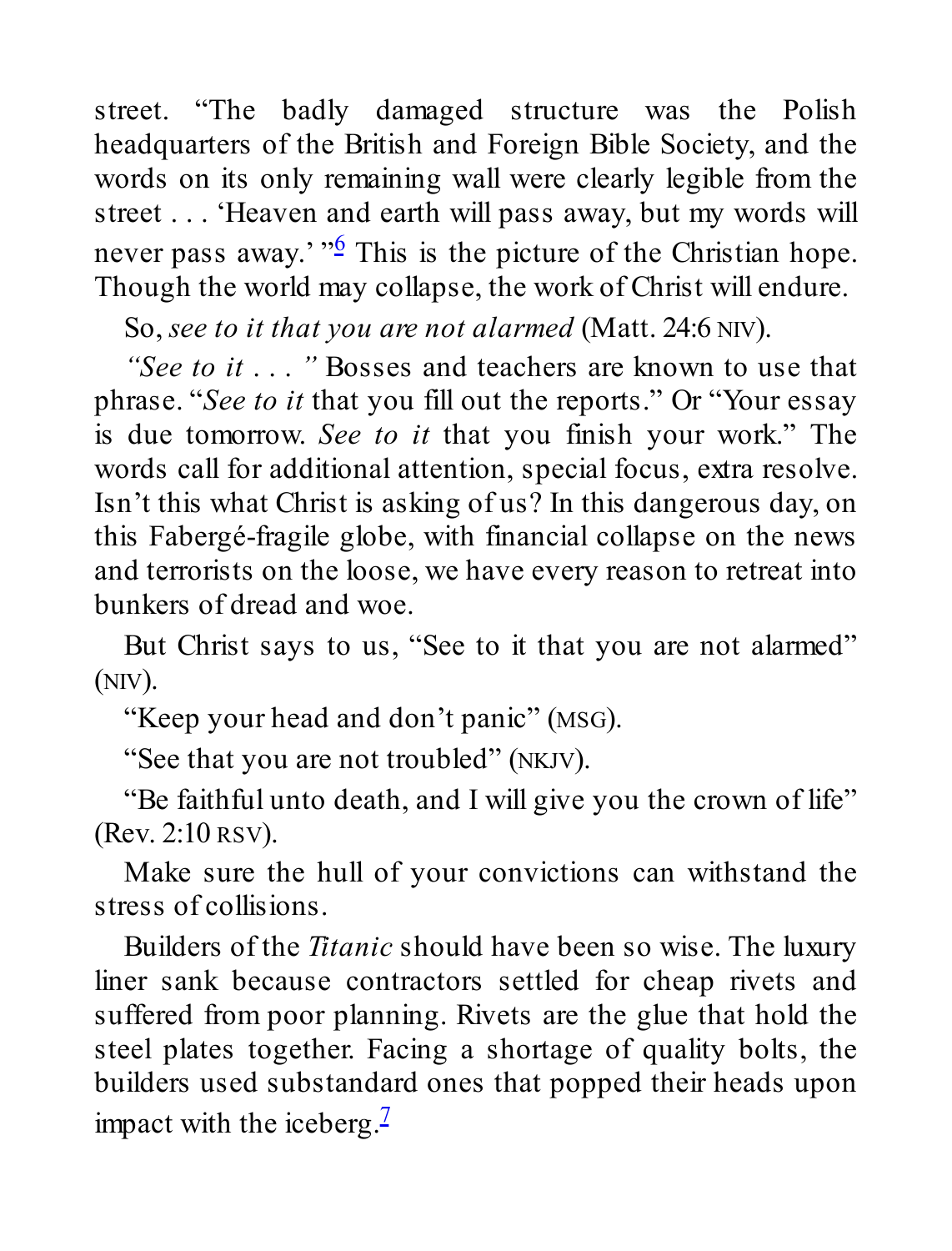street. "The badly damaged structure was the Polish headquarters of the British and Foreign Bible Society, and the words on its only remaining wall were clearly legible from the street . . . 'Heaven and earth will pass away, but my words will never pass away.' "[6] This is the picture of the Christian hope. Though the world may collapse, the work of Christ will endure.

So, *see to it that you are not alarmed* (Matt. 24:6 NIV).

*"See to it . . . "* Bosses and teachers are known to use that phrase. "*See to it* that you fill out the reports." Or "Your essay is due tomorrow. *See to it* that you finish your work." The words call for additional attention, special focus, extra resolve. Isn't this what Christ is asking of us? In this dangerous day, on this Fabergé-fragile globe, with financial collapse on the news and terrorists on the loose, we have every reason to retreat into bunkers of dread and woe.

But Christ says to us, "See to it that you are not alarmed" (NIV).

"Keep your head and don't panic" (MSG).

"See that you are not troubled" (NKJV).

"Be faithful unto death, and I will give you the crown of life" (Rev. 2:10 RSV).

Make sure the hull of your convictions can withstand the stress of collisions.

Builders of the *Titanic* should have been so wise. The luxury liner sank because contractors settled for cheap rivets and suffered from poor planning. Rivets are the glue that hold the steel plates together. Facing a shortage of quality bolts, the builders used substandard ones that popped their heads upon impact with the iceberg.[7]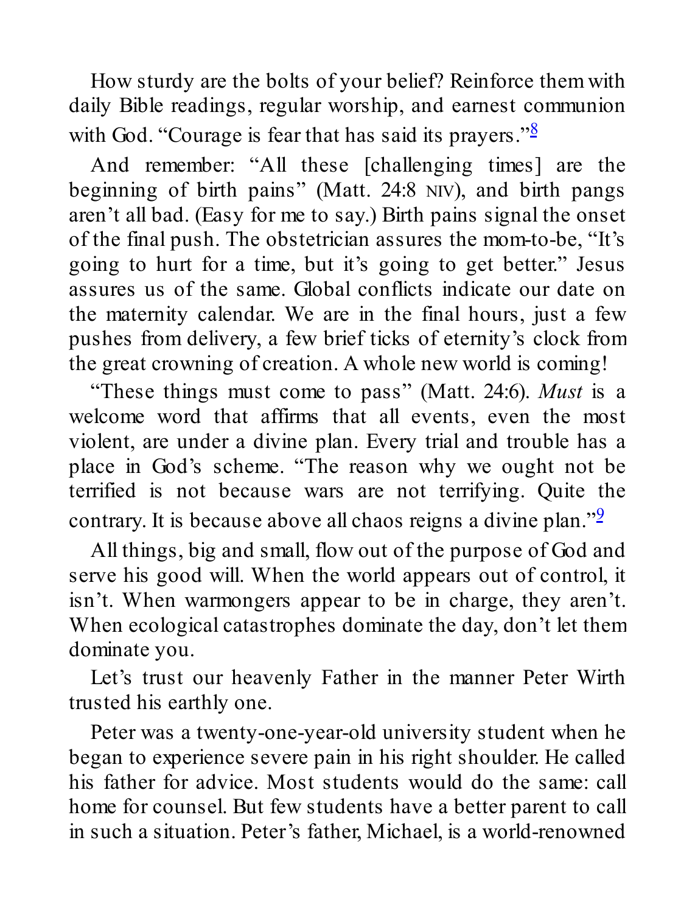How sturdy are the bolts of your belief? Reinforce them with daily Bible readings, regular worship, and earnest communion with God. "Courage is fear that has said its prayers."[8]

And remember: "All these [challenging times] are the beginning of birth pains" (Matt. 24:8 NIV), and birth pangs aren't all bad. (Easy for me to say.) Birth pains signal the onset of the final push. The obstetrician assures the mom-to-be, "It's going to hurt for a time, but it's going to get better." Jesus assures us of the same. Global conflicts indicate our date on the maternity calendar. We are in the final hours, just a few pushes from delivery, a few brief ticks of eternity's clock from the great crowning of creation. A whole new world is coming!

"These things must come to pass" (Matt. 24:6). *Must* is a welcome word that affirms that all events, even the most violent, are under a divine plan. Every trial and trouble has a place in God's scheme. "The reason why we ought not be terrified is not because wars are not terrifying. Quite the contrary. It is because above all chaos reigns a divine plan."[9]

All things, big and small, flow out of the purpose of God and serve his good will. When the world appears out of control, it isn't. When warmongers appear to be in charge, they aren't. When ecological catastrophes dominate the day, don't let them dominate you.

Let's trust our heavenly Father in the manner Peter Wirth trusted his earthly one.

Peter was a twenty-one-year-old university student when he began to experience severe pain in his right shoulder. He called his father for advice. Most students would do the same: call home for counsel. But few students have a better parent to call in such a situation. Peter's father, Michael, is a world-renowned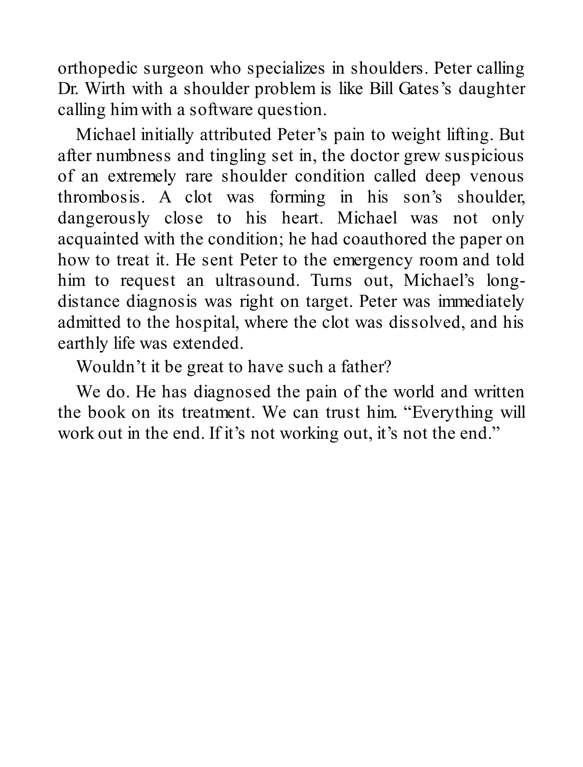orthopedic surgeon who specializes in shoulders. Peter calling Dr. Wirth with a shoulder problem is like Bill Gates's daughter calling him with a software question.

Michael initially attributed Peter's pain to weight lifting. But after numbness and tingling set in, the doctor grew suspicious of an extremely rare shoulder condition called deep venous thrombosis. A clot was forming in his son's shoulder, dangerously close to his heart. Michael was not only acquainted with the condition; he had coauthored the paper on how to treat it. He sent Peter to the emergency room and told him to request an ultrasound. Turns out, Michael's long-distance diagnosis was right on target. Peter was immediately admitted to the hospital, where the clot was dissolved, and his earthly life was extended.

Wouldn't it be great to have such a father?

We do. He has diagnosed the pain of the world and written the book on its treatment. We can trust him. "Everything will work out in the end. If it's not working out, it's not the end."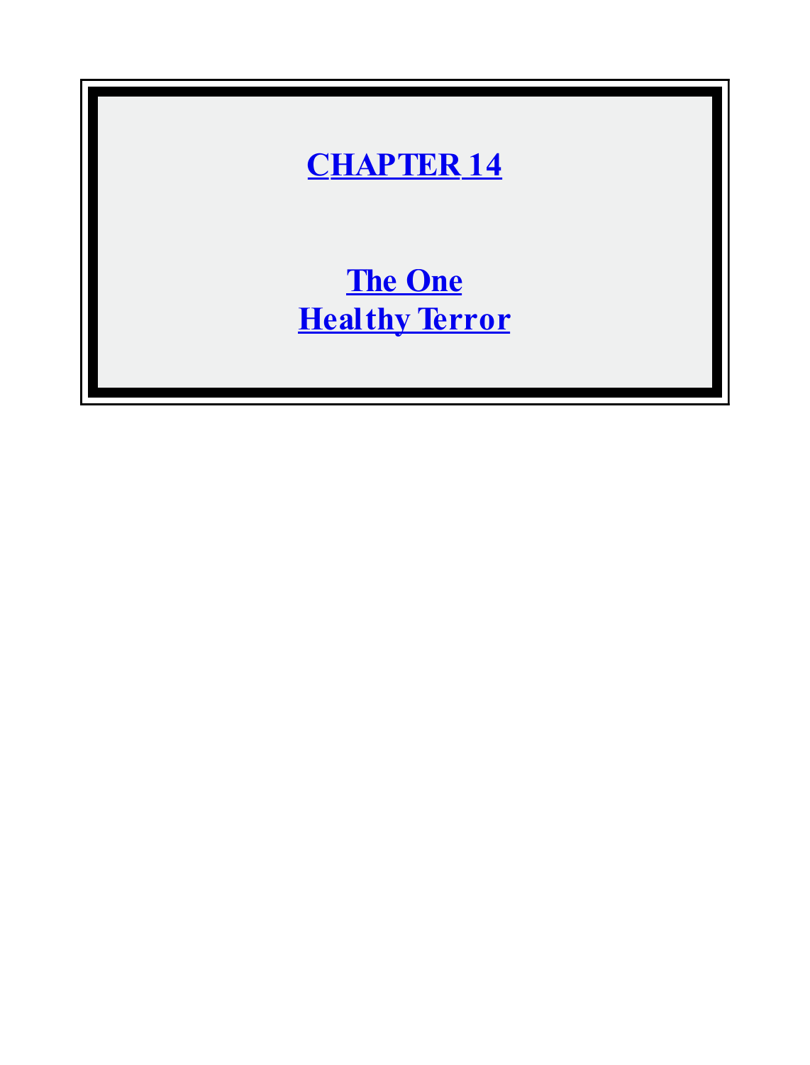# CHAPTER 14

## The One Healthy Terror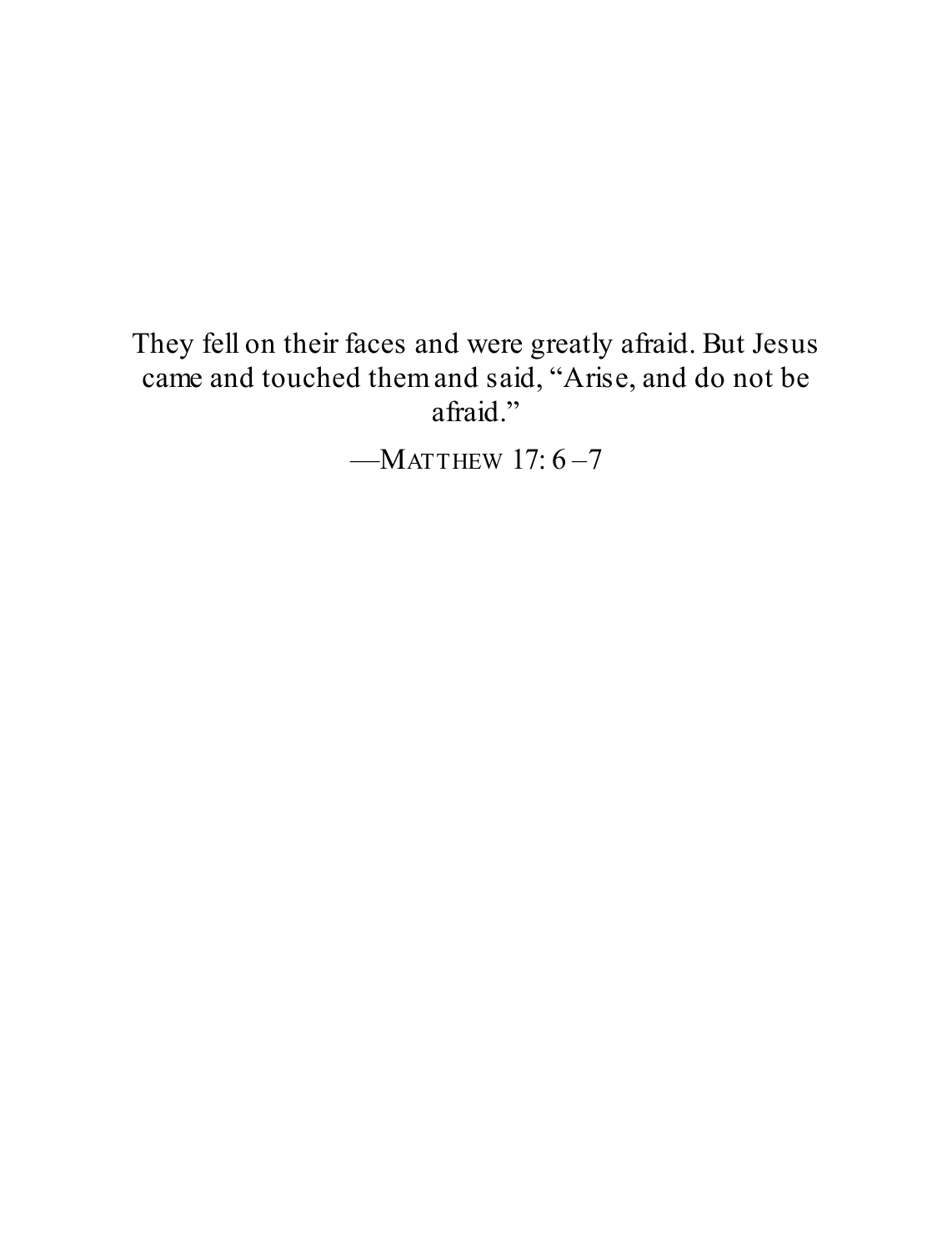They fell on their faces and were greatly afraid. But Jesus came and touched them and said, "Arise, and do not be afraid."

—MATTHEW 17: 6–7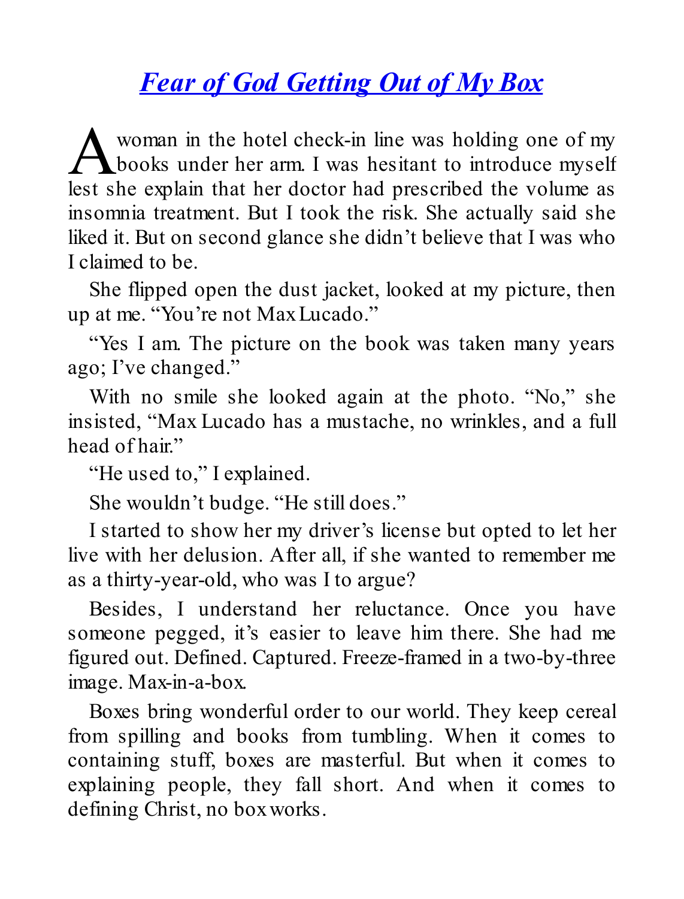## *Fear of God Getting Out of My Box*

A woman in the hotel check-in line was holding one of my books under her arm. I was hesitant to introduce myself lest she explain that her doctor had prescribed the volume as insomnia treatment. But I took the risk. She actually said she liked it. But on second glance she didn't believe that I was who I claimed to be.

She flipped open the dust jacket, looked at my picture, then up at me. "You're not Max Lucado."

"Yes I am. The picture on the book was taken many years ago; I've changed."

With no smile she looked again at the photo. "No," she insisted, "Max Lucado has a mustache, no wrinkles, and a full head of hair."

"He used to," I explained.

She wouldn't budge. "He still does."

I started to show her my driver's license but opted to let her live with her delusion. After all, if she wanted to remember me as a thirty-year-old, who was I to argue?

Besides, I understand her reluctance. Once you have someone pegged, it's easier to leave him there. She had me figured out. Defined. Captured. Freeze-framed in a two-by-three image. Max-in-a-box.

Boxes bring wonderful order to our world. They keep cereal from spilling and books from tumbling. When it comes to containing stuff, boxes are masterful. But when it comes to explaining people, they fall short. And when it comes to defining Christ, no box works.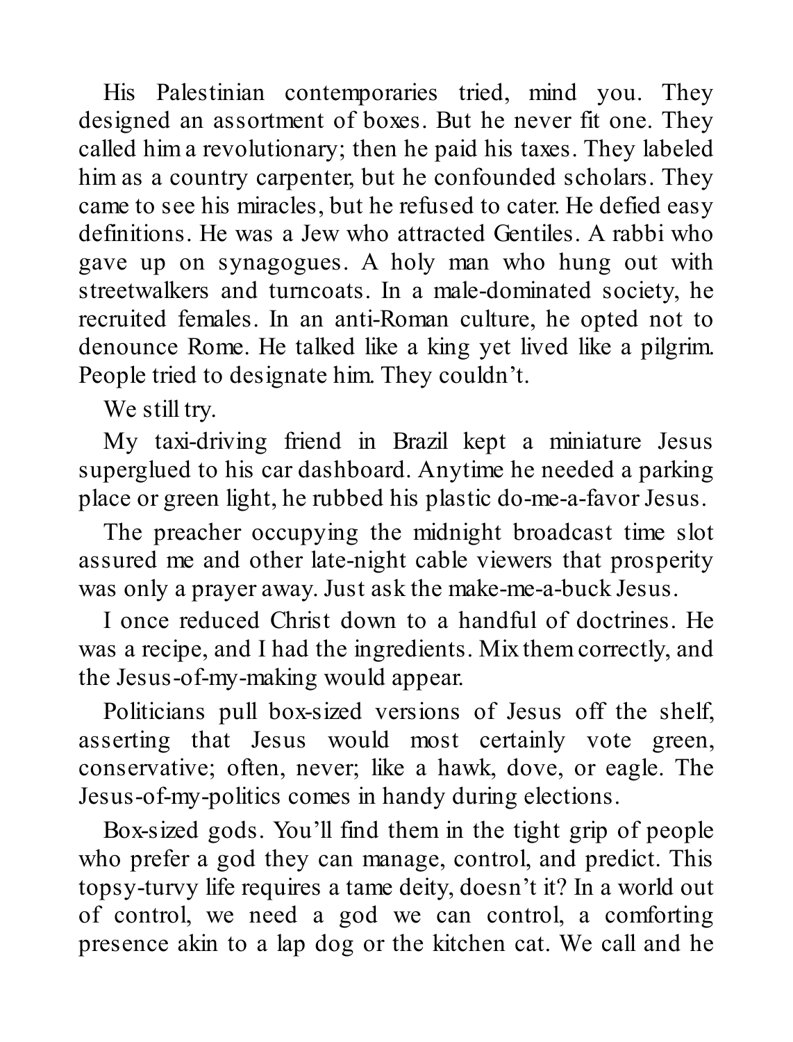His Palestinian contemporaries tried, mind you. They designed an assortment of boxes. But he never fit one. They called him a revolutionary; then he paid his taxes. They labeled him as a country carpenter, but he confounded scholars. They came to see his miracles, but he refused to cater. He defied easy definitions. He was a Jew who attracted Gentiles. A rabbi who gave up on synagogues. A holy man who hung out with streetwalkers and turncoats. In a male-dominated society, he recruited females. In an anti-Roman culture, he opted not to denounce Rome. He talked like a king yet lived like a pilgrim. People tried to designate him. They couldn't.

We still try.

My taxi-driving friend in Brazil kept a miniature Jesus superglued to his car dashboard. Anytime he needed a parking place or green light, he rubbed his plastic do-me-a-favor Jesus.

The preacher occupying the midnight broadcast time slot assured me and other late-night cable viewers that prosperity was only a prayer away. Just ask the make-me-a-buck Jesus.

I once reduced Christ down to a handful of doctrines. He was a recipe, and I had the ingredients. Mix them correctly, and the Jesus-of-my-making would appear.

Politicians pull box-sized versions of Jesus off the shelf, asserting that Jesus would most certainly vote green, conservative; often, never; like a hawk, dove, or eagle. The Jesus-of-my-politics comes in handy during elections.

Box-sized gods. You'll find them in the tight grip of people who prefer a god they can manage, control, and predict. This topsy-turvy life requires a tame deity, doesn't it? In a world out of control, we need a god we can control, a comforting presence akin to a lap dog or the kitchen cat. We call and he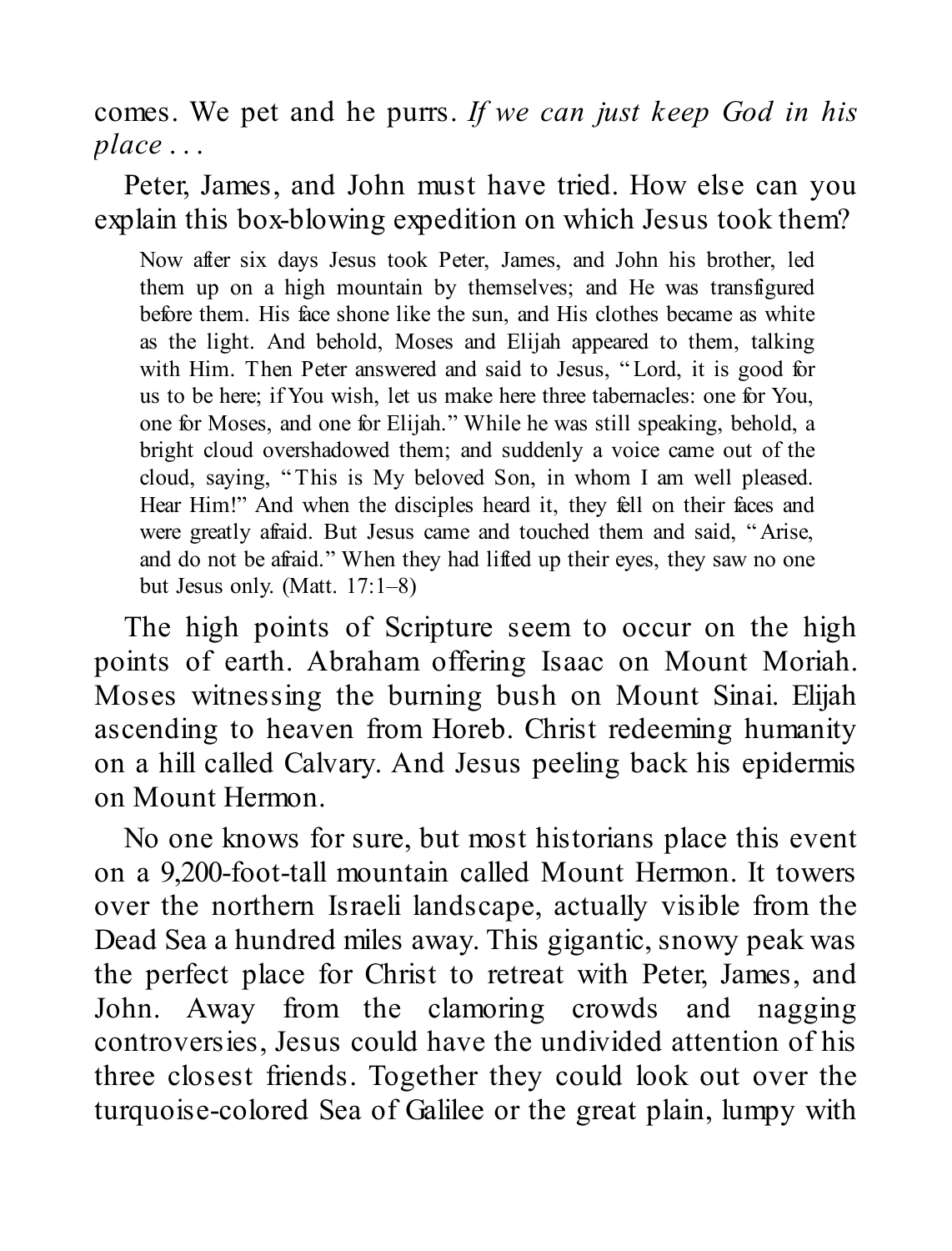comes. We pet and he purrs. *If we can just keep God in his place . . .*

Peter, James, and John must have tried. How else can you explain this box-blowing expedition on which Jesus took them?

> Now after six days Jesus took Peter, James, and John his brother, led them up on a high mountain by themselves; and He was transfigured before them. His face shone like the sun, and His clothes became as white as the light. And behold, Moses and Elijah appeared to them, talking with Him. Then Peter answered and said to Jesus, "Lord, it is good for us to be here; if You wish, let us make here three tabernacles: one for You, one for Moses, and one for Elijah." While he was still speaking, behold, a bright cloud overshadowed them; and suddenly a voice came out of the cloud, saying, "This is My beloved Son, in whom I am well pleased. Hear Him!" And when the disciples heard it, they fell on their faces and were greatly afraid. But Jesus came and touched them and said, "Arise, and do not be afraid." When they had lifted up their eyes, they saw no one but Jesus only. (Matt. 17:1–8)

The high points of Scripture seem to occur on the high points of earth. Abraham offering Isaac on Mount Moriah. Moses witnessing the burning bush on Mount Sinai. Elijah ascending to heaven from Horeb. Christ redeeming humanity on a hill called Calvary. And Jesus peeling back his epidermis on Mount Hermon.

No one knows for sure, but most historians place this event on a 9,200-foot-tall mountain called Mount Hermon. It towers over the northern Israeli landscape, actually visible from the Dead Sea a hundred miles away. This gigantic, snowy peak was the perfect place for Christ to retreat with Peter, James, and John. Away from the clamoring crowds and nagging controversies, Jesus could have the undivided attention of his three closest friends. Together they could look out over the turquoise-colored Sea of Galilee or the great plain, lumpy with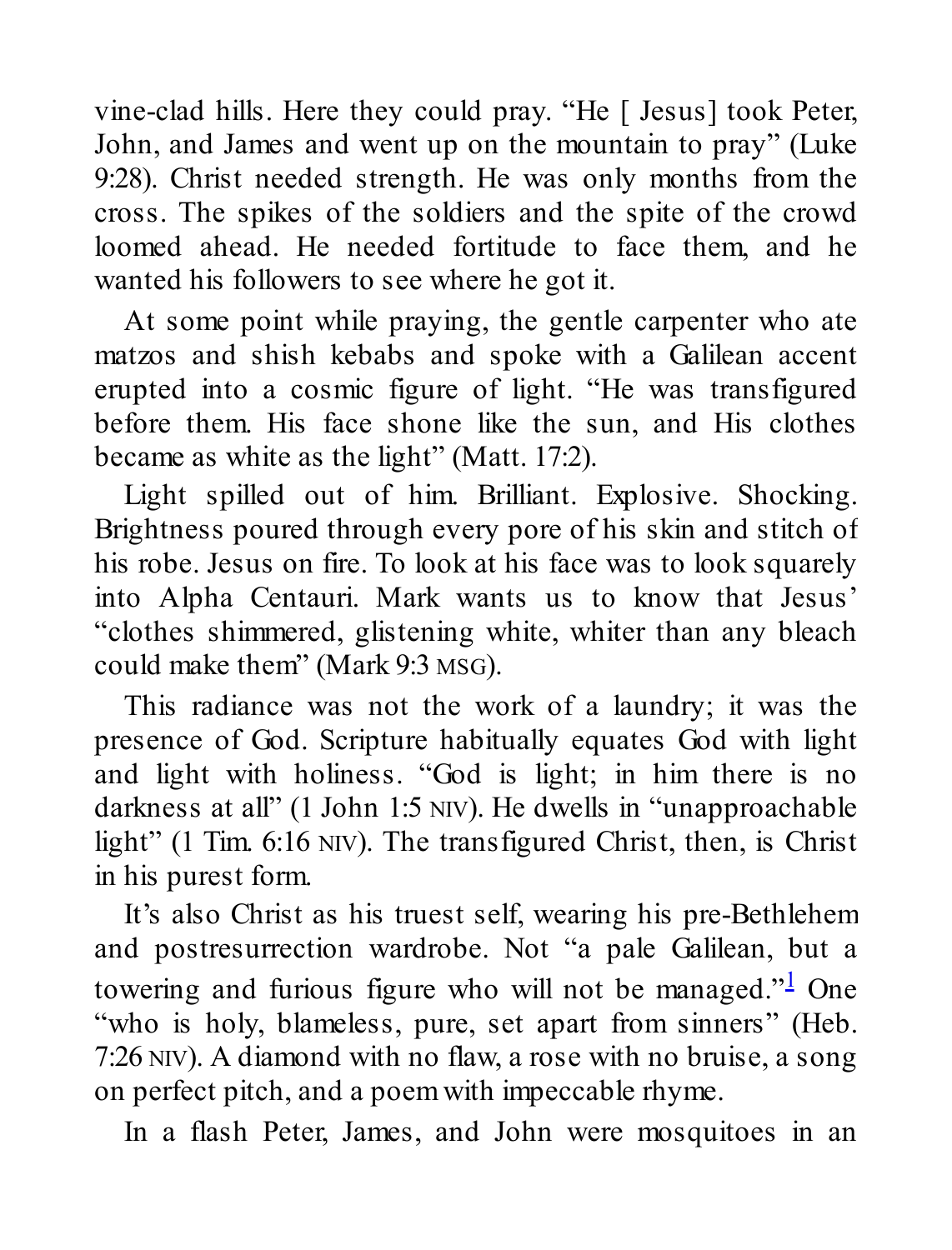vine-clad hills. Here they could pray. "He [ Jesus] took Peter, John, and James and went up on the mountain to pray" (Luke 9:28). Christ needed strength. He was only months from the cross. The spikes of the soldiers and the spite of the crowd loomed ahead. He needed fortitude to face them, and he wanted his followers to see where he got it.

At some point while praying, the gentle carpenter who ate matzos and shish kebabs and spoke with a Galilean accent erupted into a cosmic figure of light. "He was transfigured before them. His face shone like the sun, and His clothes became as white as the light" (Matt. 17:2).

Light spilled out of him. Brilliant. Explosive. Shocking. Brightness poured through every pore of his skin and stitch of his robe. Jesus on fire. To look at his face was to look squarely into Alpha Centauri. Mark wants us to know that Jesus' "clothes shimmered, glistening white, whiter than any bleach could make them" (Mark 9:3 MSG).

This radiance was not the work of a laundry; it was the presence of God. Scripture habitually equates God with light and light with holiness. "God is light; in him there is no darkness at all" (1 John 1:5 NIV). He dwells in "unapproachable light" (1 Tim. 6:16 NIV). The transfigured Christ, then, is Christ in his purest form.

It's also Christ as his truest self, wearing his pre-Bethlehem and postresurrection wardrobe. Not "a pale Galilean, but a towering and furious figure who will not be managed."[1] One "who is holy, blameless, pure, set apart from sinners" (Heb. 7:26 NIV). A diamond with no flaw, a rose with no bruise, a song on perfect pitch, and a poem with impeccable rhyme.

In a flash Peter, James, and John were mosquitoes in an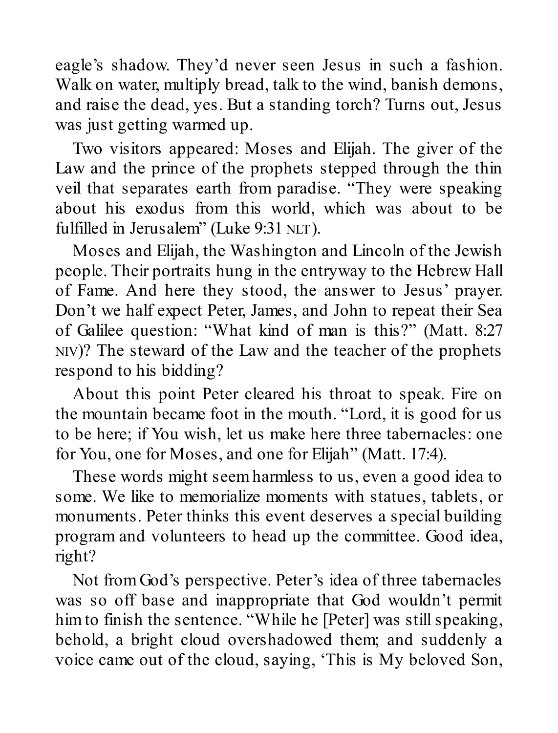eagle's shadow. They'd never seen Jesus in such a fashion. Walk on water, multiply bread, talk to the wind, banish demons, and raise the dead, yes. But a standing torch? Turns out, Jesus was just getting warmed up.

Two visitors appeared: Moses and Elijah. The giver of the Law and the prince of the prophets stepped through the thin veil that separates earth from paradise. "They were speaking about his exodus from this world, which was about to be fulfilled in Jerusalem" (Luke 9:31 NLT).

Moses and Elijah, the Washington and Lincoln of the Jewish people. Their portraits hung in the entryway to the Hebrew Hall of Fame. And here they stood, the answer to Jesus' prayer. Don't we half expect Peter, James, and John to repeat their Sea of Galilee question: "What kind of man is this?" (Matt. 8:27 NIV)? The steward of the Law and the teacher of the prophets respond to his bidding?

About this point Peter cleared his throat to speak. Fire on the mountain became foot in the mouth. "Lord, it is good for us to be here; if You wish, let us make here three tabernacles: one for You, one for Moses, and one for Elijah" (Matt. 17:4).

These words might seem harmless to us, even a good idea to some. We like to memorialize moments with statues, tablets, or monuments. Peter thinks this event deserves a special building program and volunteers to head up the committee. Good idea, right?

Not from God's perspective. Peter's idea of three tabernacles was so off base and inappropriate that God wouldn't permit him to finish the sentence. "While he [Peter] was still speaking, behold, a bright cloud overshadowed them; and suddenly a voice came out of the cloud, saying, 'This is My beloved Son,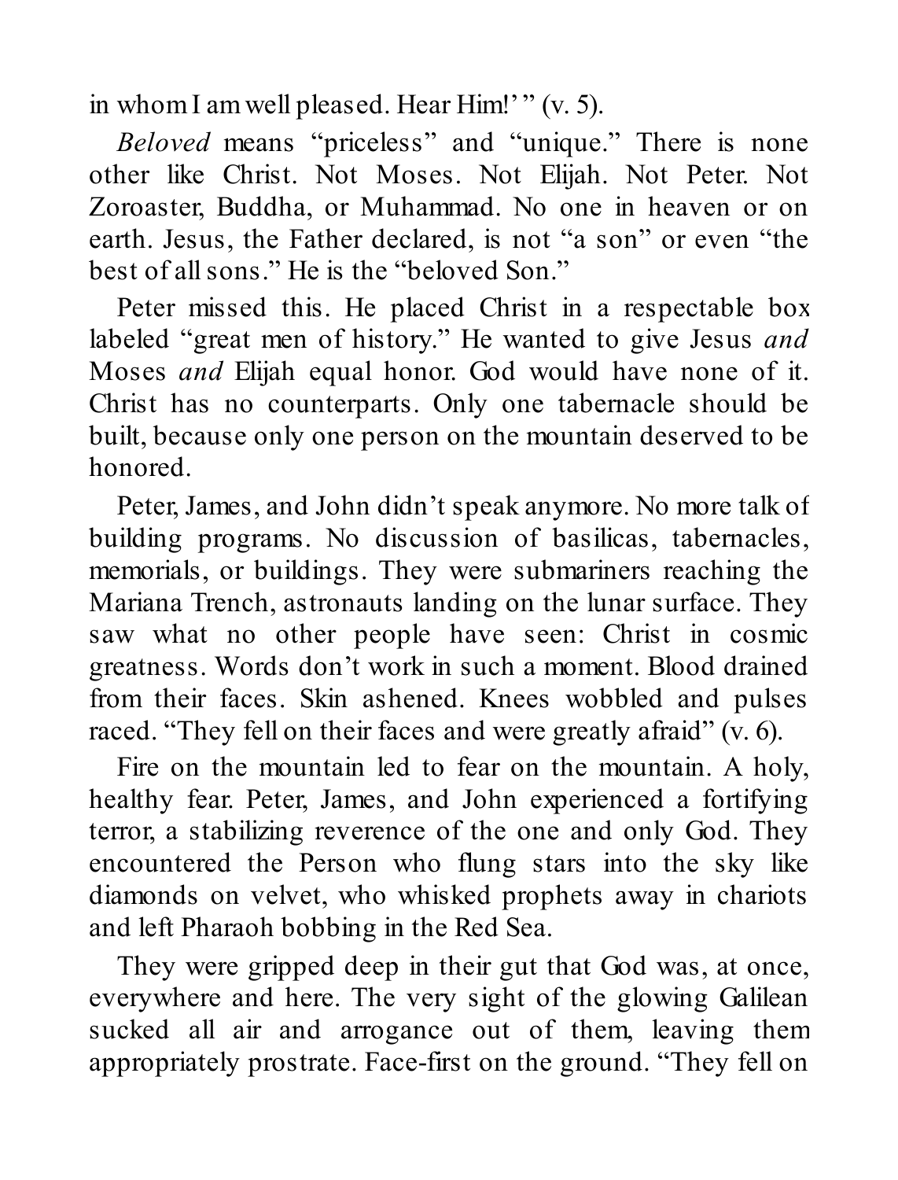in whom I am well pleased. Hear Him!' " (v. 5).

*Beloved* means "priceless" and "unique." There is none other like Christ. Not Moses. Not Elijah. Not Peter. Not Zoroaster, Buddha, or Muhammad. No one in heaven or on earth. Jesus, the Father declared, is not "a son" or even "the best of all sons." He is the "beloved Son."

Peter missed this. He placed Christ in a respectable box labeled "great men of history." He wanted to give Jesus *and* Moses *and* Elijah equal honor. God would have none of it. Christ has no counterparts. Only one tabernacle should be built, because only one person on the mountain deserved to be honored.

Peter, James, and John didn't speak anymore. No more talk of building programs. No discussion of basilicas, tabernacles, memorials, or buildings. They were submariners reaching the Mariana Trench, astronauts landing on the lunar surface. They saw what no other people have seen: Christ in cosmic greatness. Words don't work in such a moment. Blood drained from their faces. Skin ashened. Knees wobbled and pulses raced. "They fell on their faces and were greatly afraid" (v. 6).

Fire on the mountain led to fear on the mountain. A holy, healthy fear. Peter, James, and John experienced a fortifying terror, a stabilizing reverence of the one and only God. They encountered the Person who flung stars into the sky like diamonds on velvet, who whisked prophets away in chariots and left Pharaoh bobbing in the Red Sea.

They were gripped deep in their gut that God was, at once, everywhere and here. The very sight of the glowing Galilean sucked all air and arrogance out of them, leaving them appropriately prostrate. Face-first on the ground. "They fell on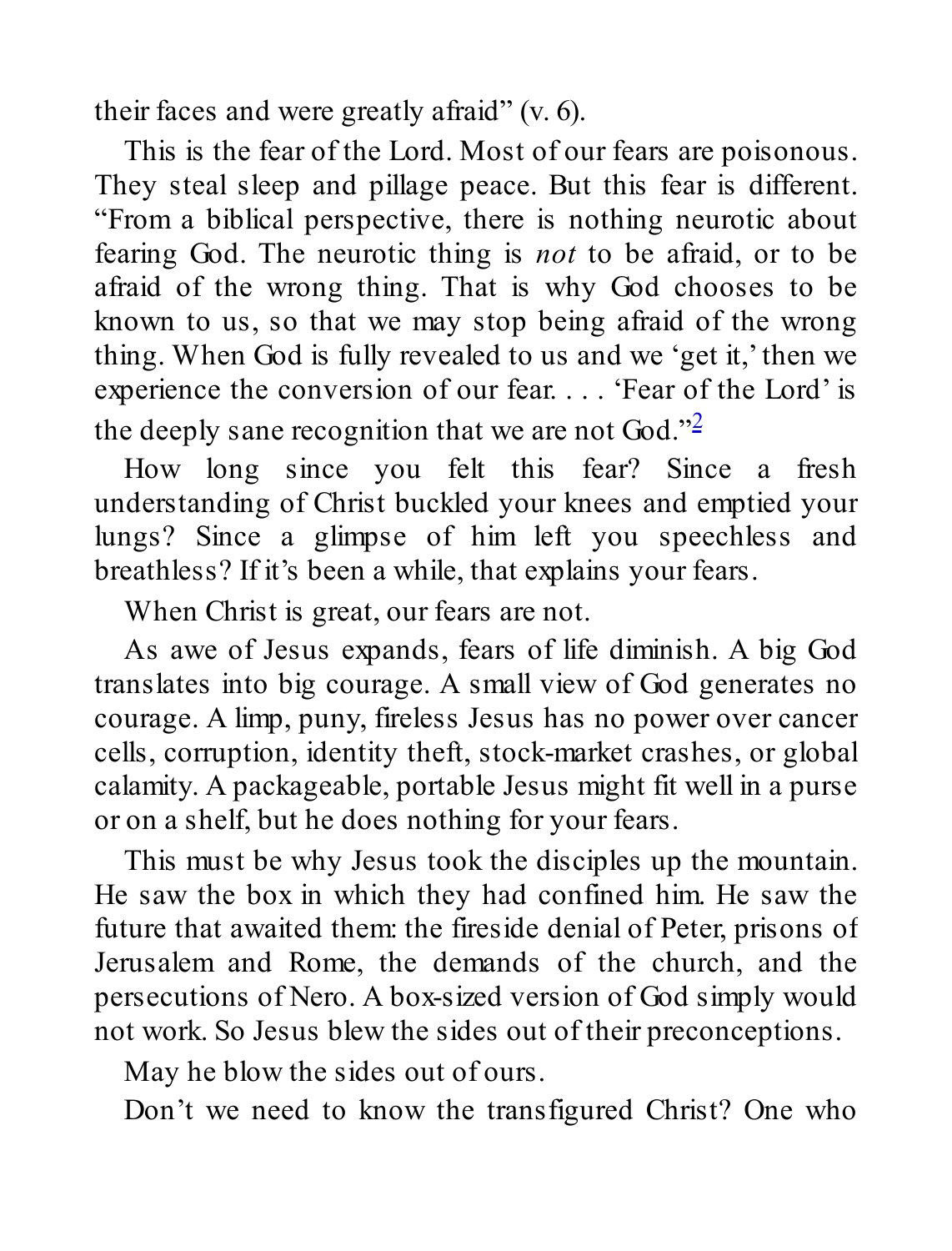their faces and were greatly afraid" (v. 6).

This is the fear of the Lord. Most of our fears are poisonous. They steal sleep and pillage peace. But this fear is different. "From a biblical perspective, there is nothing neurotic about fearing God. The neurotic thing is *not* to be afraid, or to be afraid of the wrong thing. That is why God chooses to be known to us, so that we may stop being afraid of the wrong thing. When God is fully revealed to us and we 'get it,' then we experience the conversion of our fear. . . . 'Fear of the Lord' is the deeply sane recognition that we are not God."[2]

How long since you felt this fear? Since a fresh understanding of Christ buckled your knees and emptied your lungs? Since a glimpse of him left you speechless and breathless? If it's been a while, that explains your fears.

When Christ is great, our fears are not.

As awe of Jesus expands, fears of life diminish. A big God translates into big courage. A small view of God generates no courage. A limp, puny, fireless Jesus has no power over cancer cells, corruption, identity theft, stock-market crashes, or global calamity. A packageable, portable Jesus might fit well in a purse or on a shelf, but he does nothing for your fears.

This must be why Jesus took the disciples up the mountain. He saw the box in which they had confined him. He saw the future that awaited them: the fireside denial of Peter, prisons of Jerusalem and Rome, the demands of the church, and the persecutions of Nero. A box-sized version of God simply would not work. So Jesus blew the sides out of their preconceptions.

May he blow the sides out of ours.

Don't we need to know the transfigured Christ? One who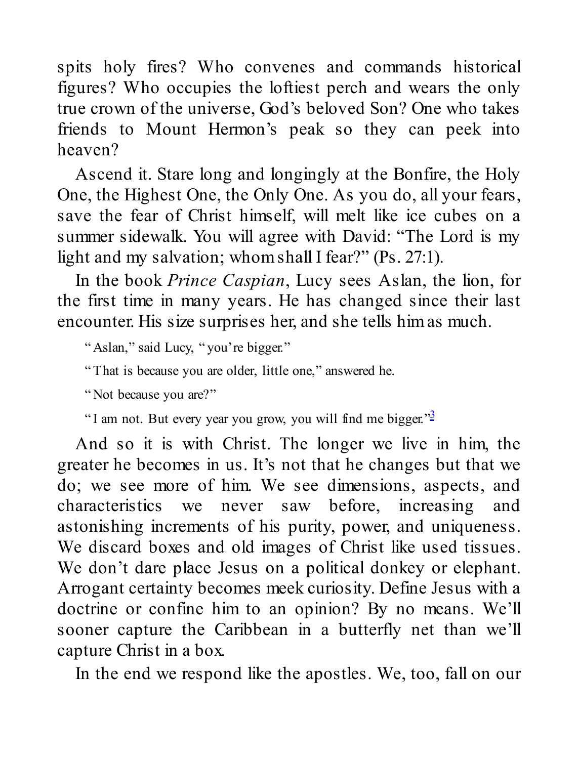spits holy fires? Who convenes and commands historical figures? Who occupies the loftiest perch and wears the only true crown of the universe, God's beloved Son? One who takes friends to Mount Hermon's peak so they can peek into heaven?

Ascend it. Stare long and longingly at the Bonfire, the Holy One, the Highest One, the Only One. As you do, all your fears, save the fear of Christ himself, will melt like ice cubes on a summer sidewalk. You will agree with David: "The Lord is my light and my salvation; whom shall I fear?" (Ps. 27:1).

In the book *Prince Caspian*, Lucy sees Aslan, the lion, for the first time in many years. He has changed since their last encounter. His size surprises her, and she tells him as much.

> "Aslan," said Lucy, "you're bigger."
>
> "That is because you are older, little one," answered he.
>
> "Not because you are?"
>
> "I am not. But every year you grow, you will find me bigger."[3]

And so it is with Christ. The longer we live in him, the greater he becomes in us. It's not that he changes but that we do; we see more of him. We see dimensions, aspects, and characteristics we never saw before, increasing and astonishing increments of his purity, power, and uniqueness. We discard boxes and old images of Christ like used tissues. We don't dare place Jesus on a political donkey or elephant. Arrogant certainty becomes meek curiosity. Define Jesus with a doctrine or confine him to an opinion? By no means. We'll sooner capture the Caribbean in a butterfly net than we'll capture Christ in a box.

In the end we respond like the apostles. We, too, fall on our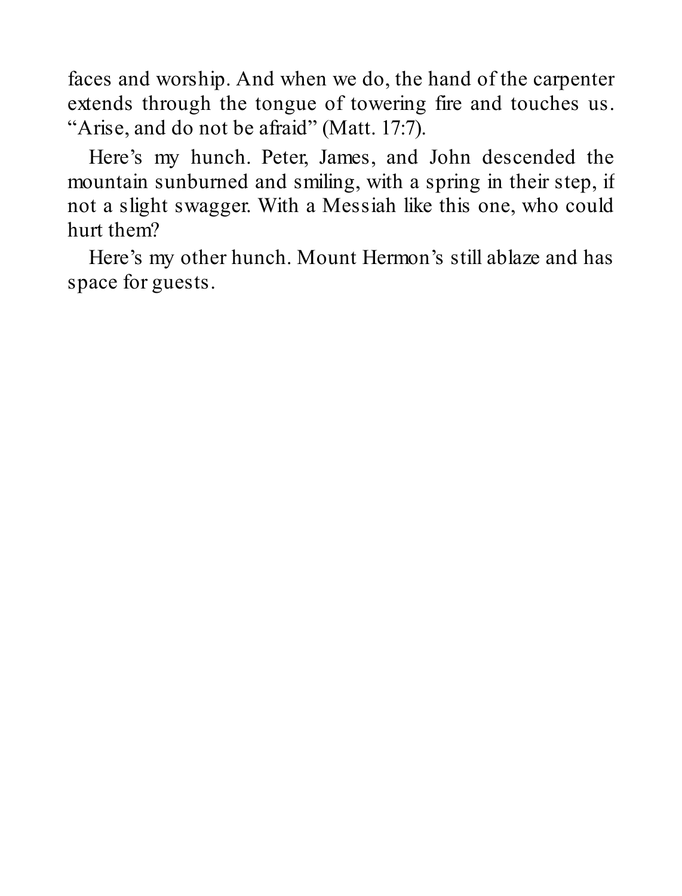faces and worship. And when we do, the hand of the carpenter extends through the tongue of towering fire and touches us. "Arise, and do not be afraid" (Matt. 17:7).

Here's my hunch. Peter, James, and John descended the mountain sunburned and smiling, with a spring in their step, if not a slight swagger. With a Messiah like this one, who could hurt them?

Here's my other hunch. Mount Hermon's still ablaze and has space for guests.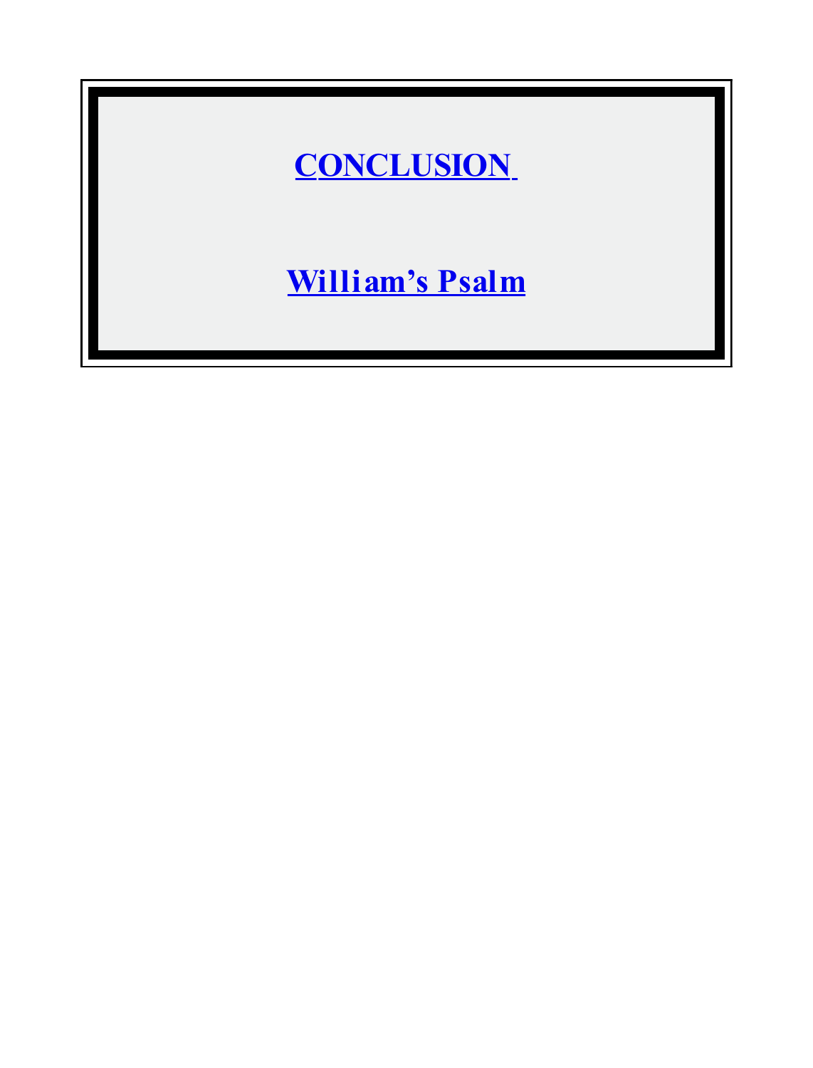# CONCLUSION

## William's Psalm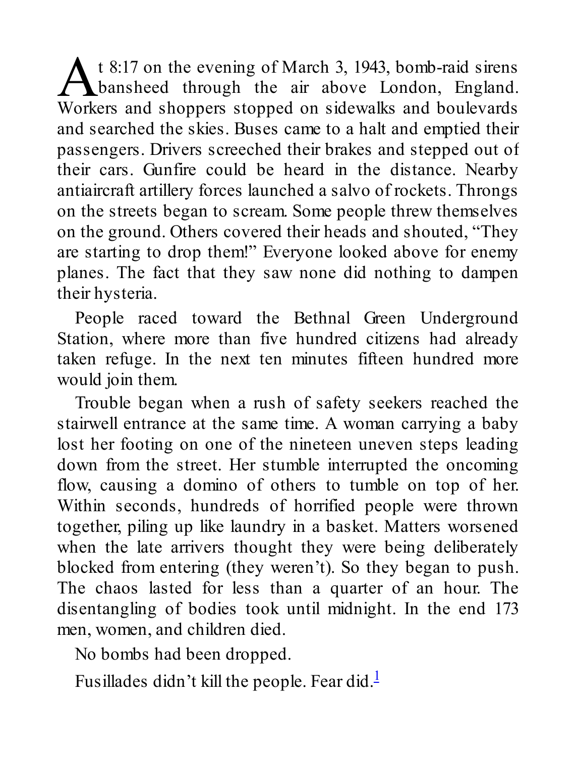At 8:17 on the evening of March 3, 1943, bomb-raid sirens bansheed through the air above London, England. Workers and shoppers stopped on sidewalks and boulevards and searched the skies. Buses came to a halt and emptied their passengers. Drivers screeched their brakes and stepped out of their cars. Gunfire could be heard in the distance. Nearby antiaircraft artillery forces launched a salvo of rockets. Throngs on the streets began to scream. Some people threw themselves on the ground. Others covered their heads and shouted, "They are starting to drop them!" Everyone looked above for enemy planes. The fact that they saw none did nothing to dampen their hysteria.

People raced toward the Bethnal Green Underground Station, where more than five hundred citizens had already taken refuge. In the next ten minutes fifteen hundred more would join them.

Trouble began when a rush of safety seekers reached the stairwell entrance at the same time. A woman carrying a baby lost her footing on one of the nineteen uneven steps leading down from the street. Her stumble interrupted the oncoming flow, causing a domino of others to tumble on top of her. Within seconds, hundreds of horrified people were thrown together, piling up like laundry in a basket. Matters worsened when the late arrivers thought they were being deliberately blocked from entering (they weren't). So they began to push. The chaos lasted for less than a quarter of an hour. The disentangling of bodies took until midnight. In the end 173 men, women, and children died.

No bombs had been dropped.

Fusillades didn't kill the people. Fear did.[1]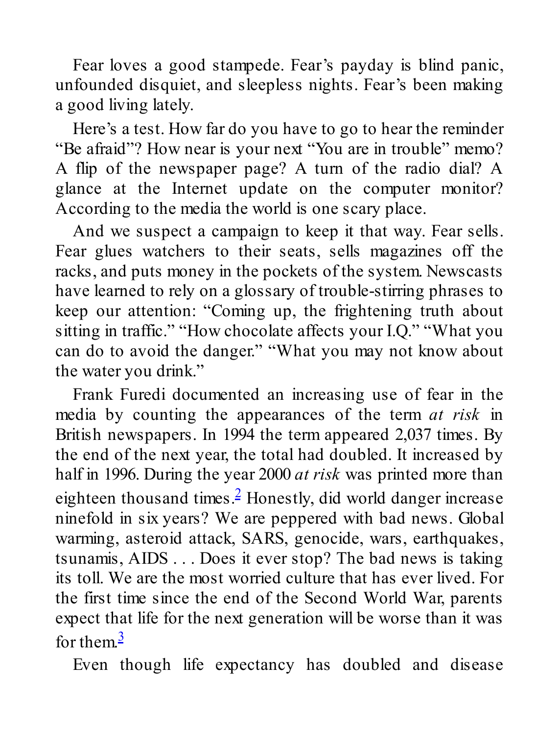Fear loves a good stampede. Fear's payday is blind panic, unfounded disquiet, and sleepless nights. Fear's been making a good living lately.

Here's a test. How far do you have to go to hear the reminder "Be afraid"? How near is your next "You are in trouble" memo? A flip of the newspaper page? A turn of the radio dial? A glance at the Internet update on the computer monitor? According to the media the world is one scary place.

And we suspect a campaign to keep it that way. Fear sells. Fear glues watchers to their seats, sells magazines off the racks, and puts money in the pockets of the system. Newscasts have learned to rely on a glossary of trouble-stirring phrases to keep our attention: "Coming up, the frightening truth about sitting in traffic." "How chocolate affects your I.Q." "What you can do to avoid the danger." "What you may not know about the water you drink."

Frank Furedi documented an increasing use of fear in the media by counting the appearances of the term *at risk* in British newspapers. In 1994 the term appeared 2,037 times. By the end of the next year, the total had doubled. It increased by half in 1996. During the year 2000 *at risk* was printed more than eighteen thousand times.[2] Honestly, did world danger increase ninefold in six years? We are peppered with bad news. Global warming, asteroid attack, SARS, genocide, wars, earthquakes, tsunamis, AIDS . . . Does it ever stop? The bad news is taking its toll. We are the most worried culture that has ever lived. For the first time since the end of the Second World War, parents expect that life for the next generation will be worse than it was for them.[3]

Even though life expectancy has doubled and disease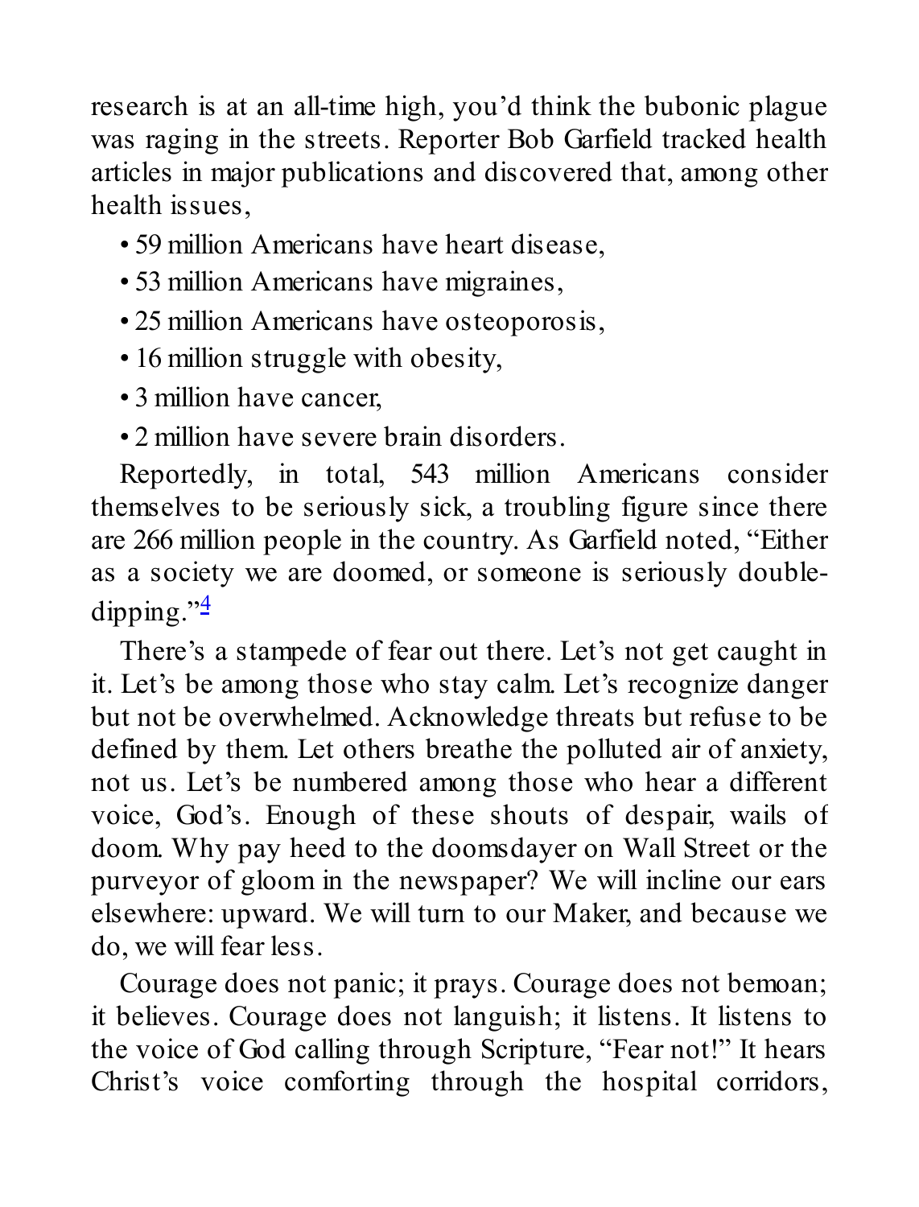research is at an all-time high, you'd think the bubonic plague was raging in the streets. Reporter Bob Garfield tracked health articles in major publications and discovered that, among other health issues,

- 59 million Americans have heart disease,
- 53 million Americans have migraines,
- 25 million Americans have osteoporosis,
- 16 million struggle with obesity,
- 3 million have cancer,
- 2 million have severe brain disorders.

Reportedly, in total, 543 million Americans consider themselves to be seriously sick, a troubling figure since there are 266 million people in the country. As Garfield noted, "Either as a society we are doomed, or someone is seriously double-dipping."[4]

There's a stampede of fear out there. Let's not get caught in it. Let's be among those who stay calm. Let's recognize danger but not be overwhelmed. Acknowledge threats but refuse to be defined by them. Let others breathe the polluted air of anxiety, not us. Let's be numbered among those who hear a different voice, God's. Enough of these shouts of despair, wails of doom. Why pay heed to the doomsdayer on Wall Street or the purveyor of gloom in the newspaper? We will incline our ears elsewhere: upward. We will turn to our Maker, and because we do, we will fear less.

Courage does not panic; it prays. Courage does not bemoan; it believes. Courage does not languish; it listens. It listens to the voice of God calling through Scripture, "Fear not!" It hears Christ's voice comforting through the hospital corridors,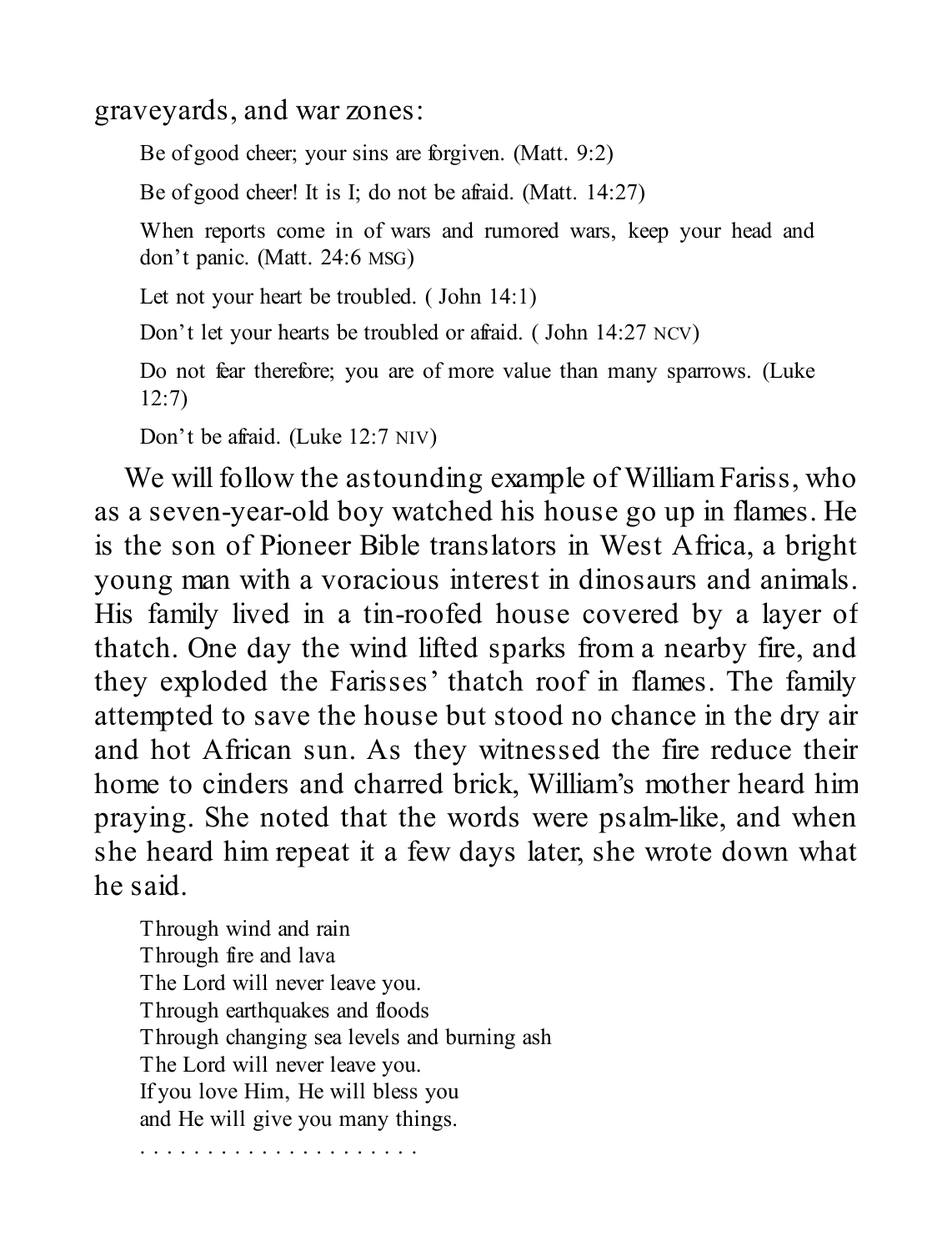graveyards, and war zones:

> Be of good cheer; your sins are forgiven. (Matt. 9:2)
>
> Be of good cheer! It is I; do not be afraid. (Matt. 14:27)
>
> When reports come in of wars and rumored wars, keep your head and don't panic. (Matt. 24:6 MSG)
>
> Let not your heart be troubled. ( John 14:1)
>
> Don't let your hearts be troubled or afraid. ( John 14:27 NCV)
>
> Do not fear therefore; you are of more value than many sparrows. (Luke 12:7)
>
> Don't be afraid. (Luke 12:7 NIV)

We will follow the astounding example of William Fariss, who as a seven-year-old boy watched his house go up in flames. He is the son of Pioneer Bible translators in West Africa, a bright young man with a voracious interest in dinosaurs and animals. His family lived in a tin-roofed house covered by a layer of thatch. One day the wind lifted sparks from a nearby fire, and they exploded the Farisses' thatch roof in flames. The family attempted to save the house but stood no chance in the dry air and hot African sun. As they witnessed the fire reduce their home to cinders and charred brick, William's mother heard him praying. She noted that the words were psalm-like, and when she heard him repeat it a few days later, she wrote down what he said.

> Through wind and rain
> Through fire and lava
> The Lord will never leave you.
> Through earthquakes and floods
> Through changing sea levels and burning ash
> The Lord will never leave you.
> If you love Him, He will bless you
> and He will give you many things.
>
> . . . . . . . . . . . . . . . . . . . . .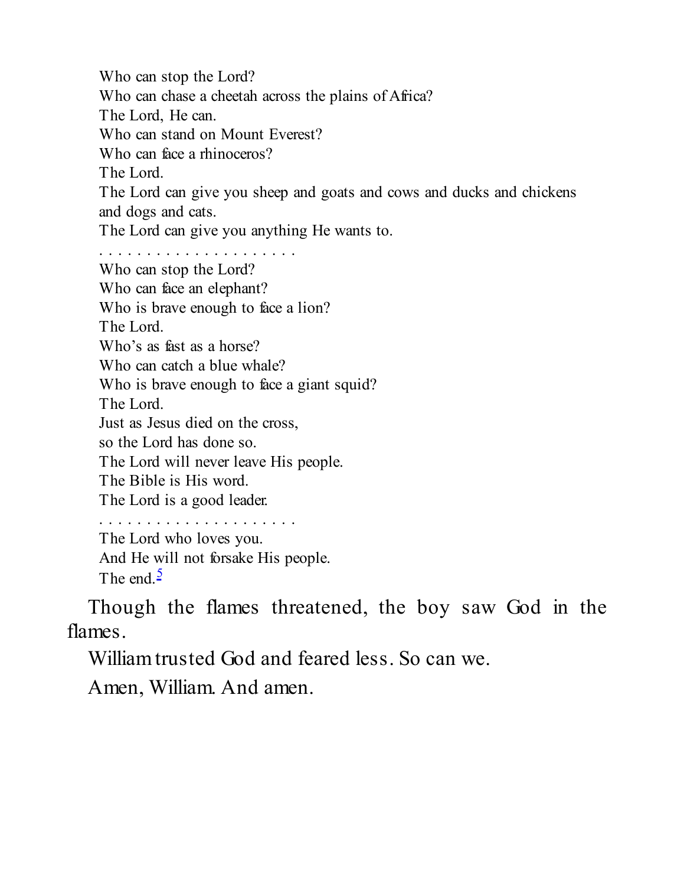Who can stop the Lord?
Who can chase a cheetah across the plains of Africa?
The Lord, He can.
Who can stand on Mount Everest?
Who can face a rhinoceros?
The Lord.
The Lord can give you sheep and goats and cows and ducks and chickens and dogs and cats.
The Lord can give you anything He wants to.
. . . . . . . . . . . . . . . . . . . . . .
Who can stop the Lord?
Who can face an elephant?
Who is brave enough to face a lion?
The Lord.
Who's as fast as a horse?
Who can catch a blue whale?
Who is brave enough to face a giant squid?
The Lord.
Just as Jesus died on the cross,
so the Lord has done so.
The Lord will never leave His people.
The Bible is His word.
The Lord is a good leader.
. . . . . . . . . . . . . . . . . . . . . .
The Lord who loves you.
And He will not forsake His people.
The end.[5]

Though the flames threatened, the boy saw God in the flames.

William trusted God and feared less. So can we.

Amen, William. And amen.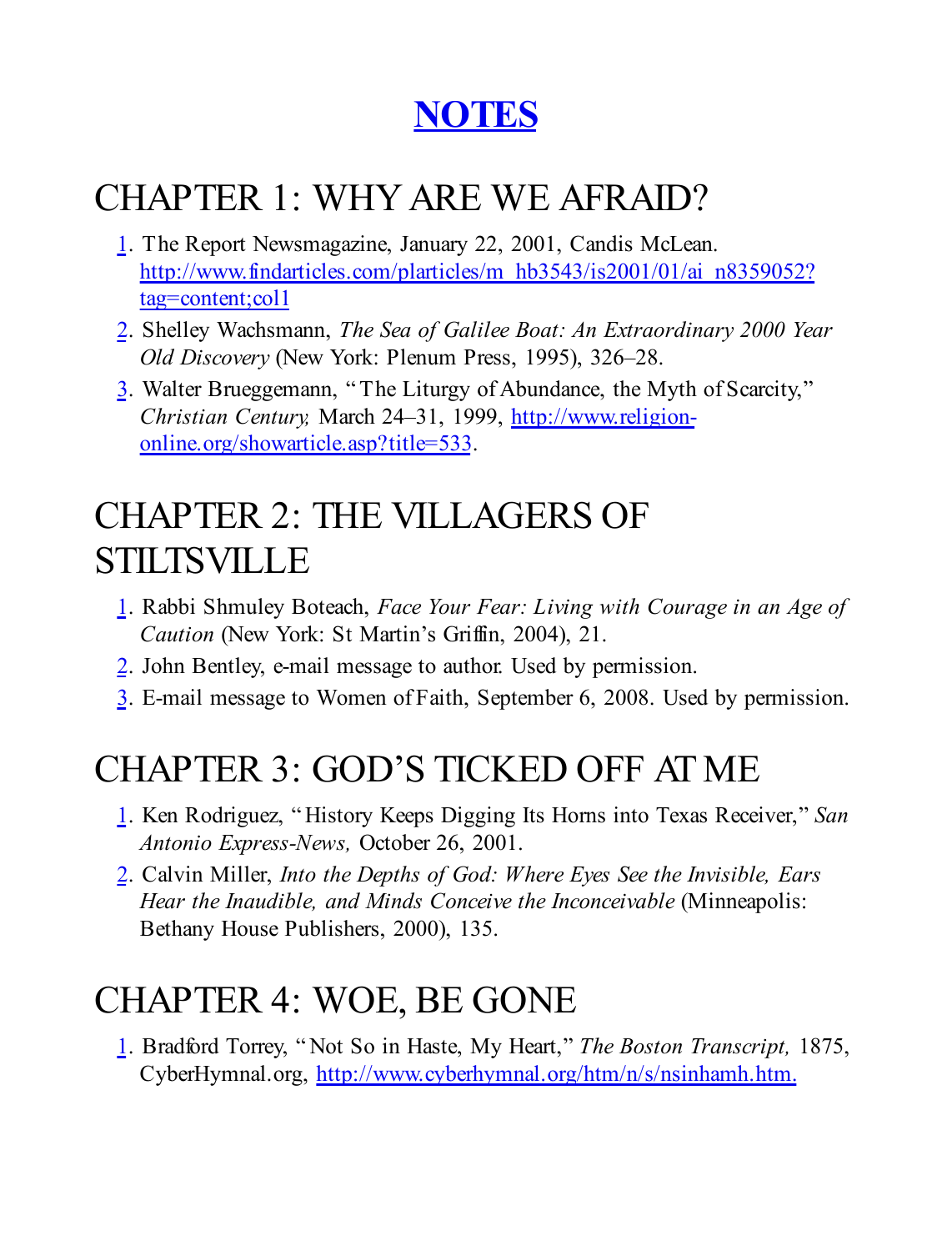# NOTES

## CHAPTER 1: WHY ARE WE AFRAID?

1. The Report Newsmagazine, January 22, 2001, Candis McLean. http://www.findarticles.com/plarticles/m_hb3543/is2001/01/ai_n8359052?tag=content;col1
2. Shelley Wachsmann, *The Sea of Galilee Boat: An Extraordinary 2000 Year Old Discovery* (New York: Plenum Press, 1995), 326–28.
3. Walter Brueggemann, "The Liturgy of Abundance, the Myth of Scarcity," *Christian Century,* March 24–31, 1999, http://www.religion-online.org/showarticle.asp?title=533.

## CHAPTER 2: THE VILLAGERS OF STILTSVILLE

1. Rabbi Shmuley Boteach, *Face Your Fear: Living with Courage in an Age of Caution* (New York: St Martin's Griffin, 2004), 21.
2. John Bentley, e-mail message to author. Used by permission.
3. E-mail message to Women of Faith, September 6, 2008. Used by permission.

## CHAPTER 3: GOD'S TICKED OFF AT ME

1. Ken Rodriguez, "History Keeps Digging Its Horns into Texas Receiver," *San Antonio Express-News,* October 26, 2001.
2. Calvin Miller, *Into the Depths of God: Where Eyes See the Invisible, Ears Hear the Inaudible, and Minds Conceive the Inconceivable* (Minneapolis: Bethany House Publishers, 2000), 135.

## CHAPTER 4: WOE, BE GONE

1. Bradford Torrey, "Not So in Haste, My Heart," *The Boston Transcript,* 1875, CyberHymnal.org, http://www.cyberhymnal.org/htm/n/s/nsinhamh.htm.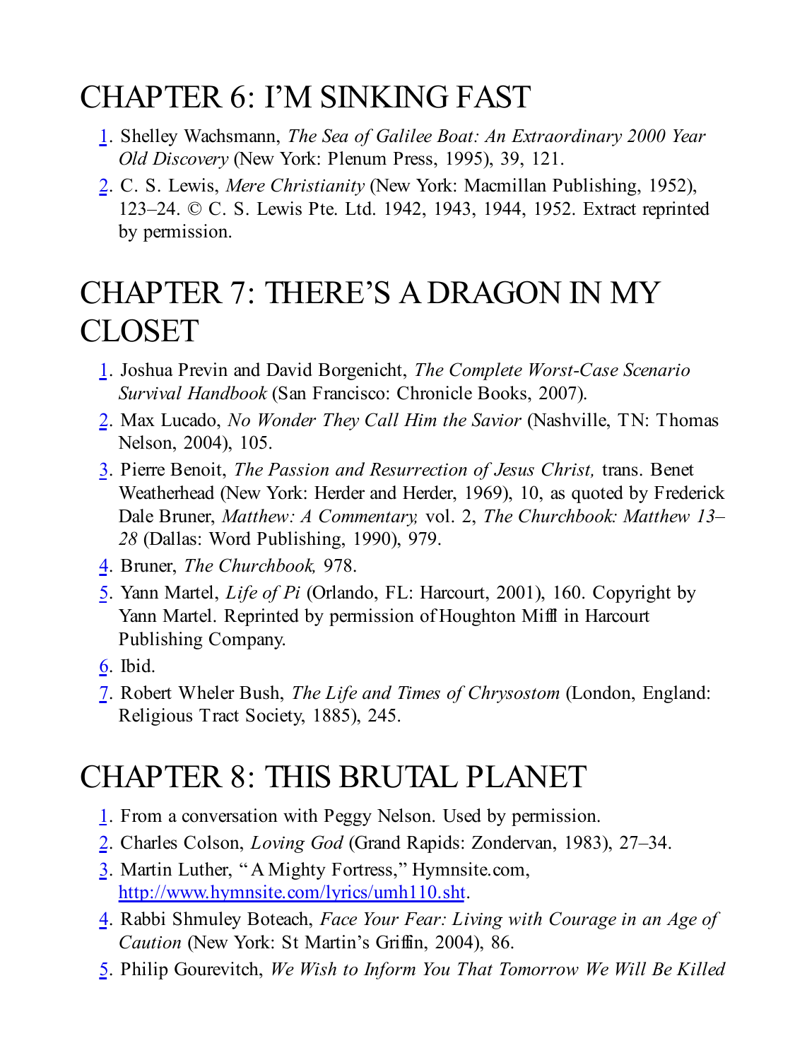# CHAPTER 6: I'M SINKING FAST

1. Shelley Wachsmann, *The Sea of Galilee Boat: An Extraordinary 2000 Year Old Discovery* (New York: Plenum Press, 1995), 39, 121.
2. C. S. Lewis, *Mere Christianity* (New York: Macmillan Publishing, 1952), 123–24. © C. S. Lewis Pte. Ltd. 1942, 1943, 1944, 1952. Extract reprinted by permission.

# CHAPTER 7: THERE'S A DRAGON IN MY CLOSET

1. Joshua Previn and David Borgenicht, *The Complete Worst-Case Scenario Survival Handbook* (San Francisco: Chronicle Books, 2007).
2. Max Lucado, *No Wonder They Call Him the Savior* (Nashville, TN: Thomas Nelson, 2004), 105.
3. Pierre Benoit, *The Passion and Resurrection of Jesus Christ,* trans. Benet Weatherhead (New York: Herder and Herder, 1969), 10, as quoted by Frederick Dale Bruner, *Matthew: A Commentary,* vol. 2, *The Churchbook: Matthew 13–28* (Dallas: Word Publishing, 1990), 979.
4. Bruner, *The Churchbook,* 978.
5. Yann Martel, *Life of Pi* (Orlando, FL: Harcourt, 2001), 160. Copyright by Yann Martel. Reprinted by permission of Houghton Miffl in Harcourt Publishing Company.
6. Ibid.
7. Robert Wheler Bush, *The Life and Times of Chrysostom* (London, England: Religious Tract Society, 1885), 245.

# CHAPTER 8: THIS BRUTAL PLANET

1. From a conversation with Peggy Nelson. Used by permission.
2. Charles Colson, *Loving God* (Grand Rapids: Zondervan, 1983), 27–34.
3. Martin Luther, "A Mighty Fortress," Hymnsite.com, http://www.hymnsite.com/lyrics/umh110.sht.
4. Rabbi Shmuley Boteach, *Face Your Fear: Living with Courage in an Age of Caution* (New York: St Martin's Griffin, 2004), 86.
5. Philip Gourevitch, *We Wish to Inform You That Tomorrow We Will Be Killed*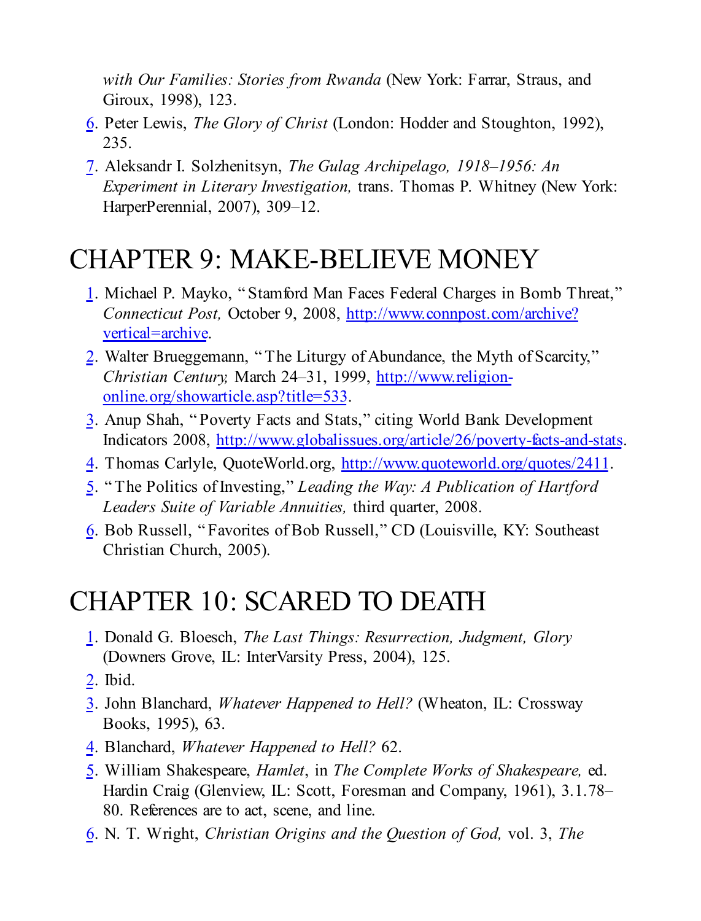*with Our Families: Stories from Rwanda* (New York: Farrar, Straus, and Giroux, 1998), 123.

6. Peter Lewis, *The Glory of Christ* (London: Hodder and Stoughton, 1992), 235.
7. Aleksandr I. Solzhenitsyn, *The Gulag Archipelago, 1918–1956: An Experiment in Literary Investigation,* trans. Thomas P. Whitney (New York: HarperPerennial, 2007), 309–12.

# CHAPTER 9: MAKE-BELIEVE MONEY

1. Michael P. Mayko, "Stamford Man Faces Federal Charges in Bomb Threat," *Connecticut Post,* October 9, 2008, http://www.connpost.com/archive?vertical=archive.
2. Walter Brueggemann, "The Liturgy of Abundance, the Myth of Scarcity," *Christian Century,* March 24–31, 1999, http://www.religion-online.org/showarticle.asp?title=533.
3. Anup Shah, "Poverty Facts and Stats," citing World Bank Development Indicators 2008, http://www.globalissues.org/article/26/poverty-facts-and-stats.
4. Thomas Carlyle, QuoteWorld.org, http://www.quoteworld.org/quotes/2411.
5. "The Politics of Investing," *Leading the Way: A Publication of Hartford Leaders Suite of Variable Annuities,* third quarter, 2008.
6. Bob Russell, "Favorites of Bob Russell," CD (Louisville, KY: Southeast Christian Church, 2005).

# CHAPTER 10: SCARED TO DEATH

1. Donald G. Bloesch, *The Last Things: Resurrection, Judgment, Glory* (Downers Grove, IL: InterVarsity Press, 2004), 125.
2. Ibid.
3. John Blanchard, *Whatever Happened to Hell?* (Wheaton, IL: Crossway Books, 1995), 63.
4. Blanchard, *Whatever Happened to Hell?* 62.
5. William Shakespeare, *Hamlet*, in *The Complete Works of Shakespeare,* ed. Hardin Craig (Glenview, IL: Scott, Foresman and Company, 1961), 3.1.78–80. References are to act, scene, and line.
6. N. T. Wright, *Christian Origins and the Question of God,* vol. 3, *The*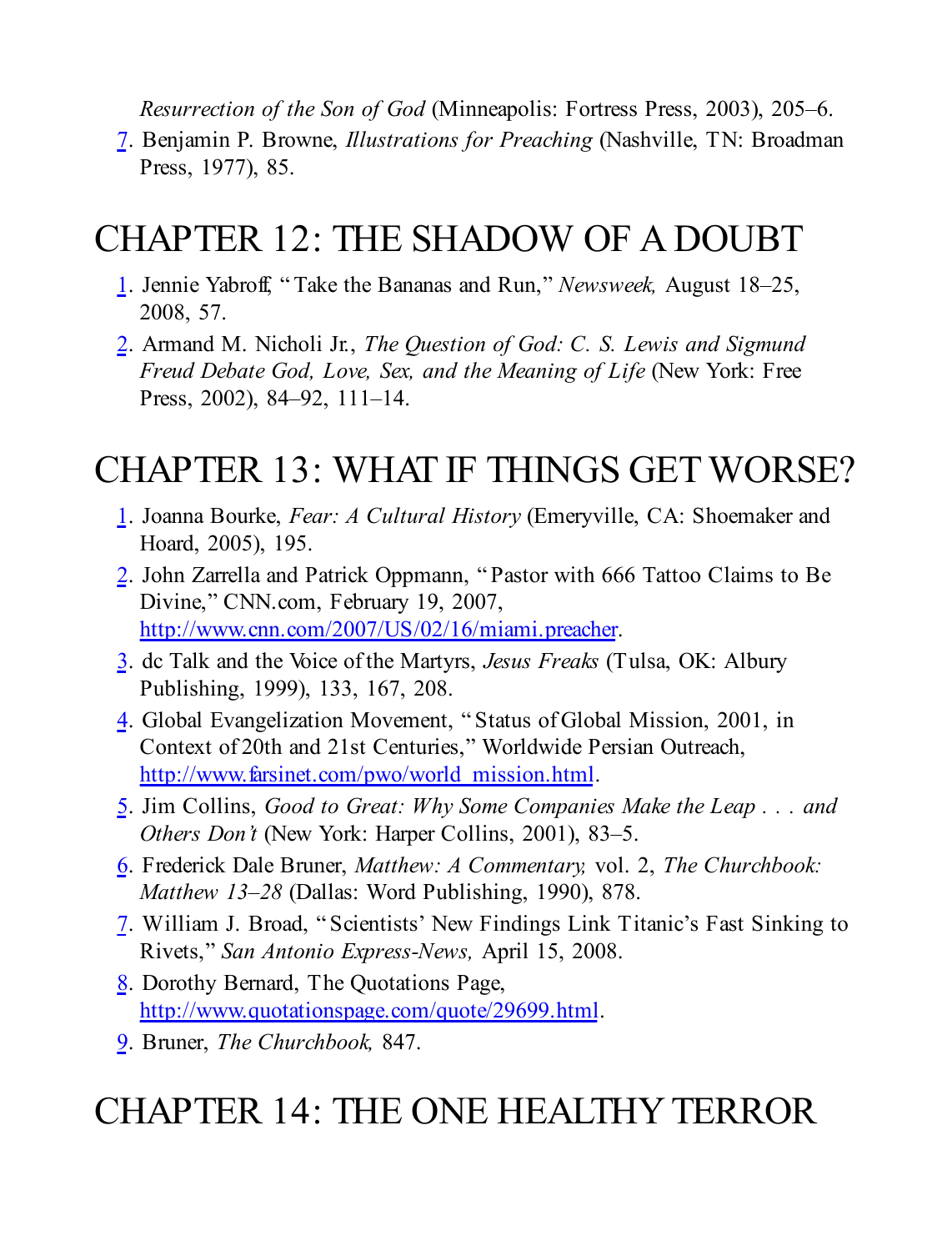*Resurrection of the Son of God* (Minneapolis: Fortress Press, 2003), 205–6.

7. Benjamin P. Browne, *Illustrations for Preaching* (Nashville, TN: Broadman Press, 1977), 85.

# CHAPTER 12: THE SHADOW OF A DOUBT

1. Jennie Yabroff, "Take the Bananas and Run," *Newsweek,* August 18–25, 2008, 57.
2. Armand M. Nicholi Jr., *The Question of God: C. S. Lewis and Sigmund Freud Debate God, Love, Sex, and the Meaning of Life* (New York: Free Press, 2002), 84–92, 111–14.

# CHAPTER 13: WHAT IF THINGS GET WORSE?

1. Joanna Bourke, *Fear: A Cultural History* (Emeryville, CA: Shoemaker and Hoard, 2005), 195.
2. John Zarrella and Patrick Oppmann, "Pastor with 666 Tattoo Claims to Be Divine," CNN.com, February 19, 2007, http://www.cnn.com/2007/US/02/16/miami.preacher.
3. dc Talk and the Voice of the Martyrs, *Jesus Freaks* (Tulsa, OK: Albury Publishing, 1999), 133, 167, 208.
4. Global Evangelization Movement, "Status of Global Mission, 2001, in Context of 20th and 21st Centuries," Worldwide Persian Outreach, http://www.farsinet.com/pwo/world_mission.html.
5. Jim Collins, *Good to Great: Why Some Companies Make the Leap . . . and Others Don't* (New York: Harper Collins, 2001), 83–5.
6. Frederick Dale Bruner, *Matthew: A Commentary,* vol. 2, *The Churchbook: Matthew 13–28* (Dallas: Word Publishing, 1990), 878.
7. William J. Broad, "Scientists' New Findings Link Titanic's Fast Sinking to Rivets," *San Antonio Express-News,* April 15, 2008.
8. Dorothy Bernard, The Quotations Page, http://www.quotationspage.com/quote/29699.html.
9. Bruner, *The Churchbook,* 847.

# CHAPTER 14: THE ONE HEALTHY TERROR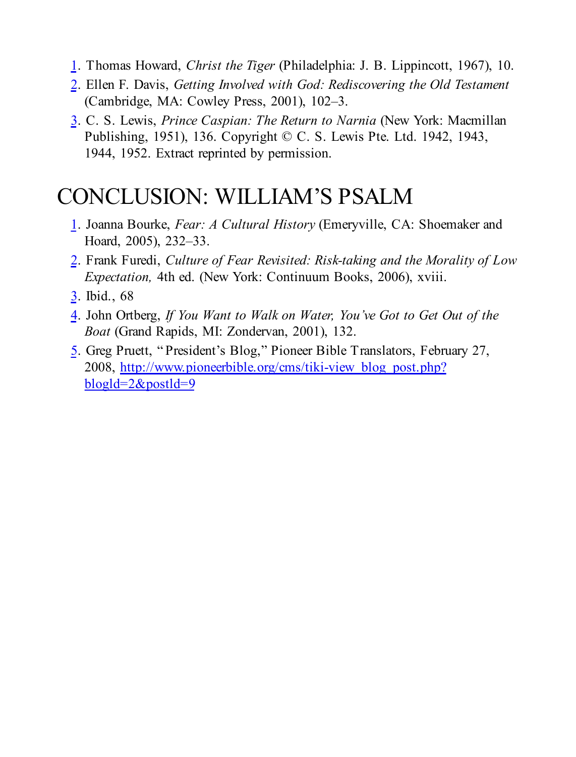1. Thomas Howard, *Christ the Tiger* (Philadelphia: J. B. Lippincott, 1967), 10.
2. Ellen F. Davis, *Getting Involved with God: Rediscovering the Old Testament* (Cambridge, MA: Cowley Press, 2001), 102–3.
3. C. S. Lewis, *Prince Caspian: The Return to Narnia* (New York: Macmillan Publishing, 1951), 136. Copyright © C. S. Lewis Pte. Ltd. 1942, 1943, 1944, 1952. Extract reprinted by permission.

# CONCLUSION: WILLIAM'S PSALM

1. Joanna Bourke, *Fear: A Cultural History* (Emeryville, CA: Shoemaker and Hoard, 2005), 232–33.
2. Frank Furedi, *Culture of Fear Revisited: Risk-taking and the Morality of Low Expectation,* 4th ed. (New York: Continuum Books, 2006), xviii.
3. Ibid., 68
4. John Ortberg, *If You Want to Walk on Water, You've Got to Get Out of the Boat* (Grand Rapids, MI: Zondervan, 2001), 132.
5. Greg Pruett, "President's Blog," Pioneer Bible Translators, February 27, 2008, http://www.pioneerbible.org/cms/tiki-view_blog_post.php?blogId=2&postId=9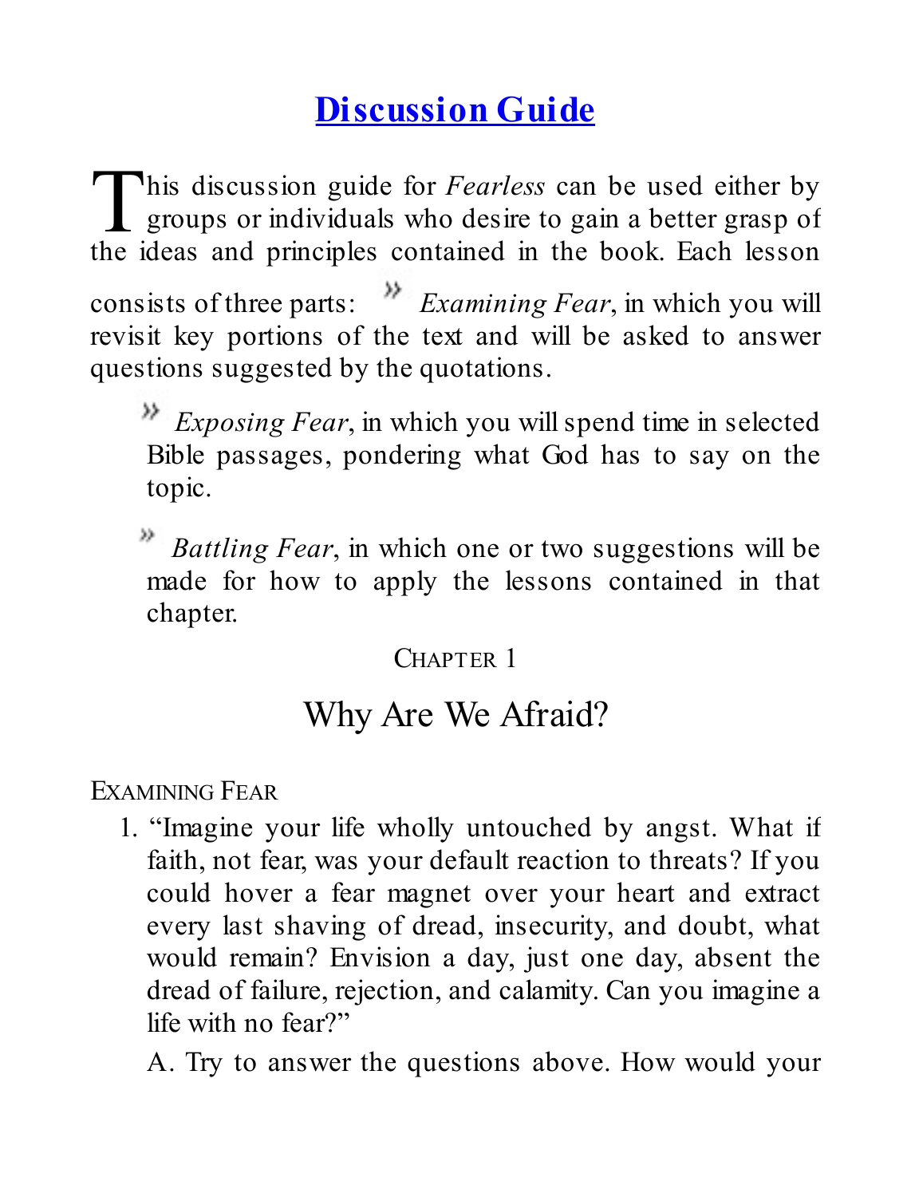# Discussion Guide

This discussion guide for *Fearless* can be used either by groups or individuals who desire to gain a better grasp of the ideas and principles contained in the book. Each lesson consists of three parts: » *Examining Fear*, in which you will revisit key portions of the text and will be asked to answer questions suggested by the quotations.

» *Exposing Fear*, in which you will spend time in selected Bible passages, pondering what God has to say on the topic.

» *Battling Fear*, in which one or two suggestions will be made for how to apply the lessons contained in that chapter.

CHAPTER 1

## Why Are We Afraid?

EXAMINING FEAR

1. "Imagine your life wholly untouched by angst. What if faith, not fear, was your default reaction to threats? If you could hover a fear magnet over your heart and extract every last shaving of dread, insecurity, and doubt, what would remain? Envision a day, just one day, absent the dread of failure, rejection, and calamity. Can you imagine a life with no fear?"

   A. Try to answer the questions above. How would your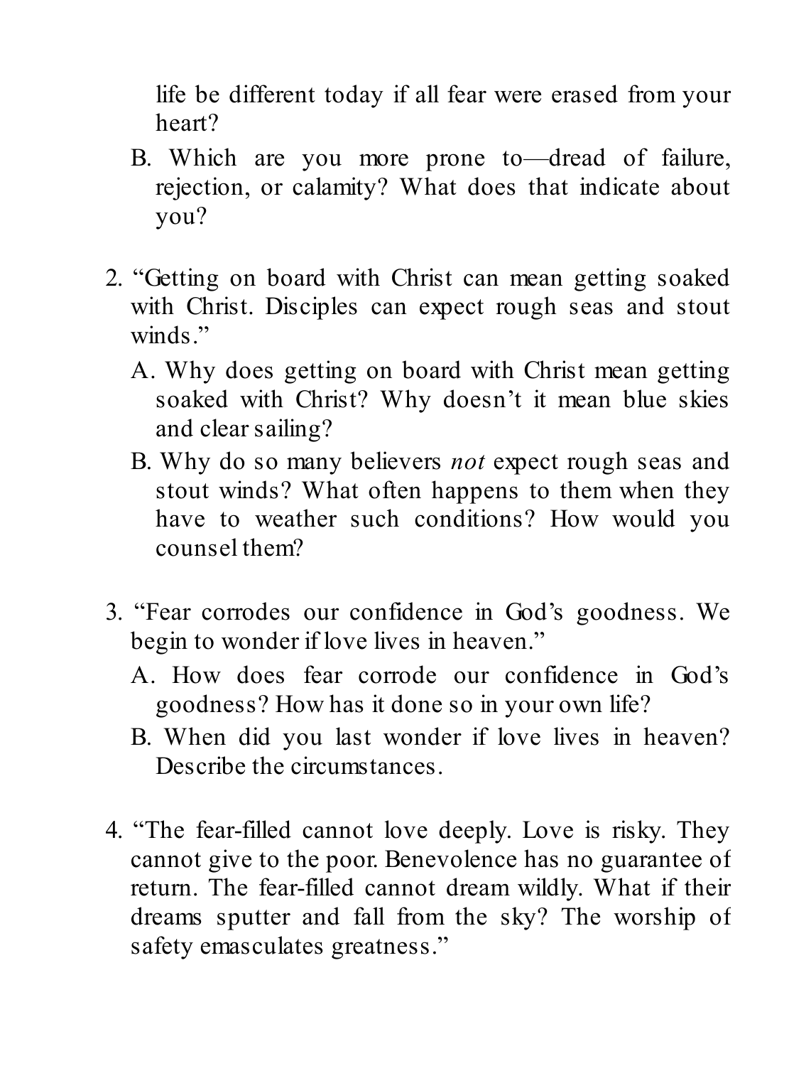life be different today if all fear were erased from your heart?

   B. Which are you more prone to—dread of failure, rejection, or calamity? What does that indicate about you?

2. "Getting on board with Christ can mean getting soaked with Christ. Disciples can expect rough seas and stout winds."

   A. Why does getting on board with Christ mean getting soaked with Christ? Why doesn't it mean blue skies and clear sailing?

   B. Why do so many believers *not* expect rough seas and stout winds? What often happens to them when they have to weather such conditions? How would you counsel them?

3. "Fear corrodes our confidence in God's goodness. We begin to wonder if love lives in heaven."

   A. How does fear corrode our confidence in God's goodness? How has it done so in your own life?

   B. When did you last wonder if love lives in heaven? Describe the circumstances.

4. "The fear-filled cannot love deeply. Love is risky. They cannot give to the poor. Benevolence has no guarantee of return. The fear-filled cannot dream wildly. What if their dreams sputter and fall from the sky? The worship of safety emasculates greatness."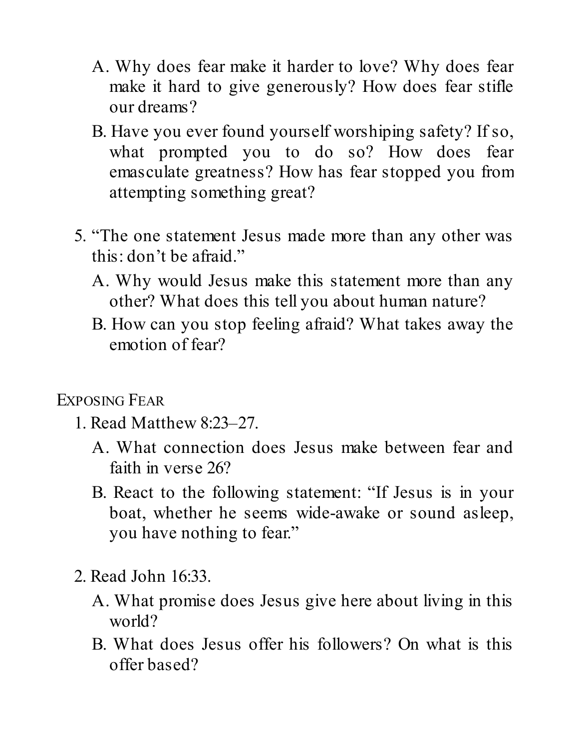- A. Why does fear make it harder to love? Why does fear make it hard to give generously? How does fear stifle our dreams?
- B. Have you ever found yourself worshiping safety? If so, what prompted you to do so? How does fear emasculate greatness? How has fear stopped you from attempting something great?

5. "The one statement Jesus made more than any other was this: don't be afraid."
   - A. Why would Jesus make this statement more than any other? What does this tell you about human nature?
   - B. How can you stop feeling afraid? What takes away the emotion of fear?

## Exposing Fear

1. Read Matthew 8:23–27.
   - A. What connection does Jesus make between fear and faith in verse 26?
   - B. React to the following statement: "If Jesus is in your boat, whether he seems wide-awake or sound asleep, you have nothing to fear."

2. Read John 16:33.
   - A. What promise does Jesus give here about living in this world?
   - B. What does Jesus offer his followers? On what is this offer based?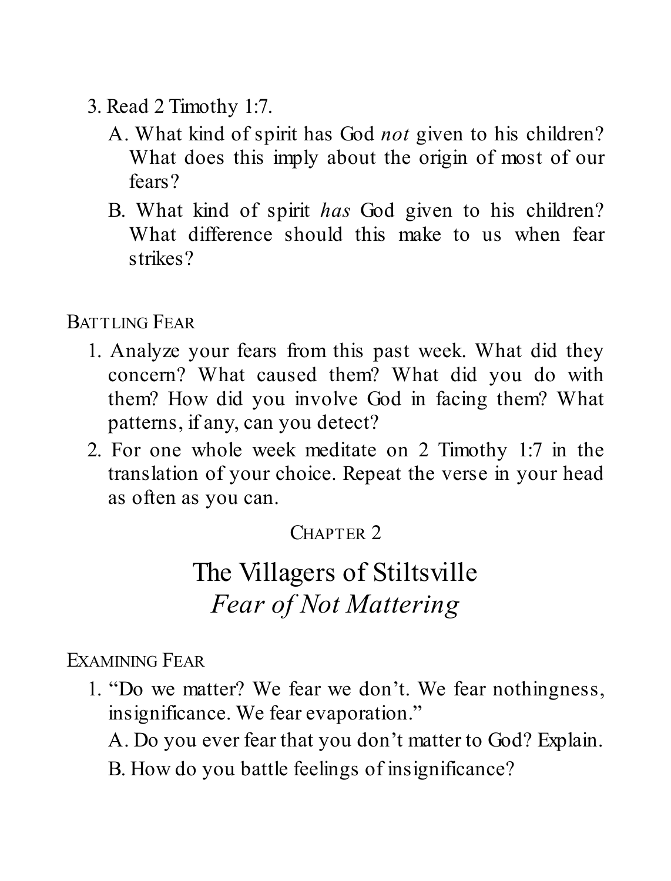3. Read 2 Timothy 1:7.
   A. What kind of spirit has God *not* given to his children? What does this imply about the origin of most of our fears?
   B. What kind of spirit *has* God given to his children? What difference should this make to us when fear strikes?

BATTLING FEAR

1. Analyze your fears from this past week. What did they concern? What caused them? What did you do with them? How did you involve God in facing them? What patterns, if any, can you detect?
2. For one whole week meditate on 2 Timothy 1:7 in the translation of your choice. Repeat the verse in your head as often as you can.

CHAPTER 2

## The Villagers of Stiltsville
## *Fear of Not Mattering*

EXAMINING FEAR

1. "Do we matter? We fear we don't. We fear nothingness, insignificance. We fear evaporation."
   A. Do you ever fear that you don't matter to God? Explain.
   B. How do you battle feelings of insignificance?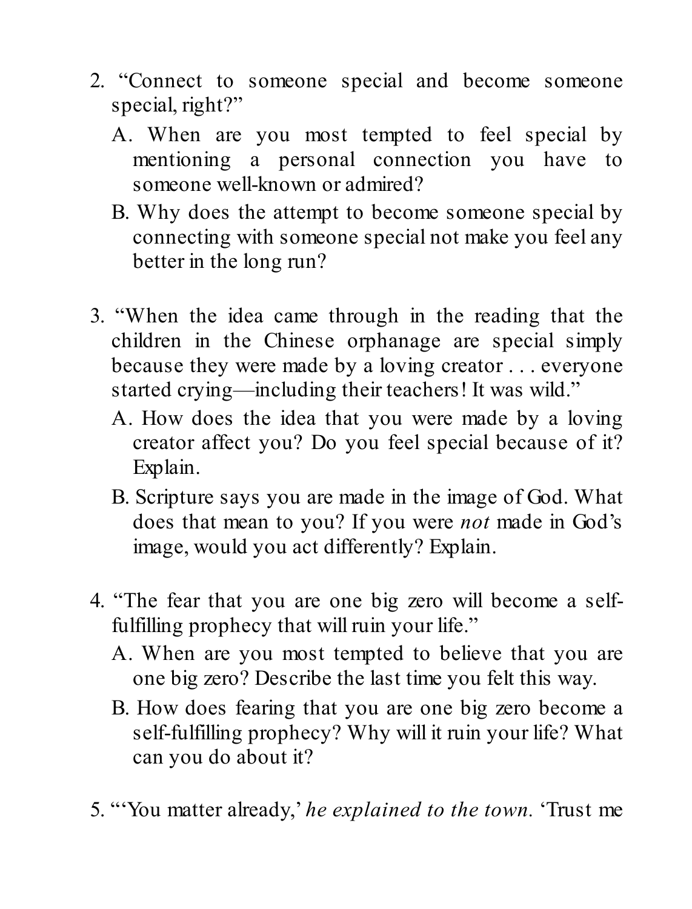2. "Connect to someone special and become someone special, right?"
   A. When are you most tempted to feel special by mentioning a personal connection you have to someone well-known or admired?
   B. Why does the attempt to become someone special by connecting with someone special not make you feel any better in the long run?

3. "When the idea came through in the reading that the children in the Chinese orphanage are special simply because they were made by a loving creator . . . everyone started crying—including their teachers! It was wild."
   A. How does the idea that you were made by a loving creator affect you? Do you feel special because of it? Explain.
   B. Scripture says you are made in the image of God. What does that mean to you? If you were *not* made in God's image, would you act differently? Explain.

4. "The fear that you are one big zero will become a self-fulfilling prophecy that will ruin your life."
   A. When are you most tempted to believe that you are one big zero? Describe the last time you felt this way.
   B. How does fearing that you are one big zero become a self-fulfilling prophecy? Why will it ruin your life? What can you do about it?

5. "'You matter already,' *he explained to the town.* 'Trust me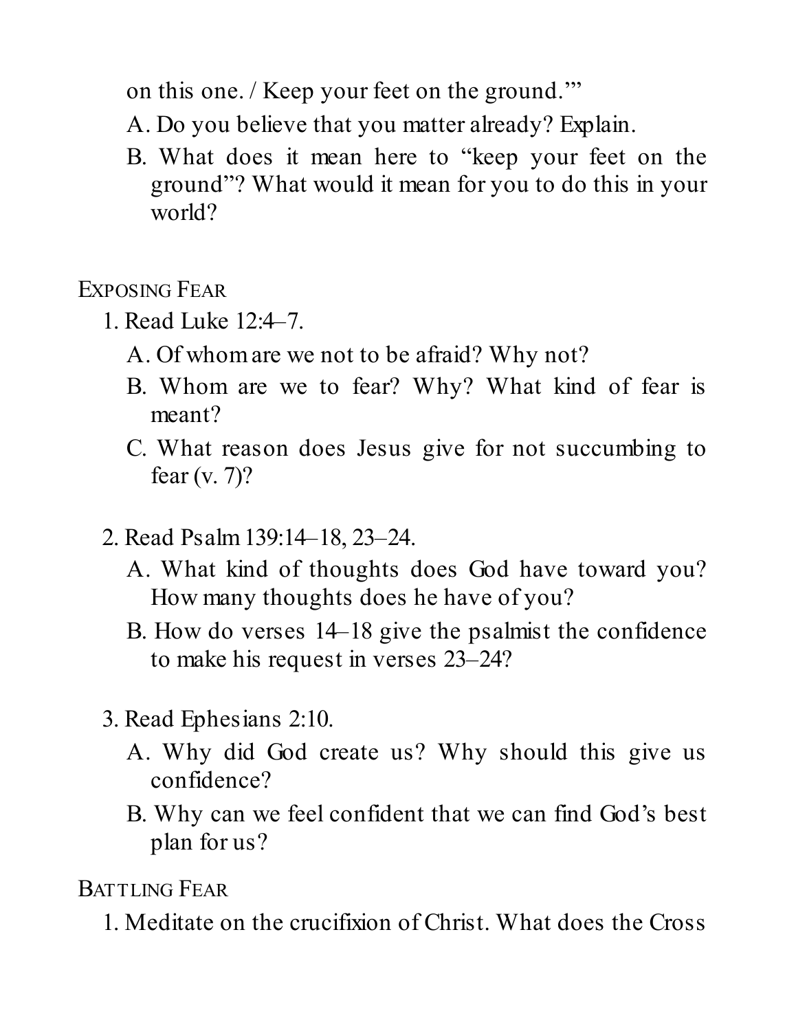on this one. / Keep your feet on the ground.'"

A. Do you believe that you matter already? Explain.

B. What does it mean here to "keep your feet on the ground"? What would it mean for you to do this in your world?

## Exposing Fear

1. Read Luke 12:4–7.
   - A. Of whom are we not to be afraid? Why not?
   - B. Whom are we to fear? Why? What kind of fear is meant?
   - C. What reason does Jesus give for not succumbing to fear (v. 7)?

2. Read Psalm 139:14–18, 23–24.
   - A. What kind of thoughts does God have toward you? How many thoughts does he have of you?
   - B. How do verses 14–18 give the psalmist the confidence to make his request in verses 23–24?

3. Read Ephesians 2:10.
   - A. Why did God create us? Why should this give us confidence?
   - B. Why can we feel confident that we can find God's best plan for us?

## Battling Fear

1. Meditate on the crucifixion of Christ. What does the Cross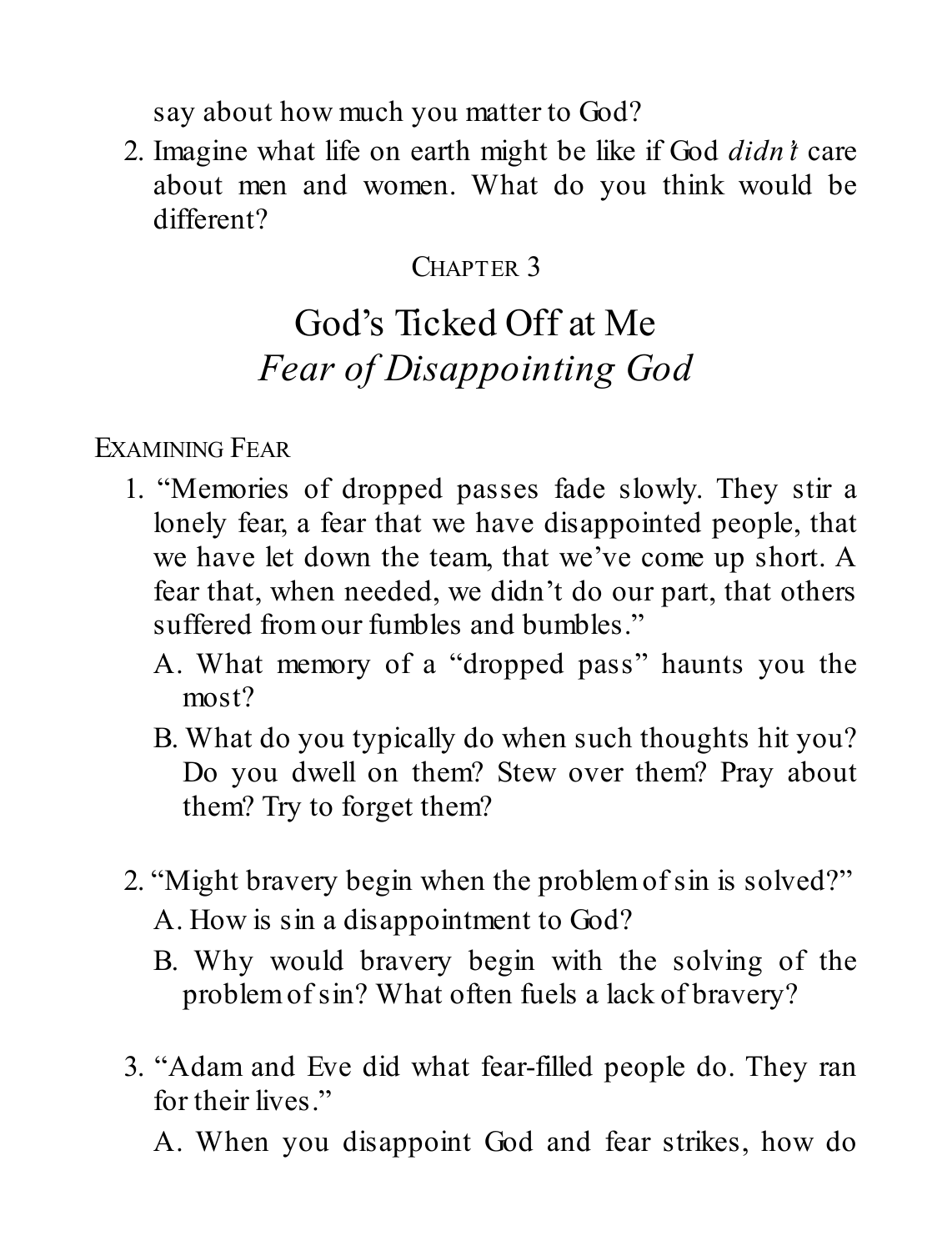say about how much you matter to God?

2. Imagine what life on earth might be like if God *didn't* care about men and women. What do you think would be different?

## Chapter 3

# God's Ticked Off at Me
## *Fear of Disappointing God*

### Examining Fear

1. "Memories of dropped passes fade slowly. They stir a lonely fear, a fear that we have disappointed people, that we have let down the team, that we've come up short. A fear that, when needed, we didn't do our part, that others suffered from our fumbles and bumbles."
   - A. What memory of a "dropped pass" haunts you the most?
   - B. What do you typically do when such thoughts hit you? Do you dwell on them? Stew over them? Pray about them? Try to forget them?

2. "Might bravery begin when the problem of sin is solved?"
   - A. How is sin a disappointment to God?
   - B. Why would bravery begin with the solving of the problem of sin? What often fuels a lack of bravery?

3. "Adam and Eve did what fear-filled people do. They ran for their lives."
   - A. When you disappoint God and fear strikes, how do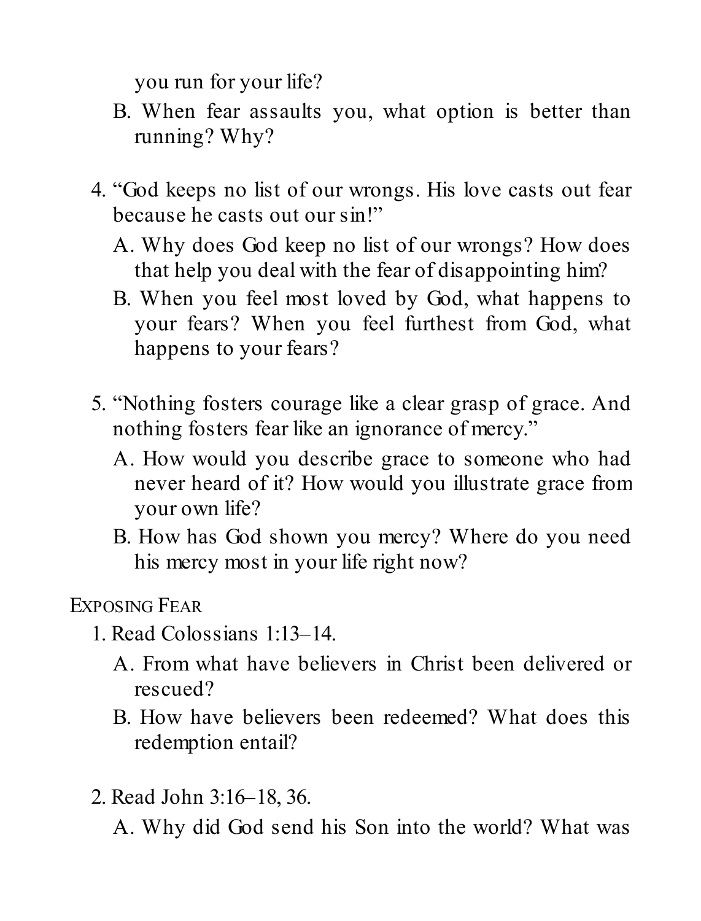you run for your life?

   B. When fear assaults you, what option is better than running? Why?

4. "God keeps no list of our wrongs. His love casts out fear because he casts out our sin!"
   A. Why does God keep no list of our wrongs? How does that help you deal with the fear of disappointing him?
   B. When you feel most loved by God, what happens to your fears? When you feel furthest from God, what happens to your fears?

5. "Nothing fosters courage like a clear grasp of grace. And nothing fosters fear like an ignorance of mercy."
   A. How would you describe grace to someone who had never heard of it? How would you illustrate grace from your own life?
   B. How has God shown you mercy? Where do you need his mercy most in your life right now?

### Exposing Fear

1. Read Colossians 1:13–14.
   A. From what have believers in Christ been delivered or rescued?
   B. How have believers been redeemed? What does this redemption entail?

2. Read John 3:16–18, 36.
   A. Why did God send his Son into the world? What was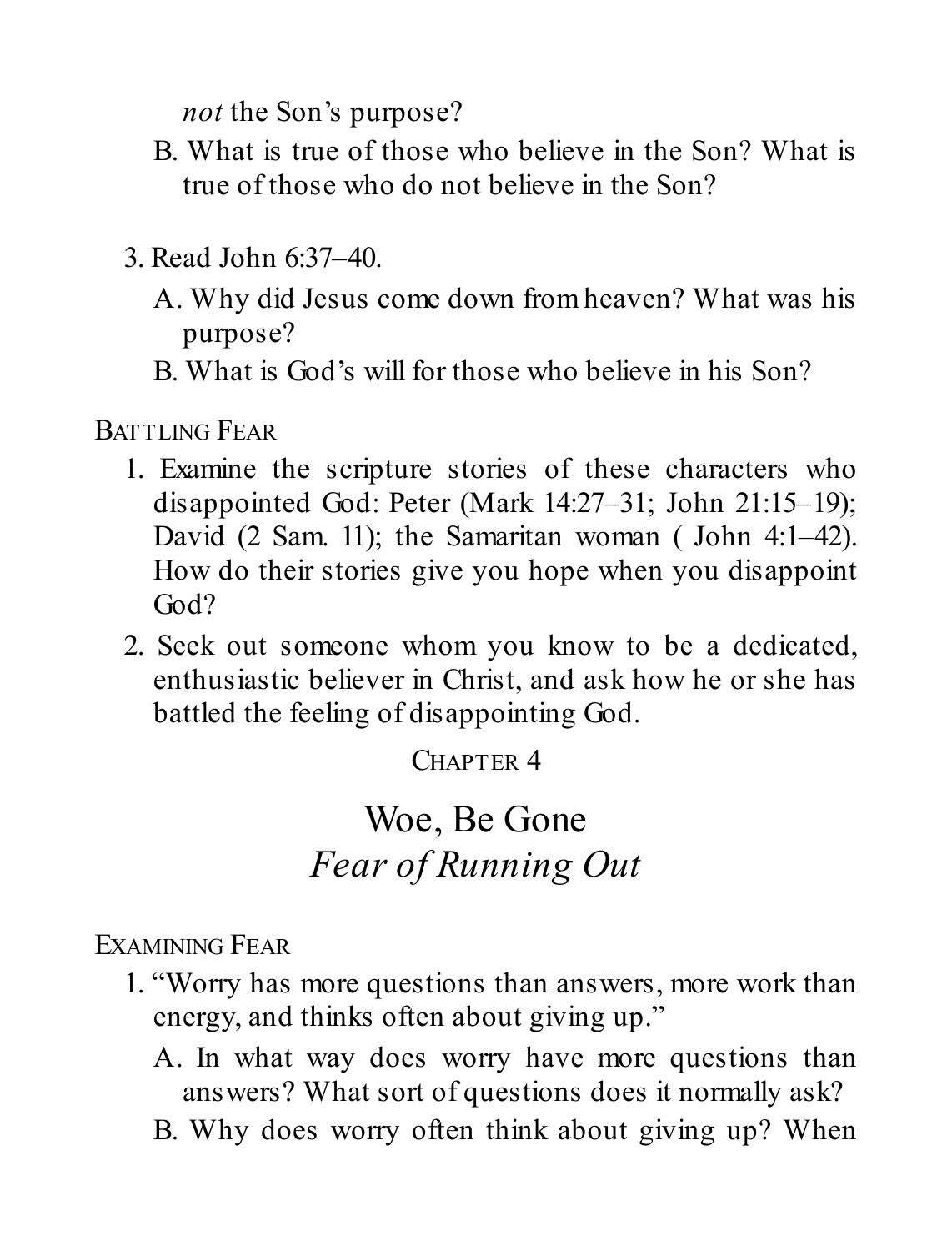*not* the Son's purpose?

   B. What is true of those who believe in the Son? What is true of those who do not believe in the Son?

3. Read John 6:37–40.
   A. Why did Jesus come down from heaven? What was his purpose?
   B. What is God's will for those who believe in his Son?

BATTLING FEAR

1. Examine the scripture stories of these characters who disappointed God: Peter (Mark 14:27–31; John 21:15–19); David (2 Sam. 11); the Samaritan woman ( John 4:1–42). How do their stories give you hope when you disappoint God?
2. Seek out someone whom you know to be a dedicated, enthusiastic believer in Christ, and ask how he or she has battled the feeling of disappointing God.

CHAPTER 4

# Woe, Be Gone
## *Fear of Running Out*

EXAMINING FEAR

1. "Worry has more questions than answers, more work than energy, and thinks often about giving up."
   A. In what way does worry have more questions than answers? What sort of questions does it normally ask?
   B. Why does worry often think about giving up? When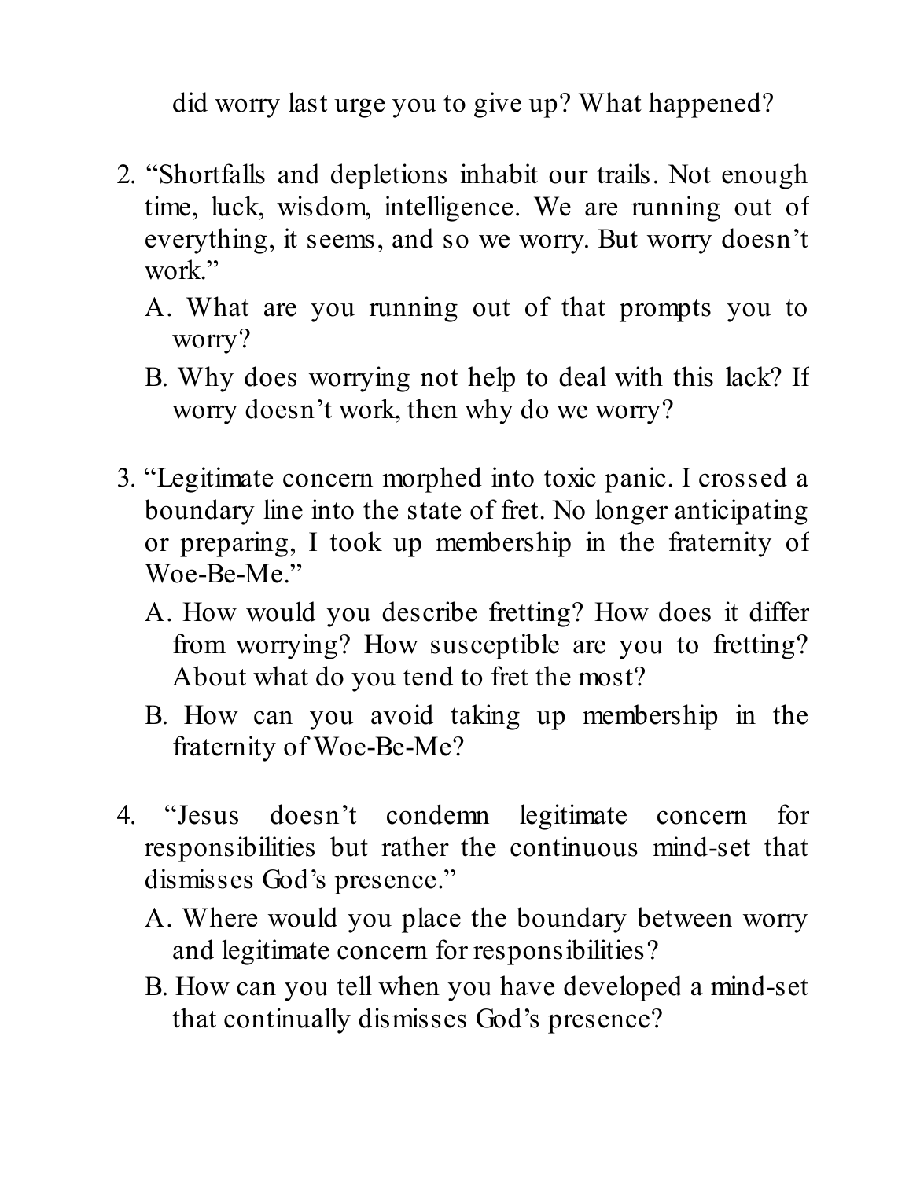did worry last urge you to give up? What happened?

2. "Shortfalls and depletions inhabit our trails. Not enough time, luck, wisdom, intelligence. We are running out of everything, it seems, and so we worry. But worry doesn't work."
   - A. What are you running out of that prompts you to worry?
   - B. Why does worrying not help to deal with this lack? If worry doesn't work, then why do we worry?

3. "Legitimate concern morphed into toxic panic. I crossed a boundary line into the state of fret. No longer anticipating or preparing, I took up membership in the fraternity of Woe-Be-Me."
   - A. How would you describe fretting? How does it differ from worrying? How susceptible are you to fretting? About what do you tend to fret the most?
   - B. How can you avoid taking up membership in the fraternity of Woe-Be-Me?

4. "Jesus doesn't condemn legitimate concern for responsibilities but rather the continuous mind-set that dismisses God's presence."
   - A. Where would you place the boundary between worry and legitimate concern for responsibilities?
   - B. How can you tell when you have developed a mind-set that continually dismisses God's presence?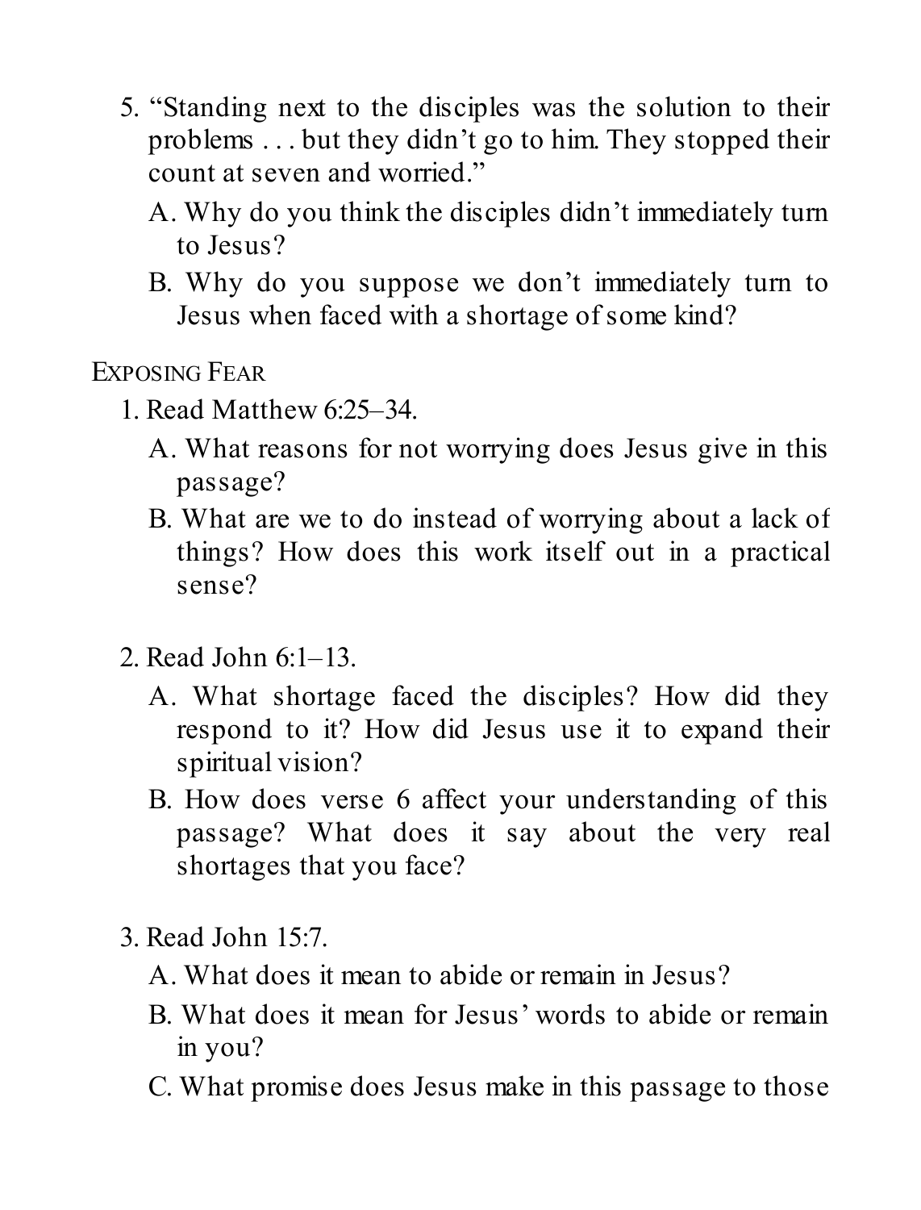5. "Standing next to the disciples was the solution to their problems . . . but they didn't go to him. They stopped their count at seven and worried."
   A. Why do you think the disciples didn't immediately turn to Jesus?
   B. Why do you suppose we don't immediately turn to Jesus when faced with a shortage of some kind?

## Exposing Fear

1. Read Matthew 6:25–34.
   A. What reasons for not worrying does Jesus give in this passage?
   B. What are we to do instead of worrying about a lack of things? How does this work itself out in a practical sense?

2. Read John 6:1–13.
   A. What shortage faced the disciples? How did they respond to it? How did Jesus use it to expand their spiritual vision?
   B. How does verse 6 affect your understanding of this passage? What does it say about the very real shortages that you face?

3. Read John 15:7.
   A. What does it mean to abide or remain in Jesus?
   B. What does it mean for Jesus' words to abide or remain in you?
   C. What promise does Jesus make in this passage to those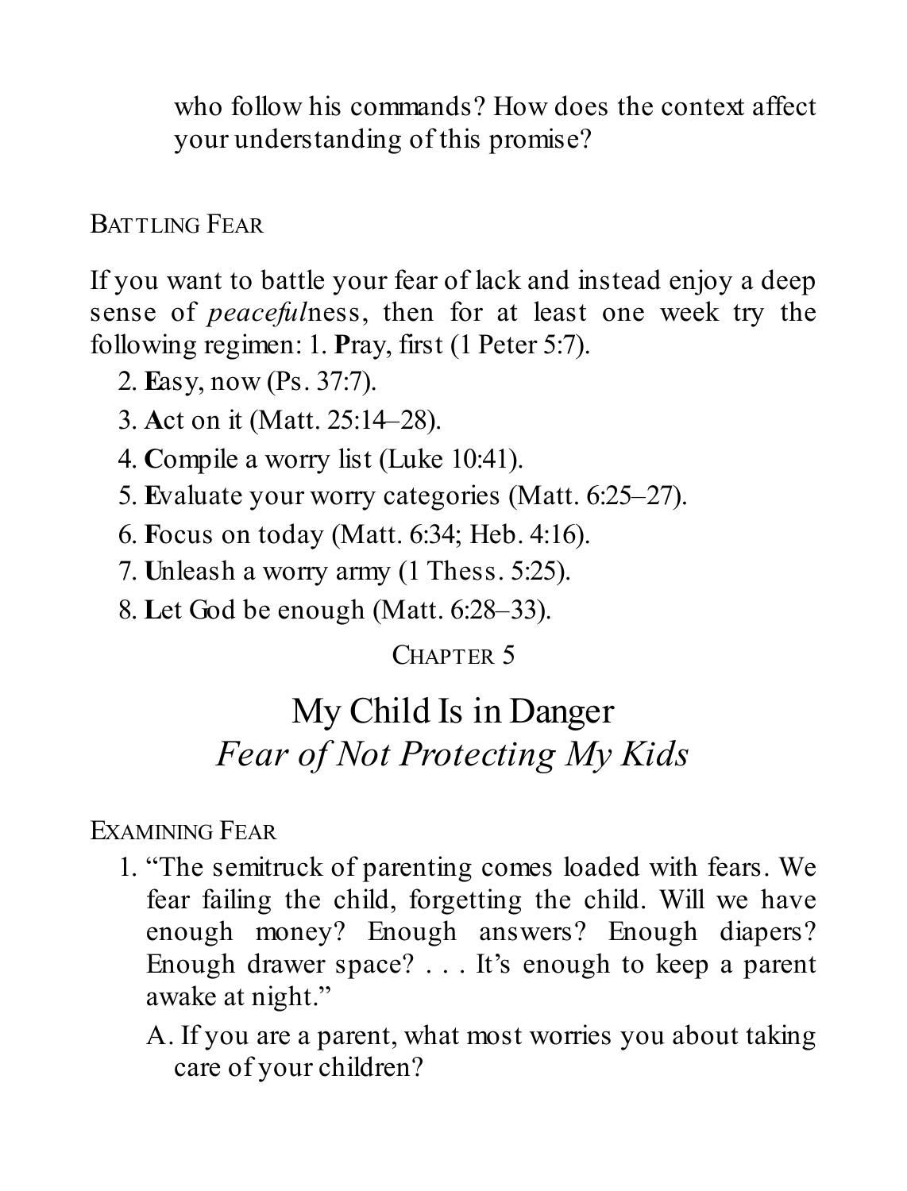who follow his commands? How does the context affect your understanding of this promise?

### Battling Fear

If you want to battle your fear of lack and instead enjoy a deep sense of *peaceful*ness, then for at least one week try the following regimen:

1. **P**ray, first (1 Peter 5:7).
2. **E**asy, now (Ps. 37:7).
3. **A**ct on it (Matt. 25:14–28).
4. **C**ompile a worry list (Luke 10:41).
5. **E**valuate your worry categories (Matt. 6:25–27).
6. **F**ocus on today (Matt. 6:34; Heb. 4:16).
7. **U**nleash a worry army (1 Thess. 5:25).
8. **L**et God be enough (Matt. 6:28–33).

## Chapter 5

# My Child Is in Danger
## *Fear of Not Protecting My Kids*

### Examining Fear

1. "The semitruck of parenting comes loaded with fears. We fear failing the child, forgetting the child. Will we have enough money? Enough answers? Enough diapers? Enough drawer space? . . . It's enough to keep a parent awake at night."

   A. If you are a parent, what most worries you about taking care of your children?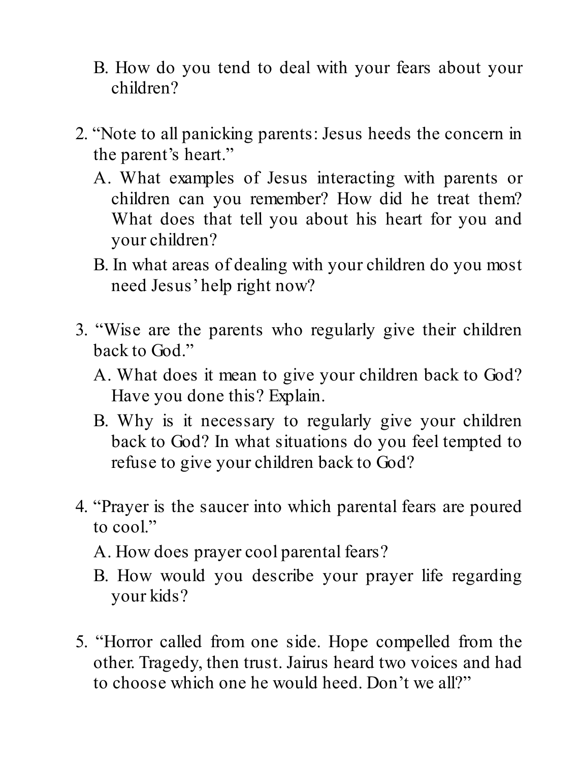B. How do you tend to deal with your fears about your children?

2. "Note to all panicking parents: Jesus heeds the concern in the parent's heart."

   A. What examples of Jesus interacting with parents or children can you remember? How did he treat them? What does that tell you about his heart for you and your children?

   B. In what areas of dealing with your children do you most need Jesus' help right now?

3. "Wise are the parents who regularly give their children back to God."

   A. What does it mean to give your children back to God? Have you done this? Explain.

   B. Why is it necessary to regularly give your children back to God? In what situations do you feel tempted to refuse to give your children back to God?

4. "Prayer is the saucer into which parental fears are poured to cool."

   A. How does prayer cool parental fears?

   B. How would you describe your prayer life regarding your kids?

5. "Horror called from one side. Hope compelled from the other. Tragedy, then trust. Jairus heard two voices and had to choose which one he would heed. Don't we all?"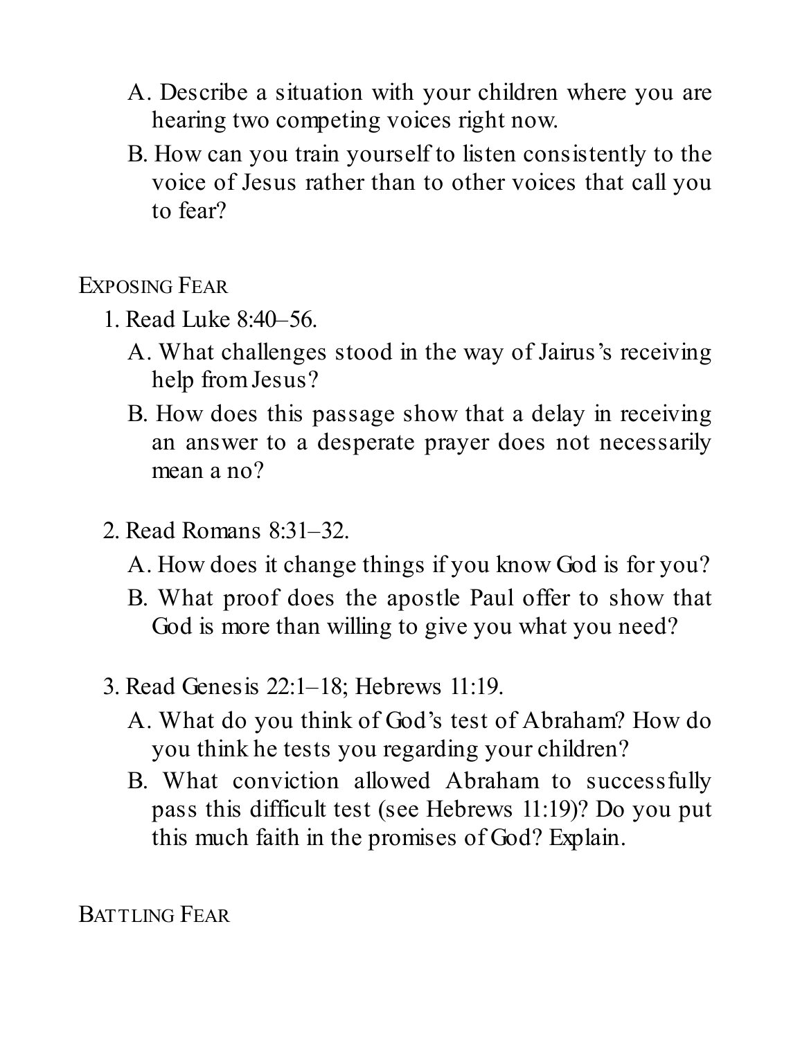A. Describe a situation with your children where you are hearing two competing voices right now.
   B. How can you train yourself to listen consistently to the voice of Jesus rather than to other voices that call you to fear?

## Exposing Fear

1. Read Luke 8:40–56.
   A. What challenges stood in the way of Jairus's receiving help from Jesus?
   B. How does this passage show that a delay in receiving an answer to a desperate prayer does not necessarily mean a no?

2. Read Romans 8:31–32.
   A. How does it change things if you know God is for you?
   B. What proof does the apostle Paul offer to show that God is more than willing to give you what you need?

3. Read Genesis 22:1–18; Hebrews 11:19.
   A. What do you think of God's test of Abraham? How do you think he tests you regarding your children?
   B. What conviction allowed Abraham to successfully pass this difficult test (see Hebrews 11:19)? Do you put this much faith in the promises of God? Explain.

## Battling Fear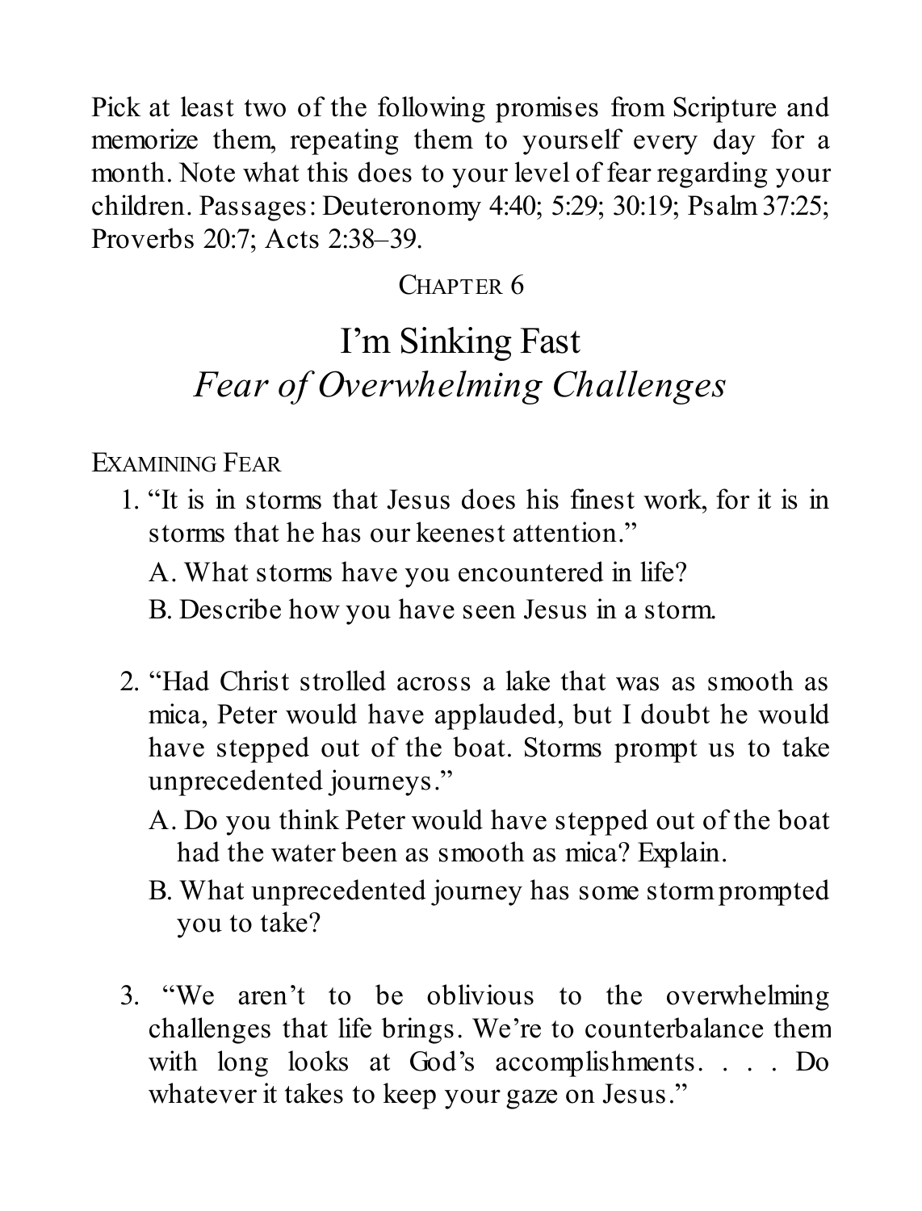Pick at least two of the following promises from Scripture and memorize them, repeating them to yourself every day for a month. Note what this does to your level of fear regarding your children. Passages: Deuteronomy 4:40; 5:29; 30:19; Psalm 37:25; Proverbs 20:7; Acts 2:38–39.

## CHAPTER 6

# I'm Sinking Fast
## *Fear of Overwhelming Challenges*

EXAMINING FEAR

1. "It is in storms that Jesus does his finest work, for it is in storms that he has our keenest attention."
   - A. What storms have you encountered in life?
   - B. Describe how you have seen Jesus in a storm.

2. "Had Christ strolled across a lake that was as smooth as mica, Peter would have applauded, but I doubt he would have stepped out of the boat. Storms prompt us to take unprecedented journeys."
   - A. Do you think Peter would have stepped out of the boat had the water been as smooth as mica? Explain.
   - B. What unprecedented journey has some storm prompted you to take?

3. "We aren't to be oblivious to the overwhelming challenges that life brings. We're to counterbalance them with long looks at God's accomplishments. . . . Do whatever it takes to keep your gaze on Jesus."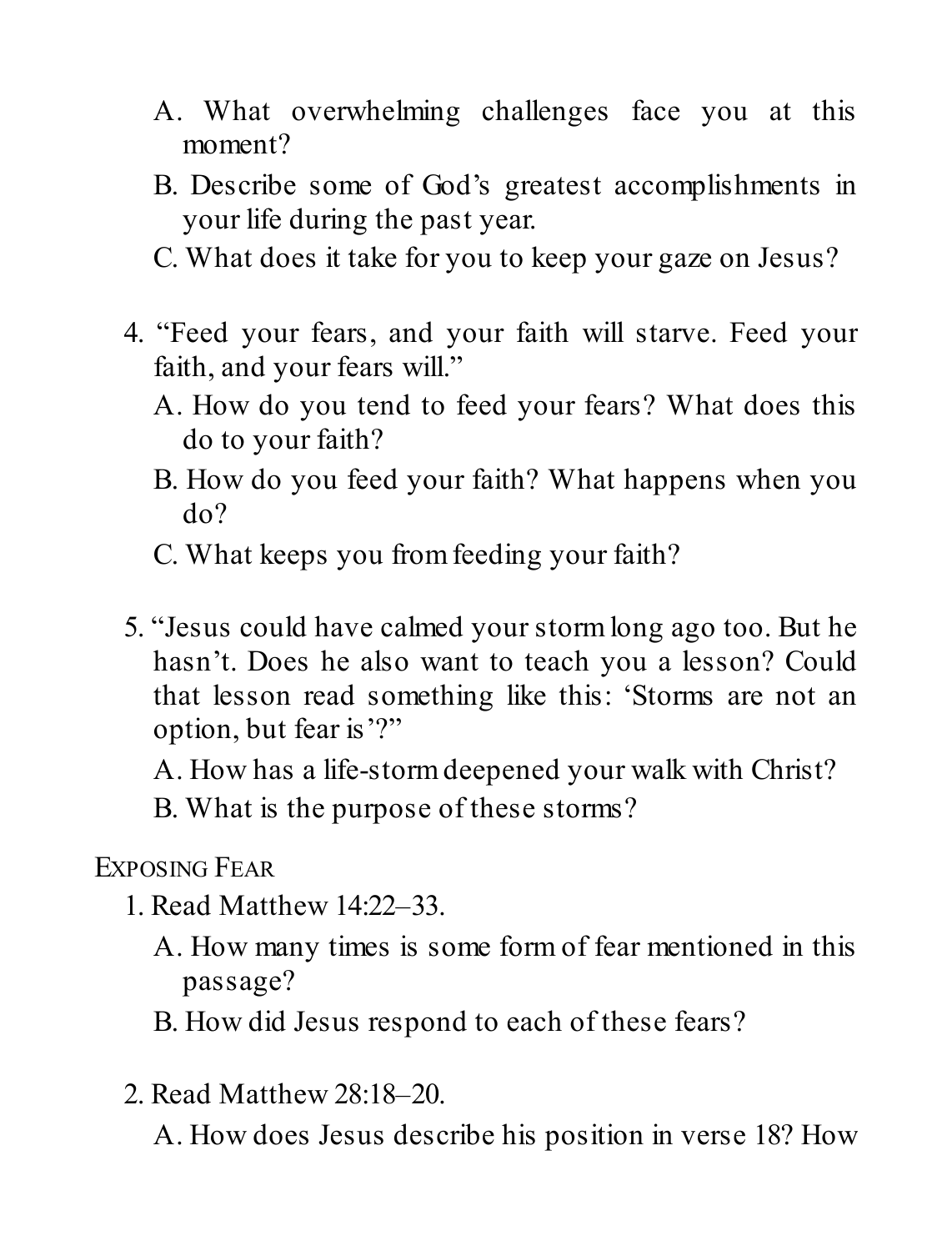A. What overwhelming challenges face you at this moment?

   B. Describe some of God's greatest accomplishments in your life during the past year.

   C. What does it take for you to keep your gaze on Jesus?

4. "Feed your fears, and your faith will starve. Feed your faith, and your fears will."

   A. How do you tend to feed your fears? What does this do to your faith?

   B. How do you feed your faith? What happens when you do?

   C. What keeps you from feeding your faith?

5. "Jesus could have calmed your storm long ago too. But he hasn't. Does he also want to teach you a lesson? Could that lesson read something like this: 'Storms are not an option, but fear is'?"

   A. How has a life-storm deepened your walk with Christ?

   B. What is the purpose of these storms?

## Exposing Fear

1. Read Matthew 14:22–33.

   A. How many times is some form of fear mentioned in this passage?

   B. How did Jesus respond to each of these fears?

2. Read Matthew 28:18–20.

   A. How does Jesus describe his position in verse 18? How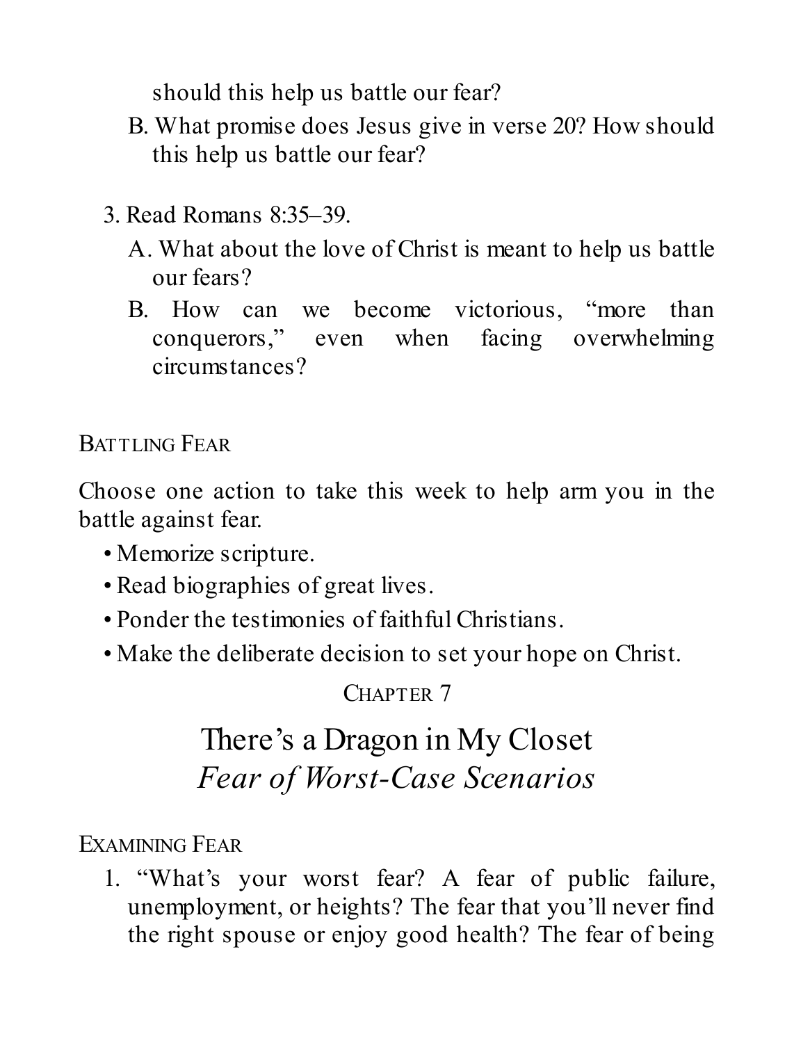should this help us battle our fear?

B. What promise does Jesus give in verse 20? How should this help us battle our fear?

3. Read Romans 8:35–39.

   A. What about the love of Christ is meant to help us battle our fears?

   B. How can we become victorious, "more than conquerors," even when facing overwhelming circumstances?

### Battling Fear

Choose one action to take this week to help arm you in the battle against fear.

- Memorize scripture.
- Read biographies of great lives.
- Ponder the testimonies of faithful Christians.
- Make the deliberate decision to set your hope on Christ.

## Chapter 7

## There's a Dragon in My Closet
## *Fear of Worst-Case Scenarios*

### Examining Fear

1. "What's your worst fear? A fear of public failure, unemployment, or heights? The fear that you'll never find the right spouse or enjoy good health? The fear of being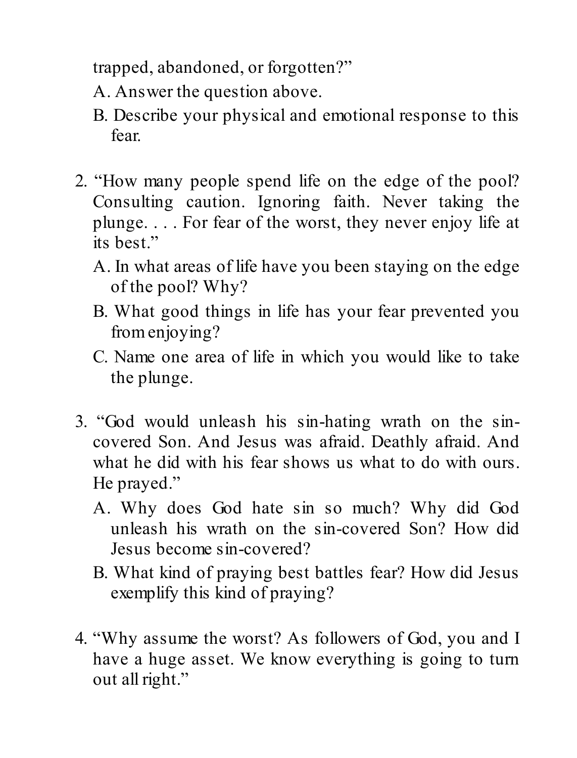trapped, abandoned, or forgotten?"

A. Answer the question above.

B. Describe your physical and emotional response to this fear.

2. "How many people spend life on the edge of the pool? Consulting caution. Ignoring faith. Never taking the plunge. . . . For fear of the worst, they never enjoy life at its best."

   A. In what areas of life have you been staying on the edge of the pool? Why?

   B. What good things in life has your fear prevented you from enjoying?

   C. Name one area of life in which you would like to take the plunge.

3. "God would unleash his sin-hating wrath on the sin-covered Son. And Jesus was afraid. Deathly afraid. And what he did with his fear shows us what to do with ours. He prayed."

   A. Why does God hate sin so much? Why did God unleash his wrath on the sin-covered Son? How did Jesus become sin-covered?

   B. What kind of praying best battles fear? How did Jesus exemplify this kind of praying?

4. "Why assume the worst? As followers of God, you and I have a huge asset. We know everything is going to turn out all right."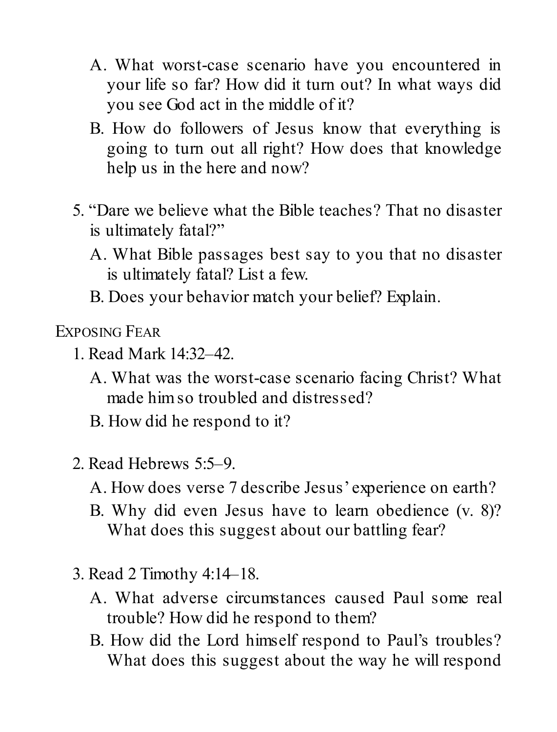A. What worst-case scenario have you encountered in your life so far? How did it turn out? In what ways did you see God act in the middle of it?

B. How do followers of Jesus know that everything is going to turn out all right? How does that knowledge help us in the here and now?

5. "Dare we believe what the Bible teaches? That no disaster is ultimately fatal?"

   A. What Bible passages best say to you that no disaster is ultimately fatal? List a few.

   B. Does your behavior match your belief? Explain.

### Exposing Fear

1. Read Mark 14:32–42.

   A. What was the worst-case scenario facing Christ? What made him so troubled and distressed?

   B. How did he respond to it?

2. Read Hebrews 5:5–9.

   A. How does verse 7 describe Jesus' experience on earth?

   B. Why did even Jesus have to learn obedience (v. 8)? What does this suggest about our battling fear?

3. Read 2 Timothy 4:14–18.

   A. What adverse circumstances caused Paul some real trouble? How did he respond to them?

   B. How did the Lord himself respond to Paul's troubles? What does this suggest about the way he will respond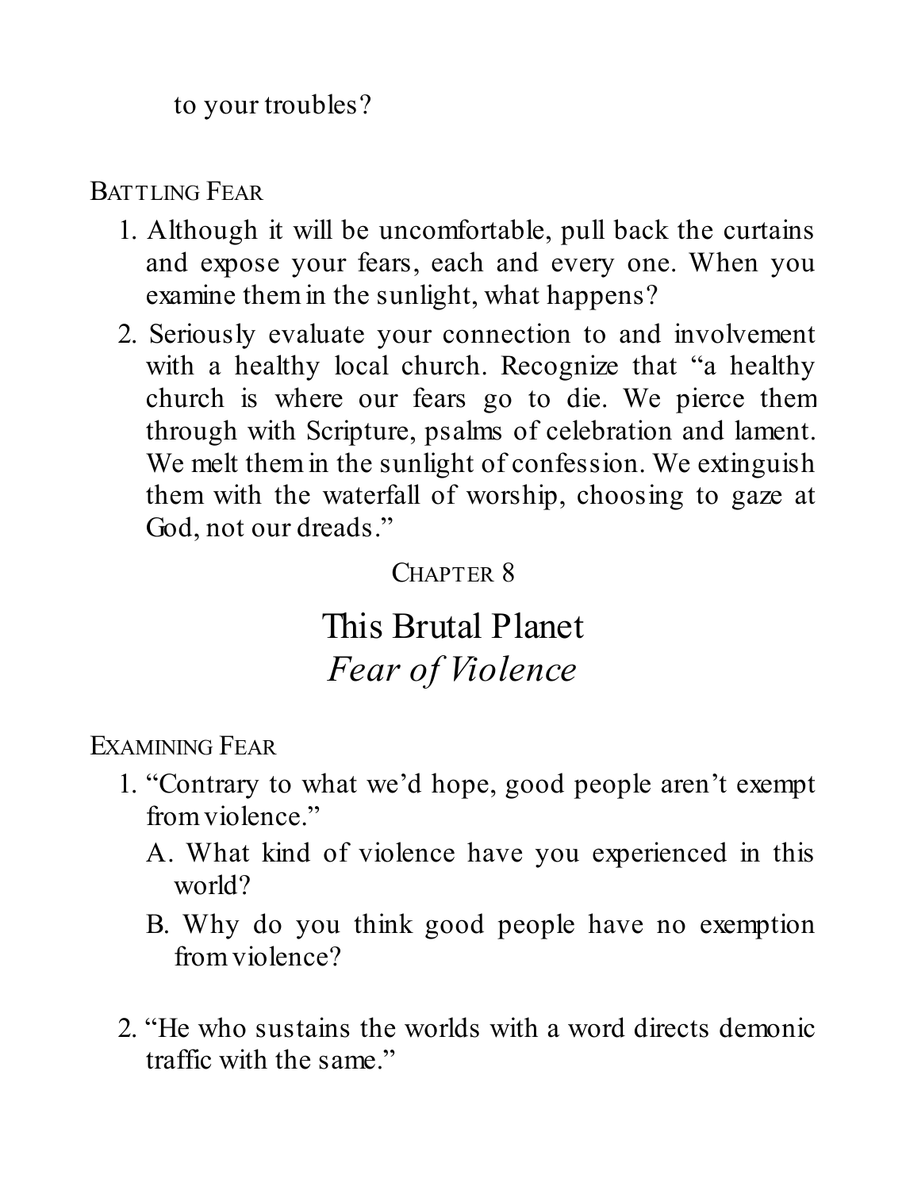to your troubles?

BATTLING FEAR

1. Although it will be uncomfortable, pull back the curtains and expose your fears, each and every one. When you examine them in the sunlight, what happens?
2. Seriously evaluate your connection to and involvement with a healthy local church. Recognize that "a healthy church is where our fears go to die. We pierce them through with Scripture, psalms of celebration and lament. We melt them in the sunlight of confession. We extinguish them with the waterfall of worship, choosing to gaze at God, not our dreads."

CHAPTER 8

# This Brutal Planet
## *Fear of Violence*

EXAMINING FEAR

1. "Contrary to what we'd hope, good people aren't exempt from violence."
   A. What kind of violence have you experienced in this world?
   B. Why do you think good people have no exemption from violence?

2. "He who sustains the worlds with a word directs demonic traffic with the same."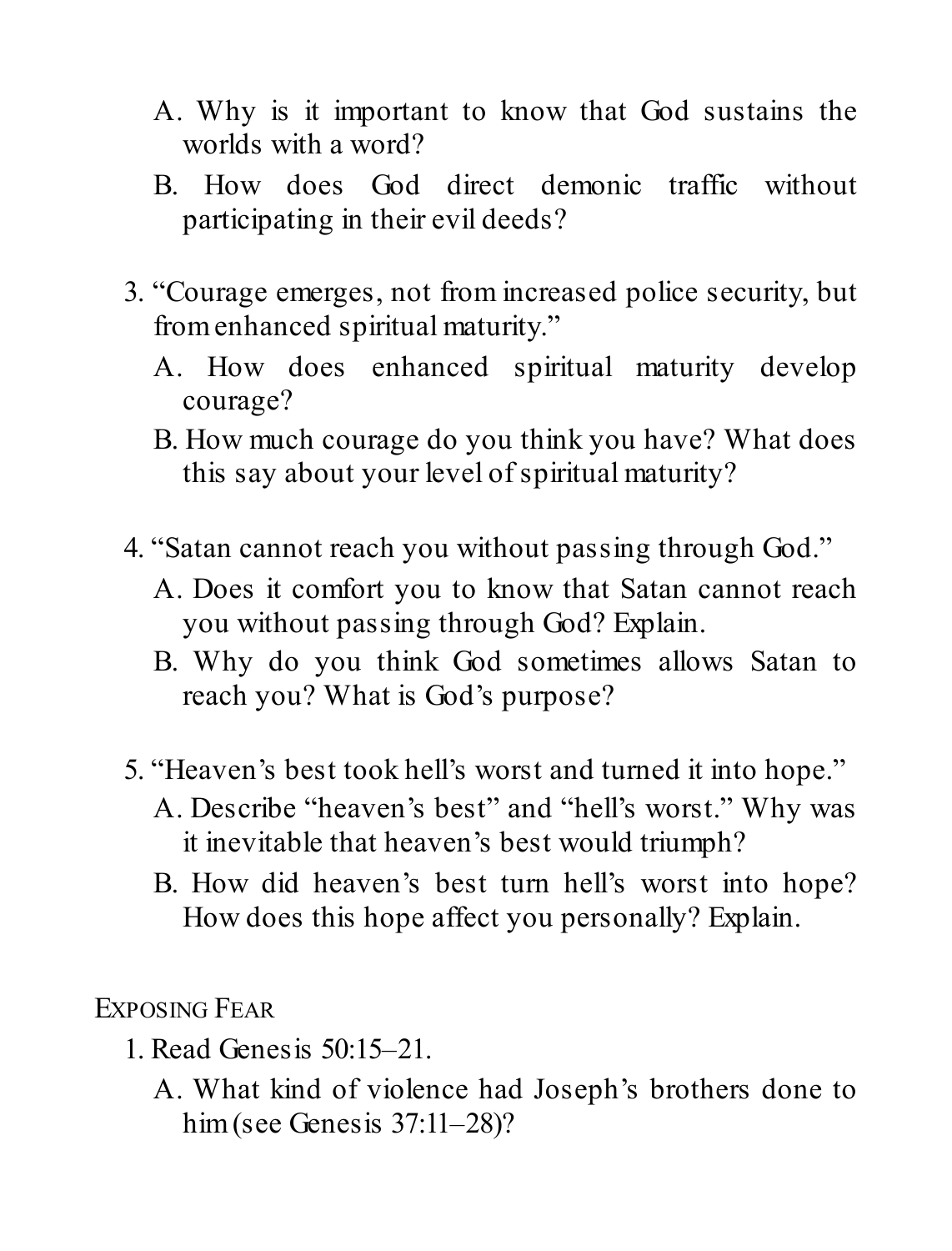A. Why is it important to know that God sustains the worlds with a word?

B. How does God direct demonic traffic without participating in their evil deeds?

3. "Courage emerges, not from increased police security, but from enhanced spiritual maturity."

   A. How does enhanced spiritual maturity develop courage?

   B. How much courage do you think you have? What does this say about your level of spiritual maturity?

4. "Satan cannot reach you without passing through God."

   A. Does it comfort you to know that Satan cannot reach you without passing through God? Explain.

   B. Why do you think God sometimes allows Satan to reach you? What is God's purpose?

5. "Heaven's best took hell's worst and turned it into hope."

   A. Describe "heaven's best" and "hell's worst." Why was it inevitable that heaven's best would triumph?

   B. How did heaven's best turn hell's worst into hope? How does this hope affect you personally? Explain.

## Exposing Fear

1. Read Genesis 50:15–21.

   A. What kind of violence had Joseph's brothers done to him (see Genesis 37:11–28)?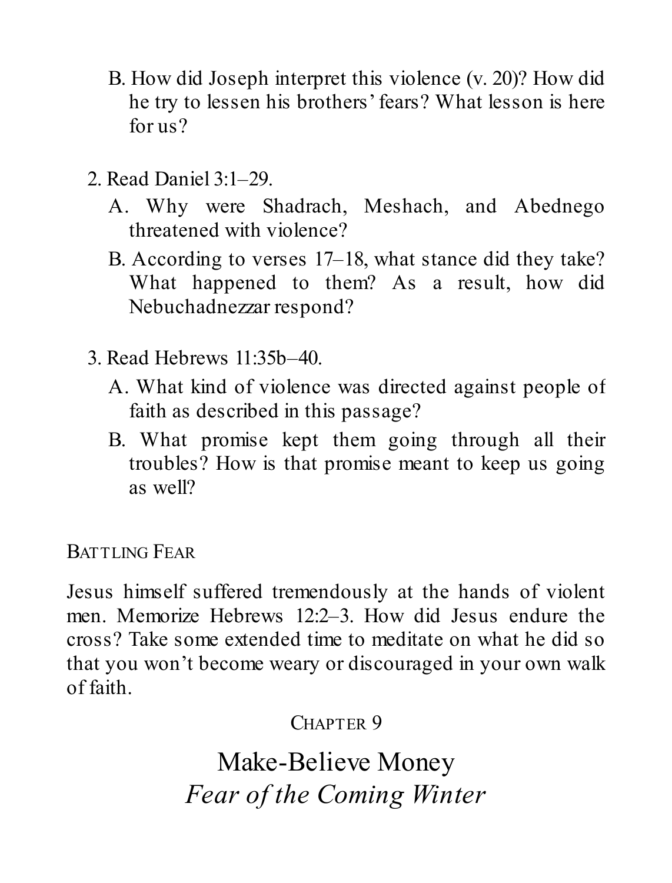B. How did Joseph interpret this violence (v. 20)? How did he try to lessen his brothers' fears? What lesson is here for us?

2. Read Daniel 3:1–29.
   A. Why were Shadrach, Meshach, and Abednego threatened with violence?
   B. According to verses 17–18, what stance did they take? What happened to them? As a result, how did Nebuchadnezzar respond?

3. Read Hebrews 11:35b–40.
   A. What kind of violence was directed against people of faith as described in this passage?
   B. What promise kept them going through all their troubles? How is that promise meant to keep us going as well?

### Battling Fear

Jesus himself suffered tremendously at the hands of violent men. Memorize Hebrews 12:2–3. How did Jesus endure the cross? Take some extended time to meditate on what he did so that you won't become weary or discouraged in your own walk of faith.

# Chapter 9

# Make-Believe Money

## *Fear of the Coming Winter*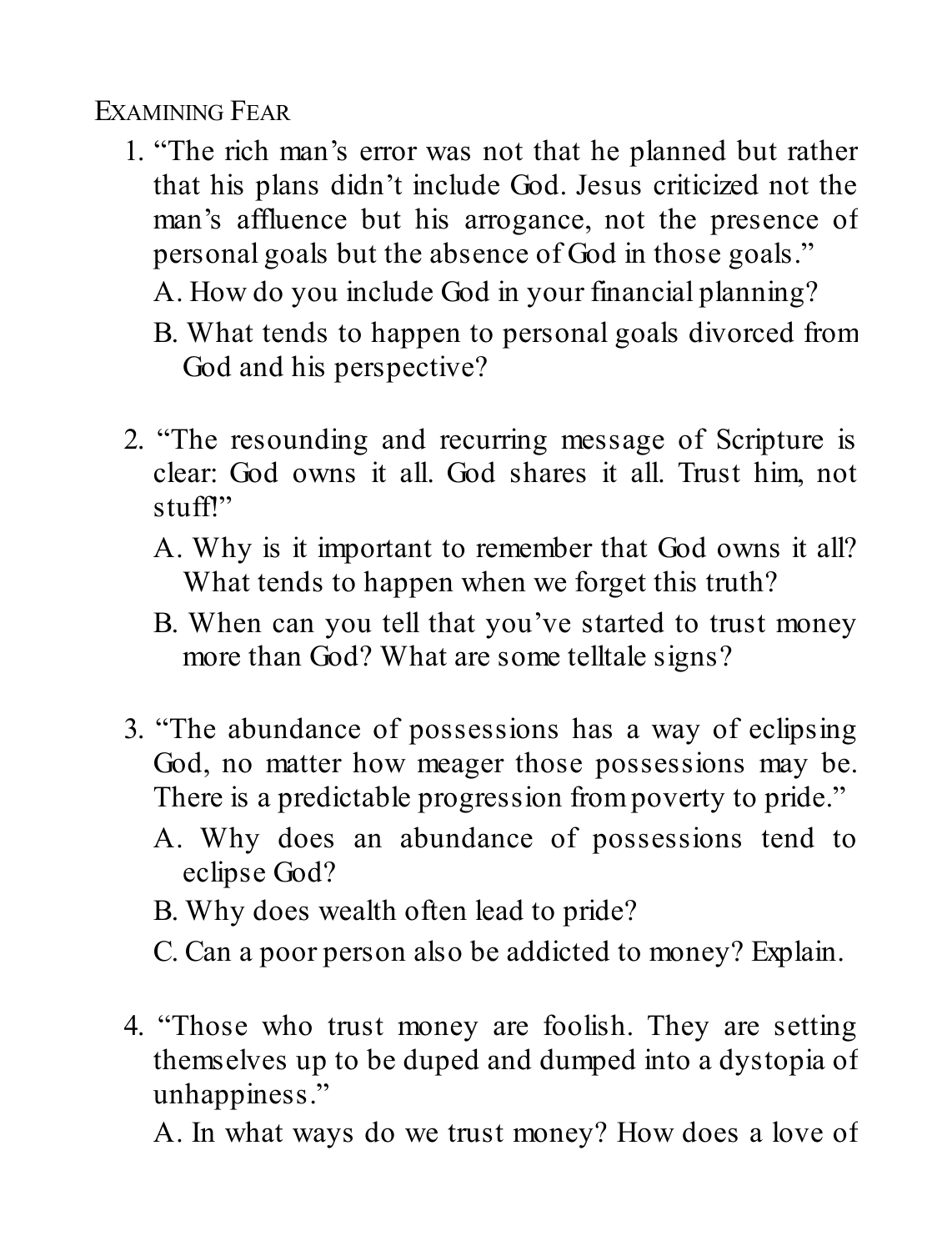## Examining Fear

1. "The rich man's error was not that he planned but rather that his plans didn't include God. Jesus criticized not the man's affluence but his arrogance, not the presence of personal goals but the absence of God in those goals."

   A. How do you include God in your financial planning?

   B. What tends to happen to personal goals divorced from God and his perspective?

2. "The resounding and recurring message of Scripture is clear: God owns it all. God shares it all. Trust him, not stuff!"

   A. Why is it important to remember that God owns it all? What tends to happen when we forget this truth?

   B. When can you tell that you've started to trust money more than God? What are some telltale signs?

3. "The abundance of possessions has a way of eclipsing God, no matter how meager those possessions may be. There is a predictable progression from poverty to pride."

   A. Why does an abundance of possessions tend to eclipse God?

   B. Why does wealth often lead to pride?

   C. Can a poor person also be addicted to money? Explain.

4. "Those who trust money are foolish. They are setting themselves up to be duped and dumped into a dystopia of unhappiness."

   A. In what ways do we trust money? How does a love of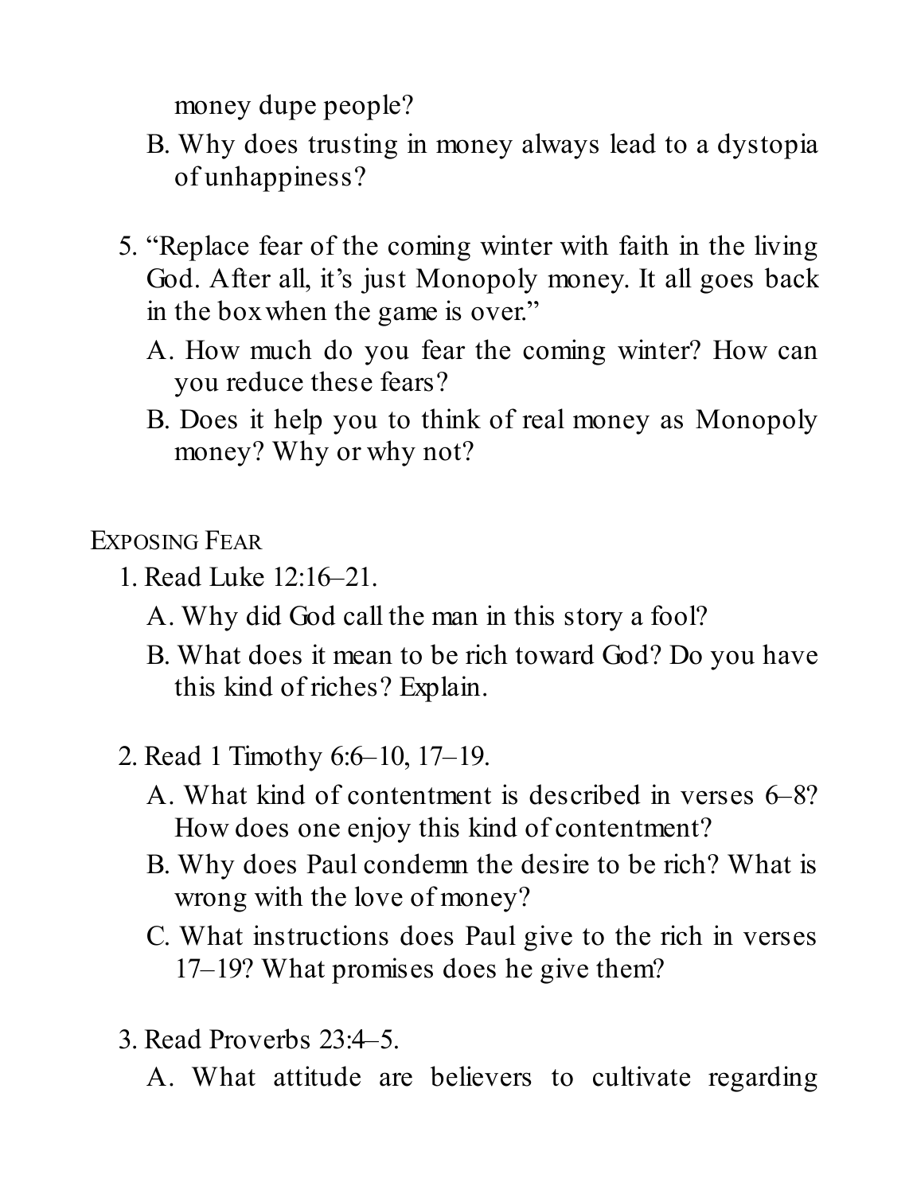money dupe people?

B. Why does trusting in money always lead to a dystopia of unhappiness?

5. "Replace fear of the coming winter with faith in the living God. After all, it's just Monopoly money. It all goes back in the box when the game is over."

   A. How much do you fear the coming winter? How can you reduce these fears?

   B. Does it help you to think of real money as Monopoly money? Why or why not?

## Exposing Fear

1. Read Luke 12:16–21.

   A. Why did God call the man in this story a fool?

   B. What does it mean to be rich toward God? Do you have this kind of riches? Explain.

2. Read 1 Timothy 6:6–10, 17–19.

   A. What kind of contentment is described in verses 6–8? How does one enjoy this kind of contentment?

   B. Why does Paul condemn the desire to be rich? What is wrong with the love of money?

   C. What instructions does Paul give to the rich in verses 17–19? What promises does he give them?

3. Read Proverbs 23:4–5.

   A. What attitude are believers to cultivate regarding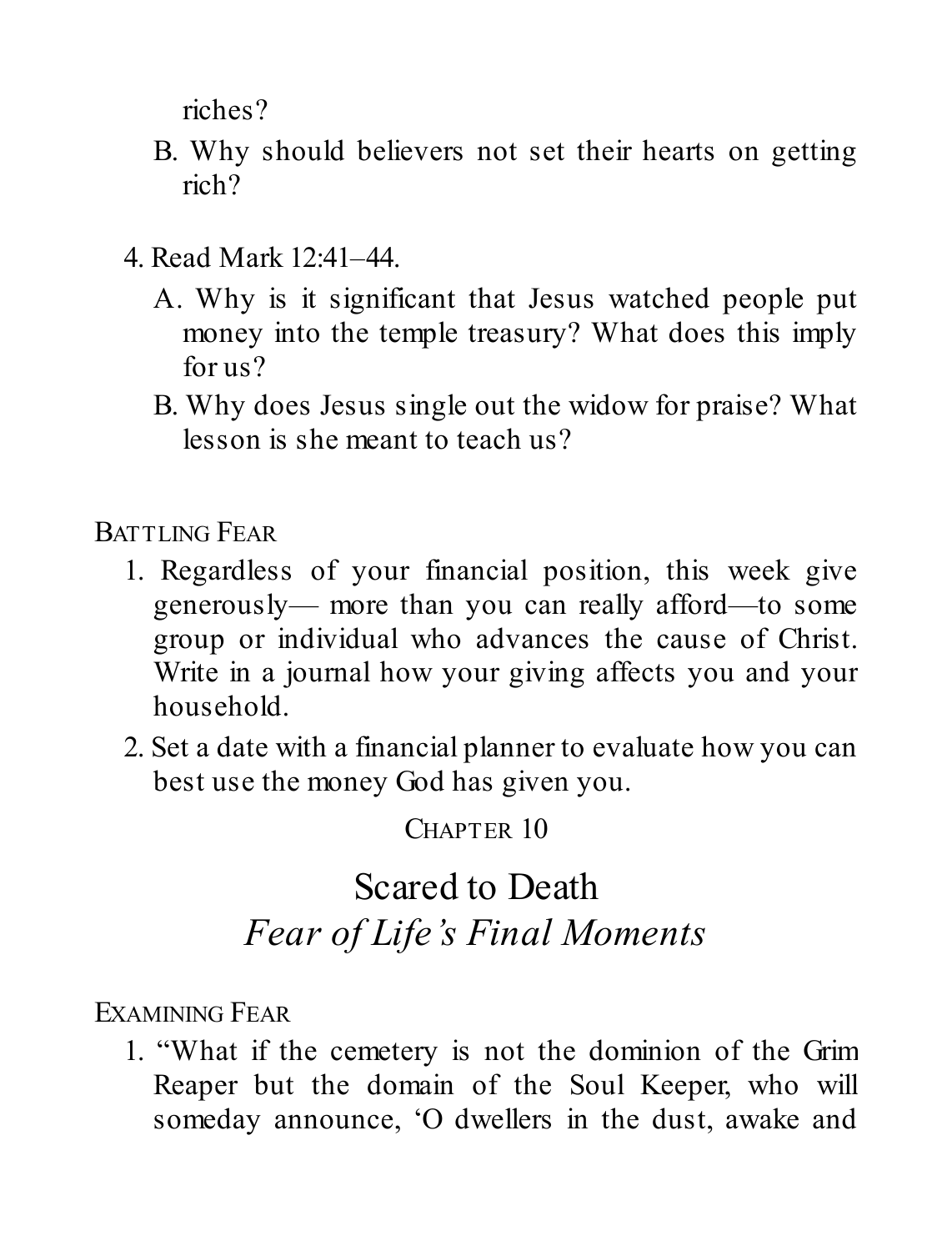riches?

B. Why should believers not set their hearts on getting rich?

4. Read Mark 12:41–44.

   A. Why is it significant that Jesus watched people put money into the temple treasury? What does this imply for us?

   B. Why does Jesus single out the widow for praise? What lesson is she meant to teach us?

### Battling Fear

1. Regardless of your financial position, this week give generously— more than you can really afford—to some group or individual who advances the cause of Christ. Write in a journal how your giving affects you and your household.
2. Set a date with a financial planner to evaluate how you can best use the money God has given you.

## Chapter 10

# Scared to Death
## *Fear of Life's Final Moments*

### Examining Fear

1. "What if the cemetery is not the dominion of the Grim Reaper but the domain of the Soul Keeper, who will someday announce, 'O dwellers in the dust, awake and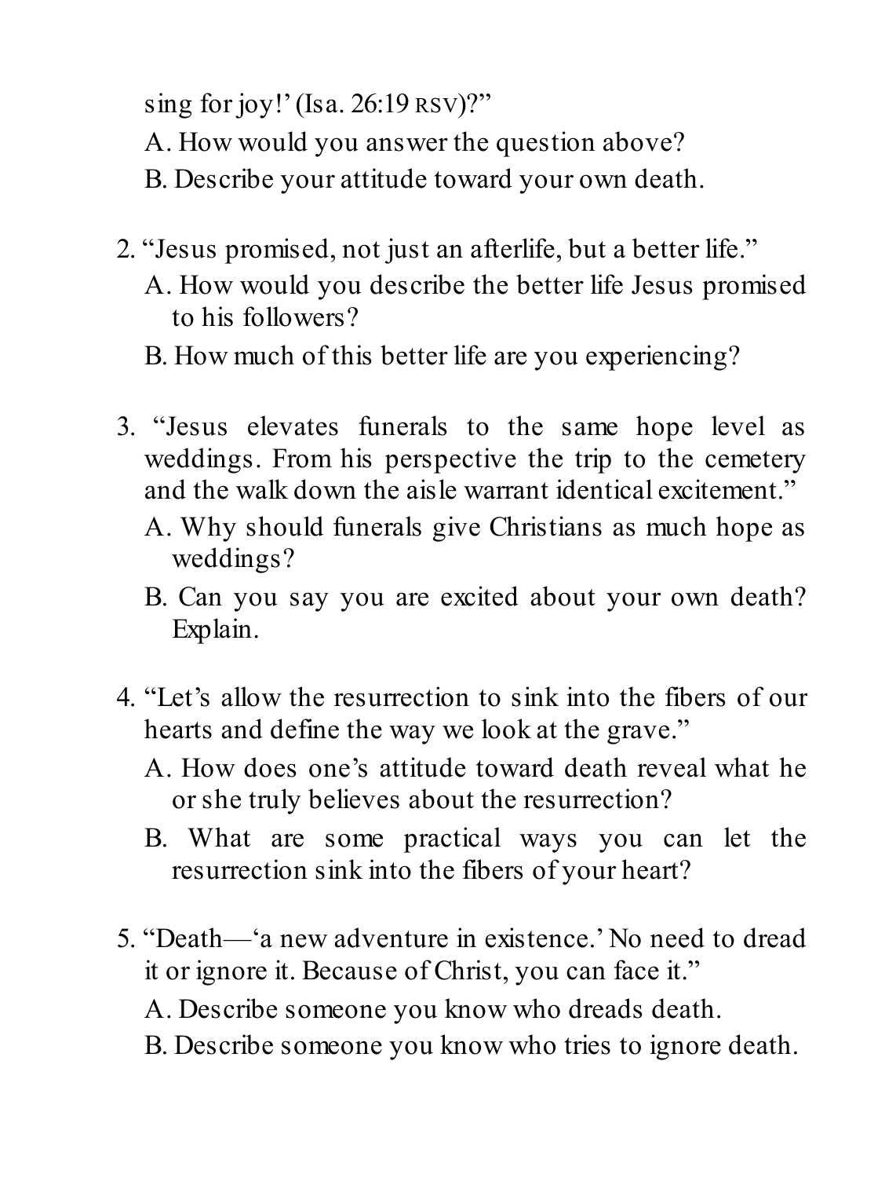sing for joy!' (Isa. 26:19 RSV)?"

A. How would you answer the question above?

B. Describe your attitude toward your own death.

2. "Jesus promised, not just an afterlife, but a better life."

   A. How would you describe the better life Jesus promised to his followers?

   B. How much of this better life are you experiencing?

3. "Jesus elevates funerals to the same hope level as weddings. From his perspective the trip to the cemetery and the walk down the aisle warrant identical excitement."

   A. Why should funerals give Christians as much hope as weddings?

   B. Can you say you are excited about your own death? Explain.

4. "Let's allow the resurrection to sink into the fibers of our hearts and define the way we look at the grave."

   A. How does one's attitude toward death reveal what he or she truly believes about the resurrection?

   B. What are some practical ways you can let the resurrection sink into the fibers of your heart?

5. "Death—'a new adventure in existence.' No need to dread it or ignore it. Because of Christ, you can face it."

   A. Describe someone you know who dreads death.

   B. Describe someone you know who tries to ignore death.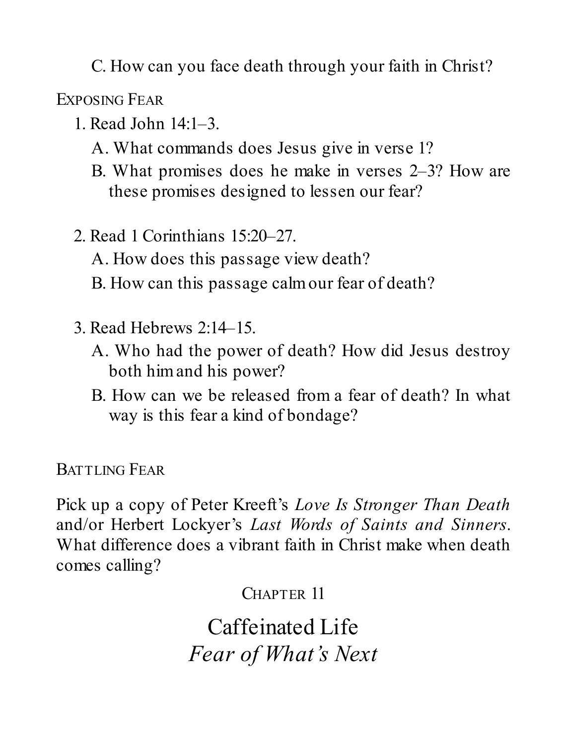C. How can you face death through your faith in Christ?

### Exposing Fear

1. Read John 14:1–3.
   A. What commands does Jesus give in verse 1?
   B. What promises does he make in verses 2–3? How are these promises designed to lessen our fear?

2. Read 1 Corinthians 15:20–27.
   A. How does this passage view death?
   B. How can this passage calm our fear of death?

3. Read Hebrews 2:14–15.
   A. Who had the power of death? How did Jesus destroy both him and his power?
   B. How can we be released from a fear of death? In what way is this fear a kind of bondage?

### Battling Fear

Pick up a copy of Peter Kreeft's *Love Is Stronger Than Death* and/or Herbert Lockyer's *Last Words of Saints and Sinners*. What difference does a vibrant faith in Christ make when death comes calling?

# Chapter 11

# Caffeinated Life
## *Fear of What's Next*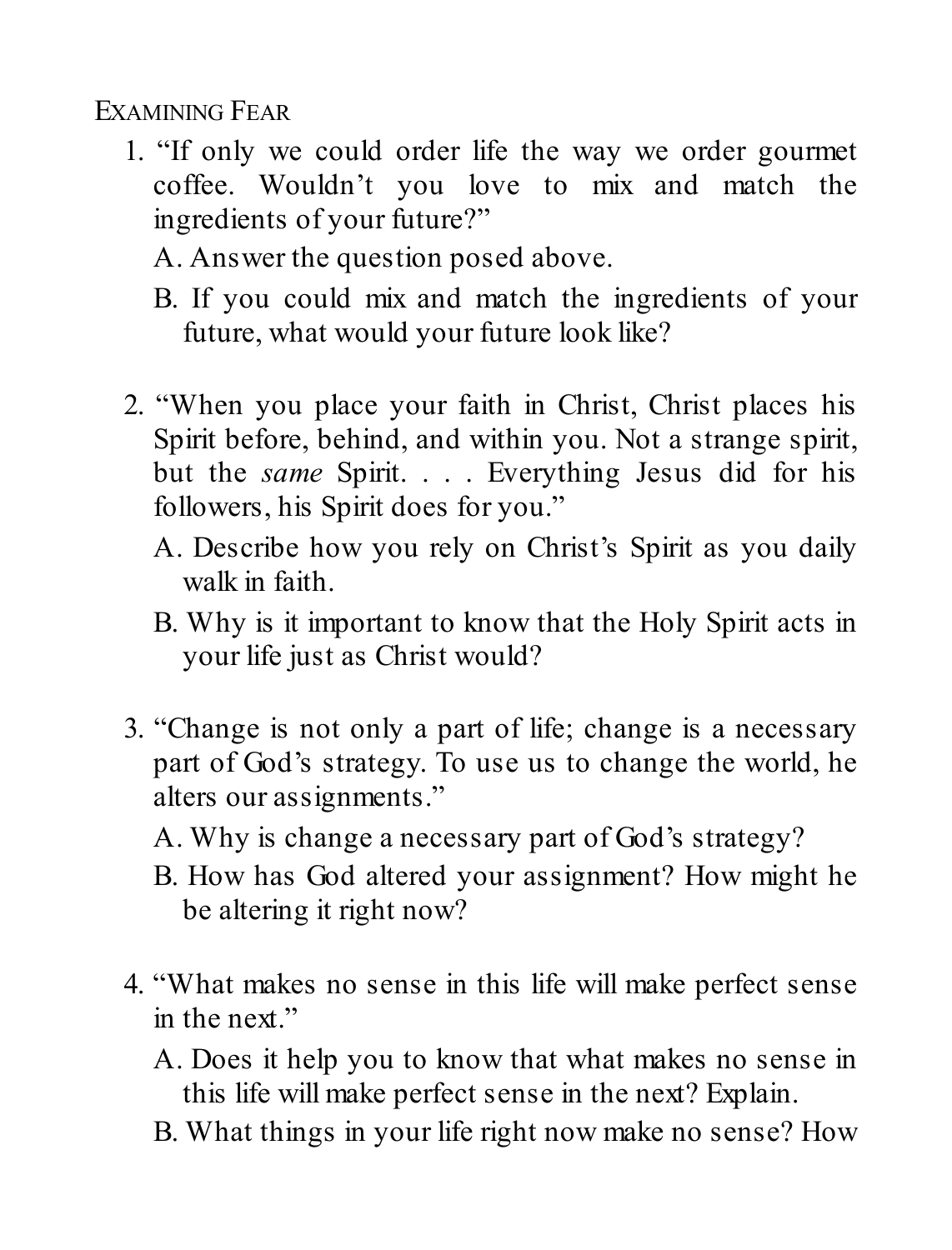## Examining Fear

1. "If only we could order life the way we order gourmet coffee. Wouldn't you love to mix and match the ingredients of your future?"

   A. Answer the question posed above.

   B. If you could mix and match the ingredients of your future, what would your future look like?

2. "When you place your faith in Christ, Christ places his Spirit before, behind, and within you. Not a strange spirit, but the *same* Spirit. . . . Everything Jesus did for his followers, his Spirit does for you."

   A. Describe how you rely on Christ's Spirit as you daily walk in faith.

   B. Why is it important to know that the Holy Spirit acts in your life just as Christ would?

3. "Change is not only a part of life; change is a necessary part of God's strategy. To use us to change the world, he alters our assignments."

   A. Why is change a necessary part of God's strategy?

   B. How has God altered your assignment? How might he be altering it right now?

4. "What makes no sense in this life will make perfect sense in the next."

   A. Does it help you to know that what makes no sense in this life will make perfect sense in the next? Explain.

   B. What things in your life right now make no sense? How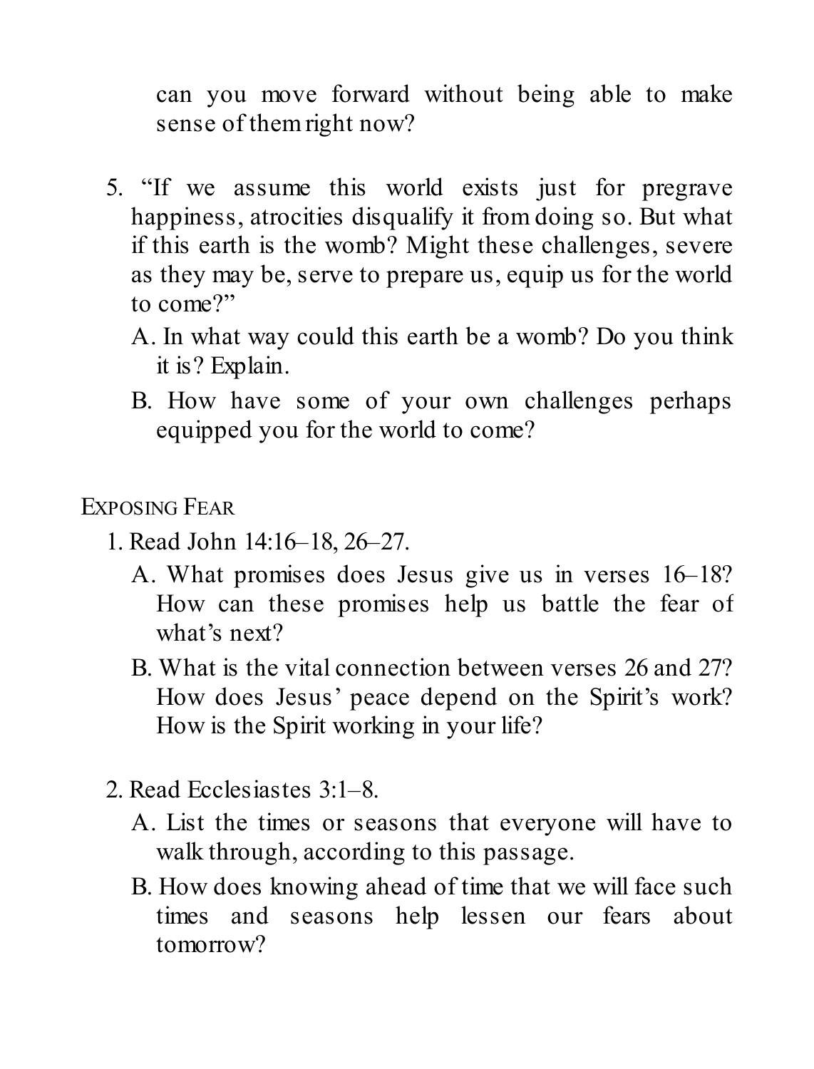can you move forward without being able to make sense of them right now?

5. "If we assume this world exists just for pregrave happiness, atrocities disqualify it from doing so. But what if this earth is the womb? Might these challenges, severe as they may be, serve to prepare us, equip us for the world to come?"
   - A. In what way could this earth be a womb? Do you think it is? Explain.
   - B. How have some of your own challenges perhaps equipped you for the world to come?

## Exposing Fear

1. Read John 14:16–18, 26–27.
   - A. What promises does Jesus give us in verses 16–18? How can these promises help us battle the fear of what's next?
   - B. What is the vital connection between verses 26 and 27? How does Jesus' peace depend on the Spirit's work? How is the Spirit working in your life?

2. Read Ecclesiastes 3:1–8.
   - A. List the times or seasons that everyone will have to walk through, according to this passage.
   - B. How does knowing ahead of time that we will face such times and seasons help lessen our fears about tomorrow?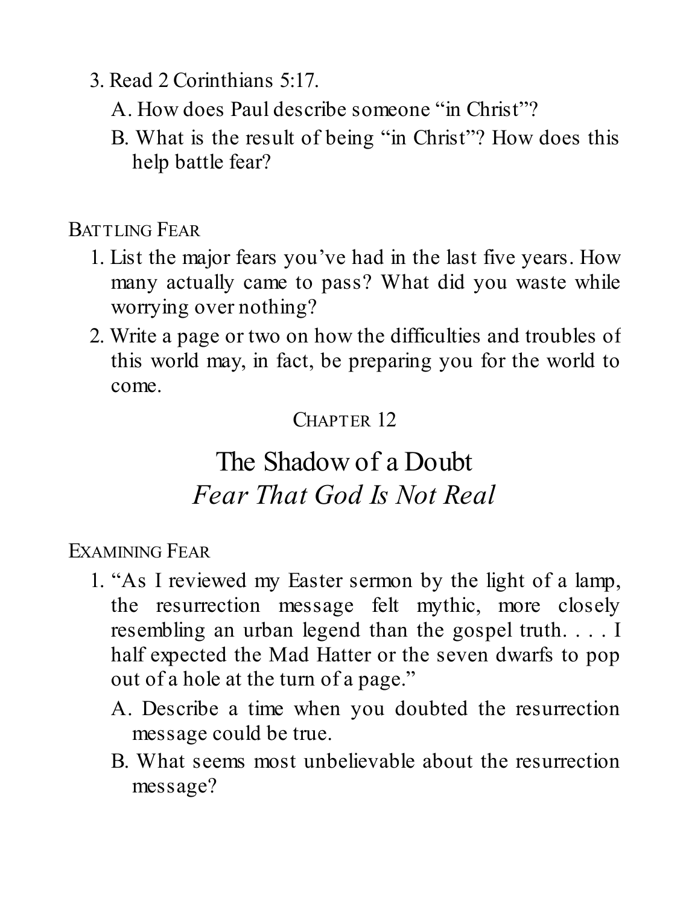3. Read 2 Corinthians 5:17.
   - A. How does Paul describe someone "in Christ"?
   - B. What is the result of being "in Christ"? How does this help battle fear?

### Battling Fear

1. List the major fears you've had in the last five years. How many actually came to pass? What did you waste while worrying over nothing?
2. Write a page or two on how the difficulties and troubles of this world may, in fact, be preparing you for the world to come.

## Chapter 12

# The Shadow of a Doubt
## *Fear That God Is Not Real*

### Examining Fear

1. "As I reviewed my Easter sermon by the light of a lamp, the resurrection message felt mythic, more closely resembling an urban legend than the gospel truth. . . . I half expected the Mad Hatter or the seven dwarfs to pop out of a hole at the turn of a page."
   - A. Describe a time when you doubted the resurrection message could be true.
   - B. What seems most unbelievable about the resurrection message?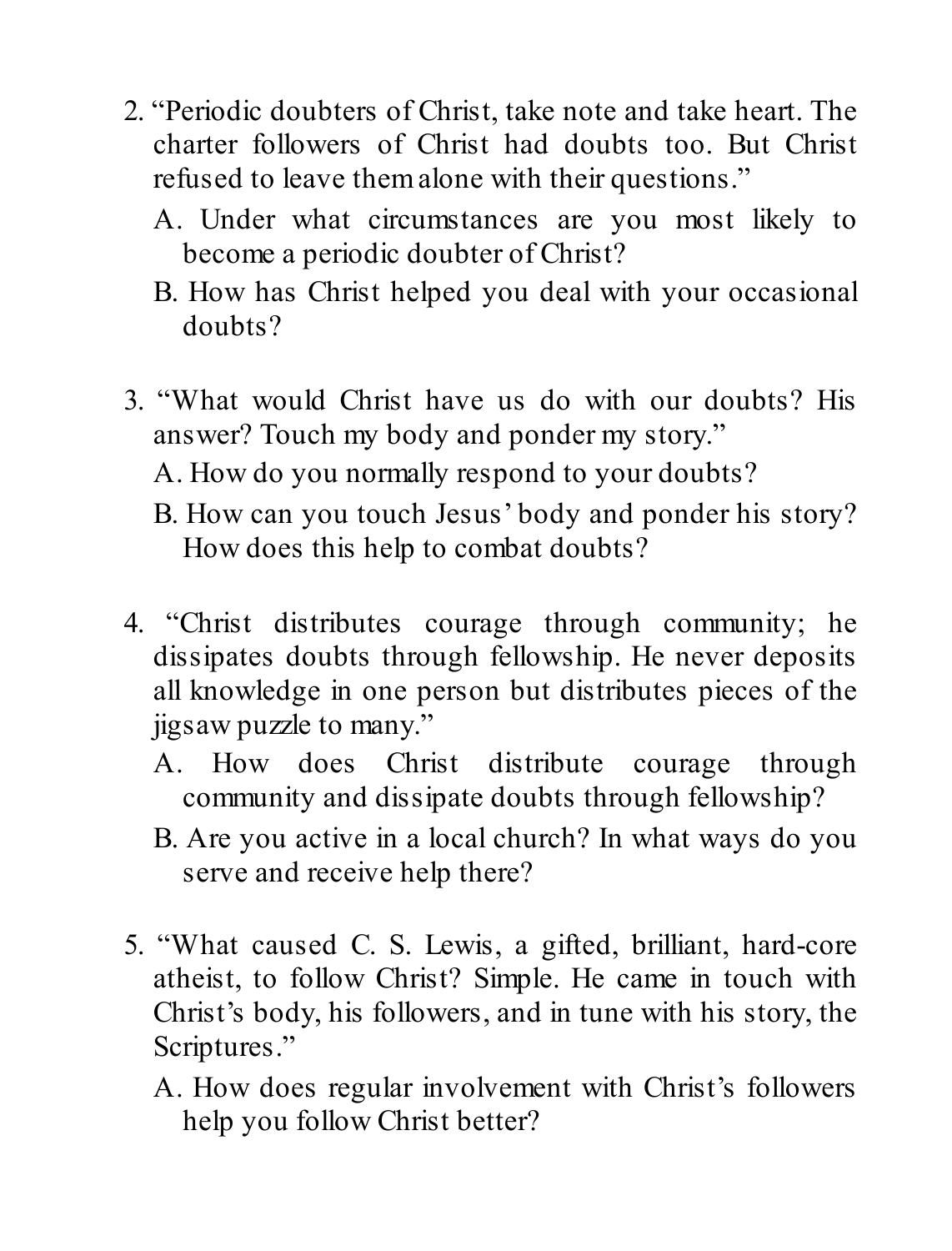2. “Periodic doubters of Christ, take note and take heart. The charter followers of Christ had doubts too. But Christ refused to leave them alone with their questions.”

   A. Under what circumstances are you most likely to become a periodic doubter of Christ?

   B. How has Christ helped you deal with your occasional doubts?

3. “What would Christ have us do with our doubts? His answer? Touch my body and ponder my story.”

   A. How do you normally respond to your doubts?

   B. How can you touch Jesus’ body and ponder his story? How does this help to combat doubts?

4. “Christ distributes courage through community; he dissipates doubts through fellowship. He never deposits all knowledge in one person but distributes pieces of the jigsaw puzzle to many.”

   A. How does Christ distribute courage through community and dissipate doubts through fellowship?

   B. Are you active in a local church? In what ways do you serve and receive help there?

5. “What caused C. S. Lewis, a gifted, brilliant, hard-core atheist, to follow Christ? Simple. He came in touch with Christ’s body, his followers, and in tune with his story, the Scriptures.”

   A. How does regular involvement with Christ’s followers help you follow Christ better?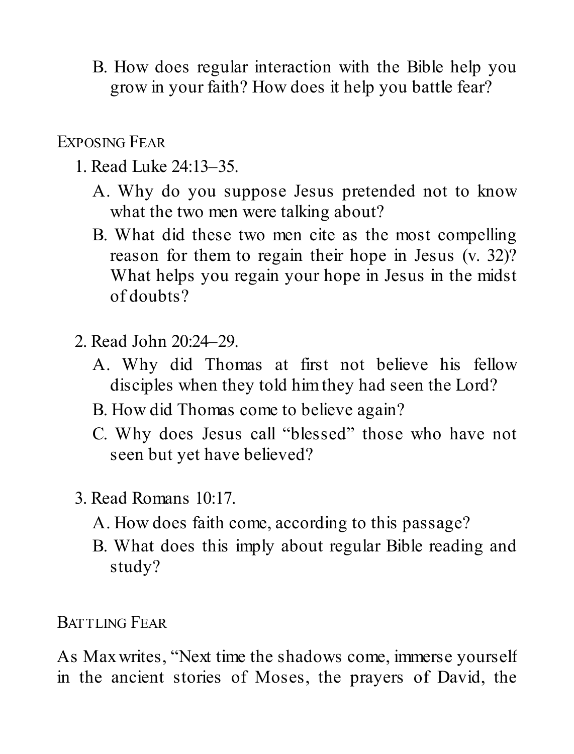B. How does regular interaction with the Bible help you grow in your faith? How does it help you battle fear?

## Exposing Fear

1. Read Luke 24:13–35.
   - A. Why do you suppose Jesus pretended not to know what the two men were talking about?
   - B. What did these two men cite as the most compelling reason for them to regain their hope in Jesus (v. 32)? What helps you regain your hope in Jesus in the midst of doubts?

2. Read John 20:24–29.
   - A. Why did Thomas at first not believe his fellow disciples when they told him they had seen the Lord?
   - B. How did Thomas come to believe again?
   - C. Why does Jesus call "blessed" those who have not seen but yet have believed?

3. Read Romans 10:17.
   - A. How does faith come, according to this passage?
   - B. What does this imply about regular Bible reading and study?

## Battling Fear

As Max writes, "Next time the shadows come, immerse yourself in the ancient stories of Moses, the prayers of David, the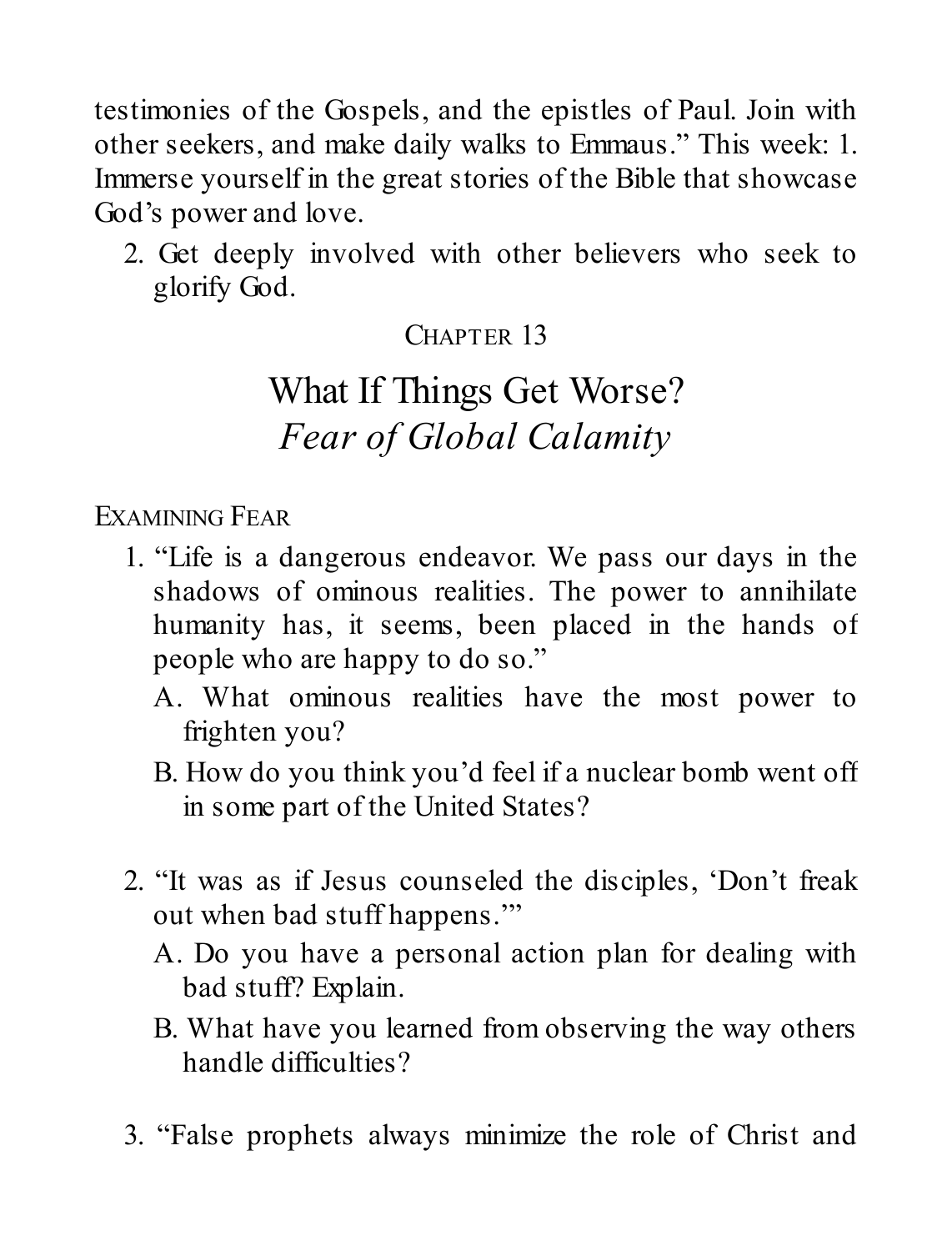testimonies of the Gospels, and the epistles of Paul. Join with other seekers, and make daily walks to Emmaus." This week: 1. Immerse yourself in the great stories of the Bible that showcase God's power and love.

2. Get deeply involved with other believers who seek to glorify God.

## Chapter 13

# What If Things Get Worse?
## *Fear of Global Calamity*

### Examining Fear

1. "Life is a dangerous endeavor. We pass our days in the shadows of ominous realities. The power to annihilate humanity has, it seems, been placed in the hands of people who are happy to do so."
   - A. What ominous realities have the most power to frighten you?
   - B. How do you think you'd feel if a nuclear bomb went off in some part of the United States?

2. "It was as if Jesus counseled the disciples, 'Don't freak out when bad stuff happens.'"
   - A. Do you have a personal action plan for dealing with bad stuff? Explain.
   - B. What have you learned from observing the way others handle difficulties?

3. "False prophets always minimize the role of Christ and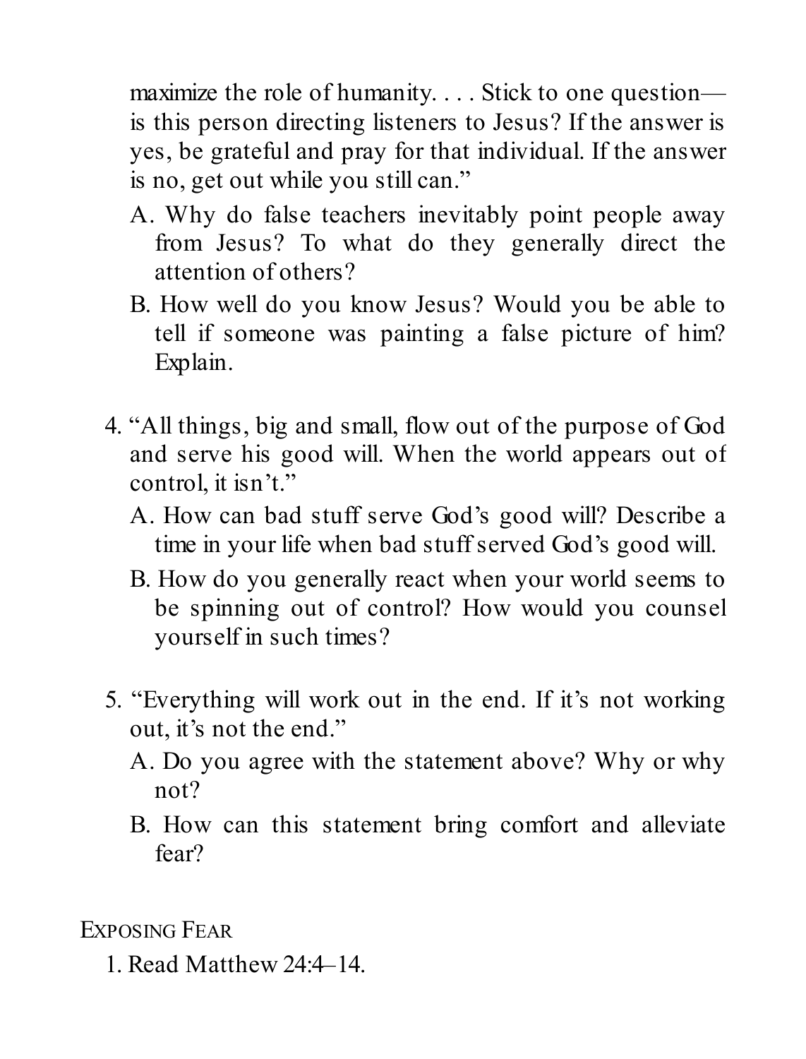maximize the role of humanity. . . . Stick to one question—is this person directing listeners to Jesus? If the answer is yes, be grateful and pray for that individual. If the answer is no, get out while you still can."

A. Why do false teachers inevitably point people away from Jesus? To what do they generally direct the attention of others?

B. How well do you know Jesus? Would you be able to tell if someone was painting a false picture of him? Explain.

4. "All things, big and small, flow out of the purpose of God and serve his good will. When the world appears out of control, it isn't."

   A. How can bad stuff serve God's good will? Describe a time in your life when bad stuff served God's good will.

   B. How do you generally react when your world seems to be spinning out of control? How would you counsel yourself in such times?

5. "Everything will work out in the end. If it's not working out, it's not the end."

   A. Do you agree with the statement above? Why or why not?

   B. How can this statement bring comfort and alleviate fear?

## Exposing Fear

1. Read Matthew 24:4–14.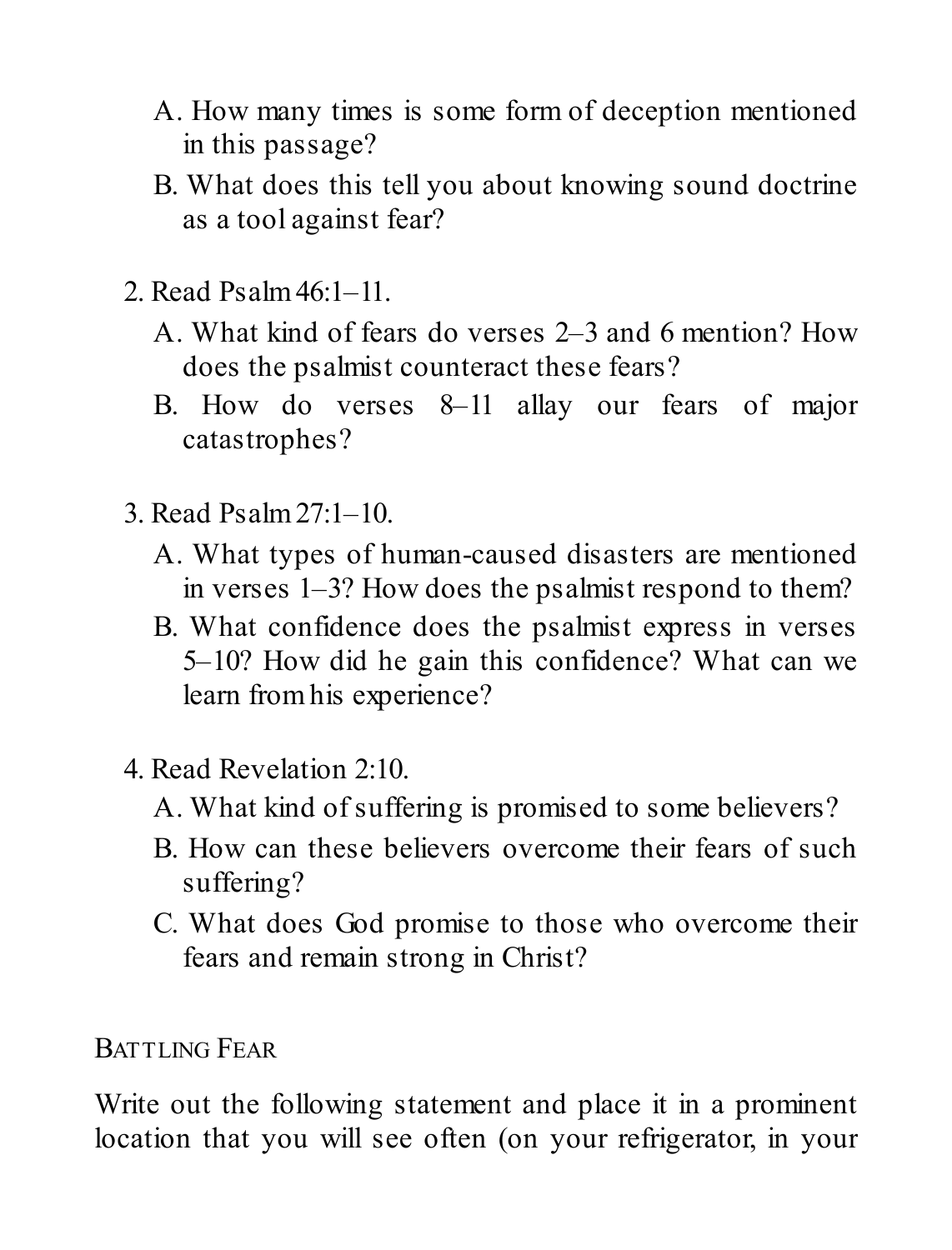A. How many times is some form of deception mentioned in this passage?

B. What does this tell you about knowing sound doctrine as a tool against fear?

2. Read Psalm 46:1–11.

A. What kind of fears do verses 2–3 and 6 mention? How does the psalmist counteract these fears?

B. How do verses 8–11 allay our fears of major catastrophes?

3. Read Psalm 27:1–10.

A. What types of human-caused disasters are mentioned in verses 1–3? How does the psalmist respond to them?

B. What confidence does the psalmist express in verses 5–10? How did he gain this confidence? What can we learn from his experience?

4. Read Revelation 2:10.

A. What kind of suffering is promised to some believers?

B. How can these believers overcome their fears of such suffering?

C. What does God promise to those who overcome their fears and remain strong in Christ?

## Battling Fear

Write out the following statement and place it in a prominent location that you will see often (on your refrigerator, in your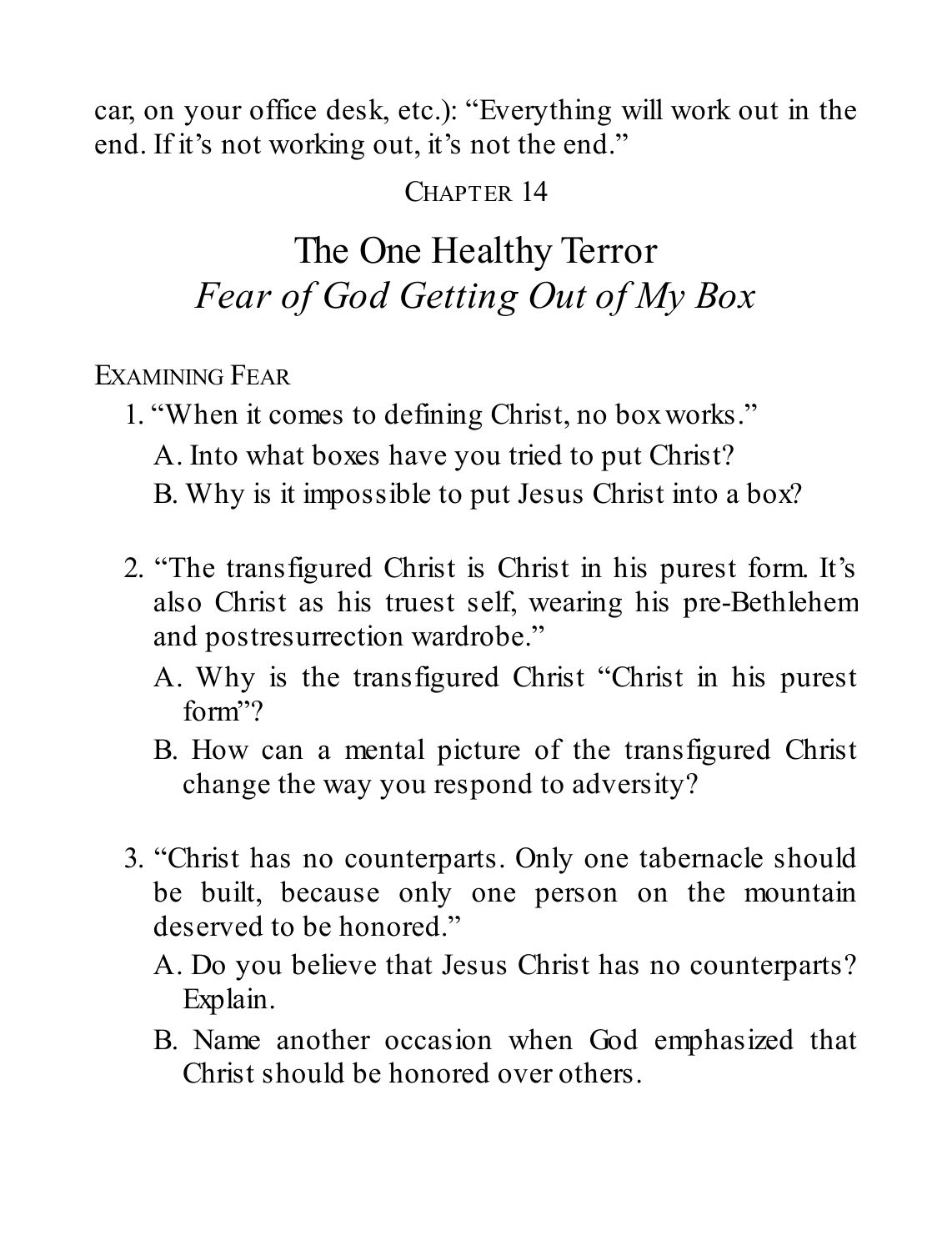car, on your office desk, etc.): "Everything will work out in the end. If it's not working out, it's not the end."

CHAPTER 14

# The One Healthy Terror
## *Fear of God Getting Out of My Box*

### EXAMINING FEAR

1. "When it comes to defining Christ, no box works."
   A. Into what boxes have you tried to put Christ?
   B. Why is it impossible to put Jesus Christ into a box?

2. "The transfigured Christ is Christ in his purest form. It's also Christ as his truest self, wearing his pre-Bethlehem and postresurrection wardrobe."
   A. Why is the transfigured Christ "Christ in his purest form"?
   B. How can a mental picture of the transfigured Christ change the way you respond to adversity?

3. "Christ has no counterparts. Only one tabernacle should be built, because only one person on the mountain deserved to be honored."
   A. Do you believe that Jesus Christ has no counterparts? Explain.
   B. Name another occasion when God emphasized that Christ should be honored over others.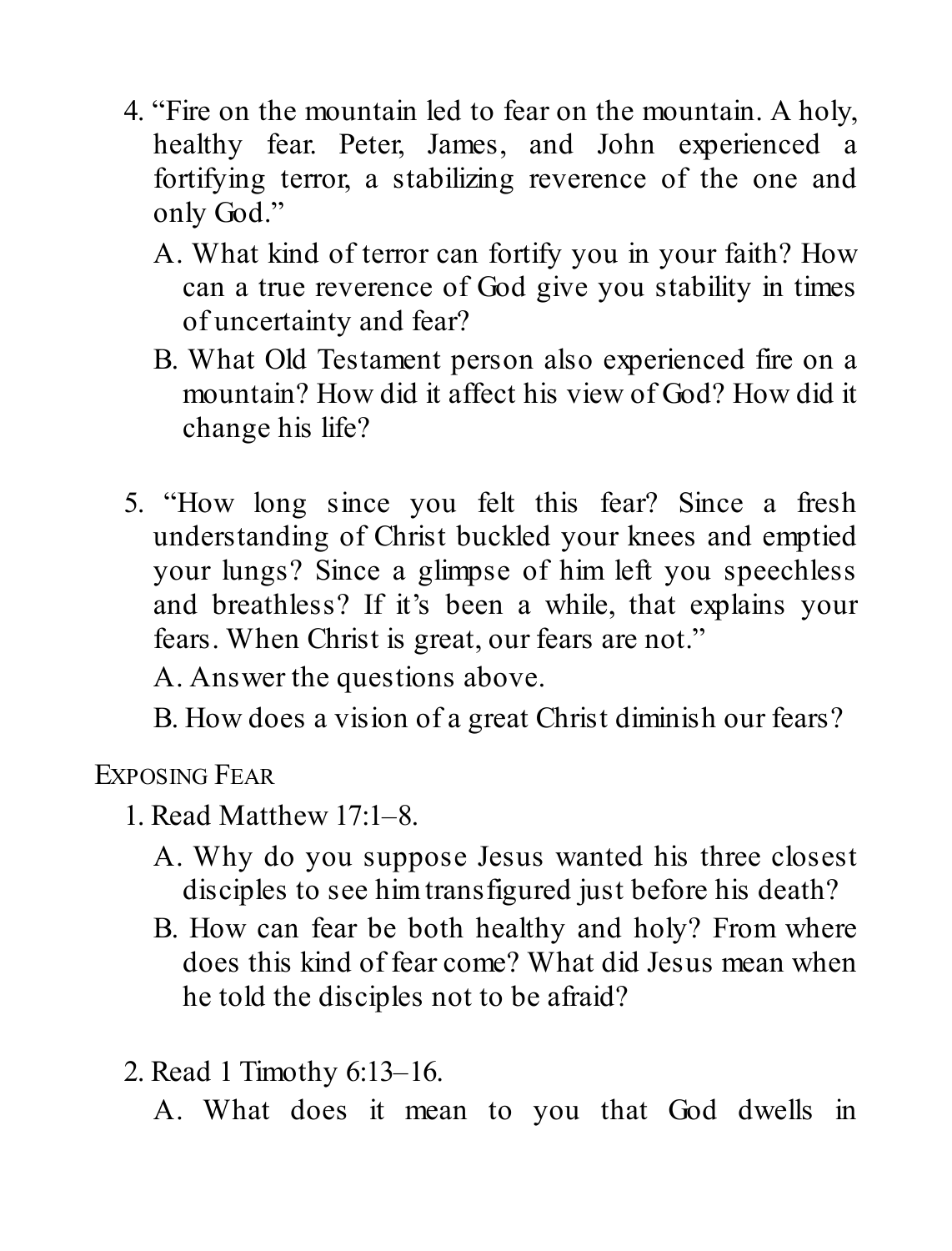4. "Fire on the mountain led to fear on the mountain. A holy, healthy fear. Peter, James, and John experienced a fortifying terror, a stabilizing reverence of the one and only God."
   - A. What kind of terror can fortify you in your faith? How can a true reverence of God give you stability in times of uncertainty and fear?
   - B. What Old Testament person also experienced fire on a mountain? How did it affect his view of God? How did it change his life?

5. "How long since you felt this fear? Since a fresh understanding of Christ buckled your knees and emptied your lungs? Since a glimpse of him left you speechless and breathless? If it's been a while, that explains your fears. When Christ is great, our fears are not."
   - A. Answer the questions above.
   - B. How does a vision of a great Christ diminish our fears?

## Exposing Fear

1. Read Matthew 17:1–8.
   - A. Why do you suppose Jesus wanted his three closest disciples to see him transfigured just before his death?
   - B. How can fear be both healthy and holy? From where does this kind of fear come? What did Jesus mean when he told the disciples not to be afraid?

2. Read 1 Timothy 6:13–16.
   - A. What does it mean to you that God dwells in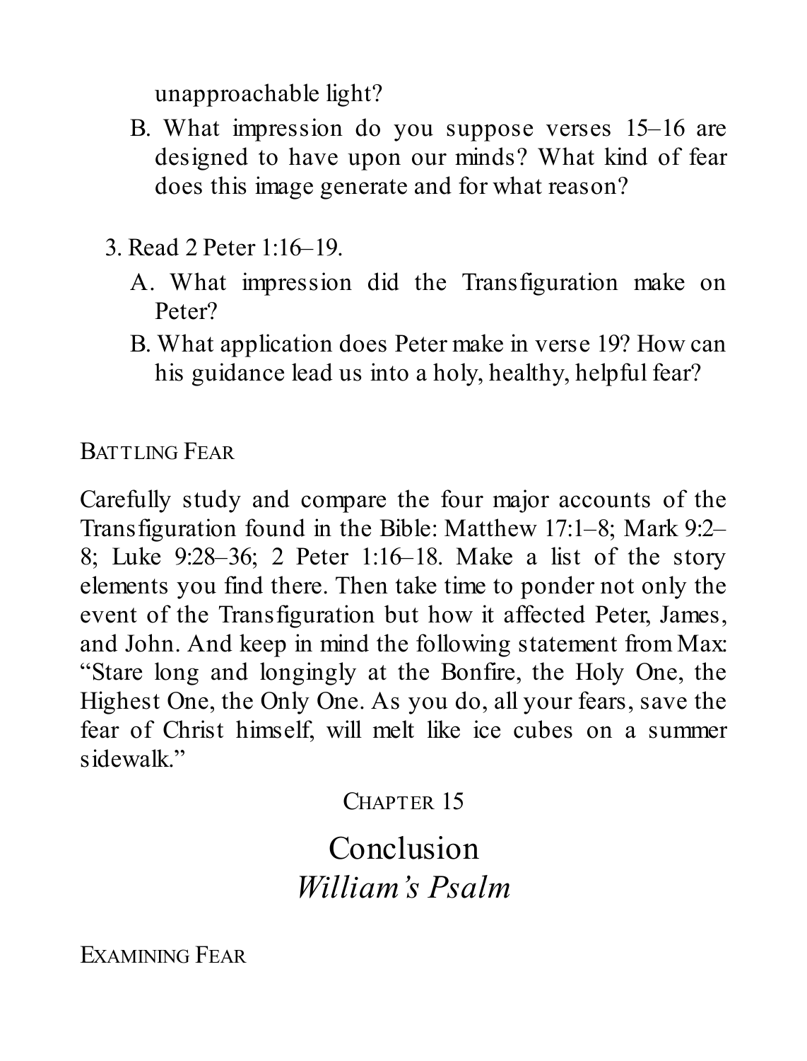unapproachable light?

B. What impression do you suppose verses 15–16 are designed to have upon our minds? What kind of fear does this image generate and for what reason?

3. Read 2 Peter 1:16–19.
   A. What impression did the Transfiguration make on Peter?
   B. What application does Peter make in verse 19? How can his guidance lead us into a holy, healthy, helpful fear?

### BATTLING FEAR

Carefully study and compare the four major accounts of the Transfiguration found in the Bible: Matthew 17:1–8; Mark 9:2–8; Luke 9:28–36; 2 Peter 1:16–18. Make a list of the story elements you find there. Then take time to ponder not only the event of the Transfiguration but how it affected Peter, James, and John. And keep in mind the following statement from Max: "Stare long and longingly at the Bonfire, the Holy One, the Highest One, the Only One. As you do, all your fears, save the fear of Christ himself, will melt like ice cubes on a summer sidewalk."

## CHAPTER 15

# Conclusion
## *William's Psalm*

### EXAMINING FEAR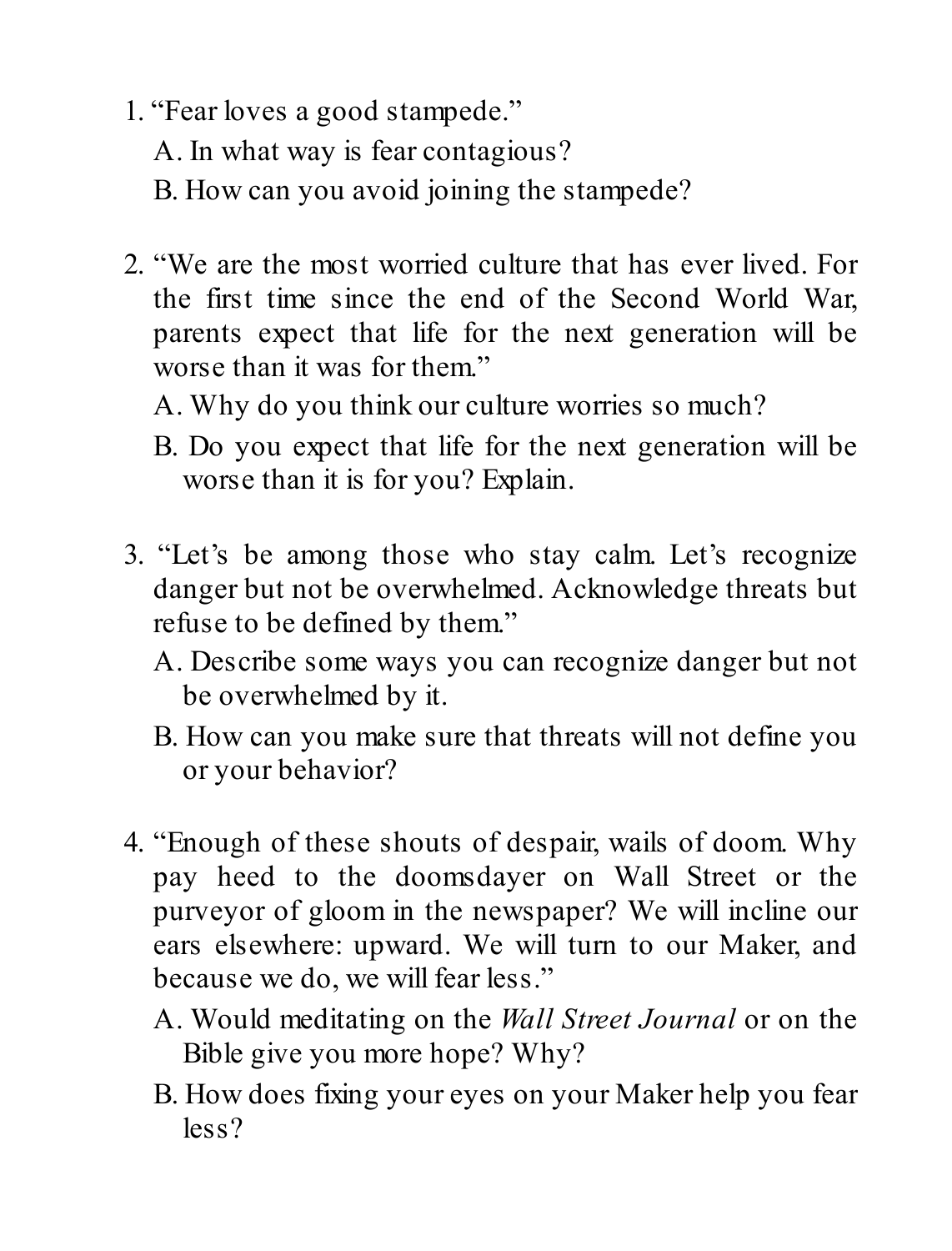1. "Fear loves a good stampede."

   A. In what way is fear contagious?

   B. How can you avoid joining the stampede?

2. "We are the most worried culture that has ever lived. For the first time since the end of the Second World War, parents expect that life for the next generation will be worse than it was for them."

   A. Why do you think our culture worries so much?

   B. Do you expect that life for the next generation will be worse than it is for you? Explain.

3. "Let's be among those who stay calm. Let's recognize danger but not be overwhelmed. Acknowledge threats but refuse to be defined by them."

   A. Describe some ways you can recognize danger but not be overwhelmed by it.

   B. How can you make sure that threats will not define you or your behavior?

4. "Enough of these shouts of despair, wails of doom. Why pay heed to the doomsdayer on Wall Street or the purveyor of gloom in the newspaper? We will incline our ears elsewhere: upward. We will turn to our Maker, and because we do, we will fear less."

   A. Would meditating on the *Wall Street Journal* or on the Bible give you more hope? Why?

   B. How does fixing your eyes on your Maker help you fear less?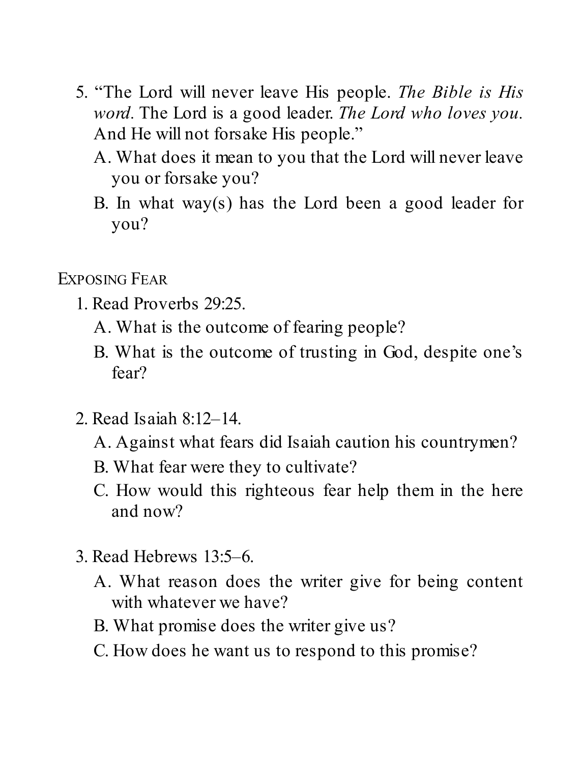5. "The Lord will never leave His people. *The Bible is His word*. The Lord is a good leader. *The Lord who loves you*. And He will not forsake His people."
   A. What does it mean to you that the Lord will never leave you or forsake you?
   B. In what way(s) has the Lord been a good leader for you?

## Exposing Fear

1. Read Proverbs 29:25.
   A. What is the outcome of fearing people?
   B. What is the outcome of trusting in God, despite one's fear?

2. Read Isaiah 8:12–14.
   A. Against what fears did Isaiah caution his countrymen?
   B. What fear were they to cultivate?
   C. How would this righteous fear help them in the here and now?

3. Read Hebrews 13:5–6.
   A. What reason does the writer give for being content with whatever we have?
   B. What promise does the writer give us?
   C. How does he want us to respond to this promise?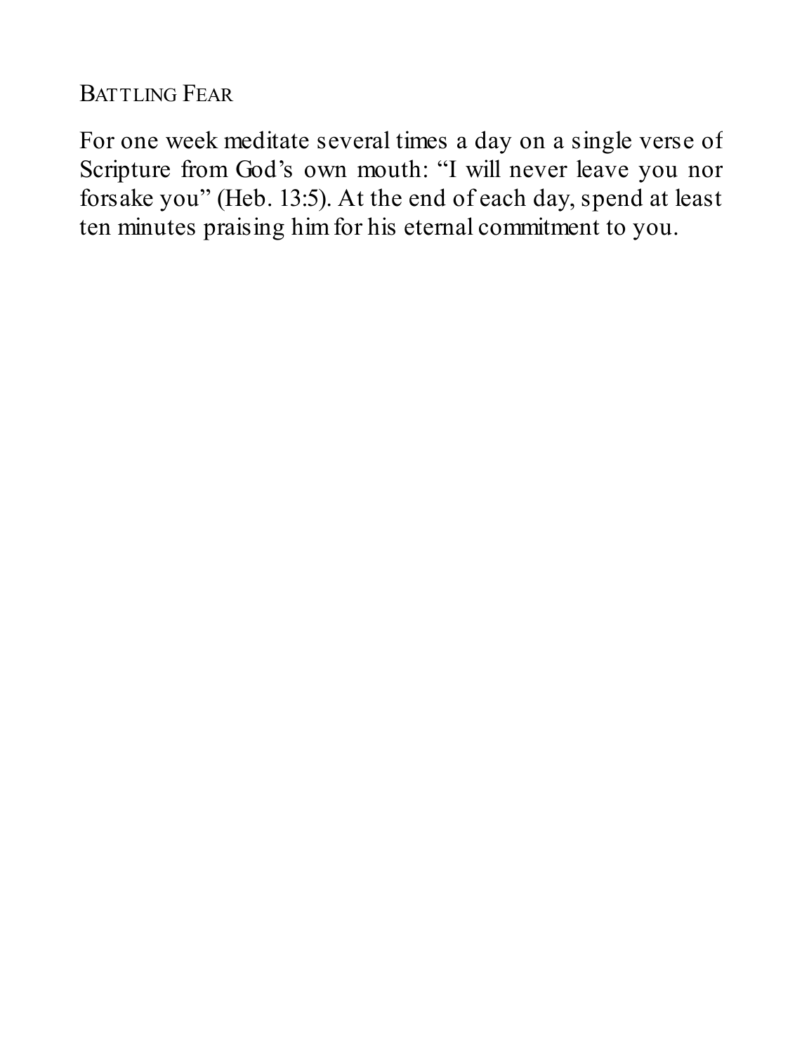### Battling Fear

For one week meditate several times a day on a single verse of Scripture from God's own mouth: "I will never leave you nor forsake you" (Heb. 13:5). At the end of each day, spend at least ten minutes praising him for his eternal commitment to you.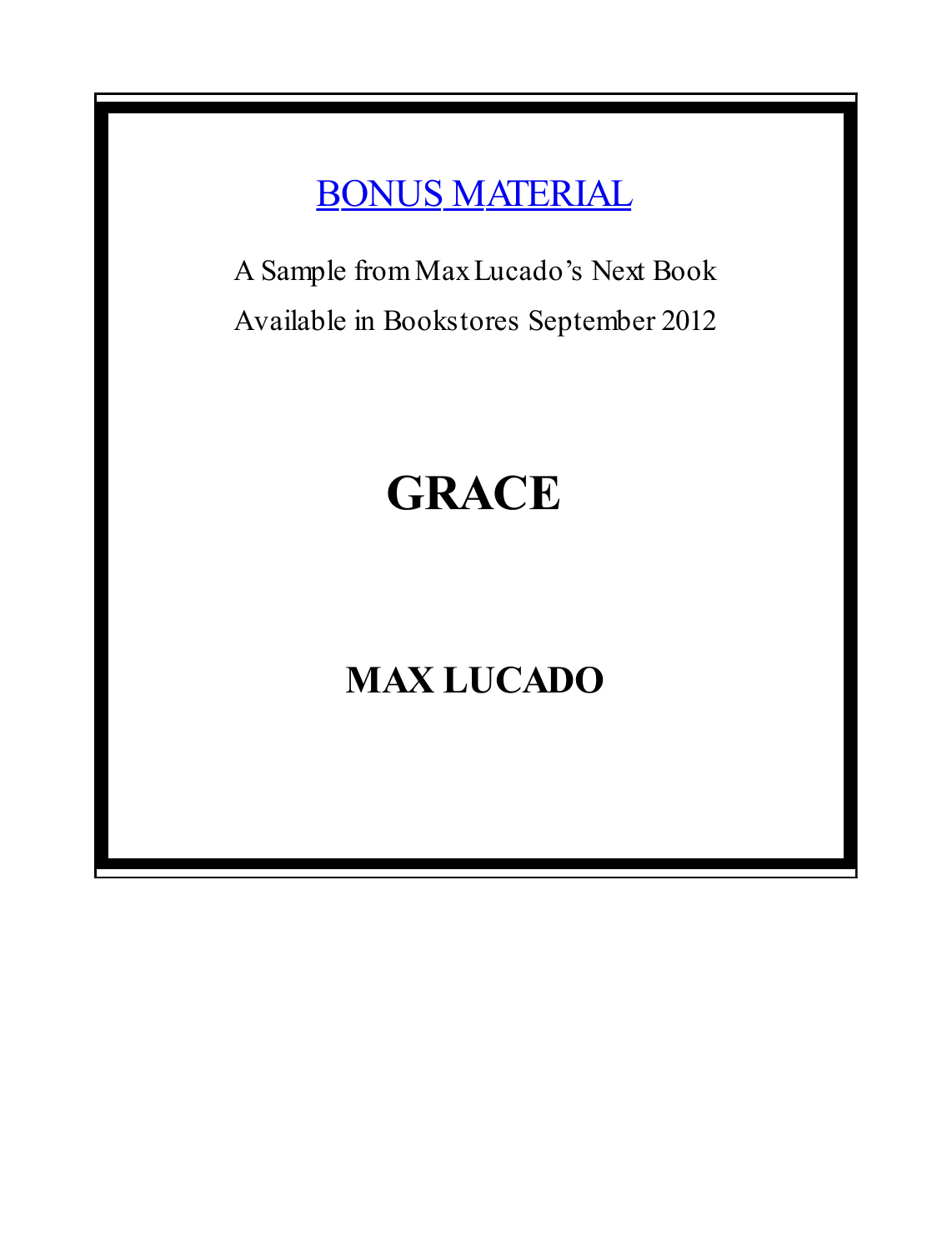BONUS MATERIAL

A Sample from Max Lucado's Next Book

Available in Bookstores September 2012

# GRACE

## MAX LUCADO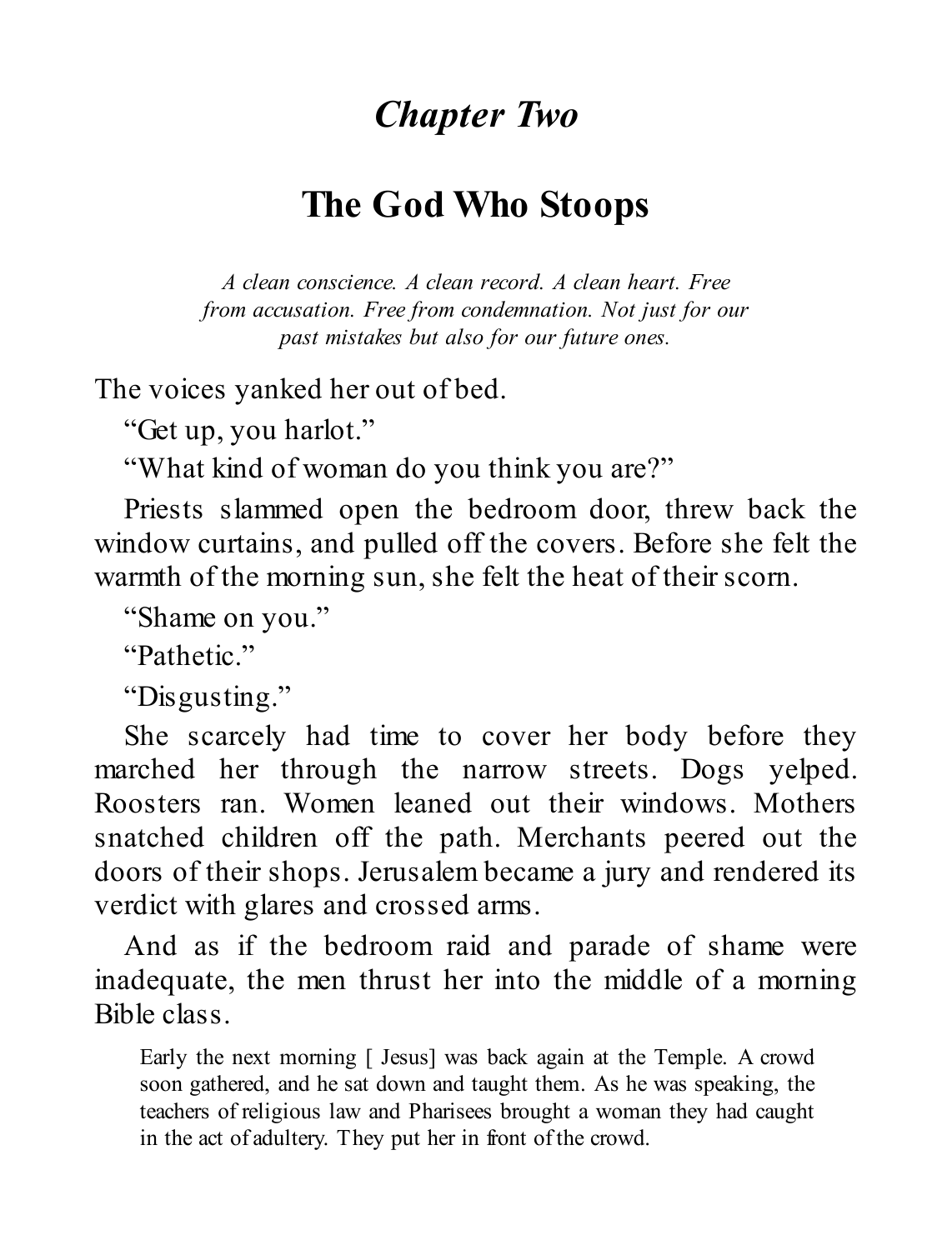# *Chapter Two*

## The God Who Stoops

*A clean conscience. A clean record. A clean heart. Free from accusation. Free from condemnation. Not just for our past mistakes but also for our future ones.*

The voices yanked her out of bed.

"Get up, you harlot."

"What kind of woman do you think you are?"

Priests slammed open the bedroom door, threw back the window curtains, and pulled off the covers. Before she felt the warmth of the morning sun, she felt the heat of their scorn.

"Shame on you."

"Pathetic."

"Disgusting."

She scarcely had time to cover her body before they marched her through the narrow streets. Dogs yelped. Roosters ran. Women leaned out their windows. Mothers snatched children off the path. Merchants peered out the doors of their shops. Jerusalem became a jury and rendered its verdict with glares and crossed arms.

And as if the bedroom raid and parade of shame were inadequate, the men thrust her into the middle of a morning Bible class.

> Early the next morning [ Jesus] was back again at the Temple. A crowd soon gathered, and he sat down and taught them. As he was speaking, the teachers of religious law and Pharisees brought a woman they had caught in the act of adultery. They put her in front of the crowd.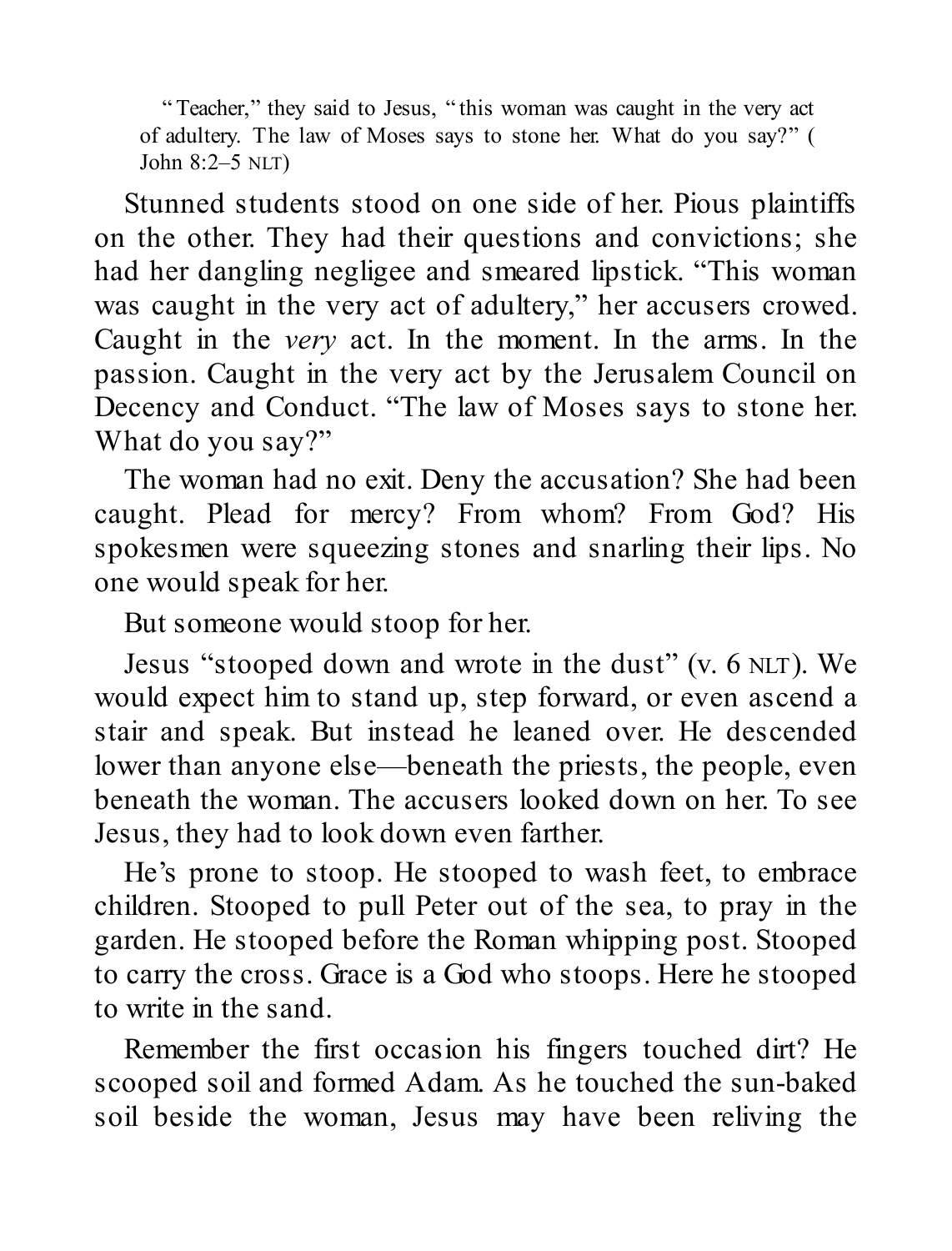> “Teacher,” they said to Jesus, “this woman was caught in the very act of adultery. The law of Moses says to stone her. What do you say?” (John 8:2–5 NLT)

Stunned students stood on one side of her. Pious plaintiffs on the other. They had their questions and convictions; she had her dangling negligee and smeared lipstick. “This woman was caught in the very act of adultery,” her accusers crowed. Caught in the *very* act. In the moment. In the arms. In the passion. Caught in the very act by the Jerusalem Council on Decency and Conduct. “The law of Moses says to stone her. What do you say?”

The woman had no exit. Deny the accusation? She had been caught. Plead for mercy? From whom? From God? His spokesmen were squeezing stones and snarling their lips. No one would speak for her.

But someone would stoop for her.

Jesus “stooped down and wrote in the dust” (v. 6 NLT). We would expect him to stand up, step forward, or even ascend a stair and speak. But instead he leaned over. He descended lower than anyone else—beneath the priests, the people, even beneath the woman. The accusers looked down on her. To see Jesus, they had to look down even farther.

He’s prone to stoop. He stooped to wash feet, to embrace children. Stooped to pull Peter out of the sea, to pray in the garden. He stooped before the Roman whipping post. Stooped to carry the cross. Grace is a God who stoops. Here he stooped to write in the sand.

Remember the first occasion his fingers touched dirt? He scooped soil and formed Adam. As he touched the sun-baked soil beside the woman, Jesus may have been reliving the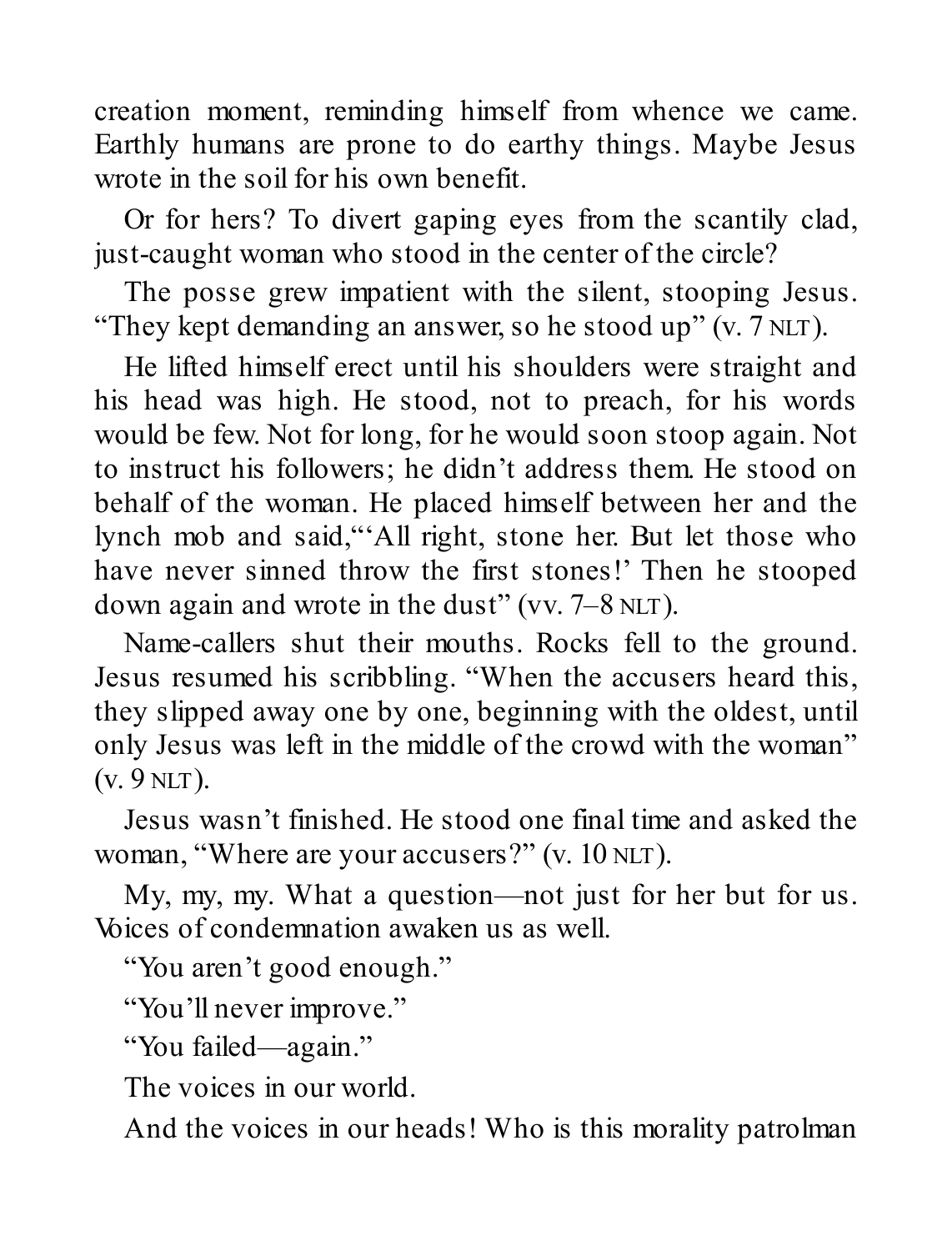creation moment, reminding himself from whence we came. Earthly humans are prone to do earthy things. Maybe Jesus wrote in the soil for his own benefit.

Or for hers? To divert gaping eyes from the scantily clad, just-caught woman who stood in the center of the circle?

The posse grew impatient with the silent, stooping Jesus. "They kept demanding an answer, so he stood up" (v. 7 NLT).

He lifted himself erect until his shoulders were straight and his head was high. He stood, not to preach, for his words would be few. Not for long, for he would soon stoop again. Not to instruct his followers; he didn't address them. He stood on behalf of the woman. He placed himself between her and the lynch mob and said,"'All right, stone her. But let those who have never sinned throw the first stones!' Then he stooped down again and wrote in the dust" (vv. 7–8 NLT).

Name-callers shut their mouths. Rocks fell to the ground. Jesus resumed his scribbling. "When the accusers heard this, they slipped away one by one, beginning with the oldest, until only Jesus was left in the middle of the crowd with the woman" (v. 9 NLT).

Jesus wasn't finished. He stood one final time and asked the woman, "Where are your accusers?" (v. 10 NLT).

My, my, my. What a question—not just for her but for us. Voices of condemnation awaken us as well.

"You aren't good enough."

"You'll never improve."

"You failed—again."

The voices in our world.

And the voices in our heads! Who is this morality patrolman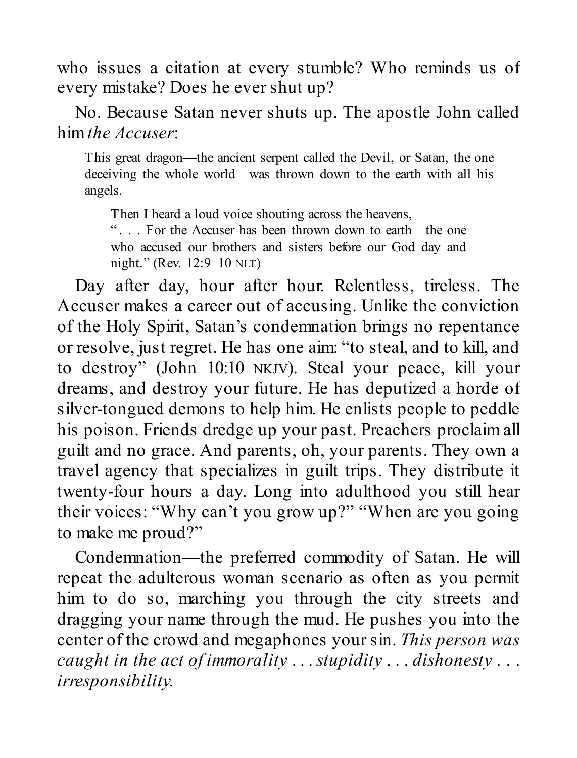who issues a citation at every stumble? Who reminds us of every mistake? Does he ever shut up?

No. Because Satan never shuts up. The apostle John called him *the Accuser*:

> This great dragon—the ancient serpent called the Devil, or Satan, the one deceiving the whole world—was thrown down to the earth with all his angels.
>
> Then I heard a loud voice shouting across the heavens, ". . . For the Accuser has been thrown down to earth—the one who accused our brothers and sisters before our God day and night." (Rev. 12:9–10 NLT)

Day after day, hour after hour. Relentless, tireless. The Accuser makes a career out of accusing. Unlike the conviction of the Holy Spirit, Satan's condemnation brings no repentance or resolve, just regret. He has one aim: "to steal, and to kill, and to destroy" (John 10:10 NKJV). Steal your peace, kill your dreams, and destroy your future. He has deputized a horde of silver-tongued demons to help him. He enlists people to peddle his poison. Friends dredge up your past. Preachers proclaim all guilt and no grace. And parents, oh, your parents. They own a travel agency that specializes in guilt trips. They distribute it twenty-four hours a day. Long into adulthood you still hear their voices: "Why can't you grow up?" "When are you going to make me proud?"

Condemnation—the preferred commodity of Satan. He will repeat the adulterous woman scenario as often as you permit him to do so, marching you through the city streets and dragging your name through the mud. He pushes you into the center of the crowd and megaphones your sin. *This person was caught in the act of immorality . . . stupidity . . . dishonesty . . . irresponsibility.*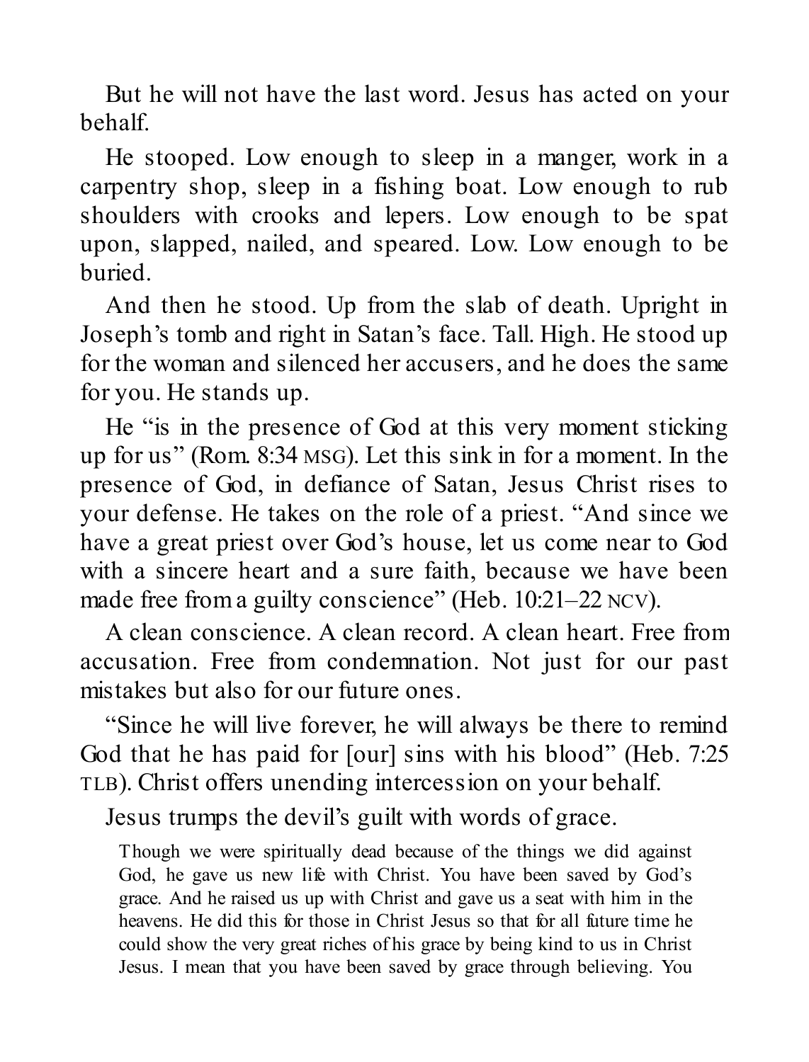But he will not have the last word. Jesus has acted on your behalf.

He stooped. Low enough to sleep in a manger, work in a carpentry shop, sleep in a fishing boat. Low enough to rub shoulders with crooks and lepers. Low enough to be spat upon, slapped, nailed, and speared. Low. Low enough to be buried.

And then he stood. Up from the slab of death. Upright in Joseph's tomb and right in Satan's face. Tall. High. He stood up for the woman and silenced her accusers, and he does the same for you. He stands up.

He "is in the presence of God at this very moment sticking up for us" (Rom. 8:34 MSG). Let this sink in for a moment. In the presence of God, in defiance of Satan, Jesus Christ rises to your defense. He takes on the role of a priest. "And since we have a great priest over God's house, let us come near to God with a sincere heart and a sure faith, because we have been made free from a guilty conscience" (Heb. 10:21–22 NCV).

A clean conscience. A clean record. A clean heart. Free from accusation. Free from condemnation. Not just for our past mistakes but also for our future ones.

"Since he will live forever, he will always be there to remind God that he has paid for [our] sins with his blood" (Heb. 7:25 TLB). Christ offers unending intercession on your behalf.

Jesus trumps the devil's guilt with words of grace.

> Though we were spiritually dead because of the things we did against God, he gave us new life with Christ. You have been saved by God's grace. And he raised us up with Christ and gave us a seat with him in the heavens. He did this for those in Christ Jesus so that for all future time he could show the very great riches of his grace by being kind to us in Christ Jesus. I mean that you have been saved by grace through believing. You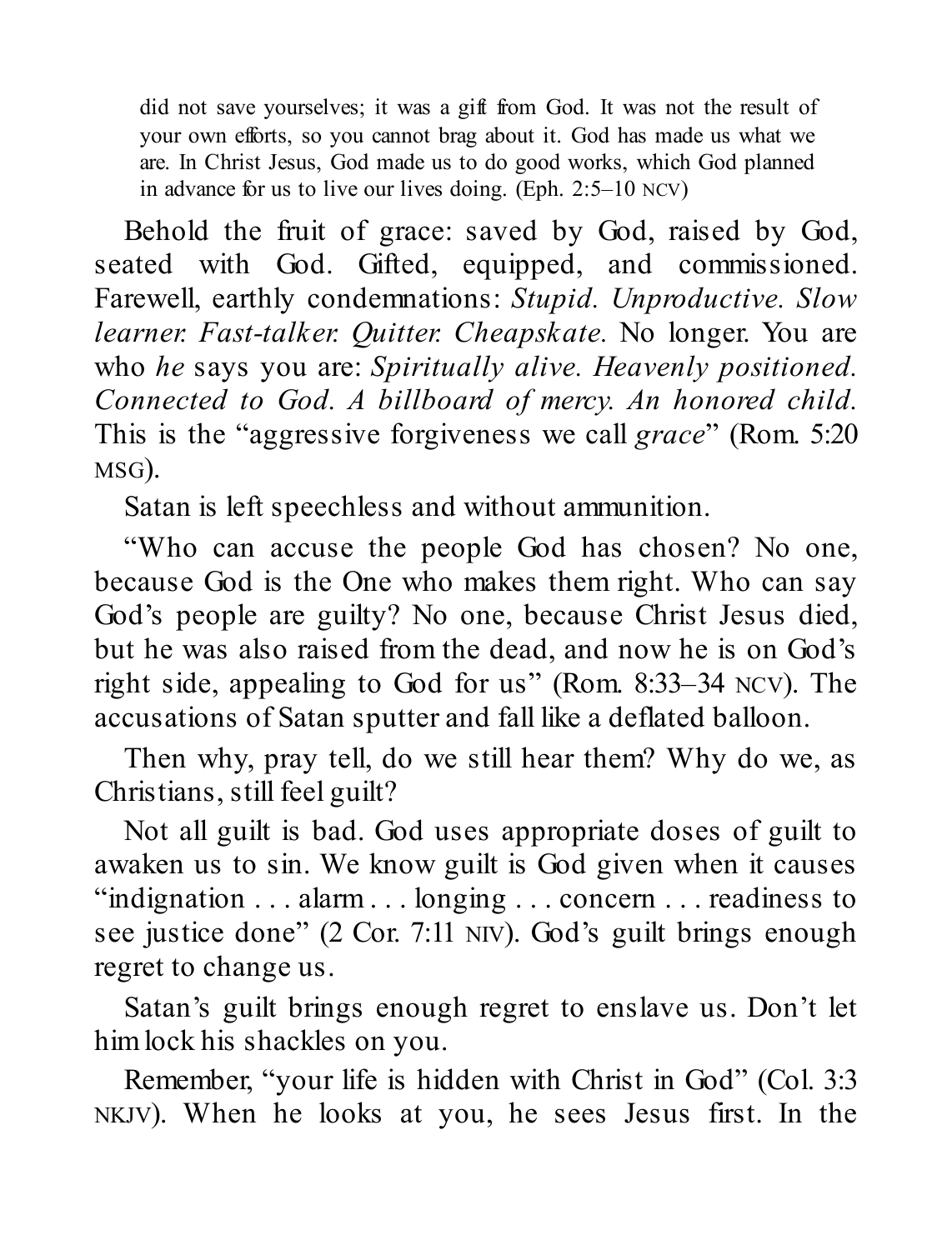> did not save yourselves; it was a gift from God. It was not the result of your own efforts, so you cannot brag about it. God has made us what we are. In Christ Jesus, God made us to do good works, which God planned in advance for us to live our lives doing. (Eph. 2:5–10 NCV)

Behold the fruit of grace: saved by God, raised by God, seated with God. Gifted, equipped, and commissioned. Farewell, earthly condemnations: *Stupid. Unproductive. Slow learner. Fast-talker. Quitter. Cheapskate.* No longer. You are who *he* says you are: *Spiritually alive. Heavenly positioned. Connected to God. A billboard of mercy. An honored child.* This is the "aggressive forgiveness we call *grace*" (Rom. 5:20 MSG).

Satan is left speechless and without ammunition.

"Who can accuse the people God has chosen? No one, because God is the One who makes them right. Who can say God's people are guilty? No one, because Christ Jesus died, but he was also raised from the dead, and now he is on God's right side, appealing to God for us" (Rom. 8:33–34 NCV). The accusations of Satan sputter and fall like a deflated balloon.

Then why, pray tell, do we still hear them? Why do we, as Christians, still feel guilt?

Not all guilt is bad. God uses appropriate doses of guilt to awaken us to sin. We know guilt is God given when it causes "indignation . . . alarm . . . longing . . . concern . . . readiness to see justice done" (2 Cor. 7:11 NIV). God's guilt brings enough regret to change us.

Satan's guilt brings enough regret to enslave us. Don't let him lock his shackles on you.

Remember, "your life is hidden with Christ in God" (Col. 3:3 NKJV). When he looks at you, he sees Jesus first. In the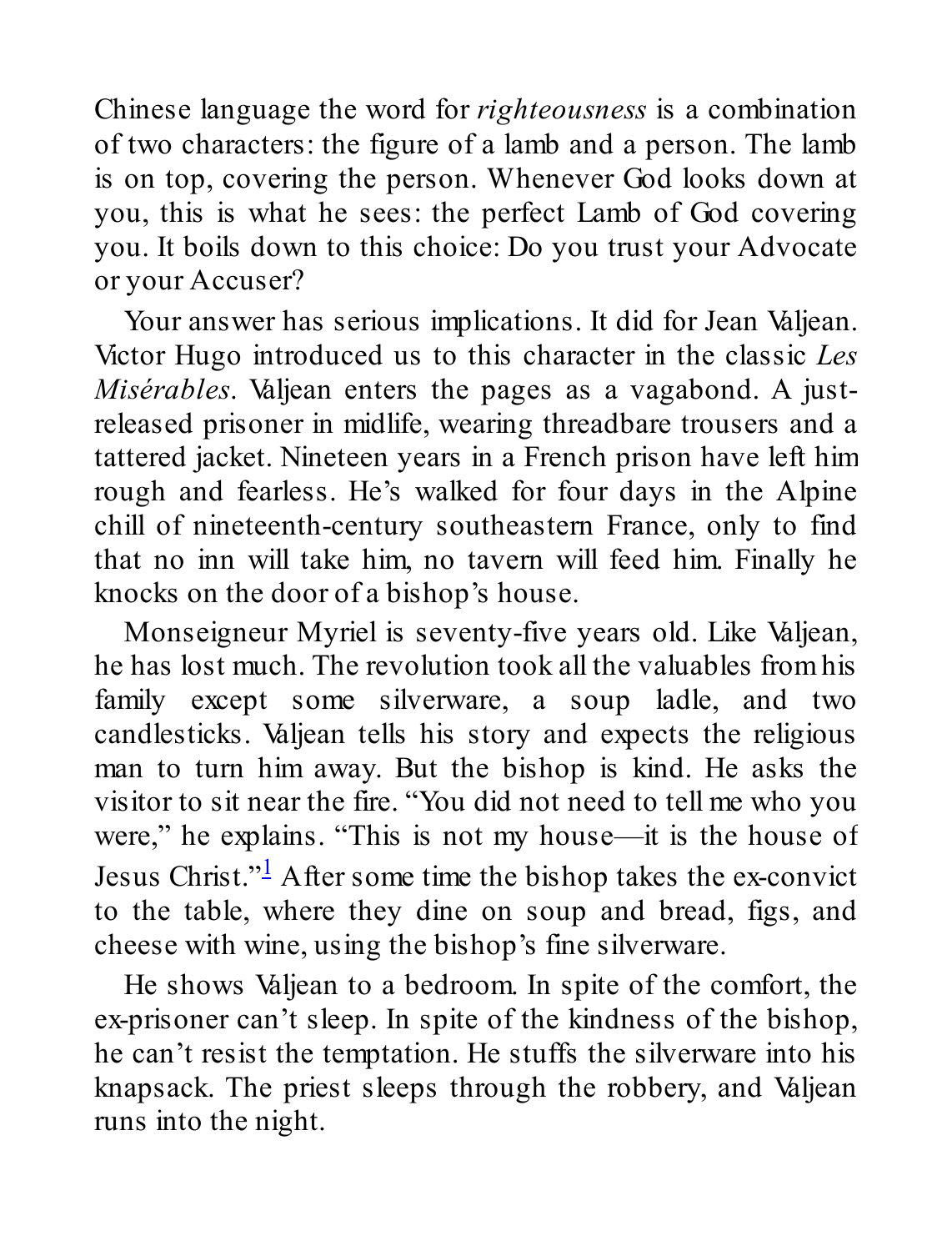Chinese language the word for *righteousness* is a combination of two characters: the figure of a lamb and a person. The lamb is on top, covering the person. Whenever God looks down at you, this is what he sees: the perfect Lamb of God covering you. It boils down to this choice: Do you trust your Advocate or your Accuser?

Your answer has serious implications. It did for Jean Valjean. Victor Hugo introduced us to this character in the classic *Les Misérables*. Valjean enters the pages as a vagabond. A just-released prisoner in midlife, wearing threadbare trousers and a tattered jacket. Nineteen years in a French prison have left him rough and fearless. He's walked for four days in the Alpine chill of nineteenth-century southeastern France, only to find that no inn will take him, no tavern will feed him. Finally he knocks on the door of a bishop's house.

Monseigneur Myriel is seventy-five years old. Like Valjean, he has lost much. The revolution took all the valuables from his family except some silverware, a soup ladle, and two candlesticks. Valjean tells his story and expects the religious man to turn him away. But the bishop is kind. He asks the visitor to sit near the fire. "You did not need to tell me who you were," he explains. "This is not my house—it is the house of Jesus Christ."[1] After some time the bishop takes the ex-convict to the table, where they dine on soup and bread, figs, and cheese with wine, using the bishop's fine silverware.

He shows Valjean to a bedroom. In spite of the comfort, the ex-prisoner can't sleep. In spite of the kindness of the bishop, he can't resist the temptation. He stuffs the silverware into his knapsack. The priest sleeps through the robbery, and Valjean runs into the night.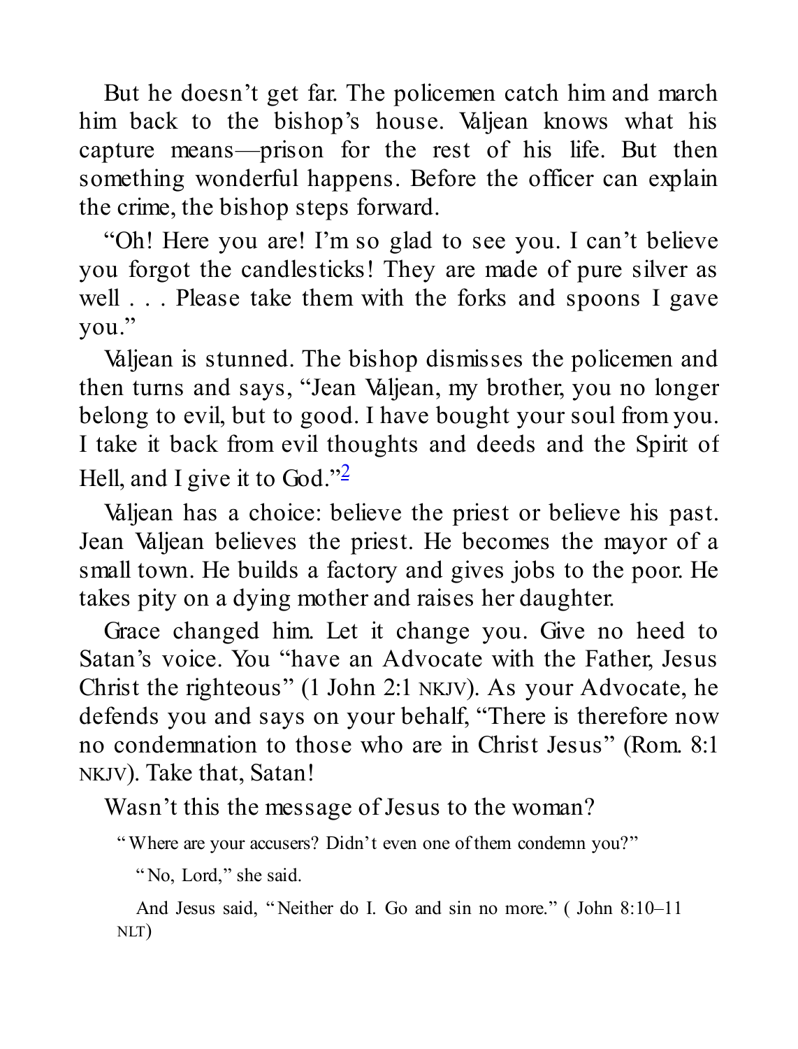But he doesn't get far. The policemen catch him and march him back to the bishop's house. Valjean knows what his capture means—prison for the rest of his life. But then something wonderful happens. Before the officer can explain the crime, the bishop steps forward.

"Oh! Here you are! I'm so glad to see you. I can't believe you forgot the candlesticks! They are made of pure silver as well . . . Please take them with the forks and spoons I gave you."

Valjean is stunned. The bishop dismisses the policemen and then turns and says, "Jean Valjean, my brother, you no longer belong to evil, but to good. I have bought your soul from you. I take it back from evil thoughts and deeds and the Spirit of Hell, and I give it to God."[2]

Valjean has a choice: believe the priest or believe his past. Jean Valjean believes the priest. He becomes the mayor of a small town. He builds a factory and gives jobs to the poor. He takes pity on a dying mother and raises her daughter.

Grace changed him. Let it change you. Give no heed to Satan's voice. You "have an Advocate with the Father, Jesus Christ the righteous" (1 John 2:1 NKJV). As your Advocate, he defends you and says on your behalf, "There is therefore now no condemnation to those who are in Christ Jesus" (Rom. 8:1 NKJV). Take that, Satan!

Wasn't this the message of Jesus to the woman?

> "Where are your accusers? Didn't even one of them condemn you?"
>
> "No, Lord," she said.
>
> And Jesus said, "Neither do I. Go and sin no more." (John 8:10–11 NLT)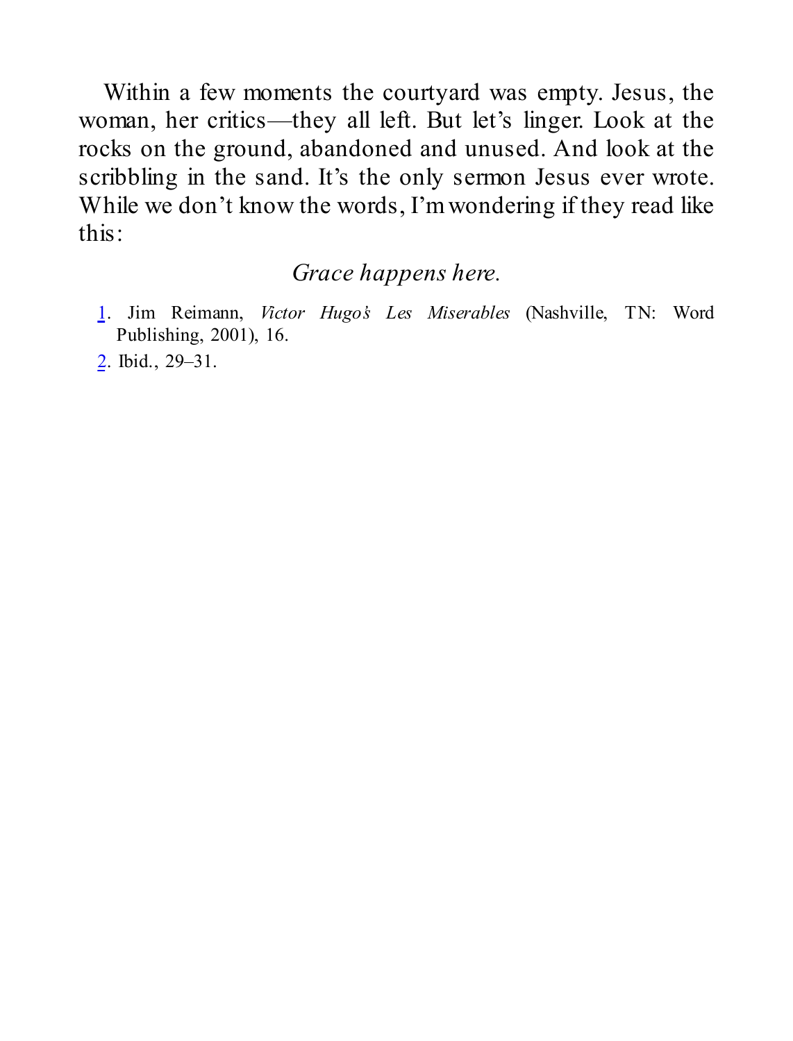Within a few moments the courtyard was empty. Jesus, the woman, her critics—they all left. But let's linger. Look at the rocks on the ground, abandoned and unused. And look at the scribbling in the sand. It's the only sermon Jesus ever wrote. While we don't know the words, I'm wondering if they read like this:

*Grace happens here.*

1. Jim Reimann, *Victor Hugo's Les Miserables* (Nashville, TN: Word Publishing, 2001), 16.
2. Ibid., 29–31.